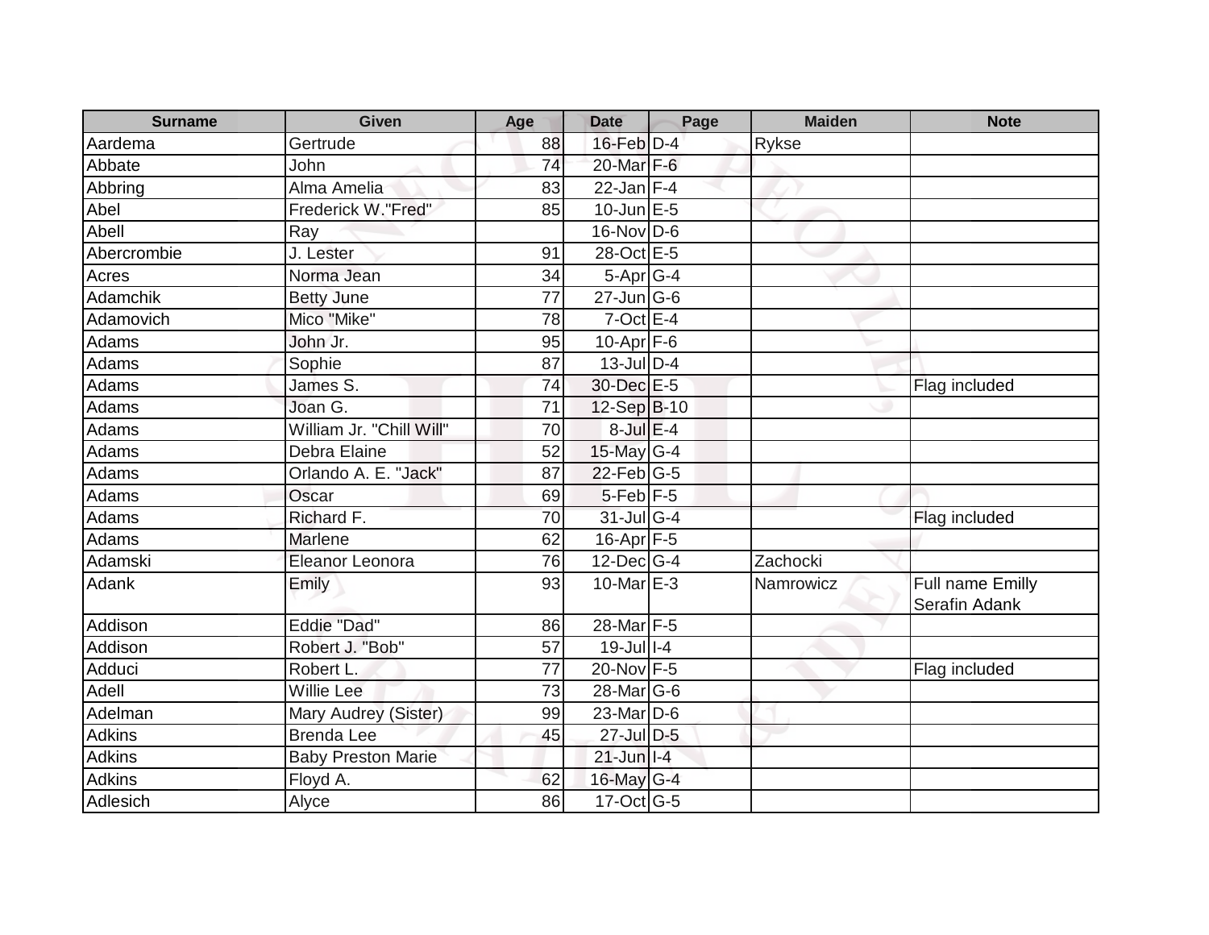| Surname | Given | Age | Date | Page | Maiden | Note |
|---|---|---|---|---|---|---|
| Aardema | Gertrude | 88 | 16-Feb | D-4 | Rykse | |
| Abbate | John | 74 | 20-Mar | F-6 | | |
| Abbring | Alma Amelia | 83 | 22-Jan | F-4 | | |
| Abel | Frederick W."Fred" | 85 | 10-Jun | E-5 | | |
| Abell | Ray | | 16-Nov | D-6 | | |
| Abercrombie | J. Lester | 91 | 28-Oct | E-5 | | |
| Acres | Norma Jean | 34 | 5-Apr | G-4 | | |
| Adamchik | Betty June | 77 | 27-Jun | G-6 | | |
| Adamovich | Mico "Mike" | 78 | 7-Oct | E-4 | | |
| Adams | John Jr. | 95 | 10-Apr | F-6 | | |
| Adams | Sophie | 87 | 13-Jul | D-4 | | |
| Adams | James S. | 74 | 30-Dec | E-5 | | Flag included |
| Adams | Joan G. | 71 | 12-Sep | B-10 | | |
| Adams | William Jr. "Chill Will" | 70 | 8-Jul | E-4 | | |
| Adams | Debra Elaine | 52 | 15-May | G-4 | | |
| Adams | Orlando A. E. "Jack" | 87 | 22-Feb | G-5 | | |
| Adams | Oscar | 69 | 5-Feb | F-5 | | |
| Adams | Richard F. | 70 | 31-Jul | G-4 | | Flag included |
| Adams | Marlene | 62 | 16-Apr | F-5 | | |
| Adamski | Eleanor Leonora | 76 | 12-Dec | G-4 | Zachocki | |
| Adank | Emily | 93 | 10-Mar | E-3 | Namrowicz | Full name Emilly Serafin Adank |
| Addison | Eddie "Dad" | 86 | 28-Mar | F-5 | | |
| Addison | Robert J. "Bob" | 57 | 19-Jul | I-4 | | |
| Adduci | Robert L. | 77 | 20-Nov | F-5 | | Flag included |
| Adell | Willie Lee | 73 | 28-Mar | G-6 | | |
| Adelman | Mary Audrey (Sister) | 99 | 23-Mar | D-6 | | |
| Adkins | Brenda Lee | 45 | 27-Jul | D-5 | | |
| Adkins | Baby Preston Marie | | 21-Jun | I-4 | | |
| Adkins | Floyd A. | 62 | 16-May | G-4 | | |
| Adlesich | Alyce | 86 | 17-Oct | G-5 | | |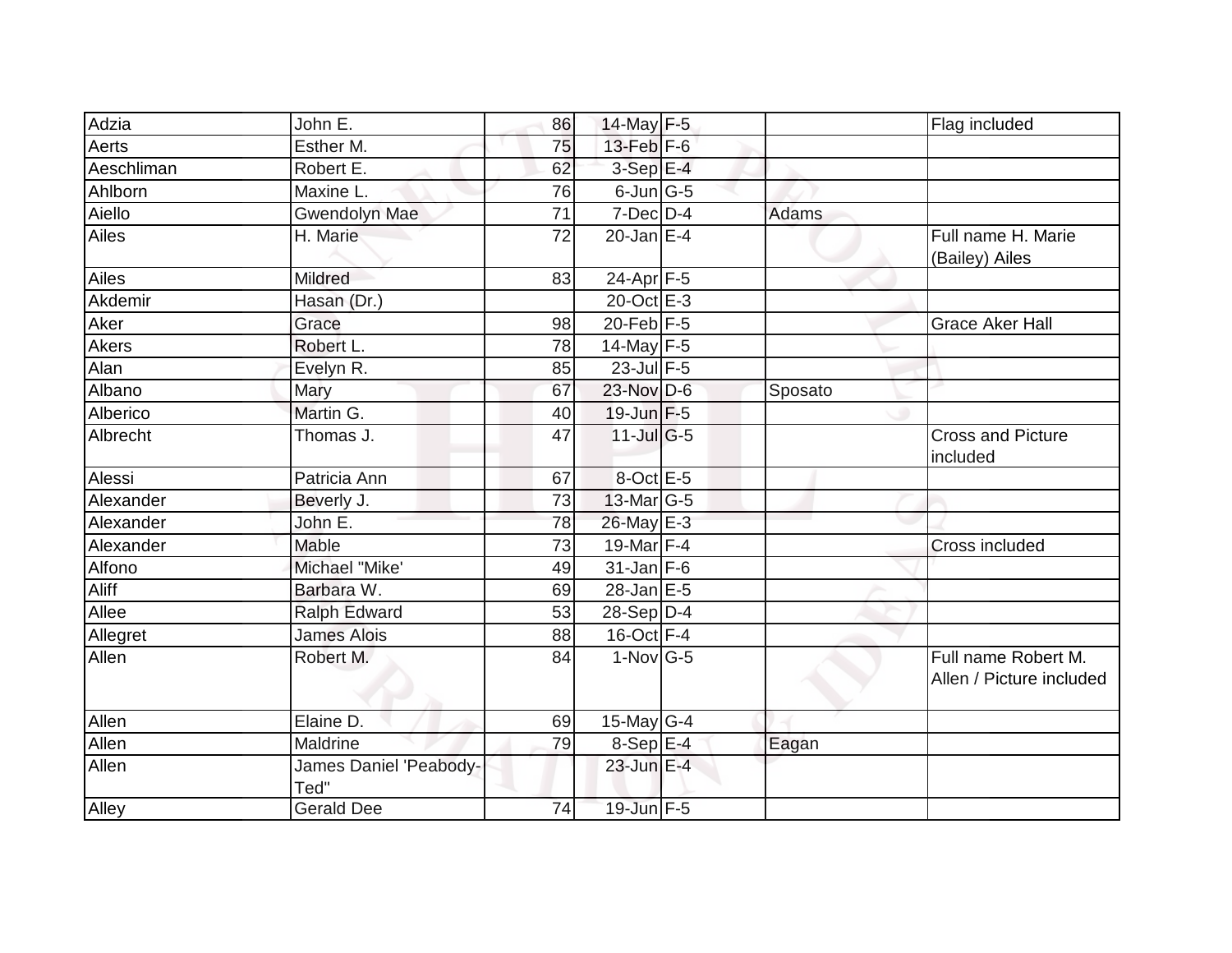| | | | | | | |
|---|---|---|---|---|---|---|
| Adzia | John E. | 86 | 14-May | F-5 | | Flag included |
| Aerts | Esther M. | 75 | 13-Feb | F-6 | | |
| Aeschliman | Robert E. | 62 | 3-Sep | E-4 | | |
| Ahlborn | Maxine L. | 76 | 6-Jun | G-5 | | |
| Aiello | Gwendolyn Mae | 71 | 7-Dec | D-4 | Adams | |
| Ailes | H. Marie | 72 | 20-Jan | E-4 | | Full name H. Marie (Bailey) Ailes |
| Ailes | Mildred | 83 | 24-Apr | F-5 | | |
| Akdemir | Hasan (Dr.) | | 20-Oct | E-3 | | |
| Aker | Grace | 98 | 20-Feb | F-5 | | Grace Aker Hall |
| Akers | Robert L. | 78 | 14-May | F-5 | | |
| Alan | Evelyn R. | 85 | 23-Jul | F-5 | | |
| Albano | Mary | 67 | 23-Nov | D-6 | Sposato | |
| Alberico | Martin G. | 40 | 19-Jun | F-5 | | |
| Albrecht | Thomas J. | 47 | 11-Jul | G-5 | | Cross and Picture included |
| Alessi | Patricia Ann | 67 | 8-Oct | E-5 | | |
| Alexander | Beverly J. | 73 | 13-Mar | G-5 | | |
| Alexander | John E. | 78 | 26-May | E-3 | | |
| Alexander | Mable | 73 | 19-Mar | F-4 | | Cross included |
| Alfono | Michael "Mike' | 49 | 31-Jan | F-6 | | |
| Aliff | Barbara W. | 69 | 28-Jan | E-5 | | |
| Allee | Ralph Edward | 53 | 28-Sep | D-4 | | |
| Allegret | James Alois | 88 | 16-Oct | F-4 | | |
| Allen | Robert M. | 84 | 1-Nov | G-5 | | Full name Robert M. Allen / Picture included |
| Allen | Elaine D. | 69 | 15-May | G-4 | | |
| Allen | Maldrine | 79 | 8-Sep | E-4 | Eagan | |
| Allen | James Daniel 'Peabody-Ted" | | 23-Jun | E-4 | | |
| Alley | Gerald Dee | 74 | 19-Jun | F-5 | | |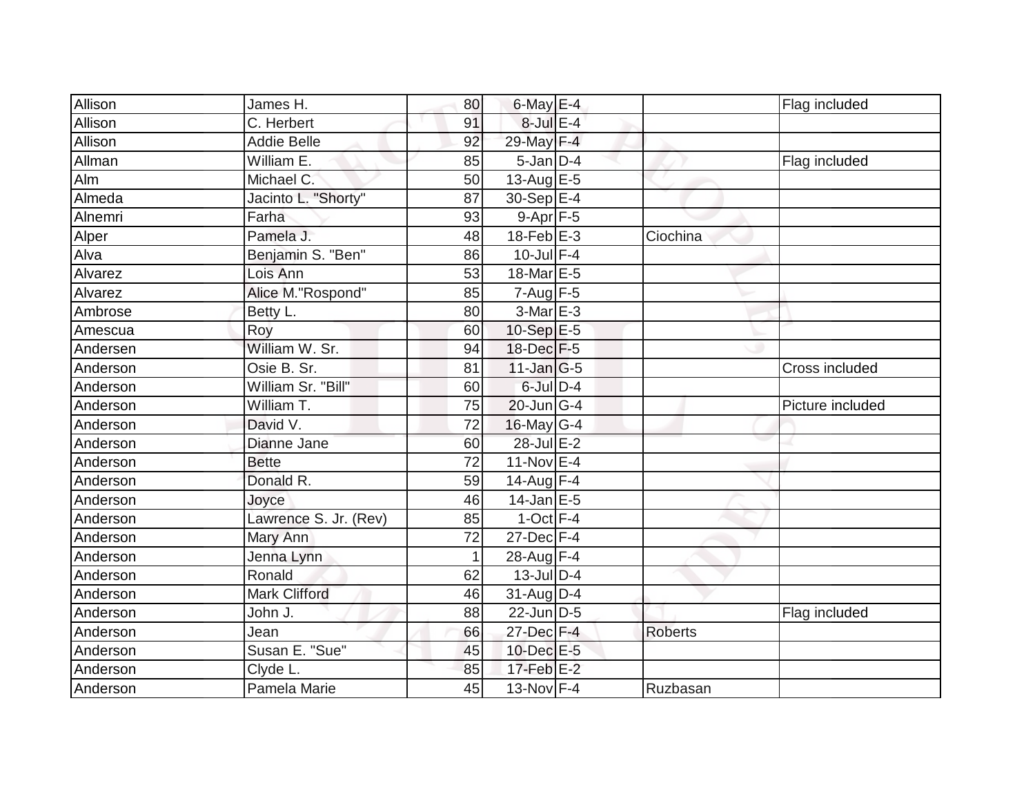| Allison | James H. | 80 | 6-May | E-4 | | Flag included |
|---|---|---|---|---|---|---|
| Allison | C. Herbert | 91 | 8-Jul | E-4 | | |
| Allison | Addie Belle | 92 | 29-May | F-4 | | |
| Allman | William E. | 85 | 5-Jan | D-4 | | Flag included |
| Alm | Michael C. | 50 | 13-Aug | E-5 | | |
| Almeda | Jacinto L. "Shorty" | 87 | 30-Sep | E-4 | | |
| Alnemri | Farha | 93 | 9-Apr | F-5 | | |
| Alper | Pamela J. | 48 | 18-Feb | E-3 | Ciochina | |
| Alva | Benjamin S. "Ben" | 86 | 10-Jul | F-4 | | |
| Alvarez | Lois Ann | 53 | 18-Mar | E-5 | | |
| Alvarez | Alice M."Rospond" | 85 | 7-Aug | F-5 | | |
| Ambrose | Betty L. | 80 | 3-Mar | E-3 | | |
| Amescua | Roy | 60 | 10-Sep | E-5 | | |
| Andersen | William W. Sr. | 94 | 18-Dec | F-5 | | |
| Anderson | Osie B. Sr. | 81 | 11-Jan | G-5 | | Cross included |
| Anderson | William Sr. "Bill" | 60 | 6-Jul | D-4 | | |
| Anderson | William T. | 75 | 20-Jun | G-4 | | Picture included |
| Anderson | David V. | 72 | 16-May | G-4 | | |
| Anderson | Dianne Jane | 60 | 28-Jul | E-2 | | |
| Anderson | Bette | 72 | 11-Nov | E-4 | | |
| Anderson | Donald R. | 59 | 14-Aug | F-4 | | |
| Anderson | Joyce | 46 | 14-Jan | E-5 | | |
| Anderson | Lawrence S. Jr. (Rev) | 85 | 1-Oct | F-4 | | |
| Anderson | Mary Ann | 72 | 27-Dec | F-4 | | |
| Anderson | Jenna Lynn | 1 | 28-Aug | F-4 | | |
| Anderson | Ronald | 62 | 13-Jul | D-4 | | |
| Anderson | Mark Clifford | 46 | 31-Aug | D-4 | | |
| Anderson | John J. | 88 | 22-Jun | D-5 | | Flag included |
| Anderson | Jean | 66 | 27-Dec | F-4 | Roberts | |
| Anderson | Susan E. "Sue" | 45 | 10-Dec | E-5 | | |
| Anderson | Clyde L. | 85 | 17-Feb | E-2 | | |
| Anderson | Pamela Marie | 45 | 13-Nov | F-4 | Ruzbasan | |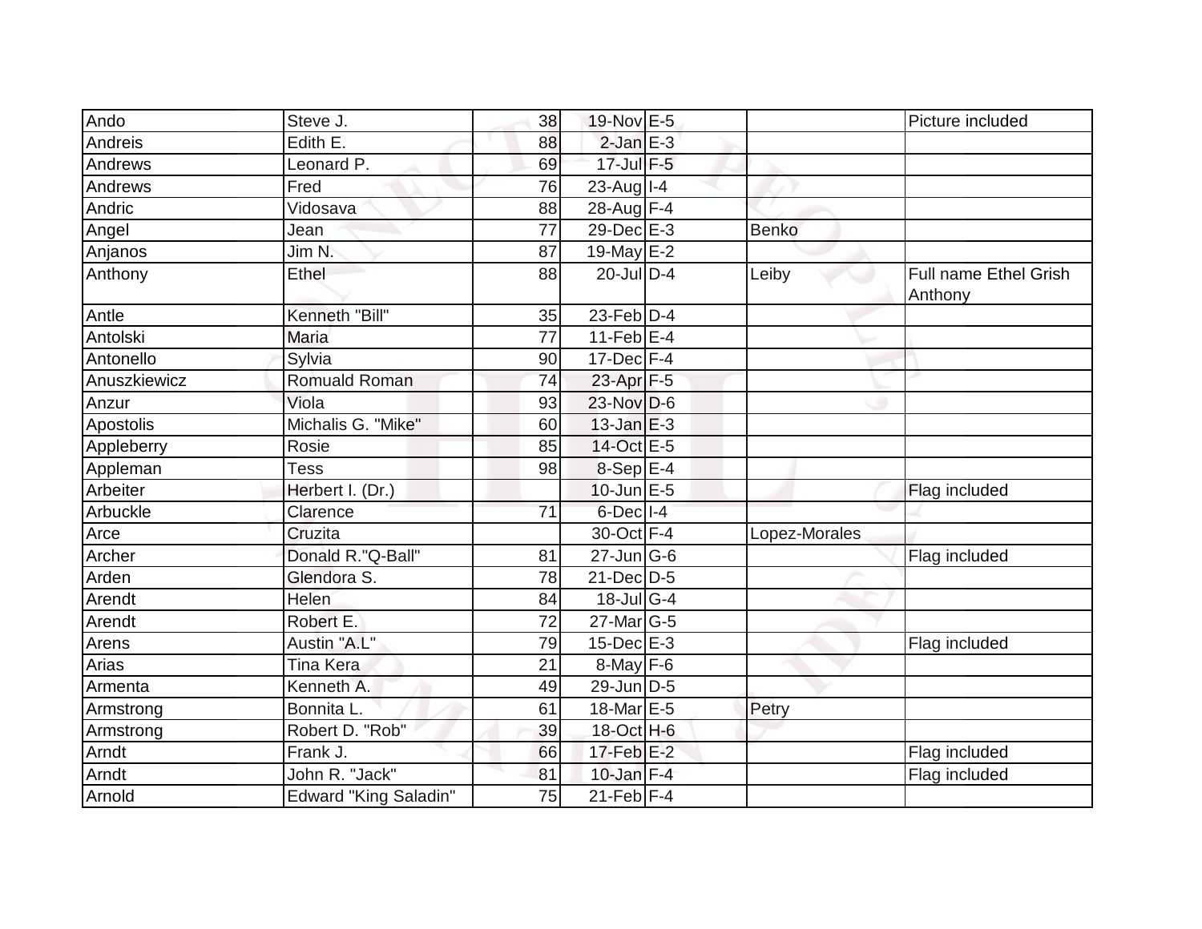| | | | | | | |
|---|---|---|---|---|---|---|
| Ando | Steve J. | 38 | 19-Nov | E-5 | | Picture included |
| Andreis | Edith E. | 88 | 2-Jan | E-3 | | |
| Andrews | Leonard P. | 69 | 17-Jul | F-5 | | |
| Andrews | Fred | 76 | 23-Aug | I-4 | | |
| Andric | Vidosava | 88 | 28-Aug | F-4 | | |
| Angel | Jean | 77 | 29-Dec | E-3 | Benko | |
| Anjanos | Jim N. | 87 | 19-May | E-2 | | |
| Anthony | Ethel | 88 | 20-Jul | D-4 | Leiby | Full name Ethel Grish Anthony |
| Antle | Kenneth "Bill" | 35 | 23-Feb | D-4 | | |
| Antolski | Maria | 77 | 11-Feb | E-4 | | |
| Antonello | Sylvia | 90 | 17-Dec | F-4 | | |
| Anuszkiewicz | Romuald Roman | 74 | 23-Apr | F-5 | | |
| Anzur | Viola | 93 | 23-Nov | D-6 | | |
| Apostolis | Michalis G. "Mike" | 60 | 13-Jan | E-3 | | |
| Appleberry | Rosie | 85 | 14-Oct | E-5 | | |
| Appleman | Tess | 98 | 8-Sep | E-4 | | |
| Arbeiter | Herbert I. (Dr.) | | 10-Jun | E-5 | | Flag included |
| Arbuckle | Clarence | 71 | 6-Dec | I-4 | | |
| Arce | Cruzita | | 30-Oct | F-4 | Lopez-Morales | |
| Archer | Donald R."Q-Ball" | 81 | 27-Jun | G-6 | | Flag included |
| Arden | Glendora S. | 78 | 21-Dec | D-5 | | |
| Arendt | Helen | 84 | 18-Jul | G-4 | | |
| Arendt | Robert E. | 72 | 27-Mar | G-5 | | |
| Arens | Austin "A.L" | 79 | 15-Dec | E-3 | | Flag included |
| Arias | Tina Kera | 21 | 8-May | F-6 | | |
| Armenta | Kenneth A. | 49 | 29-Jun | D-5 | | |
| Armstrong | Bonnita L. | 61 | 18-Mar | E-5 | Petry | |
| Armstrong | Robert D. "Rob" | 39 | 18-Oct | H-6 | | |
| Arndt | Frank J. | 66 | 17-Feb | E-2 | | Flag included |
| Arndt | John R. "Jack" | 81 | 10-Jan | F-4 | | Flag included |
| Arnold | Edward "King Saladin" | 75 | 21-Feb | F-4 | | |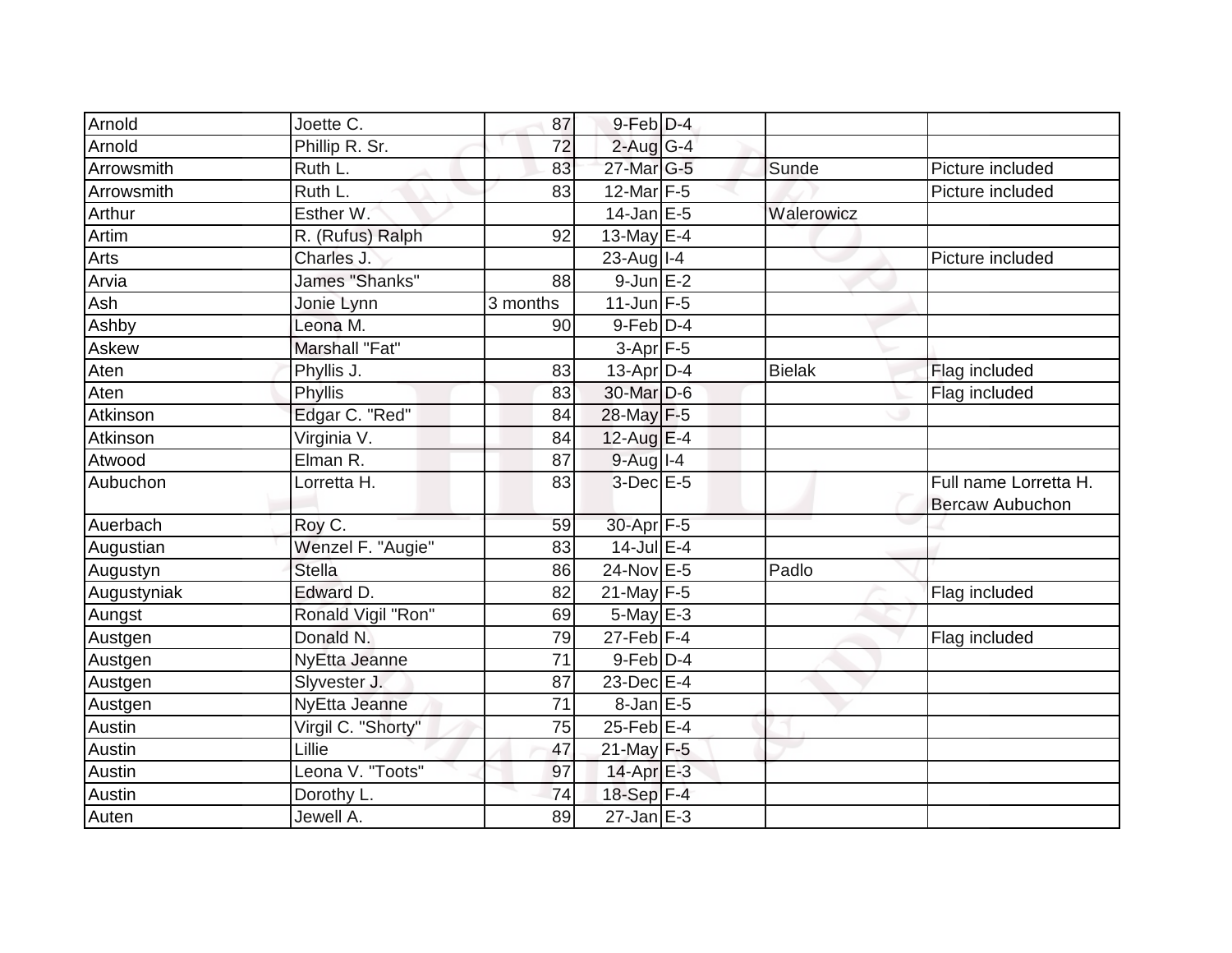| | | | | | | |
|---|---|---|---|---|---|---|
| Arnold | Joette C. | 87 | 9-Feb | D-4 | | |
| Arnold | Phillip R. Sr. | 72 | 2-Aug | G-4 | | |
| Arrowsmith | Ruth L. | 83 | 27-Mar | G-5 | Sunde | Picture included |
| Arrowsmith | Ruth L. | 83 | 12-Mar | F-5 | | Picture included |
| Arthur | Esther W. | | 14-Jan | E-5 | Walerowicz | |
| Artim | R. (Rufus) Ralph | 92 | 13-May | E-4 | | |
| Arts | Charles J. | | 23-Aug | I-4 | | Picture included |
| Arvia | James "Shanks" | 88 | 9-Jun | E-2 | | |
| Ash | Jonie Lynn | 3 months | 11-Jun | F-5 | | |
| Ashby | Leona M. | 90 | 9-Feb | D-4 | | |
| Askew | Marshall "Fat" | | 3-Apr | F-5 | | |
| Aten | Phyllis J. | 83 | 13-Apr | D-4 | Bielak | Flag included |
| Aten | Phyllis | 83 | 30-Mar | D-6 | | Flag included |
| Atkinson | Edgar C. "Red" | 84 | 28-May | F-5 | | |
| Atkinson | Virginia V. | 84 | 12-Aug | E-4 | | |
| Atwood | Elman R. | 87 | 9-Aug | I-4 | | |
| Aubuchon | Lorretta H. | 83 | 3-Dec | E-5 | | Full name Lorretta H. Bercaw Aubuchon |
| Auerbach | Roy C. | 59 | 30-Apr | F-5 | | |
| Augustian | Wenzel F. "Augie" | 83 | 14-Jul | E-4 | | |
| Augustyn | Stella | 86 | 24-Nov | E-5 | Padlo | |
| Augustyniak | Edward D. | 82 | 21-May | F-5 | | Flag included |
| Aungst | Ronald Vigil "Ron" | 69 | 5-May | E-3 | | |
| Austgen | Donald N. | 79 | 27-Feb | F-4 | | Flag included |
| Austgen | NyEtta Jeanne | 71 | 9-Feb | D-4 | | |
| Austgen | Slyvester J. | 87 | 23-Dec | E-4 | | |
| Austgen | NyEtta Jeanne | 71 | 8-Jan | E-5 | | |
| Austin | Virgil C. "Shorty" | 75 | 25-Feb | E-4 | | |
| Austin | Lillie | 47 | 21-May | F-5 | | |
| Austin | Leona V. "Toots" | 97 | 14-Apr | E-3 | | |
| Austin | Dorothy L. | 74 | 18-Sep | F-4 | | |
| Auten | Jewell A. | 89 | 27-Jan | E-3 | | |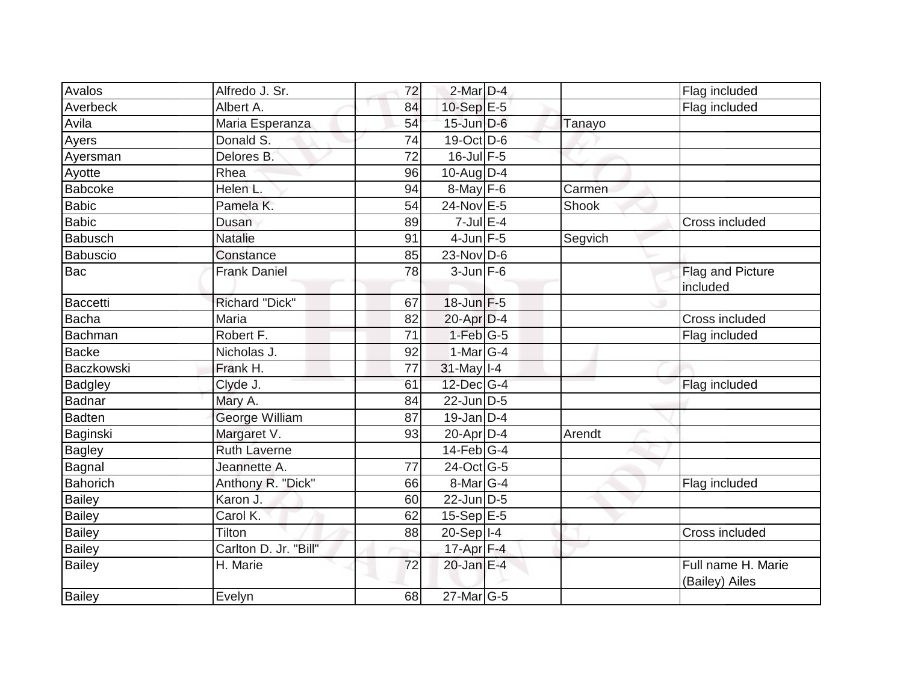| Avalos | Alfredo J. Sr. | 72 | 2-Mar | D-4 | | Flag included |
|---|---|---|---|---|---|---|
| Averbeck | Albert A. | 84 | 10-Sep | E-5 | | Flag included |
| Avila | Maria Esperanza | 54 | 15-Jun | D-6 | Tanayo | |
| Ayers | Donald S. | 74 | 19-Oct | D-6 | | |
| Ayersman | Delores B. | 72 | 16-Jul | F-5 | | |
| Ayotte | Rhea | 96 | 10-Aug | D-4 | | |
| Babcoke | Helen L. | 94 | 8-May | F-6 | Carmen | |
| Babic | Pamela K. | 54 | 24-Nov | E-5 | Shook | |
| Babic | Dusan | 89 | 7-Jul | E-4 | | Cross included |
| Babusch | Natalie | 91 | 4-Jun | F-5 | Segvich | |
| Babuscio | Constance | 85 | 23-Nov | D-6 | | |
| Bac | Frank Daniel | 78 | 3-Jun | F-6 | | Flag and Picture included |
| Baccetti | Richard "Dick" | 67 | 18-Jun | F-5 | | |
| Bacha | Maria | 82 | 20-Apr | D-4 | | Cross included |
| Bachman | Robert F. | 71 | 1-Feb | G-5 | | Flag included |
| Backe | Nicholas J. | 92 | 1-Mar | G-4 | | |
| Baczkowski | Frank H. | 77 | 31-May | I-4 | | |
| Badgley | Clyde J. | 61 | 12-Dec | G-4 | | Flag included |
| Badnar | Mary A. | 84 | 22-Jun | D-5 | | |
| Badten | George William | 87 | 19-Jan | D-4 | | |
| Baginski | Margaret V. | 93 | 20-Apr | D-4 | Arendt | |
| Bagley | Ruth Laverne | | 14-Feb | G-4 | | |
| Bagnal | Jeannette A. | 77 | 24-Oct | G-5 | | |
| Bahorich | Anthony R. "Dick" | 66 | 8-Mar | G-4 | | Flag included |
| Bailey | Karon J. | 60 | 22-Jun | D-5 | | |
| Bailey | Carol K. | 62 | 15-Sep | E-5 | | |
| Bailey | Tilton | 88 | 20-Sep | I-4 | | Cross included |
| Bailey | Carlton D. Jr. "Bill" | | 17-Apr | F-4 | | |
| Bailey | H. Marie | 72 | 20-Jan | E-4 | | Full name H. Marie (Bailey) Ailes |
| Bailey | Evelyn | 68 | 27-Mar | G-5 | | |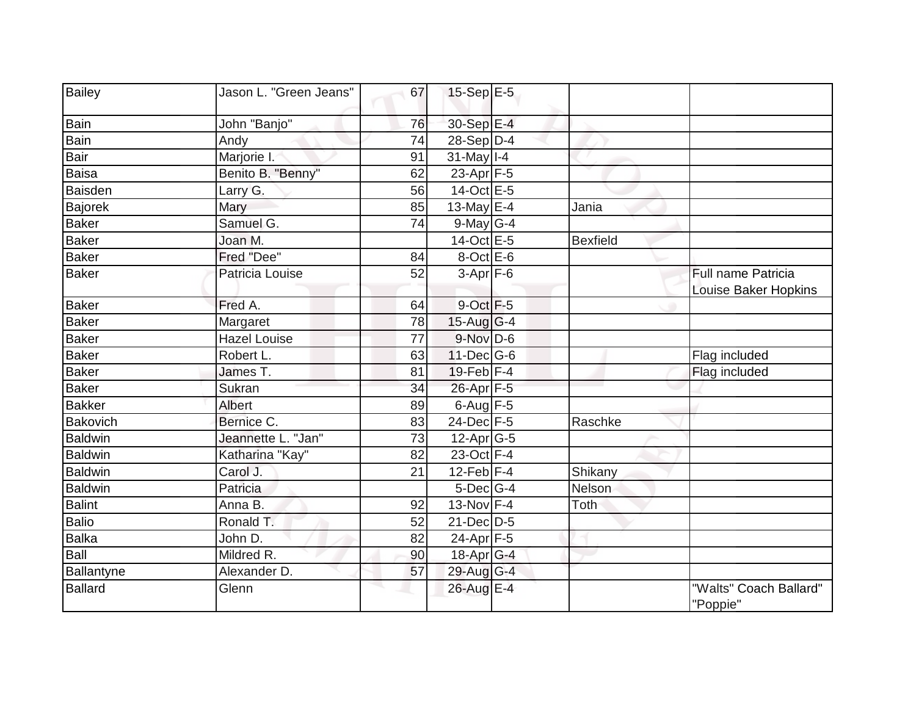| Bailey | Jason L. "Green Jeans" | 67 | 15-Sep | E-5 | | |
|---|---|---|---|---|---|---|
| Bain | John "Banjo" | 76 | 30-Sep | E-4 | | |
| Bain | Andy | 74 | 28-Sep | D-4 | | |
| Bair | Marjorie I. | 91 | 31-May | I-4 | | |
| Baisa | Benito B. "Benny" | 62 | 23-Apr | F-5 | | |
| Baisden | Larry G. | 56 | 14-Oct | E-5 | | |
| Bajorek | Mary | 85 | 13-May | E-4 | Jania | |
| Baker | Samuel G. | 74 | 9-May | G-4 | | |
| Baker | Joan M. | | 14-Oct | E-5 | Bexfield | |
| Baker | Fred "Dee" | 84 | 8-Oct | E-6 | | |
| Baker | Patricia Louise | 52 | 3-Apr | F-6 | | Full name Patricia Louise Baker Hopkins |
| Baker | Fred A. | 64 | 9-Oct | F-5 | | |
| Baker | Margaret | 78 | 15-Aug | G-4 | | |
| Baker | Hazel Louise | 77 | 9-Nov | D-6 | | |
| Baker | Robert L. | 63 | 11-Dec | G-6 | | Flag included |
| Baker | James T. | 81 | 19-Feb | F-4 | | Flag included |
| Baker | Sukran | 34 | 26-Apr | F-5 | | |
| Bakker | Albert | 89 | 6-Aug | F-5 | | |
| Bakovich | Bernice C. | 83 | 24-Dec | F-5 | Raschke | |
| Baldwin | Jeannette L. "Jan" | 73 | 12-Apr | G-5 | | |
| Baldwin | Katharina "Kay" | 82 | 23-Oct | F-4 | | |
| Baldwin | Carol J. | 21 | 12-Feb | F-4 | Shikany | |
| Baldwin | Patricia | | 5-Dec | G-4 | Nelson | |
| Balint | Anna B. | 92 | 13-Nov | F-4 | Toth | |
| Balio | Ronald T. | 52 | 21-Dec | D-5 | | |
| Balka | John D. | 82 | 24-Apr | F-5 | | |
| Ball | Mildred R. | 90 | 18-Apr | G-4 | | |
| Ballantyne | Alexander D. | 57 | 29-Aug | G-4 | | |
| Ballard | Glenn | | 26-Aug | E-4 | | "Walts" Coach Ballard" "Poppie" |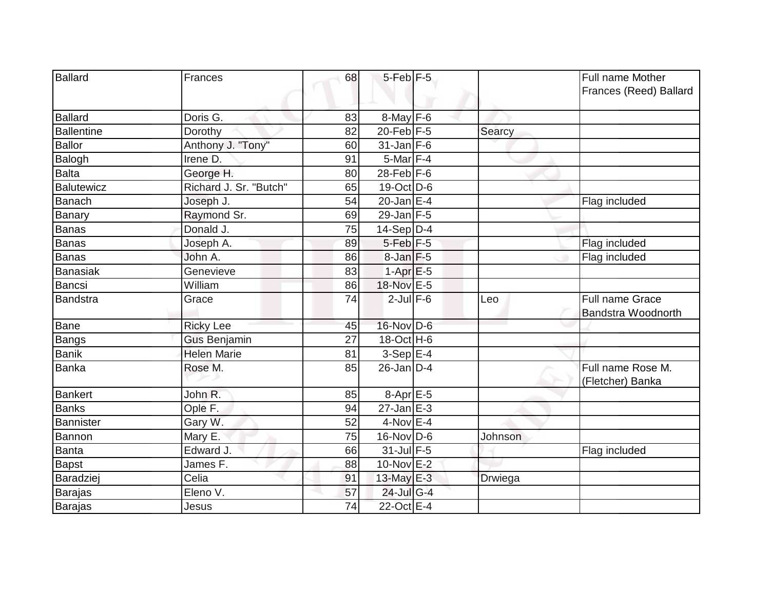| Ballard | Frances | 68 | 5-Feb | F-5 | | Full name Mother Frances (Reed) Ballard |
|---|---|---|---|---|---|---|
| Ballard | Doris G. | 83 | 8-May | F-6 | | |
| Ballentine | Dorothy | 82 | 20-Feb | F-5 | Searcy | |
| Ballor | Anthony J. "Tony" | 60 | 31-Jan | F-6 | | |
| Balogh | Irene D. | 91 | 5-Mar | F-4 | | |
| Balta | George H. | 80 | 28-Feb | F-6 | | |
| Balutewicz | Richard J. Sr. "Butch" | 65 | 19-Oct | D-6 | | |
| Banach | Joseph J. | 54 | 20-Jan | E-4 | | Flag included |
| Banary | Raymond Sr. | 69 | 29-Jan | F-5 | | |
| Banas | Donald J. | 75 | 14-Sep | D-4 | | |
| Banas | Joseph A. | 89 | 5-Feb | F-5 | | Flag included |
| Banas | John A. | 86 | 8-Jan | F-5 | | Flag included |
| Banasiak | Genevieve | 83 | 1-Apr | E-5 | | |
| Bancsi | William | 86 | 18-Nov | E-5 | | |
| Bandstra | Grace | 74 | 2-Jul | F-6 | Leo | Full name Grace Bandstra Woodnorth |
| Bane | Ricky Lee | 45 | 16-Nov | D-6 | | |
| Bangs | Gus Benjamin | 27 | 18-Oct | H-6 | | |
| Banik | Helen Marie | 81 | 3-Sep | E-4 | | |
| Banka | Rose M. | 85 | 26-Jan | D-4 | | Full name Rose M. (Fletcher) Banka |
| Bankert | John R. | 85 | 8-Apr | E-5 | | |
| Banks | Ople F. | 94 | 27-Jan | E-3 | | |
| Bannister | Gary W. | 52 | 4-Nov | E-4 | | |
| Bannon | Mary E. | 75 | 16-Nov | D-6 | Johnson | |
| Banta | Edward J. | 66 | 31-Jul | F-5 | | Flag included |
| Bapst | James F. | 88 | 10-Nov | E-2 | | |
| Baradziej | Celia | 91 | 13-May | E-3 | Drwiega | |
| Barajas | Eleno V. | 57 | 24-Jul | G-4 | | |
| Barajas | Jesus | 74 | 22-Oct | E-4 | | |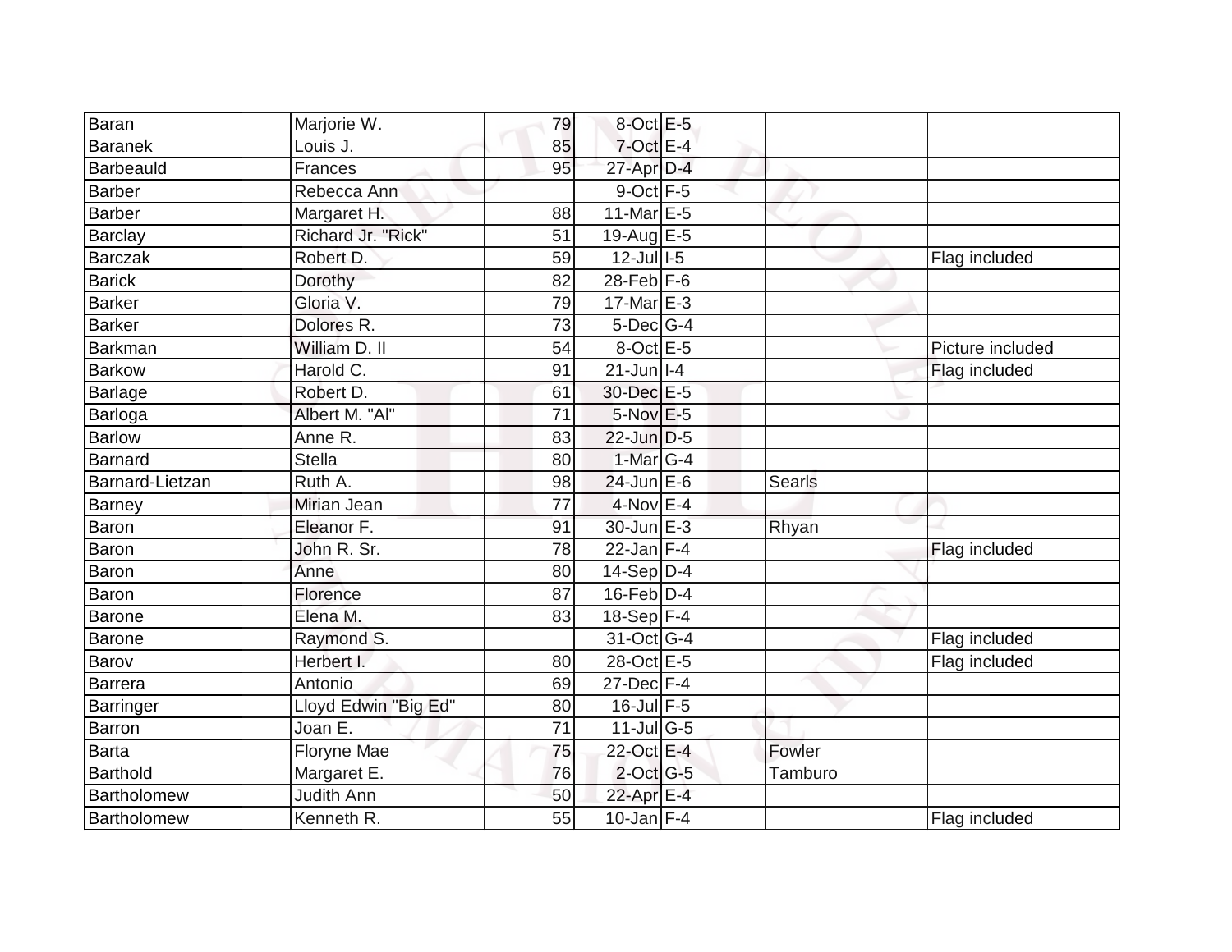| | | | | | | |
|---|---|---|---|---|---|---|
| Baran | Marjorie W. | 79 | 8-Oct | E-5 | | |
| Baranek | Louis J. | 85 | 7-Oct | E-4 | | |
| Barbeauld | Frances | 95 | 27-Apr | D-4 | | |
| Barber | Rebecca Ann | | 9-Oct | F-5 | | |
| Barber | Margaret H. | 88 | 11-Mar | E-5 | | |
| Barclay | Richard Jr. "Rick" | 51 | 19-Aug | E-5 | | |
| Barczak | Robert D. | 59 | 12-Jul | I-5 | | Flag included |
| Barick | Dorothy | 82 | 28-Feb | F-6 | | |
| Barker | Gloria V. | 79 | 17-Mar | E-3 | | |
| Barker | Dolores R. | 73 | 5-Dec | G-4 | | |
| Barkman | William D. II | 54 | 8-Oct | E-5 | | Picture included |
| Barkow | Harold C. | 91 | 21-Jun | I-4 | | Flag included |
| Barlage | Robert D. | 61 | 30-Dec | E-5 | | |
| Barloga | Albert M. "Al" | 71 | 5-Nov | E-5 | | |
| Barlow | Anne R. | 83 | 22-Jun | D-5 | | |
| Barnard | Stella | 80 | 1-Mar | G-4 | | |
| Barnard-Lietzan | Ruth A. | 98 | 24-Jun | E-6 | Searls | |
| Barney | Mirian Jean | 77 | 4-Nov | E-4 | | |
| Baron | Eleanor F. | 91 | 30-Jun | E-3 | Rhyan | |
| Baron | John R. Sr. | 78 | 22-Jan | F-4 | | Flag included |
| Baron | Anne | 80 | 14-Sep | D-4 | | |
| Baron | Florence | 87 | 16-Feb | D-4 | | |
| Barone | Elena M. | 83 | 18-Sep | F-4 | | |
| Barone | Raymond S. | | 31-Oct | G-4 | | Flag included |
| Barov | Herbert I. | 80 | 28-Oct | E-5 | | Flag included |
| Barrera | Antonio | 69 | 27-Dec | F-4 | | |
| Barringer | Lloyd Edwin "Big Ed" | 80 | 16-Jul | F-5 | | |
| Barron | Joan E. | 71 | 11-Jul | G-5 | | |
| Barta | Floryne Mae | 75 | 22-Oct | E-4 | Fowler | |
| Barthold | Margaret E. | 76 | 2-Oct | G-5 | Tamburo | |
| Bartholomew | Judith Ann | 50 | 22-Apr | E-4 | | |
| Bartholomew | Kenneth R. | 55 | 10-Jan | F-4 | | Flag included |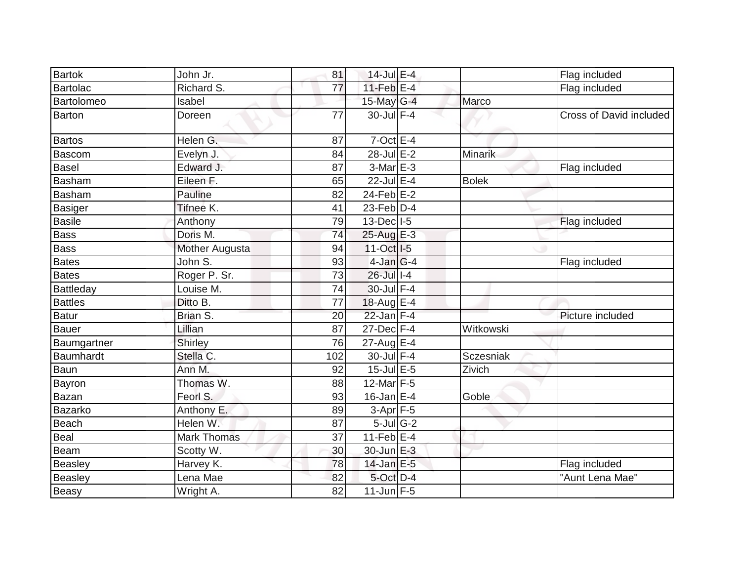| | | | | | | |
|---|---|---|---|---|---|---|
| Bartok | John Jr. | 81 | 14-Jul | E-4 | | Flag included |
| Bartolac | Richard S. | 77 | 11-Feb | E-4 | | Flag included |
| Bartolomeo | Isabel | | 15-May | G-4 | Marco | |
| Barton | Doreen | 77 | 30-Jul | F-4 | | Cross of David included |
| Bartos | Helen G. | 87 | 7-Oct | E-4 | | |
| Bascom | Evelyn J. | 84 | 28-Jul | E-2 | Minarik | |
| Basel | Edward J. | 87 | 3-Mar | E-3 | | Flag included |
| Basham | Eileen F. | 65 | 22-Jul | E-4 | Bolek | |
| Basham | Pauline | 82 | 24-Feb | E-2 | | |
| Basiger | Tifnee K. | 41 | 23-Feb | D-4 | | |
| Basile | Anthony | 79 | 13-Dec | I-5 | | Flag included |
| Bass | Doris M. | 74 | 25-Aug | E-3 | | |
| Bass | Mother Augusta | 94 | 11-Oct | I-5 | | |
| Bates | John S. | 93 | 4-Jan | G-4 | | Flag included |
| Bates | Roger P. Sr. | 73 | 26-Jul | I-4 | | |
| Battleday | Louise M. | 74 | 30-Jul | F-4 | | |
| Battles | Ditto B. | 77 | 18-Aug | E-4 | | |
| Batur | Brian S. | 20 | 22-Jan | F-4 | | Picture included |
| Bauer | Lillian | 87 | 27-Dec | F-4 | Witkowski | |
| Baumgartner | Shirley | 76 | 27-Aug | E-4 | | |
| Baumhardt | Stella C. | 102 | 30-Jul | F-4 | Sczesniak | |
| Baun | Ann M. | 92 | 15-Jul | E-5 | Zivich | |
| Bayron | Thomas W. | 88 | 12-Mar | F-5 | | |
| Bazan | Feorl S. | 93 | 16-Jan | E-4 | Goble | |
| Bazarko | Anthony E. | 89 | 3-Apr | F-5 | | |
| Beach | Helen W. | 87 | 5-Jul | G-2 | | |
| Beal | Mark Thomas | 37 | 11-Feb | E-4 | | |
| Beam | Scotty W. | 30 | 30-Jun | E-3 | | |
| Beasley | Harvey K. | 78 | 14-Jan | E-5 | | Flag included |
| Beasley | Lena Mae | 82 | 5-Oct | D-4 | | "Aunt Lena Mae" |
| Beasy | Wright A. | 82 | 11-Jun | F-5 | | |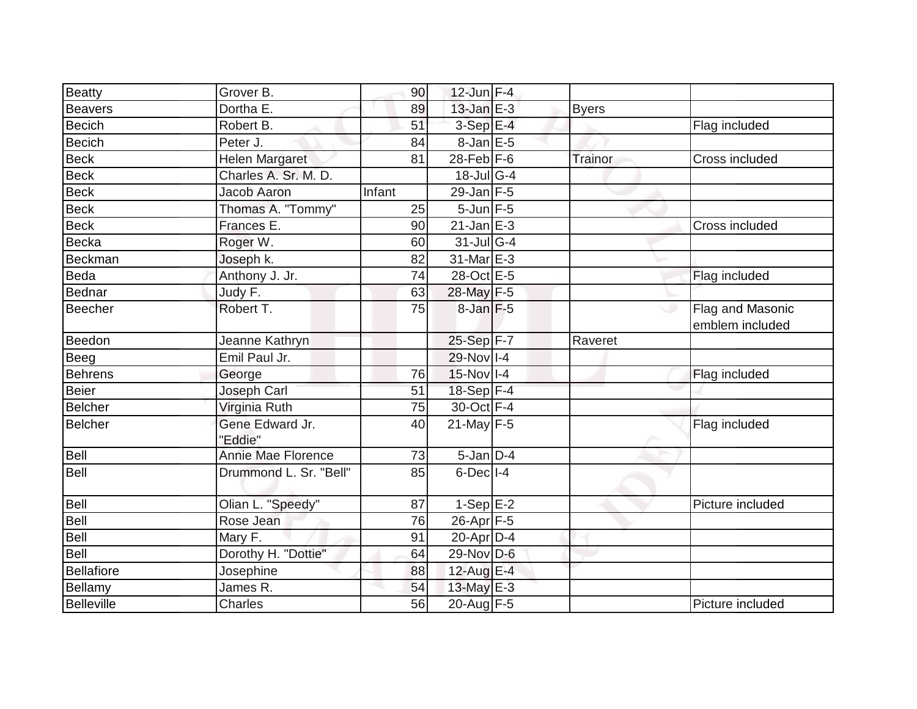| | | | | | | |
|---|---|---|---|---|---|---|
| Beatty | Grover B. | 90 | 12-Jun | F-4 | | |
| Beavers | Dortha E. | 89 | 13-Jan | E-3 | Byers | |
| Becich | Robert B. | 51 | 3-Sep | E-4 | | Flag included |
| Becich | Peter J. | 84 | 8-Jan | E-5 | | |
| Beck | Helen Margaret | 81 | 28-Feb | F-6 | Trainor | Cross included |
| Beck | Charles A. Sr. M. D. | | 18-Jul | G-4 | | |
| Beck | Jacob Aaron | Infant | 29-Jan | F-5 | | |
| Beck | Thomas A. "Tommy" | 25 | 5-Jun | F-5 | | |
| Beck | Frances E. | 90 | 21-Jan | E-3 | | Cross included |
| Becka | Roger W. | 60 | 31-Jul | G-4 | | |
| Beckman | Joseph k. | 82 | 31-Mar | E-3 | | |
| Beda | Anthony J. Jr. | 74 | 28-Oct | E-5 | | Flag included |
| Bednar | Judy F. | 63 | 28-May | F-5 | | |
| Beecher | Robert T. | 75 | 8-Jan | F-5 | | Flag and Masonic emblem included |
| Beedon | Jeanne Kathryn | | 25-Sep | F-7 | Raveret | |
| Beeg | Emil Paul Jr. | | 29-Nov | I-4 | | |
| Behrens | George | 76 | 15-Nov | I-4 | | Flag included |
| Beier | Joseph Carl | 51 | 18-Sep | F-4 | | |
| Belcher | Virginia Ruth | 75 | 30-Oct | F-4 | | |
| Belcher | Gene Edward Jr. "Eddie" | 40 | 21-May | F-5 | | Flag included |
| Bell | Annie Mae Florence | 73 | 5-Jan | D-4 | | |
| Bell | Drummond L. Sr. "Bell" | 85 | 6-Dec | I-4 | | |
| Bell | Olian L. "Speedy" | 87 | 1-Sep | E-2 | | Picture included |
| Bell | Rose Jean | 76 | 26-Apr | F-5 | | |
| Bell | Mary F. | 91 | 20-Apr | D-4 | | |
| Bell | Dorothy H. "Dottie" | 64 | 29-Nov | D-6 | | |
| Bellafiore | Josephine | 88 | 12-Aug | E-4 | | |
| Bellamy | James R. | 54 | 13-May | E-3 | | |
| Belleville | Charles | 56 | 20-Aug | F-5 | | Picture included |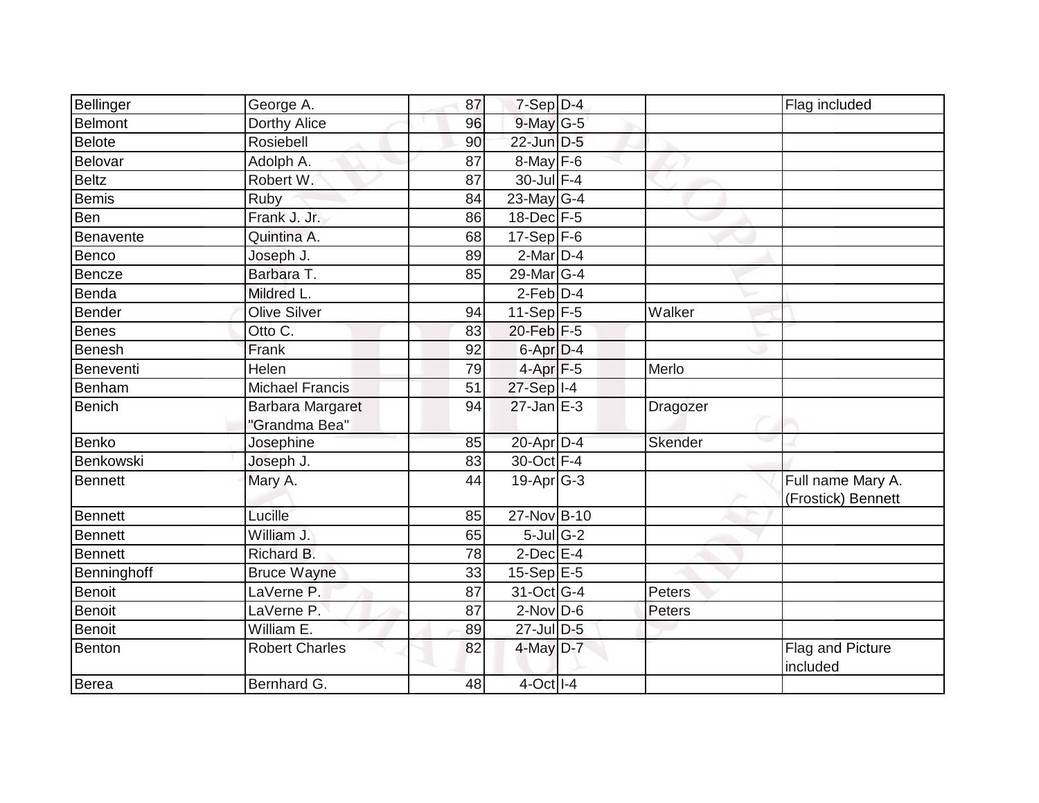| | | | | | | |
|---|---|---|---|---|---|---|
| Bellinger | George A. | 87 | 7-Sep | D-4 | | Flag included |
| Belmont | Dorthy Alice | 96 | 9-May | G-5 | | |
| Belote | Rosiebell | 90 | 22-Jun | D-5 | | |
| Belovar | Adolph A. | 87 | 8-May | F-6 | | |
| Beltz | Robert W. | 87 | 30-Jul | F-4 | | |
| Bemis | Ruby | 84 | 23-May | G-4 | | |
| Ben | Frank J. Jr. | 86 | 18-Dec | F-5 | | |
| Benavente | Quintina A. | 68 | 17-Sep | F-6 | | |
| Benco | Joseph J. | 89 | 2-Mar | D-4 | | |
| Bencze | Barbara T. | 85 | 29-Mar | G-4 | | |
| Benda | Mildred L. | | 2-Feb | D-4 | | |
| Bender | Olive Silver | 94 | 11-Sep | F-5 | Walker | |
| Benes | Otto C. | 83 | 20-Feb | F-5 | | |
| Benesh | Frank | 92 | 6-Apr | D-4 | | |
| Beneventi | Helen | 79 | 4-Apr | F-5 | Merlo | |
| Benham | Michael Francis | 51 | 27-Sep | I-4 | | |
| Benich | Barbara Margaret "Grandma Bea" | 94 | 27-Jan | E-3 | Dragozer | |
| Benko | Josephine | 85 | 20-Apr | D-4 | Skender | |
| Benkowski | Joseph J. | 83 | 30-Oct | F-4 | | |
| Bennett | Mary A. | 44 | 19-Apr | G-3 | | Full name Mary A. (Frostick) Bennett |
| Bennett | Lucille | 85 | 27-Nov | B-10 | | |
| Bennett | William J. | 65 | 5-Jul | G-2 | | |
| Bennett | Richard B. | 78 | 2-Dec | E-4 | | |
| Benninghoff | Bruce Wayne | 33 | 15-Sep | E-5 | | |
| Benoit | LaVerne P. | 87 | 31-Oct | G-4 | Peters | |
| Benoit | LaVerne P. | 87 | 2-Nov | D-6 | Peters | |
| Benoit | William E. | 89 | 27-Jul | D-5 | | |
| Benton | Robert Charles | 82 | 4-May | D-7 | | Flag and Picture included |
| Berea | Bernhard G. | 48 | 4-Oct | I-4 | | |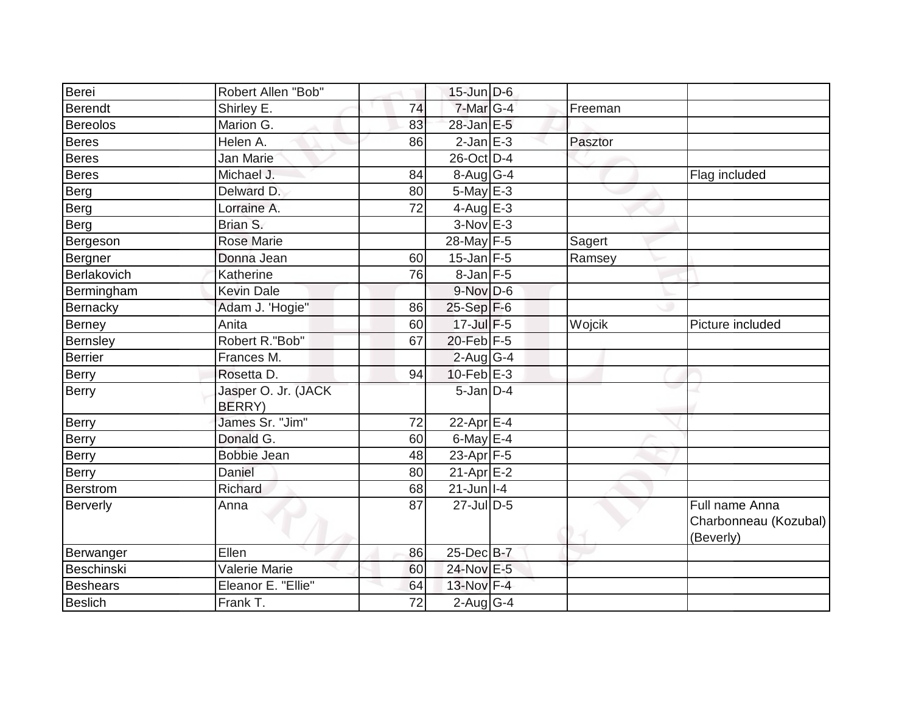| | | | | | | |
|---|---|---|---|---|---|---|
| Berei | Robert Allen "Bob" | | 15-Jun | D-6 | | |
| Berendt | Shirley E. | 74 | 7-Mar | G-4 | Freeman | |
| Bereolos | Marion G. | 83 | 28-Jan | E-5 | | |
| Beres | Helen A. | 86 | 2-Jan | E-3 | Pasztor | |
| Beres | Jan Marie | | 26-Oct | D-4 | | |
| Beres | Michael J. | 84 | 8-Aug | G-4 | | Flag included |
| Berg | Delward D. | 80 | 5-May | E-3 | | |
| Berg | Lorraine A. | 72 | 4-Aug | E-3 | | |
| Berg | Brian S. | | 3-Nov | E-3 | | |
| Bergeson | Rose Marie | | 28-May | F-5 | Sagert | |
| Bergner | Donna Jean | 60 | 15-Jan | F-5 | Ramsey | |
| Berlakovich | Katherine | 76 | 8-Jan | F-5 | | |
| Bermingham | Kevin Dale | | 9-Nov | D-6 | | |
| Bernacky | Adam J. 'Hogie" | 86 | 25-Sep | F-6 | | |
| Berney | Anita | 60 | 17-Jul | F-5 | Wojcik | Picture included |
| Bernsley | Robert R."Bob" | 67 | 20-Feb | F-5 | | |
| Berrier | Frances M. | | 2-Aug | G-4 | | |
| Berry | Rosetta D. | 94 | 10-Feb | E-3 | | |
| Berry | Jasper O. Jr. (JACK BERRY) | | 5-Jan | D-4 | | |
| Berry | James Sr. "Jim" | 72 | 22-Apr | E-4 | | |
| Berry | Donald G. | 60 | 6-May | E-4 | | |
| Berry | Bobbie Jean | 48 | 23-Apr | F-5 | | |
| Berry | Daniel | 80 | 21-Apr | E-2 | | |
| Berstrom | Richard | 68 | 21-Jun | I-4 | | |
| Berverly | Anna | 87 | 27-Jul | D-5 | | Full name Anna Charbonneau (Kozubal) (Beverly) |
| Berwanger | Ellen | 86 | 25-Dec | B-7 | | |
| Beschinski | Valerie Marie | 60 | 24-Nov | E-5 | | |
| Beshears | Eleanor E. "Ellie" | 64 | 13-Nov | F-4 | | |
| Beslich | Frank T. | 72 | 2-Aug | G-4 | | |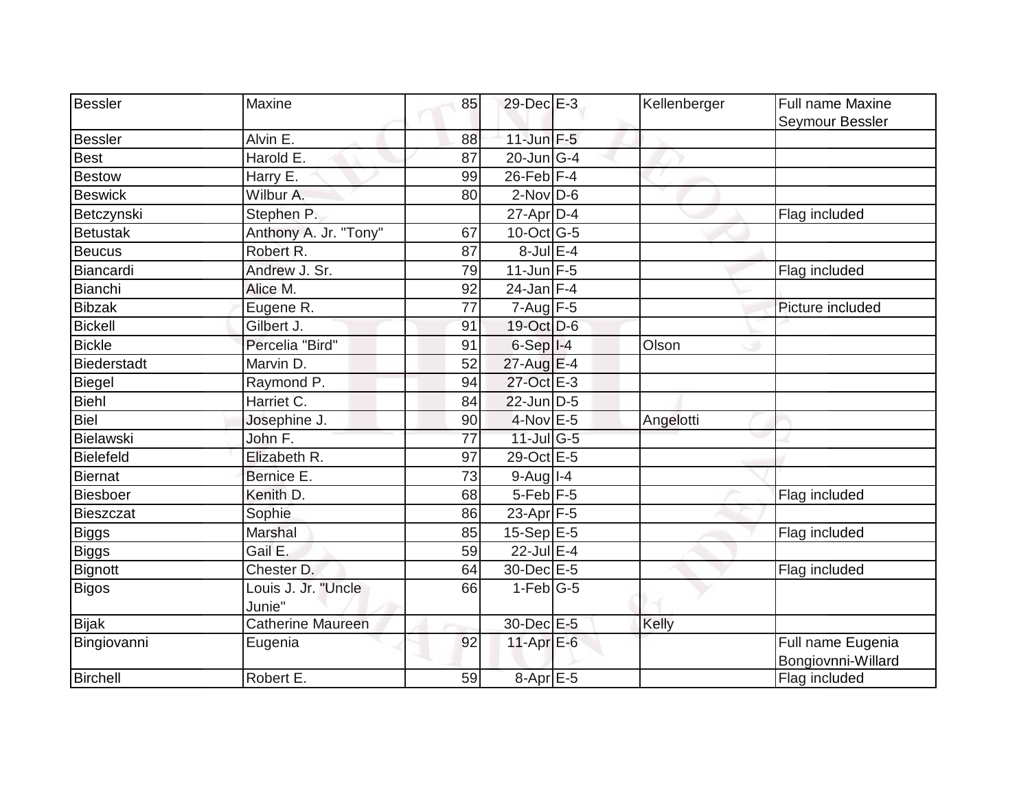| | | | | | | |
|---|---|---|---|---|---|---|
| Bessler | Maxine | 85 | 29-Dec | E-3 | Kellenberger | Full name Maxine Seymour Bessler |
| Bessler | Alvin E. | 88 | 11-Jun | F-5 | | |
| Best | Harold E. | 87 | 20-Jun | G-4 | | |
| Bestow | Harry E. | 99 | 26-Feb | F-4 | | |
| Beswick | Wilbur A. | 80 | 2-Nov | D-6 | | |
| Betczynski | Stephen P. | | 27-Apr | D-4 | | Flag included |
| Betustak | Anthony A. Jr. "Tony" | 67 | 10-Oct | G-5 | | |
| Beucus | Robert R. | 87 | 8-Jul | E-4 | | |
| Biancardi | Andrew J. Sr. | 79 | 11-Jun | F-5 | | Flag included |
| Bianchi | Alice M. | 92 | 24-Jan | F-4 | | |
| Bibzak | Eugene R. | 77 | 7-Aug | F-5 | | Picture included |
| Bickell | Gilbert J. | 91 | 19-Oct | D-6 | | |
| Bickle | Percelia "Bird" | 91 | 6-Sep | I-4 | Olson | |
| Biederstadt | Marvin D. | 52 | 27-Aug | E-4 | | |
| Biegel | Raymond P. | 94 | 27-Oct | E-3 | | |
| Biehl | Harriet C. | 84 | 22-Jun | D-5 | | |
| Biel | Josephine J. | 90 | 4-Nov | E-5 | Angelotti | |
| Bielawski | John F. | 77 | 11-Jul | G-5 | | |
| Bielefeld | Elizabeth R. | 97 | 29-Oct | E-5 | | |
| Biernat | Bernice E. | 73 | 9-Aug | I-4 | | |
| Biesboer | Kenith D. | 68 | 5-Feb | F-5 | | Flag included |
| Bieszczat | Sophie | 86 | 23-Apr | F-5 | | |
| Biggs | Marshal | 85 | 15-Sep | E-5 | | Flag included |
| Biggs | Gail E. | 59 | 22-Jul | E-4 | | |
| Bignott | Chester D. | 64 | 30-Dec | E-5 | | Flag included |
| Bigos | Louis J. Jr. "Uncle Junie" | 66 | 1-Feb | G-5 | | |
| Bijak | Catherine Maureen | | 30-Dec | E-5 | Kelly | |
| Bingiovanni | Eugenia | 92 | 11-Apr | E-6 | | Full name Eugenia Bongiovnni-Willard |
| Birchell | Robert E. | 59 | 8-Apr | E-5 | | Flag included |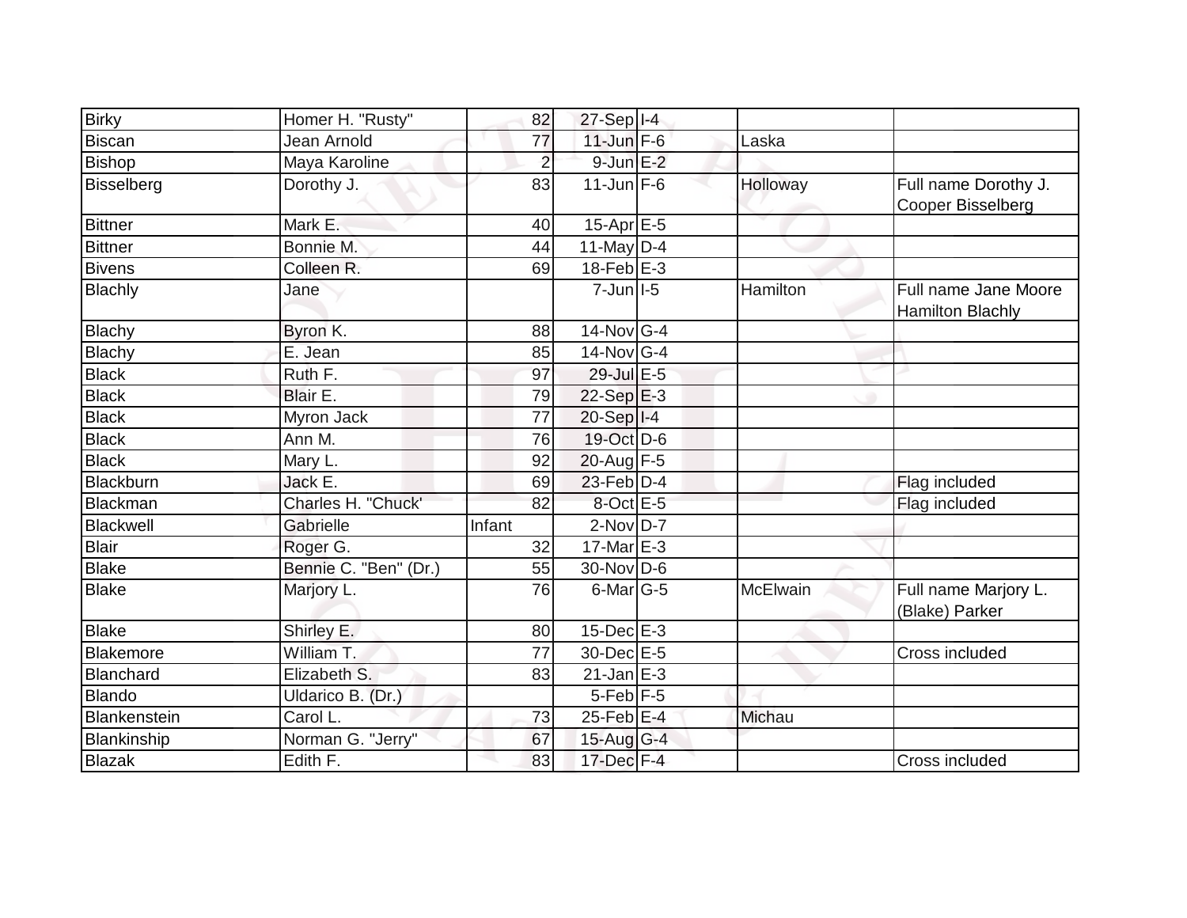| | | | | | | |
|---|---|---|---|---|---|---|
| Birky | Homer H. "Rusty" | 82 | 27-Sep | I-4 | | |
| Biscan | Jean Arnold | 77 | 11-Jun | F-6 | Laska | |
| Bishop | Maya Karoline | 2 | 9-Jun | E-2 | | |
| Bisselberg | Dorothy J. | 83 | 11-Jun | F-6 | Holloway | Full name Dorothy J. Cooper Bisselberg |
| Bittner | Mark E. | 40 | 15-Apr | E-5 | | |
| Bittner | Bonnie M. | 44 | 11-May | D-4 | | |
| Bivens | Colleen R. | 69 | 18-Feb | E-3 | | |
| Blachly | Jane | | 7-Jun | I-5 | Hamilton | Full name Jane Moore Hamilton Blachly |
| Blachy | Byron K. | 88 | 14-Nov | G-4 | | |
| Blachy | E. Jean | 85 | 14-Nov | G-4 | | |
| Black | Ruth F. | 97 | 29-Jul | E-5 | | |
| Black | Blair E. | 79 | 22-Sep | E-3 | | |
| Black | Myron Jack | 77 | 20-Sep | I-4 | | |
| Black | Ann M. | 76 | 19-Oct | D-6 | | |
| Black | Mary L. | 92 | 20-Aug | F-5 | | |
| Blackburn | Jack E. | 69 | 23-Feb | D-4 | | Flag included |
| Blackman | Charles H. "Chuck' | 82 | 8-Oct | E-5 | | Flag included |
| Blackwell | Gabrielle | Infant | 2-Nov | D-7 | | |
| Blair | Roger G. | 32 | 17-Mar | E-3 | | |
| Blake | Bennie C. "Ben" (Dr.) | 55 | 30-Nov | D-6 | | |
| Blake | Marjory L. | 76 | 6-Mar | G-5 | McElwain | Full name Marjory L. (Blake) Parker |
| Blake | Shirley E. | 80 | 15-Dec | E-3 | | |
| Blakemore | William T. | 77 | 30-Dec | E-5 | | Cross included |
| Blanchard | Elizabeth S. | 83 | 21-Jan | E-3 | | |
| Blando | Uldarico B. (Dr.) | | 5-Feb | F-5 | | |
| Blankenstein | Carol L. | 73 | 25-Feb | E-4 | Michau | |
| Blankinship | Norman G. "Jerry" | 67 | 15-Aug | G-4 | | |
| Blazak | Edith F. | 83 | 17-Dec | F-4 | | Cross included |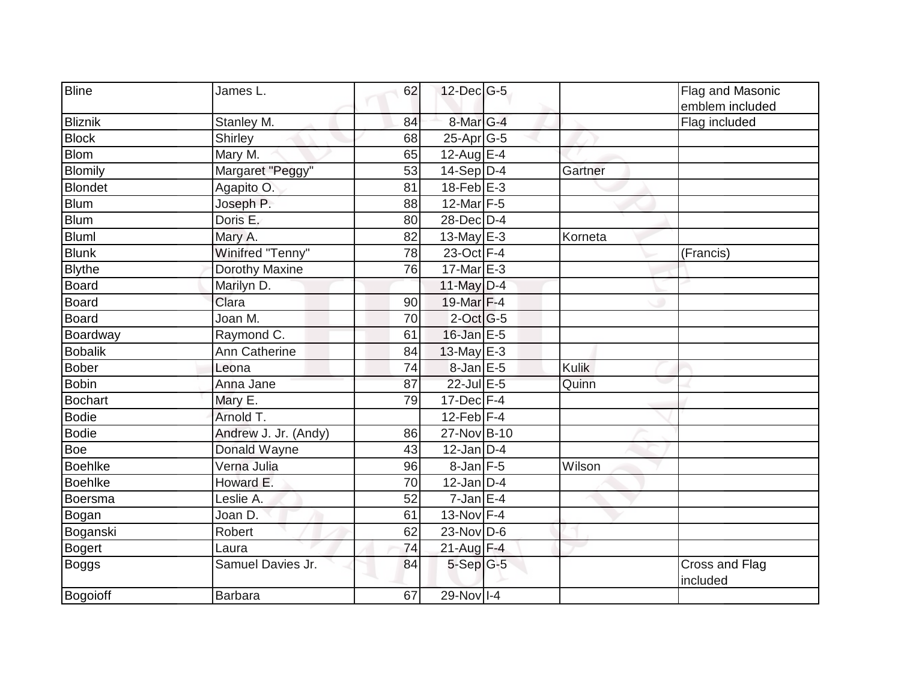| | | | | | | |
|---|---|---|---|---|---|---|
| Bline | James L. | 62 | 12-Dec | G-5 | | Flag and Masonic emblem included |
| Bliznik | Stanley M. | 84 | 8-Mar | G-4 | | Flag included |
| Block | Shirley | 68 | 25-Apr | G-5 | | |
| Blom | Mary M. | 65 | 12-Aug | E-4 | | |
| Blomily | Margaret "Peggy" | 53 | 14-Sep | D-4 | Gartner | |
| Blondet | Agapito O. | 81 | 18-Feb | E-3 | | |
| Blum | Joseph P. | 88 | 12-Mar | F-5 | | |
| Blum | Doris E. | 80 | 28-Dec | D-4 | | |
| Bluml | Mary A. | 82 | 13-May | E-3 | Korneta | |
| Blunk | Winifred "Tenny" | 78 | 23-Oct | F-4 | | (Francis) |
| Blythe | Dorothy Maxine | 76 | 17-Mar | E-3 | | |
| Board | Marilyn D. | | 11-May | D-4 | | |
| Board | Clara | 90 | 19-Mar | F-4 | | |
| Board | Joan M. | 70 | 2-Oct | G-5 | | |
| Boardway | Raymond C. | 61 | 16-Jan | E-5 | | |
| Bobalik | Ann Catherine | 84 | 13-May | E-3 | | |
| Bober | Leona | 74 | 8-Jan | E-5 | Kulik | |
| Bobin | Anna Jane | 87 | 22-Jul | E-5 | Quinn | |
| Bochart | Mary E. | 79 | 17-Dec | F-4 | | |
| Bodie | Arnold T. | | 12-Feb | F-4 | | |
| Bodie | Andrew J. Jr. (Andy) | 86 | 27-Nov | B-10 | | |
| Boe | Donald Wayne | 43 | 12-Jan | D-4 | | |
| Boehlke | Verna Julia | 96 | 8-Jan | F-5 | Wilson | |
| Boehlke | Howard E. | 70 | 12-Jan | D-4 | | |
| Boersma | Leslie A. | 52 | 7-Jan | E-4 | | |
| Bogan | Joan D. | 61 | 13-Nov | F-4 | | |
| Boganski | Robert | 62 | 23-Nov | D-6 | | |
| Bogert | Laura | 74 | 21-Aug | F-4 | | |
| Boggs | Samuel Davies Jr. | 84 | 5-Sep | G-5 | | Cross and Flag included |
| Bogoioff | Barbara | 67 | 29-Nov | I-4 | | |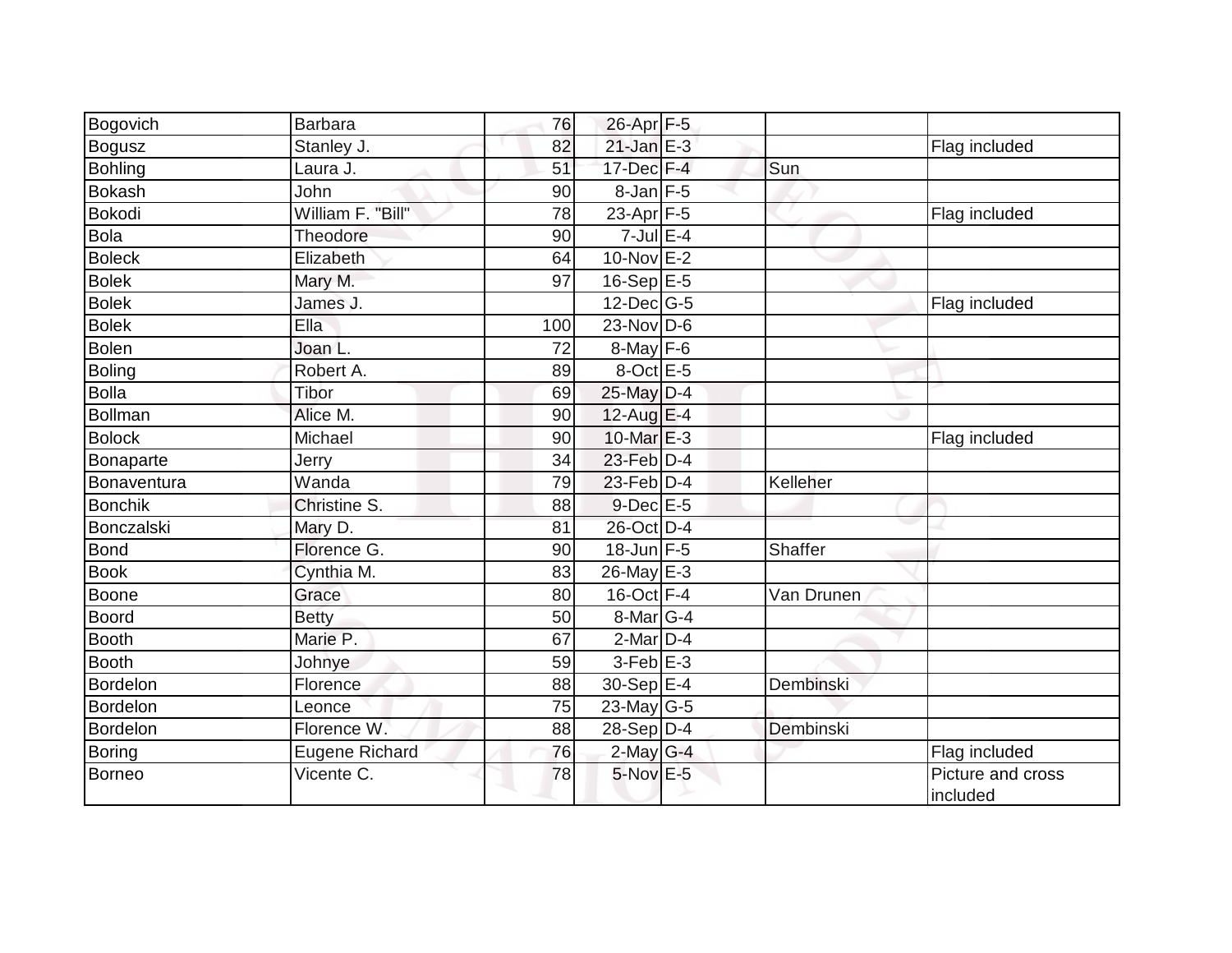| | | | | | | |
|---|---|---|---|---|---|---|
| Bogovich | Barbara | 76 | 26-Apr | F-5 | | |
| Bogusz | Stanley J. | 82 | 21-Jan | E-3 | | Flag included |
| Bohling | Laura J. | 51 | 17-Dec | F-4 | Sun | |
| Bokash | John | 90 | 8-Jan | F-5 | | |
| Bokodi | William F. "Bill" | 78 | 23-Apr | F-5 | | Flag included |
| Bola | Theodore | 90 | 7-Jul | E-4 | | |
| Boleck | Elizabeth | 64 | 10-Nov | E-2 | | |
| Bolek | Mary M. | 97 | 16-Sep | E-5 | | |
| Bolek | James J. | | 12-Dec | G-5 | | Flag included |
| Bolek | Ella | 100 | 23-Nov | D-6 | | |
| Bolen | Joan L. | 72 | 8-May | F-6 | | |
| Boling | Robert A. | 89 | 8-Oct | E-5 | | |
| Bolla | Tibor | 69 | 25-May | D-4 | | |
| Bollman | Alice M. | 90 | 12-Aug | E-4 | | |
| Bolock | Michael | 90 | 10-Mar | E-3 | | Flag included |
| Bonaparte | Jerry | 34 | 23-Feb | D-4 | | |
| Bonaventura | Wanda | 79 | 23-Feb | D-4 | Kelleher | |
| Bonchik | Christine S. | 88 | 9-Dec | E-5 | | |
| Bonczalski | Mary D. | 81 | 26-Oct | D-4 | | |
| Bond | Florence G. | 90 | 18-Jun | F-5 | Shaffer | |
| Book | Cynthia M. | 83 | 26-May | E-3 | | |
| Boone | Grace | 80 | 16-Oct | F-4 | Van Drunen | |
| Boord | Betty | 50 | 8-Mar | G-4 | | |
| Booth | Marie P. | 67 | 2-Mar | D-4 | | |
| Booth | Johnye | 59 | 3-Feb | E-3 | | |
| Bordelon | Florence | 88 | 30-Sep | E-4 | Dembinski | |
| Bordelon | Leonce | 75 | 23-May | G-5 | | |
| Bordelon | Florence W. | 88 | 28-Sep | D-4 | Dembinski | |
| Boring | Eugene Richard | 76 | 2-May | G-4 | | Flag included |
| Borneo | Vicente C. | 78 | 5-Nov | E-5 | | Picture and cross included |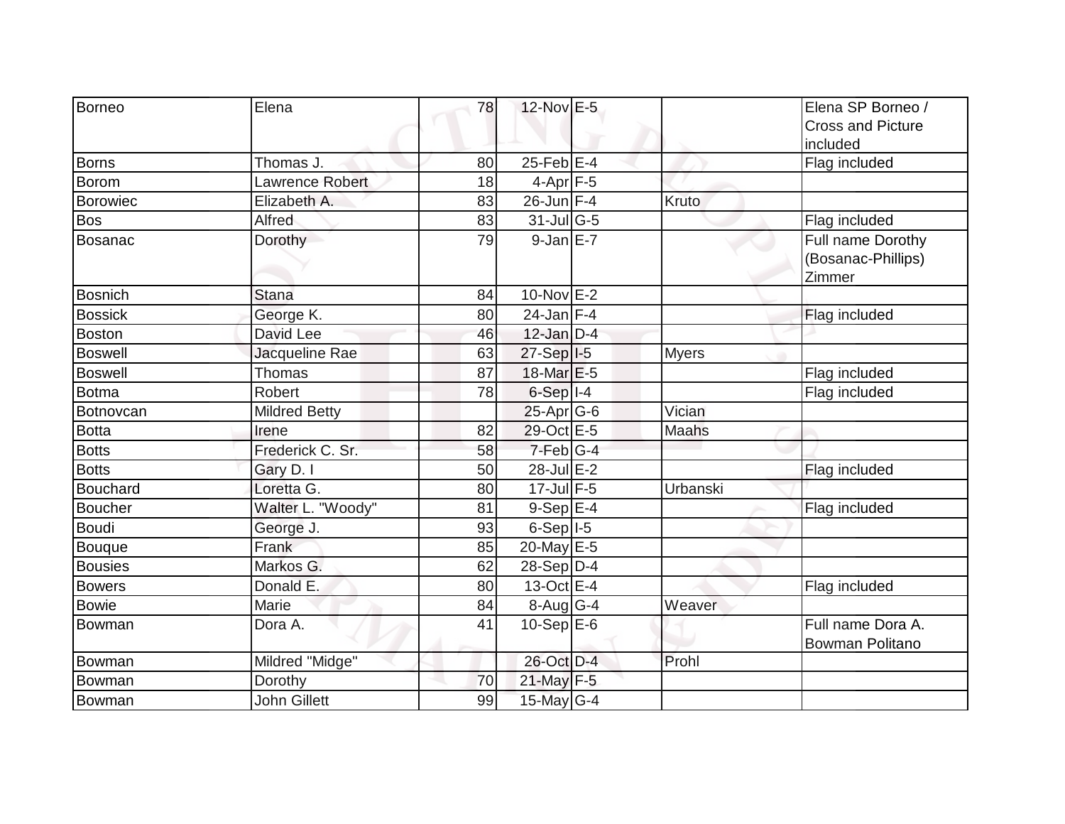| | | | | | | |
|---|---|---|---|---|---|---|
| Borneo | Elena | 78 | 12-Nov | E-5 | | Elena SP Borneo / Cross and Picture included |
| Borns | Thomas J. | 80 | 25-Feb | E-4 | | Flag included |
| Borom | Lawrence Robert | 18 | 4-Apr | F-5 | | |
| Borowiec | Elizabeth A. | 83 | 26-Jun | F-4 | Kruto | |
| Bos | Alfred | 83 | 31-Jul | G-5 | | Flag included |
| Bosanac | Dorothy | 79 | 9-Jan | E-7 | | Full name Dorothy (Bosanac-Phillips) Zimmer |
| Bosnich | Stana | 84 | 10-Nov | E-2 | | |
| Bossick | George K. | 80 | 24-Jan | F-4 | | Flag included |
| Boston | David Lee | 46 | 12-Jan | D-4 | | |
| Boswell | Jacqueline Rae | 63 | 27-Sep | I-5 | Myers | |
| Boswell | Thomas | 87 | 18-Mar | E-5 | | Flag included |
| Botma | Robert | 78 | 6-Sep | I-4 | | Flag included |
| Botnovcan | Mildred Betty | | 25-Apr | G-6 | Vician | |
| Botta | Irene | 82 | 29-Oct | E-5 | Maahs | |
| Botts | Frederick C. Sr. | 58 | 7-Feb | G-4 | | |
| Botts | Gary D. I | 50 | 28-Jul | E-2 | | Flag included |
| Bouchard | Loretta G. | 80 | 17-Jul | F-5 | Urbanski | |
| Boucher | Walter L. "Woody" | 81 | 9-Sep | E-4 | | Flag included |
| Boudi | George J. | 93 | 6-Sep | I-5 | | |
| Bouque | Frank | 85 | 20-May | E-5 | | |
| Bousies | Markos G. | 62 | 28-Sep | D-4 | | |
| Bowers | Donald E. | 80 | 13-Oct | E-4 | | Flag included |
| Bowie | Marie | 84 | 8-Aug | G-4 | Weaver | |
| Bowman | Dora A. | 41 | 10-Sep | E-6 | | Full name Dora A. Bowman Politano |
| Bowman | Mildred "Midge" | | 26-Oct | D-4 | Prohl | |
| Bowman | Dorothy | 70 | 21-May | F-5 | | |
| Bowman | John Gillett | 99 | 15-May | G-4 | | |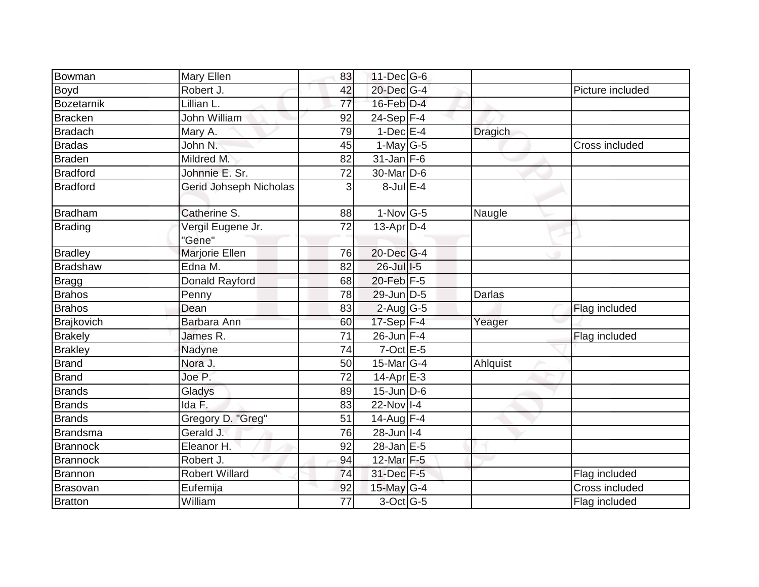| Bowman | Mary Ellen | 83 | 11-Dec | G-6 | | |
|---|---|---|---|---|---|---|
| Boyd | Robert J. | 42 | 20-Dec | G-4 | | Picture included |
| Bozetarnik | Lillian L. | 77 | 16-Feb | D-4 | | |
| Bracken | John William | 92 | 24-Sep | F-4 | | |
| Bradach | Mary A. | 79 | 1-Dec | E-4 | Dragich | |
| Bradas | John N. | 45 | 1-May | G-5 | | Cross included |
| Braden | Mildred M. | 82 | 31-Jan | F-6 | | |
| Bradford | Johnnie E. Sr. | 72 | 30-Mar | D-6 | | |
| Bradford | Gerid Johseph Nicholas | 3 | 8-Jul | E-4 | | |
| Bradham | Catherine S. | 88 | 1-Nov | G-5 | Naugle | |
| Brading | Vergil Eugene Jr. "Gene" | 72 | 13-Apr | D-4 | | |
| Bradley | Marjorie Ellen | 76 | 20-Dec | G-4 | | |
| Bradshaw | Edna M. | 82 | 26-Jul | I-5 | | |
| Bragg | Donald Rayford | 68 | 20-Feb | F-5 | | |
| Brahos | Penny | 78 | 29-Jun | D-5 | Darlas | |
| Brahos | Dean | 83 | 2-Aug | G-5 | | Flag included |
| Brajkovich | Barbara Ann | 60 | 17-Sep | F-4 | Yeager | |
| Brakely | James R. | 71 | 26-Jun | F-4 | | Flag included |
| Brakley | Nadyne | 74 | 7-Oct | E-5 | | |
| Brand | Nora J. | 50 | 15-Mar | G-4 | Ahlquist | |
| Brand | Joe P. | 72 | 14-Apr | E-3 | | |
| Brands | Gladys | 89 | 15-Jun | D-6 | | |
| Brands | Ida F. | 83 | 22-Nov | I-4 | | |
| Brands | Gregory D. "Greg" | 51 | 14-Aug | F-4 | | |
| Brandsma | Gerald J. | 76 | 28-Jun | I-4 | | |
| Brannock | Eleanor H. | 92 | 28-Jan | E-5 | | |
| Brannock | Robert J. | 94 | 12-Mar | F-5 | | |
| Brannon | Robert Willard | 74 | 31-Dec | F-5 | | Flag included |
| Brasovan | Eufemija | 92 | 15-May | G-4 | | Cross included |
| Bratton | William | 77 | 3-Oct | G-5 | | Flag included |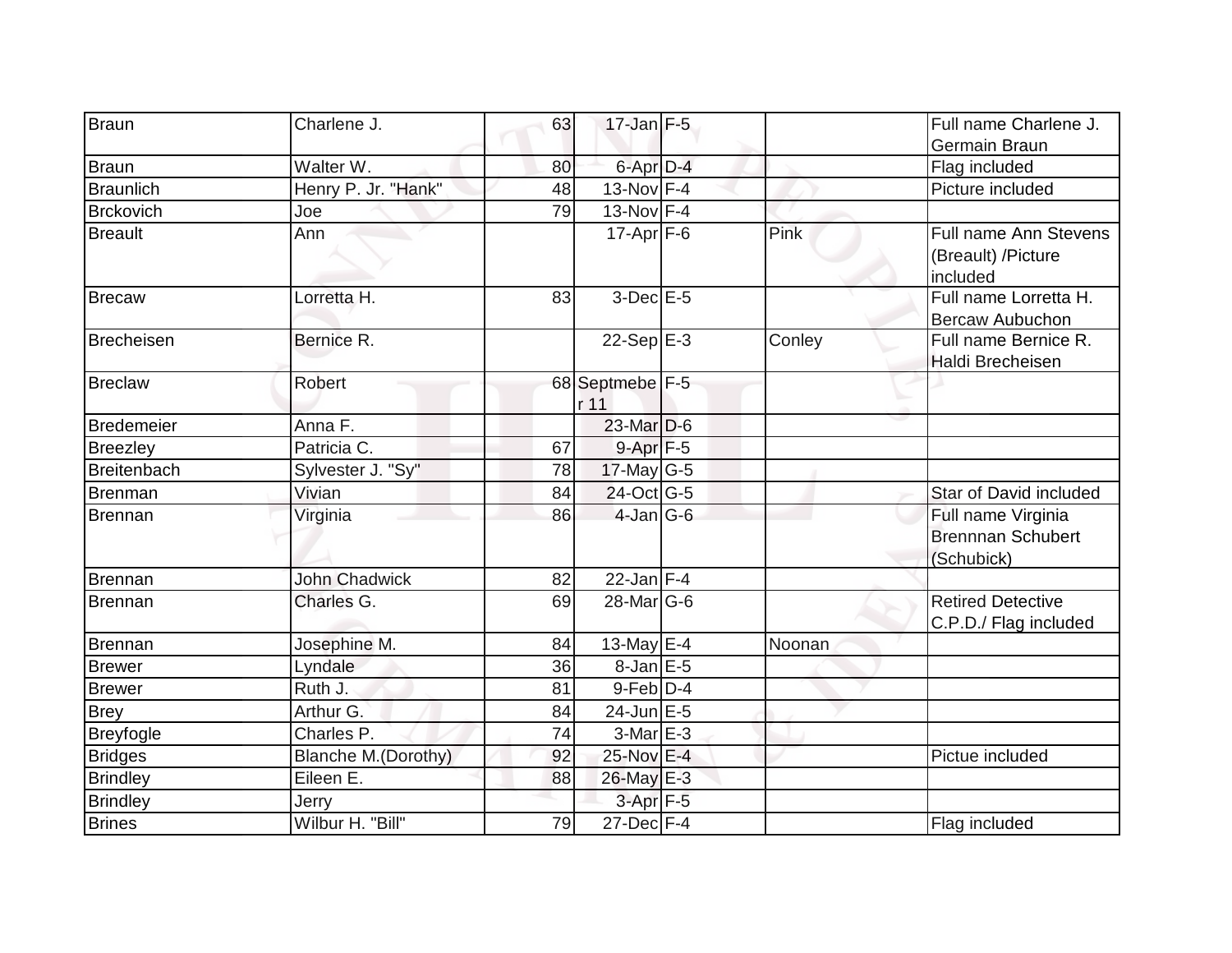| | | | | | | |
|---|---|---|---|---|---|---|
| Braun | Charlene J. | 63 | 17-Jan | F-5 | | Full name Charlene J. Germain Braun |
| Braun | Walter W. | 80 | 6-Apr | D-4 | | Flag included |
| Braunlich | Henry P. Jr. "Hank" | 48 | 13-Nov | F-4 | | Picture included |
| Brckovich | Joe | 79 | 13-Nov | F-4 | | |
| Breault | Ann | | 17-Apr | F-6 | Pink | Full name Ann Stevens (Breault) /Picture included |
| Brecaw | Lorretta H. | 83 | 3-Dec | E-5 | | Full name Lorretta H. Bercaw Aubuchon |
| Brecheisen | Bernice R. | | 22-Sep | E-3 | Conley | Full name Bernice R. Haldi Brecheisen |
| Breclaw | Robert | 68 | Septmeber 11 | F-5 | | |
| Bredemeier | Anna F. | | 23-Mar | D-6 | | |
| Breezley | Patricia C. | 67 | 9-Apr | F-5 | | |
| Breitenbach | Sylvester J. "Sy" | 78 | 17-May | G-5 | | |
| Brenman | Vivian | 84 | 24-Oct | G-5 | | Star of David included |
| Brennan | Virginia | 86 | 4-Jan | G-6 | | Full name Virginia Brennnan Schubert (Schubick) |
| Brennan | John Chadwick | 82 | 22-Jan | F-4 | | |
| Brennan | Charles G. | 69 | 28-Mar | G-6 | | Retired Detective C.P.D./ Flag included |
| Brennan | Josephine M. | 84 | 13-May | E-4 | Noonan | |
| Brewer | Lyndale | 36 | 8-Jan | E-5 | | |
| Brewer | Ruth J. | 81 | 9-Feb | D-4 | | |
| Brey | Arthur G. | 84 | 24-Jun | E-5 | | |
| Breyfogle | Charles P. | 74 | 3-Mar | E-3 | | |
| Bridges | Blanche M.(Dorothy) | 92 | 25-Nov | E-4 | | Pictue included |
| Brindley | Eileen E. | 88 | 26-May | E-3 | | |
| Brindley | Jerry | | 3-Apr | F-5 | | |
| Brines | Wilbur H. "Bill" | 79 | 27-Dec | F-4 | | Flag included |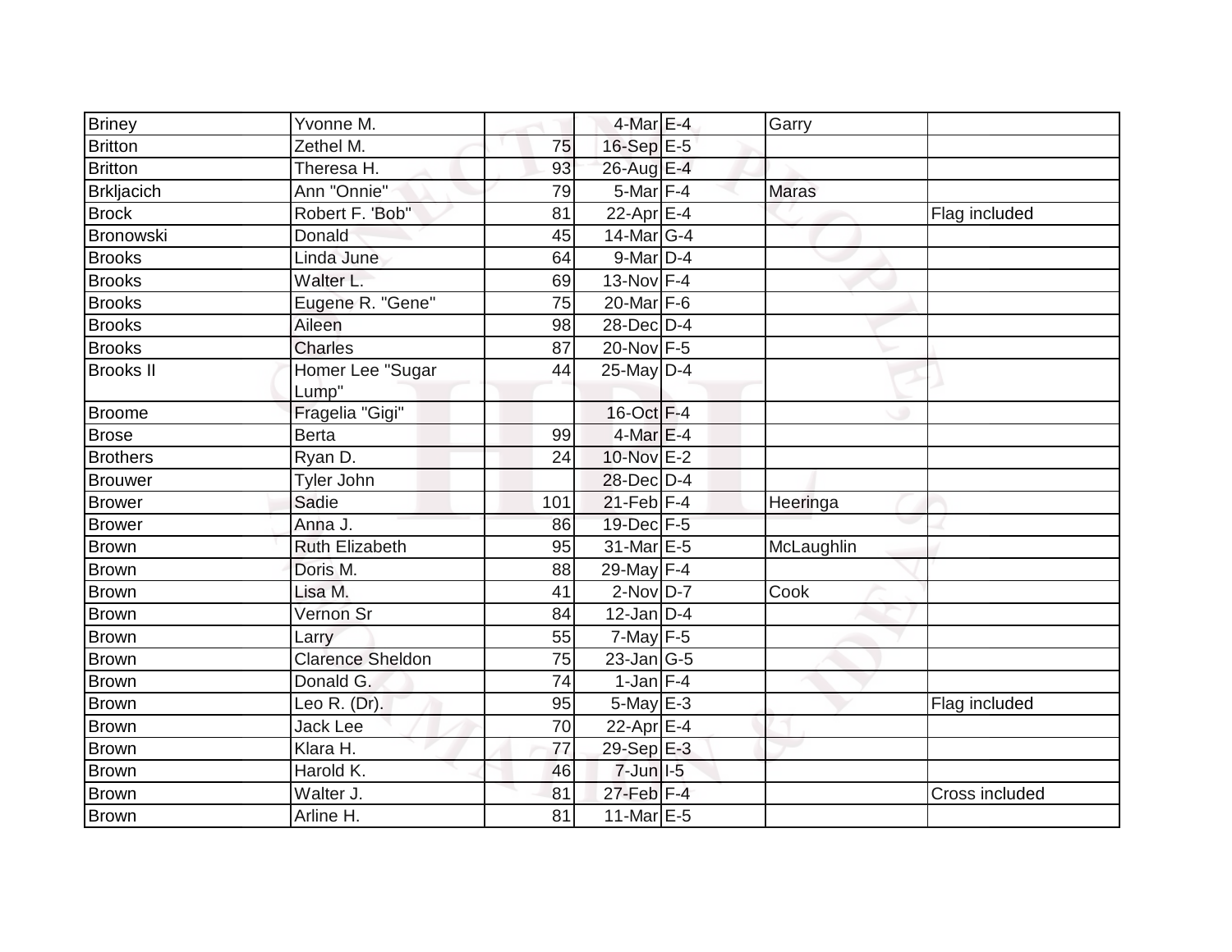| | | | | | | |
|---|---|---|---|---|---|---|
| Briney | Yvonne M. | | 4-Mar | E-4 | Garry | |
| Britton | Zethel M. | 75 | 16-Sep | E-5 | | |
| Britton | Theresa H. | 93 | 26-Aug | E-4 | | |
| Brkljacich | Ann "Onnie" | 79 | 5-Mar | F-4 | Maras | |
| Brock | Robert F. 'Bob" | 81 | 22-Apr | E-4 | | Flag included |
| Bronowski | Donald | 45 | 14-Mar | G-4 | | |
| Brooks | Linda June | 64 | 9-Mar | D-4 | | |
| Brooks | Walter L. | 69 | 13-Nov | F-4 | | |
| Brooks | Eugene R. "Gene" | 75 | 20-Mar | F-6 | | |
| Brooks | Aileen | 98 | 28-Dec | D-4 | | |
| Brooks | Charles | 87 | 20-Nov | F-5 | | |
| Brooks II | Homer Lee "Sugar Lump" | 44 | 25-May | D-4 | | |
| Broome | Fragelia "Gigi" | | 16-Oct | F-4 | | |
| Brose | Berta | 99 | 4-Mar | E-4 | | |
| Brothers | Ryan D. | 24 | 10-Nov | E-2 | | |
| Brouwer | Tyler John | | 28-Dec | D-4 | | |
| Brower | Sadie | 101 | 21-Feb | F-4 | Heeringa | |
| Brower | Anna J. | 86 | 19-Dec | F-5 | | |
| Brown | Ruth Elizabeth | 95 | 31-Mar | E-5 | McLaughlin | |
| Brown | Doris M. | 88 | 29-May | F-4 | | |
| Brown | Lisa M. | 41 | 2-Nov | D-7 | Cook | |
| Brown | Vernon Sr | 84 | 12-Jan | D-4 | | |
| Brown | Larry | 55 | 7-May | F-5 | | |
| Brown | Clarence Sheldon | 75 | 23-Jan | G-5 | | |
| Brown | Donald G. | 74 | 1-Jan | F-4 | | |
| Brown | Leo R. (Dr). | 95 | 5-May | E-3 | | Flag included |
| Brown | Jack Lee | 70 | 22-Apr | E-4 | | |
| Brown | Klara H. | 77 | 29-Sep | E-3 | | |
| Brown | Harold K. | 46 | 7-Jun | I-5 | | |
| Brown | Walter J. | 81 | 27-Feb | F-4 | | Cross included |
| Brown | Arline H. | 81 | 11-Mar | E-5 | | |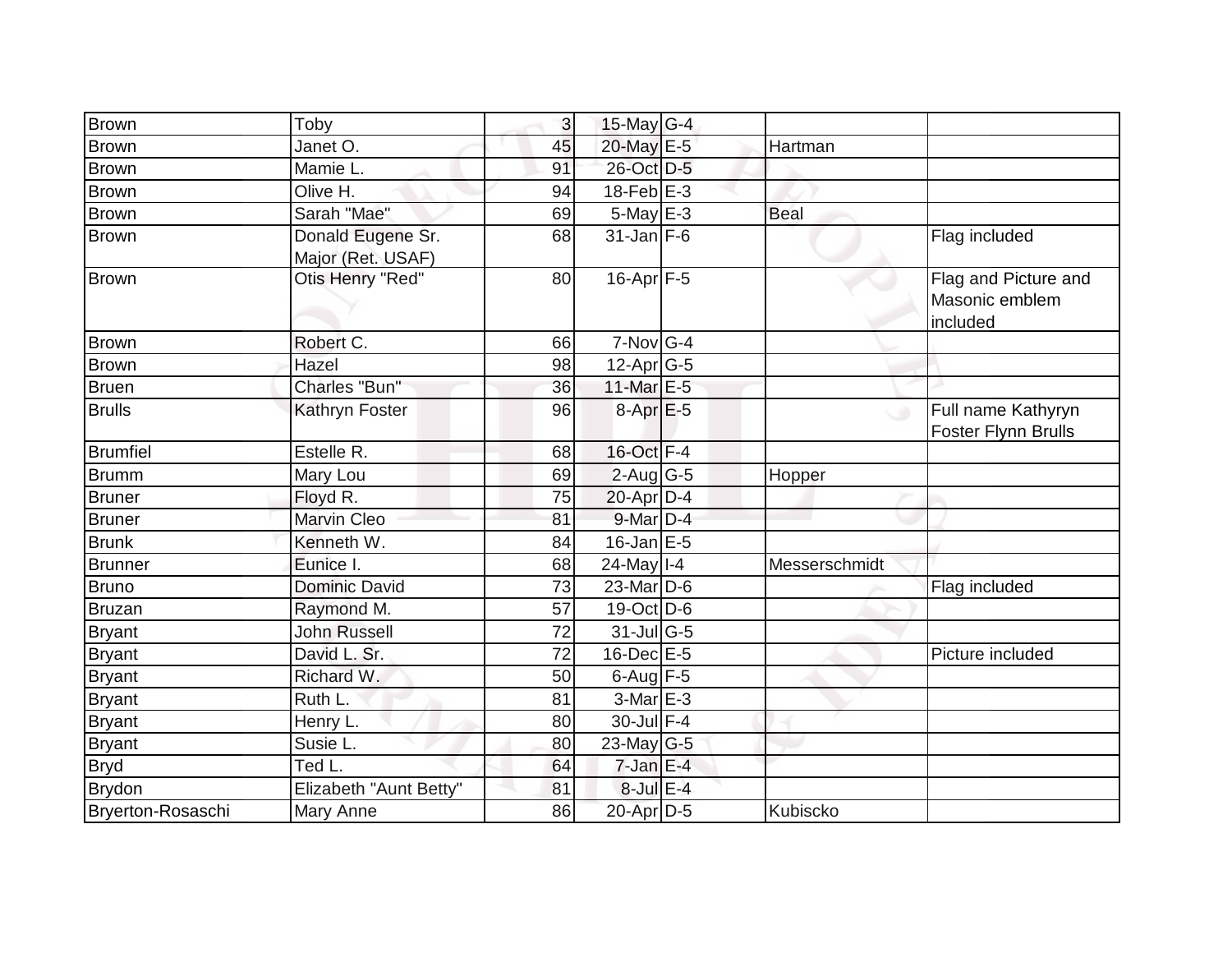| | | | | | | |
|---|---|---|---|---|---|---|
| Brown | Toby | 3 | 15-May | G-4 | | |
| Brown | Janet O. | 45 | 20-May | E-5 | Hartman | |
| Brown | Mamie L. | 91 | 26-Oct | D-5 | | |
| Brown | Olive H. | 94 | 18-Feb | E-3 | | |
| Brown | Sarah "Mae" | 69 | 5-May | E-3 | Beal | |
| Brown | Donald Eugene Sr. Major (Ret. USAF) | 68 | 31-Jan | F-6 | | Flag included |
| Brown | Otis Henry "Red" | 80 | 16-Apr | F-5 | | Flag and Picture and Masonic emblem included |
| Brown | Robert C. | 66 | 7-Nov | G-4 | | |
| Brown | Hazel | 98 | 12-Apr | G-5 | | |
| Bruen | Charles "Bun" | 36 | 11-Mar | E-5 | | |
| Brulls | Kathryn Foster | 96 | 8-Apr | E-5 | | Full name Kathyryn Foster Flynn Brulls |
| Brumfiel | Estelle R. | 68 | 16-Oct | F-4 | | |
| Brumm | Mary Lou | 69 | 2-Aug | G-5 | Hopper | |
| Bruner | Floyd R. | 75 | 20-Apr | D-4 | | |
| Bruner | Marvin Cleo | 81 | 9-Mar | D-4 | | |
| Brunk | Kenneth W. | 84 | 16-Jan | E-5 | | |
| Brunner | Eunice I. | 68 | 24-May | I-4 | Messerschmidt | |
| Bruno | Dominic David | 73 | 23-Mar | D-6 | | Flag included |
| Bruzan | Raymond M. | 57 | 19-Oct | D-6 | | |
| Bryant | John Russell | 72 | 31-Jul | G-5 | | |
| Bryant | David L. Sr. | 72 | 16-Dec | E-5 | | Picture included |
| Bryant | Richard W. | 50 | 6-Aug | F-5 | | |
| Bryant | Ruth L. | 81 | 3-Mar | E-3 | | |
| Bryant | Henry L. | 80 | 30-Jul | F-4 | | |
| Bryant | Susie L. | 80 | 23-May | G-5 | | |
| Bryd | Ted L. | 64 | 7-Jan | E-4 | | |
| Brydon | Elizabeth "Aunt Betty" | 81 | 8-Jul | E-4 | | |
| Bryerton-Rosaschi | Mary Anne | 86 | 20-Apr | D-5 | Kubiscko | |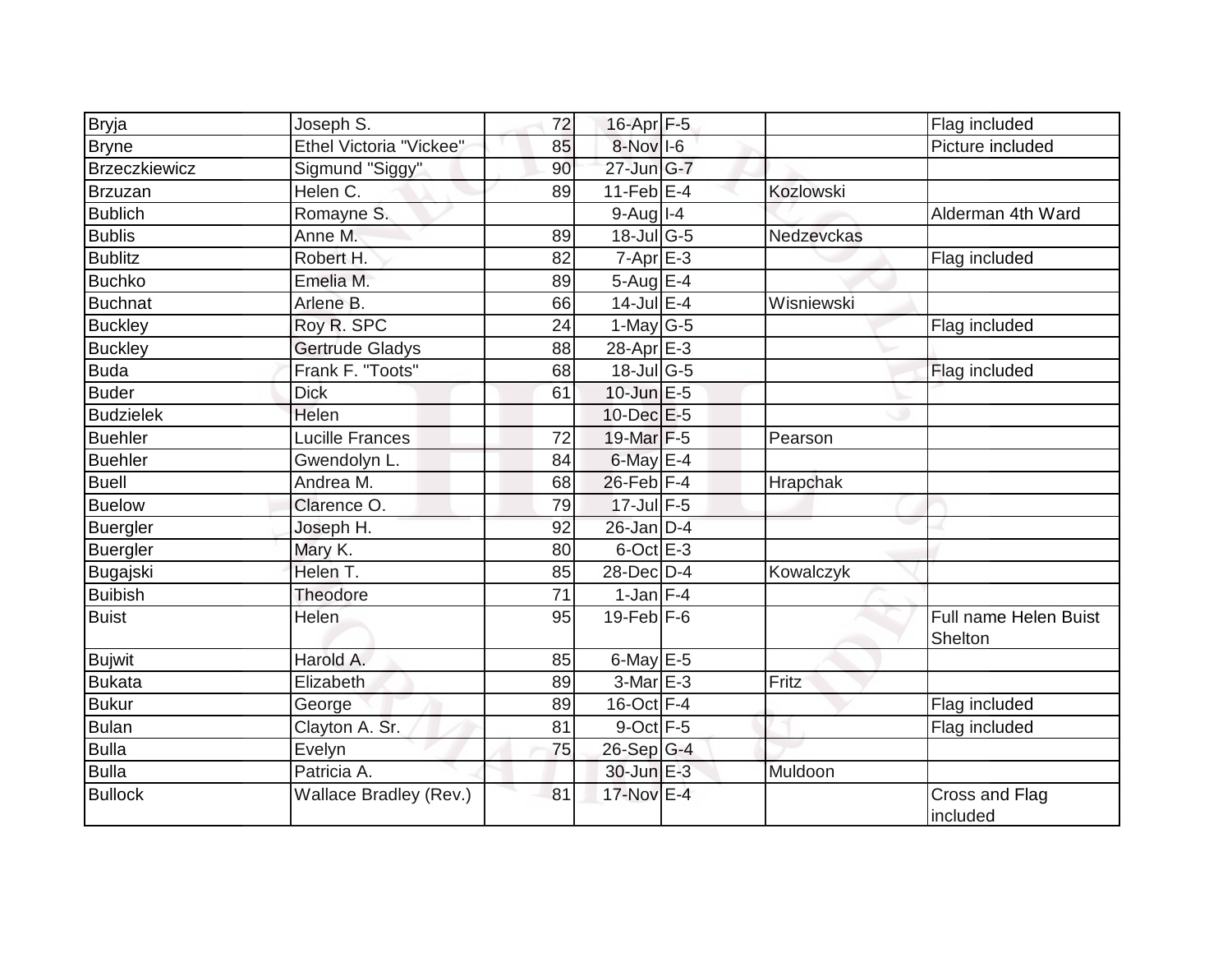| Bryja | Joseph S. | 72 | 16-Apr | F-5 | | Flag included |
|---|---|---|---|---|---|---|
| Bryne | Ethel Victoria "Vickee" | 85 | 8-Nov | I-6 | | Picture included |
| Brzeczkiewicz | Sigmund "Siggy" | 90 | 27-Jun | G-7 | | |
| Brzuzan | Helen C. | 89 | 11-Feb | E-4 | Kozlowski | |
| Bublich | Romayne S. | | 9-Aug | I-4 | | Alderman 4th Ward |
| Bublis | Anne M. | 89 | 18-Jul | G-5 | Nedzevckas | |
| Bublitz | Robert H. | 82 | 7-Apr | E-3 | | Flag included |
| Buchko | Emelia M. | 89 | 5-Aug | E-4 | | |
| Buchnat | Arlene B. | 66 | 14-Jul | E-4 | Wisniewski | |
| Buckley | Roy R. SPC | 24 | 1-May | G-5 | | Flag included |
| Buckley | Gertrude Gladys | 88 | 28-Apr | E-3 | | |
| Buda | Frank F. "Toots" | 68 | 18-Jul | G-5 | | Flag included |
| Buder | Dick | 61 | 10-Jun | E-5 | | |
| Budzielek | Helen | | 10-Dec | E-5 | | |
| Buehler | Lucille Frances | 72 | 19-Mar | F-5 | Pearson | |
| Buehler | Gwendolyn L. | 84 | 6-May | E-4 | | |
| Buell | Andrea M. | 68 | 26-Feb | F-4 | Hrapchak | |
| Buelow | Clarence O. | 79 | 17-Jul | F-5 | | |
| Buergler | Joseph H. | 92 | 26-Jan | D-4 | | |
| Buergler | Mary K. | 80 | 6-Oct | E-3 | | |
| Bugajski | Helen T. | 85 | 28-Dec | D-4 | Kowalczyk | |
| Buibish | Theodore | 71 | 1-Jan | F-4 | | |
| Buist | Helen | 95 | 19-Feb | F-6 | | Full name Helen Buist Shelton |
| Bujwit | Harold A. | 85 | 6-May | E-5 | | |
| Bukata | Elizabeth | 89 | 3-Mar | E-3 | Fritz | |
| Bukur | George | 89 | 16-Oct | F-4 | | Flag included |
| Bulan | Clayton A. Sr. | 81 | 9-Oct | F-5 | | Flag included |
| Bulla | Evelyn | 75 | 26-Sep | G-4 | | |
| Bulla | Patricia A. | | 30-Jun | E-3 | Muldoon | |
| Bullock | Wallace Bradley (Rev.) | 81 | 17-Nov | E-4 | | Cross and Flag included |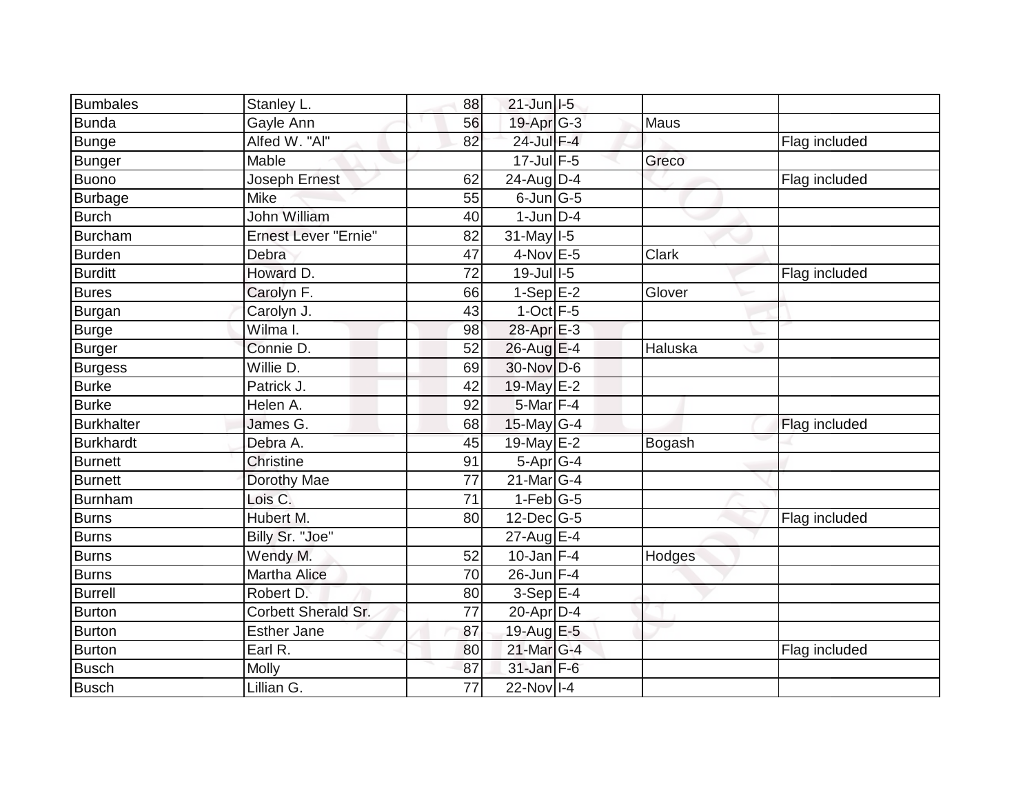| | | | | | | |
|---|---|---|---|---|---|---|
| Bumbales | Stanley L. | 88 | 21-Jun | I-5 | | |
| Bunda | Gayle Ann | 56 | 19-Apr | G-3 | Maus | |
| Bunge | Alfed W. "Al" | 82 | 24-Jul | F-4 | | Flag included |
| Bunger | Mable | | 17-Jul | F-5 | Greco | |
| Buono | Joseph Ernest | 62 | 24-Aug | D-4 | | Flag included |
| Burbage | Mike | 55 | 6-Jun | G-5 | | |
| Burch | John William | 40 | 1-Jun | D-4 | | |
| Burcham | Ernest Lever "Ernie" | 82 | 31-May | I-5 | | |
| Burden | Debra | 47 | 4-Nov | E-5 | Clark | |
| Burditt | Howard D. | 72 | 19-Jul | I-5 | | Flag included |
| Bures | Carolyn F. | 66 | 1-Sep | E-2 | Glover | |
| Burgan | Carolyn J. | 43 | 1-Oct | F-5 | | |
| Burge | Wilma I. | 98 | 28-Apr | E-3 | | |
| Burger | Connie D. | 52 | 26-Aug | E-4 | Haluska | |
| Burgess | Willie D. | 69 | 30-Nov | D-6 | | |
| Burke | Patrick J. | 42 | 19-May | E-2 | | |
| Burke | Helen A. | 92 | 5-Mar | F-4 | | |
| Burkhalter | James G. | 68 | 15-May | G-4 | | Flag included |
| Burkhardt | Debra A. | 45 | 19-May | E-2 | Bogash | |
| Burnett | Christine | 91 | 5-Apr | G-4 | | |
| Burnett | Dorothy Mae | 77 | 21-Mar | G-4 | | |
| Burnham | Lois C. | 71 | 1-Feb | G-5 | | |
| Burns | Hubert M. | 80 | 12-Dec | G-5 | | Flag included |
| Burns | Billy Sr. "Joe" | | 27-Aug | E-4 | | |
| Burns | Wendy M. | 52 | 10-Jan | F-4 | Hodges | |
| Burns | Martha Alice | 70 | 26-Jun | F-4 | | |
| Burrell | Robert D. | 80 | 3-Sep | E-4 | | |
| Burton | Corbett Sherald Sr. | 77 | 20-Apr | D-4 | | |
| Burton | Esther Jane | 87 | 19-Aug | E-5 | | |
| Burton | Earl R. | 80 | 21-Mar | G-4 | | Flag included |
| Busch | Molly | 87 | 31-Jan | F-6 | | |
| Busch | Lillian G. | 77 | 22-Nov | I-4 | | |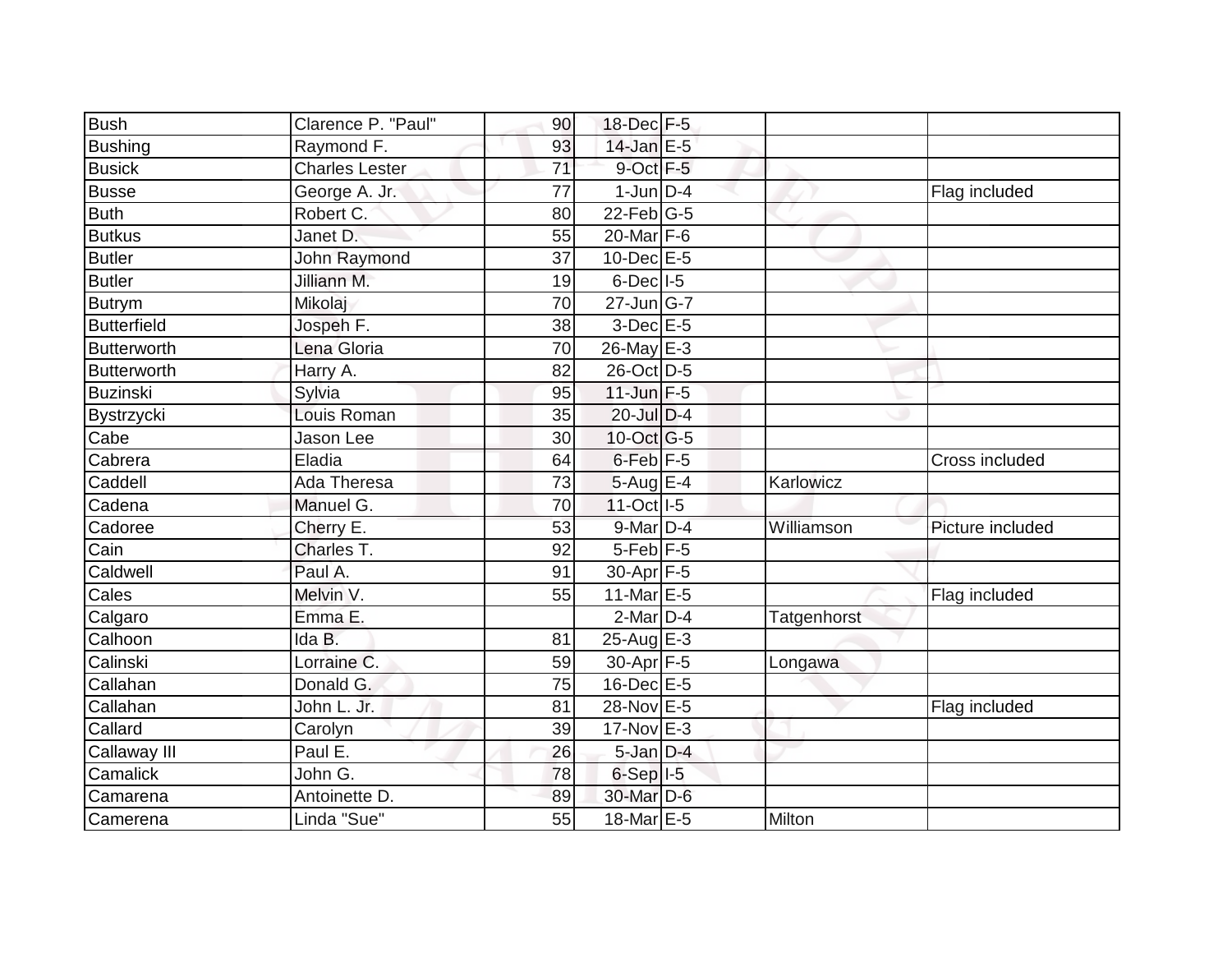| Bush | Clarence P. "Paul" | 90 | 18-Dec | F-5 | | |
|---|---|---|---|---|---|---|
| Bushing | Raymond F. | 93 | 14-Jan | E-5 | | |
| Busick | Charles Lester | 71 | 9-Oct | F-5 | | |
| Busse | George A. Jr. | 77 | 1-Jun | D-4 | | Flag included |
| Buth | Robert C. | 80 | 22-Feb | G-5 | | |
| Butkus | Janet D. | 55 | 20-Mar | F-6 | | |
| Butler | John Raymond | 37 | 10-Dec | E-5 | | |
| Butler | Jilliann M. | 19 | 6-Dec | I-5 | | |
| Butrym | Mikolaj | 70 | 27-Jun | G-7 | | |
| Butterfield | Jospeh F. | 38 | 3-Dec | E-5 | | |
| Butterworth | Lena Gloria | 70 | 26-May | E-3 | | |
| Butterworth | Harry A. | 82 | 26-Oct | D-5 | | |
| Buzinski | Sylvia | 95 | 11-Jun | F-5 | | |
| Bystrzycki | Louis Roman | 35 | 20-Jul | D-4 | | |
| Cabe | Jason Lee | 30 | 10-Oct | G-5 | | |
| Cabrera | Eladia | 64 | 6-Feb | F-5 | | Cross included |
| Caddell | Ada Theresa | 73 | 5-Aug | E-4 | Karlowicz | |
| Cadena | Manuel G. | 70 | 11-Oct | I-5 | | |
| Cadoree | Cherry E. | 53 | 9-Mar | D-4 | Williamson | Picture included |
| Cain | Charles T. | 92 | 5-Feb | F-5 | | |
| Caldwell | Paul A. | 91 | 30-Apr | F-5 | | |
| Cales | Melvin V. | 55 | 11-Mar | E-5 | | Flag included |
| Calgaro | Emma E. | | 2-Mar | D-4 | Tatgenhorst | |
| Calhoon | Ida B. | 81 | 25-Aug | E-3 | | |
| Calinski | Lorraine C. | 59 | 30-Apr | F-5 | Longawa | |
| Callahan | Donald G. | 75 | 16-Dec | E-5 | | |
| Callahan | John L. Jr. | 81 | 28-Nov | E-5 | | Flag included |
| Callard | Carolyn | 39 | 17-Nov | E-3 | | |
| Callaway III | Paul E. | 26 | 5-Jan | D-4 | | |
| Camalick | John G. | 78 | 6-Sep | I-5 | | |
| Camarena | Antoinette D. | 89 | 30-Mar | D-6 | | |
| Camerena | Linda "Sue" | 55 | 18-Mar | E-5 | Milton | |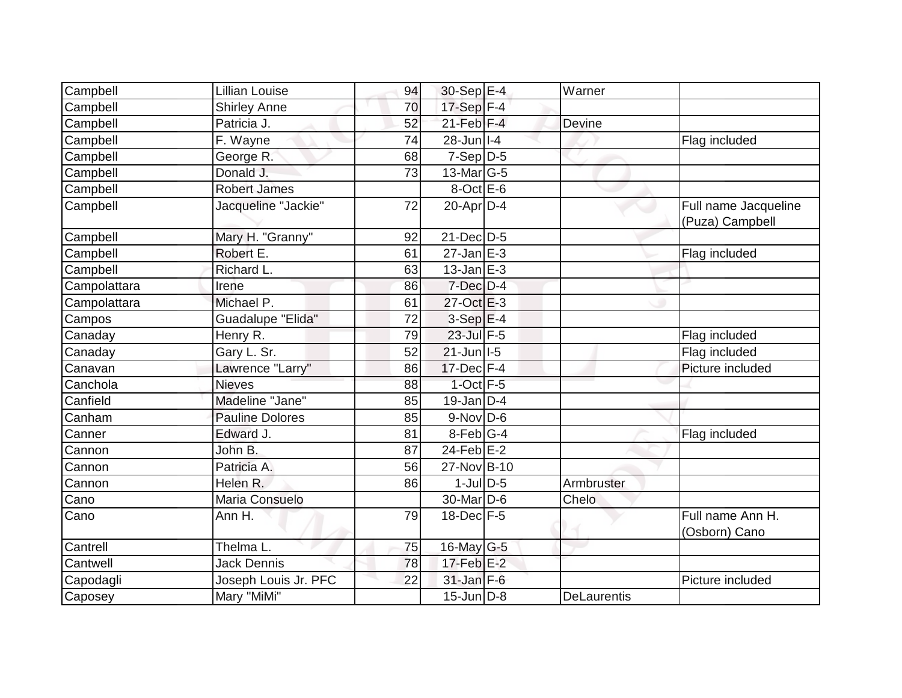| | | | | | | |
|---|---|---|---|---|---|---|
| Campbell | Lillian Louise | 94 | 30-Sep | E-4 | Warner | |
| Campbell | Shirley Anne | 70 | 17-Sep | F-4 | | |
| Campbell | Patricia J. | 52 | 21-Feb | F-4 | Devine | |
| Campbell | F. Wayne | 74 | 28-Jun | I-4 | | Flag included |
| Campbell | George R. | 68 | 7-Sep | D-5 | | |
| Campbell | Donald J. | 73 | 13-Mar | G-5 | | |
| Campbell | Robert James | | 8-Oct | E-6 | | |
| Campbell | Jacqueline "Jackie" | 72 | 20-Apr | D-4 | | Full name Jacqueline (Puza) Campbell |
| Campbell | Mary H. "Granny" | 92 | 21-Dec | D-5 | | |
| Campbell | Robert E. | 61 | 27-Jan | E-3 | | Flag included |
| Campbell | Richard L. | 63 | 13-Jan | E-3 | | |
| Campolattara | Irene | 86 | 7-Dec | D-4 | | |
| Campolattara | Michael P. | 61 | 27-Oct | E-3 | | |
| Campos | Guadalupe "Elida" | 72 | 3-Sep | E-4 | | |
| Canaday | Henry R. | 79 | 23-Jul | F-5 | | Flag included |
| Canaday | Gary L. Sr. | 52 | 21-Jun | I-5 | | Flag included |
| Canavan | Lawrence "Larry" | 86 | 17-Dec | F-4 | | Picture included |
| Canchola | Nieves | 88 | 1-Oct | F-5 | | |
| Canfield | Madeline "Jane" | 85 | 19-Jan | D-4 | | |
| Canham | Pauline Dolores | 85 | 9-Nov | D-6 | | |
| Canner | Edward J. | 81 | 8-Feb | G-4 | | Flag included |
| Cannon | John B. | 87 | 24-Feb | E-2 | | |
| Cannon | Patricia A. | 56 | 27-Nov | B-10 | | |
| Cannon | Helen R. | 86 | 1-Jul | D-5 | Armbruster | |
| Cano | Maria Consuelo | | 30-Mar | D-6 | Chelo | |
| Cano | Ann H. | 79 | 18-Dec | F-5 | | Full name Ann H. (Osborn) Cano |
| Cantrell | Thelma L. | 75 | 16-May | G-5 | | |
| Cantwell | Jack Dennis | 78 | 17-Feb | E-2 | | |
| Capodagli | Joseph Louis Jr. PFC | 22 | 31-Jan | F-6 | | Picture included |
| Caposey | Mary "MiMi" | | 15-Jun | D-8 | DeLaurentis | |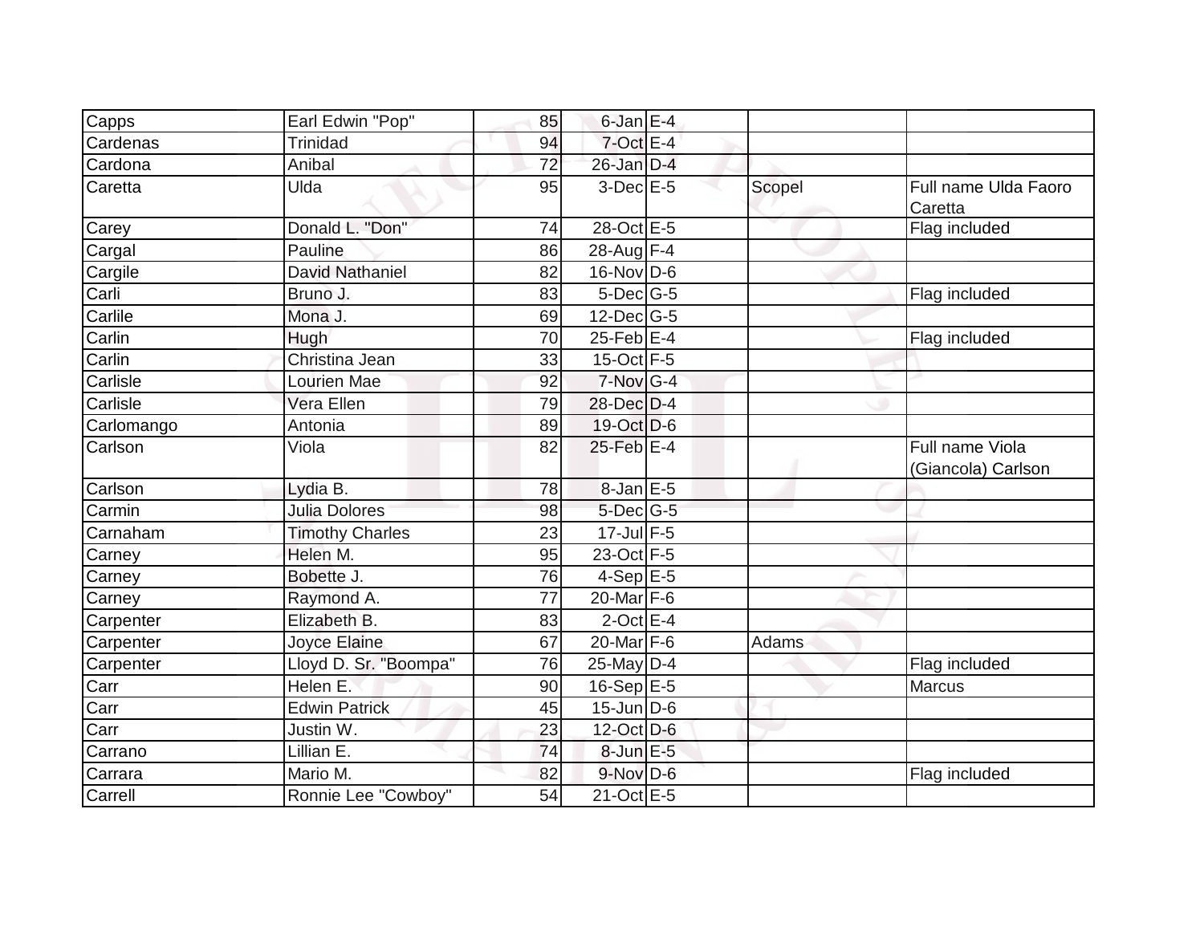| | | | | | | |
|---|---|---|---|---|---|---|
| Capps | Earl Edwin "Pop" | 85 | 6-Jan | E-4 | | |
| Cardenas | Trinidad | 94 | 7-Oct | E-4 | | |
| Cardona | Anibal | 72 | 26-Jan | D-4 | | |
| Caretta | Ulda | 95 | 3-Dec | E-5 | Scopel | Full name Ulda Faoro Caretta |
| Carey | Donald L. "Don" | 74 | 28-Oct | E-5 | | Flag included |
| Cargal | Pauline | 86 | 28-Aug | F-4 | | |
| Cargile | David Nathaniel | 82 | 16-Nov | D-6 | | |
| Carli | Bruno J. | 83 | 5-Dec | G-5 | | Flag included |
| Carlile | Mona J. | 69 | 12-Dec | G-5 | | |
| Carlin | Hugh | 70 | 25-Feb | E-4 | | Flag included |
| Carlin | Christina Jean | 33 | 15-Oct | F-5 | | |
| Carlisle | Lourien Mae | 92 | 7-Nov | G-4 | | |
| Carlisle | Vera Ellen | 79 | 28-Dec | D-4 | | |
| Carlomango | Antonia | 89 | 19-Oct | D-6 | | |
| Carlson | Viola | 82 | 25-Feb | E-4 | | Full name Viola (Giancola) Carlson |
| Carlson | Lydia B. | 78 | 8-Jan | E-5 | | |
| Carmin | Julia Dolores | 98 | 5-Dec | G-5 | | |
| Carnaham | Timothy Charles | 23 | 17-Jul | F-5 | | |
| Carney | Helen M. | 95 | 23-Oct | F-5 | | |
| Carney | Bobette J. | 76 | 4-Sep | E-5 | | |
| Carney | Raymond A. | 77 | 20-Mar | F-6 | | |
| Carpenter | Elizabeth B. | 83 | 2-Oct | E-4 | | |
| Carpenter | Joyce Elaine | 67 | 20-Mar | F-6 | Adams | |
| Carpenter | Lloyd D. Sr. "Boompa" | 76 | 25-May | D-4 | | Flag included |
| Carr | Helen E. | 90 | 16-Sep | E-5 | | Marcus |
| Carr | Edwin Patrick | 45 | 15-Jun | D-6 | | |
| Carr | Justin W. | 23 | 12-Oct | D-6 | | |
| Carrano | Lillian E. | 74 | 8-Jun | E-5 | | |
| Carrara | Mario M. | 82 | 9-Nov | D-6 | | Flag included |
| Carrell | Ronnie Lee "Cowboy" | 54 | 21-Oct | E-5 | | |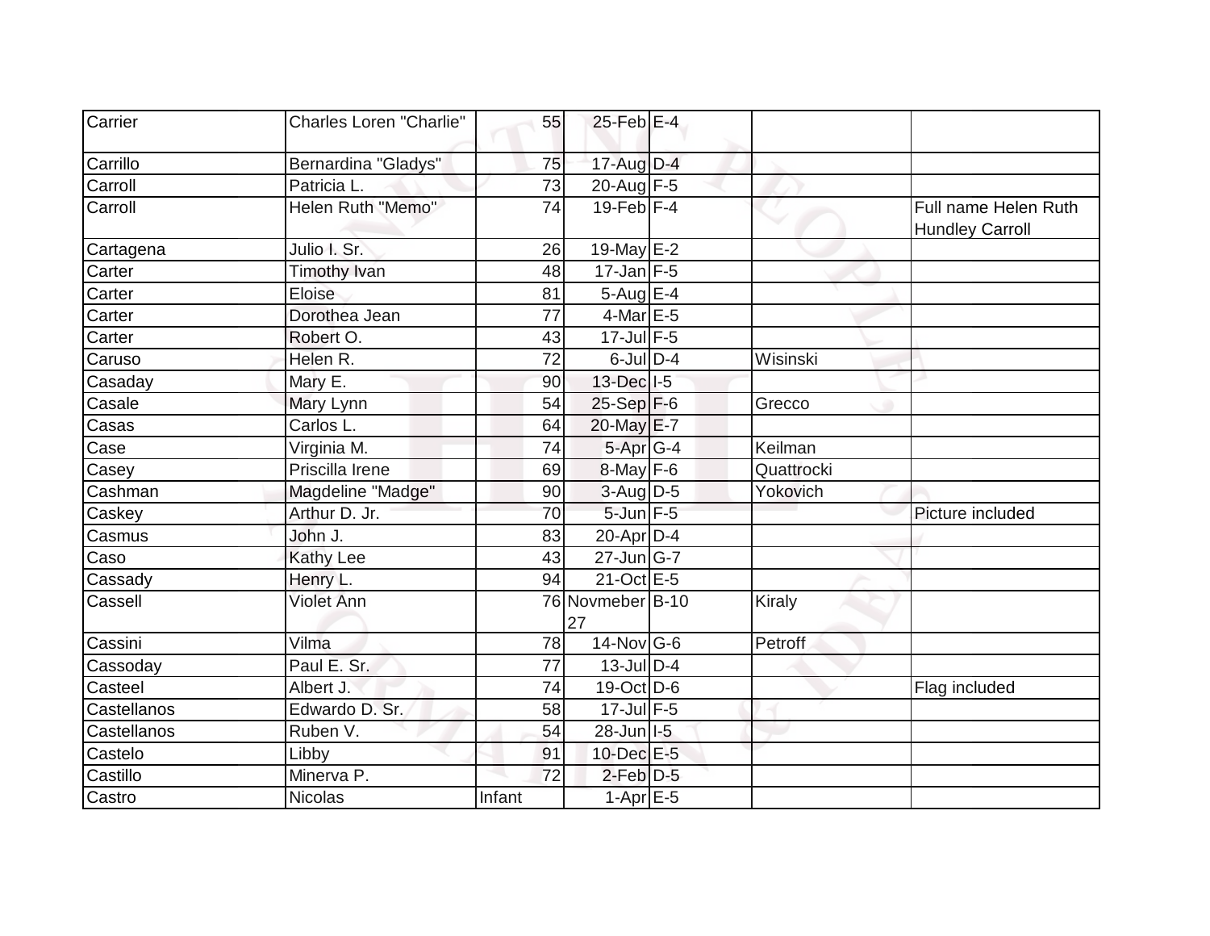| Carrier | Charles Loren "Charlie" | 55 | 25-Feb | E-4 | | |
|---|---|---|---|---|---|---|
| Carrillo | Bernardina "Gladys" | 75 | 17-Aug | D-4 | | |
| Carroll | Patricia L. | 73 | 20-Aug | F-5 | | |
| Carroll | Helen Ruth "Memo" | 74 | 19-Feb | F-4 | | Full name Helen Ruth Hundley Carroll |
| Cartagena | Julio I. Sr. | 26 | 19-May | E-2 | | |
| Carter | Timothy Ivan | 48 | 17-Jan | F-5 | | |
| Carter | Eloise | 81 | 5-Aug | E-4 | | |
| Carter | Dorothea Jean | 77 | 4-Mar | E-5 | | |
| Carter | Robert O. | 43 | 17-Jul | F-5 | | |
| Caruso | Helen R. | 72 | 6-Jul | D-4 | Wisinski | |
| Casaday | Mary E. | 90 | 13-Dec | I-5 | | |
| Casale | Mary Lynn | 54 | 25-Sep | F-6 | Grecco | |
| Casas | Carlos L. | 64 | 20-May | E-7 | | |
| Case | Virginia M. | 74 | 5-Apr | G-4 | Keilman | |
| Casey | Priscilla Irene | 69 | 8-May | F-6 | Quattrocki | |
| Cashman | Magdeline "Madge" | 90 | 3-Aug | D-5 | Yokovich | |
| Caskey | Arthur D. Jr. | 70 | 5-Jun | F-5 | | Picture included |
| Casmus | John J. | 83 | 20-Apr | D-4 | | |
| Caso | Kathy Lee | 43 | 27-Jun | G-7 | | |
| Cassady | Henry L. | 94 | 21-Oct | E-5 | | |
| Cassell | Violet Ann | 76 | Novmeber 27 | B-10 | Kiraly | |
| Cassini | Vilma | 78 | 14-Nov | G-6 | Petroff | |
| Cassoday | Paul E. Sr. | 77 | 13-Jul | D-4 | | |
| Casteel | Albert J. | 74 | 19-Oct | D-6 | | Flag included |
| Castellanos | Edwardo D. Sr. | 58 | 17-Jul | F-5 | | |
| Castellanos | Ruben V. | 54 | 28-Jun | I-5 | | |
| Castelo | Libby | 91 | 10-Dec | E-5 | | |
| Castillo | Minerva P. | 72 | 2-Feb | D-5 | | |
| Castro | Nicolas | Infant | 1-Apr | E-5 | | |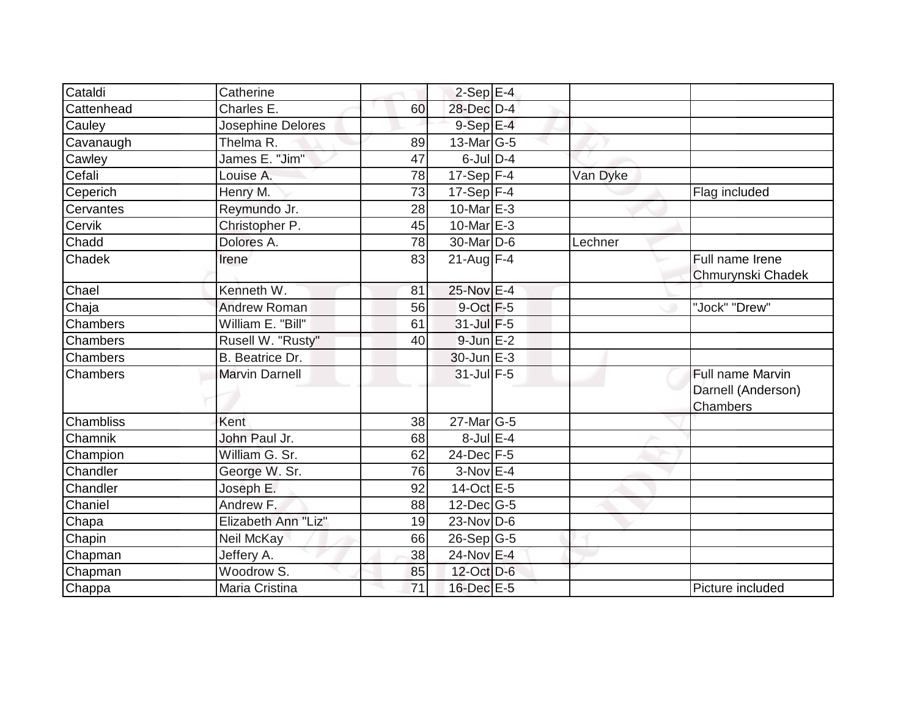| Cataldi | Catherine | | 2-Sep | E-4 | | |
|---|---|---|---|---|---|---|
| Cattenhead | Charles E. | 60 | 28-Dec | D-4 | | |
| Cauley | Josephine Delores | | 9-Sep | E-4 | | |
| Cavanaugh | Thelma R. | 89 | 13-Mar | G-5 | | |
| Cawley | James E. "Jim" | 47 | 6-Jul | D-4 | | |
| Cefali | Louise A. | 78 | 17-Sep | F-4 | Van Dyke | |
| Ceperich | Henry M. | 73 | 17-Sep | F-4 | | Flag included |
| Cervantes | Reymundo Jr. | 28 | 10-Mar | E-3 | | |
| Cervik | Christopher P. | 45 | 10-Mar | E-3 | | |
| Chadd | Dolores A. | 78 | 30-Mar | D-6 | Lechner | |
| Chadek | Irene | 83 | 21-Aug | F-4 | | Full name Irene Chmurynski Chadek |
| Chael | Kenneth W. | 81 | 25-Nov | E-4 | | |
| Chaja | Andrew Roman | 56 | 9-Oct | F-5 | | "Jock" "Drew" |
| Chambers | William E. "Bill" | 61 | 31-Jul | F-5 | | |
| Chambers | Rusell W. "Rusty" | 40 | 9-Jun | E-2 | | |
| Chambers | B. Beatrice Dr. | | 30-Jun | E-3 | | |
| Chambers | Marvin Darnell | | 31-Jul | F-5 | | Full name Marvin Darnell (Anderson) Chambers |
| Chambliss | Kent | 38 | 27-Mar | G-5 | | |
| Chamnik | John Paul Jr. | 68 | 8-Jul | E-4 | | |
| Champion | William G. Sr. | 62 | 24-Dec | F-5 | | |
| Chandler | George W. Sr. | 76 | 3-Nov | E-4 | | |
| Chandler | Joseph E. | 92 | 14-Oct | E-5 | | |
| Chaniel | Andrew F. | 88 | 12-Dec | G-5 | | |
| Chapa | Elizabeth Ann "Liz" | 19 | 23-Nov | D-6 | | |
| Chapin | Neil McKay | 66 | 26-Sep | G-5 | | |
| Chapman | Jeffery A. | 38 | 24-Nov | E-4 | | |
| Chapman | Woodrow S. | 85 | 12-Oct | D-6 | | |
| Chappa | Maria Cristina | 71 | 16-Dec | E-5 | | Picture included |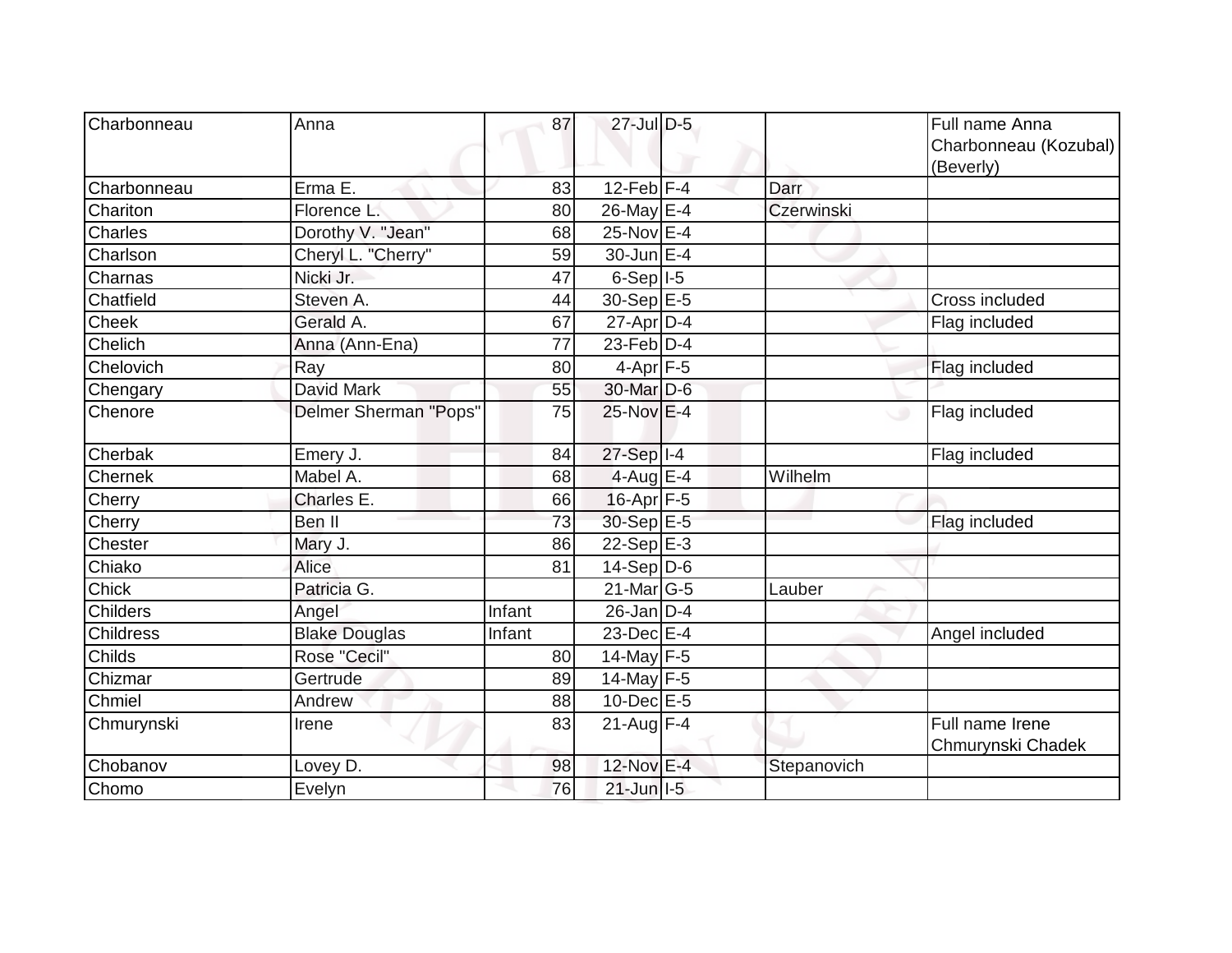| | | | | | | |
|---|---|---|---|---|---|---|
| Charbonneau | Anna | 87 | 27-Jul | D-5 | | Full name Anna Charbonneau (Kozubal) (Beverly) |
| Charbonneau | Erma E. | 83 | 12-Feb | F-4 | Darr | |
| Chariton | Florence L. | 80 | 26-May | E-4 | Czerwinski | |
| Charles | Dorothy V. "Jean" | 68 | 25-Nov | E-4 | | |
| Charlson | Cheryl L. "Cherry" | 59 | 30-Jun | E-4 | | |
| Charnas | Nicki Jr. | 47 | 6-Sep | I-5 | | |
| Chatfield | Steven A. | 44 | 30-Sep | E-5 | | Cross included |
| Cheek | Gerald A. | 67 | 27-Apr | D-4 | | Flag included |
| Chelich | Anna (Ann-Ena) | 77 | 23-Feb | D-4 | | |
| Chelovich | Ray | 80 | 4-Apr | F-5 | | Flag included |
| Chengary | David Mark | 55 | 30-Mar | D-6 | | |
| Chenore | Delmer Sherman "Pops" | 75 | 25-Nov | E-4 | | Flag included |
| Cherbak | Emery J. | 84 | 27-Sep | I-4 | | Flag included |
| Chernek | Mabel A. | 68 | 4-Aug | E-4 | Wilhelm | |
| Cherry | Charles E. | 66 | 16-Apr | F-5 | | |
| Cherry | Ben II | 73 | 30-Sep | E-5 | | Flag included |
| Chester | Mary J. | 86 | 22-Sep | E-3 | | |
| Chiako | Alice | 81 | 14-Sep | D-6 | | |
| Chick | Patricia G. | | 21-Mar | G-5 | Lauber | |
| Childers | Angel | Infant | 26-Jan | D-4 | | |
| Childress | Blake Douglas | Infant | 23-Dec | E-4 | | Angel included |
| Childs | Rose "Cecil" | 80 | 14-May | F-5 | | |
| Chizmar | Gertrude | 89 | 14-May | F-5 | | |
| Chmiel | Andrew | 88 | 10-Dec | E-5 | | |
| Chmurynski | Irene | 83 | 21-Aug | F-4 | | Full name Irene Chmurynski Chadek |
| Chobanov | Lovey D. | 98 | 12-Nov | E-4 | Stepanovich | |
| Chomo | Evelyn | 76 | 21-Jun | I-5 | | |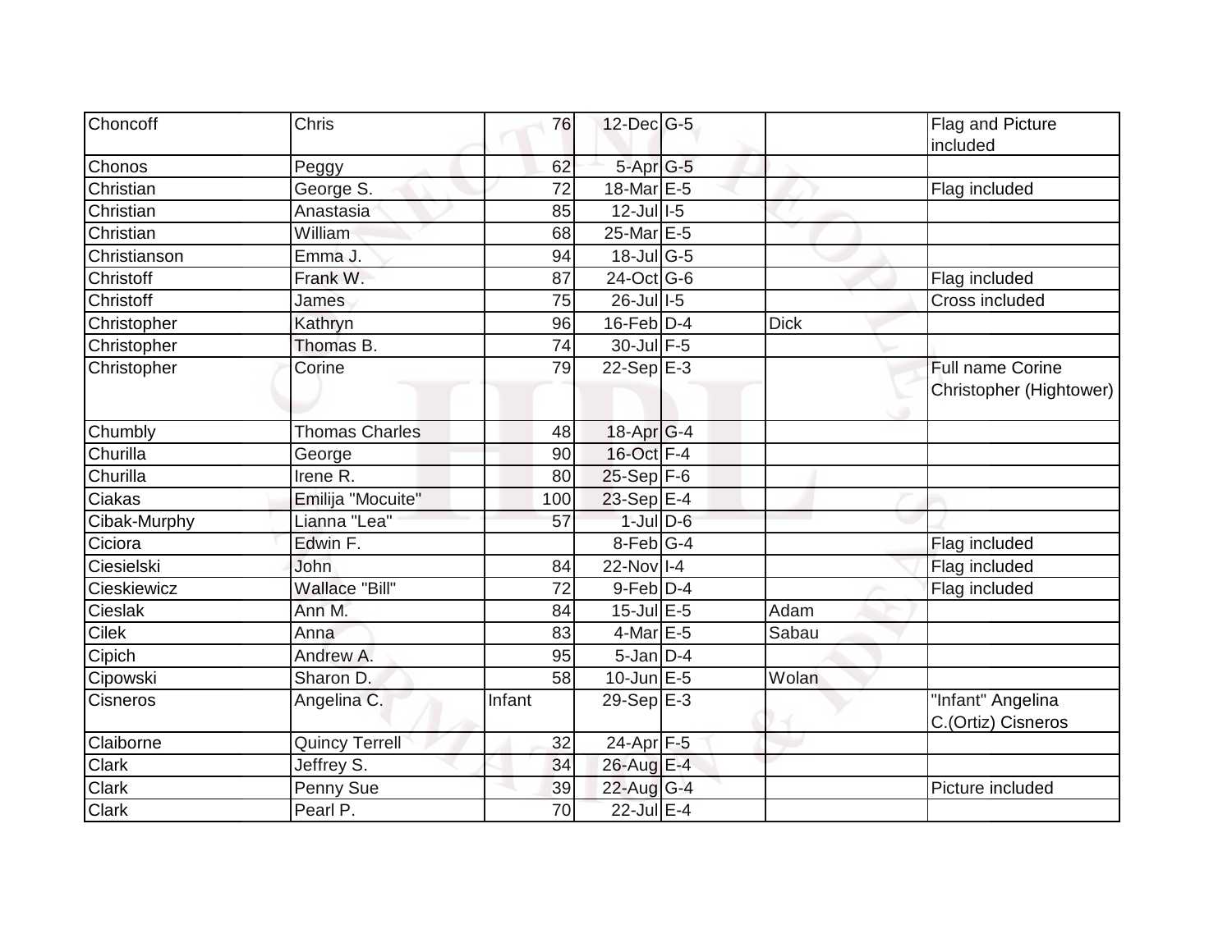| Choncoff | Chris | 76 | 12-Dec | G-5 | | Flag and Picture included |
|---|---|---|---|---|---|---|
| Chonos | Peggy | 62 | 5-Apr | G-5 | | |
| Christian | George S. | 72 | 18-Mar | E-5 | | Flag included |
| Christian | Anastasia | 85 | 12-Jul | I-5 | | |
| Christian | William | 68 | 25-Mar | E-5 | | |
| Christianson | Emma J. | 94 | 18-Jul | G-5 | | |
| Christoff | Frank W. | 87 | 24-Oct | G-6 | | Flag included |
| Christoff | James | 75 | 26-Jul | I-5 | | Cross included |
| Christopher | Kathryn | 96 | 16-Feb | D-4 | Dick | |
| Christopher | Thomas B. | 74 | 30-Jul | F-5 | | |
| Christopher | Corine | 79 | 22-Sep | E-3 | | Full name Corine Christopher (Hightower) |
| Chumbly | Thomas Charles | 48 | 18-Apr | G-4 | | |
| Churilla | George | 90 | 16-Oct | F-4 | | |
| Churilla | Irene R. | 80 | 25-Sep | F-6 | | |
| Ciakas | Emilija "Mocuite" | 100 | 23-Sep | E-4 | | |
| Cibak-Murphy | Lianna "Lea" | 57 | 1-Jul | D-6 | | |
| Ciciora | Edwin F. | | 8-Feb | G-4 | | Flag included |
| Ciesielski | John | 84 | 22-Nov | I-4 | | Flag included |
| Cieskiewicz | Wallace "Bill" | 72 | 9-Feb | D-4 | | Flag included |
| Cieslak | Ann M. | 84 | 15-Jul | E-5 | Adam | |
| Cilek | Anna | 83 | 4-Mar | E-5 | Sabau | |
| Cipich | Andrew A. | 95 | 5-Jan | D-4 | | |
| Cipowski | Sharon D. | 58 | 10-Jun | E-5 | Wolan | |
| Cisneros | Angelina C. | Infant | 29-Sep | E-3 | | "Infant" Angelina C.(Ortiz) Cisneros |
| Claiborne | Quincy Terrell | 32 | 24-Apr | F-5 | | |
| Clark | Jeffrey S. | 34 | 26-Aug | E-4 | | |
| Clark | Penny Sue | 39 | 22-Aug | G-4 | | Picture included |
| Clark | Pearl P. | 70 | 22-Jul | E-4 | | |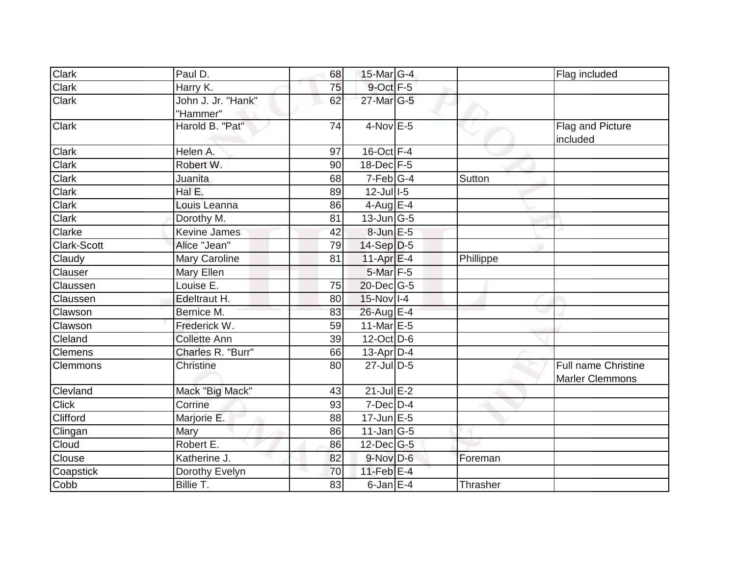| | | | | | | |
|---|---|---|---|---|---|---|
| Clark | Paul D. | 68 | 15-Mar | G-4 | | Flag included |
| Clark | Harry K. | 75 | 9-Oct | F-5 | | |
| Clark | John J. Jr. "Hank" "Hammer" | 62 | 27-Mar | G-5 | | |
| Clark | Harold B. "Pat" | 74 | 4-Nov | E-5 | | Flag and Picture included |
| Clark | Helen A. | 97 | 16-Oct | F-4 | | |
| Clark | Robert W. | 90 | 18-Dec | F-5 | | |
| Clark | Juanita | 68 | 7-Feb | G-4 | Sutton | |
| Clark | Hal E. | 89 | 12-Jul | I-5 | | |
| Clark | Louis Leanna | 86 | 4-Aug | E-4 | | |
| Clark | Dorothy M. | 81 | 13-Jun | G-5 | | |
| Clarke | Kevine James | 42 | 8-Jun | E-5 | | |
| Clark-Scott | Alice "Jean" | 79 | 14-Sep | D-5 | | |
| Claudy | Mary Caroline | 81 | 11-Apr | E-4 | Phillippe | |
| Clauser | Mary Ellen | | 5-Mar | F-5 | | |
| Claussen | Louise E. | 75 | 20-Dec | G-5 | | |
| Claussen | Edeltraut H. | 80 | 15-Nov | I-4 | | |
| Clawson | Bernice M. | 83 | 26-Aug | E-4 | | |
| Clawson | Frederick W. | 59 | 11-Mar | E-5 | | |
| Cleland | Collette Ann | 39 | 12-Oct | D-6 | | |
| Clemens | Charles R. "Burr" | 66 | 13-Apr | D-4 | | |
| Clemmons | Christine | 80 | 27-Jul | D-5 | | Full name Christine Marler Clemmons |
| Clevland | Mack "Big Mack" | 43 | 21-Jul | E-2 | | |
| Click | Corrine | 93 | 7-Dec | D-4 | | |
| Clifford | Marjorie E. | 88 | 17-Jun | E-5 | | |
| Clingan | Mary | 86 | 11-Jan | G-5 | | |
| Cloud | Robert E. | 86 | 12-Dec | G-5 | | |
| Clouse | Katherine J. | 82 | 9-Nov | D-6 | Foreman | |
| Coapstick | Dorothy Evelyn | 70 | 11-Feb | E-4 | | |
| Cobb | Billie T. | 83 | 6-Jan | E-4 | Thrasher | |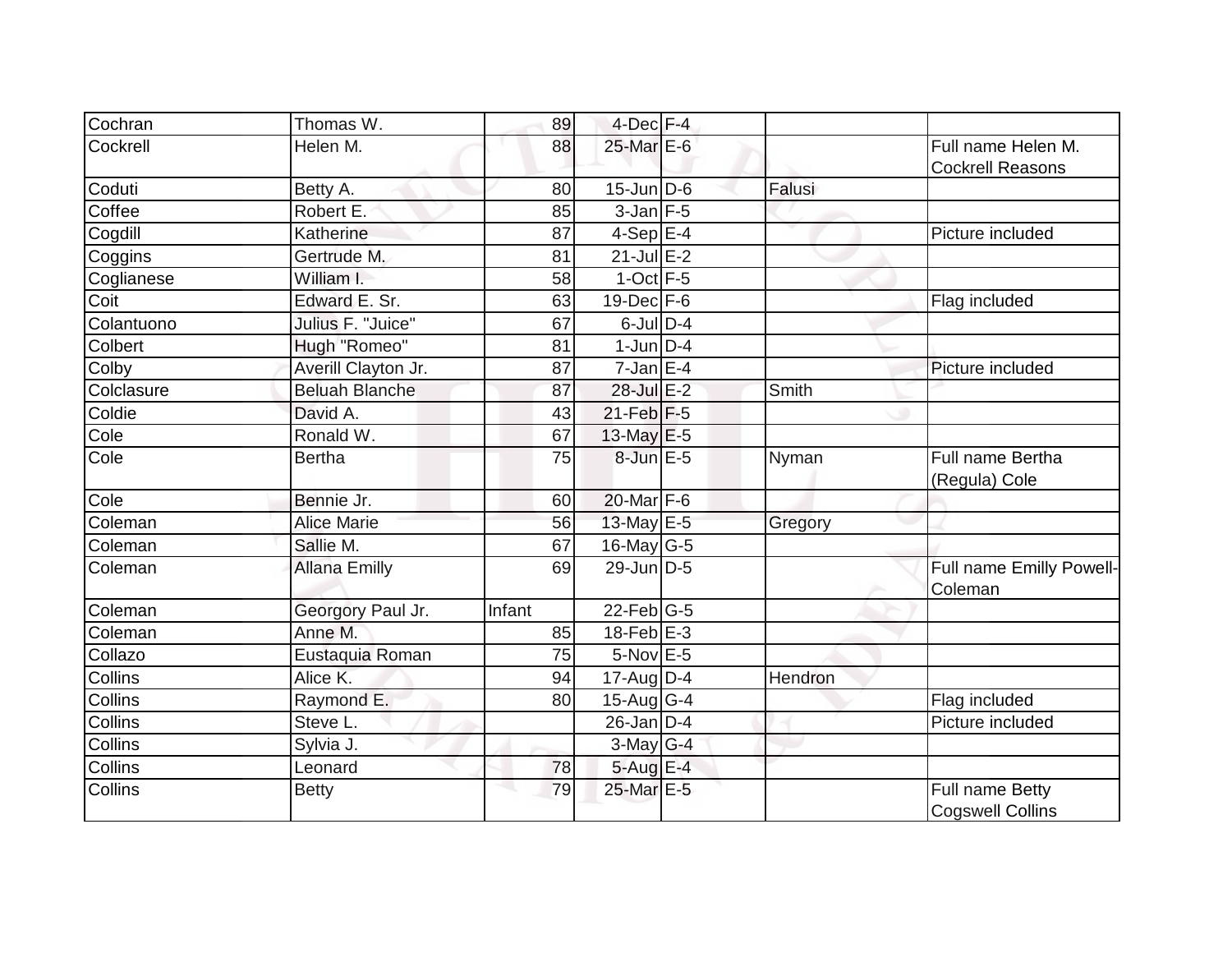| Cochran | Thomas W. | 89 | 4-Dec | F-4 | | |
|---|---|---|---|---|---|---|
| Cockrell | Helen M. | 88 | 25-Mar | E-6 | | Full name Helen M. Cockrell Reasons |
| Coduti | Betty A. | 80 | 15-Jun | D-6 | Falusi | |
| Coffee | Robert E. | 85 | 3-Jan | F-5 | | |
| Cogdill | Katherine | 87 | 4-Sep | E-4 | | Picture included |
| Coggins | Gertrude M. | 81 | 21-Jul | E-2 | | |
| Coglianese | William I. | 58 | 1-Oct | F-5 | | |
| Coit | Edward E. Sr. | 63 | 19-Dec | F-6 | | Flag included |
| Colantuono | Julius F. "Juice" | 67 | 6-Jul | D-4 | | |
| Colbert | Hugh "Romeo" | 81 | 1-Jun | D-4 | | |
| Colby | Averill Clayton Jr. | 87 | 7-Jan | E-4 | | Picture included |
| Colclasure | Beluah Blanche | 87 | 28-Jul | E-2 | Smith | |
| Coldie | David A. | 43 | 21-Feb | F-5 | | |
| Cole | Ronald W. | 67 | 13-May | E-5 | | |
| Cole | Bertha | 75 | 8-Jun | E-5 | Nyman | Full name Bertha (Regula) Cole |
| Cole | Bennie Jr. | 60 | 20-Mar | F-6 | | |
| Coleman | Alice Marie | 56 | 13-May | E-5 | Gregory | |
| Coleman | Sallie M. | 67 | 16-May | G-5 | | |
| Coleman | Allana Emilly | 69 | 29-Jun | D-5 | | Full name Emilly Powell-Coleman |
| Coleman | Georgory Paul Jr. | Infant | 22-Feb | G-5 | | |
| Coleman | Anne M. | 85 | 18-Feb | E-3 | | |
| Collazo | Eustaquia Roman | 75 | 5-Nov | E-5 | | |
| Collins | Alice K. | 94 | 17-Aug | D-4 | Hendron | |
| Collins | Raymond E. | 80 | 15-Aug | G-4 | | Flag included |
| Collins | Steve L. | | 26-Jan | D-4 | | Picture included |
| Collins | Sylvia J. | | 3-May | G-4 | | |
| Collins | Leonard | 78 | 5-Aug | E-4 | | |
| Collins | Betty | 79 | 25-Mar | E-5 | | Full name Betty Cogswell Collins |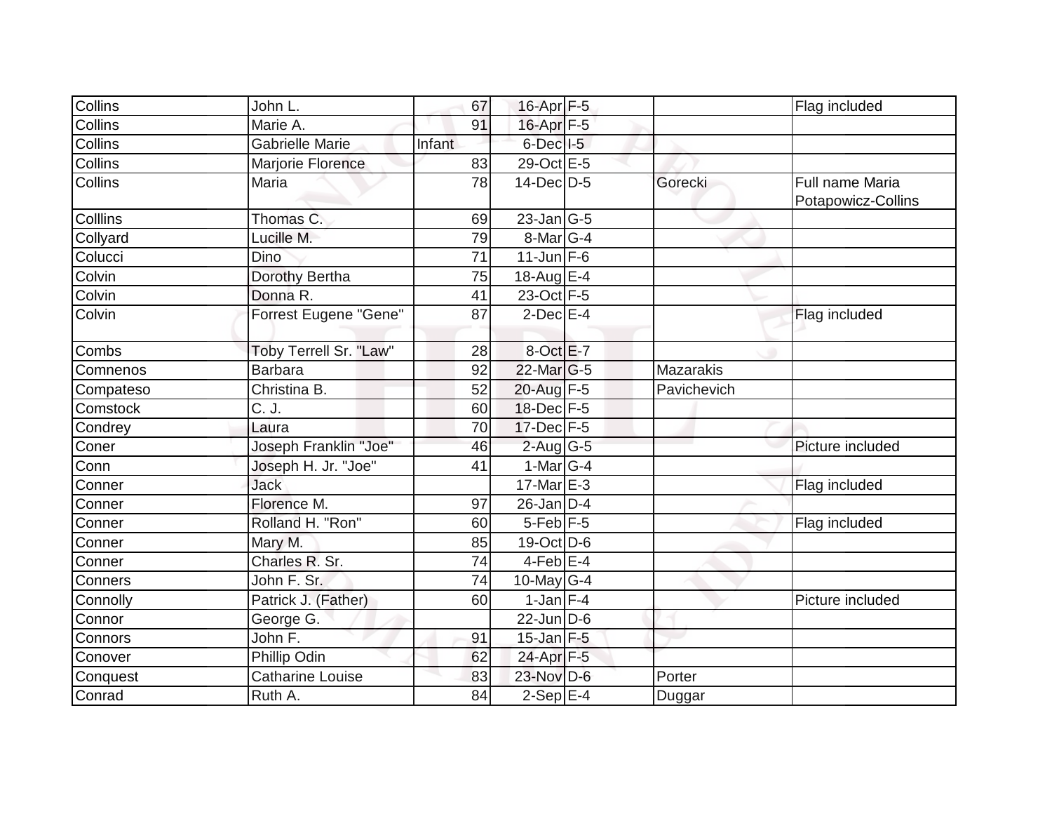| Collins | John L. | 67 | 16-Apr | F-5 | | Flag included |
|---|---|---|---|---|---|---|
| Collins | Marie A. | 91 | 16-Apr | F-5 | | |
| Collins | Gabrielle Marie | Infant | 6-Dec | I-5 | | |
| Collins | Marjorie Florence | 83 | 29-Oct | E-5 | | |
| Collins | Maria | 78 | 14-Dec | D-5 | Gorecki | Full name Maria Potapowicz-Collins |
| Colllins | Thomas C. | 69 | 23-Jan | G-5 | | |
| Collyard | Lucille M. | 79 | 8-Mar | G-4 | | |
| Colucci | Dino | 71 | 11-Jun | F-6 | | |
| Colvin | Dorothy Bertha | 75 | 18-Aug | E-4 | | |
| Colvin | Donna R. | 41 | 23-Oct | F-5 | | |
| Colvin | Forrest Eugene "Gene" | 87 | 2-Dec | E-4 | | Flag included |
| Combs | Toby Terrell Sr. "Law" | 28 | 8-Oct | E-7 | | |
| Comnenos | Barbara | 92 | 22-Mar | G-5 | Mazarakis | |
| Compateso | Christina B. | 52 | 20-Aug | F-5 | Pavichevich | |
| Comstock | C. J. | 60 | 18-Dec | F-5 | | |
| Condrey | Laura | 70 | 17-Dec | F-5 | | |
| Coner | Joseph Franklin "Joe" | 46 | 2-Aug | G-5 | | Picture included |
| Conn | Joseph H. Jr. "Joe" | 41 | 1-Mar | G-4 | | |
| Conner | Jack | | 17-Mar | E-3 | | Flag included |
| Conner | Florence M. | 97 | 26-Jan | D-4 | | |
| Conner | Rolland H. "Ron" | 60 | 5-Feb | F-5 | | Flag included |
| Conner | Mary M. | 85 | 19-Oct | D-6 | | |
| Conner | Charles R. Sr. | 74 | 4-Feb | E-4 | | |
| Conners | John F. Sr. | 74 | 10-May | G-4 | | |
| Connolly | Patrick J. (Father) | 60 | 1-Jan | F-4 | | Picture included |
| Connor | George G. | | 22-Jun | D-6 | | |
| Connors | John F. | 91 | 15-Jan | F-5 | | |
| Conover | Phillip Odin | 62 | 24-Apr | F-5 | | |
| Conquest | Catharine Louise | 83 | 23-Nov | D-6 | Porter | |
| Conrad | Ruth A. | 84 | 2-Sep | E-4 | Duggar | |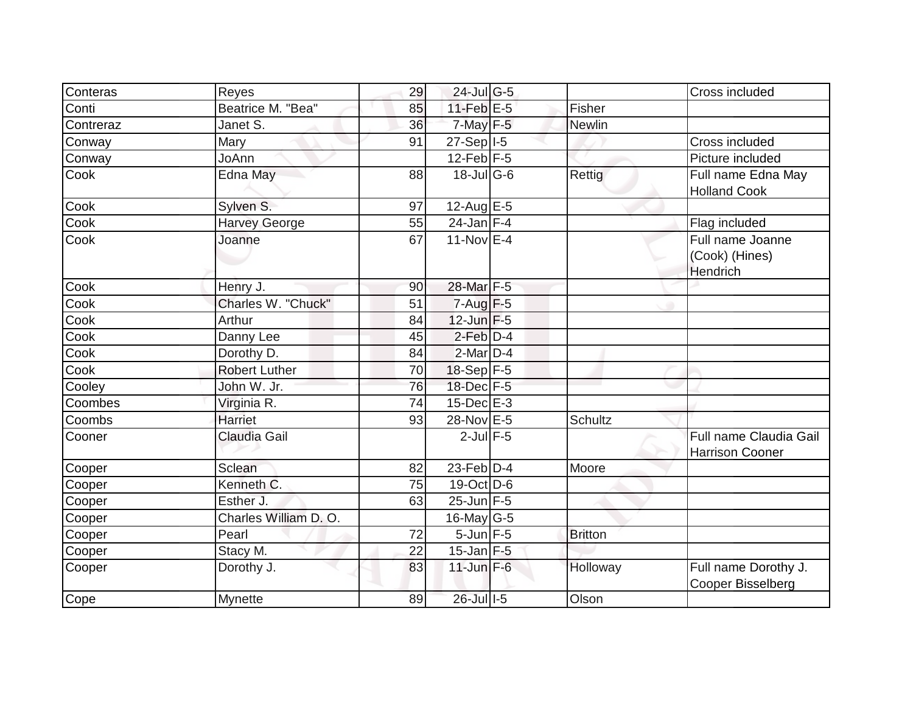| | | | | | | |
|---|---|---|---|---|---|---|
| Conteras | Reyes | 29 | 24-Jul | G-5 | | Cross included |
| Conti | Beatrice M. "Bea" | 85 | 11-Feb | E-5 | Fisher | |
| Contreraz | Janet S. | 36 | 7-May | F-5 | Newlin | |
| Conway | Mary | 91 | 27-Sep | I-5 | | Cross included |
| Conway | JoAnn | | 12-Feb | F-5 | | Picture included |
| Cook | Edna May | 88 | 18-Jul | G-6 | Rettig | Full name Edna May Holland Cook |
| Cook | Sylven S. | 97 | 12-Aug | E-5 | | |
| Cook | Harvey George | 55 | 24-Jan | F-4 | | Flag included |
| Cook | Joanne | 67 | 11-Nov | E-4 | | Full name Joanne (Cook) (Hines) Hendrich |
| Cook | Henry J. | 90 | 28-Mar | F-5 | | |
| Cook | Charles W. "Chuck" | 51 | 7-Aug | F-5 | | |
| Cook | Arthur | 84 | 12-Jun | F-5 | | |
| Cook | Danny Lee | 45 | 2-Feb | D-4 | | |
| Cook | Dorothy D. | 84 | 2-Mar | D-4 | | |
| Cook | Robert Luther | 70 | 18-Sep | F-5 | | |
| Cooley | John W. Jr. | 76 | 18-Dec | F-5 | | |
| Coombes | Virginia R. | 74 | 15-Dec | E-3 | | |
| Coombs | Harriet | 93 | 28-Nov | E-5 | Schultz | |
| Cooner | Claudia Gail | | 2-Jul | F-5 | | Full name Claudia Gail Harrison Cooner |
| Cooper | Sclean | 82 | 23-Feb | D-4 | Moore | |
| Cooper | Kenneth C. | 75 | 19-Oct | D-6 | | |
| Cooper | Esther J. | 63 | 25-Jun | F-5 | | |
| Cooper | Charles William D. O. | | 16-May | G-5 | | |
| Cooper | Pearl | 72 | 5-Jun | F-5 | Britton | |
| Cooper | Stacy M. | 22 | 15-Jan | F-5 | | |
| Cooper | Dorothy J. | 83 | 11-Jun | F-6 | Holloway | Full name Dorothy J. Cooper Bisselberg |
| Cope | Mynette | 89 | 26-Jul | I-5 | Olson | |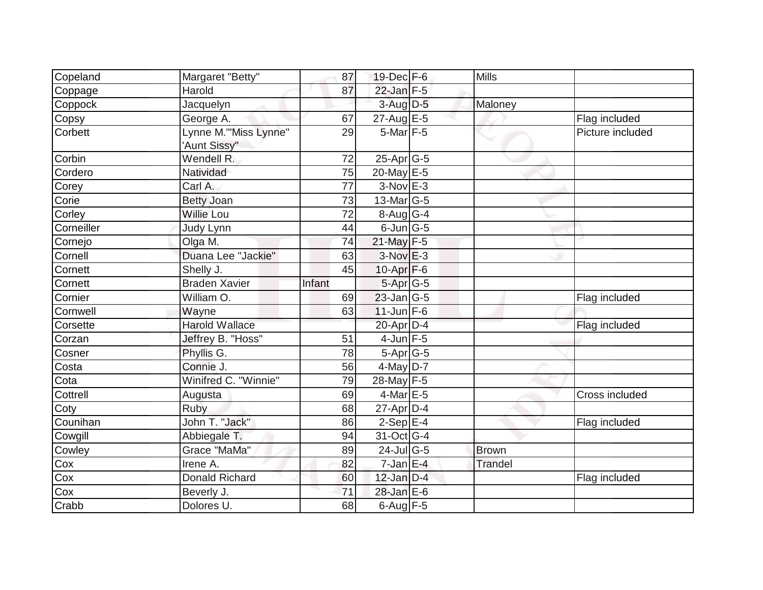| | | | | | | |
|---|---|---|---|---|---|---|
| Copeland | Margaret "Betty" | 87 | 19-Dec | F-6 | Mills | |
| Coppage | Harold | 87 | 22-Jan | F-5 | | |
| Coppock | Jacquelyn | | 3-Aug | D-5 | Maloney | |
| Copsy | George A. | 67 | 27-Aug | E-5 | | Flag included |
| Corbett | Lynne M.'"Miss Lynne" 'Aunt Sissy" | 29 | 5-Mar | F-5 | | Picture included |
| Corbin | Wendell R. | 72 | 25-Apr | G-5 | | |
| Cordero | Natividad | 75 | 20-May | E-5 | | |
| Corey | Carl A. | 77 | 3-Nov | E-3 | | |
| Corie | Betty Joan | 73 | 13-Mar | G-5 | | |
| Corley | Willie Lou | 72 | 8-Aug | G-4 | | |
| Corneiller | Judy Lynn | 44 | 6-Jun | G-5 | | |
| Cornejo | Olga M. | 74 | 21-May | F-5 | | |
| Cornell | Duana Lee "Jackie" | 63 | 3-Nov | E-3 | | |
| Cornett | Shelly J. | 45 | 10-Apr | F-6 | | |
| Cornett | Braden Xavier | Infant | 5-Apr | G-5 | | |
| Cornier | William O. | 69 | 23-Jan | G-5 | | Flag included |
| Cornwell | Wayne | 63 | 11-Jun | F-6 | | |
| Corsette | Harold Wallace | | 20-Apr | D-4 | | Flag included |
| Corzan | Jeffrey B. "Hoss" | 51 | 4-Jun | F-5 | | |
| Cosner | Phyllis G. | 78 | 5-Apr | G-5 | | |
| Costa | Connie J. | 56 | 4-May | D-7 | | |
| Cota | Winifred C. "Winnie" | 79 | 28-May | F-5 | | |
| Cottrell | Augusta | 69 | 4-Mar | E-5 | | Cross included |
| Coty | Ruby | 68 | 27-Apr | D-4 | | |
| Counihan | John T. "Jack" | 86 | 2-Sep | E-4 | | Flag included |
| Cowgill | Abbiegale T. | 94 | 31-Oct | G-4 | | |
| Cowley | Grace "MaMa" | 89 | 24-Jul | G-5 | Brown | |
| Cox | Irene A. | 82 | 7-Jan | E-4 | Trandel | |
| Cox | Donald Richard | 60 | 12-Jan | D-4 | | Flag included |
| Cox | Beverly J. | 71 | 28-Jan | E-6 | | |
| Crabb | Dolores U. | 68 | 6-Aug | F-5 | | |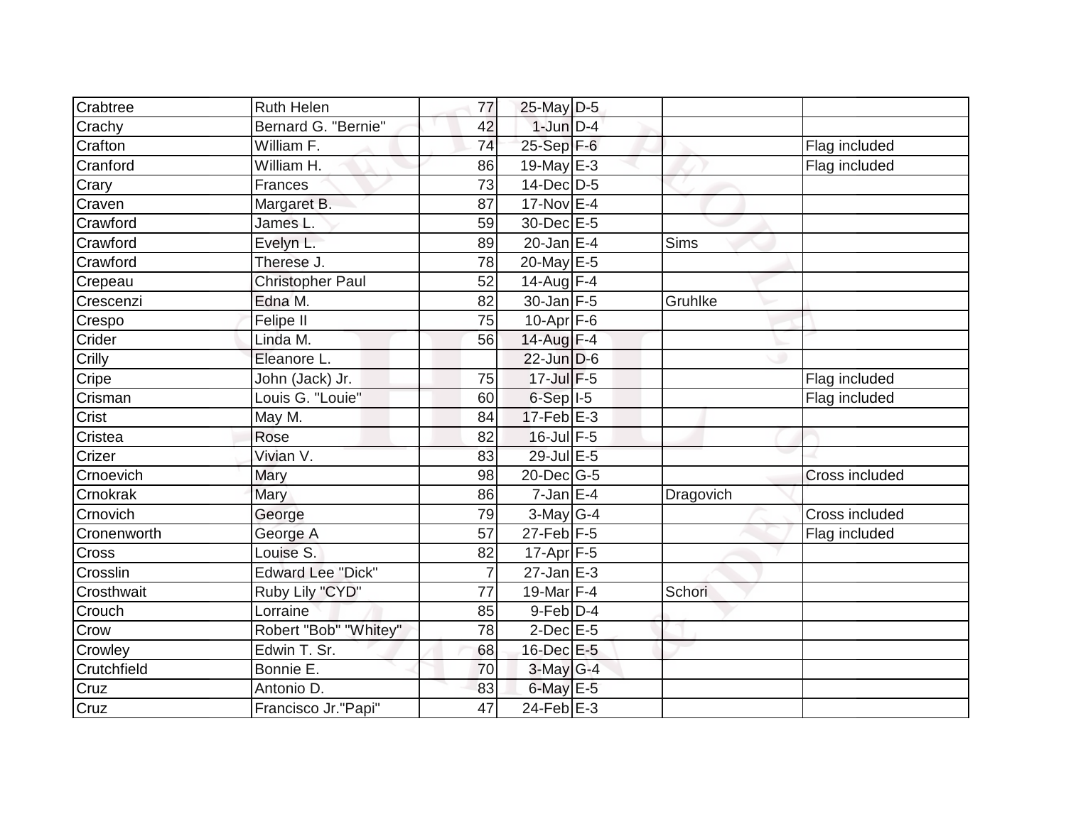| Crabtree | Ruth Helen | 77 | 25-May | D-5 | | |
|---|---|---|---|---|---|---|
| Crachy | Bernard G. "Bernie" | 42 | 1-Jun | D-4 | | |
| Crafton | William F. | 74 | 25-Sep | F-6 | | Flag included |
| Cranford | William H. | 86 | 19-May | E-3 | | Flag included |
| Crary | Frances | 73 | 14-Dec | D-5 | | |
| Craven | Margaret B. | 87 | 17-Nov | E-4 | | |
| Crawford | James L. | 59 | 30-Dec | E-5 | | |
| Crawford | Evelyn L. | 89 | 20-Jan | E-4 | Sims | |
| Crawford | Therese J. | 78 | 20-May | E-5 | | |
| Crepeau | Christopher Paul | 52 | 14-Aug | F-4 | | |
| Crescenzi | Edna M. | 82 | 30-Jan | F-5 | Gruhlke | |
| Crespo | Felipe II | 75 | 10-Apr | F-6 | | |
| Crider | Linda M. | 56 | 14-Aug | F-4 | | |
| Crilly | Eleanore L. | | 22-Jun | D-6 | | |
| Cripe | John (Jack) Jr. | 75 | 17-Jul | F-5 | | Flag included |
| Crisman | Louis G. "Louie" | 60 | 6-Sep | I-5 | | Flag included |
| Crist | May M. | 84 | 17-Feb | E-3 | | |
| Cristea | Rose | 82 | 16-Jul | F-5 | | |
| Crizer | Vivian V. | 83 | 29-Jul | E-5 | | |
| Crnoevich | Mary | 98 | 20-Dec | G-5 | | Cross included |
| Crnokrak | Mary | 86 | 7-Jan | E-4 | Dragovich | |
| Crnovich | George | 79 | 3-May | G-4 | | Cross included |
| Cronenworth | George A | 57 | 27-Feb | F-5 | | Flag included |
| Cross | Louise S. | 82 | 17-Apr | F-5 | | |
| Crosslin | Edward Lee "Dick" | 7 | 27-Jan | E-3 | | |
| Crosthwait | Ruby Lily "CYD" | 77 | 19-Mar | F-4 | Schori | |
| Crouch | Lorraine | 85 | 9-Feb | D-4 | | |
| Crow | Robert "Bob" "Whitey" | 78 | 2-Dec | E-5 | | |
| Crowley | Edwin T. Sr. | 68 | 16-Dec | E-5 | | |
| Crutchfield | Bonnie E. | 70 | 3-May | G-4 | | |
| Cruz | Antonio D. | 83 | 6-May | E-5 | | |
| Cruz | Francisco Jr."Papi" | 47 | 24-Feb | E-3 | | |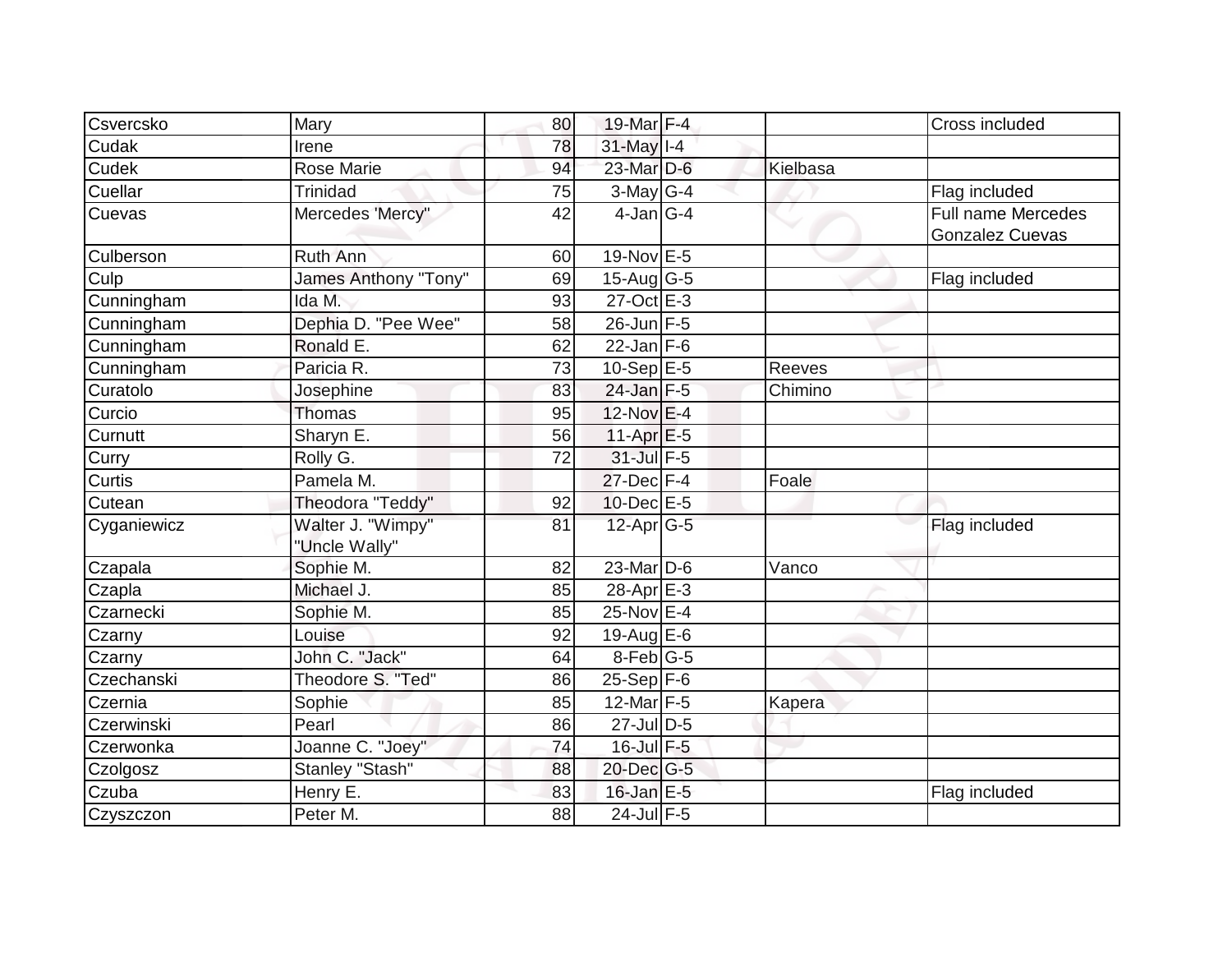| | | | | | | |
|---|---|---|---|---|---|---|
| Csvercsko | Mary | 80 | 19-Mar | F-4 | | Cross included |
| Cudak | Irene | 78 | 31-May | I-4 | | |
| Cudek | Rose Marie | 94 | 23-Mar | D-6 | Kielbasa | |
| Cuellar | Trinidad | 75 | 3-May | G-4 | | Flag included |
| Cuevas | Mercedes 'Mercy" | 42 | 4-Jan | G-4 | | Full name Mercedes Gonzalez Cuevas |
| Culberson | Ruth Ann | 60 | 19-Nov | E-5 | | |
| Culp | James Anthony "Tony" | 69 | 15-Aug | G-5 | | Flag included |
| Cunningham | Ida M. | 93 | 27-Oct | E-3 | | |
| Cunningham | Dephia D. "Pee Wee" | 58 | 26-Jun | F-5 | | |
| Cunningham | Ronald E. | 62 | 22-Jan | F-6 | | |
| Cunningham | Paricia R. | 73 | 10-Sep | E-5 | Reeves | |
| Curatolo | Josephine | 83 | 24-Jan | F-5 | Chimino | |
| Curcio | Thomas | 95 | 12-Nov | E-4 | | |
| Curnutt | Sharyn E. | 56 | 11-Apr | E-5 | | |
| Curry | Rolly G. | 72 | 31-Jul | F-5 | | |
| Curtis | Pamela M. | | 27-Dec | F-4 | Foale | |
| Cutean | Theodora "Teddy" | 92 | 10-Dec | E-5 | | |
| Cyganiewicz | Walter J. "Wimpy" "Uncle Wally" | 81 | 12-Apr | G-5 | | Flag included |
| Czapala | Sophie M. | 82 | 23-Mar | D-6 | Vanco | |
| Czapla | Michael J. | 85 | 28-Apr | E-3 | | |
| Czarnecki | Sophie M. | 85 | 25-Nov | E-4 | | |
| Czarny | Louise | 92 | 19-Aug | E-6 | | |
| Czarny | John C. "Jack" | 64 | 8-Feb | G-5 | | |
| Czechanski | Theodore S. "Ted" | 86 | 25-Sep | F-6 | | |
| Czernia | Sophie | 85 | 12-Mar | F-5 | Kapera | |
| Czerwinski | Pearl | 86 | 27-Jul | D-5 | | |
| Czerwonka | Joanne C. "Joey" | 74 | 16-Jul | F-5 | | |
| Czolgosz | Stanley "Stash" | 88 | 20-Dec | G-5 | | |
| Czuba | Henry E. | 83 | 16-Jan | E-5 | | Flag included |
| Czyszczon | Peter M. | 88 | 24-Jul | F-5 | | |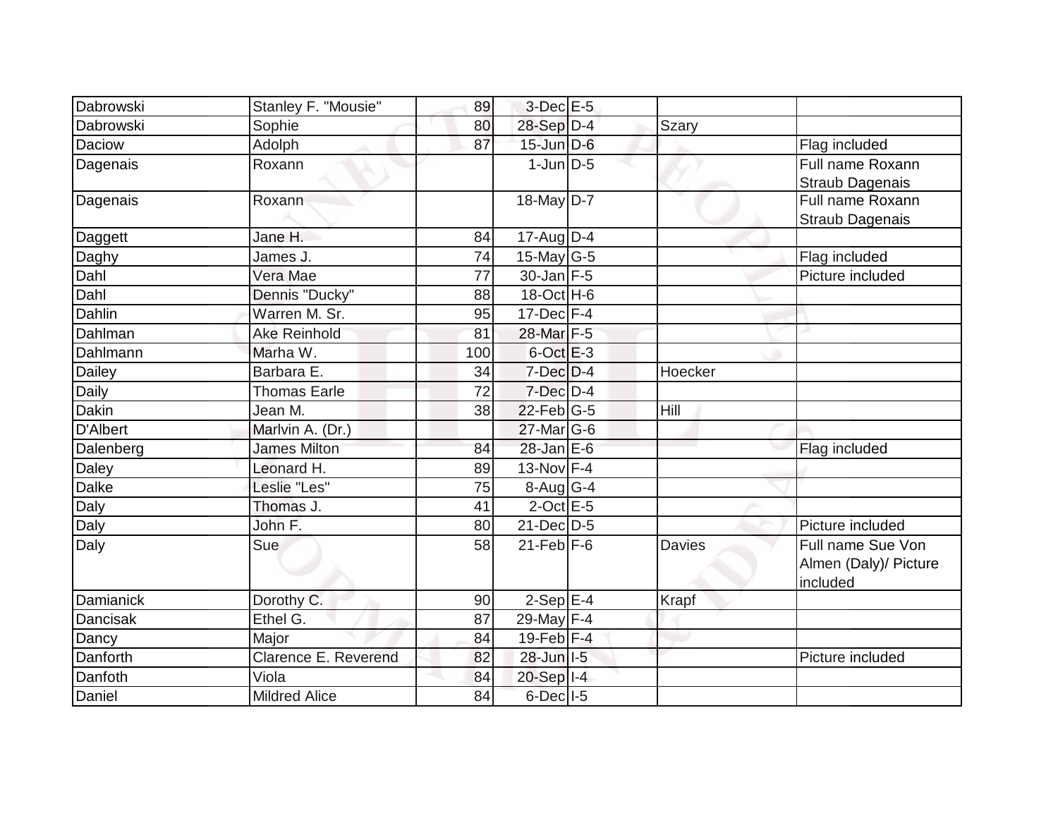| | | | | | | |
|---|---|---|---|---|---|---|
| Dabrowski | Stanley F. "Mousie" | 89 | 3-Dec | E-5 | | |
| Dabrowski | Sophie | 80 | 28-Sep | D-4 | Szary | |
| Daciow | Adolph | 87 | 15-Jun | D-6 | | Flag included |
| Dagenais | Roxann | | 1-Jun | D-5 | | Full name Roxann Straub Dagenais |
| Dagenais | Roxann | | 18-May | D-7 | | Full name Roxann Straub Dagenais |
| Daggett | Jane H. | 84 | 17-Aug | D-4 | | |
| Daghy | James J. | 74 | 15-May | G-5 | | Flag included |
| Dahl | Vera Mae | 77 | 30-Jan | F-5 | | Picture included |
| Dahl | Dennis "Ducky" | 88 | 18-Oct | H-6 | | |
| Dahlin | Warren M. Sr. | 95 | 17-Dec | F-4 | | |
| Dahlman | Ake Reinhold | 81 | 28-Mar | F-5 | | |
| Dahlmann | Marha W. | 100 | 6-Oct | E-3 | | |
| Dailey | Barbara E. | 34 | 7-Dec | D-4 | Hoecker | |
| Daily | Thomas Earle | 72 | 7-Dec | D-4 | | |
| Dakin | Jean M. | 38 | 22-Feb | G-5 | Hill | |
| D'Albert | Marlvin A. (Dr.) | | 27-Mar | G-6 | | |
| Dalenberg | James Milton | 84 | 28-Jan | E-6 | | Flag included |
| Daley | Leonard H. | 89 | 13-Nov | F-4 | | |
| Dalke | Leslie "Les" | 75 | 8-Aug | G-4 | | |
| Daly | Thomas J. | 41 | 2-Oct | E-5 | | |
| Daly | John F. | 80 | 21-Dec | D-5 | | Picture included |
| Daly | Sue | 58 | 21-Feb | F-6 | Davies | Full name Sue Von Almen (Daly)/ Picture included |
| Damianick | Dorothy C. | 90 | 2-Sep | E-4 | Krapf | |
| Dancisak | Ethel G. | 87 | 29-May | F-4 | | |
| Dancy | Major | 84 | 19-Feb | F-4 | | |
| Danforth | Clarence E. Reverend | 82 | 28-Jun | I-5 | | Picture included |
| Danfoth | Viola | 84 | 20-Sep | I-4 | | |
| Daniel | Mildred Alice | 84 | 6-Dec | I-5 | | |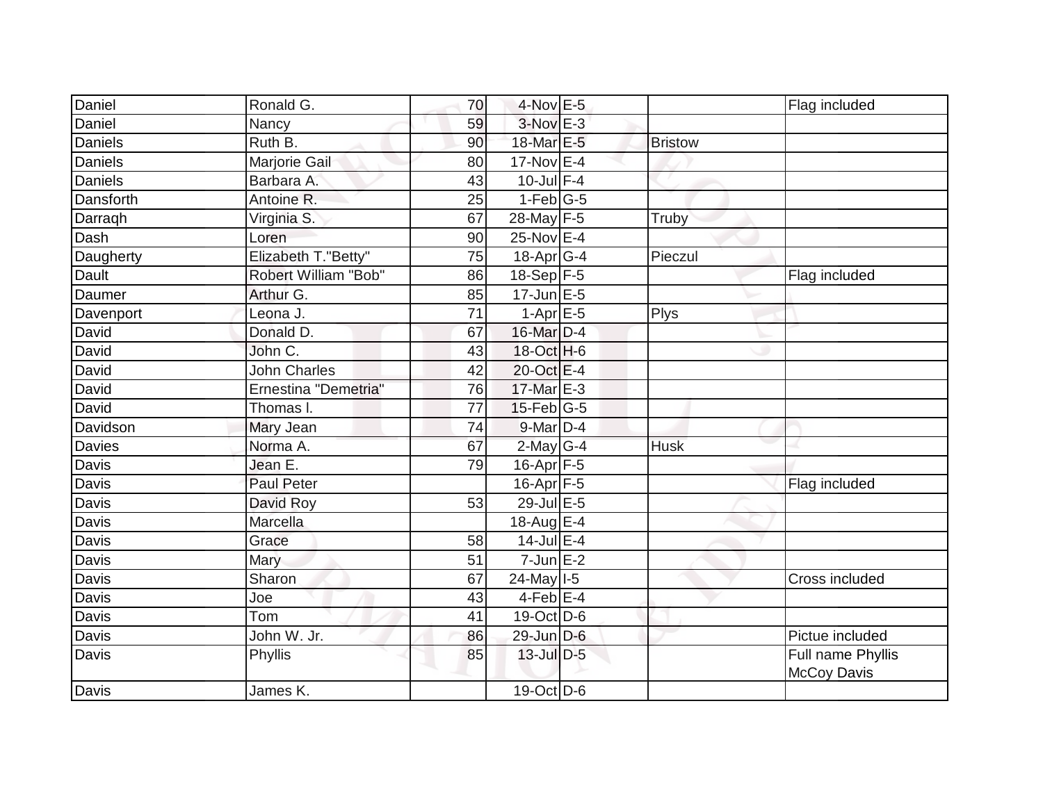| Daniel | Ronald G. | 70 | 4-Nov | E-5 | | Flag included |
|---|---|---|---|---|---|---|
| Daniel | Nancy | 59 | 3-Nov | E-3 | | |
| Daniels | Ruth B. | 90 | 18-Mar | E-5 | Bristow | |
| Daniels | Marjorie Gail | 80 | 17-Nov | E-4 | | |
| Daniels | Barbara A. | 43 | 10-Jul | F-4 | | |
| Dansforth | Antoine R. | 25 | 1-Feb | G-5 | | |
| Darraqh | Virginia S. | 67 | 28-May | F-5 | Truby | |
| Dash | Loren | 90 | 25-Nov | E-4 | | |
| Daugherty | Elizabeth T."Betty" | 75 | 18-Apr | G-4 | Pieczul | |
| Dault | Robert William "Bob" | 86 | 18-Sep | F-5 | | Flag included |
| Daumer | Arthur G. | 85 | 17-Jun | E-5 | | |
| Davenport | Leona J. | 71 | 1-Apr | E-5 | Plys | |
| David | Donald D. | 67 | 16-Mar | D-4 | | |
| David | John C. | 43 | 18-Oct | H-6 | | |
| David | John Charles | 42 | 20-Oct | E-4 | | |
| David | Ernestina "Demetria" | 76 | 17-Mar | E-3 | | |
| David | Thomas l. | 77 | 15-Feb | G-5 | | |
| Davidson | Mary Jean | 74 | 9-Mar | D-4 | | |
| Davies | Norma A. | 67 | 2-May | G-4 | Husk | |
| Davis | Jean E. | 79 | 16-Apr | F-5 | | |
| Davis | Paul Peter | | 16-Apr | F-5 | | Flag included |
| Davis | David Roy | 53 | 29-Jul | E-5 | | |
| Davis | Marcella | | 18-Aug | E-4 | | |
| Davis | Grace | 58 | 14-Jul | E-4 | | |
| Davis | Mary | 51 | 7-Jun | E-2 | | |
| Davis | Sharon | 67 | 24-May | I-5 | | Cross included |
| Davis | Joe | 43 | 4-Feb | E-4 | | |
| Davis | Tom | 41 | 19-Oct | D-6 | | |
| Davis | John W. Jr. | 86 | 29-Jun | D-6 | | Pictue included |
| Davis | Phyllis | 85 | 13-Jul | D-5 | | Full name Phyllis McCoy Davis |
| Davis | James K. | | 19-Oct | D-6 | | |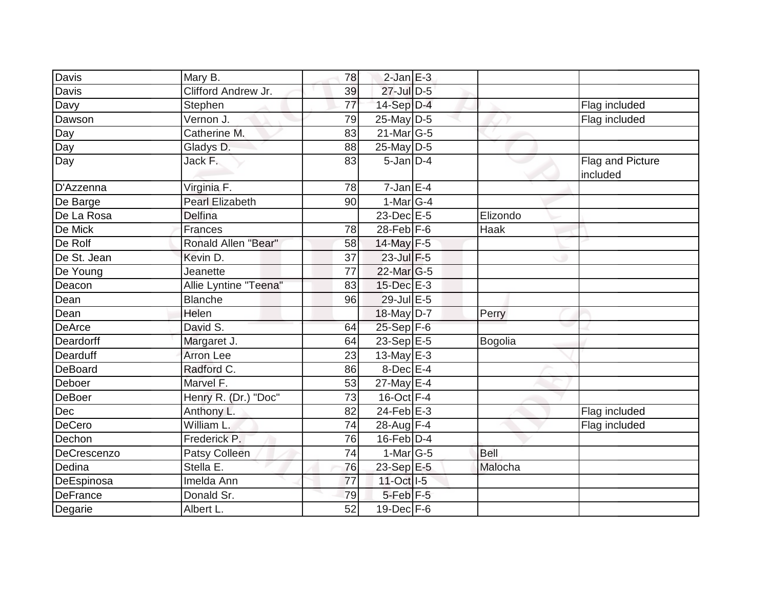| | | | | | | |
|---|---|---|---|---|---|---|
| Davis | Mary B. | 78 | 2-Jan | E-3 | | |
| Davis | Clifford Andrew Jr. | 39 | 27-Jul | D-5 | | |
| Davy | Stephen | 77 | 14-Sep | D-4 | | Flag included |
| Dawson | Vernon J. | 79 | 25-May | D-5 | | Flag included |
| Day | Catherine M. | 83 | 21-Mar | G-5 | | |
| Day | Gladys D. | 88 | 25-May | D-5 | | |
| Day | Jack F. | 83 | 5-Jan | D-4 | | Flag and Picture included |
| D'Azzenna | Virginia F. | 78 | 7-Jan | E-4 | | |
| De Barge | Pearl Elizabeth | 90 | 1-Mar | G-4 | | |
| De La Rosa | Delfina | | 23-Dec | E-5 | Elizondo | |
| De Mick | Frances | 78 | 28-Feb | F-6 | Haak | |
| De Rolf | Ronald Allen "Bear" | 58 | 14-May | F-5 | | |
| De St. Jean | Kevin D. | 37 | 23-Jul | F-5 | | |
| De Young | Jeanette | 77 | 22-Mar | G-5 | | |
| Deacon | Allie Lyntine "Teena" | 83 | 15-Dec | E-3 | | |
| Dean | Blanche | 96 | 29-Jul | E-5 | | |
| Dean | Helen | | 18-May | D-7 | Perry | |
| DeArce | David S. | 64 | 25-Sep | F-6 | | |
| Deardorff | Margaret J. | 64 | 23-Sep | E-5 | Bogolia | |
| Dearduff | Arron Lee | 23 | 13-May | E-3 | | |
| DeBoard | Radford C. | 86 | 8-Dec | E-4 | | |
| Deboer | Marvel F. | 53 | 27-May | E-4 | | |
| DeBoer | Henry R. (Dr.) "Doc" | 73 | 16-Oct | F-4 | | |
| Dec | Anthony L. | 82 | 24-Feb | E-3 | | Flag included |
| DeCero | William L. | 74 | 28-Aug | F-4 | | Flag included |
| Dechon | Frederick P. | 76 | 16-Feb | D-4 | | |
| DeCrescenzo | Patsy Colleen | 74 | 1-Mar | G-5 | Bell | |
| Dedina | Stella E. | 76 | 23-Sep | E-5 | Malocha | |
| DeEspinosa | Imelda Ann | 77 | 11-Oct | I-5 | | |
| DeFrance | Donald Sr. | 79 | 5-Feb | F-5 | | |
| Degarie | Albert L. | 52 | 19-Dec | F-6 | | |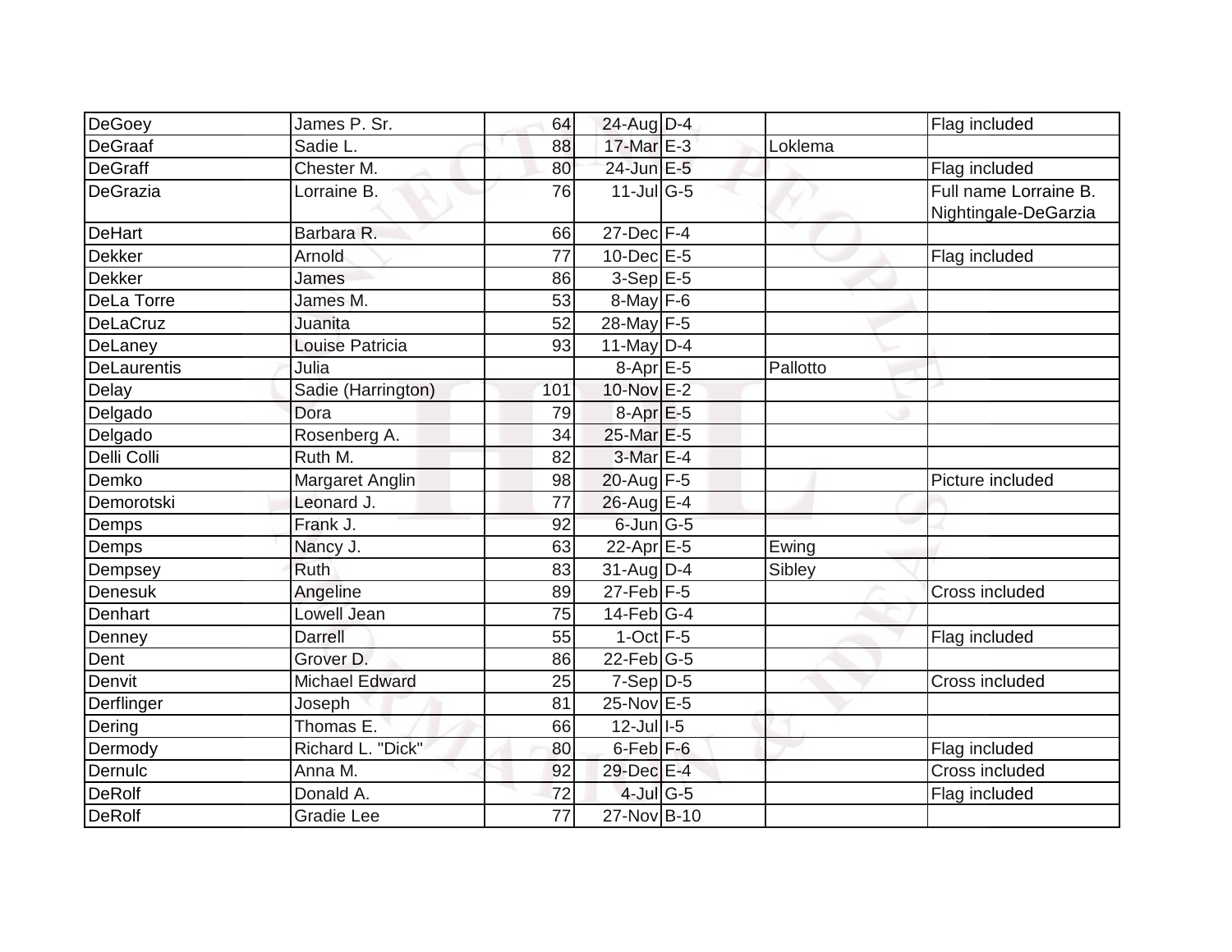| | | | | | | |
|---|---|---|---|---|---|---|
| DeGoey | James P. Sr. | 64 | 24-Aug | D-4 | | Flag included |
| DeGraaf | Sadie L. | 88 | 17-Mar | E-3 | Loklema | |
| DeGraff | Chester M. | 80 | 24-Jun | E-5 | | Flag included |
| DeGrazia | Lorraine B. | 76 | 11-Jul | G-5 | | Full name Lorraine B. Nightingale-DeGarzia |
| DeHart | Barbara R. | 66 | 27-Dec | F-4 | | |
| Dekker | Arnold | 77 | 10-Dec | E-5 | | Flag included |
| Dekker | James | 86 | 3-Sep | E-5 | | |
| DeLa Torre | James M. | 53 | 8-May | F-6 | | |
| DeLaCruz | Juanita | 52 | 28-May | F-5 | | |
| DeLaney | Louise Patricia | 93 | 11-May | D-4 | | |
| DeLaurentis | Julia | | 8-Apr | E-5 | Pallotto | |
| Delay | Sadie (Harrington) | 101 | 10-Nov | E-2 | | |
| Delgado | Dora | 79 | 8-Apr | E-5 | | |
| Delgado | Rosenberg A. | 34 | 25-Mar | E-5 | | |
| Delli Colli | Ruth M. | 82 | 3-Mar | E-4 | | |
| Demko | Margaret Anglin | 98 | 20-Aug | F-5 | | Picture included |
| Demorotski | Leonard J. | 77 | 26-Aug | E-4 | | |
| Demps | Frank J. | 92 | 6-Jun | G-5 | | |
| Demps | Nancy J. | 63 | 22-Apr | E-5 | Ewing | |
| Dempsey | Ruth | 83 | 31-Aug | D-4 | Sibley | |
| Denesuk | Angeline | 89 | 27-Feb | F-5 | | Cross included |
| Denhart | Lowell Jean | 75 | 14-Feb | G-4 | | |
| Denney | Darrell | 55 | 1-Oct | F-5 | | Flag included |
| Dent | Grover D. | 86 | 22-Feb | G-5 | | |
| Denvit | Michael Edward | 25 | 7-Sep | D-5 | | Cross included |
| Derflinger | Joseph | 81 | 25-Nov | E-5 | | |
| Dering | Thomas E. | 66 | 12-Jul | I-5 | | |
| Dermody | Richard L. "Dick" | 80 | 6-Feb | F-6 | | Flag included |
| Dernulc | Anna M. | 92 | 29-Dec | E-4 | | Cross included |
| DeRolf | Donald A. | 72 | 4-Jul | G-5 | | Flag included |
| DeRolf | Gradie Lee | 77 | 27-Nov | B-10 | | |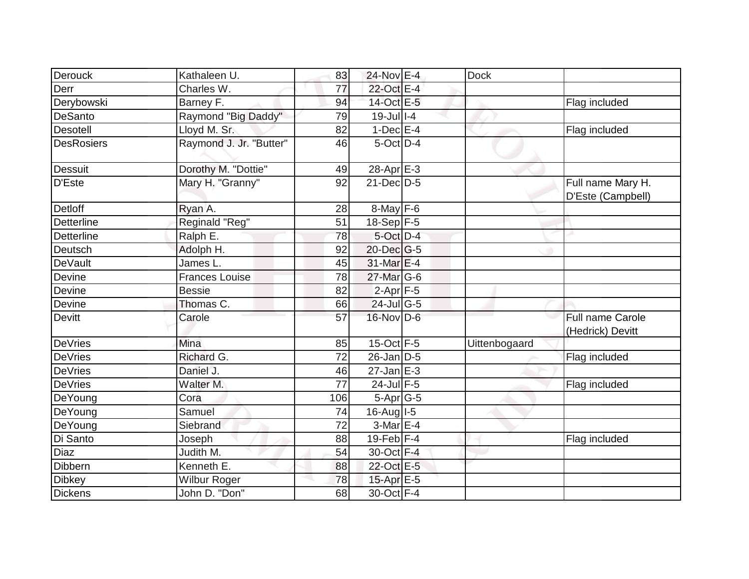| | | | | | | |
|---|---|---|---|---|---|---|
| Derouck | Kathaleen U. | 83 | 24-Nov | E-4 | Dock | |
| Derr | Charles W. | 77 | 22-Oct | E-4 | | |
| Derybowski | Barney F. | 94 | 14-Oct | E-5 | | Flag included |
| DeSanto | Raymond "Big Daddy" | 79 | 19-Jul | I-4 | | |
| Desotell | Lloyd M. Sr. | 82 | 1-Dec | E-4 | | Flag included |
| DesRosiers | Raymond J. Jr. "Butter" | 46 | 5-Oct | D-4 | | |
| Dessuit | Dorothy M. "Dottie" | 49 | 28-Apr | E-3 | | |
| D'Este | Mary H. "Granny" | 92 | 21-Dec | D-5 | | Full name Mary H. D'Este (Campbell) |
| Detloff | Ryan A. | 28 | 8-May | F-6 | | |
| Detterline | Reginald "Reg" | 51 | 18-Sep | F-5 | | |
| Detterline | Ralph E. | 78 | 5-Oct | D-4 | | |
| Deutsch | Adolph H. | 92 | 20-Dec | G-5 | | |
| DeVault | James L. | 45 | 31-Mar | E-4 | | |
| Devine | Frances Louise | 78 | 27-Mar | G-6 | | |
| Devine | Bessie | 82 | 2-Apr | F-5 | | |
| Devine | Thomas C. | 66 | 24-Jul | G-5 | | |
| Devitt | Carole | 57 | 16-Nov | D-6 | | Full name Carole (Hedrick) Devitt |
| DeVries | Mina | 85 | 15-Oct | F-5 | Uittenbogaard | |
| DeVries | Richard G. | 72 | 26-Jan | D-5 | | Flag included |
| DeVries | Daniel J. | 46 | 27-Jan | E-3 | | |
| DeVries | Walter M. | 77 | 24-Jul | F-5 | | Flag included |
| DeYoung | Cora | 106 | 5-Apr | G-5 | | |
| DeYoung | Samuel | 74 | 16-Aug | I-5 | | |
| DeYoung | Siebrand | 72 | 3-Mar | E-4 | | |
| Di Santo | Joseph | 88 | 19-Feb | F-4 | | Flag included |
| Diaz | Judith M. | 54 | 30-Oct | F-4 | | |
| Dibbern | Kenneth E. | 88 | 22-Oct | E-5 | | |
| Dibkey | Wilbur Roger | 78 | 15-Apr | E-5 | | |
| Dickens | John D. "Don" | 68 | 30-Oct | F-4 | | |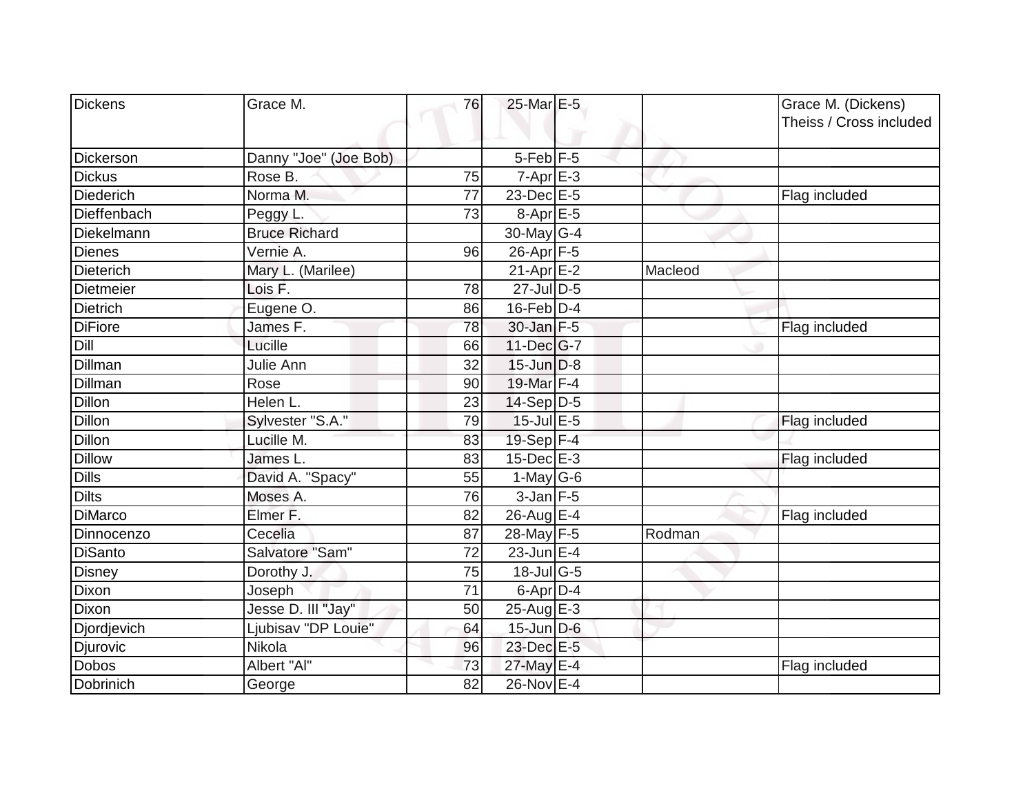| Dickens | Grace M. | 76 | 25-Mar | E-5 | | Grace M. (Dickens) Theiss / Cross included |
|---|---|---|---|---|---|---|
| Dickerson | Danny "Joe" (Joe Bob) | | 5-Feb | F-5 | | |
| Dickus | Rose B. | 75 | 7-Apr | E-3 | | |
| Diederich | Norma M. | 77 | 23-Dec | E-5 | | Flag included |
| Dieffenbach | Peggy L. | 73 | 8-Apr | E-5 | | |
| Diekelmann | Bruce Richard | | 30-May | G-4 | | |
| Dienes | Vernie A. | 96 | 26-Apr | F-5 | | |
| Dieterich | Mary L. (Marilee) | | 21-Apr | E-2 | Macleod | |
| Dietmeier | Lois F. | 78 | 27-Jul | D-5 | | |
| Dietrich | Eugene O. | 86 | 16-Feb | D-4 | | |
| DiFiore | James F. | 78 | 30-Jan | F-5 | | Flag included |
| Dill | Lucille | 66 | 11-Dec | G-7 | | |
| Dillman | Julie Ann | 32 | 15-Jun | D-8 | | |
| Dillman | Rose | 90 | 19-Mar | F-4 | | |
| Dillon | Helen L. | 23 | 14-Sep | D-5 | | |
| Dillon | Sylvester "S.A." | 79 | 15-Jul | E-5 | | Flag included |
| Dillon | Lucille M. | 83 | 19-Sep | F-4 | | |
| Dillow | James L. | 83 | 15-Dec | E-3 | | Flag included |
| Dills | David A. "Spacy" | 55 | 1-May | G-6 | | |
| Dilts | Moses A. | 76 | 3-Jan | F-5 | | |
| DiMarco | Elmer F. | 82 | 26-Aug | E-4 | | Flag included |
| Dinnocenzo | Cecelia | 87 | 28-May | F-5 | Rodman | |
| DiSanto | Salvatore "Sam" | 72 | 23-Jun | E-4 | | |
| Disney | Dorothy J. | 75 | 18-Jul | G-5 | | |
| Dixon | Joseph | 71 | 6-Apr | D-4 | | |
| Dixon | Jesse D. III "Jay" | 50 | 25-Aug | E-3 | | |
| Djordjevich | Ljubisav "DP Louie" | 64 | 15-Jun | D-6 | | |
| Djurovic | Nikola | 96 | 23-Dec | E-5 | | |
| Dobos | Albert "Al" | 73 | 27-May | E-4 | | Flag included |
| Dobrinich | George | 82 | 26-Nov | E-4 | | |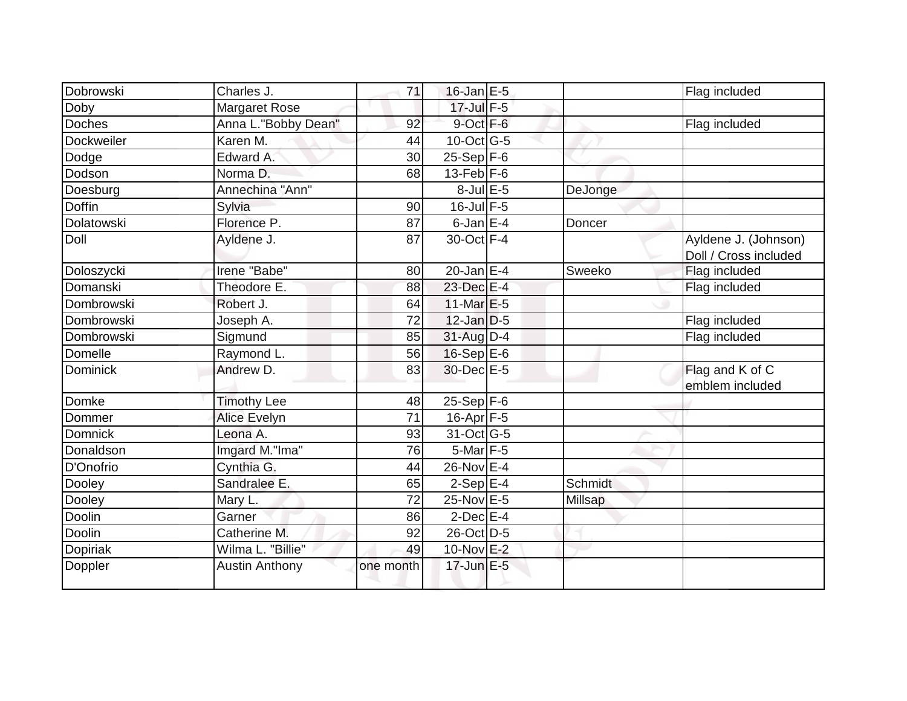| | | | | | | |
|---|---|---|---|---|---|---|
| Dobrowski | Charles J. | 71 | 16-Jan | E-5 | | Flag included |
| Doby | Margaret Rose | | 17-Jul | F-5 | | |
| Doches | Anna L."Bobby Dean" | 92 | 9-Oct | F-6 | | Flag included |
| Dockweiler | Karen M. | 44 | 10-Oct | G-5 | | |
| Dodge | Edward A. | 30 | 25-Sep | F-6 | | |
| Dodson | Norma D. | 68 | 13-Feb | F-6 | | |
| Doesburg | Annechina "Ann" | | 8-Jul | E-5 | DeJonge | |
| Doffin | Sylvia | 90 | 16-Jul | F-5 | | |
| Dolatowski | Florence P. | 87 | 6-Jan | E-4 | Doncer | |
| Doll | Ayldene J. | 87 | 30-Oct | F-4 | | Ayldene J. (Johnson) Doll / Cross included |
| Doloszycki | Irene "Babe" | 80 | 20-Jan | E-4 | Sweeko | Flag included |
| Domanski | Theodore E. | 88 | 23-Dec | E-4 | | Flag included |
| Dombrowski | Robert J. | 64 | 11-Mar | E-5 | | |
| Dombrowski | Joseph A. | 72 | 12-Jan | D-5 | | Flag included |
| Dombrowski | Sigmund | 85 | 31-Aug | D-4 | | Flag included |
| Domelle | Raymond L. | 56 | 16-Sep | E-6 | | |
| Dominick | Andrew D. | 83 | 30-Dec | E-5 | | Flag and K of C emblem included |
| Domke | Timothy Lee | 48 | 25-Sep | F-6 | | |
| Dommer | Alice Evelyn | 71 | 16-Apr | F-5 | | |
| Domnick | Leona A. | 93 | 31-Oct | G-5 | | |
| Donaldson | Imgard M."Ima" | 76 | 5-Mar | F-5 | | |
| D'Onofrio | Cynthia G. | 44 | 26-Nov | E-4 | | |
| Dooley | Sandralee E. | 65 | 2-Sep | E-4 | Schmidt | |
| Dooley | Mary L. | 72 | 25-Nov | E-5 | Millsap | |
| Doolin | Garner | 86 | 2-Dec | E-4 | | |
| Doolin | Catherine M. | 92 | 26-Oct | D-5 | | |
| Dopiriak | Wilma L. "Billie" | 49 | 10-Nov | E-2 | | |
| Doppler | Austin Anthony | one month | 17-Jun | E-5 | | |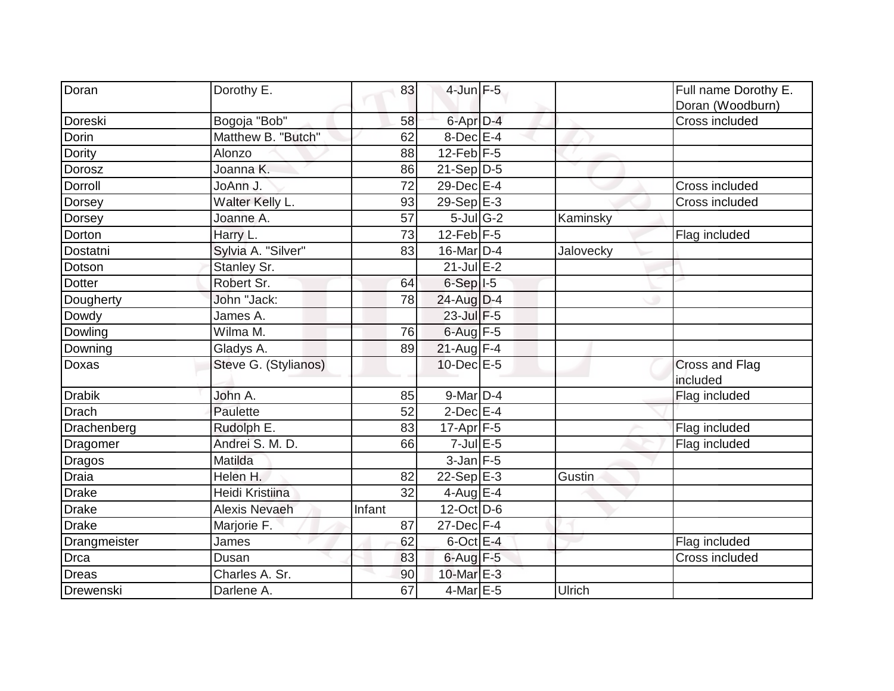| Doran | Dorothy E. | 83 | 4-Jun | F-5 | | Full name Dorothy E. Doran (Woodburn) |
|---|---|---|---|---|---|---|
| Doreski | Bogoja "Bob" | 58 | 6-Apr | D-4 | | Cross included |
| Dorin | Matthew B. "Butch" | 62 | 8-Dec | E-4 | | |
| Dority | Alonzo | 88 | 12-Feb | F-5 | | |
| Dorosz | Joanna K. | 86 | 21-Sep | D-5 | | |
| Dorroll | JoAnn J. | 72 | 29-Dec | E-4 | | Cross included |
| Dorsey | Walter Kelly L. | 93 | 29-Sep | E-3 | | Cross included |
| Dorsey | Joanne A. | 57 | 5-Jul | G-2 | Kaminsky | |
| Dorton | Harry L. | 73 | 12-Feb | F-5 | | Flag included |
| Dostatni | Sylvia A. "Silver" | 83 | 16-Mar | D-4 | Jalovecky | |
| Dotson | Stanley Sr. | | 21-Jul | E-2 | | |
| Dotter | Robert Sr. | 64 | 6-Sep | I-5 | | |
| Dougherty | John "Jack: | 78 | 24-Aug | D-4 | | |
| Dowdy | James A. | | 23-Jul | F-5 | | |
| Dowling | Wilma M. | 76 | 6-Aug | F-5 | | |
| Downing | Gladys A. | 89 | 21-Aug | F-4 | | |
| Doxas | Steve G. (Stylianos) | | 10-Dec | E-5 | | Cross and Flag included |
| Drabik | John A. | 85 | 9-Mar | D-4 | | Flag included |
| Drach | Paulette | 52 | 2-Dec | E-4 | | |
| Drachenberg | Rudolph E. | 83 | 17-Apr | F-5 | | Flag included |
| Dragomer | Andrei S. M. D. | 66 | 7-Jul | E-5 | | Flag included |
| Dragos | Matilda | | 3-Jan | F-5 | | |
| Draia | Helen H. | 82 | 22-Sep | E-3 | Gustin | |
| Drake | Heidi Kristiina | 32 | 4-Aug | E-4 | | |
| Drake | Alexis Nevaeh | Infant | 12-Oct | D-6 | | |
| Drake | Marjorie F. | 87 | 27-Dec | F-4 | | |
| Drangmeister | James | 62 | 6-Oct | E-4 | | Flag included |
| Drca | Dusan | 83 | 6-Aug | F-5 | | Cross included |
| Dreas | Charles A. Sr. | 90 | 10-Mar | E-3 | | |
| Drewenski | Darlene A. | 67 | 4-Mar | E-5 | Ulrich | |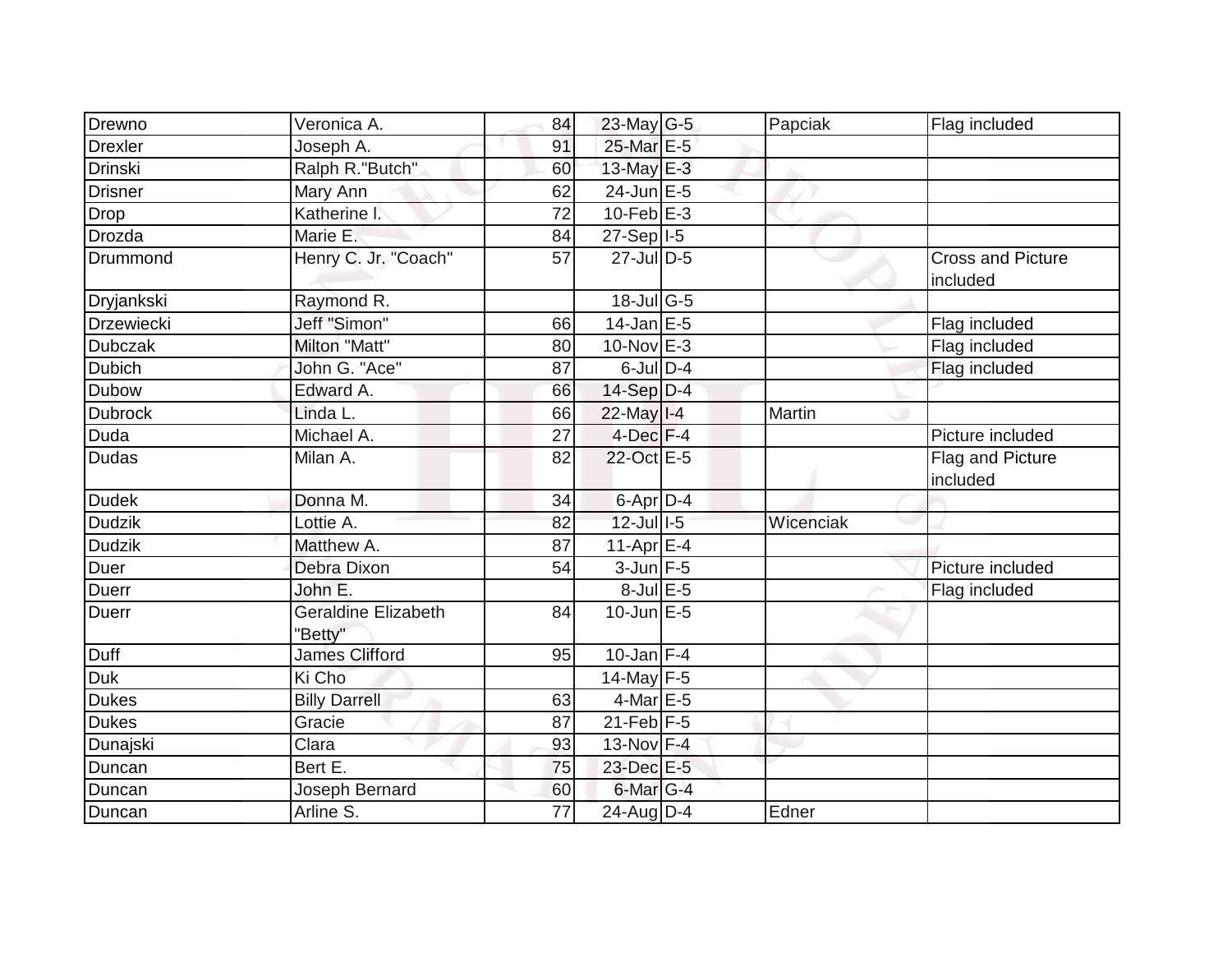| Drewno | Veronica A. | 84 | 23-May | G-5 | Papciak | Flag included |
|---|---|---|---|---|---|---|
| Drexler | Joseph A. | 91 | 25-Mar | E-5 | | |
| Drinski | Ralph R."Butch" | 60 | 13-May | E-3 | | |
| Drisner | Mary Ann | 62 | 24-Jun | E-5 | | |
| Drop | Katherine l. | 72 | 10-Feb | E-3 | | |
| Drozda | Marie E. | 84 | 27-Sep | I-5 | | |
| Drummond | Henry C. Jr. "Coach" | 57 | 27-Jul | D-5 | | Cross and Picture included |
| Dryjankski | Raymond R. | | 18-Jul | G-5 | | |
| Drzewiecki | Jeff "Simon" | 66 | 14-Jan | E-5 | | Flag included |
| Dubczak | Milton "Matt" | 80 | 10-Nov | E-3 | | Flag included |
| Dubich | John G. "Ace" | 87 | 6-Jul | D-4 | | Flag included |
| Dubow | Edward A. | 66 | 14-Sep | D-4 | | |
| Dubrock | Linda L. | 66 | 22-May | I-4 | Martin | |
| Duda | Michael A. | 27 | 4-Dec | F-4 | | Picture included |
| Dudas | Milan A. | 82 | 22-Oct | E-5 | | Flag and Picture included |
| Dudek | Donna M. | 34 | 6-Apr | D-4 | | |
| Dudzik | Lottie A. | 82 | 12-Jul | I-5 | Wicenciak | |
| Dudzik | Matthew A. | 87 | 11-Apr | E-4 | | |
| Duer | Debra Dixon | 54 | 3-Jun | F-5 | | Picture included |
| Duerr | John E. | | 8-Jul | E-5 | | Flag included |
| Duerr | Geraldine Elizabeth "Betty" | 84 | 10-Jun | E-5 | | |
| Duff | James Clifford | 95 | 10-Jan | F-4 | | |
| Duk | Ki Cho | | 14-May | F-5 | | |
| Dukes | Billy Darrell | 63 | 4-Mar | E-5 | | |
| Dukes | Gracie | 87 | 21-Feb | F-5 | | |
| Dunajski | Clara | 93 | 13-Nov | F-4 | | |
| Duncan | Bert E. | 75 | 23-Dec | E-5 | | |
| Duncan | Joseph Bernard | 60 | 6-Mar | G-4 | | |
| Duncan | Arline S. | 77 | 24-Aug | D-4 | Edner | |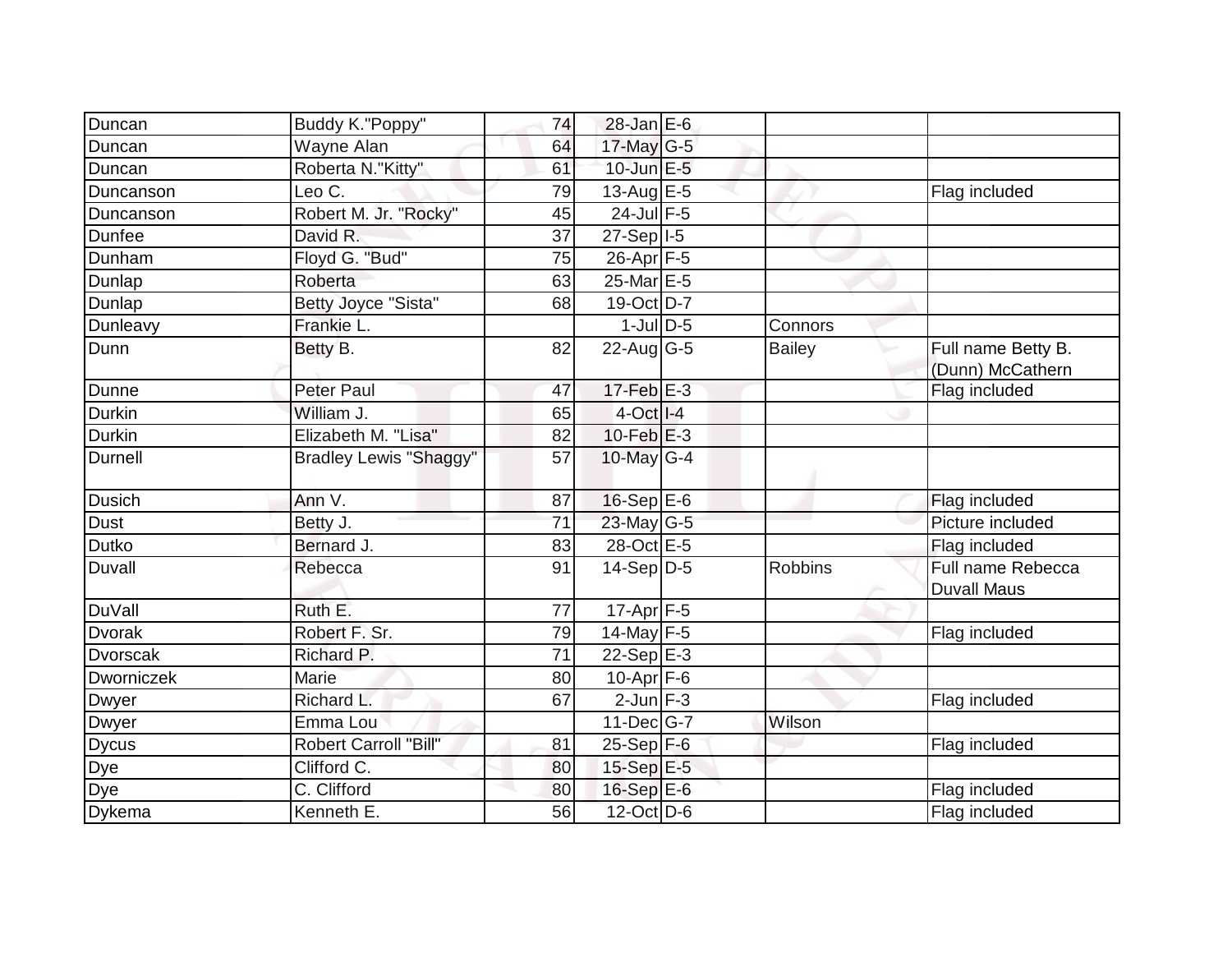| | | | | | | |
|---|---|---|---|---|---|---|
| Duncan | Buddy K."Poppy" | 74 | 28-Jan | E-6 | | |
| Duncan | Wayne Alan | 64 | 17-May | G-5 | | |
| Duncan | Roberta N."Kitty" | 61 | 10-Jun | E-5 | | |
| Duncanson | Leo C. | 79 | 13-Aug | E-5 | | Flag included |
| Duncanson | Robert M. Jr. "Rocky" | 45 | 24-Jul | F-5 | | |
| Dunfee | David R. | 37 | 27-Sep | I-5 | | |
| Dunham | Floyd G. "Bud" | 75 | 26-Apr | F-5 | | |
| Dunlap | Roberta | 63 | 25-Mar | E-5 | | |
| Dunlap | Betty Joyce "Sista" | 68 | 19-Oct | D-7 | | |
| Dunleavy | Frankie L. | | 1-Jul | D-5 | Connors | |
| Dunn | Betty B. | 82 | 22-Aug | G-5 | Bailey | Full name Betty B. (Dunn) McCathern |
| Dunne | Peter Paul | 47 | 17-Feb | E-3 | | Flag included |
| Durkin | William J. | 65 | 4-Oct | I-4 | | |
| Durkin | Elizabeth M. "Lisa" | 82 | 10-Feb | E-3 | | |
| Durnell | Bradley Lewis "Shaggy" | 57 | 10-May | G-4 | | |
| Dusich | Ann V. | 87 | 16-Sep | E-6 | | Flag included |
| Dust | Betty J. | 71 | 23-May | G-5 | | Picture included |
| Dutko | Bernard J. | 83 | 28-Oct | E-5 | | Flag included |
| Duvall | Rebecca | 91 | 14-Sep | D-5 | Robbins | Full name Rebecca Duvall Maus |
| DuVall | Ruth E. | 77 | 17-Apr | F-5 | | |
| Dvorak | Robert F. Sr. | 79 | 14-May | F-5 | | Flag included |
| Dvorscak | Richard P. | 71 | 22-Sep | E-3 | | |
| Dworniczek | Marie | 80 | 10-Apr | F-6 | | |
| Dwyer | Richard L. | 67 | 2-Jun | F-3 | | Flag included |
| Dwyer | Emma Lou | | 11-Dec | G-7 | Wilson | |
| Dycus | Robert Carroll "Bill" | 81 | 25-Sep | F-6 | | Flag included |
| Dye | Clifford C. | 80 | 15-Sep | E-5 | | |
| Dye | C. Clifford | 80 | 16-Sep | E-6 | | Flag included |
| Dykema | Kenneth E. | 56 | 12-Oct | D-6 | | Flag included |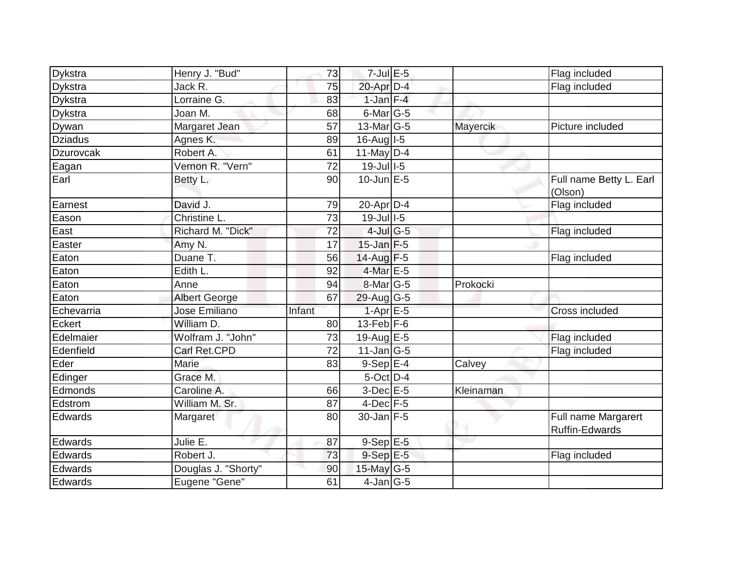| | | | | | | |
|---|---|---|---|---|---|---|
| Dykstra | Henry J. "Bud" | 73 | 7-Jul | E-5 | | Flag included |
| Dykstra | Jack R. | 75 | 20-Apr | D-4 | | Flag included |
| Dykstra | Lorraine G. | 83 | 1-Jan | F-4 | | |
| Dykstra | Joan M. | 68 | 6-Mar | G-5 | | |
| Dywan | Margaret Jean | 57 | 13-Mar | G-5 | Mayercik | Picture included |
| Dziadus | Agnes K. | 89 | 16-Aug | I-5 | | |
| Dzurovcak | Robert A. | 61 | 11-May | D-4 | | |
| Eagan | Vernon R. "Vern" | 72 | 19-Jul | I-5 | | |
| Earl | Betty L. | 90 | 10-Jun | E-5 | | Full name Betty L. Earl (Olson) |
| Earnest | David J. | 79 | 20-Apr | D-4 | | Flag included |
| Eason | Christine L. | 73 | 19-Jul | I-5 | | |
| East | Richard M. "Dick" | 72 | 4-Jul | G-5 | | Flag included |
| Easter | Amy N. | 17 | 15-Jan | F-5 | | |
| Eaton | Duane T. | 56 | 14-Aug | F-5 | | Flag included |
| Eaton | Edith L. | 92 | 4-Mar | E-5 | | |
| Eaton | Anne | 94 | 8-Mar | G-5 | Prokocki | |
| Eaton | Albert George | 67 | 29-Aug | G-5 | | |
| Echevarria | Jose Emiliano | Infant | 1-Apr | E-5 | | Cross included |
| Eckert | William D. | 80 | 13-Feb | F-6 | | |
| Edelmaier | Wolfram J. "John" | 73 | 19-Aug | E-5 | | Flag included |
| Edenfield | Carl Ret.CPD | 72 | 11-Jan | G-5 | | Flag included |
| Eder | Marie | 83 | 9-Sep | E-4 | Calvey | |
| Edinger | Grace M. | | 5-Oct | D-4 | | |
| Edmonds | Caroline A. | 66 | 3-Dec | E-5 | Kleinaman | |
| Edstrom | William M. Sr. | 87 | 4-Dec | F-5 | | |
| Edwards | Margaret | 80 | 30-Jan | F-5 | | Full name Margarert Ruffin-Edwards |
| Edwards | Julie E. | 87 | 9-Sep | E-5 | | |
| Edwards | Robert J. | 73 | 9-Sep | E-5 | | Flag included |
| Edwards | Douglas J. "Shorty" | 90 | 15-May | G-5 | | |
| Edwards | Eugene "Gene" | 61 | 4-Jan | G-5 | | |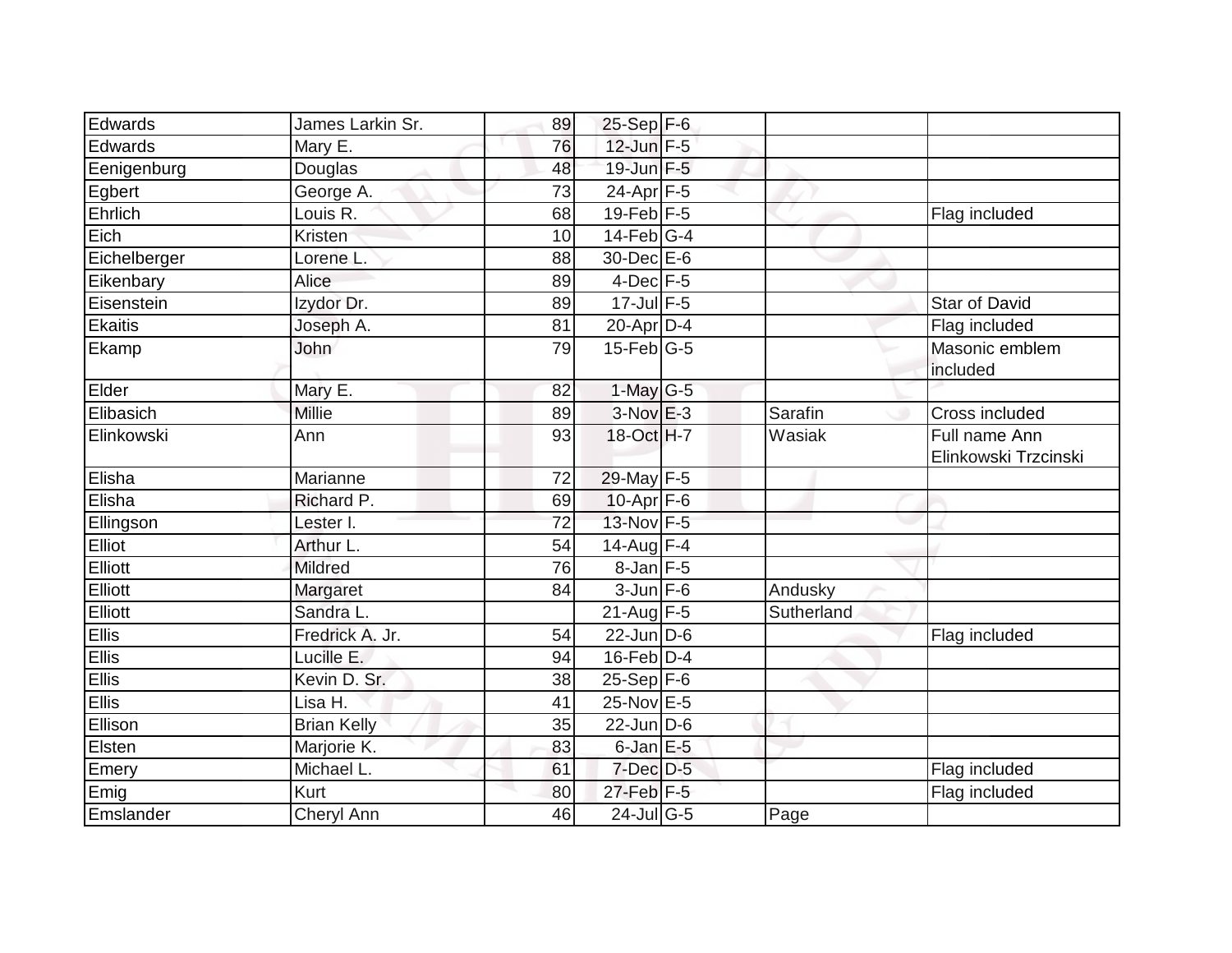| | | | | | | |
|---|---|---|---|---|---|---|
| Edwards | James Larkin Sr. | 89 | 25-Sep | F-6 | | |
| Edwards | Mary E. | 76 | 12-Jun | F-5 | | |
| Eenigenburg | Douglas | 48 | 19-Jun | F-5 | | |
| Egbert | George A. | 73 | 24-Apr | F-5 | | |
| Ehrlich | Louis R. | 68 | 19-Feb | F-5 | | Flag included |
| Eich | Kristen | 10 | 14-Feb | G-4 | | |
| Eichelberger | Lorene L. | 88 | 30-Dec | E-6 | | |
| Eikenbary | Alice | 89 | 4-Dec | F-5 | | |
| Eisenstein | Izydor Dr. | 89 | 17-Jul | F-5 | | Star of David |
| Ekaitis | Joseph A. | 81 | 20-Apr | D-4 | | Flag included |
| Ekamp | John | 79 | 15-Feb | G-5 | | Masonic emblem included |
| Elder | Mary E. | 82 | 1-May | G-5 | | |
| Elibasich | Millie | 89 | 3-Nov | E-3 | Sarafin | Cross included |
| Elinkowski | Ann | 93 | 18-Oct | H-7 | Wasiak | Full name Ann Elinkowski Trzcinski |
| Elisha | Marianne | 72 | 29-May | F-5 | | |
| Elisha | Richard P. | 69 | 10-Apr | F-6 | | |
| Ellingson | Lester I. | 72 | 13-Nov | F-5 | | |
| Elliot | Arthur L. | 54 | 14-Aug | F-4 | | |
| Elliott | Mildred | 76 | 8-Jan | F-5 | | |
| Elliott | Margaret | 84 | 3-Jun | F-6 | Andusky | |
| Elliott | Sandra L. | | 21-Aug | F-5 | Sutherland | |
| Ellis | Fredrick A. Jr. | 54 | 22-Jun | D-6 | | Flag included |
| Ellis | Lucille E. | 94 | 16-Feb | D-4 | | |
| Ellis | Kevin D. Sr. | 38 | 25-Sep | F-6 | | |
| Ellis | Lisa H. | 41 | 25-Nov | E-5 | | |
| Ellison | Brian Kelly | 35 | 22-Jun | D-6 | | |
| Elsten | Marjorie K. | 83 | 6-Jan | E-5 | | |
| Emery | Michael L. | 61 | 7-Dec | D-5 | | Flag included |
| Emig | Kurt | 80 | 27-Feb | F-5 | | Flag included |
| Emslander | Cheryl Ann | 46 | 24-Jul | G-5 | Page | |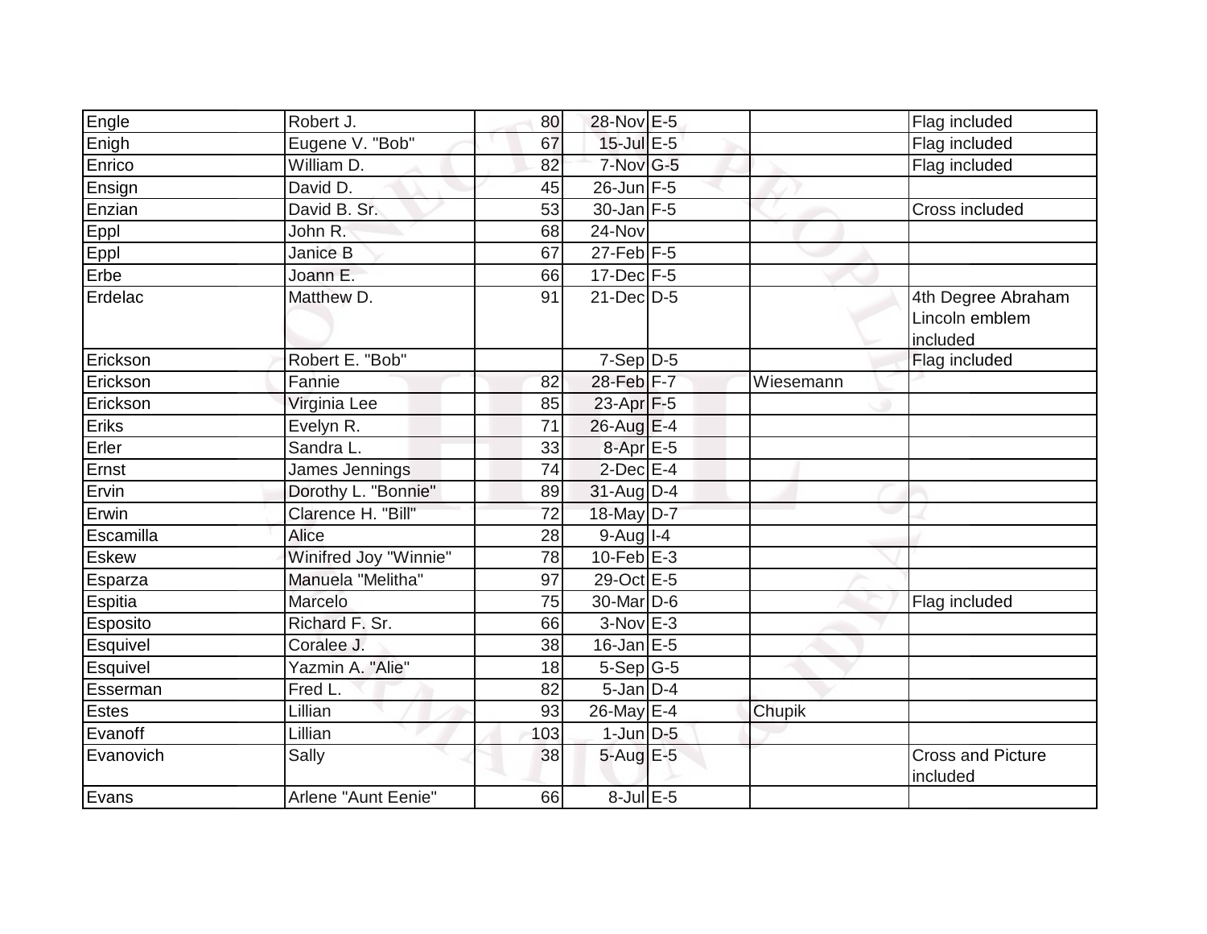| | | | | | | |
|---|---|---|---|---|---|---|
| Engle | Robert J. | 80 | 28-Nov | E-5 | | Flag included |
| Enigh | Eugene V. "Bob" | 67 | 15-Jul | E-5 | | Flag included |
| Enrico | William D. | 82 | 7-Nov | G-5 | | Flag included |
| Ensign | David D. | 45 | 26-Jun | F-5 | | |
| Enzian | David B. Sr. | 53 | 30-Jan | F-5 | | Cross included |
| Eppl | John R. | 68 | 24-Nov | | | |
| Eppl | Janice B | 67 | 27-Feb | F-5 | | |
| Erbe | Joann E. | 66 | 17-Dec | F-5 | | |
| Erdelac | Matthew D. | 91 | 21-Dec | D-5 | | 4th Degree Abraham Lincoln emblem included |
| Erickson | Robert E. "Bob" | | 7-Sep | D-5 | | Flag included |
| Erickson | Fannie | 82 | 28-Feb | F-7 | Wiesemann | |
| Erickson | Virginia Lee | 85 | 23-Apr | F-5 | | |
| Eriks | Evelyn R. | 71 | 26-Aug | E-4 | | |
| Erler | Sandra L. | 33 | 8-Apr | E-5 | | |
| Ernst | James Jennings | 74 | 2-Dec | E-4 | | |
| Ervin | Dorothy L. "Bonnie" | 89 | 31-Aug | D-4 | | |
| Erwin | Clarence H. "Bill" | 72 | 18-May | D-7 | | |
| Escamilla | Alice | 28 | 9-Aug | I-4 | | |
| Eskew | Winifred Joy "Winnie" | 78 | 10-Feb | E-3 | | |
| Esparza | Manuela "Melitha" | 97 | 29-Oct | E-5 | | |
| Espitia | Marcelo | 75 | 30-Mar | D-6 | | Flag included |
| Esposito | Richard F. Sr. | 66 | 3-Nov | E-3 | | |
| Esquivel | Coralee J. | 38 | 16-Jan | E-5 | | |
| Esquivel | Yazmin A. "Alie" | 18 | 5-Sep | G-5 | | |
| Esserman | Fred L. | 82 | 5-Jan | D-4 | | |
| Estes | Lillian | 93 | 26-May | E-4 | Chupik | |
| Evanoff | Lillian | 103 | 1-Jun | D-5 | | |
| Evanovich | Sally | 38 | 5-Aug | E-5 | | Cross and Picture included |
| Evans | Arlene "Aunt Eenie" | 66 | 8-Jul | E-5 | | |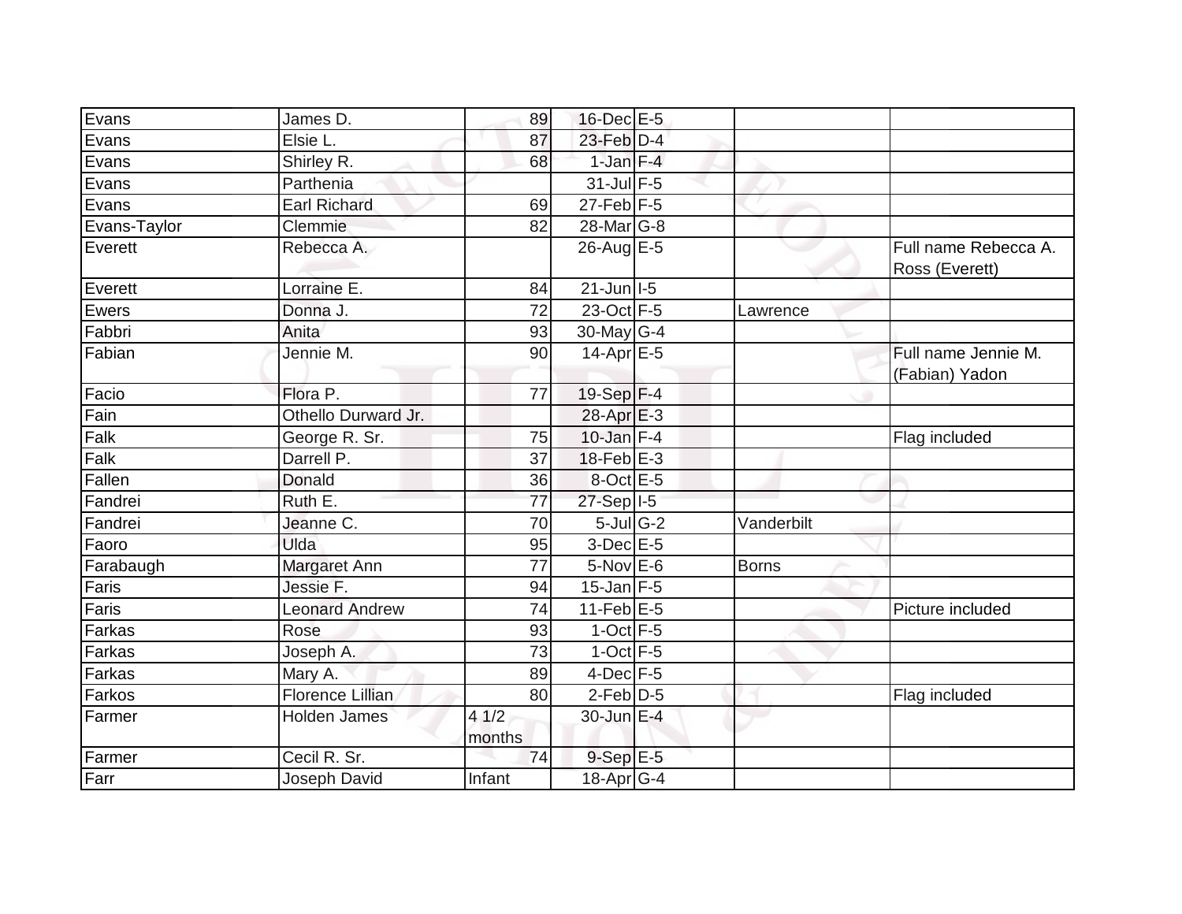| | | | | | | |
|---|---|---|---|---|---|---|
| Evans | James D. | 89 | 16-Dec | E-5 | | |
| Evans | Elsie L. | 87 | 23-Feb | D-4 | | |
| Evans | Shirley R. | 68 | 1-Jan | F-4 | | |
| Evans | Parthenia | | 31-Jul | F-5 | | |
| Evans | Earl Richard | 69 | 27-Feb | F-5 | | |
| Evans-Taylor | Clemmie | 82 | 28-Mar | G-8 | | |
| Everett | Rebecca A. | | 26-Aug | E-5 | | Full name Rebecca A. Ross (Everett) |
| Everett | Lorraine E. | 84 | 21-Jun | I-5 | | |
| Ewers | Donna J. | 72 | 23-Oct | F-5 | Lawrence | |
| Fabbri | Anita | 93 | 30-May | G-4 | | |
| Fabian | Jennie M. | 90 | 14-Apr | E-5 | | Full name Jennie M. (Fabian) Yadon |
| Facio | Flora P. | 77 | 19-Sep | F-4 | | |
| Fain | Othello Durward Jr. | | 28-Apr | E-3 | | |
| Falk | George R. Sr. | 75 | 10-Jan | F-4 | | Flag included |
| Falk | Darrell P. | 37 | 18-Feb | E-3 | | |
| Fallen | Donald | 36 | 8-Oct | E-5 | | |
| Fandrei | Ruth E. | 77 | 27-Sep | I-5 | | |
| Fandrei | Jeanne C. | 70 | 5-Jul | G-2 | Vanderbilt | |
| Faoro | Ulda | 95 | 3-Dec | E-5 | | |
| Farabaugh | Margaret Ann | 77 | 5-Nov | E-6 | Borns | |
| Faris | Jessie F. | 94 | 15-Jan | F-5 | | |
| Faris | Leonard Andrew | 74 | 11-Feb | E-5 | | Picture included |
| Farkas | Rose | 93 | 1-Oct | F-5 | | |
| Farkas | Joseph A. | 73 | 1-Oct | F-5 | | |
| Farkas | Mary A. | 89 | 4-Dec | F-5 | | |
| Farkos | Florence Lillian | 80 | 2-Feb | D-5 | | Flag included |
| Farmer | Holden James | 4 1/2 months | 30-Jun | E-4 | | |
| Farmer | Cecil R. Sr. | 74 | 9-Sep | E-5 | | |
| Farr | Joseph David | Infant | 18-Apr | G-4 | | |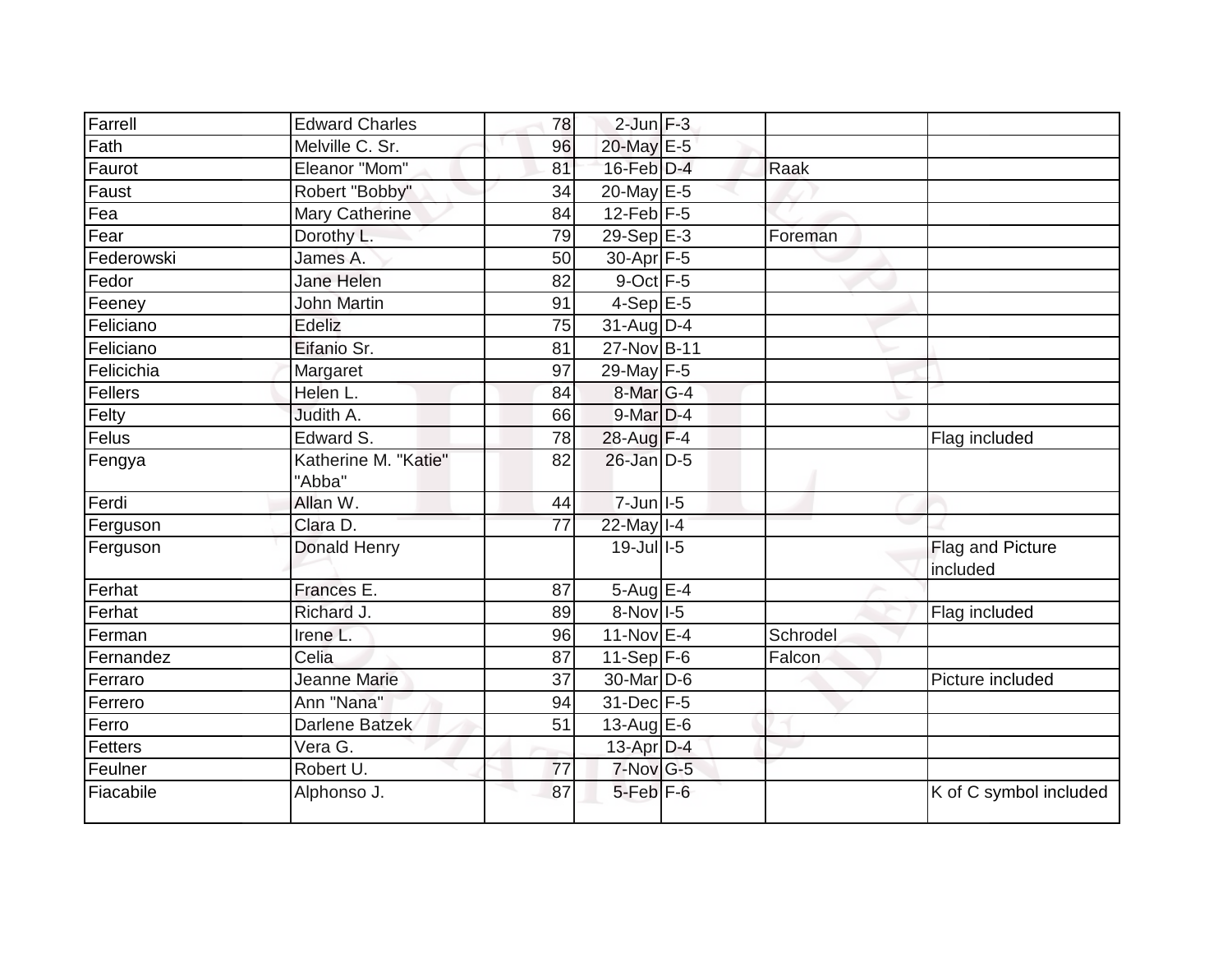| | | | | | | |
|---|---|---|---|---|---|---|
| Farrell | Edward Charles | 78 | 2-Jun | F-3 | | |
| Fath | Melville C. Sr. | 96 | 20-May | E-5 | | |
| Faurot | Eleanor "Mom" | 81 | 16-Feb | D-4 | Raak | |
| Faust | Robert "Bobby" | 34 | 20-May | E-5 | | |
| Fea | Mary Catherine | 84 | 12-Feb | F-5 | | |
| Fear | Dorothy L. | 79 | 29-Sep | E-3 | Foreman | |
| Federowski | James A. | 50 | 30-Apr | F-5 | | |
| Fedor | Jane Helen | 82 | 9-Oct | F-5 | | |
| Feeney | John Martin | 91 | 4-Sep | E-5 | | |
| Feliciano | Edeliz | 75 | 31-Aug | D-4 | | |
| Feliciano | Eifanio Sr. | 81 | 27-Nov | B-11 | | |
| Felicichia | Margaret | 97 | 29-May | F-5 | | |
| Fellers | Helen L. | 84 | 8-Mar | G-4 | | |
| Felty | Judith A. | 66 | 9-Mar | D-4 | | |
| Felus | Edward S. | 78 | 28-Aug | F-4 | | Flag included |
| Fengya | Katherine M. "Katie" "Abba" | 82 | 26-Jan | D-5 | | |
| Ferdi | Allan W. | 44 | 7-Jun | I-5 | | |
| Ferguson | Clara D. | 77 | 22-May | I-4 | | |
| Ferguson | Donald Henry | | 19-Jul | I-5 | | Flag and Picture included |
| Ferhat | Frances E. | 87 | 5-Aug | E-4 | | |
| Ferhat | Richard J. | 89 | 8-Nov | I-5 | | Flag included |
| Ferman | Irene L. | 96 | 11-Nov | E-4 | Schrodel | |
| Fernandez | Celia | 87 | 11-Sep | F-6 | Falcon | |
| Ferraro | Jeanne Marie | 37 | 30-Mar | D-6 | | Picture included |
| Ferrero | Ann "Nana" | 94 | 31-Dec | F-5 | | |
| Ferro | Darlene Batzek | 51 | 13-Aug | E-6 | | |
| Fetters | Vera G. | | 13-Apr | D-4 | | |
| Feulner | Robert U. | 77 | 7-Nov | G-5 | | |
| Fiacabile | Alphonso J. | 87 | 5-Feb | F-6 | | K of C symbol included |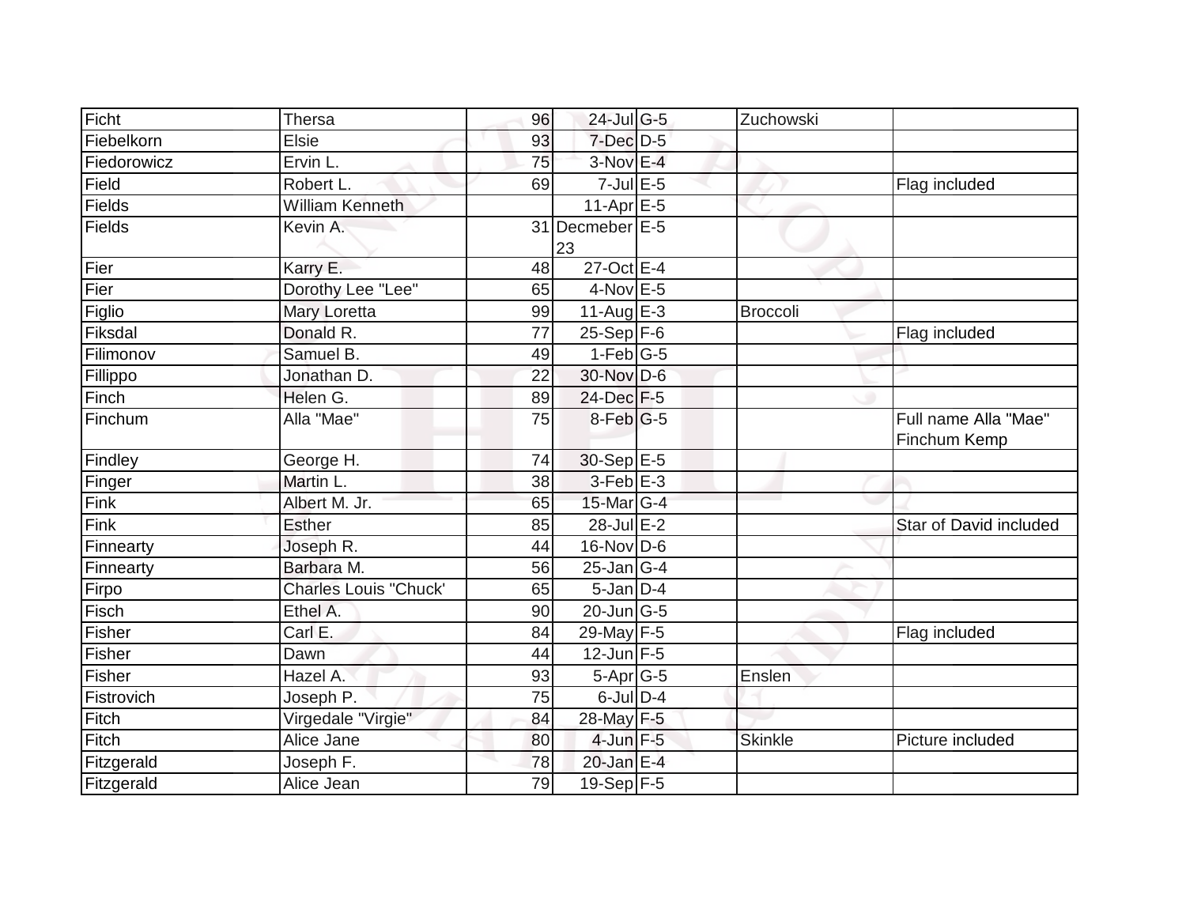| | | | | | | |
|---|---|---|---|---|---|---|
| Ficht | Thersa | 96 | 24-Jul | G-5 | Zuchowski | |
| Fiebelkorn | Elsie | 93 | 7-Dec | D-5 | | |
| Fiedorowicz | Ervin L. | 75 | 3-Nov | E-4 | | |
| Field | Robert L. | 69 | 7-Jul | E-5 | | Flag included |
| Fields | William Kenneth | | 11-Apr | E-5 | | |
| Fields | Kevin A. | 31 | Decmeber 23 | E-5 | | |
| Fier | Karry E. | 48 | 27-Oct | E-4 | | |
| Fier | Dorothy Lee "Lee" | 65 | 4-Nov | E-5 | | |
| Figlio | Mary Loretta | 99 | 11-Aug | E-3 | Broccoli | |
| Fiksdal | Donald R. | 77 | 25-Sep | F-6 | | Flag included |
| Filimonov | Samuel B. | 49 | 1-Feb | G-5 | | |
| Fillippo | Jonathan D. | 22 | 30-Nov | D-6 | | |
| Finch | Helen G. | 89 | 24-Dec | F-5 | | |
| Finchum | Alla "Mae" | 75 | 8-Feb | G-5 | | Full name Alla "Mae" Finchum Kemp |
| Findley | George H. | 74 | 30-Sep | E-5 | | |
| Finger | Martin L. | 38 | 3-Feb | E-3 | | |
| Fink | Albert M. Jr. | 65 | 15-Mar | G-4 | | |
| Fink | Esther | 85 | 28-Jul | E-2 | | Star of David included |
| Finnearty | Joseph R. | 44 | 16-Nov | D-6 | | |
| Finnearty | Barbara M. | 56 | 25-Jan | G-4 | | |
| Firpo | Charles Louis "Chuck' | 65 | 5-Jan | D-4 | | |
| Fisch | Ethel A. | 90 | 20-Jun | G-5 | | |
| Fisher | Carl E. | 84 | 29-May | F-5 | | Flag included |
| Fisher | Dawn | 44 | 12-Jun | F-5 | | |
| Fisher | Hazel A. | 93 | 5-Apr | G-5 | Enslen | |
| Fistrovich | Joseph P. | 75 | 6-Jul | D-4 | | |
| Fitch | Virgedale "Virgie" | 84 | 28-May | F-5 | | |
| Fitch | Alice Jane | 80 | 4-Jun | F-5 | Skinkle | Picture included |
| Fitzgerald | Joseph F. | 78 | 20-Jan | E-4 | | |
| Fitzgerald | Alice Jean | 79 | 19-Sep | F-5 | | |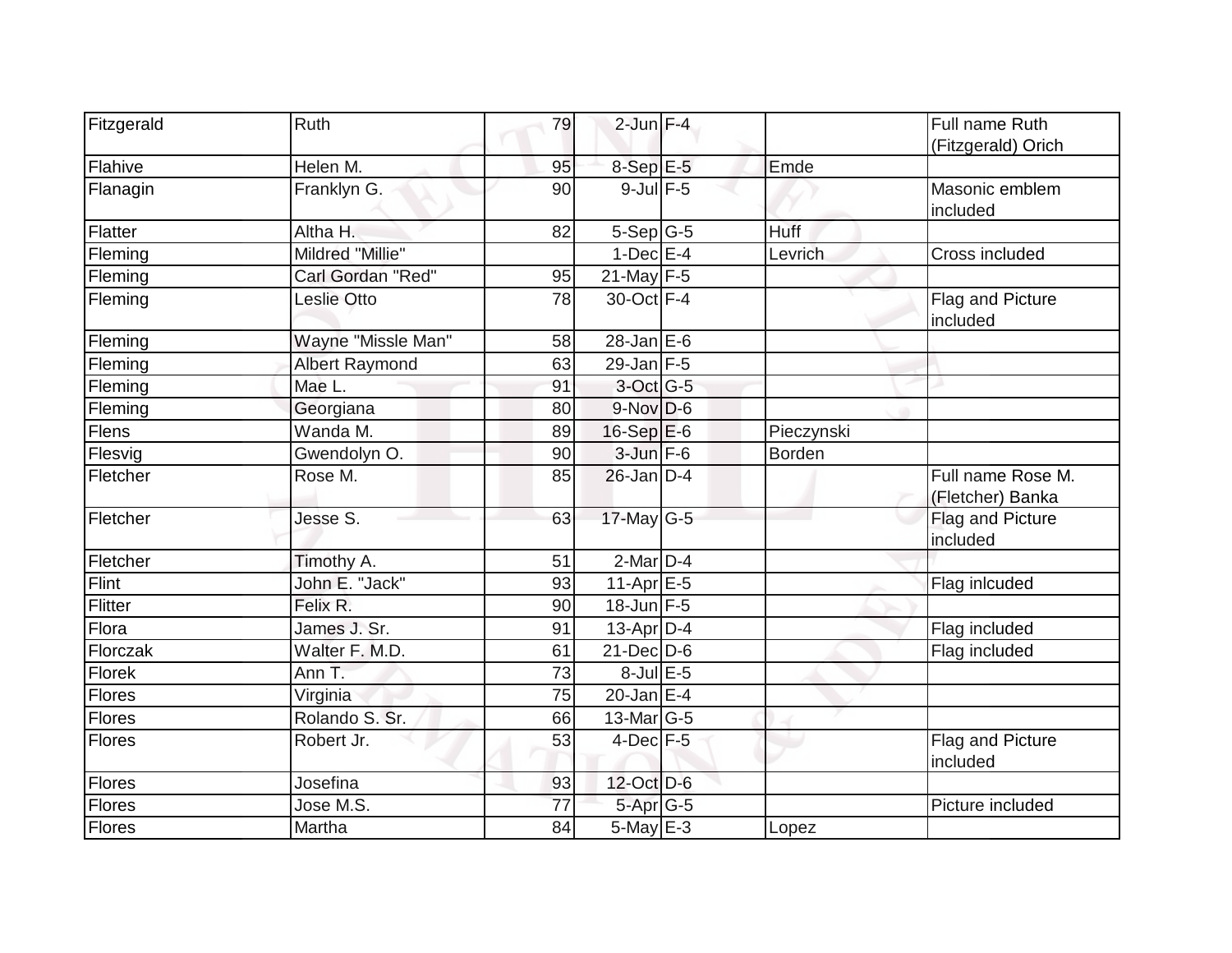| | | | | | | |
|---|---|---|---|---|---|---|
| Fitzgerald | Ruth | 79 | 2-Jun | F-4 | | Full name Ruth (Fitzgerald) Orich |
| Flahive | Helen M. | 95 | 8-Sep | E-5 | Emde | |
| Flanagin | Franklyn G. | 90 | 9-Jul | F-5 | | Masonic emblem included |
| Flatter | Altha H. | 82 | 5-Sep | G-5 | Huff | |
| Fleming | Mildred "Millie" | | 1-Dec | E-4 | Levrich | Cross included |
| Fleming | Carl Gordan "Red" | 95 | 21-May | F-5 | | |
| Fleming | Leslie Otto | 78 | 30-Oct | F-4 | | Flag and Picture included |
| Fleming | Wayne "Missle Man" | 58 | 28-Jan | E-6 | | |
| Fleming | Albert Raymond | 63 | 29-Jan | F-5 | | |
| Fleming | Mae L. | 91 | 3-Oct | G-5 | | |
| Fleming | Georgiana | 80 | 9-Nov | D-6 | | |
| Flens | Wanda M. | 89 | 16-Sep | E-6 | Pieczynski | |
| Flesvig | Gwendolyn O. | 90 | 3-Jun | F-6 | Borden | |
| Fletcher | Rose M. | 85 | 26-Jan | D-4 | | Full name Rose M. (Fletcher) Banka |
| Fletcher | Jesse S. | 63 | 17-May | G-5 | | Flag and Picture included |
| Fletcher | Timothy A. | 51 | 2-Mar | D-4 | | |
| Flint | John E. "Jack" | 93 | 11-Apr | E-5 | | Flag inlcuded |
| Flitter | Felix R. | 90 | 18-Jun | F-5 | | |
| Flora | James J. Sr. | 91 | 13-Apr | D-4 | | Flag included |
| Florczak | Walter F. M.D. | 61 | 21-Dec | D-6 | | Flag included |
| Florek | Ann T. | 73 | 8-Jul | E-5 | | |
| Flores | Virginia | 75 | 20-Jan | E-4 | | |
| Flores | Rolando S. Sr. | 66 | 13-Mar | G-5 | | |
| Flores | Robert Jr. | 53 | 4-Dec | F-5 | | Flag and Picture included |
| Flores | Josefina | 93 | 12-Oct | D-6 | | |
| Flores | Jose M.S. | 77 | 5-Apr | G-5 | | Picture included |
| Flores | Martha | 84 | 5-May | E-3 | Lopez | |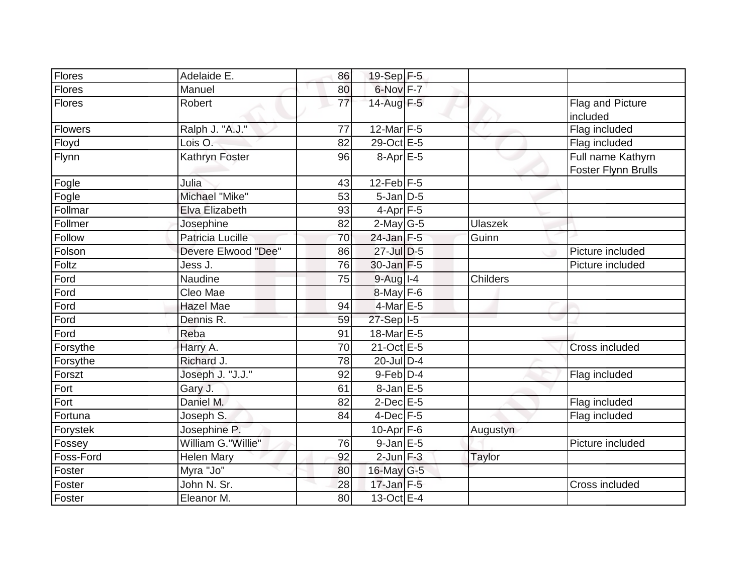| Flores | Adelaide E. | 86 | 19-Sep | F-5 | | |
|---|---|---|---|---|---|---|
| Flores | Manuel | 80 | 6-Nov | F-7 | | |
| Flores | Robert | 77 | 14-Aug | F-5 | | Flag and Picture included |
| Flowers | Ralph J. "A.J." | 77 | 12-Mar | F-5 | | Flag included |
| Floyd | Lois O. | 82 | 29-Oct | E-5 | | Flag included |
| Flynn | Kathryn Foster | 96 | 8-Apr | E-5 | | Full name Kathyrn Foster Flynn Brulls |
| Fogle | Julia | 43 | 12-Feb | F-5 | | |
| Fogle | Michael "Mike" | 53 | 5-Jan | D-5 | | |
| Follmar | Elva Elizabeth | 93 | 4-Apr | F-5 | | |
| Follmer | Josephine | 82 | 2-May | G-5 | Ulaszek | |
| Follow | Patricia Lucille | 70 | 24-Jan | F-5 | Guinn | |
| Folson | Devere Elwood "Dee" | 86 | 27-Jul | D-5 | | Picture included |
| Foltz | Jess J. | 76 | 30-Jan | F-5 | | Picture included |
| Ford | Naudine | 75 | 9-Aug | I-4 | Childers | |
| Ford | Cleo Mae | | 8-May | F-6 | | |
| Ford | Hazel Mae | 94 | 4-Mar | E-5 | | |
| Ford | Dennis R. | 59 | 27-Sep | I-5 | | |
| Ford | Reba | 91 | 18-Mar | E-5 | | |
| Forsythe | Harry A. | 70 | 21-Oct | E-5 | | Cross included |
| Forsythe | Richard J. | 78 | 20-Jul | D-4 | | |
| Forszt | Joseph J. "J.J." | 92 | 9-Feb | D-4 | | Flag included |
| Fort | Gary J. | 61 | 8-Jan | E-5 | | |
| Fort | Daniel M. | 82 | 2-Dec | E-5 | | Flag included |
| Fortuna | Joseph S. | 84 | 4-Dec | F-5 | | Flag included |
| Forystek | Josephine P. | | 10-Apr | F-6 | Augustyn | |
| Fossey | William G."Willie" | 76 | 9-Jan | E-5 | | Picture included |
| Foss-Ford | Helen Mary | 92 | 2-Jun | F-3 | Taylor | |
| Foster | Myra "Jo" | 80 | 16-May | G-5 | | |
| Foster | John N. Sr. | 28 | 17-Jan | F-5 | | Cross included |
| Foster | Eleanor M. | 80 | 13-Oct | E-4 | | |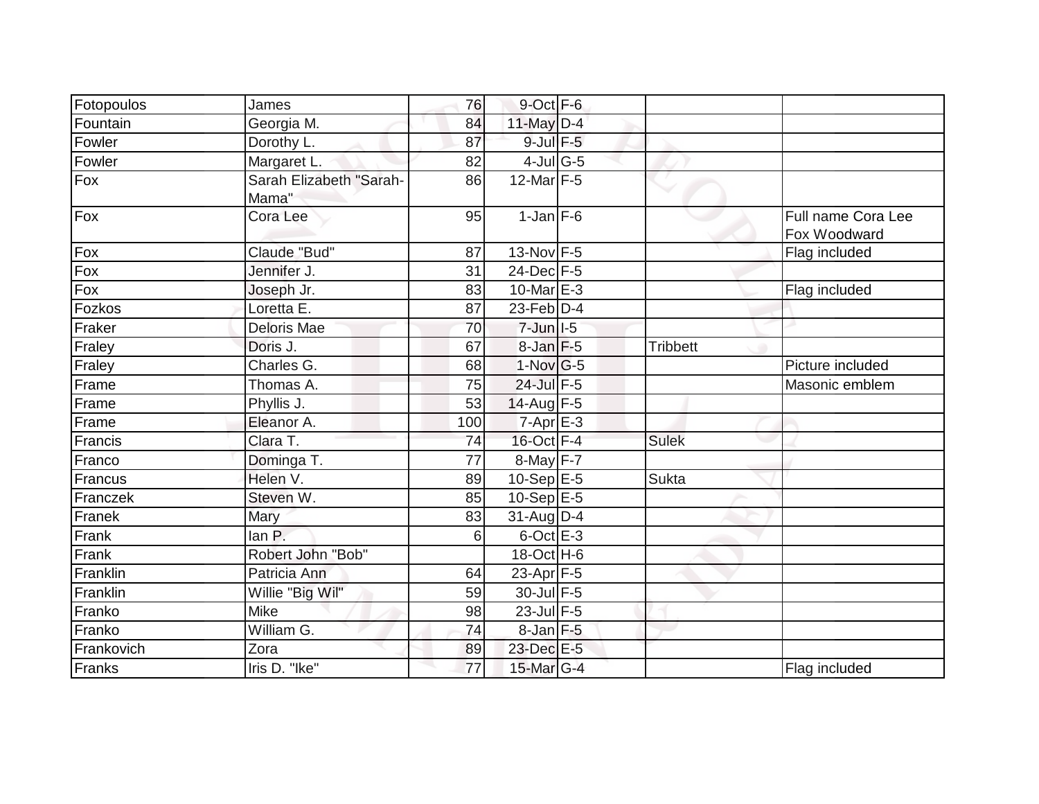| | | | | | | |
|---|---|---|---|---|---|---|
| Fotopoulos | James | 76 | 9-Oct | F-6 | | |
| Fountain | Georgia M. | 84 | 11-May | D-4 | | |
| Fowler | Dorothy L. | 87 | 9-Jul | F-5 | | |
| Fowler | Margaret L. | 82 | 4-Jul | G-5 | | |
| Fox | Sarah Elizabeth "Sarah-Mama" | 86 | 12-Mar | F-5 | | |
| Fox | Cora Lee | 95 | 1-Jan | F-6 | | Full name Cora Lee Fox Woodward |
| Fox | Claude "Bud" | 87 | 13-Nov | F-5 | | Flag included |
| Fox | Jennifer J. | 31 | 24-Dec | F-5 | | |
| Fox | Joseph Jr. | 83 | 10-Mar | E-3 | | Flag included |
| Fozkos | Loretta E. | 87 | 23-Feb | D-4 | | |
| Fraker | Deloris Mae | 70 | 7-Jun | I-5 | | |
| Fraley | Doris J. | 67 | 8-Jan | F-5 | Tribbett | |
| Fraley | Charles G. | 68 | 1-Nov | G-5 | | Picture included |
| Frame | Thomas A. | 75 | 24-Jul | F-5 | | Masonic emblem |
| Frame | Phyllis J. | 53 | 14-Aug | F-5 | | |
| Frame | Eleanor A. | 100 | 7-Apr | E-3 | | |
| Francis | Clara T. | 74 | 16-Oct | F-4 | Sulek | |
| Franco | Dominga T. | 77 | 8-May | F-7 | | |
| Francus | Helen V. | 89 | 10-Sep | E-5 | Sukta | |
| Franczek | Steven W. | 85 | 10-Sep | E-5 | | |
| Franek | Mary | 83 | 31-Aug | D-4 | | |
| Frank | Ian P. | 6 | 6-Oct | E-3 | | |
| Frank | Robert John "Bob" | | 18-Oct | H-6 | | |
| Franklin | Patricia Ann | 64 | 23-Apr | F-5 | | |
| Franklin | Willie "Big Wil" | 59 | 30-Jul | F-5 | | |
| Franko | Mike | 98 | 23-Jul | F-5 | | |
| Franko | William G. | 74 | 8-Jan | F-5 | | |
| Frankovich | Zora | 89 | 23-Dec | E-5 | | |
| Franks | Iris D. "Ike" | 77 | 15-Mar | G-4 | | Flag included |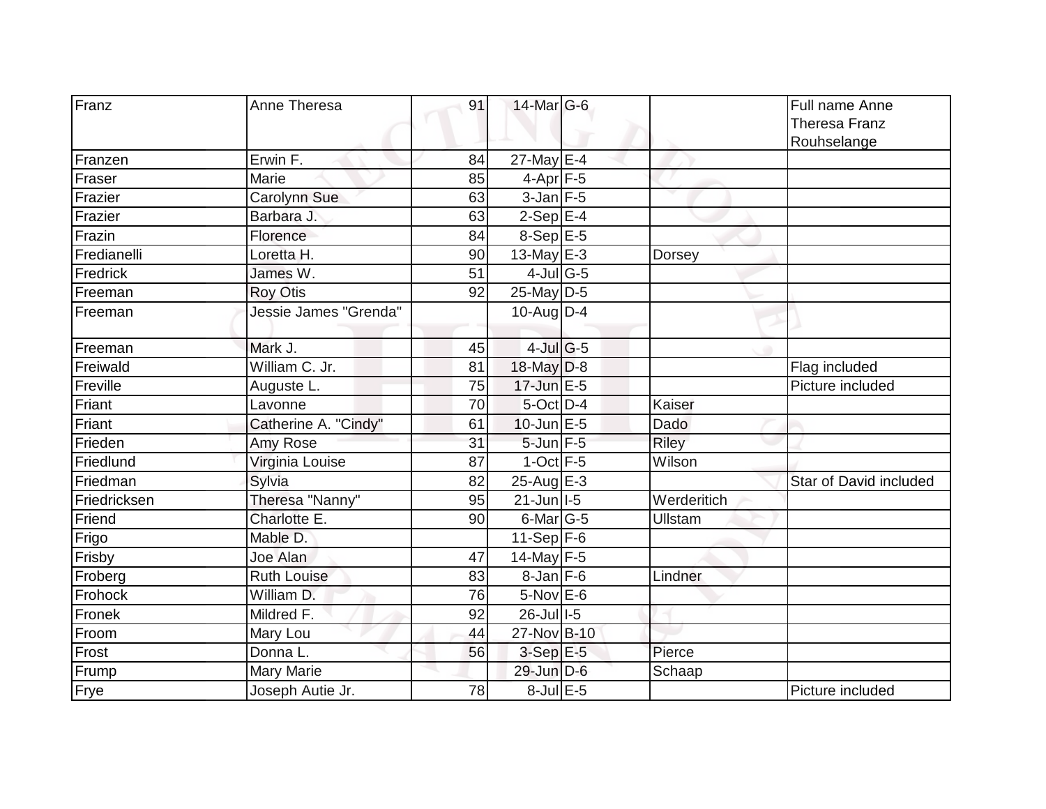| | | | | | | |
|---|---|---|---|---|---|---|
| Franz | Anne Theresa | 91 | 14-Mar | G-6 | | Full name Anne Theresa Franz Rouhselange |
| Franzen | Erwin F. | 84 | 27-May | E-4 | | |
| Fraser | Marie | 85 | 4-Apr | F-5 | | |
| Frazier | Carolynn Sue | 63 | 3-Jan | F-5 | | |
| Frazier | Barbara J. | 63 | 2-Sep | E-4 | | |
| Frazin | Florence | 84 | 8-Sep | E-5 | | |
| Fredianelli | Loretta H. | 90 | 13-May | E-3 | Dorsey | |
| Fredrick | James W. | 51 | 4-Jul | G-5 | | |
| Freeman | Roy Otis | 92 | 25-May | D-5 | | |
| Freeman | Jessie James "Grenda" | | 10-Aug | D-4 | | |
| Freeman | Mark J. | 45 | 4-Jul | G-5 | | |
| Freiwald | William C. Jr. | 81 | 18-May | D-8 | | Flag included |
| Freville | Auguste L. | 75 | 17-Jun | E-5 | | Picture included |
| Friant | Lavonne | 70 | 5-Oct | D-4 | Kaiser | |
| Friant | Catherine A. "Cindy" | 61 | 10-Jun | E-5 | Dado | |
| Frieden | Amy Rose | 31 | 5-Jun | F-5 | Riley | |
| Friedlund | Virginia Louise | 87 | 1-Oct | F-5 | Wilson | |
| Friedman | Sylvia | 82 | 25-Aug | E-3 | | Star of David included |
| Friedricksen | Theresa "Nanny" | 95 | 21-Jun | I-5 | Werderitich | |
| Friend | Charlotte E. | 90 | 6-Mar | G-5 | Ullstam | |
| Frigo | Mable D. | | 11-Sep | F-6 | | |
| Frisby | Joe Alan | 47 | 14-May | F-5 | | |
| Froberg | Ruth Louise | 83 | 8-Jan | F-6 | Lindner | |
| Frohock | William D. | 76 | 5-Nov | E-6 | | |
| Fronek | Mildred F. | 92 | 26-Jul | I-5 | | |
| Froom | Mary Lou | 44 | 27-Nov | B-10 | | |
| Frost | Donna L. | 56 | 3-Sep | E-5 | Pierce | |
| Frump | Mary Marie | | 29-Jun | D-6 | Schaap | |
| Frye | Joseph Autie Jr. | 78 | 8-Jul | E-5 | | Picture included |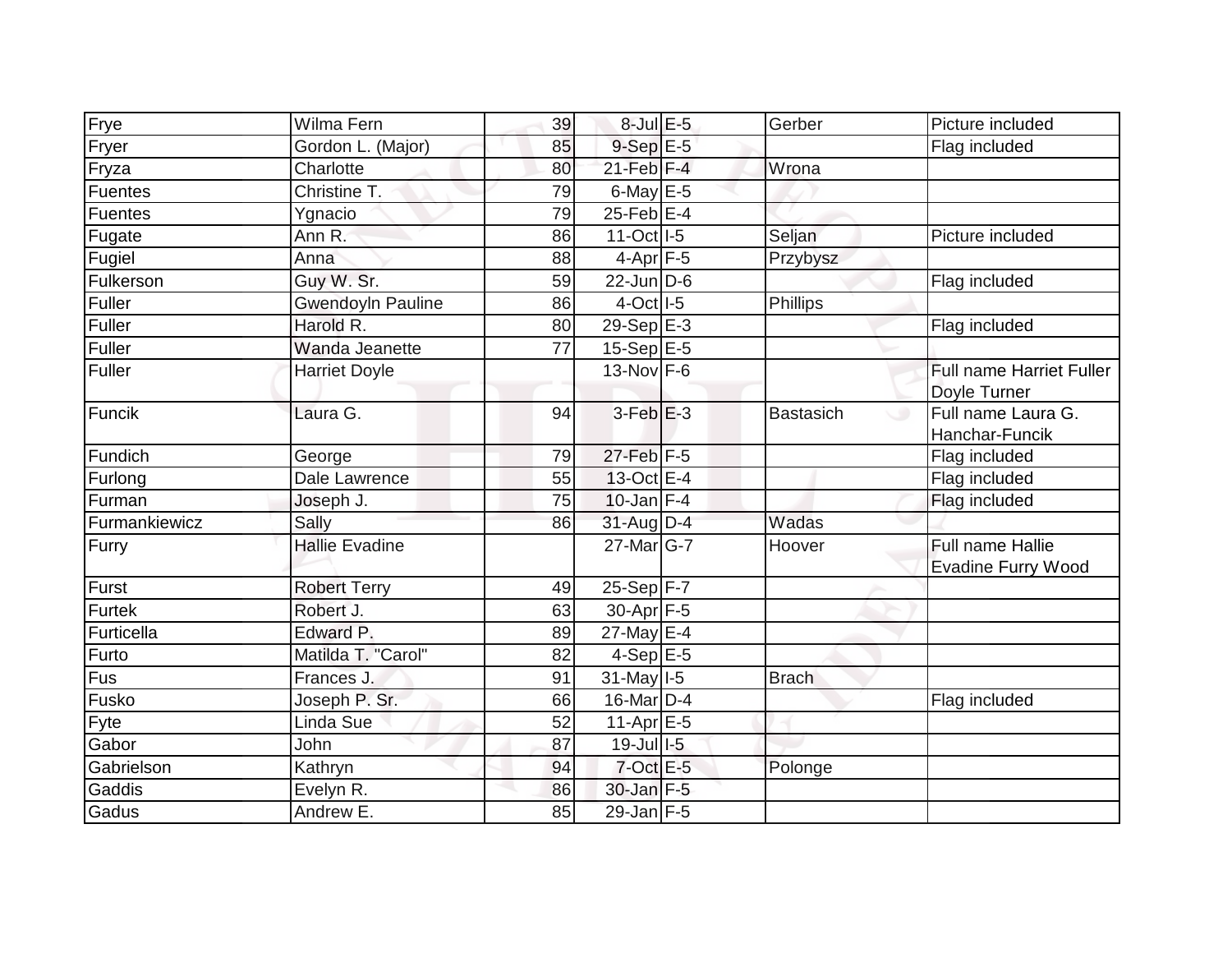| Frye | Wilma Fern | 39 | 8-Jul | E-5 | Gerber | Picture included |
|---|---|---|---|---|---|---|
| Fryer | Gordon L. (Major) | 85 | 9-Sep | E-5 | | Flag included |
| Fryza | Charlotte | 80 | 21-Feb | F-4 | Wrona | |
| Fuentes | Christine T. | 79 | 6-May | E-5 | | |
| Fuentes | Ygnacio | 79 | 25-Feb | E-4 | | |
| Fugate | Ann R. | 86 | 11-Oct | I-5 | Seljan | Picture included |
| Fugiel | Anna | 88 | 4-Apr | F-5 | Przybysz | |
| Fulkerson | Guy W. Sr. | 59 | 22-Jun | D-6 | | Flag included |
| Fuller | Gwendoyln Pauline | 86 | 4-Oct | I-5 | Phillips | |
| Fuller | Harold R. | 80 | 29-Sep | E-3 | | Flag included |
| Fuller | Wanda Jeanette | 77 | 15-Sep | E-5 | | |
| Fuller | Harriet Doyle | | 13-Nov | F-6 | | Full name Harriet Fuller Doyle Turner |
| Funcik | Laura G. | 94 | 3-Feb | E-3 | Bastasich | Full name Laura G. Hanchar-Funcik |
| Fundich | George | 79 | 27-Feb | F-5 | | Flag included |
| Furlong | Dale Lawrence | 55 | 13-Oct | E-4 | | Flag included |
| Furman | Joseph J. | 75 | 10-Jan | F-4 | | Flag included |
| Furmankiewicz | Sally | 86 | 31-Aug | D-4 | Wadas | |
| Furry | Hallie Evadine | | 27-Mar | G-7 | Hoover | Full name Hallie Evadine Furry Wood |
| Furst | Robert Terry | 49 | 25-Sep | F-7 | | |
| Furtek | Robert J. | 63 | 30-Apr | F-5 | | |
| Furticella | Edward P. | 89 | 27-May | E-4 | | |
| Furto | Matilda T. "Carol" | 82 | 4-Sep | E-5 | | |
| Fus | Frances J. | 91 | 31-May | I-5 | Brach | |
| Fusko | Joseph P. Sr. | 66 | 16-Mar | D-4 | | Flag included |
| Fyte | Linda Sue | 52 | 11-Apr | E-5 | | |
| Gabor | John | 87 | 19-Jul | I-5 | | |
| Gabrielson | Kathryn | 94 | 7-Oct | E-5 | Polonge | |
| Gaddis | Evelyn R. | 86 | 30-Jan | F-5 | | |
| Gadus | Andrew E. | 85 | 29-Jan | F-5 | | |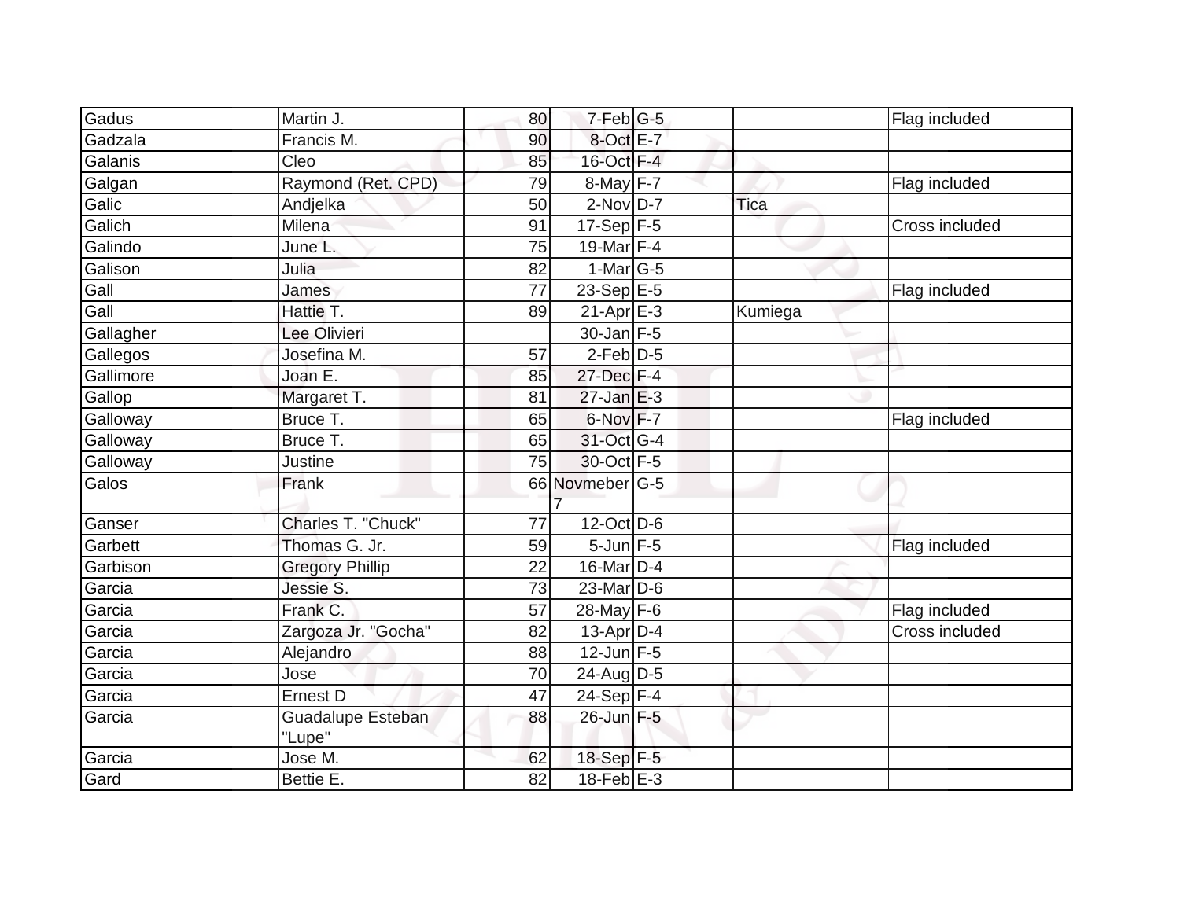| Gadus | Martin J. | 80 | 7-Feb | G-5 | | Flag included |
|---|---|---|---|---|---|---|
| Gadzala | Francis M. | 90 | 8-Oct | E-7 | | |
| Galanis | Cleo | 85 | 16-Oct | F-4 | | |
| Galgan | Raymond (Ret. CPD) | 79 | 8-May | F-7 | | Flag included |
| Galic | Andjelka | 50 | 2-Nov | D-7 | Tica | |
| Galich | Milena | 91 | 17-Sep | F-5 | | Cross included |
| Galindo | June L. | 75 | 19-Mar | F-4 | | |
| Galison | Julia | 82 | 1-Mar | G-5 | | |
| Gall | James | 77 | 23-Sep | E-5 | | Flag included |
| Gall | Hattie T. | 89 | 21-Apr | E-3 | Kumiega | |
| Gallagher | Lee Olivieri | | 30-Jan | F-5 | | |
| Gallegos | Josefina M. | 57 | 2-Feb | D-5 | | |
| Gallimore | Joan E. | 85 | 27-Dec | F-4 | | |
| Gallop | Margaret T. | 81 | 27-Jan | E-3 | | |
| Galloway | Bruce T. | 65 | 6-Nov | F-7 | | Flag included |
| Galloway | Bruce T. | 65 | 31-Oct | G-4 | | |
| Galloway | Justine | 75 | 30-Oct | F-5 | | |
| Galos | Frank | 66 | Novmeber 7 | G-5 | | |
| Ganser | Charles T. "Chuck" | 77 | 12-Oct | D-6 | | |
| Garbett | Thomas G. Jr. | 59 | 5-Jun | F-5 | | Flag included |
| Garbison | Gregory Phillip | 22 | 16-Mar | D-4 | | |
| Garcia | Jessie S. | 73 | 23-Mar | D-6 | | |
| Garcia | Frank C. | 57 | 28-May | F-6 | | Flag included |
| Garcia | Zargoza Jr. "Gocha" | 82 | 13-Apr | D-4 | | Cross included |
| Garcia | Alejandro | 88 | 12-Jun | F-5 | | |
| Garcia | Jose | 70 | 24-Aug | D-5 | | |
| Garcia | Ernest D | 47 | 24-Sep | F-4 | | |
| Garcia | Guadalupe Esteban "Lupe" | 88 | 26-Jun | F-5 | | |
| Garcia | Jose M. | 62 | 18-Sep | F-5 | | |
| Gard | Bettie E. | 82 | 18-Feb | E-3 | | |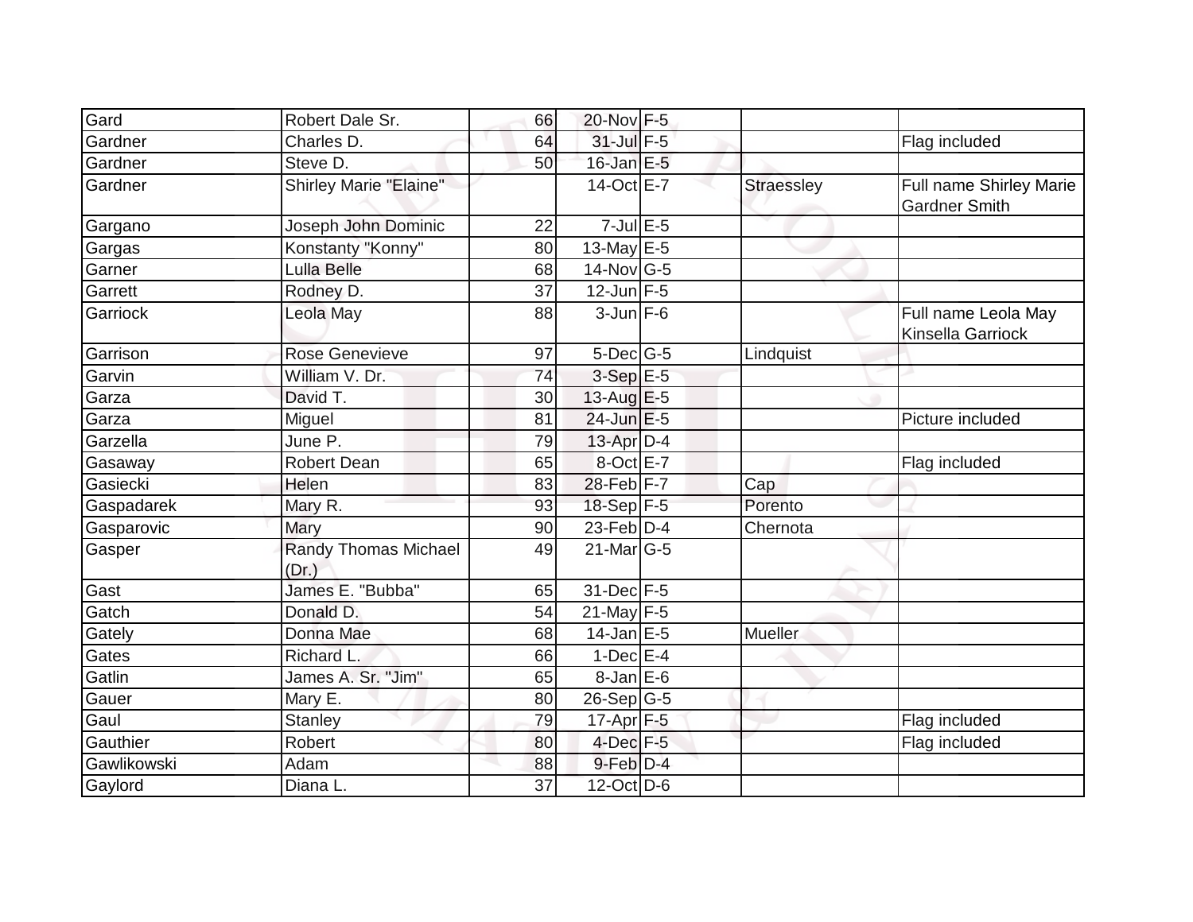| | | | | | | |
|---|---|---|---|---|---|---|
| Gard | Robert Dale Sr. | 66 | 20-Nov | F-5 | | |
| Gardner | Charles D. | 64 | 31-Jul | F-5 | | Flag included |
| Gardner | Steve D. | 50 | 16-Jan | E-5 | | |
| Gardner | Shirley Marie "Elaine" | | 14-Oct | E-7 | Straessley | Full name Shirley Marie Gardner Smith |
| Gargano | Joseph John Dominic | 22 | 7-Jul | E-5 | | |
| Gargas | Konstanty "Konny" | 80 | 13-May | E-5 | | |
| Garner | Lulla Belle | 68 | 14-Nov | G-5 | | |
| Garrett | Rodney D. | 37 | 12-Jun | F-5 | | |
| Garriock | Leola May | 88 | 3-Jun | F-6 | | Full name Leola May Kinsella Garriock |
| Garrison | Rose Genevieve | 97 | 5-Dec | G-5 | Lindquist | |
| Garvin | William V. Dr. | 74 | 3-Sep | E-5 | | |
| Garza | David T. | 30 | 13-Aug | E-5 | | |
| Garza | Miguel | 81 | 24-Jun | E-5 | | Picture included |
| Garzella | June P. | 79 | 13-Apr | D-4 | | |
| Gasaway | Robert Dean | 65 | 8-Oct | E-7 | | Flag included |
| Gasiecki | Helen | 83 | 28-Feb | F-7 | Cap | |
| Gaspadarek | Mary R. | 93 | 18-Sep | F-5 | Porento | |
| Gasparovic | Mary | 90 | 23-Feb | D-4 | Chernota | |
| Gasper | Randy Thomas Michael (Dr.) | 49 | 21-Mar | G-5 | | |
| Gast | James E. "Bubba" | 65 | 31-Dec | F-5 | | |
| Gatch | Donald D. | 54 | 21-May | F-5 | | |
| Gately | Donna Mae | 68 | 14-Jan | E-5 | Mueller | |
| Gates | Richard L. | 66 | 1-Dec | E-4 | | |
| Gatlin | James A. Sr. "Jim" | 65 | 8-Jan | E-6 | | |
| Gauer | Mary E. | 80 | 26-Sep | G-5 | | |
| Gaul | Stanley | 79 | 17-Apr | F-5 | | Flag included |
| Gauthier | Robert | 80 | 4-Dec | F-5 | | Flag included |
| Gawlikowski | Adam | 88 | 9-Feb | D-4 | | |
| Gaylord | Diana L. | 37 | 12-Oct | D-6 | | |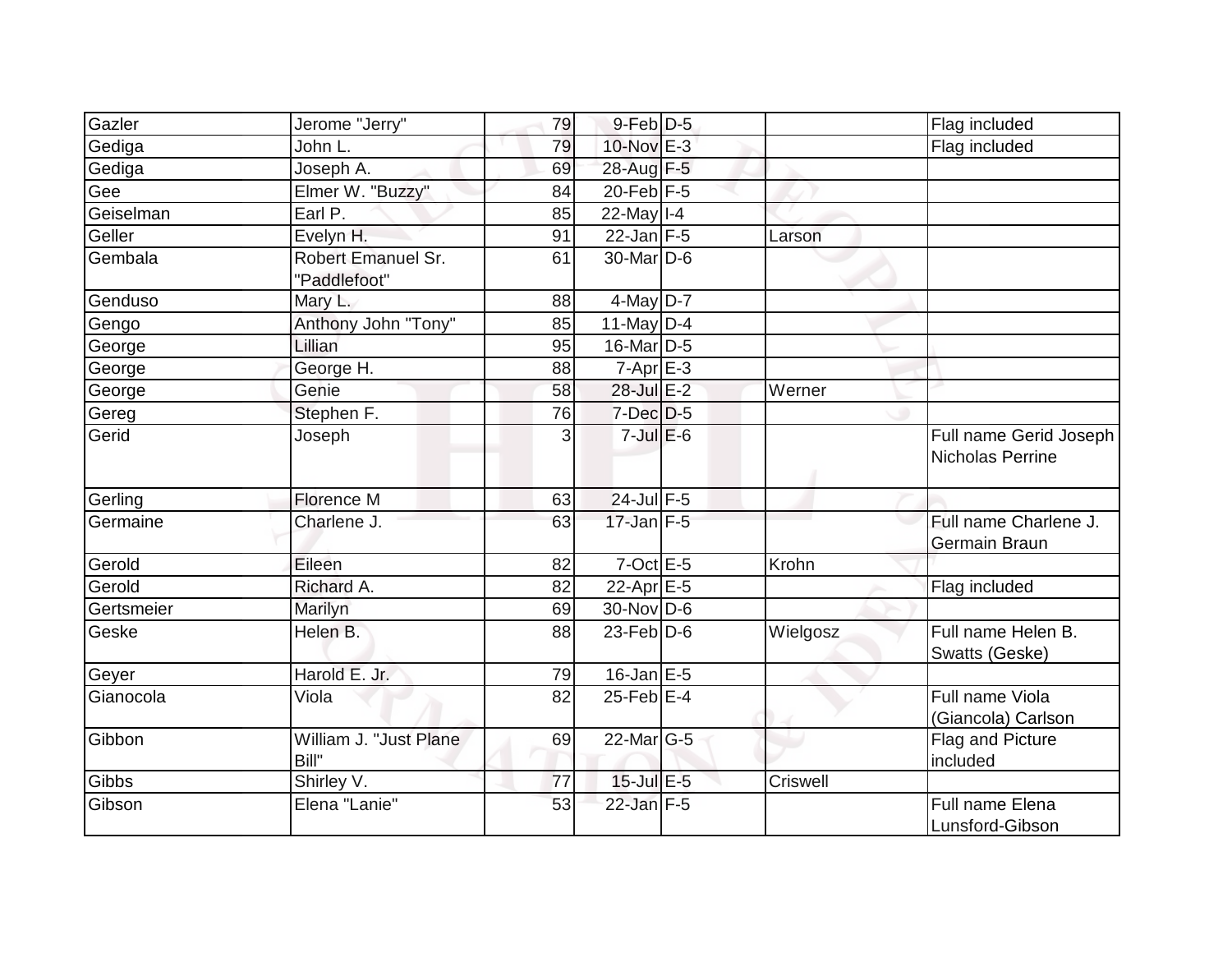| | | | | | | |
|---|---|---|---|---|---|---|
| Gazler | Jerome "Jerry" | 79 | 9-Feb | D-5 | | Flag included |
| Gediga | John L. | 79 | 10-Nov | E-3 | | Flag included |
| Gediga | Joseph A. | 69 | 28-Aug | F-5 | | |
| Gee | Elmer W. "Buzzy" | 84 | 20-Feb | F-5 | | |
| Geiselman | Earl P. | 85 | 22-May | I-4 | | |
| Geller | Evelyn H. | 91 | 22-Jan | F-5 | Larson | |
| Gembala | Robert Emanuel Sr. "Paddlefoot" | 61 | 30-Mar | D-6 | | |
| Genduso | Mary L. | 88 | 4-May | D-7 | | |
| Gengo | Anthony John "Tony" | 85 | 11-May | D-4 | | |
| George | Lillian | 95 | 16-Mar | D-5 | | |
| George | George H. | 88 | 7-Apr | E-3 | | |
| George | Genie | 58 | 28-Jul | E-2 | Werner | |
| Gereg | Stephen F. | 76 | 7-Dec | D-5 | | |
| Gerid | Joseph | 3 | 7-Jul | E-6 | | Full name Gerid Joseph Nicholas Perrine |
| Gerling | Florence M | 63 | 24-Jul | F-5 | | |
| Germaine | Charlene J. | 63 | 17-Jan | F-5 | | Full name Charlene J. Germain Braun |
| Gerold | Eileen | 82 | 7-Oct | E-5 | Krohn | |
| Gerold | Richard A. | 82 | 22-Apr | E-5 | | Flag included |
| Gertsmeier | Marilyn | 69 | 30-Nov | D-6 | | |
| Geske | Helen B. | 88 | 23-Feb | D-6 | Wielgosz | Full name Helen B. Swatts (Geske) |
| Geyer | Harold E. Jr. | 79 | 16-Jan | E-5 | | |
| Gianocola | Viola | 82 | 25-Feb | E-4 | | Full name Viola (Giancola) Carlson |
| Gibbon | William J. "Just Plane Bill" | 69 | 22-Mar | G-5 | | Flag and Picture included |
| Gibbs | Shirley V. | 77 | 15-Jul | E-5 | Criswell | |
| Gibson | Elena "Lanie" | 53 | 22-Jan | F-5 | | Full name Elena Lunsford-Gibson |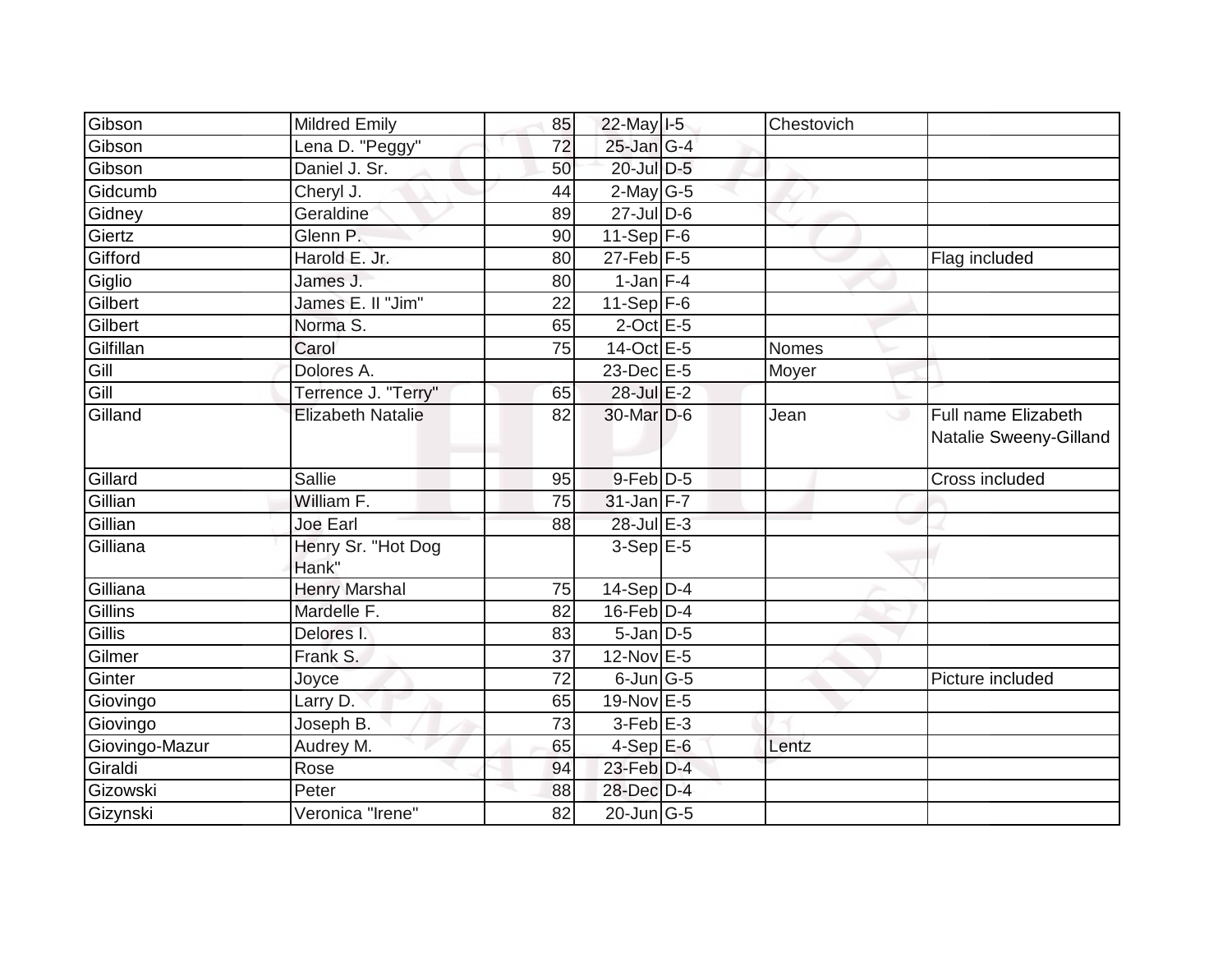| | | | | | | |
|---|---|---|---|---|---|---|
| Gibson | Mildred Emily | 85 | 22-May | I-5 | Chestovich | |
| Gibson | Lena D. "Peggy" | 72 | 25-Jan | G-4 | | |
| Gibson | Daniel J. Sr. | 50 | 20-Jul | D-5 | | |
| Gidcumb | Cheryl J. | 44 | 2-May | G-5 | | |
| Gidney | Geraldine | 89 | 27-Jul | D-6 | | |
| Giertz | Glenn P. | 90 | 11-Sep | F-6 | | |
| Gifford | Harold E. Jr. | 80 | 27-Feb | F-5 | | Flag included |
| Giglio | James J. | 80 | 1-Jan | F-4 | | |
| Gilbert | James E. II "Jim" | 22 | 11-Sep | F-6 | | |
| Gilbert | Norma S. | 65 | 2-Oct | E-5 | | |
| Gilfillan | Carol | 75 | 14-Oct | E-5 | Nomes | |
| Gill | Dolores A. | | 23-Dec | E-5 | Moyer | |
| Gill | Terrence J. "Terry" | 65 | 28-Jul | E-2 | | |
| Gilland | Elizabeth Natalie | 82 | 30-Mar | D-6 | Jean | Full name Elizabeth Natalie Sweeny-Gilland |
| Gillard | Sallie | 95 | 9-Feb | D-5 | | Cross included |
| Gillian | William F. | 75 | 31-Jan | F-7 | | |
| Gillian | Joe Earl | 88 | 28-Jul | E-3 | | |
| Gilliana | Henry Sr. "Hot Dog Hank" | | 3-Sep | E-5 | | |
| Gilliana | Henry Marshal | 75 | 14-Sep | D-4 | | |
| Gillins | Mardelle F. | 82 | 16-Feb | D-4 | | |
| Gillis | Delores I. | 83 | 5-Jan | D-5 | | |
| Gilmer | Frank S. | 37 | 12-Nov | E-5 | | |
| Ginter | Joyce | 72 | 6-Jun | G-5 | | Picture included |
| Giovingo | Larry D. | 65 | 19-Nov | E-5 | | |
| Giovingo | Joseph B. | 73 | 3-Feb | E-3 | | |
| Giovingo-Mazur | Audrey M. | 65 | 4-Sep | E-6 | Lentz | |
| Giraldi | Rose | 94 | 23-Feb | D-4 | | |
| Gizowski | Peter | 88 | 28-Dec | D-4 | | |
| Gizynski | Veronica "Irene" | 82 | 20-Jun | G-5 | | |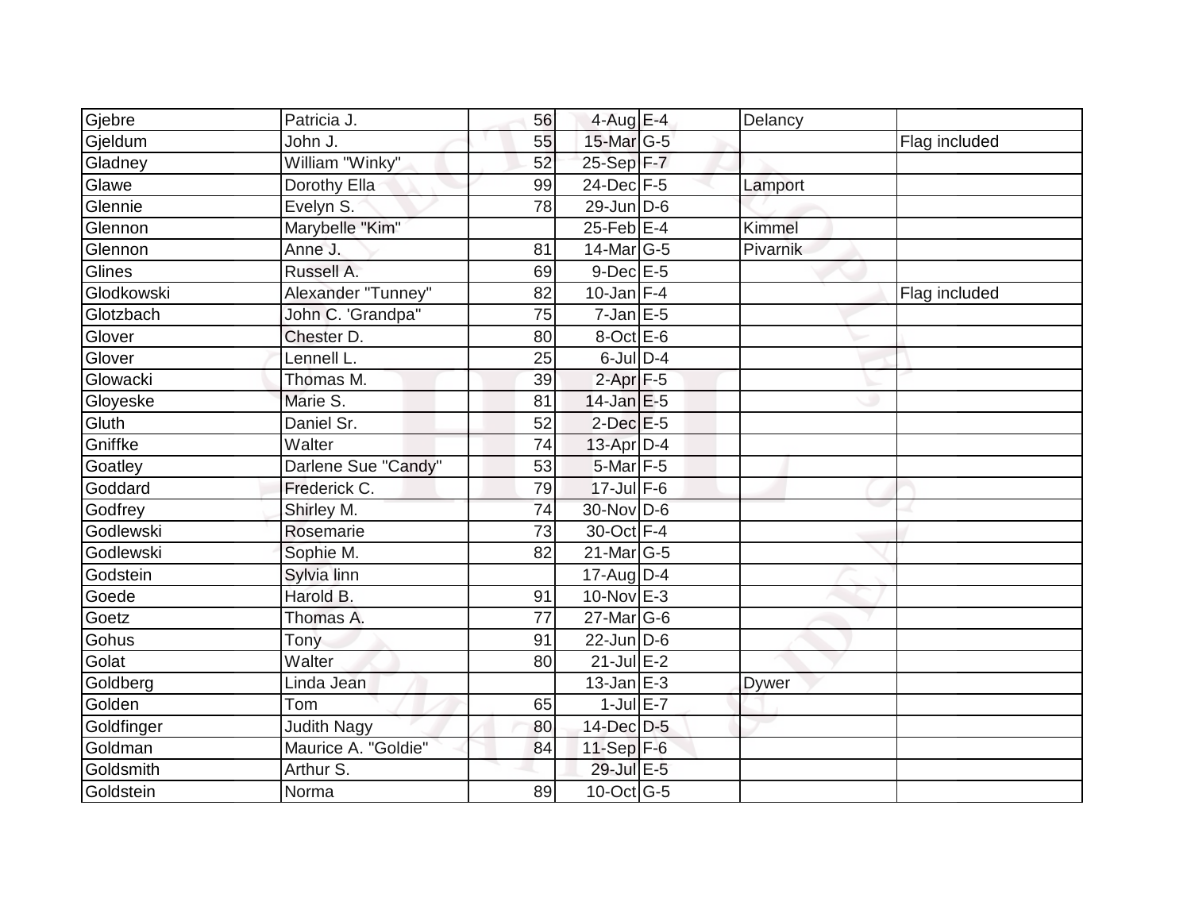| | | | | | | |
|---|---|---|---|---|---|---|
| Gjebre | Patricia J. | 56 | 4-Aug | E-4 | Delancy | |
| Gjeldum | John J. | 55 | 15-Mar | G-5 | | Flag included |
| Gladney | William "Winky" | 52 | 25-Sep | F-7 | | |
| Glawe | Dorothy Ella | 99 | 24-Dec | F-5 | Lamport | |
| Glennie | Evelyn S. | 78 | 29-Jun | D-6 | | |
| Glennon | Marybelle "Kim" | | 25-Feb | E-4 | Kimmel | |
| Glennon | Anne J. | 81 | 14-Mar | G-5 | Pivarnik | |
| Glines | Russell A. | 69 | 9-Dec | E-5 | | |
| Glodkowski | Alexander "Tunney" | 82 | 10-Jan | F-4 | | Flag included |
| Glotzbach | John C. 'Grandpa" | 75 | 7-Jan | E-5 | | |
| Glover | Chester D. | 80 | 8-Oct | E-6 | | |
| Glover | Lennell L. | 25 | 6-Jul | D-4 | | |
| Glowacki | Thomas M. | 39 | 2-Apr | F-5 | | |
| Gloyeske | Marie S. | 81 | 14-Jan | E-5 | | |
| Gluth | Daniel Sr. | 52 | 2-Dec | E-5 | | |
| Gniffke | Walter | 74 | 13-Apr | D-4 | | |
| Goatley | Darlene Sue "Candy" | 53 | 5-Mar | F-5 | | |
| Goddard | Frederick C. | 79 | 17-Jul | F-6 | | |
| Godfrey | Shirley M. | 74 | 30-Nov | D-6 | | |
| Godlewski | Rosemarie | 73 | 30-Oct | F-4 | | |
| Godlewski | Sophie M. | 82 | 21-Mar | G-5 | | |
| Godstein | Sylvia linn | | 17-Aug | D-4 | | |
| Goede | Harold B. | 91 | 10-Nov | E-3 | | |
| Goetz | Thomas A. | 77 | 27-Mar | G-6 | | |
| Gohus | Tony | 91 | 22-Jun | D-6 | | |
| Golat | Walter | 80 | 21-Jul | E-2 | | |
| Goldberg | Linda Jean | | 13-Jan | E-3 | Dywer | |
| Golden | Tom | 65 | 1-Jul | E-7 | | |
| Goldfinger | Judith Nagy | 80 | 14-Dec | D-5 | | |
| Goldman | Maurice A. "Goldie" | 84 | 11-Sep | F-6 | | |
| Goldsmith | Arthur S. | | 29-Jul | E-5 | | |
| Goldstein | Norma | 89 | 10-Oct | G-5 | | |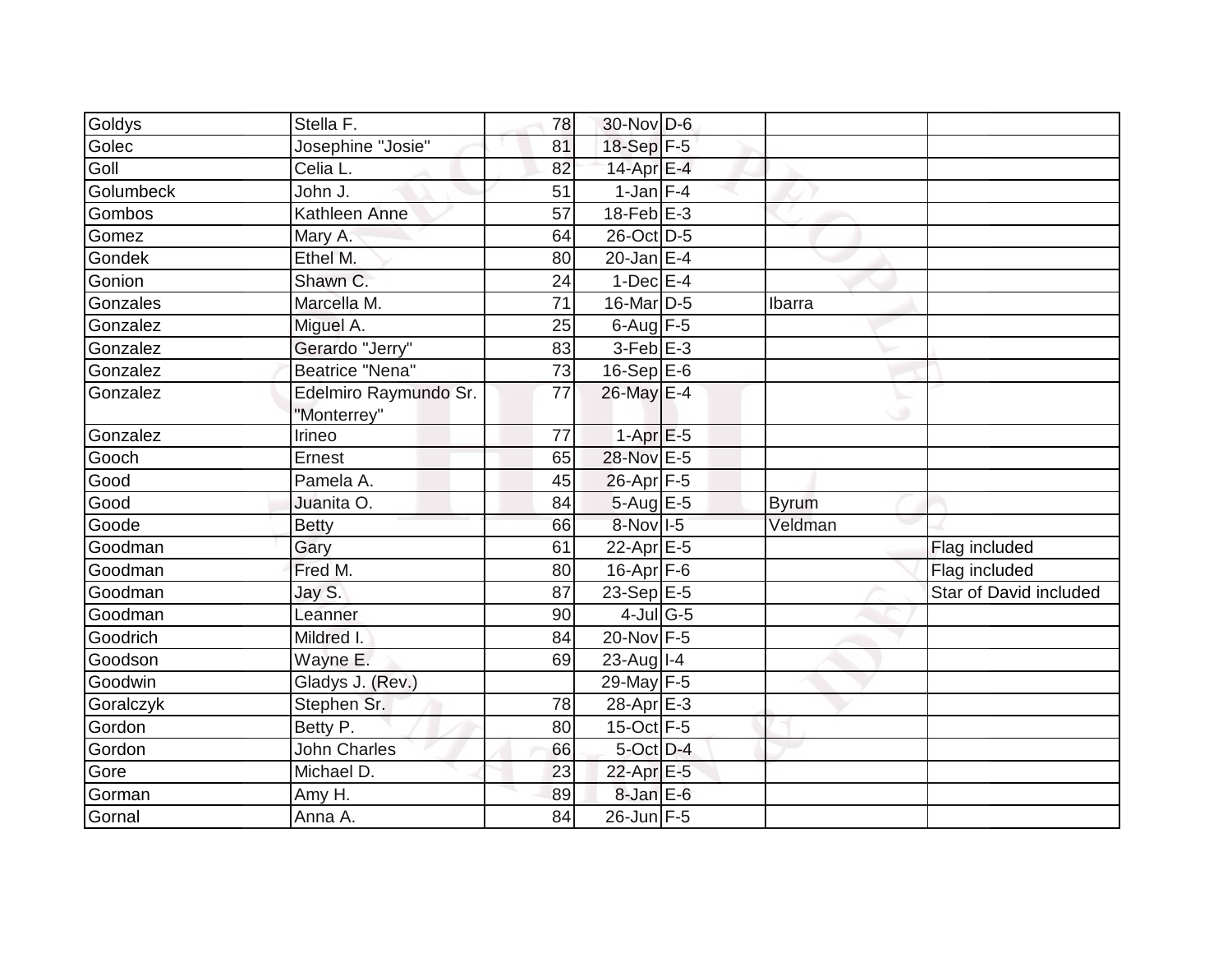| | | | | | | |
|---|---|---|---|---|---|---|
| Goldys | Stella F. | 78 | 30-Nov | D-6 | | |
| Golec | Josephine "Josie" | 81 | 18-Sep | F-5 | | |
| Goll | Celia L. | 82 | 14-Apr | E-4 | | |
| Golumbeck | John J. | 51 | 1-Jan | F-4 | | |
| Gombos | Kathleen Anne | 57 | 18-Feb | E-3 | | |
| Gomez | Mary A. | 64 | 26-Oct | D-5 | | |
| Gondek | Ethel M. | 80 | 20-Jan | E-4 | | |
| Gonion | Shawn C. | 24 | 1-Dec | E-4 | | |
| Gonzales | Marcella M. | 71 | 16-Mar | D-5 | Ibarra | |
| Gonzalez | Miguel A. | 25 | 6-Aug | F-5 | | |
| Gonzalez | Gerardo "Jerry" | 83 | 3-Feb | E-3 | | |
| Gonzalez | Beatrice "Nena" | 73 | 16-Sep | E-6 | | |
| Gonzalez | Edelmiro Raymundo Sr. "Monterrey" | 77 | 26-May | E-4 | | |
| Gonzalez | Irineo | 77 | 1-Apr | E-5 | | |
| Gooch | Ernest | 65 | 28-Nov | E-5 | | |
| Good | Pamela A. | 45 | 26-Apr | F-5 | | |
| Good | Juanita O. | 84 | 5-Aug | E-5 | Byrum | |
| Goode | Betty | 66 | 8-Nov | I-5 | Veldman | |
| Goodman | Gary | 61 | 22-Apr | E-5 | | Flag included |
| Goodman | Fred M. | 80 | 16-Apr | F-6 | | Flag included |
| Goodman | Jay S. | 87 | 23-Sep | E-5 | | Star of David included |
| Goodman | Leanner | 90 | 4-Jul | G-5 | | |
| Goodrich | Mildred I. | 84 | 20-Nov | F-5 | | |
| Goodson | Wayne E. | 69 | 23-Aug | I-4 | | |
| Goodwin | Gladys J. (Rev.) | | 29-May | F-5 | | |
| Goralczyk | Stephen Sr. | 78 | 28-Apr | E-3 | | |
| Gordon | Betty P. | 80 | 15-Oct | F-5 | | |
| Gordon | John Charles | 66 | 5-Oct | D-4 | | |
| Gore | Michael D. | 23 | 22-Apr | E-5 | | |
| Gorman | Amy H. | 89 | 8-Jan | E-6 | | |
| Gornal | Anna A. | 84 | 26-Jun | F-5 | | |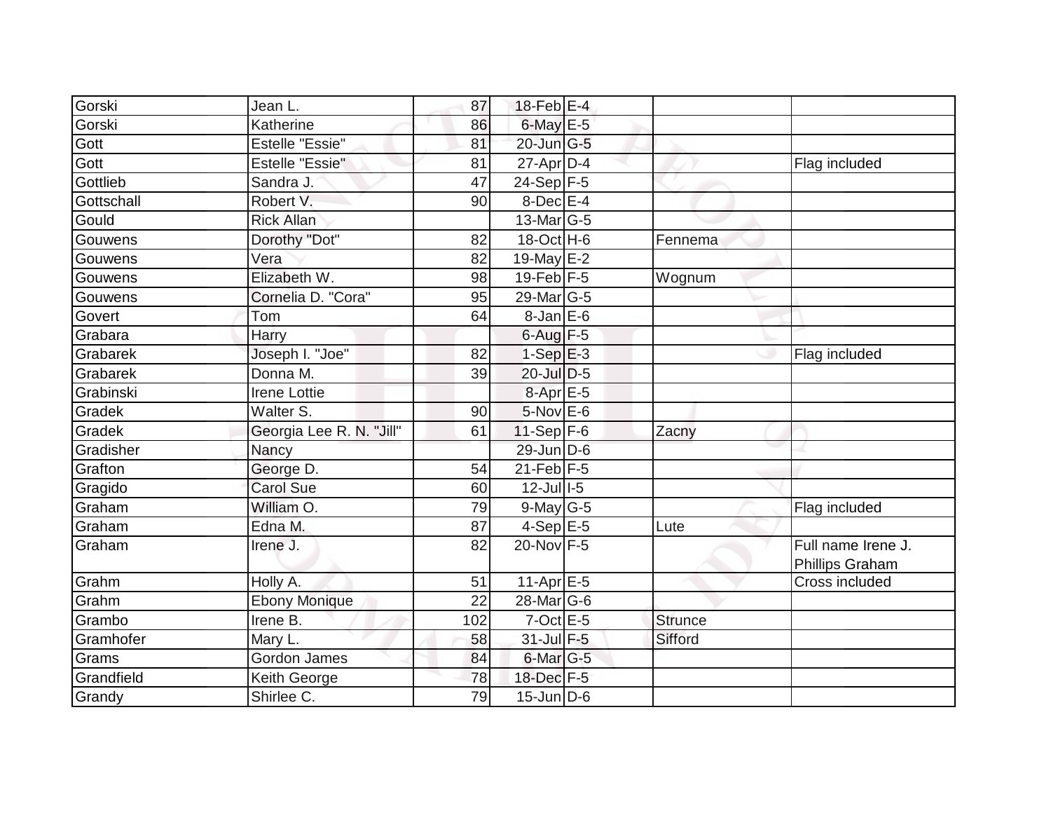| | | | | | | |
|---|---|---|---|---|---|---|
| Gorski | Jean L. | 87 | 18-Feb | E-4 | | |
| Gorski | Katherine | 86 | 6-May | E-5 | | |
| Gott | Estelle "Essie" | 81 | 20-Jun | G-5 | | |
| Gott | Estelle "Essie" | 81 | 27-Apr | D-4 | | Flag included |
| Gottlieb | Sandra J. | 47 | 24-Sep | F-5 | | |
| Gottschall | Robert V. | 90 | 8-Dec | E-4 | | |
| Gould | Rick Allan | | 13-Mar | G-5 | | |
| Gouwens | Dorothy "Dot" | 82 | 18-Oct | H-6 | Fennema | |
| Gouwens | Vera | 82 | 19-May | E-2 | | |
| Gouwens | Elizabeth W. | 98 | 19-Feb | F-5 | Wognum | |
| Gouwens | Cornelia D. "Cora" | 95 | 29-Mar | G-5 | | |
| Govert | Tom | 64 | 8-Jan | E-6 | | |
| Grabara | Harry | | 6-Aug | F-5 | | |
| Grabarek | Joseph I. "Joe" | 82 | 1-Sep | E-3 | | Flag included |
| Grabarek | Donna M. | 39 | 20-Jul | D-5 | | |
| Grabinski | Irene Lottie | | 8-Apr | E-5 | | |
| Gradek | Walter S. | 90 | 5-Nov | E-6 | | |
| Gradek | Georgia Lee R. N. "Jill" | 61 | 11-Sep | F-6 | Zacny | |
| Gradisher | Nancy | | 29-Jun | D-6 | | |
| Grafton | George D. | 54 | 21-Feb | F-5 | | |
| Gragido | Carol Sue | 60 | 12-Jul | I-5 | | |
| Graham | William O. | 79 | 9-May | G-5 | | Flag included |
| Graham | Edna M. | 87 | 4-Sep | E-5 | Lute | |
| Graham | Irene J. | 82 | 20-Nov | F-5 | | Full name Irene J. Phillips Graham |
| Grahm | Holly A. | 51 | 11-Apr | E-5 | | Cross included |
| Grahm | Ebony Monique | 22 | 28-Mar | G-6 | | |
| Grambo | Irene B. | 102 | 7-Oct | E-5 | Strunce | |
| Gramhofer | Mary L. | 58 | 31-Jul | F-5 | Sifford | |
| Grams | Gordon James | 84 | 6-Mar | G-5 | | |
| Grandfield | Keith George | 78 | 18-Dec | F-5 | | |
| Grandy | Shirlee C. | 79 | 15-Jun | D-6 | | |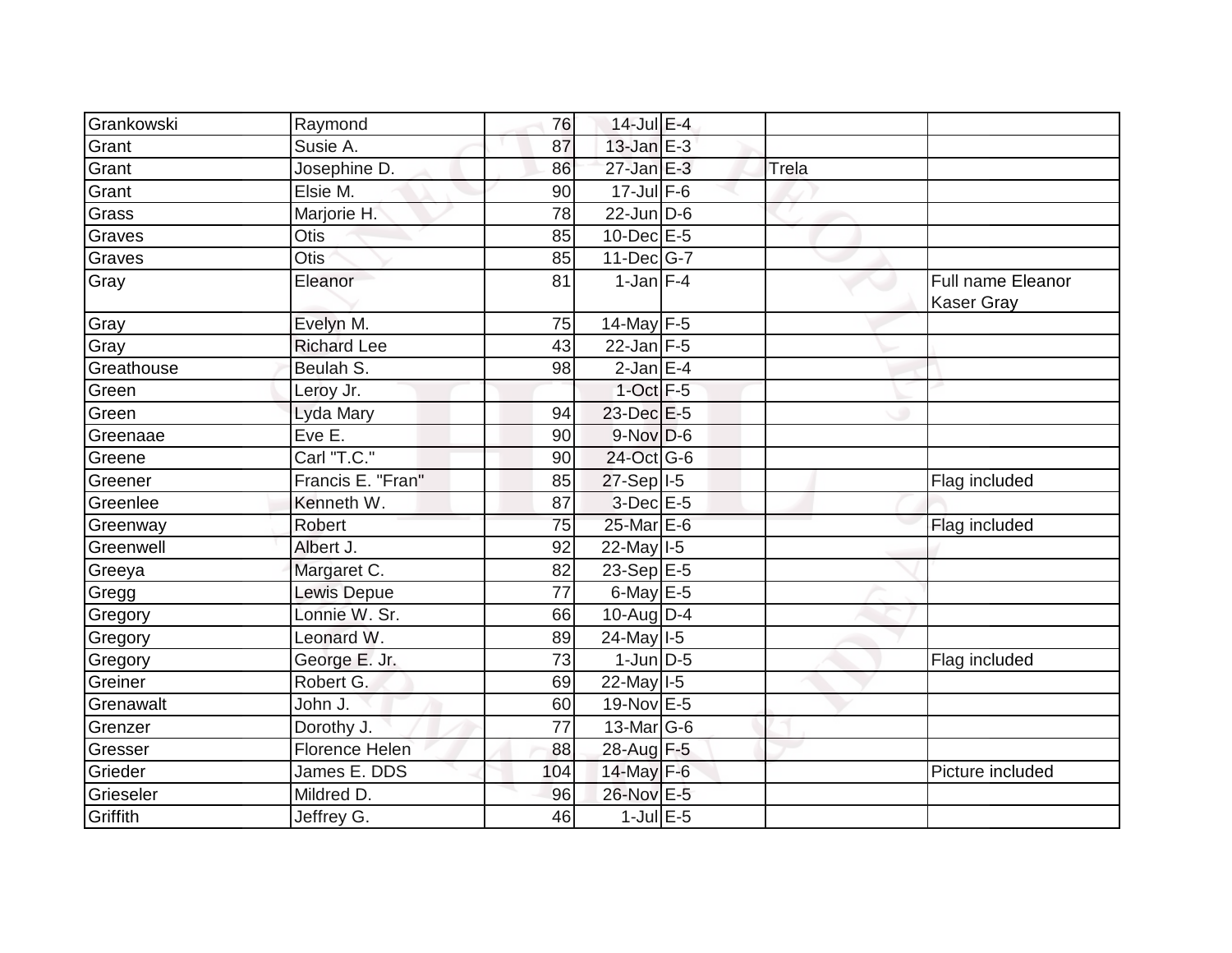| | | | | | | |
|---|---|---|---|---|---|---|
| Grankowski | Raymond | 76 | 14-Jul | E-4 | | |
| Grant | Susie A. | 87 | 13-Jan | E-3 | | |
| Grant | Josephine D. | 86 | 27-Jan | E-3 | Trela | |
| Grant | Elsie M. | 90 | 17-Jul | F-6 | | |
| Grass | Marjorie H. | 78 | 22-Jun | D-6 | | |
| Graves | Otis | 85 | 10-Dec | E-5 | | |
| Graves | Otis | 85 | 11-Dec | G-7 | | |
| Gray | Eleanor | 81 | 1-Jan | F-4 | | Full name Eleanor Kaser Gray |
| Gray | Evelyn M. | 75 | 14-May | F-5 | | |
| Gray | Richard Lee | 43 | 22-Jan | F-5 | | |
| Greathouse | Beulah S. | 98 | 2-Jan | E-4 | | |
| Green | Leroy Jr. | | 1-Oct | F-5 | | |
| Green | Lyda Mary | 94 | 23-Dec | E-5 | | |
| Greenaae | Eve E. | 90 | 9-Nov | D-6 | | |
| Greene | Carl "T.C." | 90 | 24-Oct | G-6 | | |
| Greener | Francis E. "Fran" | 85 | 27-Sep | I-5 | | Flag included |
| Greenlee | Kenneth W. | 87 | 3-Dec | E-5 | | |
| Greenway | Robert | 75 | 25-Mar | E-6 | | Flag included |
| Greenwell | Albert J. | 92 | 22-May | I-5 | | |
| Greeya | Margaret C. | 82 | 23-Sep | E-5 | | |
| Gregg | Lewis Depue | 77 | 6-May | E-5 | | |
| Gregory | Lonnie W. Sr. | 66 | 10-Aug | D-4 | | |
| Gregory | Leonard W. | 89 | 24-May | I-5 | | |
| Gregory | George E. Jr. | 73 | 1-Jun | D-5 | | Flag included |
| Greiner | Robert G. | 69 | 22-May | I-5 | | |
| Grenawalt | John J. | 60 | 19-Nov | E-5 | | |
| Grenzer | Dorothy J. | 77 | 13-Mar | G-6 | | |
| Gresser | Florence Helen | 88 | 28-Aug | F-5 | | |
| Grieder | James E. DDS | 104 | 14-May | F-6 | | Picture included |
| Grieseler | Mildred D. | 96 | 26-Nov | E-5 | | |
| Griffith | Jeffrey G. | 46 | 1-Jul | E-5 | | |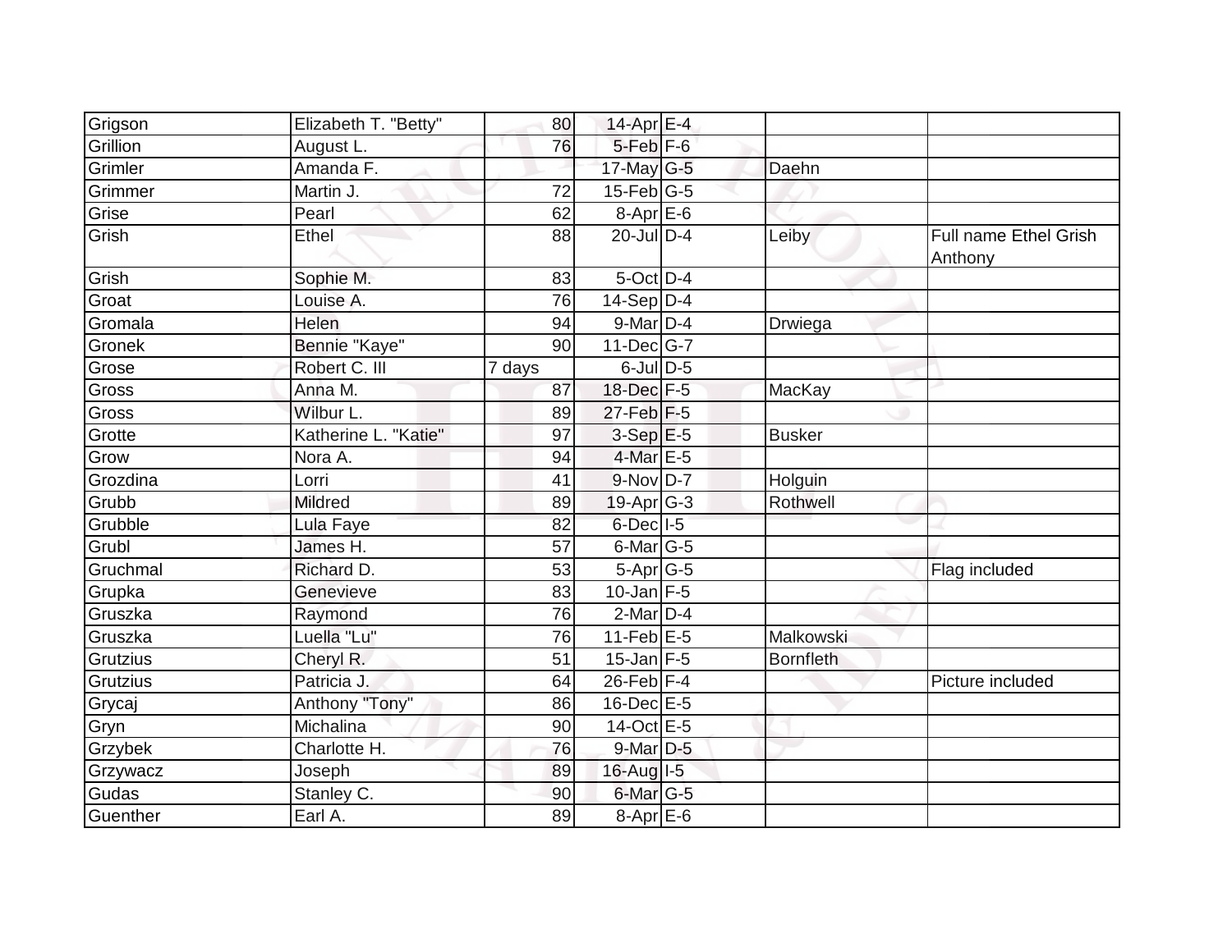| | | | | | | |
|---|---|---|---|---|---|---|
| Grigson | Elizabeth T. "Betty" | 80 | 14-Apr | E-4 | | |
| Grillion | August L. | 76 | 5-Feb | F-6 | | |
| Grimler | Amanda F. | | 17-May | G-5 | Daehn | |
| Grimmer | Martin J. | 72 | 15-Feb | G-5 | | |
| Grise | Pearl | 62 | 8-Apr | E-6 | | |
| Grish | Ethel | 88 | 20-Jul | D-4 | Leiby | Full name Ethel Grish Anthony |
| Grish | Sophie M. | 83 | 5-Oct | D-4 | | |
| Groat | Louise A. | 76 | 14-Sep | D-4 | | |
| Gromala | Helen | 94 | 9-Mar | D-4 | Drwiega | |
| Gronek | Bennie "Kaye" | 90 | 11-Dec | G-7 | | |
| Grose | Robert C. III | 7 days | 6-Jul | D-5 | | |
| Gross | Anna M. | 87 | 18-Dec | F-5 | MacKay | |
| Gross | Wilbur L. | 89 | 27-Feb | F-5 | | |
| Grotte | Katherine L. "Katie" | 97 | 3-Sep | E-5 | Busker | |
| Grow | Nora A. | 94 | 4-Mar | E-5 | | |
| Grozdina | Lorri | 41 | 9-Nov | D-7 | Holguin | |
| Grubb | Mildred | 89 | 19-Apr | G-3 | Rothwell | |
| Grubble | Lula Faye | 82 | 6-Dec | I-5 | | |
| Grubl | James H. | 57 | 6-Mar | G-5 | | |
| Gruchmal | Richard D. | 53 | 5-Apr | G-5 | | Flag included |
| Grupka | Genevieve | 83 | 10-Jan | F-5 | | |
| Gruszka | Raymond | 76 | 2-Mar | D-4 | | |
| Gruszka | Luella "Lu" | 76 | 11-Feb | E-5 | Malkowski | |
| Grutzius | Cheryl R. | 51 | 15-Jan | F-5 | Bornfleth | |
| Grutzius | Patricia J. | 64 | 26-Feb | F-4 | | Picture included |
| Grycaj | Anthony "Tony" | 86 | 16-Dec | E-5 | | |
| Gryn | Michalina | 90 | 14-Oct | E-5 | | |
| Grzybek | Charlotte H. | 76 | 9-Mar | D-5 | | |
| Grzywacz | Joseph | 89 | 16-Aug | I-5 | | |
| Gudas | Stanley C. | 90 | 6-Mar | G-5 | | |
| Guenther | Earl A. | 89 | 8-Apr | E-6 | | |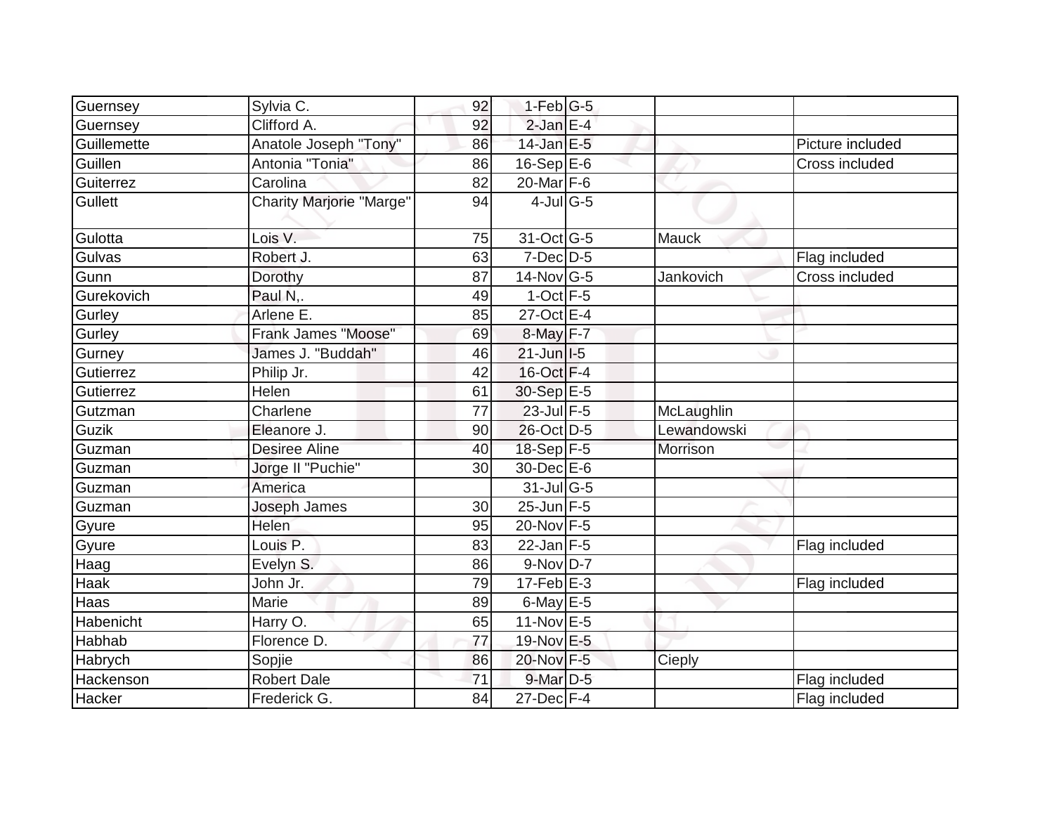| | | | | | | |
|---|---|---|---|---|---|---|
| Guernsey | Sylvia C. | 92 | 1-Feb | G-5 | | |
| Guernsey | Clifford A. | 92 | 2-Jan | E-4 | | |
| Guillemette | Anatole Joseph "Tony" | 86 | 14-Jan | E-5 | | Picture included |
| Guillen | Antonia "Tonia" | 86 | 16-Sep | E-6 | | Cross included |
| Guiterrez | Carolina | 82 | 20-Mar | F-6 | | |
| Gullett | Charity Marjorie "Marge" | 94 | 4-Jul | G-5 | | |
| Gulotta | Lois V. | 75 | 31-Oct | G-5 | Mauck | |
| Gulvas | Robert J. | 63 | 7-Dec | D-5 | | Flag included |
| Gunn | Dorothy | 87 | 14-Nov | G-5 | Jankovich | Cross included |
| Gurekovich | Paul N,. | 49 | 1-Oct | F-5 | | |
| Gurley | Arlene E. | 85 | 27-Oct | E-4 | | |
| Gurley | Frank James "Moose" | 69 | 8-May | F-7 | | |
| Gurney | James J. "Buddah" | 46 | 21-Jun | I-5 | | |
| Gutierrez | Philip Jr. | 42 | 16-Oct | F-4 | | |
| Gutierrez | Helen | 61 | 30-Sep | E-5 | | |
| Gutzman | Charlene | 77 | 23-Jul | F-5 | McLaughlin | |
| Guzik | Eleanore J. | 90 | 26-Oct | D-5 | Lewandowski | |
| Guzman | Desiree Aline | 40 | 18-Sep | F-5 | Morrison | |
| Guzman | Jorge II "Puchie" | 30 | 30-Dec | E-6 | | |
| Guzman | America | | 31-Jul | G-5 | | |
| Guzman | Joseph James | 30 | 25-Jun | F-5 | | |
| Gyure | Helen | 95 | 20-Nov | F-5 | | |
| Gyure | Louis P. | 83 | 22-Jan | F-5 | | Flag included |
| Haag | Evelyn S. | 86 | 9-Nov | D-7 | | |
| Haak | John Jr. | 79 | 17-Feb | E-3 | | Flag included |
| Haas | Marie | 89 | 6-May | E-5 | | |
| Habenicht | Harry O. | 65 | 11-Nov | E-5 | | |
| Habhab | Florence D. | 77 | 19-Nov | E-5 | | |
| Habrych | Sopjie | 86 | 20-Nov | F-5 | Cieply | |
| Hackenson | Robert Dale | 71 | 9-Mar | D-5 | | Flag included |
| Hacker | Frederick G. | 84 | 27-Dec | F-4 | | Flag included |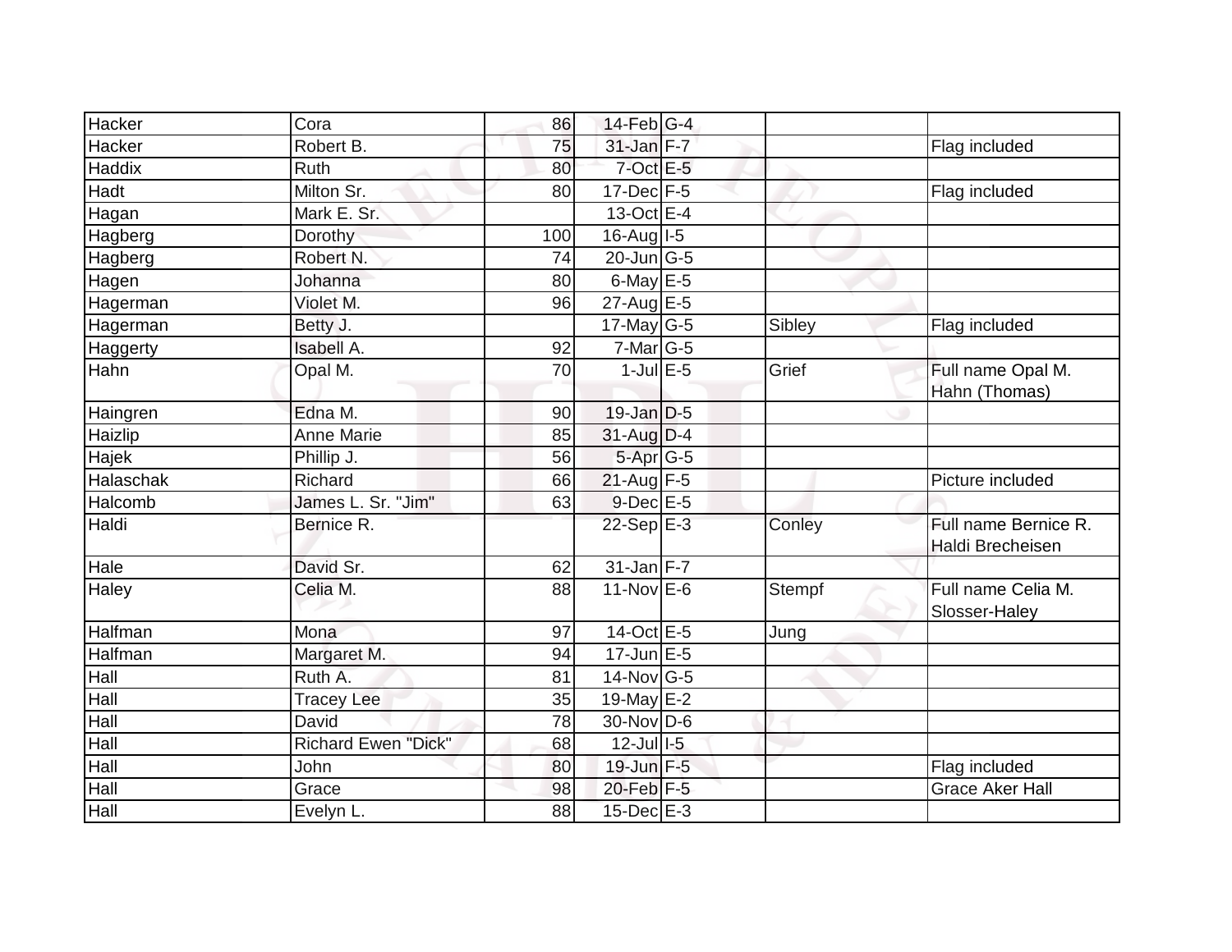| | | | | | | |
|---|---|---|---|---|---|---|
| Hacker | Cora | 86 | 14-Feb | G-4 | | |
| Hacker | Robert B. | 75 | 31-Jan | F-7 | | Flag included |
| Haddix | Ruth | 80 | 7-Oct | E-5 | | |
| Hadt | Milton Sr. | 80 | 17-Dec | F-5 | | Flag included |
| Hagan | Mark E. Sr. | | 13-Oct | E-4 | | |
| Hagberg | Dorothy | 100 | 16-Aug | I-5 | | |
| Hagberg | Robert N. | 74 | 20-Jun | G-5 | | |
| Hagen | Johanna | 80 | 6-May | E-5 | | |
| Hagerman | Violet M. | 96 | 27-Aug | E-5 | | |
| Hagerman | Betty J. | | 17-May | G-5 | Sibley | Flag included |
| Haggerty | Isabell A. | 92 | 7-Mar | G-5 | | |
| Hahn | Opal M. | 70 | 1-Jul | E-5 | Grief | Full name Opal M. Hahn (Thomas) |
| Haingren | Edna M. | 90 | 19-Jan | D-5 | | |
| Haizlip | Anne Marie | 85 | 31-Aug | D-4 | | |
| Hajek | Phillip J. | 56 | 5-Apr | G-5 | | |
| Halaschak | Richard | 66 | 21-Aug | F-5 | | Picture included |
| Halcomb | James L. Sr. "Jim" | 63 | 9-Dec | E-5 | | |
| Haldi | Bernice R. | | 22-Sep | E-3 | Conley | Full name Bernice R. Haldi Brecheisen |
| Hale | David Sr. | 62 | 31-Jan | F-7 | | |
| Haley | Celia M. | 88 | 11-Nov | E-6 | Stempf | Full name Celia M. Slosser-Haley |
| Halfman | Mona | 97 | 14-Oct | E-5 | Jung | |
| Halfman | Margaret M. | 94 | 17-Jun | E-5 | | |
| Hall | Ruth A. | 81 | 14-Nov | G-5 | | |
| Hall | Tracey Lee | 35 | 19-May | E-2 | | |
| Hall | David | 78 | 30-Nov | D-6 | | |
| Hall | Richard Ewen "Dick" | 68 | 12-Jul | I-5 | | |
| Hall | John | 80 | 19-Jun | F-5 | | Flag included |
| Hall | Grace | 98 | 20-Feb | F-5 | | Grace Aker Hall |
| Hall | Evelyn L. | 88 | 15-Dec | E-3 | | |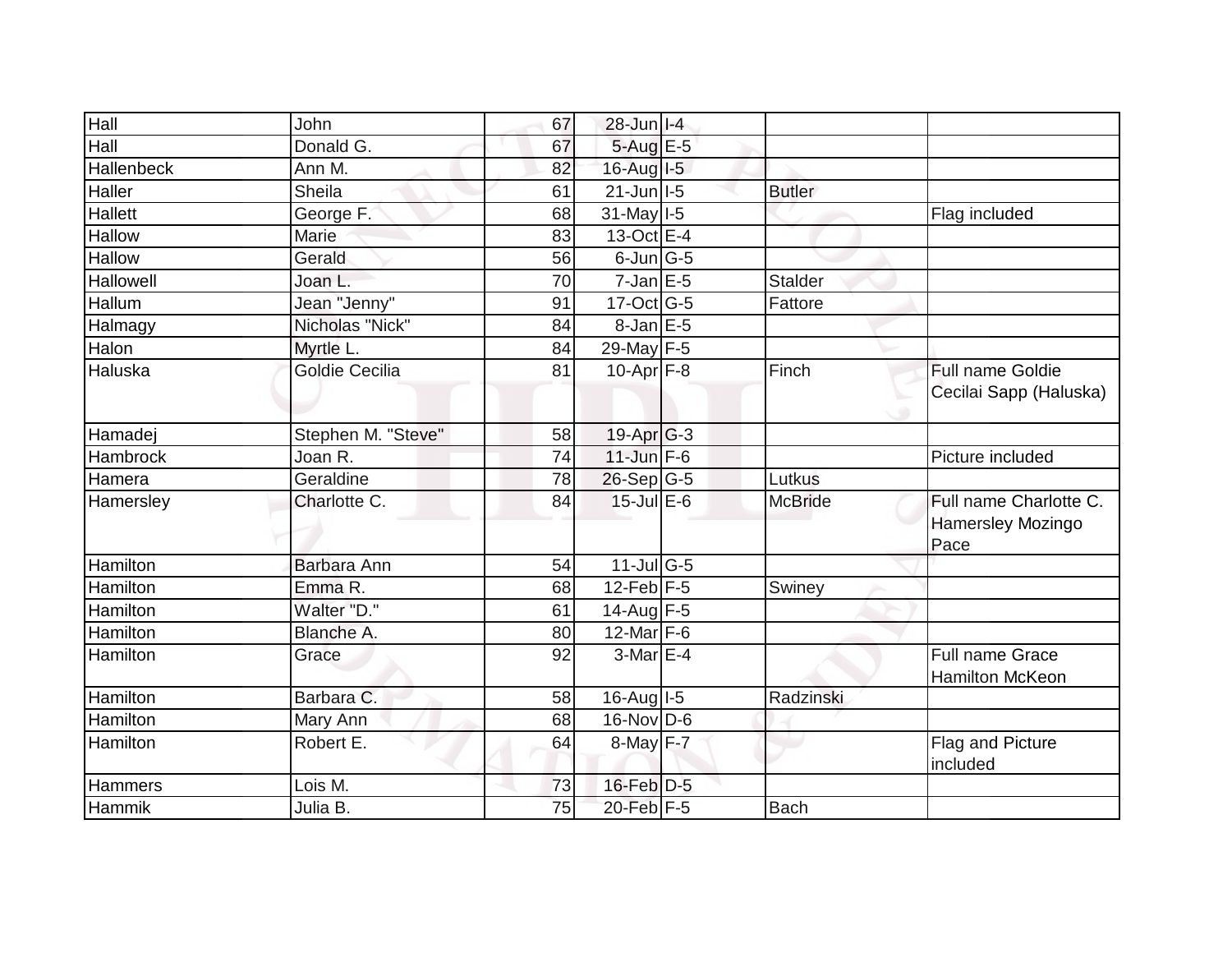| | | | | | | |
|---|---|---|---|---|---|---|
| Hall | John | 67 | 28-Jun | I-4 | | |
| Hall | Donald G. | 67 | 5-Aug | E-5 | | |
| Hallenbeck | Ann M. | 82 | 16-Aug | I-5 | | |
| Haller | Sheila | 61 | 21-Jun | I-5 | Butler | |
| Hallett | George F. | 68 | 31-May | I-5 | | Flag included |
| Hallow | Marie | 83 | 13-Oct | E-4 | | |
| Hallow | Gerald | 56 | 6-Jun | G-5 | | |
| Hallowell | Joan L. | 70 | 7-Jan | E-5 | Stalder | |
| Hallum | Jean "Jenny" | 91 | 17-Oct | G-5 | Fattore | |
| Halmagy | Nicholas "Nick" | 84 | 8-Jan | E-5 | | |
| Halon | Myrtle L. | 84 | 29-May | F-5 | | |
| Haluska | Goldie Cecilia | 81 | 10-Apr | F-8 | Finch | Full name Goldie Cecilai Sapp (Haluska) |
| Hamadej | Stephen M. "Steve" | 58 | 19-Apr | G-3 | | |
| Hambrock | Joan R. | 74 | 11-Jun | F-6 | | Picture included |
| Hamera | Geraldine | 78 | 26-Sep | G-5 | Lutkus | |
| Hamersley | Charlotte C. | 84 | 15-Jul | E-6 | McBride | Full name Charlotte C. Hamersley Mozingo Pace |
| Hamilton | Barbara Ann | 54 | 11-Jul | G-5 | | |
| Hamilton | Emma R. | 68 | 12-Feb | F-5 | Swiney | |
| Hamilton | Walter "D." | 61 | 14-Aug | F-5 | | |
| Hamilton | Blanche A. | 80 | 12-Mar | F-6 | | |
| Hamilton | Grace | 92 | 3-Mar | E-4 | | Full name Grace Hamilton McKeon |
| Hamilton | Barbara C. | 58 | 16-Aug | I-5 | Radzinski | |
| Hamilton | Mary Ann | 68 | 16-Nov | D-6 | | |
| Hamilton | Robert E. | 64 | 8-May | F-7 | | Flag and Picture included |
| Hammers | Lois M. | 73 | 16-Feb | D-5 | | |
| Hammik | Julia B. | 75 | 20-Feb | F-5 | Bach | |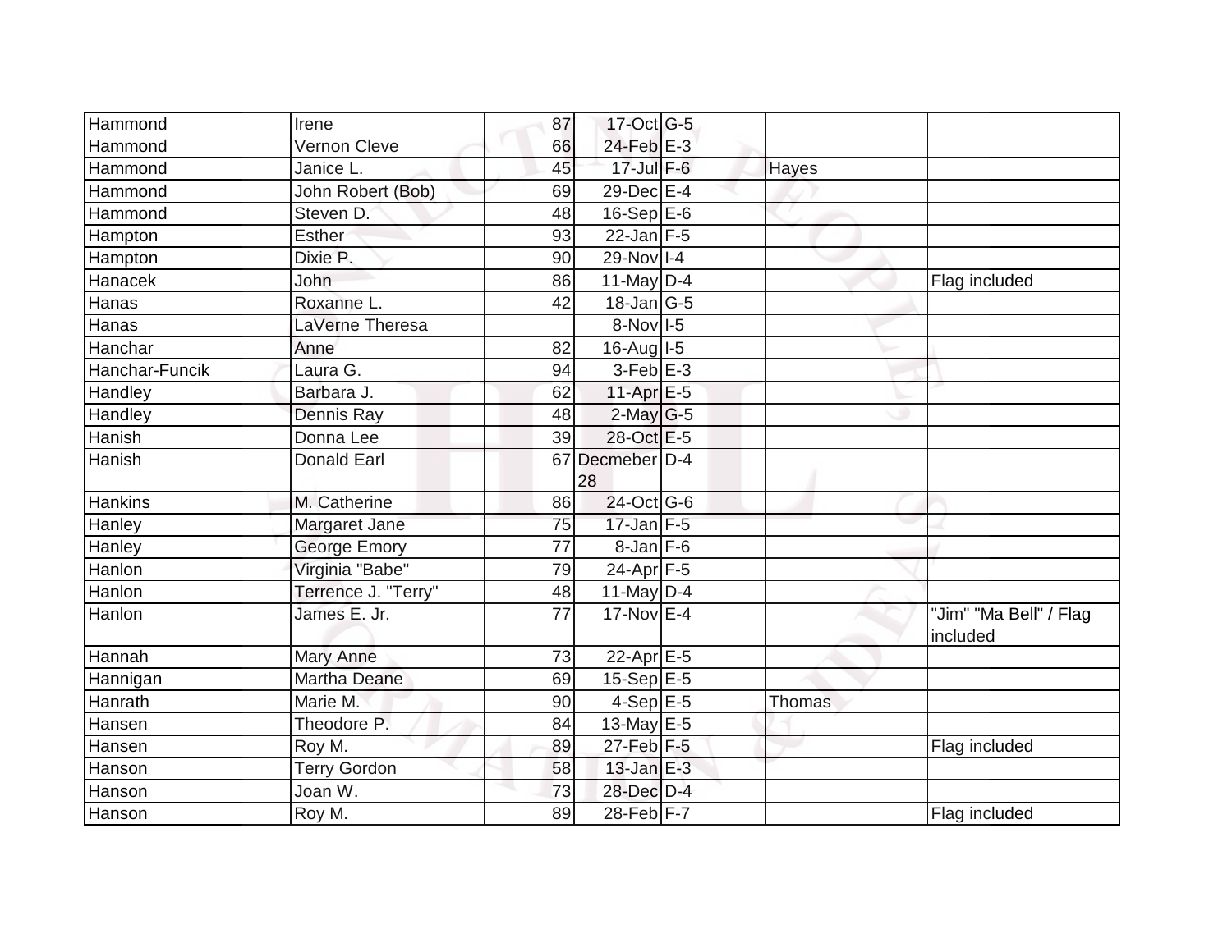| | | | | | | |
|---|---|---|---|---|---|---|
| Hammond | Irene | 87 | 17-Oct | G-5 | | |
| Hammond | Vernon Cleve | 66 | 24-Feb | E-3 | | |
| Hammond | Janice L. | 45 | 17-Jul | F-6 | Hayes | |
| Hammond | John Robert (Bob) | 69 | 29-Dec | E-4 | | |
| Hammond | Steven D. | 48 | 16-Sep | E-6 | | |
| Hampton | Esther | 93 | 22-Jan | F-5 | | |
| Hampton | Dixie P. | 90 | 29-Nov | I-4 | | |
| Hanacek | John | 86 | 11-May | D-4 | | Flag included |
| Hanas | Roxanne L. | 42 | 18-Jan | G-5 | | |
| Hanas | LaVerne Theresa | | 8-Nov | I-5 | | |
| Hanchar | Anne | 82 | 16-Aug | I-5 | | |
| Hanchar-Funcik | Laura G. | 94 | 3-Feb | E-3 | | |
| Handley | Barbara J. | 62 | 11-Apr | E-5 | | |
| Handley | Dennis Ray | 48 | 2-May | G-5 | | |
| Hanish | Donna Lee | 39 | 28-Oct | E-5 | | |
| Hanish | Donald Earl | 67 | Decmeber 28 | D-4 | | |
| Hankins | M. Catherine | 86 | 24-Oct | G-6 | | |
| Hanley | Margaret Jane | 75 | 17-Jan | F-5 | | |
| Hanley | George Emory | 77 | 8-Jan | F-6 | | |
| Hanlon | Virginia "Babe" | 79 | 24-Apr | F-5 | | |
| Hanlon | Terrence J. "Terry" | 48 | 11-May | D-4 | | |
| Hanlon | James E. Jr. | 77 | 17-Nov | E-4 | | "Jim" "Ma Bell" / Flag included |
| Hannah | Mary Anne | 73 | 22-Apr | E-5 | | |
| Hannigan | Martha Deane | 69 | 15-Sep | E-5 | | |
| Hanrath | Marie M. | 90 | 4-Sep | E-5 | Thomas | |
| Hansen | Theodore P. | 84 | 13-May | E-5 | | |
| Hansen | Roy M. | 89 | 27-Feb | F-5 | | Flag included |
| Hanson | Terry Gordon | 58 | 13-Jan | E-3 | | |
| Hanson | Joan W. | 73 | 28-Dec | D-4 | | |
| Hanson | Roy M. | 89 | 28-Feb | F-7 | | Flag included |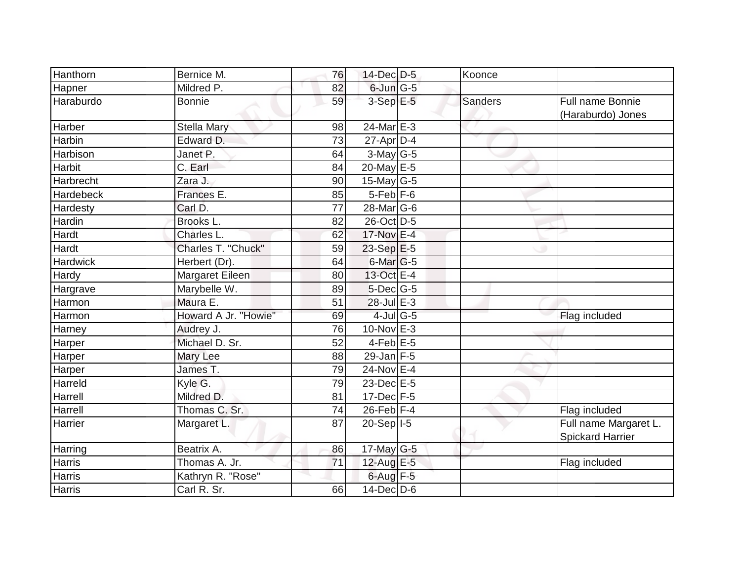| | | | | | | |
|---|---|---|---|---|---|---|
| Hanthorn | Bernice M. | 76 | 14-Dec | D-5 | Koonce | |
| Hapner | Mildred P. | 82 | 6-Jun | G-5 | | |
| Haraburdo | Bonnie | 59 | 3-Sep | E-5 | Sanders | Full name Bonnie (Haraburdo) Jones |
| Harber | Stella Mary | 98 | 24-Mar | E-3 | | |
| Harbin | Edward D. | 73 | 27-Apr | D-4 | | |
| Harbison | Janet P. | 64 | 3-May | G-5 | | |
| Harbit | C. Earl | 84 | 20-May | E-5 | | |
| Harbrecht | Zara J. | 90 | 15-May | G-5 | | |
| Hardebeck | Frances E. | 85 | 5-Feb | F-6 | | |
| Hardesty | Carl D. | 77 | 28-Mar | G-6 | | |
| Hardin | Brooks L. | 82 | 26-Oct | D-5 | | |
| Hardt | Charles L. | 62 | 17-Nov | E-4 | | |
| Hardt | Charles T. "Chuck" | 59 | 23-Sep | E-5 | | |
| Hardwick | Herbert (Dr). | 64 | 6-Mar | G-5 | | |
| Hardy | Margaret Eileen | 80 | 13-Oct | E-4 | | |
| Hargrave | Marybelle W. | 89 | 5-Dec | G-5 | | |
| Harmon | Maura E. | 51 | 28-Jul | E-3 | | |
| Harmon | Howard A Jr. "Howie" | 69 | 4-Jul | G-5 | | Flag included |
| Harney | Audrey J. | 76 | 10-Nov | E-3 | | |
| Harper | Michael D. Sr. | 52 | 4-Feb | E-5 | | |
| Harper | Mary Lee | 88 | 29-Jan | F-5 | | |
| Harper | James T. | 79 | 24-Nov | E-4 | | |
| Harreld | Kyle G. | 79 | 23-Dec | E-5 | | |
| Harrell | Mildred D. | 81 | 17-Dec | F-5 | | |
| Harrell | Thomas C. Sr. | 74 | 26-Feb | F-4 | | Flag included |
| Harrier | Margaret L. | 87 | 20-Sep | I-5 | | Full name Margaret L. Spickard Harrier |
| Harring | Beatrix A. | 86 | 17-May | G-5 | | |
| Harris | Thomas A. Jr. | 71 | 12-Aug | E-5 | | Flag included |
| Harris | Kathryn R. "Rose" | | 6-Aug | F-5 | | |
| Harris | Carl R. Sr. | 66 | 14-Dec | D-6 | | |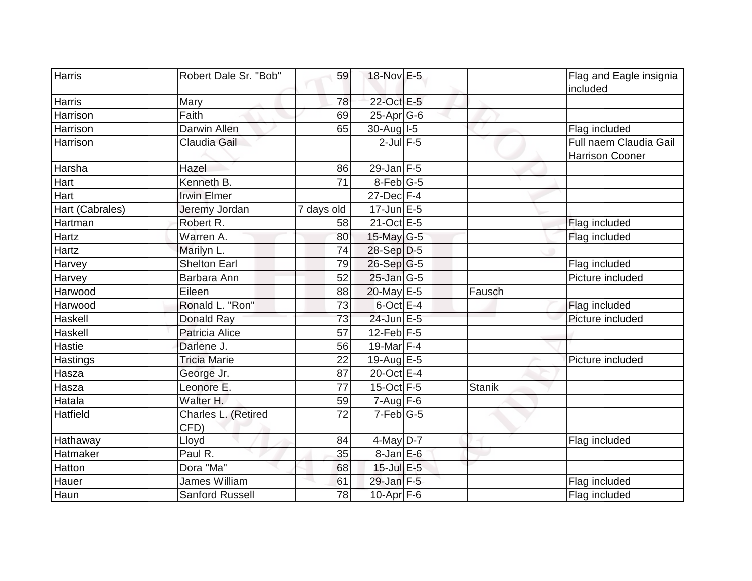| Harris | Robert Dale Sr. "Bob" | 59 | 18-Nov | E-5 | | Flag and Eagle insignia included |
|---|---|---|---|---|---|---|
| Harris | Mary | 78 | 22-Oct | E-5 | | |
| Harrison | Faith | 69 | 25-Apr | G-6 | | |
| Harrison | Darwin Allen | 65 | 30-Aug | I-5 | | Flag included |
| Harrison | Claudia Gail | | 2-Jul | F-5 | | Full naem Claudia Gail Harrison Cooner |
| Harsha | Hazel | 86 | 29-Jan | F-5 | | |
| Hart | Kenneth B. | 71 | 8-Feb | G-5 | | |
| Hart | Irwin Elmer | | 27-Dec | F-4 | | |
| Hart (Cabrales) | Jeremy Jordan | 7 days old | 17-Jun | E-5 | | |
| Hartman | Robert R. | 58 | 21-Oct | E-5 | | Flag included |
| Hartz | Warren A. | 80 | 15-May | G-5 | | Flag included |
| Hartz | Marilyn L. | 74 | 28-Sep | D-5 | | |
| Harvey | Shelton Earl | 79 | 26-Sep | G-5 | | Flag included |
| Harvey | Barbara Ann | 52 | 25-Jan | G-5 | | Picture included |
| Harwood | Eileen | 88 | 20-May | E-5 | Fausch | |
| Harwood | Ronald L. "Ron" | 73 | 6-Oct | E-4 | | Flag included |
| Haskell | Donald Ray | 73 | 24-Jun | E-5 | | Picture included |
| Haskell | Patricia Alice | 57 | 12-Feb | F-5 | | |
| Hastie | Darlene J. | 56 | 19-Mar | F-4 | | |
| Hastings | Tricia Marie | 22 | 19-Aug | E-5 | | Picture included |
| Hasza | George Jr. | 87 | 20-Oct | E-4 | | |
| Hasza | Leonore E. | 77 | 15-Oct | F-5 | Stanik | |
| Hatala | Walter H. | 59 | 7-Aug | F-6 | | |
| Hatfield | Charles L. (Retired CFD) | 72 | 7-Feb | G-5 | | |
| Hathaway | Lloyd | 84 | 4-May | D-7 | | Flag included |
| Hatmaker | Paul R. | 35 | 8-Jan | E-6 | | |
| Hatton | Dora "Ma" | 68 | 15-Jul | E-5 | | |
| Hauer | James William | 61 | 29-Jan | F-5 | | Flag included |
| Haun | Sanford Russell | 78 | 10-Apr | F-6 | | Flag included |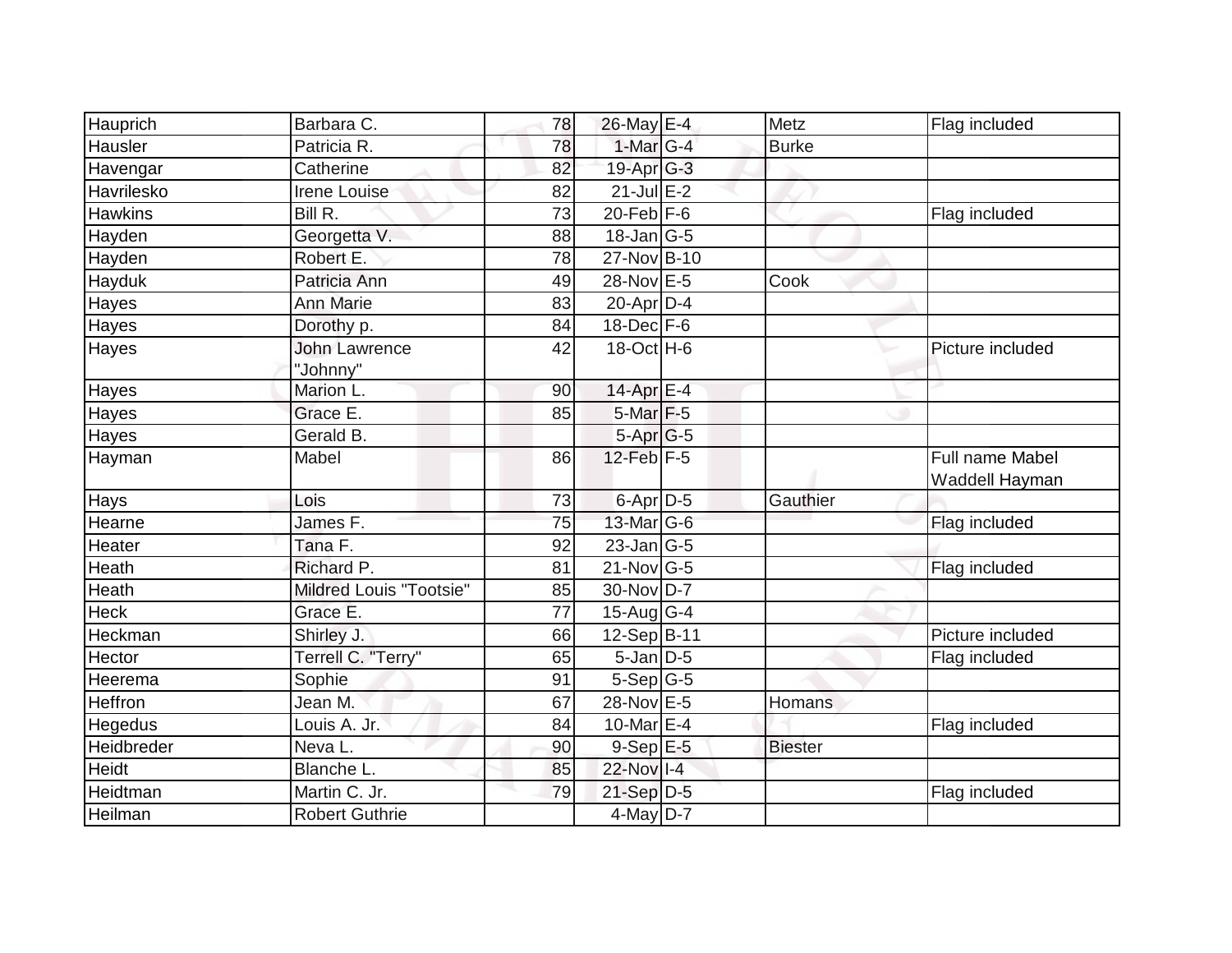| | | | | | | |
|---|---|---|---|---|---|---|
| Hauprich | Barbara C. | 78 | 26-May | E-4 | Metz | Flag included |
| Hausler | Patricia R. | 78 | 1-Mar | G-4 | Burke | |
| Havengar | Catherine | 82 | 19-Apr | G-3 | | |
| Havrilesko | Irene Louise | 82 | 21-Jul | E-2 | | |
| Hawkins | Bill R. | 73 | 20-Feb | F-6 | | Flag included |
| Hayden | Georgetta V. | 88 | 18-Jan | G-5 | | |
| Hayden | Robert E. | 78 | 27-Nov | B-10 | | |
| Hayduk | Patricia Ann | 49 | 28-Nov | E-5 | Cook | |
| Hayes | Ann Marie | 83 | 20-Apr | D-4 | | |
| Hayes | Dorothy p. | 84 | 18-Dec | F-6 | | |
| Hayes | John Lawrence "Johnny" | 42 | 18-Oct | H-6 | | Picture included |
| Hayes | Marion L. | 90 | 14-Apr | E-4 | | |
| Hayes | Grace E. | 85 | 5-Mar | F-5 | | |
| Hayes | Gerald B. | | 5-Apr | G-5 | | |
| Hayman | Mabel | 86 | 12-Feb | F-5 | | Full name Mabel Waddell Hayman |
| Hays | Lois | 73 | 6-Apr | D-5 | Gauthier | |
| Hearne | James F. | 75 | 13-Mar | G-6 | | Flag included |
| Heater | Tana F. | 92 | 23-Jan | G-5 | | |
| Heath | Richard P. | 81 | 21-Nov | G-5 | | Flag included |
| Heath | Mildred Louis "Tootsie" | 85 | 30-Nov | D-7 | | |
| Heck | Grace E. | 77 | 15-Aug | G-4 | | |
| Heckman | Shirley J. | 66 | 12-Sep | B-11 | | Picture included |
| Hector | Terrell C. "Terry" | 65 | 5-Jan | D-5 | | Flag included |
| Heerema | Sophie | 91 | 5-Sep | G-5 | | |
| Heffron | Jean M. | 67 | 28-Nov | E-5 | Homans | |
| Hegedus | Louis A. Jr. | 84 | 10-Mar | E-4 | | Flag included |
| Heidbreder | Neva L. | 90 | 9-Sep | E-5 | Biester | |
| Heidt | Blanche L. | 85 | 22-Nov | I-4 | | |
| Heidtman | Martin C. Jr. | 79 | 21-Sep | D-5 | | Flag included |
| Heilman | Robert Guthrie | | 4-May | D-7 | | |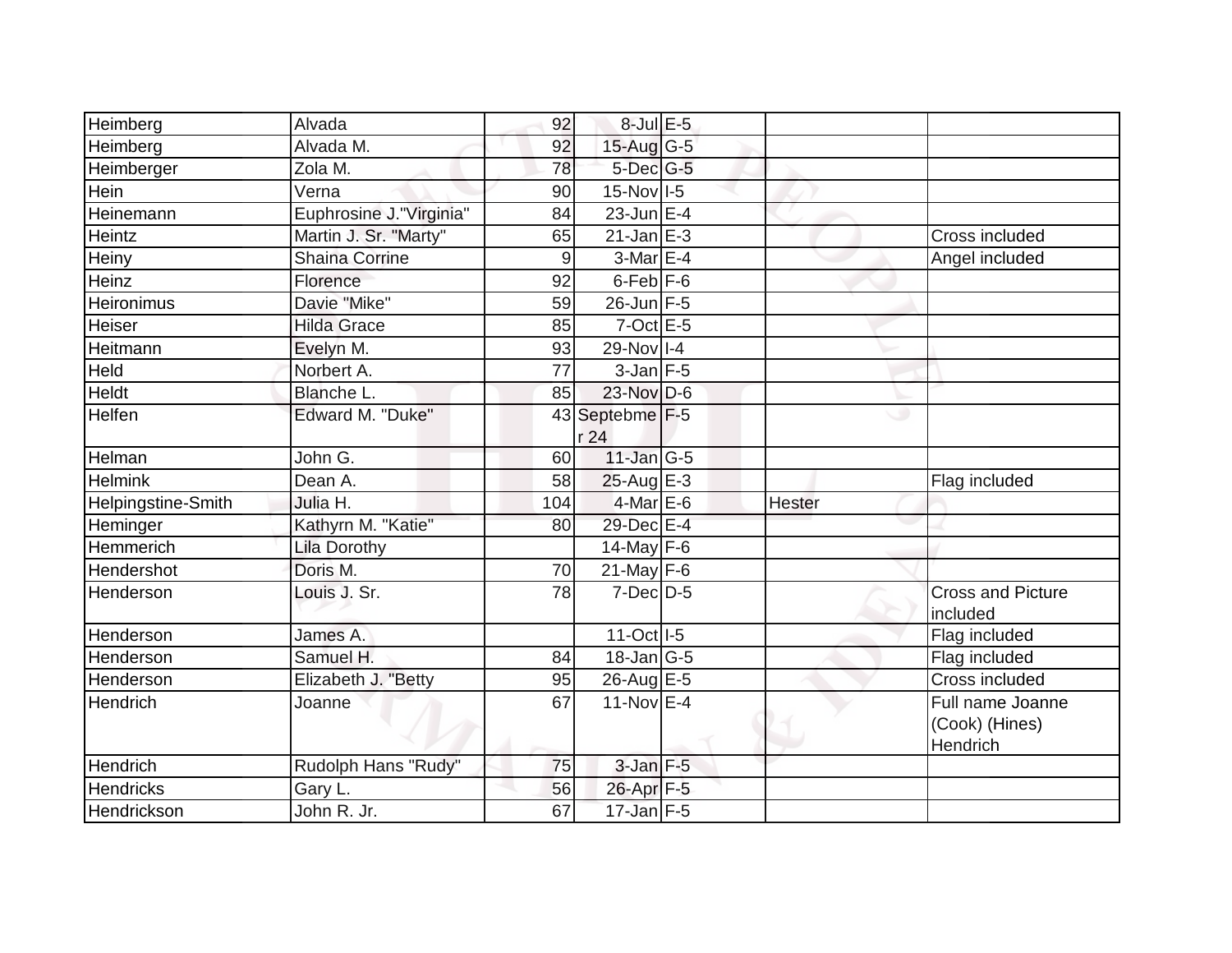| Heimberg | Alvada | 92 | 8-Jul | E-5 | | |
|---|---|---|---|---|---|---|
| Heimberg | Alvada M. | 92 | 15-Aug | G-5 | | |
| Heimberger | Zola M. | 78 | 5-Dec | G-5 | | |
| Hein | Verna | 90 | 15-Nov | I-5 | | |
| Heinemann | Euphrosine J."Virginia" | 84 | 23-Jun | E-4 | | |
| Heintz | Martin J. Sr. "Marty" | 65 | 21-Jan | E-3 | | Cross included |
| Heiny | Shaina Corrine | 9 | 3-Mar | E-4 | | Angel included |
| Heinz | Florence | 92 | 6-Feb | F-6 | | |
| Heironimus | Davie "Mike" | 59 | 26-Jun | F-5 | | |
| Heiser | Hilda Grace | 85 | 7-Oct | E-5 | | |
| Heitmann | Evelyn M. | 93 | 29-Nov | I-4 | | |
| Held | Norbert A. | 77 | 3-Jan | F-5 | | |
| Heldt | Blanche L. | 85 | 23-Nov | D-6 | | |
| Helfen | Edward M. "Duke" | 43 | Septebmer 24 | F-5 | | |
| Helman | John G. | 60 | 11-Jan | G-5 | | |
| Helmink | Dean A. | 58 | 25-Aug | E-3 | | Flag included |
| Helpingstine-Smith | Julia H. | 104 | 4-Mar | E-6 | Hester | |
| Heminger | Kathyrn M. "Katie" | 80 | 29-Dec | E-4 | | |
| Hemmerich | Lila Dorothy | | 14-May | F-6 | | |
| Hendershot | Doris M. | 70 | 21-May | F-6 | | |
| Henderson | Louis J. Sr. | 78 | 7-Dec | D-5 | | Cross and Picture included |
| Henderson | James A. | | 11-Oct | I-5 | | Flag included |
| Henderson | Samuel H. | 84 | 18-Jan | G-5 | | Flag included |
| Henderson | Elizabeth J. "Betty | 95 | 26-Aug | E-5 | | Cross included |
| Hendrich | Joanne | 67 | 11-Nov | E-4 | | Full name Joanne (Cook) (Hines) Hendrich |
| Hendrich | Rudolph Hans "Rudy" | 75 | 3-Jan | F-5 | | |
| Hendricks | Gary L. | 56 | 26-Apr | F-5 | | |
| Hendrickson | John R. Jr. | 67 | 17-Jan | F-5 | | |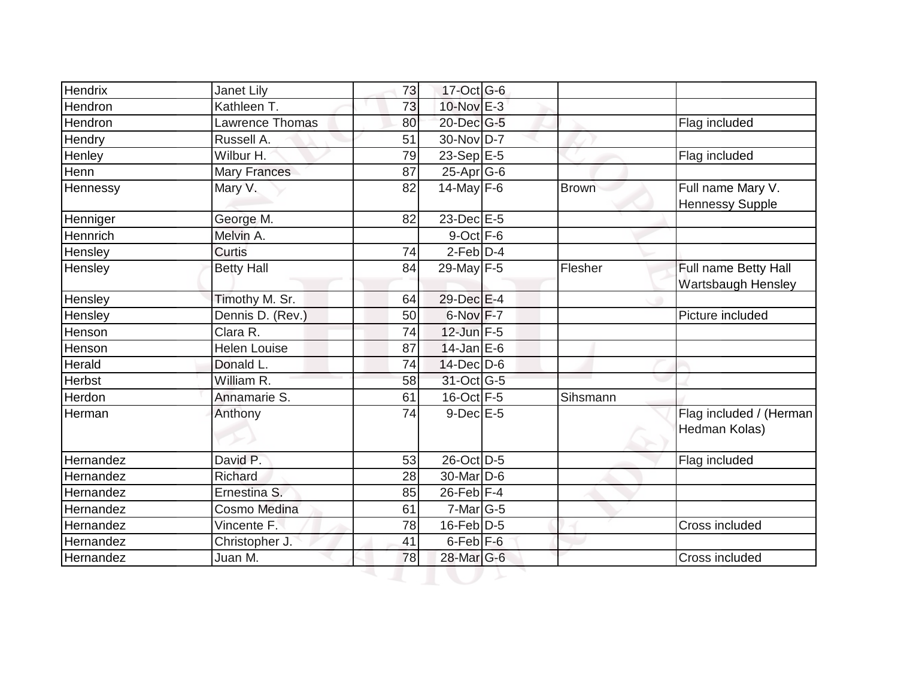| | | | | | | |
|---|---|---|---|---|---|---|
| Hendrix | Janet Lily | 73 | 17-Oct | G-6 | | |
| Hendron | Kathleen T. | 73 | 10-Nov | E-3 | | |
| Hendron | Lawrence Thomas | 80 | 20-Dec | G-5 | | Flag included |
| Hendry | Russell A. | 51 | 30-Nov | D-7 | | |
| Henley | Wilbur H. | 79 | 23-Sep | E-5 | | Flag included |
| Henn | Mary Frances | 87 | 25-Apr | G-6 | | |
| Hennessy | Mary V. | 82 | 14-May | F-6 | Brown | Full name Mary V. Hennessy Supple |
| Henniger | George M. | 82 | 23-Dec | E-5 | | |
| Hennrich | Melvin A. | | 9-Oct | F-6 | | |
| Hensley | Curtis | 74 | 2-Feb | D-4 | | |
| Hensley | Betty Hall | 84 | 29-May | F-5 | Flesher | Full name Betty Hall Wartsbaugh Hensley |
| Hensley | Timothy M. Sr. | 64 | 29-Dec | E-4 | | |
| Hensley | Dennis D. (Rev.) | 50 | 6-Nov | F-7 | | Picture included |
| Henson | Clara R. | 74 | 12-Jun | F-5 | | |
| Henson | Helen Louise | 87 | 14-Jan | E-6 | | |
| Herald | Donald L. | 74 | 14-Dec | D-6 | | |
| Herbst | William R. | 58 | 31-Oct | G-5 | | |
| Herdon | Annamarie S. | 61 | 16-Oct | F-5 | Sihsmann | |
| Herman | Anthony | 74 | 9-Dec | E-5 | | Flag included / (Herman Hedman Kolas) |
| Hernandez | David P. | 53 | 26-Oct | D-5 | | Flag included |
| Hernandez | Richard | 28 | 30-Mar | D-6 | | |
| Hernandez | Ernestina S. | 85 | 26-Feb | F-4 | | |
| Hernandez | Cosmo Medina | 61 | 7-Mar | G-5 | | |
| Hernandez | Vincente F. | 78 | 16-Feb | D-5 | | Cross included |
| Hernandez | Christopher J. | 41 | 6-Feb | F-6 | | |
| Hernandez | Juan M. | 78 | 28-Mar | G-6 | | Cross included |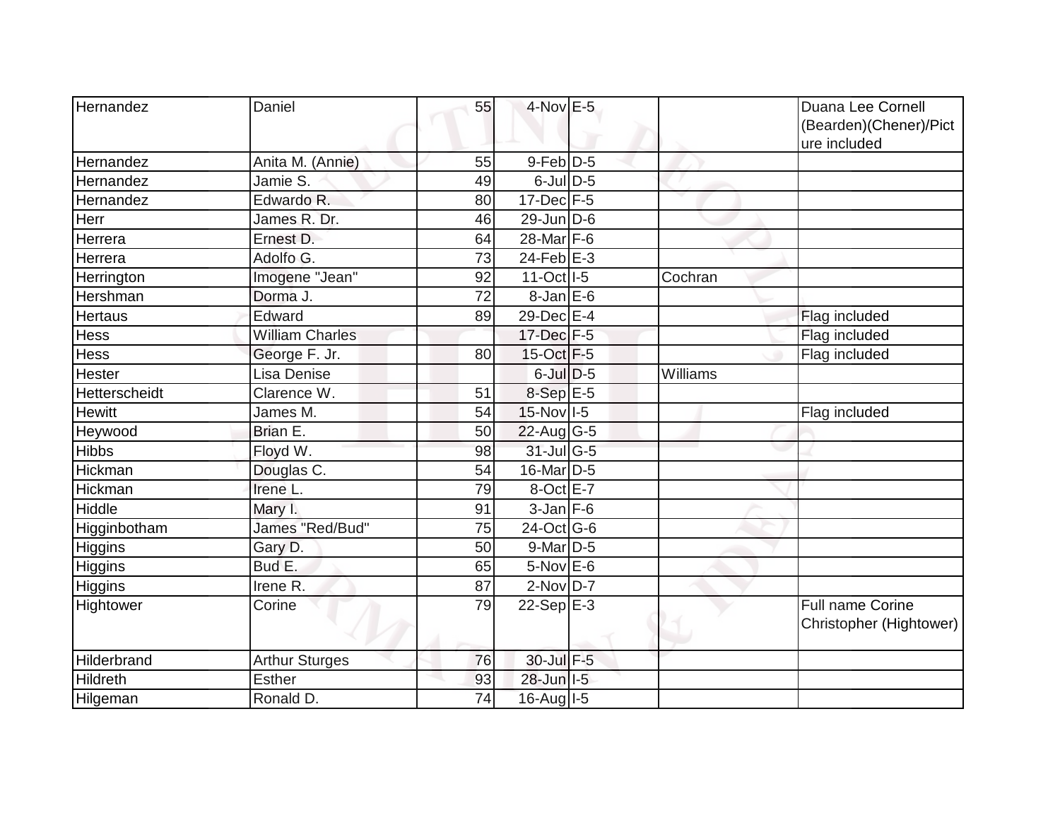| Hernandez | Daniel | 55 | 4-Nov | E-5 | | Duana Lee Cornell (Bearden)(Chener)/Picture included |
|---|---|---|---|---|---|---|
| Hernandez | Anita M. (Annie) | 55 | 9-Feb | D-5 | | |
| Hernandez | Jamie S. | 49 | 6-Jul | D-5 | | |
| Hernandez | Edwardo R. | 80 | 17-Dec | F-5 | | |
| Herr | James R. Dr. | 46 | 29-Jun | D-6 | | |
| Herrera | Ernest D. | 64 | 28-Mar | F-6 | | |
| Herrera | Adolfo G. | 73 | 24-Feb | E-3 | | |
| Herrington | Imogene "Jean" | 92 | 11-Oct | I-5 | Cochran | |
| Hershman | Dorma J. | 72 | 8-Jan | E-6 | | |
| Hertaus | Edward | 89 | 29-Dec | E-4 | | Flag included |
| Hess | William Charles | | 17-Dec | F-5 | | Flag included |
| Hess | George F. Jr. | 80 | 15-Oct | F-5 | | Flag included |
| Hester | Lisa Denise | | 6-Jul | D-5 | Williams | |
| Hetterscheidt | Clarence W. | 51 | 8-Sep | E-5 | | |
| Hewitt | James M. | 54 | 15-Nov | I-5 | | Flag included |
| Heywood | Brian E. | 50 | 22-Aug | G-5 | | |
| Hibbs | Floyd W. | 98 | 31-Jul | G-5 | | |
| Hickman | Douglas C. | 54 | 16-Mar | D-5 | | |
| Hickman | Irene L. | 79 | 8-Oct | E-7 | | |
| Hiddle | Mary I. | 91 | 3-Jan | F-6 | | |
| Higginbotham | James "Red/Bud" | 75 | 24-Oct | G-6 | | |
| Higgins | Gary D. | 50 | 9-Mar | D-5 | | |
| Higgins | Bud E. | 65 | 5-Nov | E-6 | | |
| Higgins | Irene R. | 87 | 2-Nov | D-7 | | |
| Hightower | Corine | 79 | 22-Sep | E-3 | | Full name Corine Christopher (Hightower) |
| Hilderbrand | Arthur Sturges | 76 | 30-Jul | F-5 | | |
| Hildreth | Esther | 93 | 28-Jun | I-5 | | |
| Hilgeman | Ronald D. | 74 | 16-Aug | I-5 | | |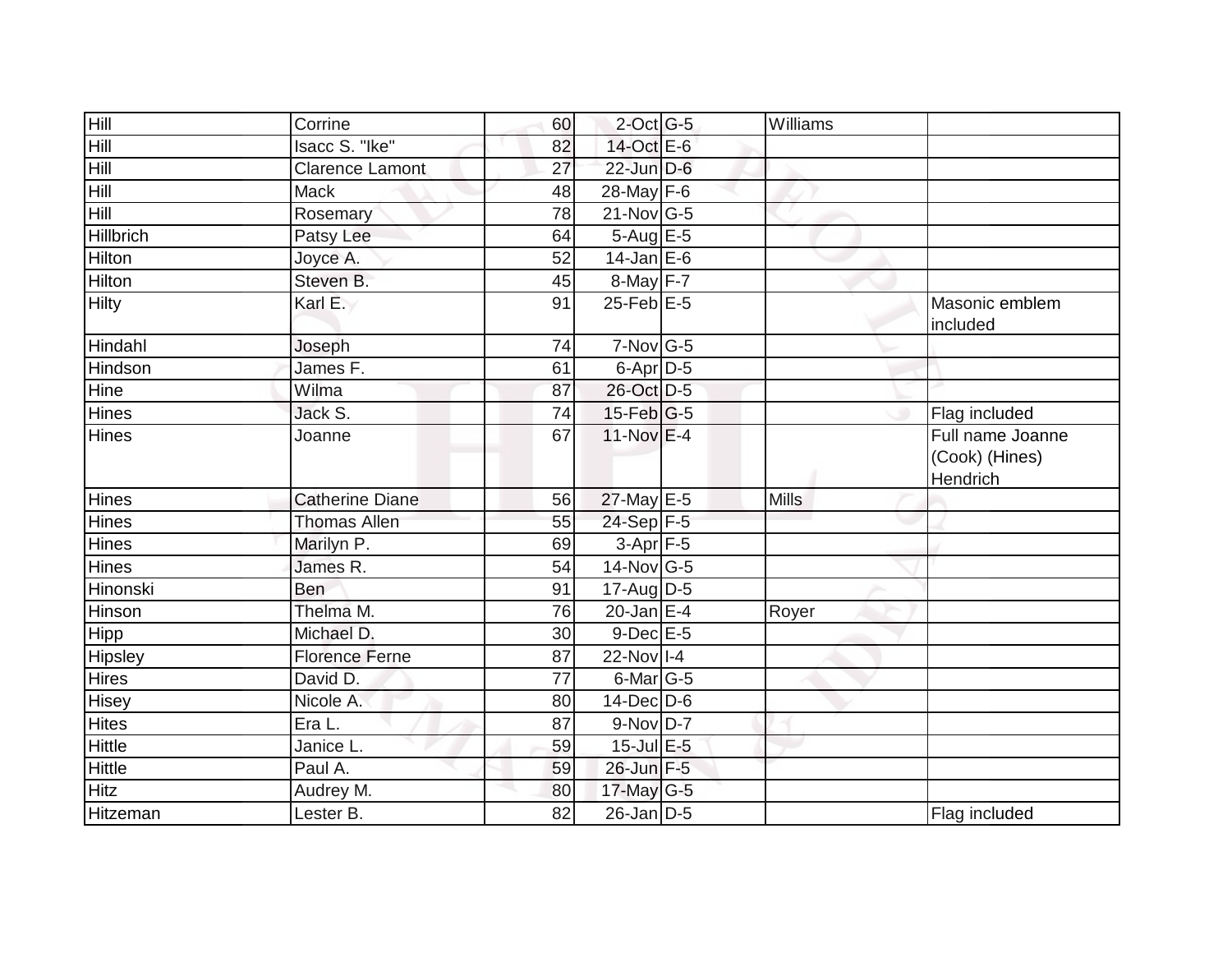| | | | | | | |
|---|---|---|---|---|---|---|
| Hill | Corrine | 60 | 2-Oct | G-5 | Williams | |
| Hill | Isacc S. "Ike" | 82 | 14-Oct | E-6 | | |
| Hill | Clarence Lamont | 27 | 22-Jun | D-6 | | |
| Hill | Mack | 48 | 28-May | F-6 | | |
| Hill | Rosemary | 78 | 21-Nov | G-5 | | |
| Hillbrich | Patsy Lee | 64 | 5-Aug | E-5 | | |
| Hilton | Joyce A. | 52 | 14-Jan | E-6 | | |
| Hilton | Steven B. | 45 | 8-May | F-7 | | |
| Hilty | Karl E. | 91 | 25-Feb | E-5 | | Masonic emblem included |
| Hindahl | Joseph | 74 | 7-Nov | G-5 | | |
| Hindson | James F. | 61 | 6-Apr | D-5 | | |
| Hine | Wilma | 87 | 26-Oct | D-5 | | |
| Hines | Jack S. | 74 | 15-Feb | G-5 | | Flag included |
| Hines | Joanne | 67 | 11-Nov | E-4 | | Full name Joanne (Cook) (Hines) Hendrich |
| Hines | Catherine Diane | 56 | 27-May | E-5 | Mills | |
| Hines | Thomas Allen | 55 | 24-Sep | F-5 | | |
| Hines | Marilyn P. | 69 | 3-Apr | F-5 | | |
| Hines | James R. | 54 | 14-Nov | G-5 | | |
| Hinonski | Ben | 91 | 17-Aug | D-5 | | |
| Hinson | Thelma M. | 76 | 20-Jan | E-4 | Royer | |
| Hipp | Michael D. | 30 | 9-Dec | E-5 | | |
| Hipsley | Florence Ferne | 87 | 22-Nov | I-4 | | |
| Hires | David D. | 77 | 6-Mar | G-5 | | |
| Hisey | Nicole A. | 80 | 14-Dec | D-6 | | |
| Hites | Era L. | 87 | 9-Nov | D-7 | | |
| Hittle | Janice L. | 59 | 15-Jul | E-5 | | |
| Hittle | Paul A. | 59 | 26-Jun | F-5 | | |
| Hitz | Audrey M. | 80 | 17-May | G-5 | | |
| Hitzeman | Lester B. | 82 | 26-Jan | D-5 | | Flag included |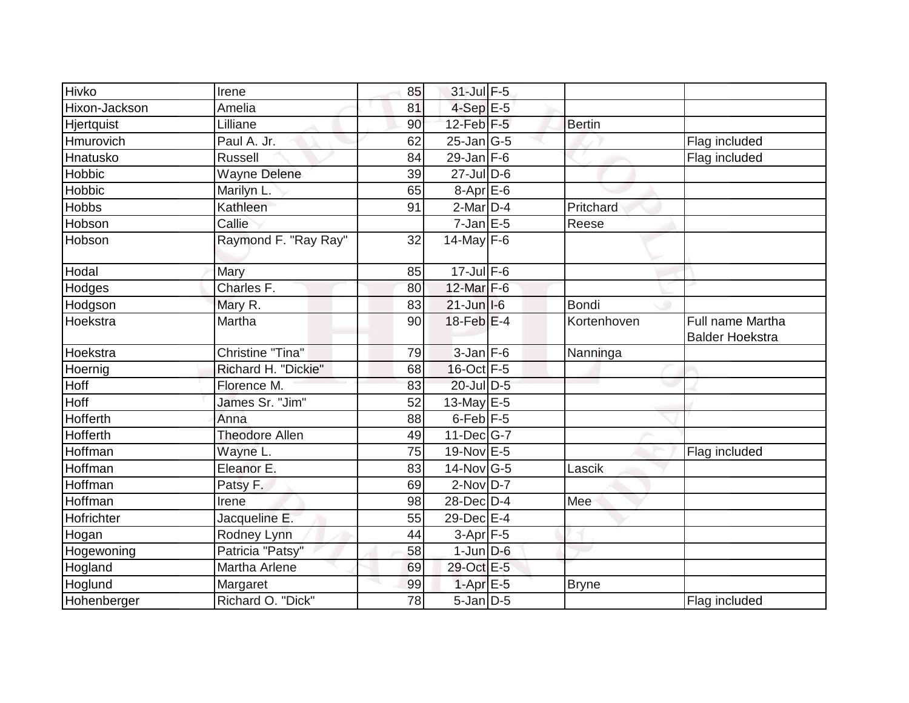| Hivko | Irene | 85 | 31-Jul | F-5 | | |
|---|---|---|---|---|---|---|
| Hixon-Jackson | Amelia | 81 | 4-Sep | E-5 | | |
| Hjertquist | Lilliane | 90 | 12-Feb | F-5 | Bertin | |
| Hmurovich | Paul A. Jr. | 62 | 25-Jan | G-5 | | Flag included |
| Hnatusko | Russell | 84 | 29-Jan | F-6 | | Flag included |
| Hobbic | Wayne Delene | 39 | 27-Jul | D-6 | | |
| Hobbic | Marilyn L. | 65 | 8-Apr | E-6 | | |
| Hobbs | Kathleen | 91 | 2-Mar | D-4 | Pritchard | |
| Hobson | Callie | | 7-Jan | E-5 | Reese | |
| Hobson | Raymond F. "Ray Ray" | 32 | 14-May | F-6 | | |
| Hodal | Mary | 85 | 17-Jul | F-6 | | |
| Hodges | Charles F. | 80 | 12-Mar | F-6 | | |
| Hodgson | Mary R. | 83 | 21-Jun | I-6 | Bondi | |
| Hoekstra | Martha | 90 | 18-Feb | E-4 | Kortenhoven | Full name Martha Balder Hoekstra |
| Hoekstra | Christine "Tina" | 79 | 3-Jan | F-6 | Nanninga | |
| Hoernig | Richard H. "Dickie" | 68 | 16-Oct | F-5 | | |
| Hoff | Florence M. | 83 | 20-Jul | D-5 | | |
| Hoff | James Sr. "Jim" | 52 | 13-May | E-5 | | |
| Hofferth | Anna | 88 | 6-Feb | F-5 | | |
| Hofferth | Theodore Allen | 49 | 11-Dec | G-7 | | |
| Hoffman | Wayne L. | 75 | 19-Nov | E-5 | | Flag included |
| Hoffman | Eleanor E. | 83 | 14-Nov | G-5 | Lascik | |
| Hoffman | Patsy F. | 69 | 2-Nov | D-7 | | |
| Hoffman | Irene | 98 | 28-Dec | D-4 | Mee | |
| Hofrichter | Jacqueline E. | 55 | 29-Dec | E-4 | | |
| Hogan | Rodney Lynn | 44 | 3-Apr | F-5 | | |
| Hogewoning | Patricia "Patsy" | 58 | 1-Jun | D-6 | | |
| Hogland | Martha Arlene | 69 | 29-Oct | E-5 | | |
| Hoglund | Margaret | 99 | 1-Apr | E-5 | Bryne | |
| Hohenberger | Richard O. "Dick" | 78 | 5-Jan | D-5 | | Flag included |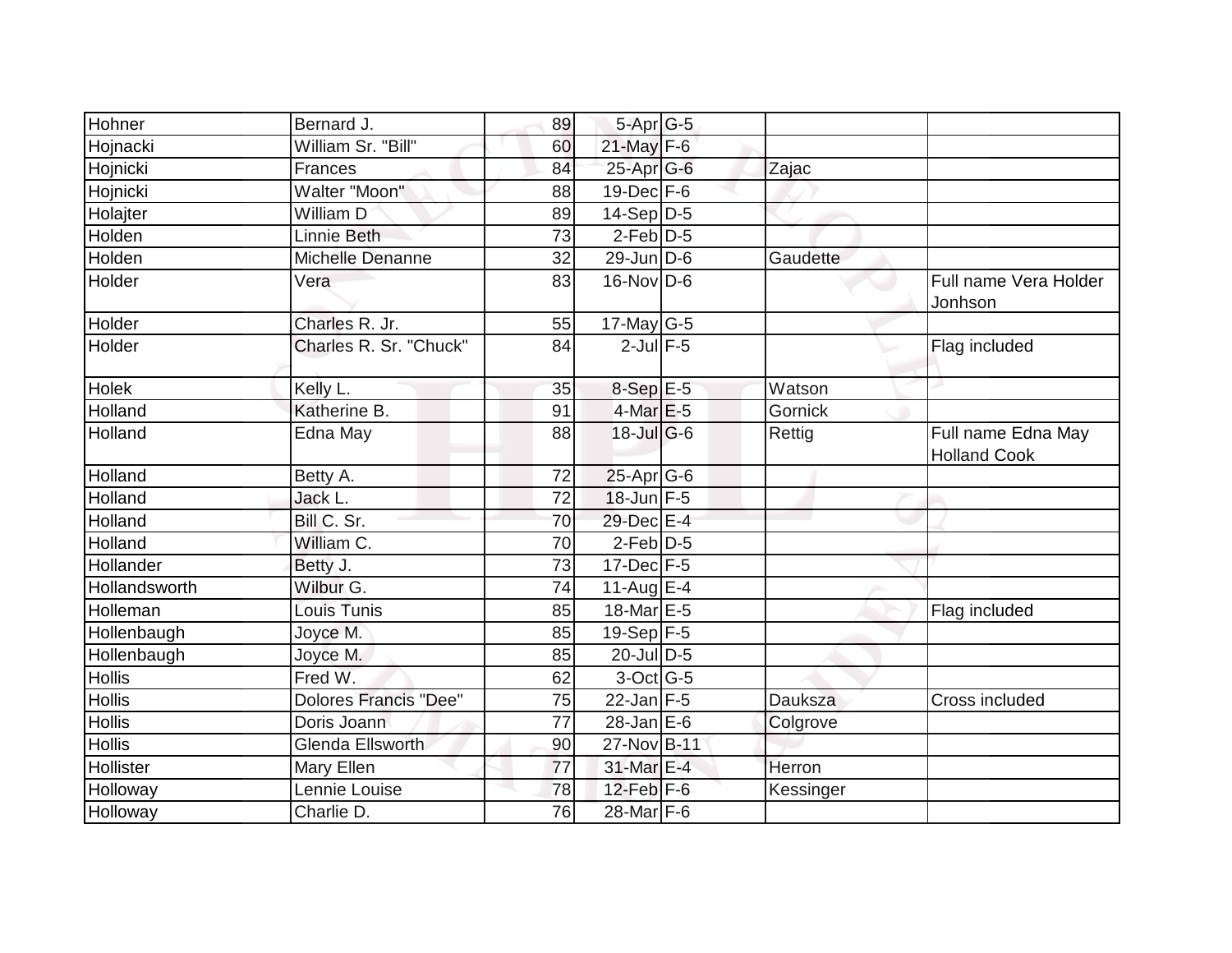| | | | | | | |
|---|---|---|---|---|---|---|
| Hohner | Bernard J. | 89 | 5-Apr | G-5 | | |
| Hojnacki | William Sr. "Bill" | 60 | 21-May | F-6 | | |
| Hojnicki | Frances | 84 | 25-Apr | G-6 | Zajac | |
| Hojnicki | Walter "Moon" | 88 | 19-Dec | F-6 | | |
| Holajter | William D | 89 | 14-Sep | D-5 | | |
| Holden | Linnie Beth | 73 | 2-Feb | D-5 | | |
| Holden | Michelle Denanne | 32 | 29-Jun | D-6 | Gaudette | |
| Holder | Vera | 83 | 16-Nov | D-6 | | Full name Vera Holder Jonhson |
| Holder | Charles R. Jr. | 55 | 17-May | G-5 | | |
| Holder | Charles R. Sr. "Chuck" | 84 | 2-Jul | F-5 | | Flag included |
| Holek | Kelly L. | 35 | 8-Sep | E-5 | Watson | |
| Holland | Katherine B. | 91 | 4-Mar | E-5 | Gornick | |
| Holland | Edna May | 88 | 18-Jul | G-6 | Rettig | Full name Edna May Holland Cook |
| Holland | Betty A. | 72 | 25-Apr | G-6 | | |
| Holland | Jack L. | 72 | 18-Jun | F-5 | | |
| Holland | Bill C. Sr. | 70 | 29-Dec | E-4 | | |
| Holland | William C. | 70 | 2-Feb | D-5 | | |
| Hollander | Betty J. | 73 | 17-Dec | F-5 | | |
| Hollandsworth | Wilbur G. | 74 | 11-Aug | E-4 | | |
| Holleman | Louis Tunis | 85 | 18-Mar | E-5 | | Flag included |
| Hollenbaugh | Joyce M. | 85 | 19-Sep | F-5 | | |
| Hollenbaugh | Joyce M. | 85 | 20-Jul | D-5 | | |
| Hollis | Fred W. | 62 | 3-Oct | G-5 | | |
| Hollis | Dolores Francis "Dee" | 75 | 22-Jan | F-5 | Dauksza | Cross included |
| Hollis | Doris Joann | 77 | 28-Jan | E-6 | Colgrove | |
| Hollis | Glenda Ellsworth | 90 | 27-Nov | B-11 | | |
| Hollister | Mary Ellen | 77 | 31-Mar | E-4 | Herron | |
| Holloway | Lennie Louise | 78 | 12-Feb | F-6 | Kessinger | |
| Holloway | Charlie D. | 76 | 28-Mar | F-6 | | |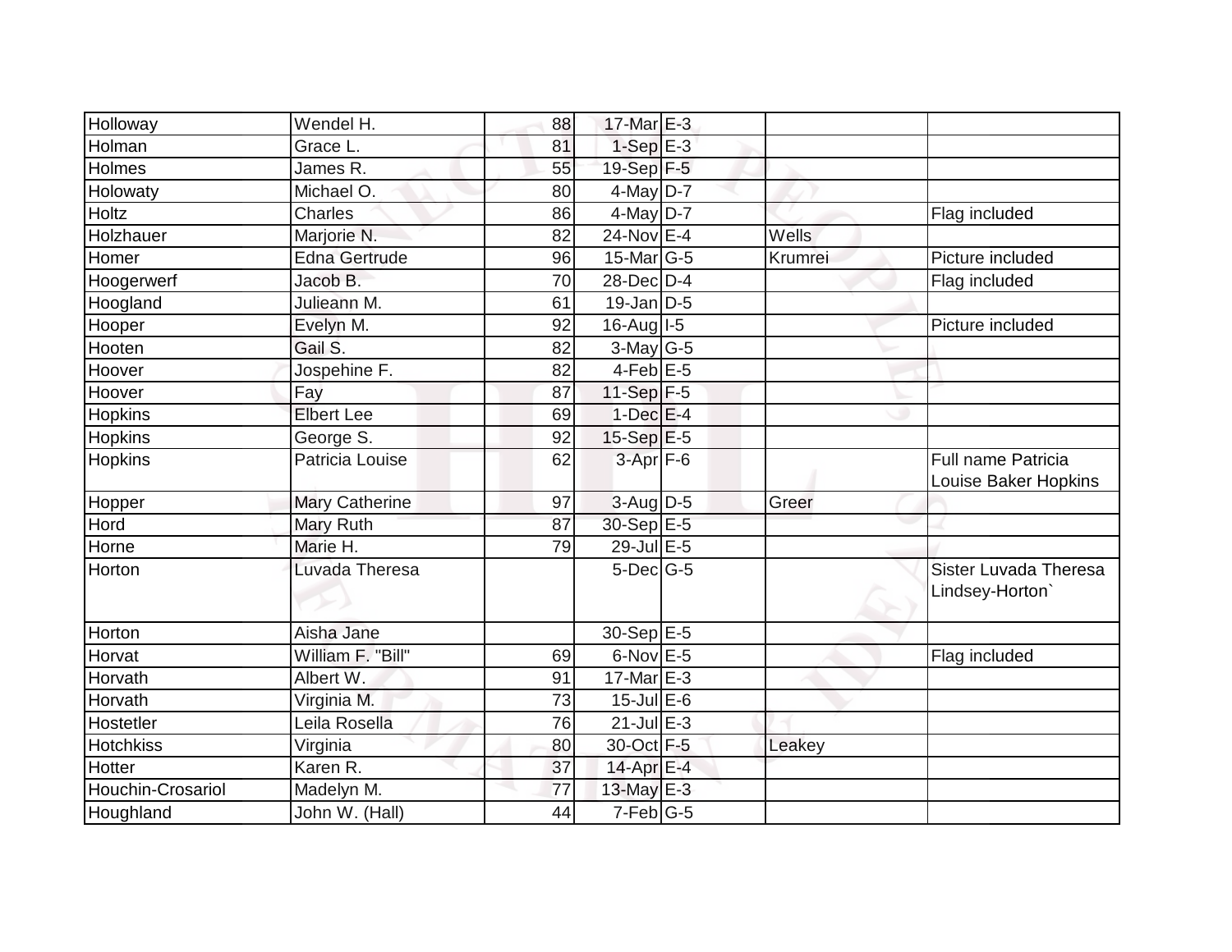| | | | | | | |
|---|---|---|---|---|---|---|
| Holloway | Wendel H. | 88 | 17-Mar | E-3 | | |
| Holman | Grace L. | 81 | 1-Sep | E-3 | | |
| Holmes | James R. | 55 | 19-Sep | F-5 | | |
| Holowaty | Michael O. | 80 | 4-May | D-7 | | |
| Holtz | Charles | 86 | 4-May | D-7 | | Flag included |
| Holzhauer | Marjorie N. | 82 | 24-Nov | E-4 | Wells | |
| Homer | Edna Gertrude | 96 | 15-Mar | G-5 | Krumrei | Picture included |
| Hoogerwerf | Jacob B. | 70 | 28-Dec | D-4 | | Flag included |
| Hoogland | Julieann M. | 61 | 19-Jan | D-5 | | |
| Hooper | Evelyn M. | 92 | 16-Aug | I-5 | | Picture included |
| Hooten | Gail S. | 82 | 3-May | G-5 | | |
| Hoover | Jospehine F. | 82 | 4-Feb | E-5 | | |
| Hoover | Fay | 87 | 11-Sep | F-5 | | |
| Hopkins | Elbert Lee | 69 | 1-Dec | E-4 | | |
| Hopkins | George S. | 92 | 15-Sep | E-5 | | |
| Hopkins | Patricia Louise | 62 | 3-Apr | F-6 | | Full name Patricia Louise Baker Hopkins |
| Hopper | Mary Catherine | 97 | 3-Aug | D-5 | Greer | |
| Hord | Mary Ruth | 87 | 30-Sep | E-5 | | |
| Horne | Marie H. | 79 | 29-Jul | E-5 | | |
| Horton | Luvada Theresa | | 5-Dec | G-5 | | Sister Luvada Theresa Lindsey-Horton` |
| Horton | Aisha Jane | | 30-Sep | E-5 | | |
| Horvat | William F. "Bill" | 69 | 6-Nov | E-5 | | Flag included |
| Horvath | Albert W. | 91 | 17-Mar | E-3 | | |
| Horvath | Virginia M. | 73 | 15-Jul | E-6 | | |
| Hostetler | Leila Rosella | 76 | 21-Jul | E-3 | | |
| Hotchkiss | Virginia | 80 | 30-Oct | F-5 | Leakey | |
| Hotter | Karen R. | 37 | 14-Apr | E-4 | | |
| Houchin-Crosariol | Madelyn M. | 77 | 13-May | E-3 | | |
| Houghland | John W. (Hall) | 44 | 7-Feb | G-5 | | |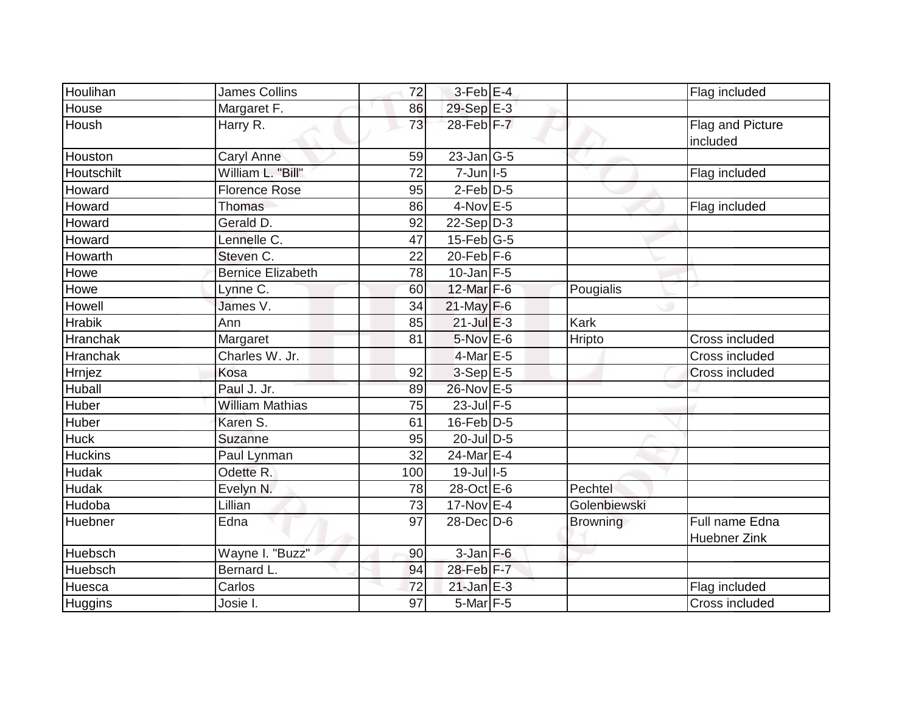| | | | | | | |
|---|---|---|---|---|---|---|
| Houlihan | James Collins | 72 | 3-Feb | E-4 | | Flag included |
| House | Margaret F. | 86 | 29-Sep | E-3 | | |
| Housh | Harry R. | 73 | 28-Feb | F-7 | | Flag and Picture included |
| Houston | Caryl Anne | 59 | 23-Jan | G-5 | | |
| Houtschilt | William L. "Bill" | 72 | 7-Jun | I-5 | | Flag included |
| Howard | Florence Rose | 95 | 2-Feb | D-5 | | |
| Howard | Thomas | 86 | 4-Nov | E-5 | | Flag included |
| Howard | Gerald D. | 92 | 22-Sep | D-3 | | |
| Howard | Lennelle C. | 47 | 15-Feb | G-5 | | |
| Howarth | Steven C. | 22 | 20-Feb | F-6 | | |
| Howe | Bernice Elizabeth | 78 | 10-Jan | F-5 | | |
| Howe | Lynne C. | 60 | 12-Mar | F-6 | Pougialis | |
| Howell | James V. | 34 | 21-May | F-6 | | |
| Hrabik | Ann | 85 | 21-Jul | E-3 | Kark | |
| Hranchak | Margaret | 81 | 5-Nov | E-6 | Hripto | Cross included |
| Hranchak | Charles W. Jr. | | 4-Mar | E-5 | | Cross included |
| Hrnjez | Kosa | 92 | 3-Sep | E-5 | | Cross included |
| Huball | Paul J. Jr. | 89 | 26-Nov | E-5 | | |
| Huber | William Mathias | 75 | 23-Jul | F-5 | | |
| Huber | Karen S. | 61 | 16-Feb | D-5 | | |
| Huck | Suzanne | 95 | 20-Jul | D-5 | | |
| Huckins | Paul Lynman | 32 | 24-Mar | E-4 | | |
| Hudak | Odette R. | 100 | 19-Jul | I-5 | | |
| Hudak | Evelyn N. | 78 | 28-Oct | E-6 | Pechtel | |
| Hudoba | Lillian | 73 | 17-Nov | E-4 | Golenbiewski | |
| Huebner | Edna | 97 | 28-Dec | D-6 | Browning | Full name Edna Huebner Zink |
| Huebsch | Wayne I. "Buzz" | 90 | 3-Jan | F-6 | | |
| Huebsch | Bernard L. | 94 | 28-Feb | F-7 | | |
| Huesca | Carlos | 72 | 21-Jan | E-3 | | Flag included |
| Huggins | Josie I. | 97 | 5-Mar | F-5 | | Cross included |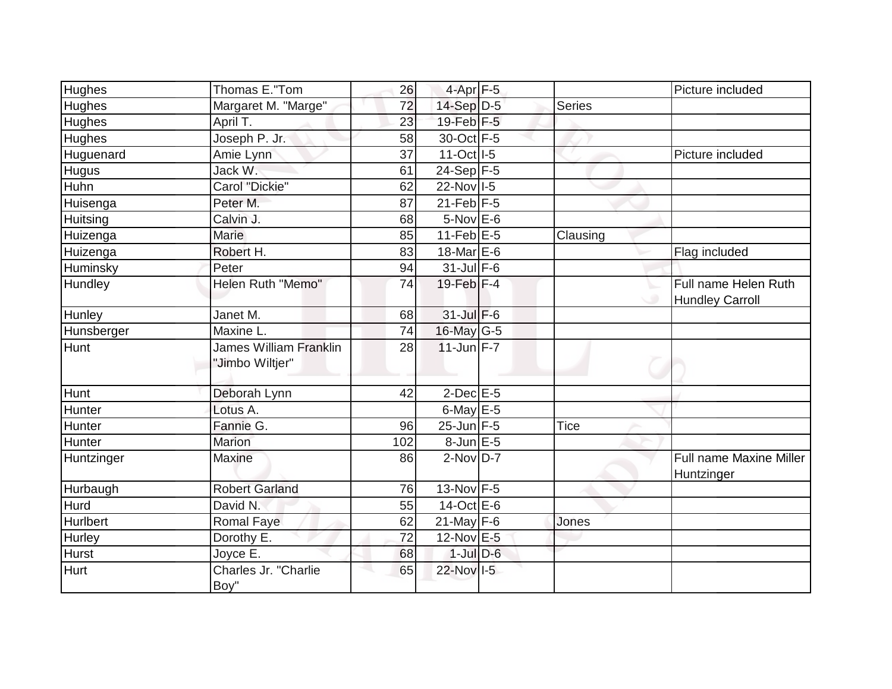| | | | | | | |
|---|---|---|---|---|---|---|
| Hughes | Thomas E."Tom | 26 | 4-Apr | F-5 | | Picture included |
| Hughes | Margaret M. "Marge" | 72 | 14-Sep | D-5 | Series | |
| Hughes | April T. | 23 | 19-Feb | F-5 | | |
| Hughes | Joseph P. Jr. | 58 | 30-Oct | F-5 | | |
| Huguenard | Amie Lynn | 37 | 11-Oct | I-5 | | Picture included |
| Hugus | Jack W. | 61 | 24-Sep | F-5 | | |
| Huhn | Carol "Dickie" | 62 | 22-Nov | I-5 | | |
| Huisenga | Peter M. | 87 | 21-Feb | F-5 | | |
| Huitsing | Calvin J. | 68 | 5-Nov | E-6 | | |
| Huizenga | Marie | 85 | 11-Feb | E-5 | Clausing | |
| Huizenga | Robert H. | 83 | 18-Mar | E-6 | | Flag included |
| Huminsky | Peter | 94 | 31-Jul | F-6 | | |
| Hundley | Helen Ruth "Memo" | 74 | 19-Feb | F-4 | | Full name Helen Ruth Hundley Carroll |
| Hunley | Janet M. | 68 | 31-Jul | F-6 | | |
| Hunsberger | Maxine L. | 74 | 16-May | G-5 | | |
| Hunt | James William Franklin "Jimbo Wiltjer" | 28 | 11-Jun | F-7 | | |
| Hunt | Deborah Lynn | 42 | 2-Dec | E-5 | | |
| Hunter | Lotus A. | | 6-May | E-5 | | |
| Hunter | Fannie G. | 96 | 25-Jun | F-5 | Tice | |
| Hunter | Marion | 102 | 8-Jun | E-5 | | |
| Huntzinger | Maxine | 86 | 2-Nov | D-7 | | Full name Maxine Miller Huntzinger |
| Hurbaugh | Robert Garland | 76 | 13-Nov | F-5 | | |
| Hurd | David N. | 55 | 14-Oct | E-6 | | |
| Hurlbert | Romal Faye | 62 | 21-May | F-6 | Jones | |
| Hurley | Dorothy E. | 72 | 12-Nov | E-5 | | |
| Hurst | Joyce E. | 68 | 1-Jul | D-6 | | |
| Hurt | Charles Jr. "Charlie Boy" | 65 | 22-Nov | I-5 | | |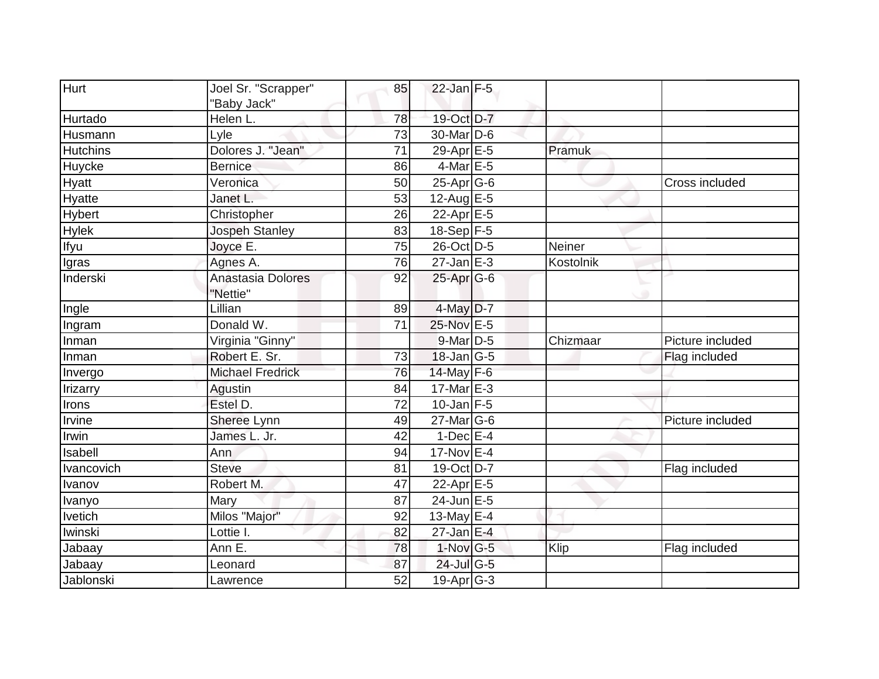| Hurt | Joel Sr. "Scrapper" "Baby Jack" | 85 | 22-Jan | F-5 | | |
|---|---|---|---|---|---|---|
| Hurtado | Helen L. | 78 | 19-Oct | D-7 | | |
| Husmann | Lyle | 73 | 30-Mar | D-6 | | |
| Hutchins | Dolores J. "Jean" | 71 | 29-Apr | E-5 | Pramuk | |
| Huycke | Bernice | 86 | 4-Mar | E-5 | | |
| Hyatt | Veronica | 50 | 25-Apr | G-6 | | Cross included |
| Hyatte | Janet L. | 53 | 12-Aug | E-5 | | |
| Hybert | Christopher | 26 | 22-Apr | E-5 | | |
| Hylek | Jospeh Stanley | 83 | 18-Sep | F-5 | | |
| Ifyu | Joyce E. | 75 | 26-Oct | D-5 | Neiner | |
| Igras | Agnes A. | 76 | 27-Jan | E-3 | Kostolnik | |
| Inderski | Anastasia Dolores "Nettie" | 92 | 25-Apr | G-6 | | |
| Ingle | Lillian | 89 | 4-May | D-7 | | |
| Ingram | Donald W. | 71 | 25-Nov | E-5 | | |
| Inman | Virginia "Ginny" | | 9-Mar | D-5 | Chizmaar | Picture included |
| Inman | Robert E. Sr. | 73 | 18-Jan | G-5 | | Flag included |
| Invergo | Michael Fredrick | 76 | 14-May | F-6 | | |
| Irizarry | Agustin | 84 | 17-Mar | E-3 | | |
| Irons | Estel D. | 72 | 10-Jan | F-5 | | |
| Irvine | Sheree Lynn | 49 | 27-Mar | G-6 | | Picture included |
| Irwin | James L. Jr. | 42 | 1-Dec | E-4 | | |
| Isabell | Ann | 94 | 17-Nov | E-4 | | |
| Ivancovich | Steve | 81 | 19-Oct | D-7 | | Flag included |
| Ivanov | Robert M. | 47 | 22-Apr | E-5 | | |
| Ivanyo | Mary | 87 | 24-Jun | E-5 | | |
| Ivetich | Milos "Major" | 92 | 13-May | E-4 | | |
| Iwinski | Lottie I. | 82 | 27-Jan | E-4 | | |
| Jabaay | Ann E. | 78 | 1-Nov | G-5 | Klip | Flag included |
| Jabaay | Leonard | 87 | 24-Jul | G-5 | | |
| Jablonski | Lawrence | 52 | 19-Apr | G-3 | | |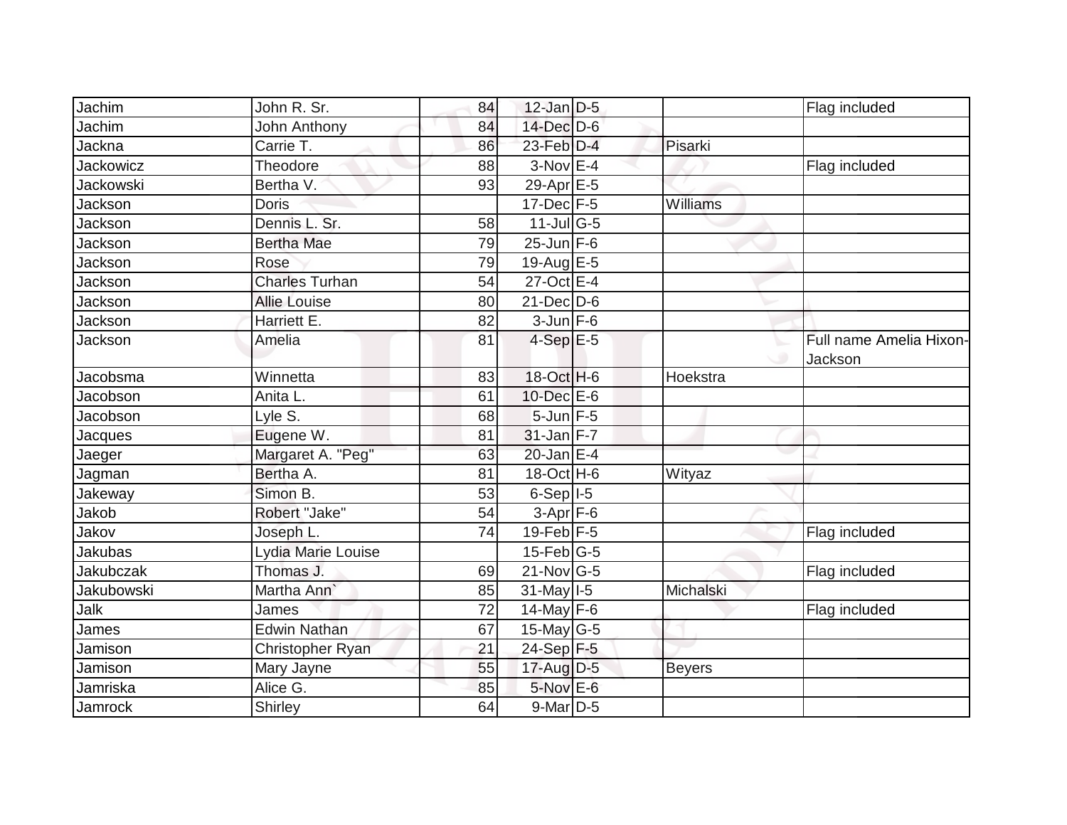| | | | | | | |
|---|---|---|---|---|---|---|
| Jachim | John R. Sr. | 84 | 12-Jan | D-5 | | Flag included |
| Jachim | John Anthony | 84 | 14-Dec | D-6 | | |
| Jackna | Carrie T. | 86 | 23-Feb | D-4 | Pisarki | |
| Jackowicz | Theodore | 88 | 3-Nov | E-4 | | Flag included |
| Jackowski | Bertha V. | 93 | 29-Apr | E-5 | | |
| Jackson | Doris | | 17-Dec | F-5 | Williams | |
| Jackson | Dennis L. Sr. | 58 | 11-Jul | G-5 | | |
| Jackson | Bertha Mae | 79 | 25-Jun | F-6 | | |
| Jackson | Rose | 79 | 19-Aug | E-5 | | |
| Jackson | Charles Turhan | 54 | 27-Oct | E-4 | | |
| Jackson | Allie Louise | 80 | 21-Dec | D-6 | | |
| Jackson | Harriett E. | 82 | 3-Jun | F-6 | | |
| Jackson | Amelia | 81 | 4-Sep | E-5 | | Full name Amelia Hixon-Jackson |
| Jacobsma | Winnetta | 83 | 18-Oct | H-6 | Hoekstra | |
| Jacobson | Anita L. | 61 | 10-Dec | E-6 | | |
| Jacobson | Lyle S. | 68 | 5-Jun | F-5 | | |
| Jacques | Eugene W. | 81 | 31-Jan | F-7 | | |
| Jaeger | Margaret A. "Peg" | 63 | 20-Jan | E-4 | | |
| Jagman | Bertha A. | 81 | 18-Oct | H-6 | Wityaz | |
| Jakeway | Simon B. | 53 | 6-Sep | I-5 | | |
| Jakob | Robert "Jake" | 54 | 3-Apr | F-6 | | |
| Jakov | Joseph L. | 74 | 19-Feb | F-5 | | Flag included |
| Jakubas | Lydia Marie Louise | | 15-Feb | G-5 | | |
| Jakubczak | Thomas J. | 69 | 21-Nov | G-5 | | Flag included |
| Jakubowski | Martha Ann` | 85 | 31-May | I-5 | Michalski | |
| Jalk | James | 72 | 14-May | F-6 | | Flag included |
| James | Edwin Nathan | 67 | 15-May | G-5 | | |
| Jamison | Christopher Ryan | 21 | 24-Sep | F-5 | | |
| Jamison | Mary Jayne | 55 | 17-Aug | D-5 | Beyers | |
| Jamriska | Alice G. | 85 | 5-Nov | E-6 | | |
| Jamrock | Shirley | 64 | 9-Mar | D-5 | | |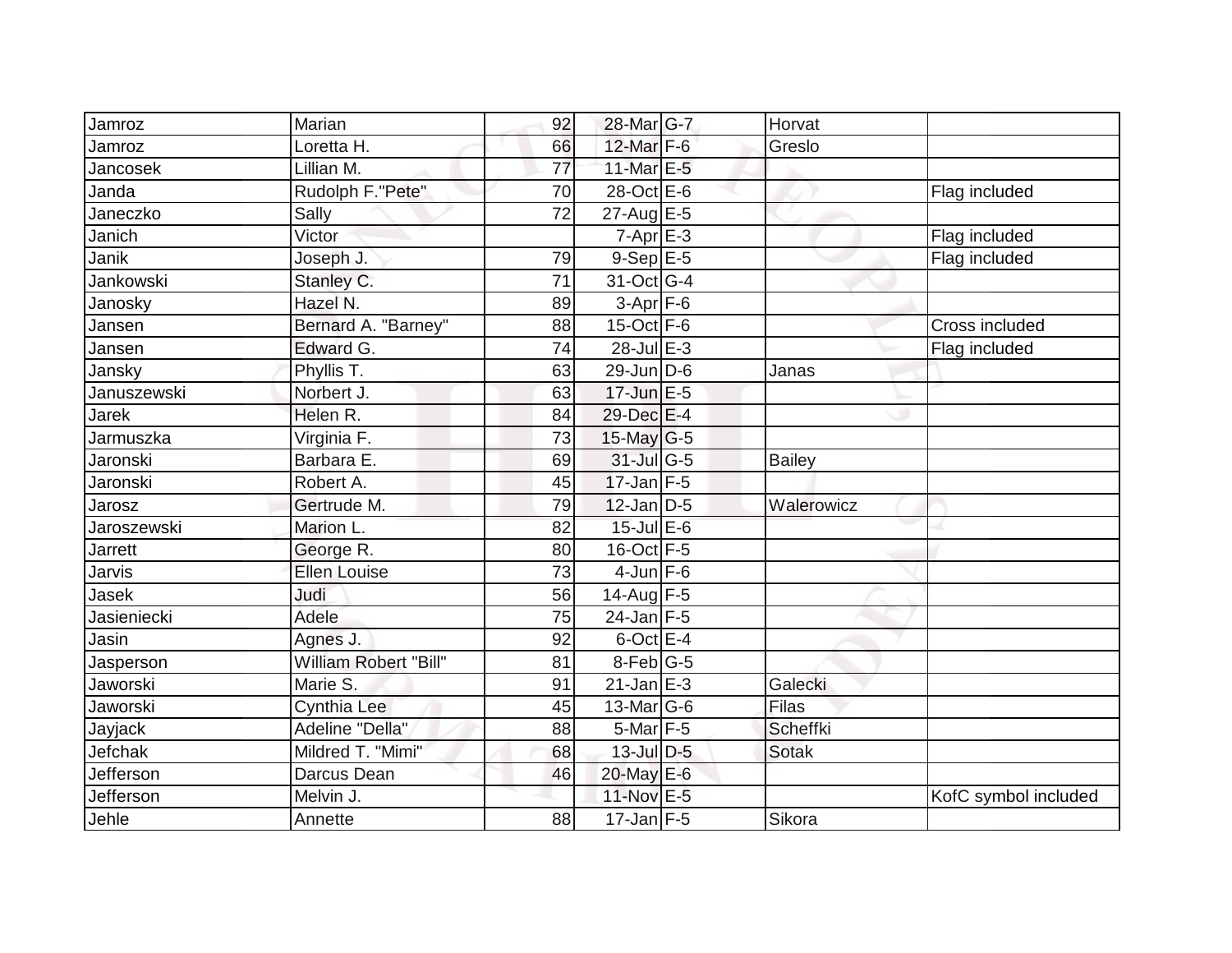| | | | | | | |
|---|---|---|---|---|---|---|
| Jamroz | Marian | 92 | 28-Mar | G-7 | Horvat | |
| Jamroz | Loretta H. | 66 | 12-Mar | F-6 | Greslo | |
| Jancosek | Lillian M. | 77 | 11-Mar | E-5 | | |
| Janda | Rudolph F."Pete" | 70 | 28-Oct | E-6 | | Flag included |
| Janeczko | Sally | 72 | 27-Aug | E-5 | | |
| Janich | Victor | | 7-Apr | E-3 | | Flag included |
| Janik | Joseph J. | 79 | 9-Sep | E-5 | | Flag included |
| Jankowski | Stanley C. | 71 | 31-Oct | G-4 | | |
| Janosky | Hazel N. | 89 | 3-Apr | F-6 | | |
| Jansen | Bernard A. "Barney" | 88 | 15-Oct | F-6 | | Cross included |
| Jansen | Edward G. | 74 | 28-Jul | E-3 | | Flag included |
| Jansky | Phyllis T. | 63 | 29-Jun | D-6 | Janas | |
| Januszewski | Norbert J. | 63 | 17-Jun | E-5 | | |
| Jarek | Helen R. | 84 | 29-Dec | E-4 | | |
| Jarmuszka | Virginia F. | 73 | 15-May | G-5 | | |
| Jaronski | Barbara E. | 69 | 31-Jul | G-5 | Bailey | |
| Jaronski | Robert A. | 45 | 17-Jan | F-5 | | |
| Jarosz | Gertrude M. | 79 | 12-Jan | D-5 | Walerowicz | |
| Jaroszewski | Marion L. | 82 | 15-Jul | E-6 | | |
| Jarrett | George R. | 80 | 16-Oct | F-5 | | |
| Jarvis | Ellen Louise | 73 | 4-Jun | F-6 | | |
| Jasek | Judi | 56 | 14-Aug | F-5 | | |
| Jasieniecki | Adele | 75 | 24-Jan | F-5 | | |
| Jasin | Agnes J. | 92 | 6-Oct | E-4 | | |
| Jasperson | William Robert "Bill" | 81 | 8-Feb | G-5 | | |
| Jaworski | Marie S. | 91 | 21-Jan | E-3 | Galecki | |
| Jaworski | Cynthia Lee | 45 | 13-Mar | G-6 | Filas | |
| Jayjack | Adeline "Della" | 88 | 5-Mar | F-5 | Scheffki | |
| Jefchak | Mildred T. "Mimi" | 68 | 13-Jul | D-5 | Sotak | |
| Jefferson | Darcus Dean | 46 | 20-May | E-6 | | |
| Jefferson | Melvin J. | | 11-Nov | E-5 | | KofC symbol included |
| Jehle | Annette | 88 | 17-Jan | F-5 | Sikora | |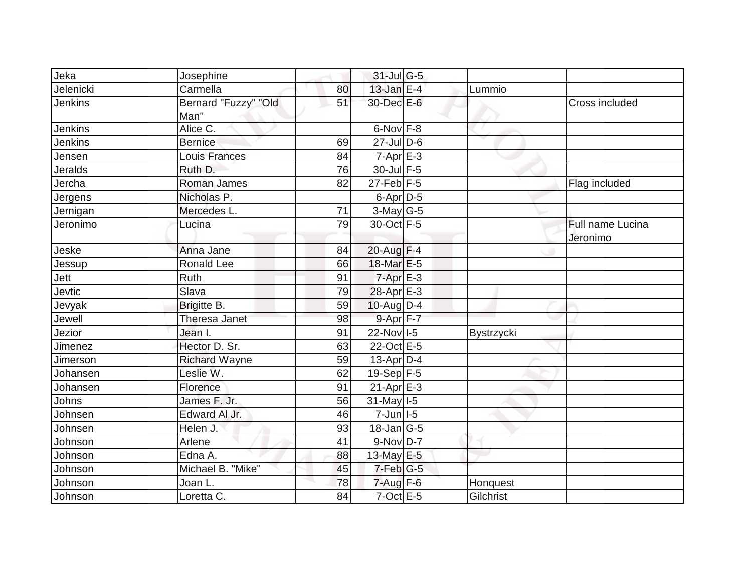| Jeka | Josephine | | 31-Jul | G-5 | | |
|---|---|---|---|---|---|---|
| Jelenicki | Carmella | 80 | 13-Jan | E-4 | Lummio | |
| Jenkins | Bernard "Fuzzy" "Old Man" | 51 | 30-Dec | E-6 | | Cross included |
| Jenkins | Alice C. | | 6-Nov | F-8 | | |
| Jenkins | Bernice | 69 | 27-Jul | D-6 | | |
| Jensen | Louis Frances | 84 | 7-Apr | E-3 | | |
| Jeralds | Ruth D. | 76 | 30-Jul | F-5 | | |
| Jercha | Roman James | 82 | 27-Feb | F-5 | | Flag included |
| Jergens | Nicholas P. | | 6-Apr | D-5 | | |
| Jernigan | Mercedes L. | 71 | 3-May | G-5 | | |
| Jeronimo | Lucina | 79 | 30-Oct | F-5 | | Full name Lucina Jeronimo |
| Jeske | Anna Jane | 84 | 20-Aug | F-4 | | |
| Jessup | Ronald Lee | 66 | 18-Mar | E-5 | | |
| Jett | Ruth | 91 | 7-Apr | E-3 | | |
| Jevtic | Slava | 79 | 28-Apr | E-3 | | |
| Jevyak | Brigitte B. | 59 | 10-Aug | D-4 | | |
| Jewell | Theresa Janet | 98 | 9-Apr | F-7 | | |
| Jezior | Jean I. | 91 | 22-Nov | I-5 | Bystrzycki | |
| Jimenez | Hector D. Sr. | 63 | 22-Oct | E-5 | | |
| Jimerson | Richard Wayne | 59 | 13-Apr | D-4 | | |
| Johansen | Leslie W. | 62 | 19-Sep | F-5 | | |
| Johansen | Florence | 91 | 21-Apr | E-3 | | |
| Johns | James F. Jr. | 56 | 31-May | I-5 | | |
| Johnsen | Edward Al Jr. | 46 | 7-Jun | I-5 | | |
| Johnsen | Helen J. | 93 | 18-Jan | G-5 | | |
| Johnson | Arlene | 41 | 9-Nov | D-7 | | |
| Johnson | Edna A. | 88 | 13-May | E-5 | | |
| Johnson | Michael B. "Mike" | 45 | 7-Feb | G-5 | | |
| Johnson | Joan L. | 78 | 7-Aug | F-6 | Honquest | |
| Johnson | Loretta C. | 84 | 7-Oct | E-5 | Gilchrist | |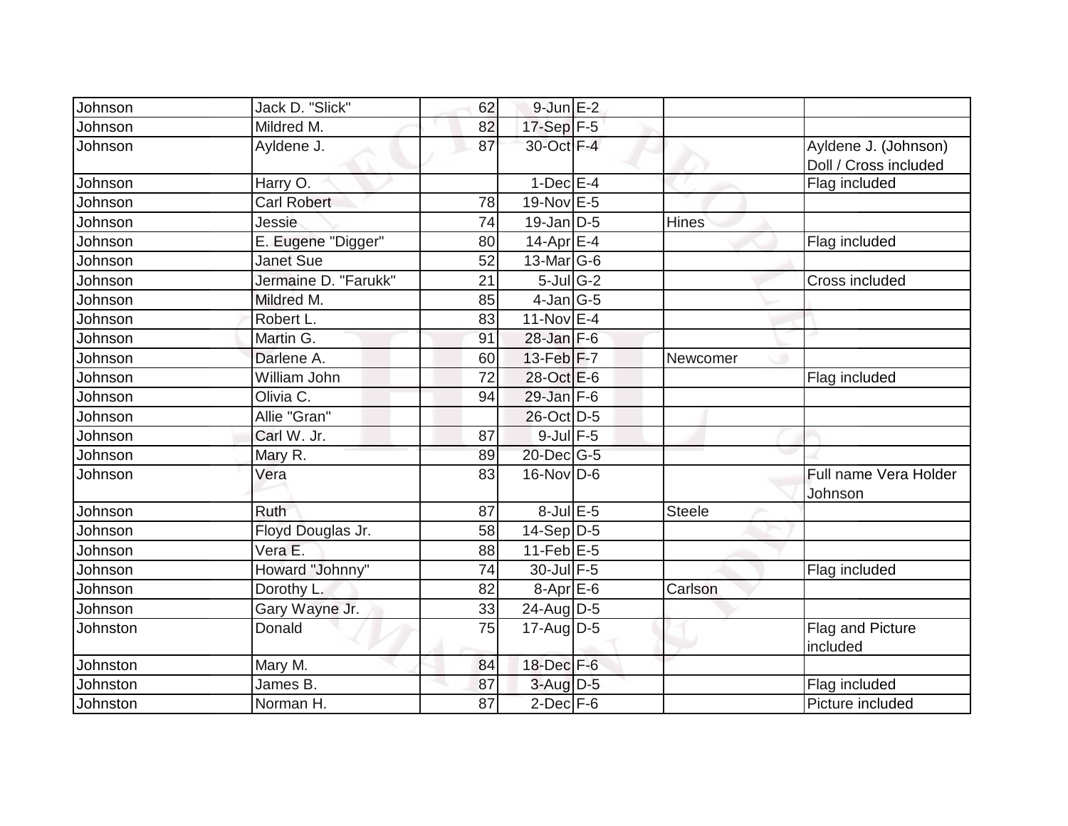| | | | | | | |
|---|---|---|---|---|---|---|
| Johnson | Jack D. "Slick" | 62 | 9-Jun | E-2 | | |
| Johnson | Mildred M. | 82 | 17-Sep | F-5 | | |
| Johnson | Ayldene J. | 87 | 30-Oct | F-4 | | Ayldene J. (Johnson) Doll / Cross included |
| Johnson | Harry O. | | 1-Dec | E-4 | | Flag included |
| Johnson | Carl Robert | 78 | 19-Nov | E-5 | | |
| Johnson | Jessie | 74 | 19-Jan | D-5 | Hines | |
| Johnson | E. Eugene "Digger" | 80 | 14-Apr | E-4 | | Flag included |
| Johnson | Janet Sue | 52 | 13-Mar | G-6 | | |
| Johnson | Jermaine D. "Farukk" | 21 | 5-Jul | G-2 | | Cross included |
| Johnson | Mildred M. | 85 | 4-Jan | G-5 | | |
| Johnson | Robert L. | 83 | 11-Nov | E-4 | | |
| Johnson | Martin G. | 91 | 28-Jan | F-6 | | |
| Johnson | Darlene A. | 60 | 13-Feb | F-7 | Newcomer | |
| Johnson | William John | 72 | 28-Oct | E-6 | | Flag included |
| Johnson | Olivia C. | 94 | 29-Jan | F-6 | | |
| Johnson | Allie "Gran" | | 26-Oct | D-5 | | |
| Johnson | Carl W. Jr. | 87 | 9-Jul | F-5 | | |
| Johnson | Mary R. | 89 | 20-Dec | G-5 | | |
| Johnson | Vera | 83 | 16-Nov | D-6 | | Full name Vera Holder Johnson |
| Johnson | Ruth | 87 | 8-Jul | E-5 | Steele | |
| Johnson | Floyd Douglas Jr. | 58 | 14-Sep | D-5 | | |
| Johnson | Vera E. | 88 | 11-Feb | E-5 | | |
| Johnson | Howard "Johnny" | 74 | 30-Jul | F-5 | | Flag included |
| Johnson | Dorothy L. | 82 | 8-Apr | E-6 | Carlson | |
| Johnson | Gary Wayne Jr. | 33 | 24-Aug | D-5 | | |
| Johnston | Donald | 75 | 17-Aug | D-5 | | Flag and Picture included |
| Johnston | Mary M. | 84 | 18-Dec | F-6 | | |
| Johnston | James B. | 87 | 3-Aug | D-5 | | Flag included |
| Johnston | Norman H. | 87 | 2-Dec | F-6 | | Picture included |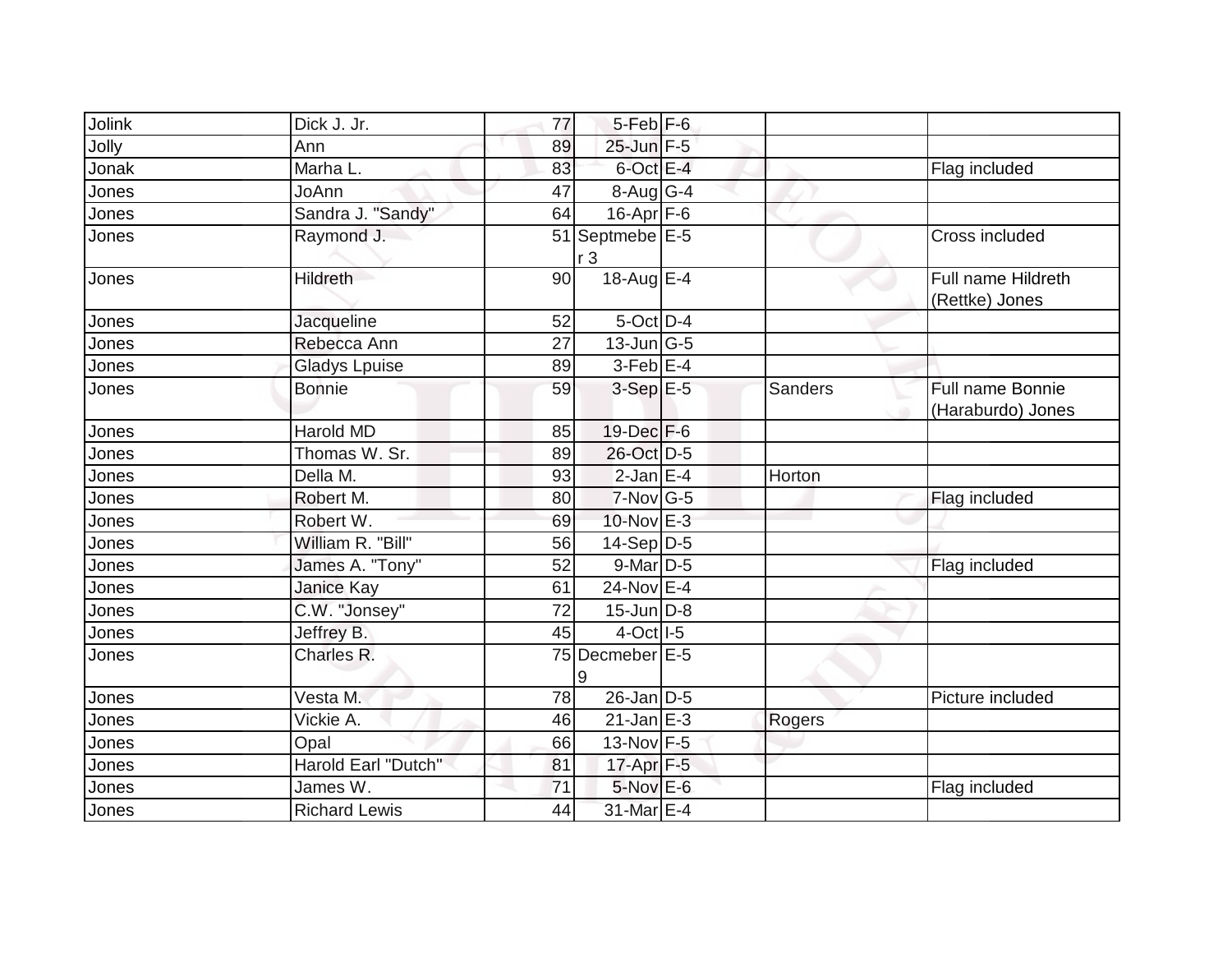| Jolink | Dick J. Jr. | 77 | 5-Feb | F-6 | | |
|---|---|---|---|---|---|---|
| Jolly | Ann | 89 | 25-Jun | F-5 | | |
| Jonak | Marha L. | 83 | 6-Oct | E-4 | | Flag included |
| Jones | JoAnn | 47 | 8-Aug | G-4 | | |
| Jones | Sandra J. "Sandy" | 64 | 16-Apr | F-6 | | |
| Jones | Raymond J. | 51 | Septmeber 3 | E-5 | | Cross included |
| Jones | Hildreth | 90 | 18-Aug | E-4 | | Full name Hildreth (Rettke) Jones |
| Jones | Jacqueline | 52 | 5-Oct | D-4 | | |
| Jones | Rebecca Ann | 27 | 13-Jun | G-5 | | |
| Jones | Gladys Lpuise | 89 | 3-Feb | E-4 | | |
| Jones | Bonnie | 59 | 3-Sep | E-5 | Sanders | Full name Bonnie (Haraburdo) Jones |
| Jones | Harold MD | 85 | 19-Dec | F-6 | | |
| Jones | Thomas W. Sr. | 89 | 26-Oct | D-5 | | |
| Jones | Della M. | 93 | 2-Jan | E-4 | Horton | |
| Jones | Robert M. | 80 | 7-Nov | G-5 | | Flag included |
| Jones | Robert W. | 69 | 10-Nov | E-3 | | |
| Jones | William R. "Bill" | 56 | 14-Sep | D-5 | | |
| Jones | James A. "Tony" | 52 | 9-Mar | D-5 | | Flag included |
| Jones | Janice Kay | 61 | 24-Nov | E-4 | | |
| Jones | C.W. "Jonsey" | 72 | 15-Jun | D-8 | | |
| Jones | Jeffrey B. | 45 | 4-Oct | I-5 | | |
| Jones | Charles R. | 75 | Decmeber 9 | E-5 | | |
| Jones | Vesta M. | 78 | 26-Jan | D-5 | | Picture included |
| Jones | Vickie A. | 46 | 21-Jan | E-3 | Rogers | |
| Jones | Opal | 66 | 13-Nov | F-5 | | |
| Jones | Harold Earl "Dutch" | 81 | 17-Apr | F-5 | | |
| Jones | James W. | 71 | 5-Nov | E-6 | | Flag included |
| Jones | Richard Lewis | 44 | 31-Mar | E-4 | | |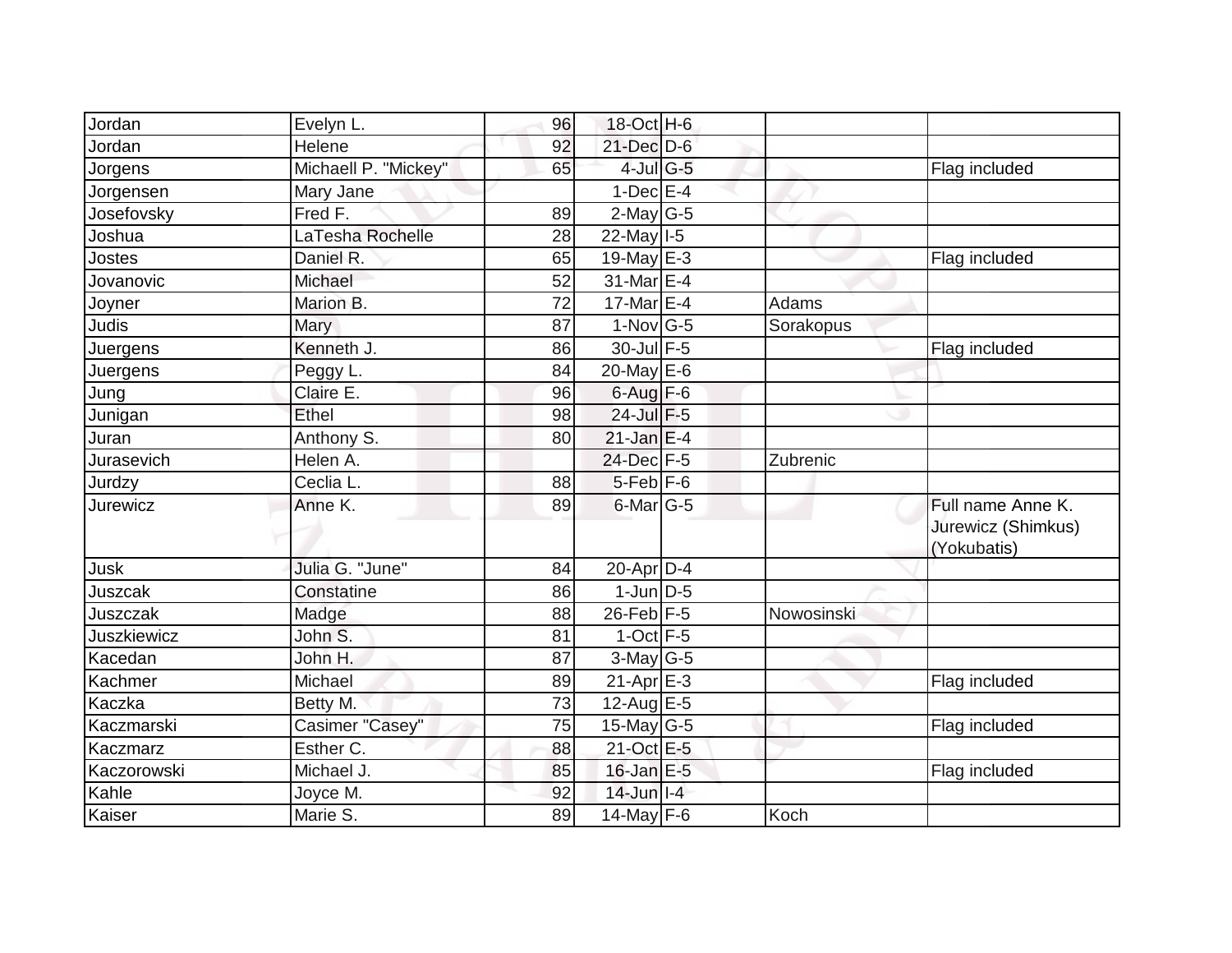| | | | | | | |
|---|---|---|---|---|---|---|
| Jordan | Evelyn L. | 96 | 18-Oct | H-6 | | |
| Jordan | Helene | 92 | 21-Dec | D-6 | | |
| Jorgens | Michaell P. "Mickey" | 65 | 4-Jul | G-5 | | Flag included |
| Jorgensen | Mary Jane | | 1-Dec | E-4 | | |
| Josefovsky | Fred F. | 89 | 2-May | G-5 | | |
| Joshua | LaTesha Rochelle | 28 | 22-May | I-5 | | |
| Jostes | Daniel R. | 65 | 19-May | E-3 | | Flag included |
| Jovanovic | Michael | 52 | 31-Mar | E-4 | | |
| Joyner | Marion B. | 72 | 17-Mar | E-4 | Adams | |
| Judis | Mary | 87 | 1-Nov | G-5 | Sorakopus | |
| Juergens | Kenneth J. | 86 | 30-Jul | F-5 | | Flag included |
| Juergens | Peggy L. | 84 | 20-May | E-6 | | |
| Jung | Claire E. | 96 | 6-Aug | F-6 | | |
| Junigan | Ethel | 98 | 24-Jul | F-5 | | |
| Juran | Anthony S. | 80 | 21-Jan | E-4 | | |
| Jurasevich | Helen A. | | 24-Dec | F-5 | Zubrenic | |
| Jurdzy | Ceclia L. | 88 | 5-Feb | F-6 | | |
| Jurewicz | Anne K. | 89 | 6-Mar | G-5 | | Full name Anne K. Jurewicz (Shimkus) (Yokubatis) |
| Jusk | Julia G. "June" | 84 | 20-Apr | D-4 | | |
| Juszcak | Constatine | 86 | 1-Jun | D-5 | | |
| Juszczak | Madge | 88 | 26-Feb | F-5 | Nowosinski | |
| Juszkiewicz | John S. | 81 | 1-Oct | F-5 | | |
| Kacedan | John H. | 87 | 3-May | G-5 | | |
| Kachmer | Michael | 89 | 21-Apr | E-3 | | Flag included |
| Kaczka | Betty M. | 73 | 12-Aug | E-5 | | |
| Kaczmarski | Casimer "Casey" | 75 | 15-May | G-5 | | Flag included |
| Kaczmarz | Esther C. | 88 | 21-Oct | E-5 | | |
| Kaczorowski | Michael J. | 85 | 16-Jan | E-5 | | Flag included |
| Kahle | Joyce M. | 92 | 14-Jun | I-4 | | |
| Kaiser | Marie S. | 89 | 14-May | F-6 | Koch | |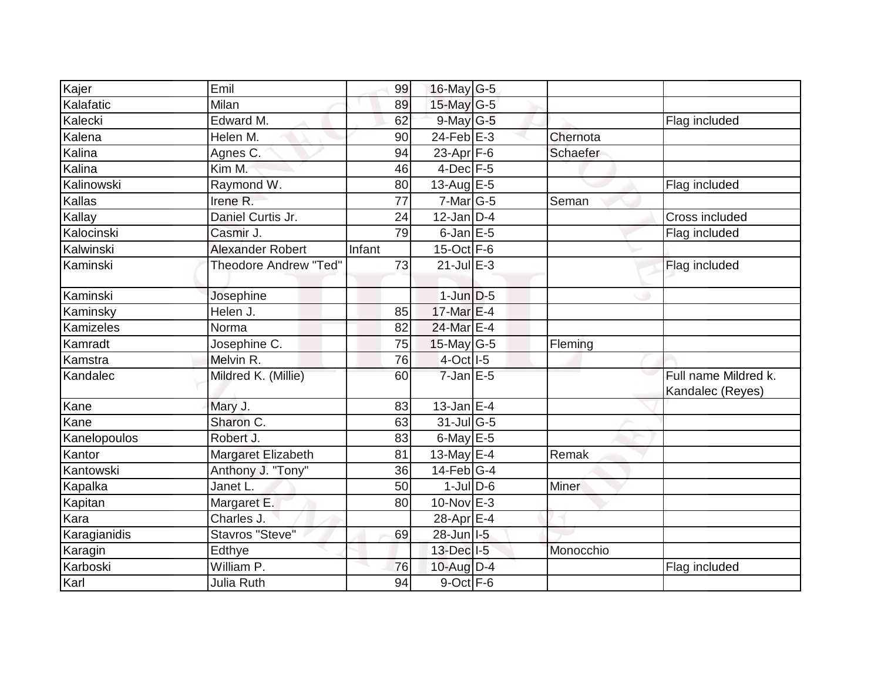| Kajer | Emil | 99 | 16-May | G-5 | | |
|---|---|---|---|---|---|---|
| Kalafatic | Milan | 89 | 15-May | G-5 | | |
| Kalecki | Edward M. | 62 | 9-May | G-5 | | Flag included |
| Kalena | Helen M. | 90 | 24-Feb | E-3 | Chernota | |
| Kalina | Agnes C. | 94 | 23-Apr | F-6 | Schaefer | |
| Kalina | Kim M. | 46 | 4-Dec | F-5 | | |
| Kalinowski | Raymond W. | 80 | 13-Aug | E-5 | | Flag included |
| Kallas | Irene R. | 77 | 7-Mar | G-5 | Seman | |
| Kallay | Daniel Curtis Jr. | 24 | 12-Jan | D-4 | | Cross included |
| Kalocinski | Casmir J. | 79 | 6-Jan | E-5 | | Flag included |
| Kalwinski | Alexander Robert | Infant | 15-Oct | F-6 | | |
| Kaminski | Theodore Andrew "Ted" | 73 | 21-Jul | E-3 | | Flag included |
| Kaminski | Josephine | | 1-Jun | D-5 | | |
| Kaminsky | Helen J. | 85 | 17-Mar | E-4 | | |
| Kamizeles | Norma | 82 | 24-Mar | E-4 | | |
| Kamradt | Josephine C. | 75 | 15-May | G-5 | Fleming | |
| Kamstra | Melvin R. | 76 | 4-Oct | I-5 | | |
| Kandalec | Mildred K. (Millie) | 60 | 7-Jan | E-5 | | Full name Mildred k. Kandalec (Reyes) |
| Kane | Mary J. | 83 | 13-Jan | E-4 | | |
| Kane | Sharon C. | 63 | 31-Jul | G-5 | | |
| Kanelopoulos | Robert J. | 83 | 6-May | E-5 | | |
| Kantor | Margaret Elizabeth | 81 | 13-May | E-4 | Remak | |
| Kantowski | Anthony J. "Tony" | 36 | 14-Feb | G-4 | | |
| Kapalka | Janet L. | 50 | 1-Jul | D-6 | Miner | |
| Kapitan | Margaret E. | 80 | 10-Nov | E-3 | | |
| Kara | Charles J. | | 28-Apr | E-4 | | |
| Karagianidis | Stavros "Steve" | 69 | 28-Jun | I-5 | | |
| Karagin | Edthye | | 13-Dec | I-5 | Monocchio | |
| Karboski | William P. | 76 | 10-Aug | D-4 | | Flag included |
| Karl | Julia Ruth | 94 | 9-Oct | F-6 | | |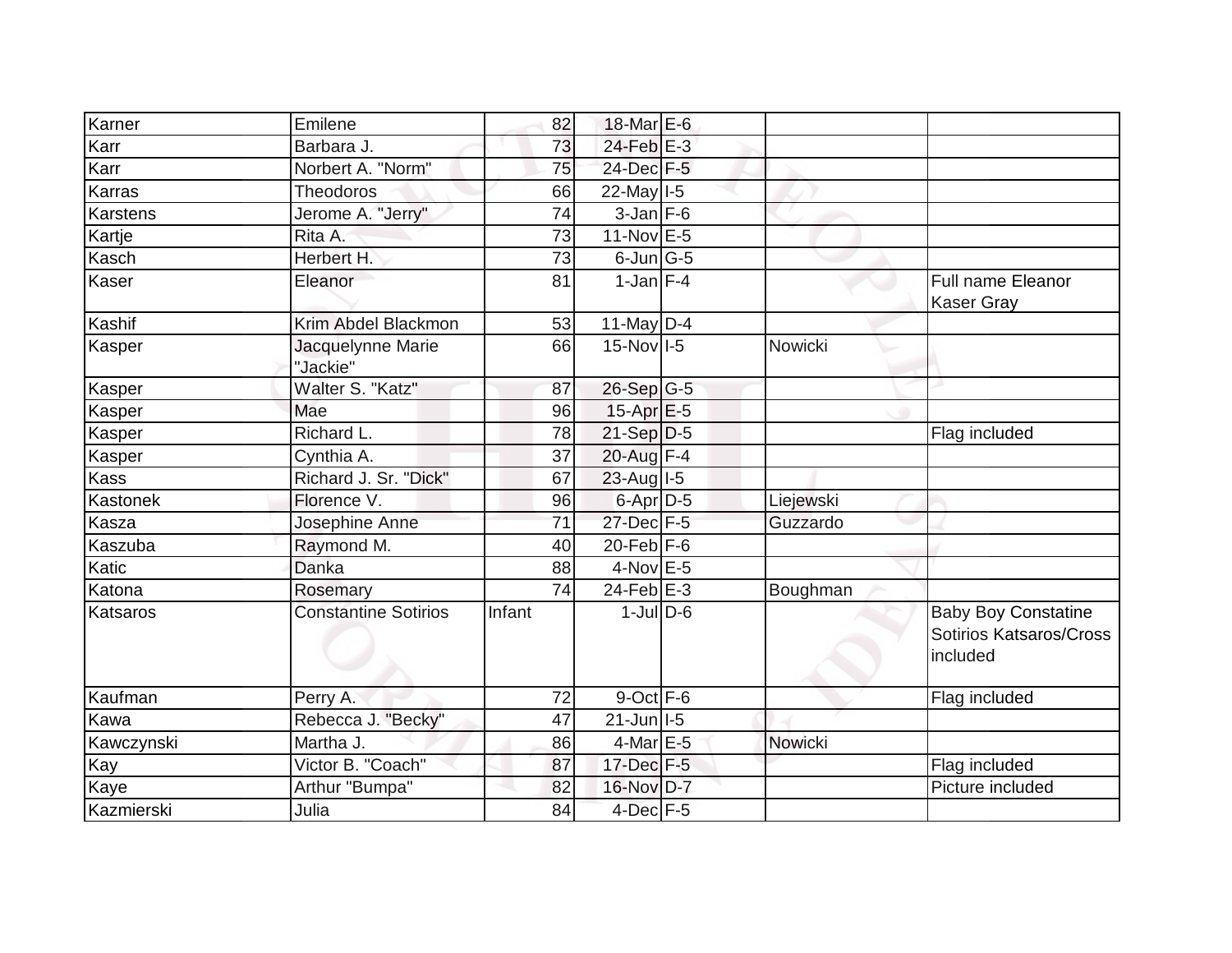| | | | | | | |
|---|---|---|---|---|---|---|
| Karner | Emilene | 82 | 18-Mar | E-6 | | |
| Karr | Barbara J. | 73 | 24-Feb | E-3 | | |
| Karr | Norbert A. "Norm" | 75 | 24-Dec | F-5 | | |
| Karras | Theodoros | 66 | 22-May | I-5 | | |
| Karstens | Jerome A. "Jerry" | 74 | 3-Jan | F-6 | | |
| Kartje | Rita A. | 73 | 11-Nov | E-5 | | |
| Kasch | Herbert H. | 73 | 6-Jun | G-5 | | |
| Kaser | Eleanor | 81 | 1-Jan | F-4 | | Full name Eleanor Kaser Gray |
| Kashif | Krim Abdel Blackmon | 53 | 11-May | D-4 | | |
| Kasper | Jacquelynne Marie "Jackie" | 66 | 15-Nov | I-5 | Nowicki | |
| Kasper | Walter S. "Katz" | 87 | 26-Sep | G-5 | | |
| Kasper | Mae | 96 | 15-Apr | E-5 | | |
| Kasper | Richard L. | 78 | 21-Sep | D-5 | | Flag included |
| Kasper | Cynthia A. | 37 | 20-Aug | F-4 | | |
| Kass | Richard J. Sr. "Dick" | 67 | 23-Aug | I-5 | | |
| Kastonek | Florence V. | 96 | 6-Apr | D-5 | Liejewski | |
| Kasza | Josephine Anne | 71 | 27-Dec | F-5 | Guzzardo | |
| Kaszuba | Raymond M. | 40 | 20-Feb | F-6 | | |
| Katic | Danka | 88 | 4-Nov | E-5 | | |
| Katona | Rosemary | 74 | 24-Feb | E-3 | Boughman | |
| Katsaros | Constantine Sotirios | Infant | 1-Jul | D-6 | | Baby Boy Constatine Sotirios Katsaros/Cross included |
| Kaufman | Perry A. | 72 | 9-Oct | F-6 | | Flag included |
| Kawa | Rebecca J. "Becky" | 47 | 21-Jun | I-5 | | |
| Kawczynski | Martha J. | 86 | 4-Mar | E-5 | Nowicki | |
| Kay | Victor B. "Coach" | 87 | 17-Dec | F-5 | | Flag included |
| Kaye | Arthur "Bumpa" | 82 | 16-Nov | D-7 | | Picture included |
| Kazmierski | Julia | 84 | 4-Dec | F-5 | | |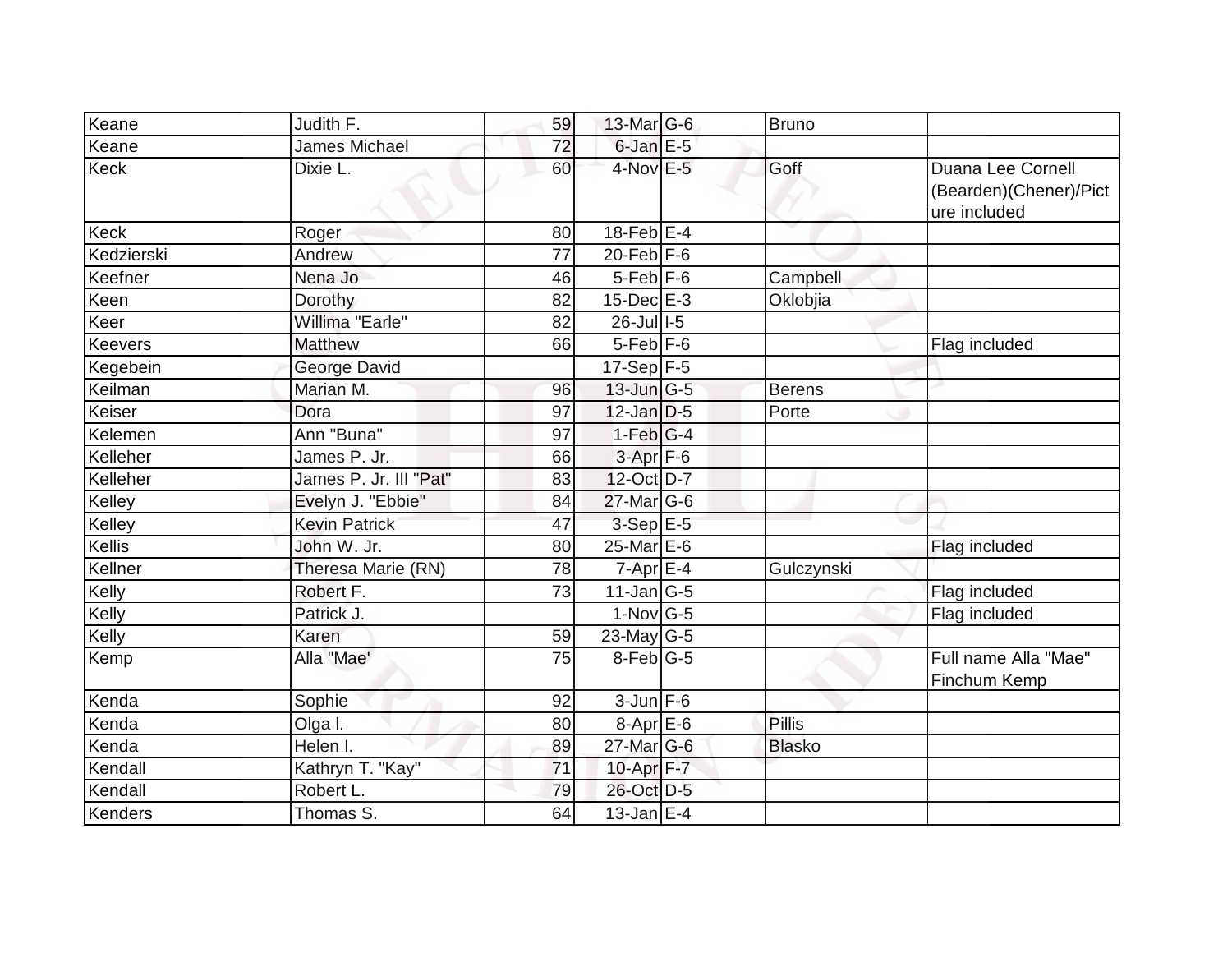| | | | | | | |
|---|---|---|---|---|---|---|
| Keane | Judith F. | 59 | 13-Mar | G-6 | Bruno | |
| Keane | James Michael | 72 | 6-Jan | E-5 | | |
| Keck | Dixie L. | 60 | 4-Nov | E-5 | Goff | Duana Lee Cornell (Bearden)(Chener)/Picture included |
| Keck | Roger | 80 | 18-Feb | E-4 | | |
| Kedzierski | Andrew | 77 | 20-Feb | F-6 | | |
| Keefner | Nena Jo | 46 | 5-Feb | F-6 | Campbell | |
| Keen | Dorothy | 82 | 15-Dec | E-3 | Oklobjia | |
| Keer | Willima "Earle" | 82 | 26-Jul | I-5 | | |
| Keevers | Matthew | 66 | 5-Feb | F-6 | | Flag included |
| Kegebein | George David | | 17-Sep | F-5 | | |
| Keilman | Marian M. | 96 | 13-Jun | G-5 | Berens | |
| Keiser | Dora | 97 | 12-Jan | D-5 | Porte | |
| Kelemen | Ann "Buna" | 97 | 1-Feb | G-4 | | |
| Kelleher | James P. Jr. | 66 | 3-Apr | F-6 | | |
| Kelleher | James P. Jr. III "Pat" | 83 | 12-Oct | D-7 | | |
| Kelley | Evelyn J. "Ebbie" | 84 | 27-Mar | G-6 | | |
| Kelley | Kevin Patrick | 47 | 3-Sep | E-5 | | |
| Kellis | John W. Jr. | 80 | 25-Mar | E-6 | | Flag included |
| Kellner | Theresa Marie (RN) | 78 | 7-Apr | E-4 | Gulczynski | |
| Kelly | Robert F. | 73 | 11-Jan | G-5 | | Flag included |
| Kelly | Patrick J. | | 1-Nov | G-5 | | Flag included |
| Kelly | Karen | 59 | 23-May | G-5 | | |
| Kemp | Alla "Mae' | 75 | 8-Feb | G-5 | | Full name Alla "Mae" Finchum Kemp |
| Kenda | Sophie | 92 | 3-Jun | F-6 | | |
| Kenda | Olga I. | 80 | 8-Apr | E-6 | Pillis | |
| Kenda | Helen I. | 89 | 27-Mar | G-6 | Blasko | |
| Kendall | Kathryn T. "Kay" | 71 | 10-Apr | F-7 | | |
| Kendall | Robert L. | 79 | 26-Oct | D-5 | | |
| Kenders | Thomas S. | 64 | 13-Jan | E-4 | | |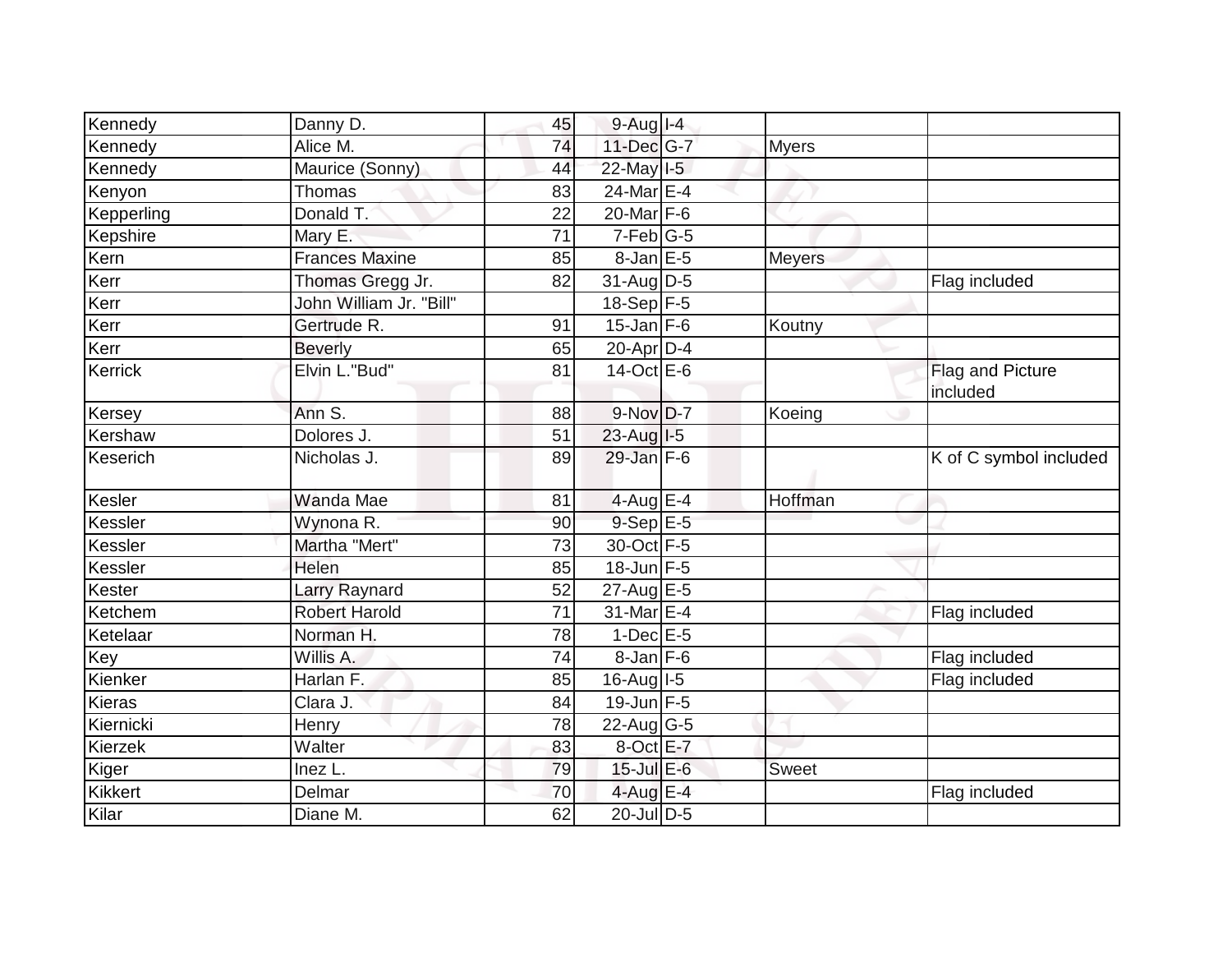| Kennedy | Danny D. | 45 | 9-Aug | I-4 | | |
|---|---|---|---|---|---|---|
| Kennedy | Alice M. | 74 | 11-Dec | G-7 | Myers | |
| Kennedy | Maurice (Sonny) | 44 | 22-May | I-5 | | |
| Kenyon | Thomas | 83 | 24-Mar | E-4 | | |
| Kepperling | Donald T. | 22 | 20-Mar | F-6 | | |
| Kepshire | Mary E. | 71 | 7-Feb | G-5 | | |
| Kern | Frances Maxine | 85 | 8-Jan | E-5 | Meyers | |
| Kerr | Thomas Gregg Jr. | 82 | 31-Aug | D-5 | | Flag included |
| Kerr | John William Jr. "Bill" | | 18-Sep | F-5 | | |
| Kerr | Gertrude R. | 91 | 15-Jan | F-6 | Koutny | |
| Kerr | Beverly | 65 | 20-Apr | D-4 | | |
| Kerrick | Elvin L."Bud" | 81 | 14-Oct | E-6 | | Flag and Picture included |
| Kersey | Ann S. | 88 | 9-Nov | D-7 | Koeing | |
| Kershaw | Dolores J. | 51 | 23-Aug | I-5 | | |
| Keserich | Nicholas J. | 89 | 29-Jan | F-6 | | K of C symbol included |
| Kesler | Wanda Mae | 81 | 4-Aug | E-4 | Hoffman | |
| Kessler | Wynona R. | 90 | 9-Sep | E-5 | | |
| Kessler | Martha "Mert" | 73 | 30-Oct | F-5 | | |
| Kessler | Helen | 85 | 18-Jun | F-5 | | |
| Kester | Larry Raynard | 52 | 27-Aug | E-5 | | |
| Ketchem | Robert Harold | 71 | 31-Mar | E-4 | | Flag included |
| Ketelaar | Norman H. | 78 | 1-Dec | E-5 | | |
| Key | Willis A. | 74 | 8-Jan | F-6 | | Flag included |
| Kienker | Harlan F. | 85 | 16-Aug | I-5 | | Flag included |
| Kieras | Clara J. | 84 | 19-Jun | F-5 | | |
| Kiernicki | Henry | 78 | 22-Aug | G-5 | | |
| Kierzek | Walter | 83 | 8-Oct | E-7 | | |
| Kiger | Inez L. | 79 | 15-Jul | E-6 | Sweet | |
| Kikkert | Delmar | 70 | 4-Aug | E-4 | | Flag included |
| Kilar | Diane M. | 62 | 20-Jul | D-5 | | |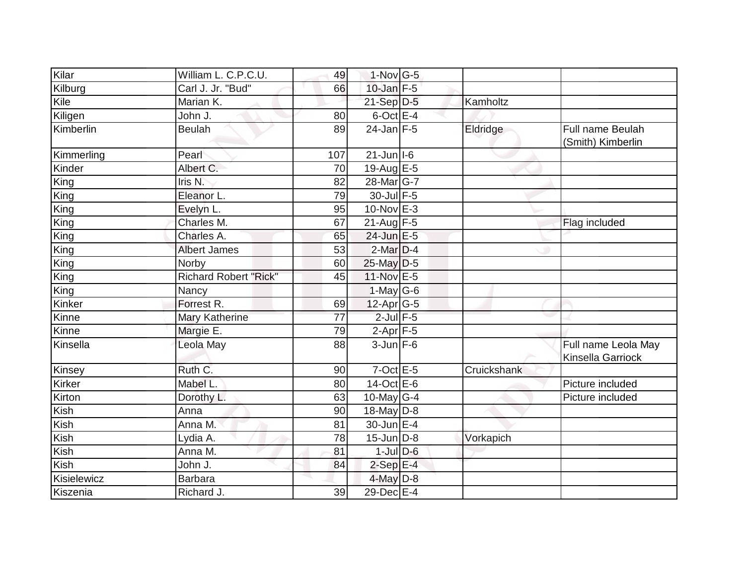| Kilar | William L. C.P.C.U. | 49 | 1-Nov | G-5 | | |
|---|---|---|---|---|---|---|
| Kilburg | Carl J. Jr. "Bud" | 66 | 10-Jan | F-5 | | |
| Kile | Marian K. | | 21-Sep | D-5 | Kamholtz | |
| Kiligen | John J. | 80 | 6-Oct | E-4 | | |
| Kimberlin | Beulah | 89 | 24-Jan | F-5 | Eldridge | Full name Beulah (Smith) Kimberlin |
| Kimmerling | Pearl | 107 | 21-Jun | I-6 | | |
| Kinder | Albert C. | 70 | 19-Aug | E-5 | | |
| King | Iris N. | 82 | 28-Mar | G-7 | | |
| King | Eleanor L. | 79 | 30-Jul | F-5 | | |
| King | Evelyn L. | 95 | 10-Nov | E-3 | | |
| King | Charles M. | 67 | 21-Aug | F-5 | | Flag included |
| King | Charles A. | 65 | 24-Jun | E-5 | | |
| King | Albert James | 53 | 2-Mar | D-4 | | |
| King | Norby | 60 | 25-May | D-5 | | |
| King | Richard Robert "Rick" | 45 | 11-Nov | E-5 | | |
| King | Nancy | | 1-May | G-6 | | |
| Kinker | Forrest R. | 69 | 12-Apr | G-5 | | |
| Kinne | Mary Katherine | 77 | 2-Jul | F-5 | | |
| Kinne | Margie E. | 79 | 2-Apr | F-5 | | |
| Kinsella | Leola May | 88 | 3-Jun | F-6 | | Full name Leola May Kinsella Garriock |
| Kinsey | Ruth C. | 90 | 7-Oct | E-5 | Cruickshank | |
| Kirker | Mabel L. | 80 | 14-Oct | E-6 | | Picture included |
| Kirton | Dorothy L. | 63 | 10-May | G-4 | | Picture included |
| Kish | Anna | 90 | 18-May | D-8 | | |
| Kish | Anna M. | 81 | 30-Jun | E-4 | | |
| Kish | Lydia A. | 78 | 15-Jun | D-8 | Vorkapich | |
| Kish | Anna M. | 81 | 1-Jul | D-6 | | |
| Kish | John J. | 84 | 2-Sep | E-4 | | |
| Kisielewicz | Barbara | | 4-May | D-8 | | |
| Kiszenia | Richard J. | 39 | 29-Dec | E-4 | | |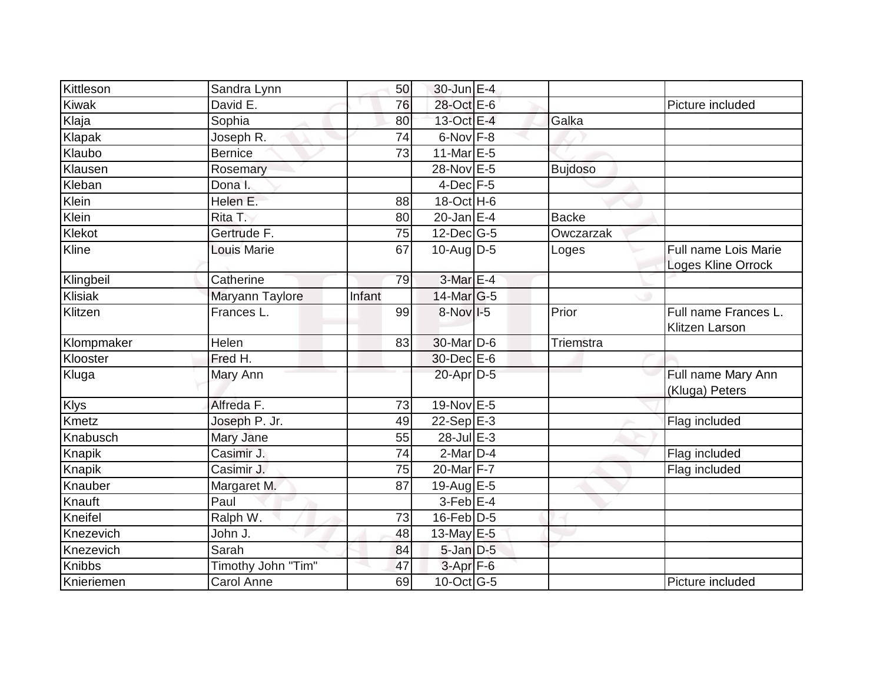| | | | | | | |
|---|---|---|---|---|---|---|
| Kittleson | Sandra Lynn | 50 | 30-Jun | E-4 | | |
| Kiwak | David E. | 76 | 28-Oct | E-6 | | Picture included |
| Klaja | Sophia | 80 | 13-Oct | E-4 | Galka | |
| Klapak | Joseph R. | 74 | 6-Nov | F-8 | | |
| Klaubo | Bernice | 73 | 11-Mar | E-5 | | |
| Klausen | Rosemary | | 28-Nov | E-5 | Bujdoso | |
| Kleban | Dona I. | | 4-Dec | F-5 | | |
| Klein | Helen E. | 88 | 18-Oct | H-6 | | |
| Klein | Rita T. | 80 | 20-Jan | E-4 | Backe | |
| Klekot | Gertrude F. | 75 | 12-Dec | G-5 | Owczarzak | |
| Kline | Louis Marie | 67 | 10-Aug | D-5 | Loges | Full name Lois Marie Loges Kline Orrock |
| Klingbeil | Catherine | 79 | 3-Mar | E-4 | | |
| Klisiak | Maryann Taylore | Infant | 14-Mar | G-5 | | |
| Klitzen | Frances L. | 99 | 8-Nov | I-5 | Prior | Full name Frances L. Klitzen Larson |
| Klompmaker | Helen | 83 | 30-Mar | D-6 | Triemstra | |
| Klooster | Fred H. | | 30-Dec | E-6 | | |
| Kluga | Mary Ann | | 20-Apr | D-5 | | Full name Mary Ann (Kluga) Peters |
| Klys | Alfreda F. | 73 | 19-Nov | E-5 | | |
| Kmetz | Joseph P. Jr. | 49 | 22-Sep | E-3 | | Flag included |
| Knabusch | Mary Jane | 55 | 28-Jul | E-3 | | |
| Knapik | Casimir J. | 74 | 2-Mar | D-4 | | Flag included |
| Knapik | Casimir J. | 75 | 20-Mar | F-7 | | Flag included |
| Knauber | Margaret M. | 87 | 19-Aug | E-5 | | |
| Knauft | Paul | | 3-Feb | E-4 | | |
| Kneifel | Ralph W. | 73 | 16-Feb | D-5 | | |
| Knezevich | John J. | 48 | 13-May | E-5 | | |
| Knezevich | Sarah | 84 | 5-Jan | D-5 | | |
| Knibbs | Timothy John "Tim" | 47 | 3-Apr | F-6 | | |
| Knieriemen | Carol Anne | 69 | 10-Oct | G-5 | | Picture included |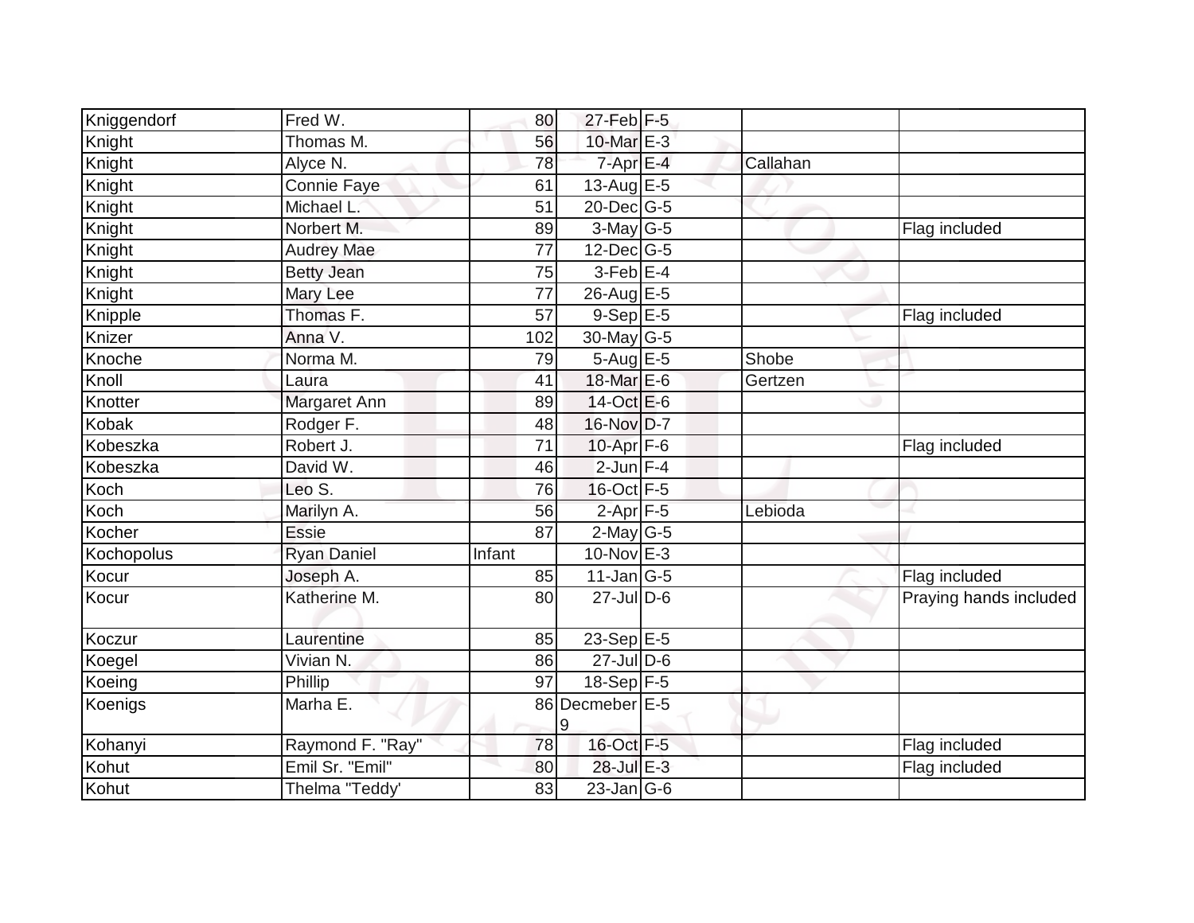| Kniggendorf | Fred W. | 80 | 27-Feb | F-5 | | |
|---|---|---|---|---|---|---|
| Knight | Thomas M. | 56 | 10-Mar | E-3 | | |
| Knight | Alyce N. | 78 | 7-Apr | E-4 | Callahan | |
| Knight | Connie Faye | 61 | 13-Aug | E-5 | | |
| Knight | Michael L. | 51 | 20-Dec | G-5 | | |
| Knight | Norbert M. | 89 | 3-May | G-5 | | Flag included |
| Knight | Audrey Mae | 77 | 12-Dec | G-5 | | |
| Knight | Betty Jean | 75 | 3-Feb | E-4 | | |
| Knight | Mary Lee | 77 | 26-Aug | E-5 | | |
| Knipple | Thomas F. | 57 | 9-Sep | E-5 | | Flag included |
| Knizer | Anna V. | 102 | 30-May | G-5 | | |
| Knoche | Norma M. | 79 | 5-Aug | E-5 | Shobe | |
| Knoll | Laura | 41 | 18-Mar | E-6 | Gertzen | |
| Knotter | Margaret Ann | 89 | 14-Oct | E-6 | | |
| Kobak | Rodger F. | 48 | 16-Nov | D-7 | | |
| Kobeszka | Robert J. | 71 | 10-Apr | F-6 | | Flag included |
| Kobeszka | David W. | 46 | 2-Jun | F-4 | | |
| Koch | Leo S. | 76 | 16-Oct | F-5 | | |
| Koch | Marilyn A. | 56 | 2-Apr | F-5 | Lebioda | |
| Kocher | Essie | 87 | 2-May | G-5 | | |
| Kochopolus | Ryan Daniel | Infant | 10-Nov | E-3 | | |
| Kocur | Joseph A. | 85 | 11-Jan | G-5 | | Flag included |
| Kocur | Katherine M. | 80 | 27-Jul | D-6 | | Praying hands included |
| Koczur | Laurentine | 85 | 23-Sep | E-5 | | |
| Koegel | Vivian N. | 86 | 27-Jul | D-6 | | |
| Koeing | Phillip | 97 | 18-Sep | F-5 | | |
| Koenigs | Marha E. | 86 | Decmeber 9 | E-5 | | |
| Kohanyi | Raymond F. "Ray" | 78 | 16-Oct | F-5 | | Flag included |
| Kohut | Emil Sr. "Emil" | 80 | 28-Jul | E-3 | | Flag included |
| Kohut | Thelma "Teddy' | 83 | 23-Jan | G-6 | | |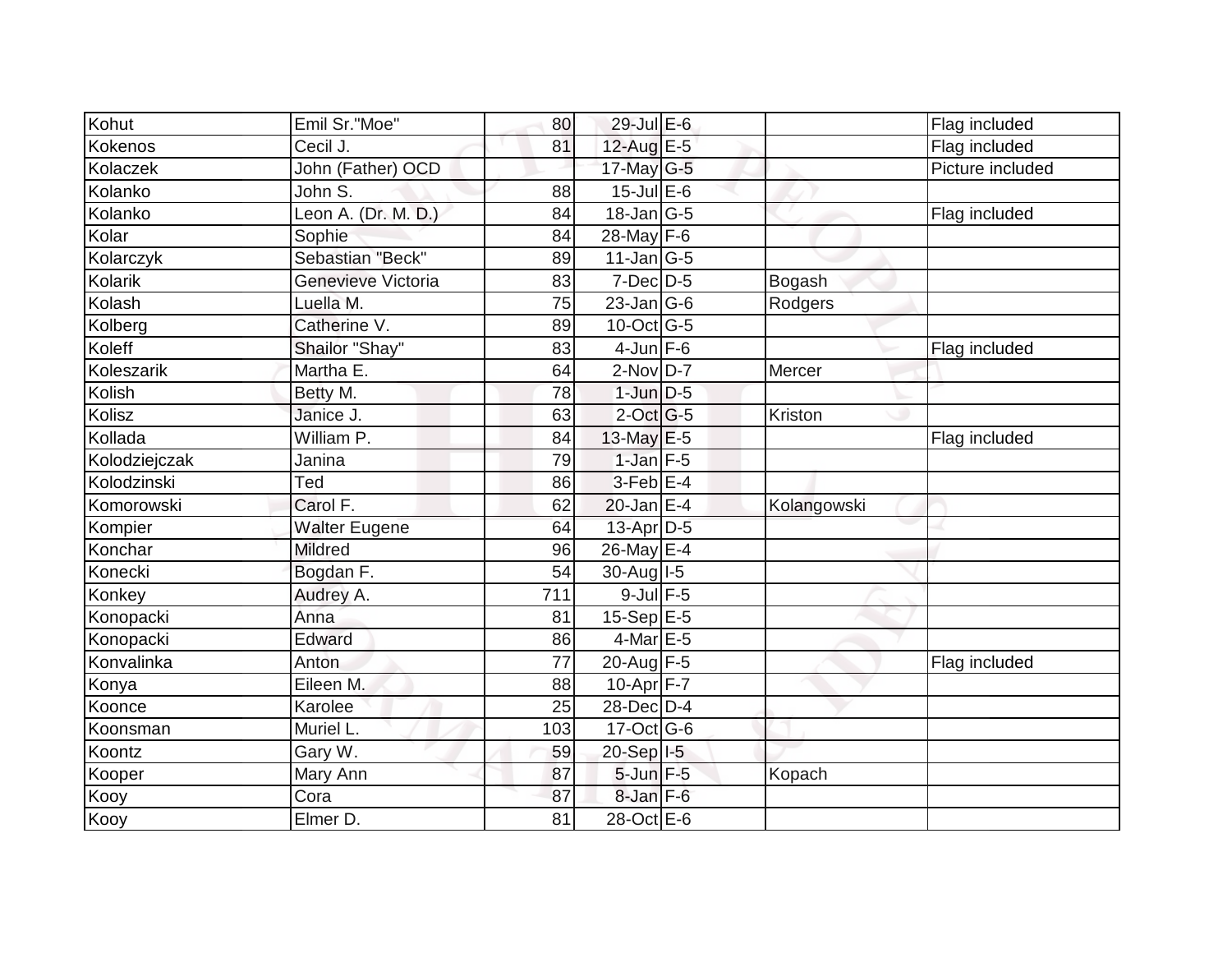| Kohut | Emil Sr."Moe" | 80 | 29-Jul | E-6 | | Flag included |
|---|---|---|---|---|---|---|
| Kokenos | Cecil J. | 81 | 12-Aug | E-5 | | Flag included |
| Kolaczek | John (Father) OCD | | 17-May | G-5 | | Picture included |
| Kolanko | John S. | 88 | 15-Jul | E-6 | | |
| Kolanko | Leon A. (Dr. M. D.) | 84 | 18-Jan | G-5 | | Flag included |
| Kolar | Sophie | 84 | 28-May | F-6 | | |
| Kolarczyk | Sebastian "Beck" | 89 | 11-Jan | G-5 | | |
| Kolarik | Genevieve Victoria | 83 | 7-Dec | D-5 | Bogash | |
| Kolash | Luella M. | 75 | 23-Jan | G-6 | Rodgers | |
| Kolberg | Catherine V. | 89 | 10-Oct | G-5 | | |
| Koleff | Shailor "Shay" | 83 | 4-Jun | F-6 | | Flag included |
| Koleszarik | Martha E. | 64 | 2-Nov | D-7 | Mercer | |
| Kolish | Betty M. | 78 | 1-Jun | D-5 | | |
| Kolisz | Janice J. | 63 | 2-Oct | G-5 | Kriston | |
| Kollada | William P. | 84 | 13-May | E-5 | | Flag included |
| Kolodziejczak | Janina | 79 | 1-Jan | F-5 | | |
| Kolodzinski | Ted | 86 | 3-Feb | E-4 | | |
| Komorowski | Carol F. | 62 | 20-Jan | E-4 | Kolangowski | |
| Kompier | Walter Eugene | 64 | 13-Apr | D-5 | | |
| Konchar | Mildred | 96 | 26-May | E-4 | | |
| Konecki | Bogdan F. | 54 | 30-Aug | I-5 | | |
| Konkey | Audrey A. | 711 | 9-Jul | F-5 | | |
| Konopacki | Anna | 81 | 15-Sep | E-5 | | |
| Konopacki | Edward | 86 | 4-Mar | E-5 | | |
| Konvalinka | Anton | 77 | 20-Aug | F-5 | | Flag included |
| Konya | Eileen M. | 88 | 10-Apr | F-7 | | |
| Koonce | Karolee | 25 | 28-Dec | D-4 | | |
| Koonsman | Muriel L. | 103 | 17-Oct | G-6 | | |
| Koontz | Gary W. | 59 | 20-Sep | I-5 | | |
| Kooper | Mary Ann | 87 | 5-Jun | F-5 | Kopach | |
| Kooy | Cora | 87 | 8-Jan | F-6 | | |
| Kooy | Elmer D. | 81 | 28-Oct | E-6 | | |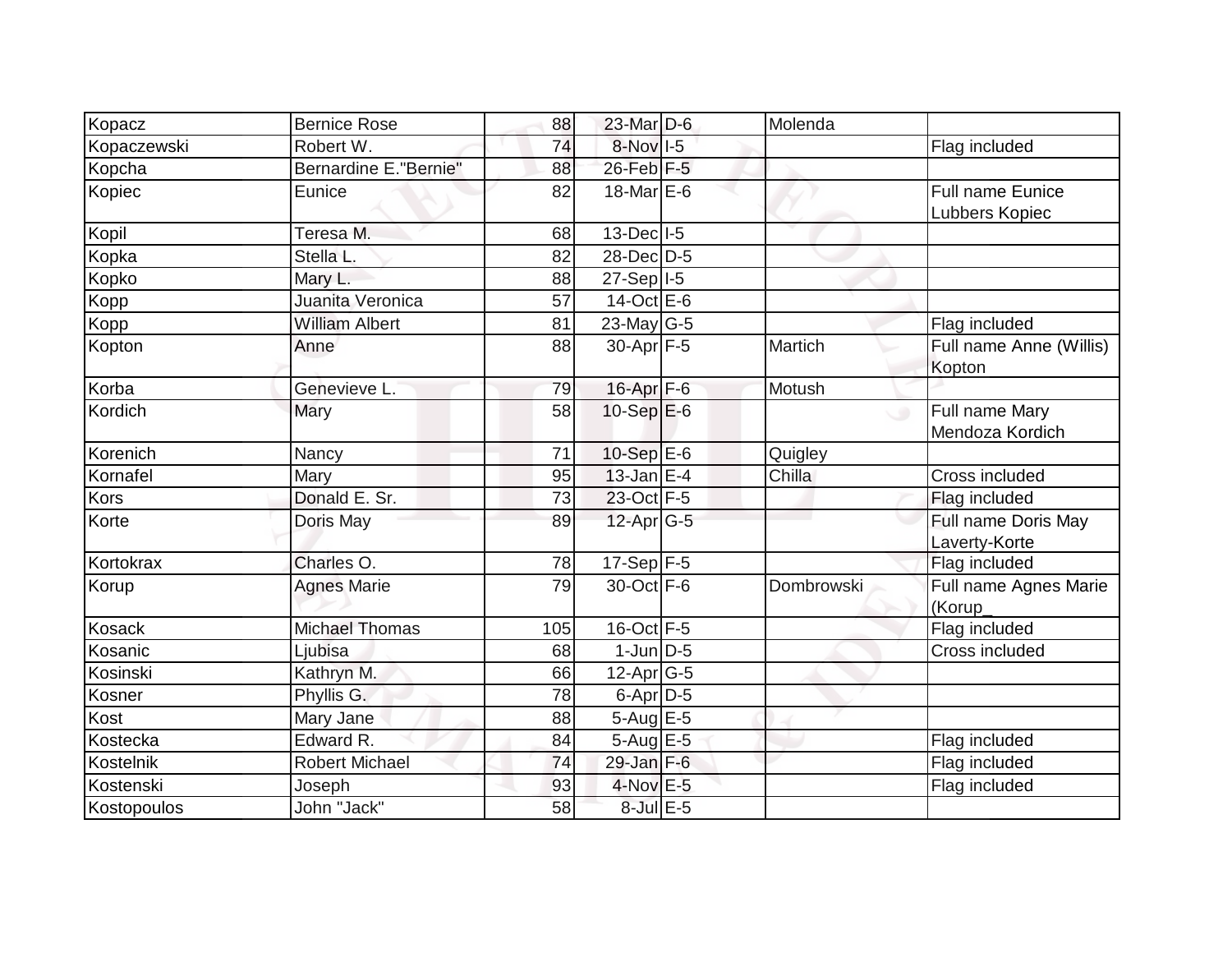| | | | | | | |
|---|---|---|---|---|---|---|
| Kopacz | Bernice Rose | 88 | 23-Mar | D-6 | Molenda | |
| Kopaczewski | Robert W. | 74 | 8-Nov | I-5 | | Flag included |
| Kopcha | Bernardine E."Bernie" | 88 | 26-Feb | F-5 | | |
| Kopiec | Eunice | 82 | 18-Mar | E-6 | | Full name Eunice Lubbers Kopiec |
| Kopil | Teresa M. | 68 | 13-Dec | I-5 | | |
| Kopka | Stella L. | 82 | 28-Dec | D-5 | | |
| Kopko | Mary L. | 88 | 27-Sep | I-5 | | |
| Kopp | Juanita Veronica | 57 | 14-Oct | E-6 | | |
| Kopp | William Albert | 81 | 23-May | G-5 | | Flag included |
| Kopton | Anne | 88 | 30-Apr | F-5 | Martich | Full name Anne (Willis) Kopton |
| Korba | Genevieve L. | 79 | 16-Apr | F-6 | Motush | |
| Kordich | Mary | 58 | 10-Sep | E-6 | | Full name Mary Mendoza Kordich |
| Korenich | Nancy | 71 | 10-Sep | E-6 | Quigley | |
| Kornafel | Mary | 95 | 13-Jan | E-4 | Chilla | Cross included |
| Kors | Donald E. Sr. | 73 | 23-Oct | F-5 | | Flag included |
| Korte | Doris May | 89 | 12-Apr | G-5 | | Full name Doris May Laverty-Korte |
| Kortokrax | Charles O. | 78 | 17-Sep | F-5 | | Flag included |
| Korup | Agnes Marie | 79 | 30-Oct | F-6 | Dombrowski | Full name Agnes Marie (Korup_ |
| Kosack | Michael Thomas | 105 | 16-Oct | F-5 | | Flag included |
| Kosanic | Ljubisa | 68 | 1-Jun | D-5 | | Cross included |
| Kosinski | Kathryn M. | 66 | 12-Apr | G-5 | | |
| Kosner | Phyllis G. | 78 | 6-Apr | D-5 | | |
| Kost | Mary Jane | 88 | 5-Aug | E-5 | | |
| Kostecka | Edward R. | 84 | 5-Aug | E-5 | | Flag included |
| Kostelnik | Robert Michael | 74 | 29-Jan | F-6 | | Flag included |
| Kostenski | Joseph | 93 | 4-Nov | E-5 | | Flag included |
| Kostopoulos | John "Jack" | 58 | 8-Jul | E-5 | | |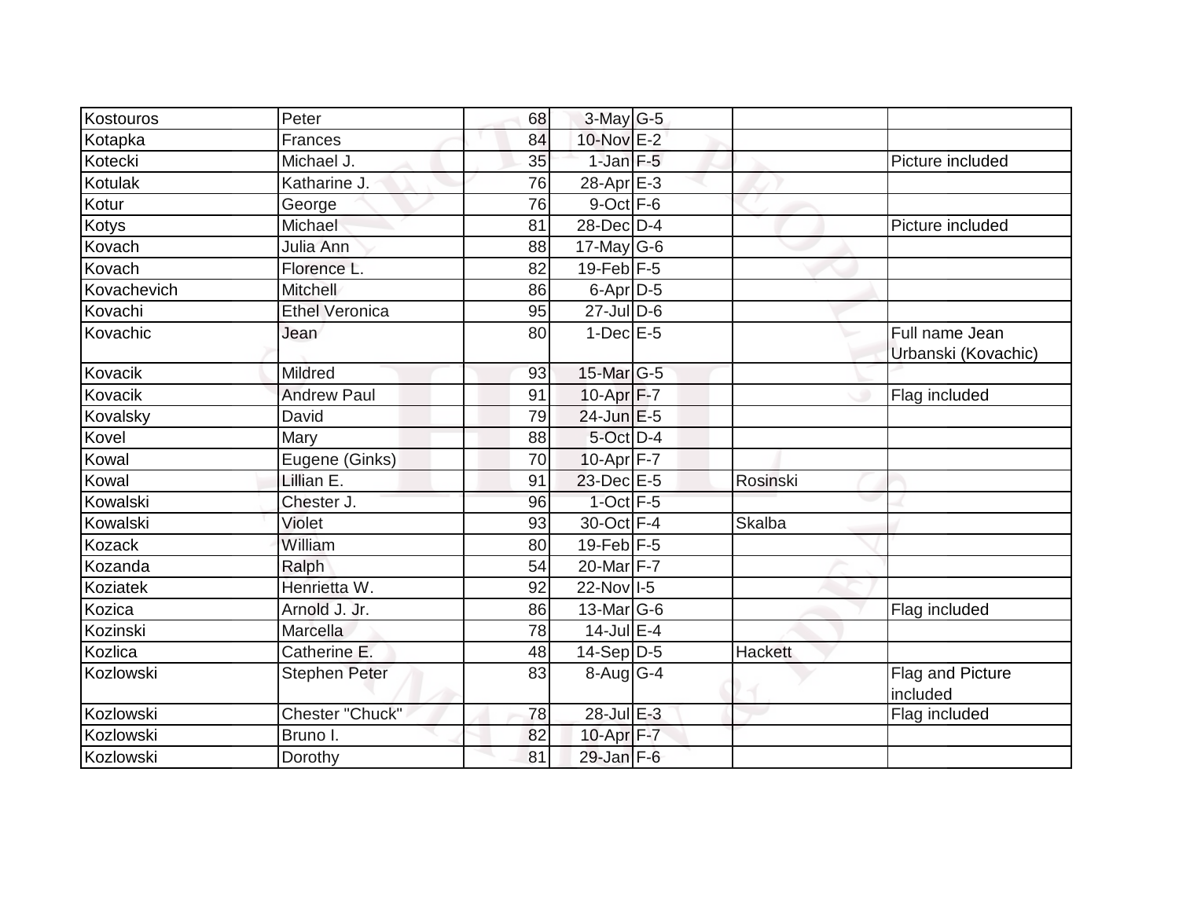| Kostouros | Peter | 68 | 3-May | G-5 | | |
|---|---|---|---|---|---|---|
| Kotapka | Frances | 84 | 10-Nov | E-2 | | |
| Kotecki | Michael J. | 35 | 1-Jan | F-5 | | Picture included |
| Kotulak | Katharine J. | 76 | 28-Apr | E-3 | | |
| Kotur | George | 76 | 9-Oct | F-6 | | |
| Kotys | Michael | 81 | 28-Dec | D-4 | | Picture included |
| Kovach | Julia Ann | 88 | 17-May | G-6 | | |
| Kovach | Florence L. | 82 | 19-Feb | F-5 | | |
| Kovachevich | Mitchell | 86 | 6-Apr | D-5 | | |
| Kovachi | Ethel Veronica | 95 | 27-Jul | D-6 | | |
| Kovachic | Jean | 80 | 1-Dec | E-5 | | Full name Jean Urbanski (Kovachic) |
| Kovacik | Mildred | 93 | 15-Mar | G-5 | | |
| Kovacik | Andrew Paul | 91 | 10-Apr | F-7 | | Flag included |
| Kovalsky | David | 79 | 24-Jun | E-5 | | |
| Kovel | Mary | 88 | 5-Oct | D-4 | | |
| Kowal | Eugene (Ginks) | 70 | 10-Apr | F-7 | | |
| Kowal | Lillian E. | 91 | 23-Dec | E-5 | Rosinski | |
| Kowalski | Chester J. | 96 | 1-Oct | F-5 | | |
| Kowalski | Violet | 93 | 30-Oct | F-4 | Skalba | |
| Kozack | William | 80 | 19-Feb | F-5 | | |
| Kozanda | Ralph | 54 | 20-Mar | F-7 | | |
| Koziatek | Henrietta W. | 92 | 22-Nov | I-5 | | |
| Kozica | Arnold J. Jr. | 86 | 13-Mar | G-6 | | Flag included |
| Kozinski | Marcella | 78 | 14-Jul | E-4 | | |
| Kozlica | Catherine E. | 48 | 14-Sep | D-5 | Hackett | |
| Kozlowski | Stephen Peter | 83 | 8-Aug | G-4 | | Flag and Picture included |
| Kozlowski | Chester "Chuck" | 78 | 28-Jul | E-3 | | Flag included |
| Kozlowski | Bruno I. | 82 | 10-Apr | F-7 | | |
| Kozlowski | Dorothy | 81 | 29-Jan | F-6 | | |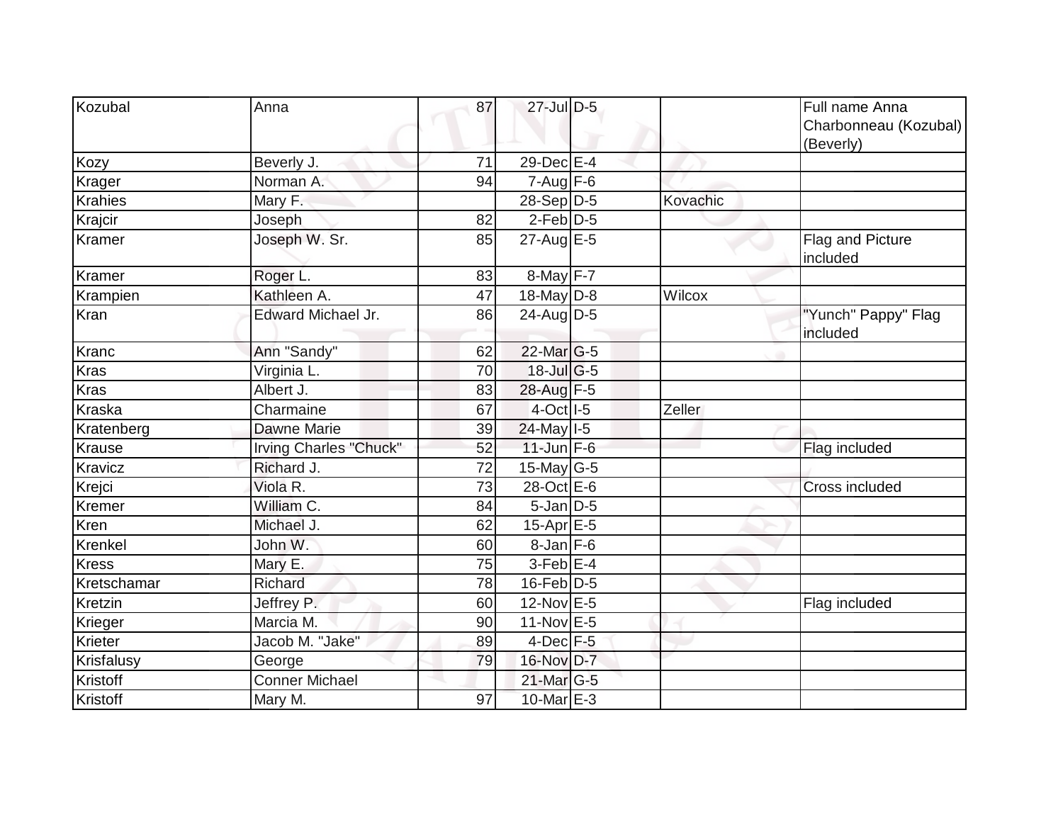| Kozubal | Anna | 87 | 27-Jul | D-5 | | Full name Anna Charbonneau (Kozubal) (Beverly) |
|---|---|---|---|---|---|---|
| Kozy | Beverly J. | 71 | 29-Dec | E-4 | | |
| Krager | Norman A. | 94 | 7-Aug | F-6 | | |
| Krahies | Mary F. | | 28-Sep | D-5 | Kovachic | |
| Krajcir | Joseph | 82 | 2-Feb | D-5 | | |
| Kramer | Joseph W. Sr. | 85 | 27-Aug | E-5 | | Flag and Picture included |
| Kramer | Roger L. | 83 | 8-May | F-7 | | |
| Krampien | Kathleen A. | 47 | 18-May | D-8 | Wilcox | |
| Kran | Edward Michael Jr. | 86 | 24-Aug | D-5 | | "Yunch" Pappy" Flag included |
| Kranc | Ann "Sandy" | 62 | 22-Mar | G-5 | | |
| Kras | Virginia L. | 70 | 18-Jul | G-5 | | |
| Kras | Albert J. | 83 | 28-Aug | F-5 | | |
| Kraska | Charmaine | 67 | 4-Oct | I-5 | Zeller | |
| Kratenberg | Dawne Marie | 39 | 24-May | I-5 | | |
| Krause | Irving Charles "Chuck" | 52 | 11-Jun | F-6 | | Flag included |
| Kravicz | Richard J. | 72 | 15-May | G-5 | | |
| Krejci | Viola R. | 73 | 28-Oct | E-6 | | Cross included |
| Kremer | William C. | 84 | 5-Jan | D-5 | | |
| Kren | Michael J. | 62 | 15-Apr | E-5 | | |
| Krenkel | John W. | 60 | 8-Jan | F-6 | | |
| Kress | Mary E. | 75 | 3-Feb | E-4 | | |
| Kretschamar | Richard | 78 | 16-Feb | D-5 | | |
| Kretzin | Jeffrey P. | 60 | 12-Nov | E-5 | | Flag included |
| Krieger | Marcia M. | 90 | 11-Nov | E-5 | | |
| Krieter | Jacob M. "Jake" | 89 | 4-Dec | F-5 | | |
| Krisfalusy | George | 79 | 16-Nov | D-7 | | |
| Kristoff | Conner Michael | | 21-Mar | G-5 | | |
| Kristoff | Mary M. | 97 | 10-Mar | E-3 | | |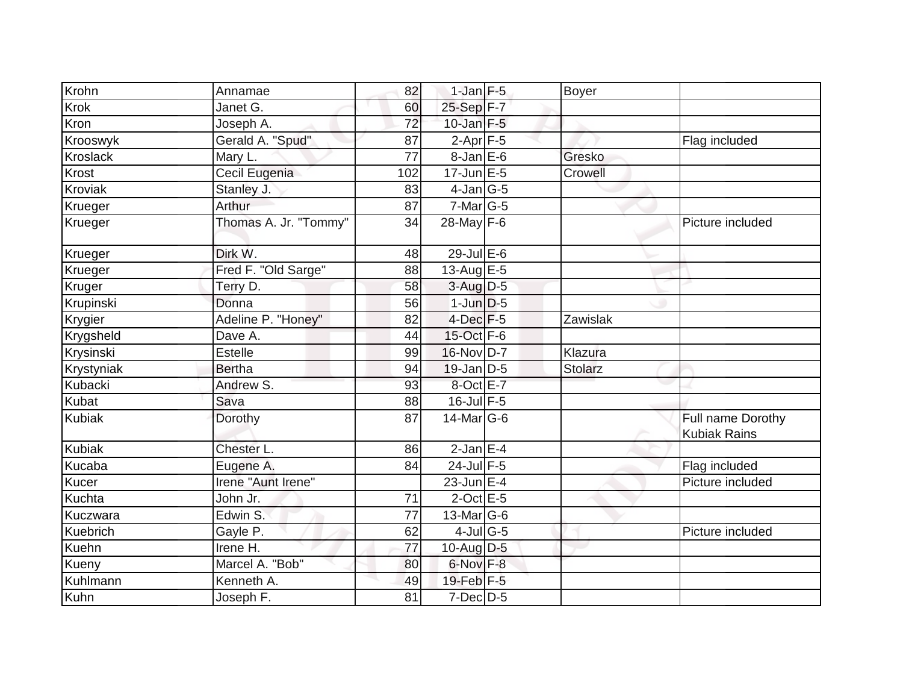| Krohn | Annamae | 82 | 1-Jan | F-5 | Boyer | |
|---|---|---|---|---|---|---|
| Krok | Janet G. | 60 | 25-Sep | F-7 | | |
| Kron | Joseph A. | 72 | 10-Jan | F-5 | | |
| Krooswyk | Gerald A. "Spud" | 87 | 2-Apr | F-5 | | Flag included |
| Kroslack | Mary L. | 77 | 8-Jan | E-6 | Gresko | |
| Krost | Cecil Eugenia | 102 | 17-Jun | E-5 | Crowell | |
| Kroviak | Stanley J. | 83 | 4-Jan | G-5 | | |
| Krueger | Arthur | 87 | 7-Mar | G-5 | | |
| Krueger | Thomas A. Jr. "Tommy" | 34 | 28-May | F-6 | | Picture included |
| Krueger | Dirk W. | 48 | 29-Jul | E-6 | | |
| Krueger | Fred F. "Old Sarge" | 88 | 13-Aug | E-5 | | |
| Kruger | Terry D. | 58 | 3-Aug | D-5 | | |
| Krupinski | Donna | 56 | 1-Jun | D-5 | | |
| Krygier | Adeline P. "Honey" | 82 | 4-Dec | F-5 | Zawislak | |
| Krygsheld | Dave A. | 44 | 15-Oct | F-6 | | |
| Krysinski | Estelle | 99 | 16-Nov | D-7 | Klazura | |
| Krystyniak | Bertha | 94 | 19-Jan | D-5 | Stolarz | |
| Kubacki | Andrew S. | 93 | 8-Oct | E-7 | | |
| Kubat | Sava | 88 | 16-Jul | F-5 | | |
| Kubiak | Dorothy | 87 | 14-Mar | G-6 | | Full name Dorothy Kubiak Rains |
| Kubiak | Chester L. | 86 | 2-Jan | E-4 | | |
| Kucaba | Eugene A. | 84 | 24-Jul | F-5 | | Flag included |
| Kucer | Irene "Aunt Irene" | | 23-Jun | E-4 | | Picture included |
| Kuchta | John Jr. | 71 | 2-Oct | E-5 | | |
| Kuczwara | Edwin S. | 77 | 13-Mar | G-6 | | |
| Kuebrich | Gayle P. | 62 | 4-Jul | G-5 | | Picture included |
| Kuehn | Irene H. | 77 | 10-Aug | D-5 | | |
| Kueny | Marcel A. "Bob" | 80 | 6-Nov | F-8 | | |
| Kuhlmann | Kenneth A. | 49 | 19-Feb | F-5 | | |
| Kuhn | Joseph F. | 81 | 7-Dec | D-5 | | |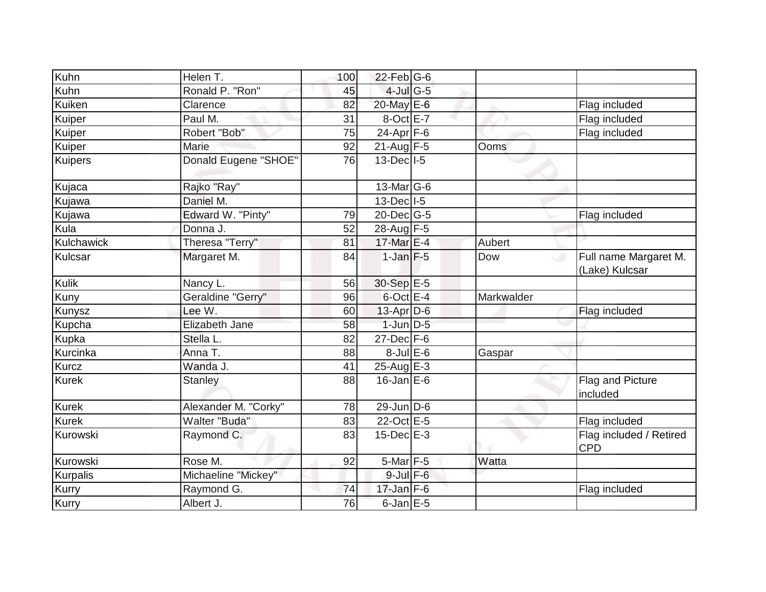| | | | | | | |
|---|---|---|---|---|---|---|
| Kuhn | Helen T. | 100 | 22-Feb | G-6 | | |
| Kuhn | Ronald P. "Ron" | 45 | 4-Jul | G-5 | | |
| Kuiken | Clarence | 82 | 20-May | E-6 | | Flag included |
| Kuiper | Paul M. | 31 | 8-Oct | E-7 | | Flag included |
| Kuiper | Robert "Bob" | 75 | 24-Apr | F-6 | | Flag included |
| Kuiper | Marie | 92 | 21-Aug | F-5 | Ooms | |
| Kuipers | Donald Eugene "SHOE" | 76 | 13-Dec | I-5 | | |
| Kujaca | Rajko "Ray" | | 13-Mar | G-6 | | |
| Kujawa | Daniel M. | | 13-Dec | I-5 | | |
| Kujawa | Edward W. "Pinty" | 79 | 20-Dec | G-5 | | Flag included |
| Kula | Donna J. | 52 | 28-Aug | F-5 | | |
| Kulchawick | Theresa "Terry" | 81 | 17-Mar | E-4 | Aubert | |
| Kulcsar | Margaret M. | 84 | 1-Jan | F-5 | Dow | Full name Margaret M. (Lake) Kulcsar |
| Kulik | Nancy L. | 56 | 30-Sep | E-5 | | |
| Kuny | Geraldine "Gerry" | 96 | 6-Oct | E-4 | Markwalder | |
| Kunysz | Lee W. | 60 | 13-Apr | D-6 | | Flag included |
| Kupcha | Elizabeth Jane | 58 | 1-Jun | D-5 | | |
| Kupka | Stella L. | 82 | 27-Dec | F-6 | | |
| Kurcinka | Anna T. | 88 | 8-Jul | E-6 | Gaspar | |
| Kurcz | Wanda J. | 41 | 25-Aug | E-3 | | |
| Kurek | Stanley | 88 | 16-Jan | E-6 | | Flag and Picture included |
| Kurek | Alexander M. "Corky" | 78 | 29-Jun | D-6 | | |
| Kurek | Walter "Buda" | 83 | 22-Oct | E-5 | | Flag included |
| Kurowski | Raymond C. | 83 | 15-Dec | E-3 | | Flag included / Retired CPD |
| Kurowski | Rose M. | 92 | 5-Mar | F-5 | Watta | |
| Kurpalis | Michaeline "Mickey" | | 9-Jul | F-6 | | |
| Kurry | Raymond G. | 74 | 17-Jan | F-6 | | Flag included |
| Kurry | Albert J. | 76 | 6-Jan | E-5 | | |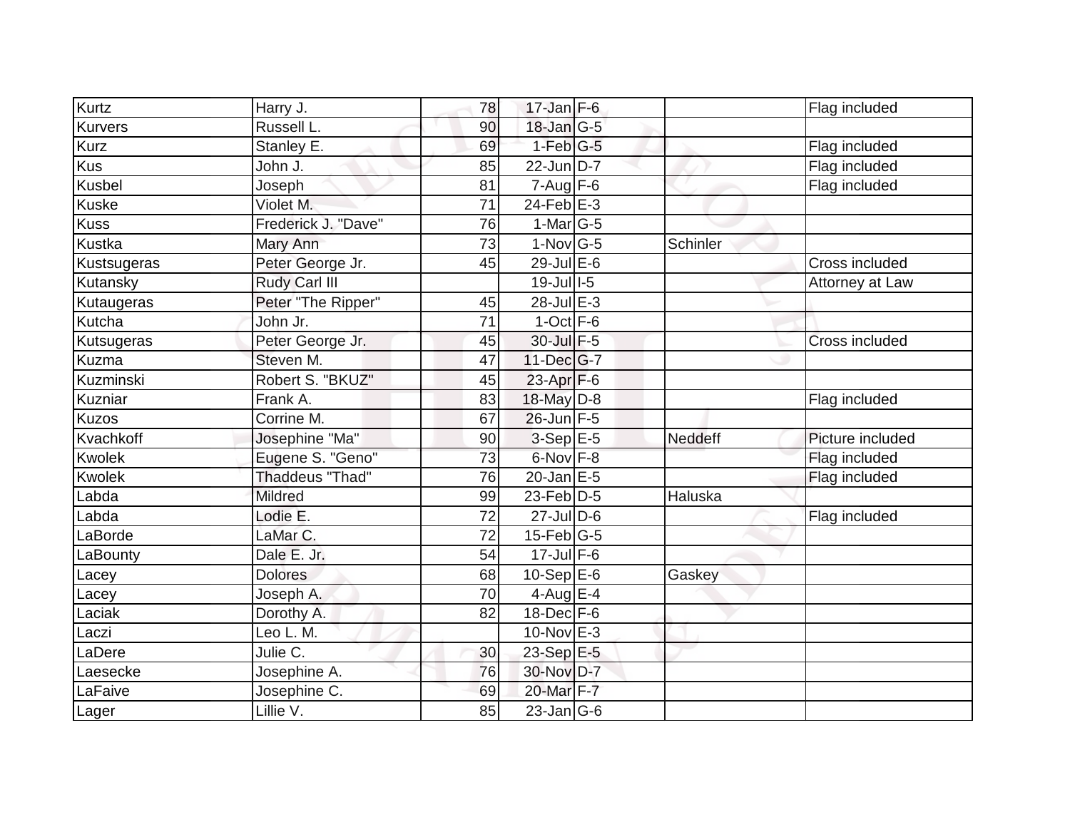| | | | | | | |
|---|---|---|---|---|---|---|
| Kurtz | Harry J. | 78 | 17-Jan | F-6 | | Flag included |
| Kurvers | Russell L. | 90 | 18-Jan | G-5 | | |
| Kurz | Stanley E. | 69 | 1-Feb | G-5 | | Flag included |
| Kus | John J. | 85 | 22-Jun | D-7 | | Flag included |
| Kusbel | Joseph | 81 | 7-Aug | F-6 | | Flag included |
| Kuske | Violet M. | 71 | 24-Feb | E-3 | | |
| Kuss | Frederick J. "Dave" | 76 | 1-Mar | G-5 | | |
| Kustka | Mary Ann | 73 | 1-Nov | G-5 | Schinler | |
| Kustsugeras | Peter George Jr. | 45 | 29-Jul | E-6 | | Cross included |
| Kutansky | Rudy Carl III | | 19-Jul | I-5 | | Attorney at Law |
| Kutaugeras | Peter "The Ripper" | 45 | 28-Jul | E-3 | | |
| Kutcha | John Jr. | 71 | 1-Oct | F-6 | | |
| Kutsugeras | Peter George Jr. | 45 | 30-Jul | F-5 | | Cross included |
| Kuzma | Steven M. | 47 | 11-Dec | G-7 | | |
| Kuzminski | Robert S. "BKUZ" | 45 | 23-Apr | F-6 | | |
| Kuzniar | Frank A. | 83 | 18-May | D-8 | | Flag included |
| Kuzos | Corrine M. | 67 | 26-Jun | F-5 | | |
| Kvachkoff | Josephine "Ma" | 90 | 3-Sep | E-5 | Neddeff | Picture included |
| Kwolek | Eugene S. "Geno" | 73 | 6-Nov | F-8 | | Flag included |
| Kwolek | Thaddeus "Thad" | 76 | 20-Jan | E-5 | | Flag included |
| Labda | Mildred | 99 | 23-Feb | D-5 | Haluska | |
| Labda | Lodie E. | 72 | 27-Jul | D-6 | | Flag included |
| LaBorde | LaMar C. | 72 | 15-Feb | G-5 | | |
| LaBounty | Dale E. Jr. | 54 | 17-Jul | F-6 | | |
| Lacey | Dolores | 68 | 10-Sep | E-6 | Gaskey | |
| Lacey | Joseph A. | 70 | 4-Aug | E-4 | | |
| Laciak | Dorothy A. | 82 | 18-Dec | F-6 | | |
| Laczi | Leo L. M. | | 10-Nov | E-3 | | |
| LaDere | Julie C. | 30 | 23-Sep | E-5 | | |
| Laesecke | Josephine A. | 76 | 30-Nov | D-7 | | |
| LaFaive | Josephine C. | 69 | 20-Mar | F-7 | | |
| Lager | Lillie V. | 85 | 23-Jan | G-6 | | |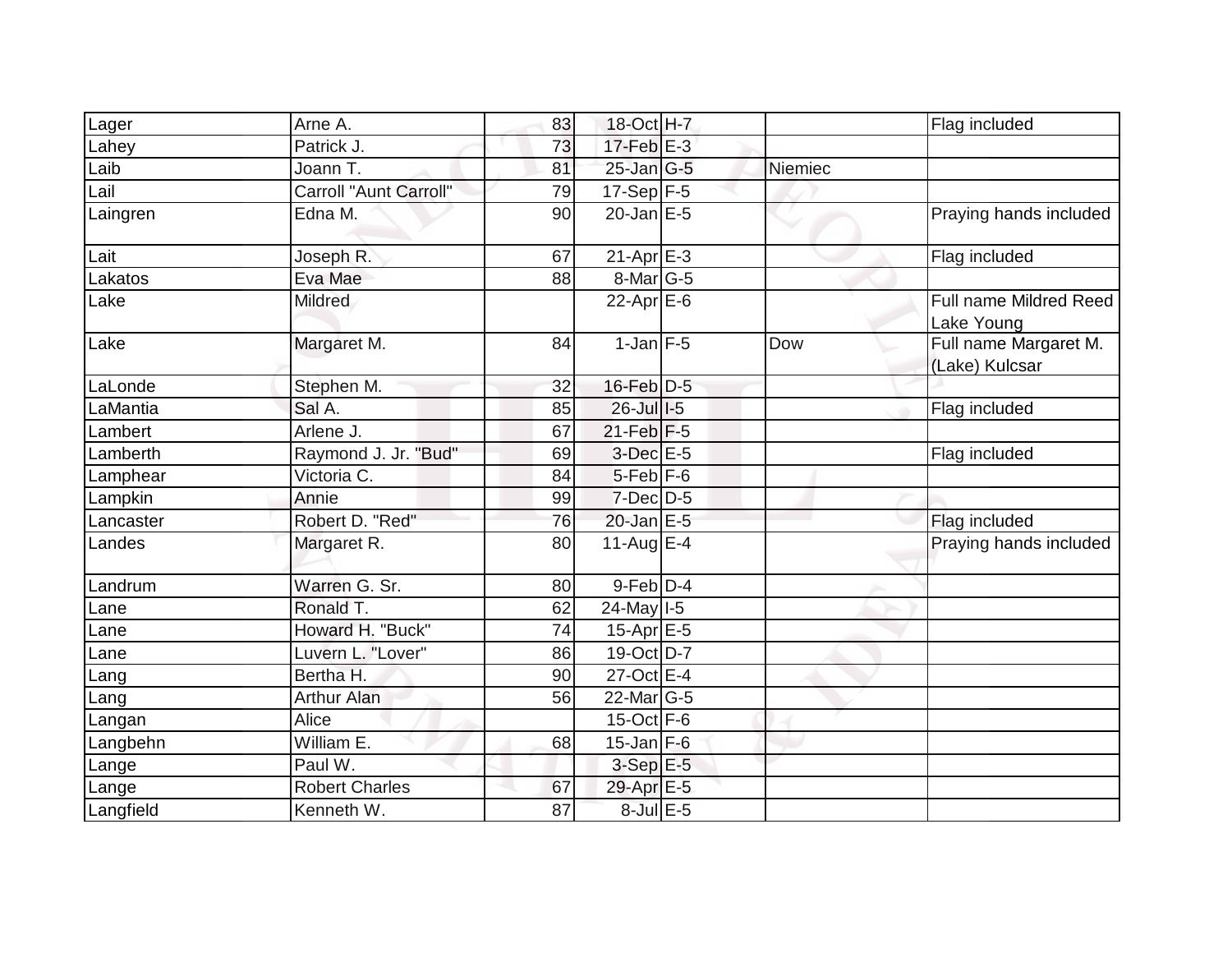| Lager | Arne A. | 83 | 18-Oct | H-7 | | Flag included |
|---|---|---|---|---|---|---|
| Lahey | Patrick J. | 73 | 17-Feb | E-3 | | |
| Laib | Joann T. | 81 | 25-Jan | G-5 | Niemiec | |
| Lail | Carroll "Aunt Carroll" | 79 | 17-Sep | F-5 | | |
| Laingren | Edna M. | 90 | 20-Jan | E-5 | | Praying hands included |
| Lait | Joseph R. | 67 | 21-Apr | E-3 | | Flag included |
| Lakatos | Eva Mae | 88 | 8-Mar | G-5 | | |
| Lake | Mildred | | 22-Apr | E-6 | | Full name Mildred Reed Lake Young |
| Lake | Margaret M. | 84 | 1-Jan | F-5 | Dow | Full name Margaret M. (Lake) Kulcsar |
| LaLonde | Stephen M. | 32 | 16-Feb | D-5 | | |
| LaMantia | Sal A. | 85 | 26-Jul | I-5 | | Flag included |
| Lambert | Arlene J. | 67 | 21-Feb | F-5 | | |
| Lamberth | Raymond J. Jr. "Bud" | 69 | 3-Dec | E-5 | | Flag included |
| Lamphear | Victoria C. | 84 | 5-Feb | F-6 | | |
| Lampkin | Annie | 99 | 7-Dec | D-5 | | |
| Lancaster | Robert D. "Red" | 76 | 20-Jan | E-5 | | Flag included |
| Landes | Margaret R. | 80 | 11-Aug | E-4 | | Praying hands included |
| Landrum | Warren G. Sr. | 80 | 9-Feb | D-4 | | |
| Lane | Ronald T. | 62 | 24-May | I-5 | | |
| Lane | Howard H. "Buck" | 74 | 15-Apr | E-5 | | |
| Lane | Luvern L. "Lover" | 86 | 19-Oct | D-7 | | |
| Lang | Bertha H. | 90 | 27-Oct | E-4 | | |
| Lang | Arthur Alan | 56 | 22-Mar | G-5 | | |
| Langan | Alice | | 15-Oct | F-6 | | |
| Langbehn | William E. | 68 | 15-Jan | F-6 | | |
| Lange | Paul W. | | 3-Sep | E-5 | | |
| Lange | Robert Charles | 67 | 29-Apr | E-5 | | |
| Langfield | Kenneth W. | 87 | 8-Jul | E-5 | | |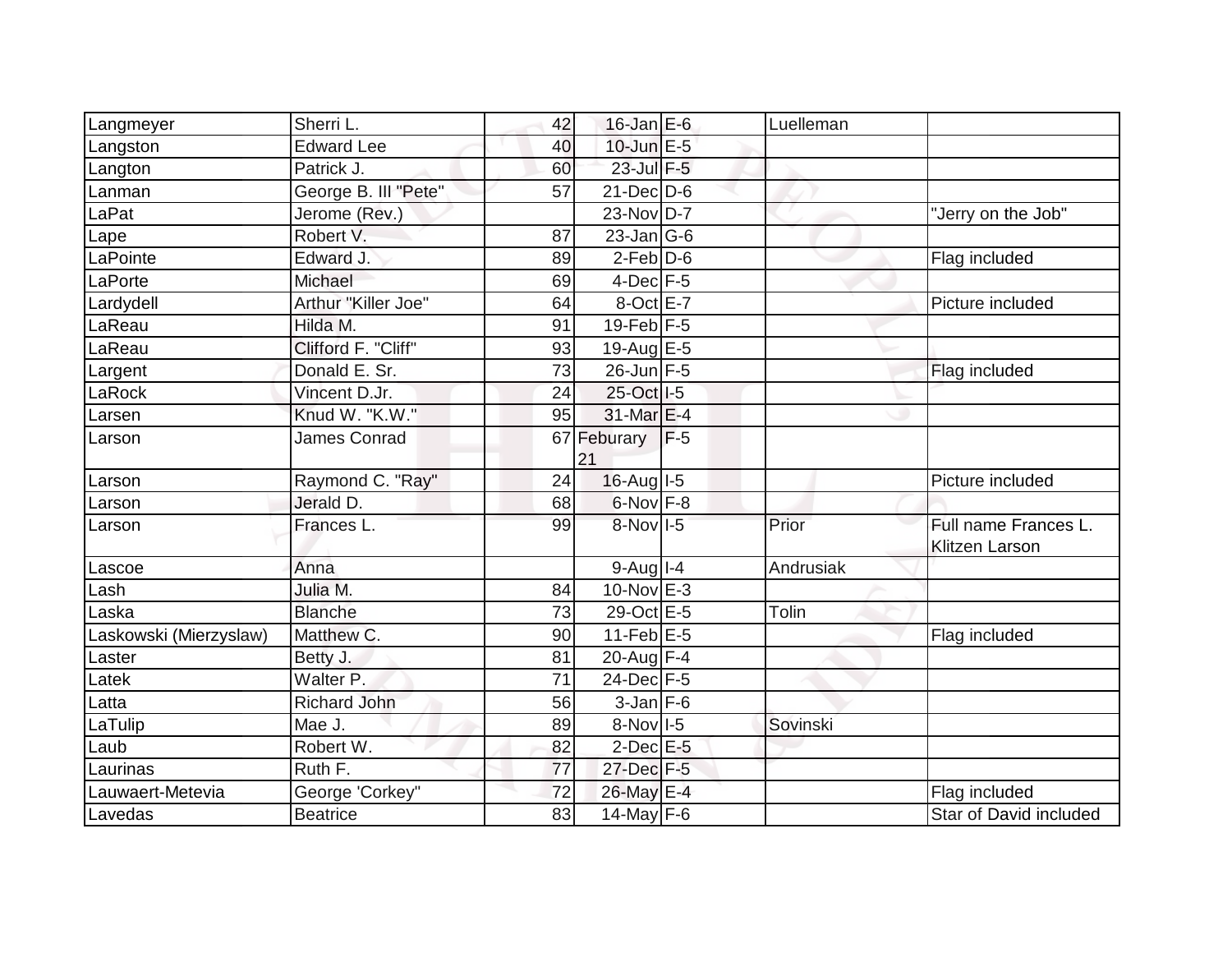| | | | | | | |
|---|---|---|---|---|---|---|
| Langmeyer | Sherri L. | 42 | 16-Jan | E-6 | Luelleman | |
| Langston | Edward Lee | 40 | 10-Jun | E-5 | | |
| Langton | Patrick J. | 60 | 23-Jul | F-5 | | |
| Lanman | George B. III "Pete" | 57 | 21-Dec | D-6 | | |
| LaPat | Jerome (Rev.) | | 23-Nov | D-7 | | "Jerry on the Job" |
| Lape | Robert V. | 87 | 23-Jan | G-6 | | |
| LaPointe | Edward J. | 89 | 2-Feb | D-6 | | Flag included |
| LaPorte | Michael | 69 | 4-Dec | F-5 | | |
| Lardydell | Arthur "Killer Joe" | 64 | 8-Oct | E-7 | | Picture included |
| LaReau | Hilda M. | 91 | 19-Feb | F-5 | | |
| LaReau | Clifford F. "Cliff" | 93 | 19-Aug | E-5 | | |
| Largent | Donald E. Sr. | 73 | 26-Jun | F-5 | | Flag included |
| LaRock | Vincent D.Jr. | 24 | 25-Oct | I-5 | | |
| Larsen | Knud W. "K.W." | 95 | 31-Mar | E-4 | | |
| Larson | James Conrad | 67 | Feburary 21 | F-5 | | |
| Larson | Raymond C. "Ray" | 24 | 16-Aug | I-5 | | Picture included |
| Larson | Jerald D. | 68 | 6-Nov | F-8 | | |
| Larson | Frances L. | 99 | 8-Nov | I-5 | Prior | Full name Frances L. Klitzen Larson |
| Lascoe | Anna | | 9-Aug | I-4 | Andrusiak | |
| Lash | Julia M. | 84 | 10-Nov | E-3 | | |
| Laska | Blanche | 73 | 29-Oct | E-5 | Tolin | |
| Laskowski (Mierzyslaw) | Matthew C. | 90 | 11-Feb | E-5 | | Flag included |
| Laster | Betty J. | 81 | 20-Aug | F-4 | | |
| Latek | Walter P. | 71 | 24-Dec | F-5 | | |
| Latta | Richard John | 56 | 3-Jan | F-6 | | |
| LaTulip | Mae J. | 89 | 8-Nov | I-5 | Sovinski | |
| Laub | Robert W. | 82 | 2-Dec | E-5 | | |
| Laurinas | Ruth F. | 77 | 27-Dec | F-5 | | |
| Lauwaert-Metevia | George 'Corkey" | 72 | 26-May | E-4 | | Flag included |
| Lavedas | Beatrice | 83 | 14-May | F-6 | | Star of David included |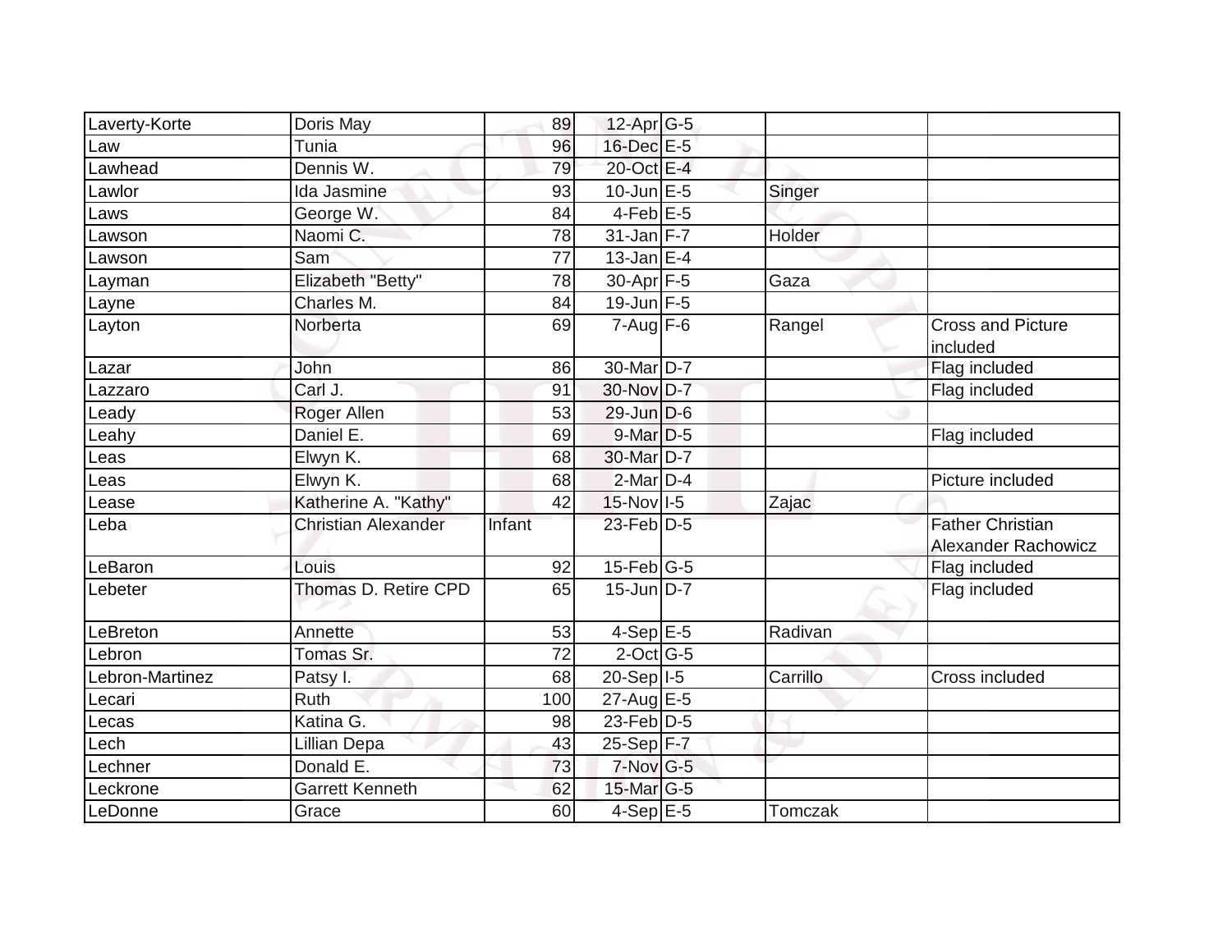| Laverty-Korte | Doris May | 89 | 12-Apr | G-5 | | |
|---|---|---|---|---|---|---|
| Law | Tunia | 96 | 16-Dec | E-5 | | |
| Lawhead | Dennis W. | 79 | 20-Oct | E-4 | | |
| Lawlor | Ida Jasmine | 93 | 10-Jun | E-5 | Singer | |
| Laws | George W. | 84 | 4-Feb | E-5 | | |
| Lawson | Naomi C. | 78 | 31-Jan | F-7 | Holder | |
| Lawson | Sam | 77 | 13-Jan | E-4 | | |
| Layman | Elizabeth "Betty" | 78 | 30-Apr | F-5 | Gaza | |
| Layne | Charles M. | 84 | 19-Jun | F-5 | | |
| Layton | Norberta | 69 | 7-Aug | F-6 | Rangel | Cross and Picture included |
| Lazar | John | 86 | 30-Mar | D-7 | | Flag included |
| Lazzaro | Carl J. | 91 | 30-Nov | D-7 | | Flag included |
| Leady | Roger Allen | 53 | 29-Jun | D-6 | | |
| Leahy | Daniel E. | 69 | 9-Mar | D-5 | | Flag included |
| Leas | Elwyn K. | 68 | 30-Mar | D-7 | | |
| Leas | Elwyn K. | 68 | 2-Mar | D-4 | | Picture included |
| Lease | Katherine A. "Kathy" | 42 | 15-Nov | I-5 | Zajac | |
| Leba | Christian Alexander | Infant | 23-Feb | D-5 | | Father Christian Alexander Rachowicz |
| LeBaron | Louis | 92 | 15-Feb | G-5 | | Flag included |
| Lebeter | Thomas D. Retire CPD | 65 | 15-Jun | D-7 | | Flag included |
| LeBreton | Annette | 53 | 4-Sep | E-5 | Radivan | |
| Lebron | Tomas Sr. | 72 | 2-Oct | G-5 | | |
| Lebron-Martinez | Patsy I. | 68 | 20-Sep | I-5 | Carrillo | Cross included |
| Lecari | Ruth | 100 | 27-Aug | E-5 | | |
| Lecas | Katina G. | 98 | 23-Feb | D-5 | | |
| Lech | Lillian Depa | 43 | 25-Sep | F-7 | | |
| Lechner | Donald E. | 73 | 7-Nov | G-5 | | |
| Leckrone | Garrett Kenneth | 62 | 15-Mar | G-5 | | |
| LeDonne | Grace | 60 | 4-Sep | E-5 | Tomczak | |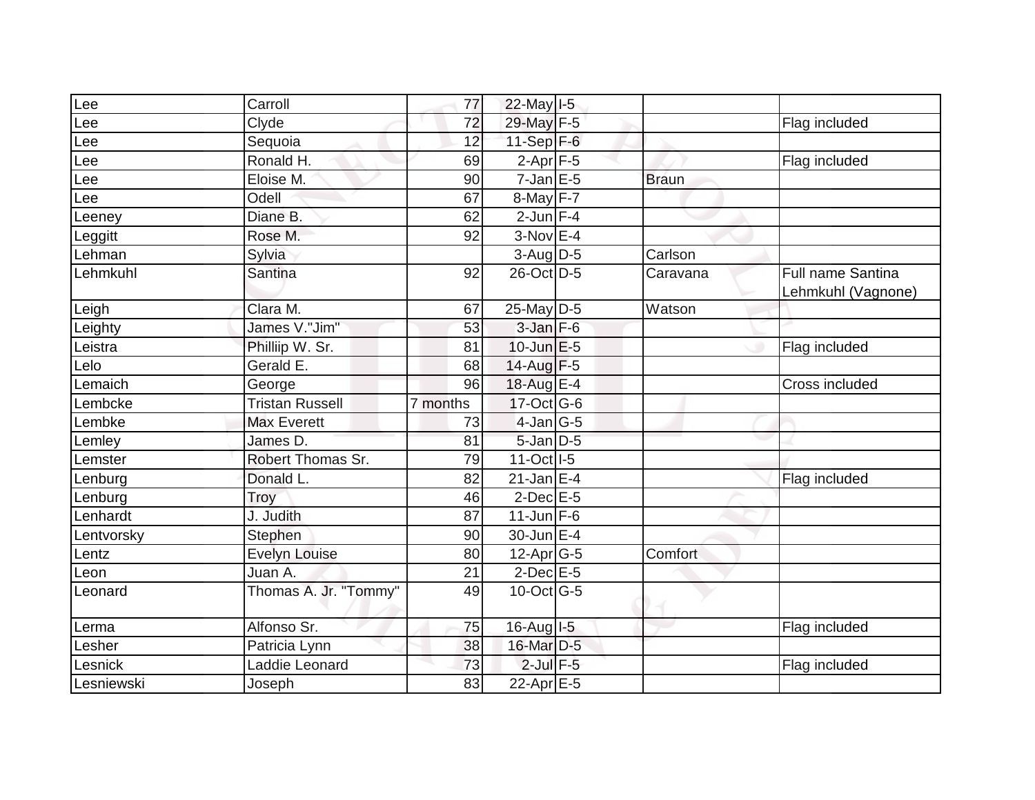| | | | | | | |
|---|---|---|---|---|---|---|
| Lee | Carroll | 77 | 22-May | I-5 | | |
| Lee | Clyde | 72 | 29-May | F-5 | | Flag included |
| Lee | Sequoia | 12 | 11-Sep | F-6 | | |
| Lee | Ronald H. | 69 | 2-Apr | F-5 | | Flag included |
| Lee | Eloise M. | 90 | 7-Jan | E-5 | Braun | |
| Lee | Odell | 67 | 8-May | F-7 | | |
| Leeney | Diane B. | 62 | 2-Jun | F-4 | | |
| Leggitt | Rose M. | 92 | 3-Nov | E-4 | | |
| Lehman | Sylvia | | 3-Aug | D-5 | Carlson | |
| Lehmkuhl | Santina | 92 | 26-Oct | D-5 | Caravana | Full name Santina Lehmkuhl (Vagnone) |
| Leigh | Clara M. | 67 | 25-May | D-5 | Watson | |
| Leighty | James V."Jim" | 53 | 3-Jan | F-6 | | |
| Leistra | Philliip W. Sr. | 81 | 10-Jun | E-5 | | Flag included |
| Lelo | Gerald E. | 68 | 14-Aug | F-5 | | |
| Lemaich | George | 96 | 18-Aug | E-4 | | Cross included |
| Lembcke | Tristan Russell | 7 months | 17-Oct | G-6 | | |
| Lembke | Max Everett | 73 | 4-Jan | G-5 | | |
| Lemley | James D. | 81 | 5-Jan | D-5 | | |
| Lemster | Robert Thomas Sr. | 79 | 11-Oct | I-5 | | |
| Lenburg | Donald L. | 82 | 21-Jan | E-4 | | Flag included |
| Lenburg | Troy | 46 | 2-Dec | E-5 | | |
| Lenhardt | J. Judith | 87 | 11-Jun | F-6 | | |
| Lentvorsky | Stephen | 90 | 30-Jun | E-4 | | |
| Lentz | Evelyn Louise | 80 | 12-Apr | G-5 | Comfort | |
| Leon | Juan A. | 21 | 2-Dec | E-5 | | |
| Leonard | Thomas A. Jr. "Tommy" | 49 | 10-Oct | G-5 | | |
| Lerma | Alfonso Sr. | 75 | 16-Aug | I-5 | | Flag included |
| Lesher | Patricia Lynn | 38 | 16-Mar | D-5 | | |
| Lesnick | Laddie Leonard | 73 | 2-Jul | F-5 | | Flag included |
| Lesniewski | Joseph | 83 | 22-Apr | E-5 | | |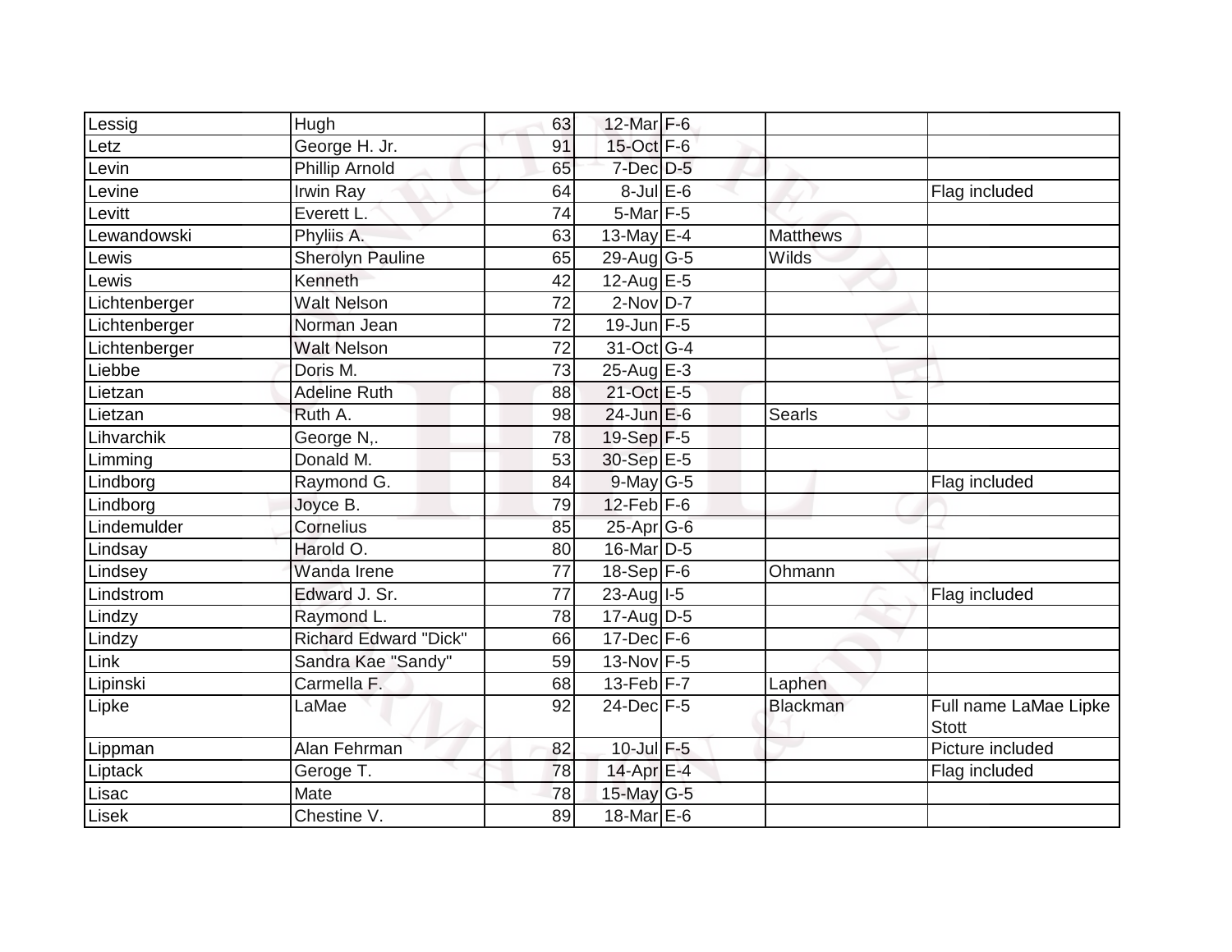| | | | | | | |
|---|---|---|---|---|---|---|
| Lessig | Hugh | 63 | 12-Mar | F-6 | | |
| Letz | George H. Jr. | 91 | 15-Oct | F-6 | | |
| Levin | Phillip Arnold | 65 | 7-Dec | D-5 | | |
| Levine | Irwin Ray | 64 | 8-Jul | E-6 | | Flag included |
| Levitt | Everett L. | 74 | 5-Mar | F-5 | | |
| Lewandowski | Phyliis A. | 63 | 13-May | E-4 | Matthews | |
| Lewis | Sherolyn Pauline | 65 | 29-Aug | G-5 | Wilds | |
| Lewis | Kenneth | 42 | 12-Aug | E-5 | | |
| Lichtenberger | Walt Nelson | 72 | 2-Nov | D-7 | | |
| Lichtenberger | Norman Jean | 72 | 19-Jun | F-5 | | |
| Lichtenberger | Walt Nelson | 72 | 31-Oct | G-4 | | |
| Liebbe | Doris M. | 73 | 25-Aug | E-3 | | |
| Lietzan | Adeline Ruth | 88 | 21-Oct | E-5 | | |
| Lietzan | Ruth A. | 98 | 24-Jun | E-6 | Searls | |
| Lihvarchik | George N,. | 78 | 19-Sep | F-5 | | |
| Limming | Donald M. | 53 | 30-Sep | E-5 | | |
| Lindborg | Raymond G. | 84 | 9-May | G-5 | | Flag included |
| Lindborg | Joyce B. | 79 | 12-Feb | F-6 | | |
| Lindemulder | Cornelius | 85 | 25-Apr | G-6 | | |
| Lindsay | Harold O. | 80 | 16-Mar | D-5 | | |
| Lindsey | Wanda Irene | 77 | 18-Sep | F-6 | Ohmann | |
| Lindstrom | Edward J. Sr. | 77 | 23-Aug | I-5 | | Flag included |
| Lindzy | Raymond L. | 78 | 17-Aug | D-5 | | |
| Lindzy | Richard Edward "Dick" | 66 | 17-Dec | F-6 | | |
| Link | Sandra Kae "Sandy" | 59 | 13-Nov | F-5 | | |
| Lipinski | Carmella F. | 68 | 13-Feb | F-7 | Laphen | |
| Lipke | LaMae | 92 | 24-Dec | F-5 | Blackman | Full name LaMae Lipke Stott |
| Lippman | Alan Fehrman | 82 | 10-Jul | F-5 | | Picture included |
| Liptack | Geroge T. | 78 | 14-Apr | E-4 | | Flag included |
| Lisac | Mate | 78 | 15-May | G-5 | | |
| Lisek | Chestine V. | 89 | 18-Mar | E-6 | | |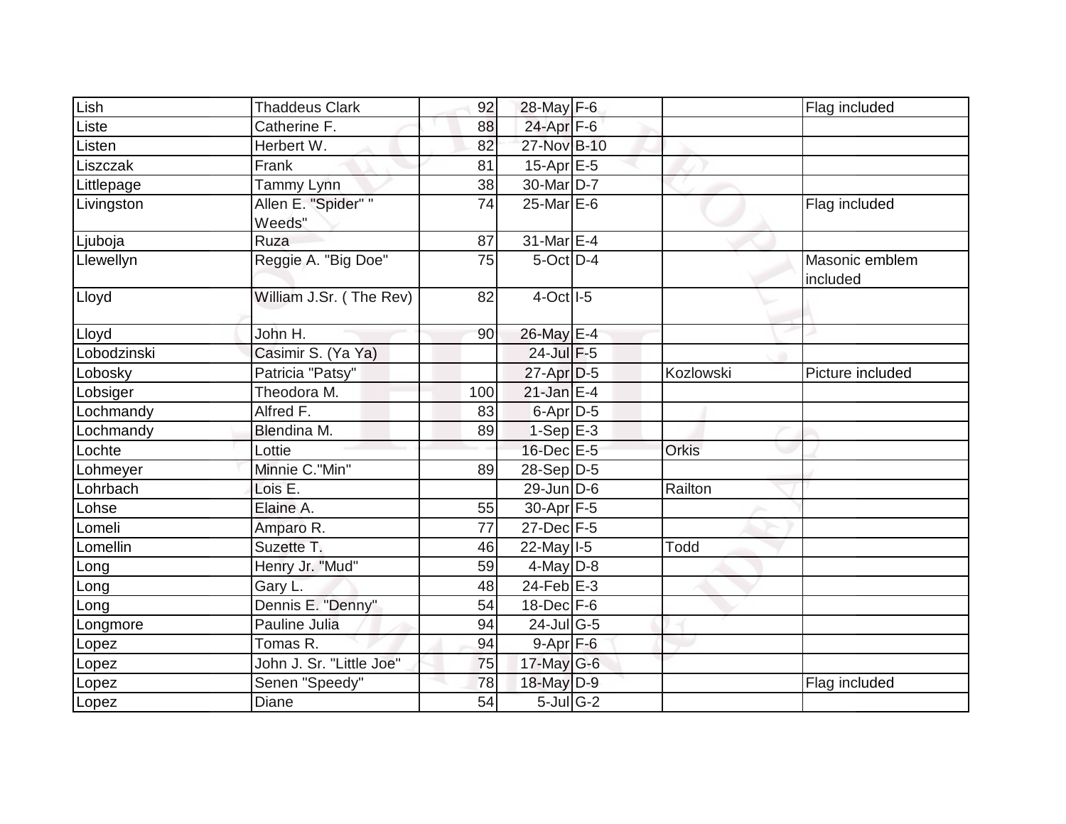| Lish | Thaddeus Clark | 92 | 28-May | F-6 | | Flag included |
|---|---|---|---|---|---|---|
| Liste | Catherine F. | 88 | 24-Apr | F-6 | | |
| Listen | Herbert W. | 82 | 27-Nov | B-10 | | |
| Liszczak | Frank | 81 | 15-Apr | E-5 | | |
| Littlepage | Tammy Lynn | 38 | 30-Mar | D-7 | | |
| Livingston | Allen E. "Spider" " Weeds" | 74 | 25-Mar | E-6 | | Flag included |
| Ljuboja | Ruza | 87 | 31-Mar | E-4 | | |
| Llewellyn | Reggie A. "Big Doe" | 75 | 5-Oct | D-4 | | Masonic emblem included |
| Lloyd | William J.Sr. ( The Rev) | 82 | 4-Oct | I-5 | | |
| Lloyd | John H. | 90 | 26-May | E-4 | | |
| Lobodzinski | Casimir S. (Ya Ya) | | 24-Jul | F-5 | | |
| Lobosky | Patricia "Patsy" | | 27-Apr | D-5 | Kozlowski | Picture included |
| Lobsiger | Theodora M. | 100 | 21-Jan | E-4 | | |
| Lochmandy | Alfred F. | 83 | 6-Apr | D-5 | | |
| Lochmandy | Blendina M. | 89 | 1-Sep | E-3 | | |
| Lochte | Lottie | | 16-Dec | E-5 | Orkis | |
| Lohmeyer | Minnie C."Min" | 89 | 28-Sep | D-5 | | |
| Lohrbach | Lois E. | | 29-Jun | D-6 | Railton | |
| Lohse | Elaine A. | 55 | 30-Apr | F-5 | | |
| Lomeli | Amparo R. | 77 | 27-Dec | F-5 | | |
| Lomellin | Suzette T. | 46 | 22-May | I-5 | Todd | |
| Long | Henry Jr. "Mud" | 59 | 4-May | D-8 | | |
| Long | Gary L. | 48 | 24-Feb | E-3 | | |
| Long | Dennis E. "Denny" | 54 | 18-Dec | F-6 | | |
| Longmore | Pauline Julia | 94 | 24-Jul | G-5 | | |
| Lopez | Tomas R. | 94 | 9-Apr | F-6 | | |
| Lopez | John J. Sr. "Little Joe" | 75 | 17-May | G-6 | | |
| Lopez | Senen "Speedy" | 78 | 18-May | D-9 | | Flag included |
| Lopez | Diane | 54 | 5-Jul | G-2 | | |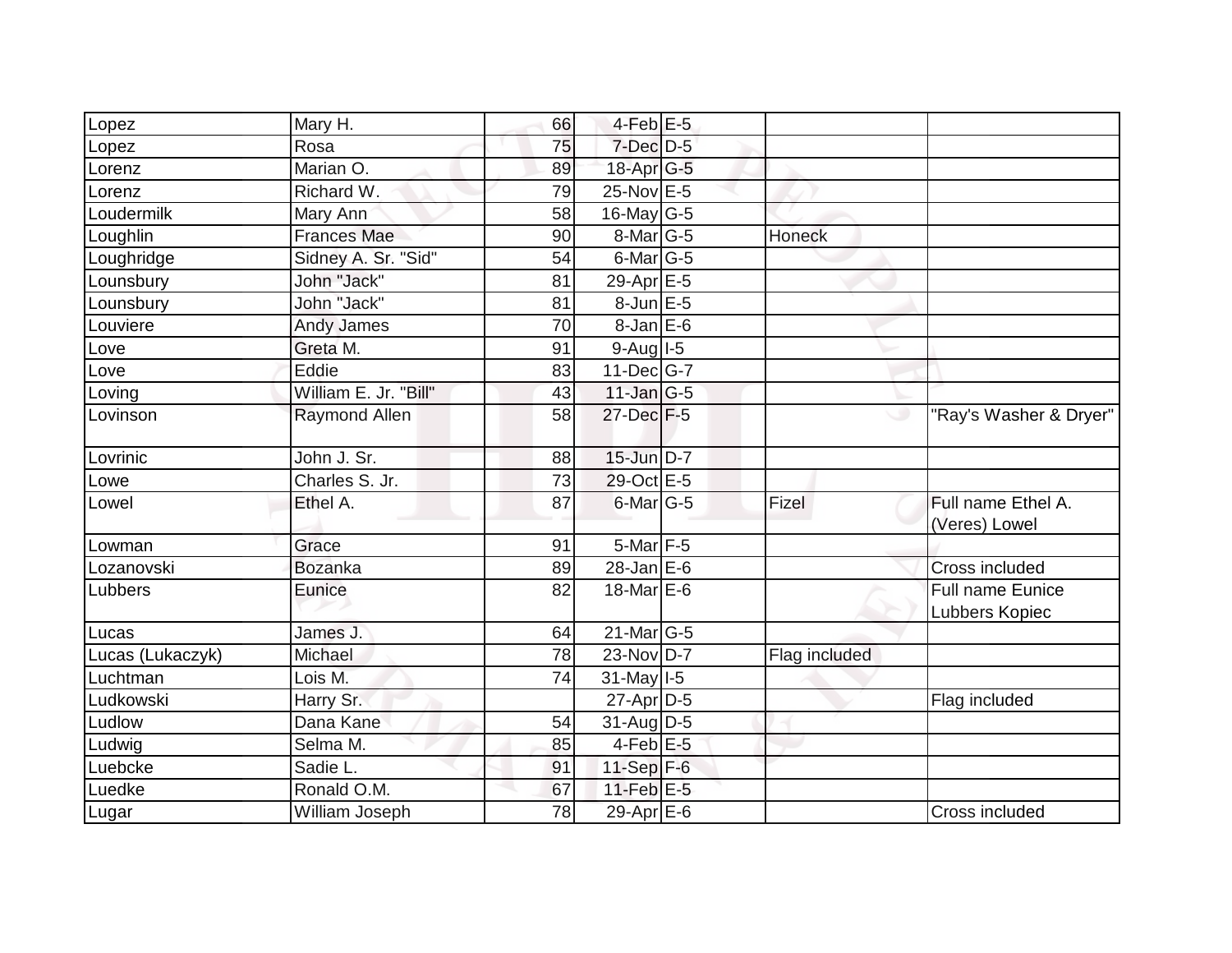| Lopez | Mary H. | 66 | 4-Feb | E-5 | | |
|---|---|---|---|---|---|---|
| Lopez | Rosa | 75 | 7-Dec | D-5 | | |
| Lorenz | Marian O. | 89 | 18-Apr | G-5 | | |
| Lorenz | Richard W. | 79 | 25-Nov | E-5 | | |
| Loudermilk | Mary Ann | 58 | 16-May | G-5 | | |
| Loughlin | Frances Mae | 90 | 8-Mar | G-5 | Honeck | |
| Loughridge | Sidney A. Sr. "Sid" | 54 | 6-Mar | G-5 | | |
| Lounsbury | John "Jack" | 81 | 29-Apr | E-5 | | |
| Lounsbury | John "Jack" | 81 | 8-Jun | E-5 | | |
| Louviere | Andy James | 70 | 8-Jan | E-6 | | |
| Love | Greta M. | 91 | 9-Aug | I-5 | | |
| Love | Eddie | 83 | 11-Dec | G-7 | | |
| Loving | William E. Jr. "Bill" | 43 | 11-Jan | G-5 | | |
| Lovinson | Raymond Allen | 58 | 27-Dec | F-5 | | "Ray's Washer & Dryer" |
| Lovrinic | John J. Sr. | 88 | 15-Jun | D-7 | | |
| Lowe | Charles S. Jr. | 73 | 29-Oct | E-5 | | |
| Lowel | Ethel A. | 87 | 6-Mar | G-5 | Fizel | Full name Ethel A. (Veres) Lowel |
| Lowman | Grace | 91 | 5-Mar | F-5 | | |
| Lozanovski | Bozanka | 89 | 28-Jan | E-6 | | Cross included |
| Lubbers | Eunice | 82 | 18-Mar | E-6 | | Full name Eunice Lubbers Kopiec |
| Lucas | James J. | 64 | 21-Mar | G-5 | | |
| Lucas (Lukaczyk) | Michael | 78 | 23-Nov | D-7 | Flag included | |
| Luchtman | Lois M. | 74 | 31-May | I-5 | | |
| Ludkowski | Harry Sr. | | 27-Apr | D-5 | | Flag included |
| Ludlow | Dana Kane | 54 | 31-Aug | D-5 | | |
| Ludwig | Selma M. | 85 | 4-Feb | E-5 | | |
| Luebcke | Sadie L. | 91 | 11-Sep | F-6 | | |
| Luedke | Ronald O.M. | 67 | 11-Feb | E-5 | | |
| Lugar | William Joseph | 78 | 29-Apr | E-6 | | Cross included |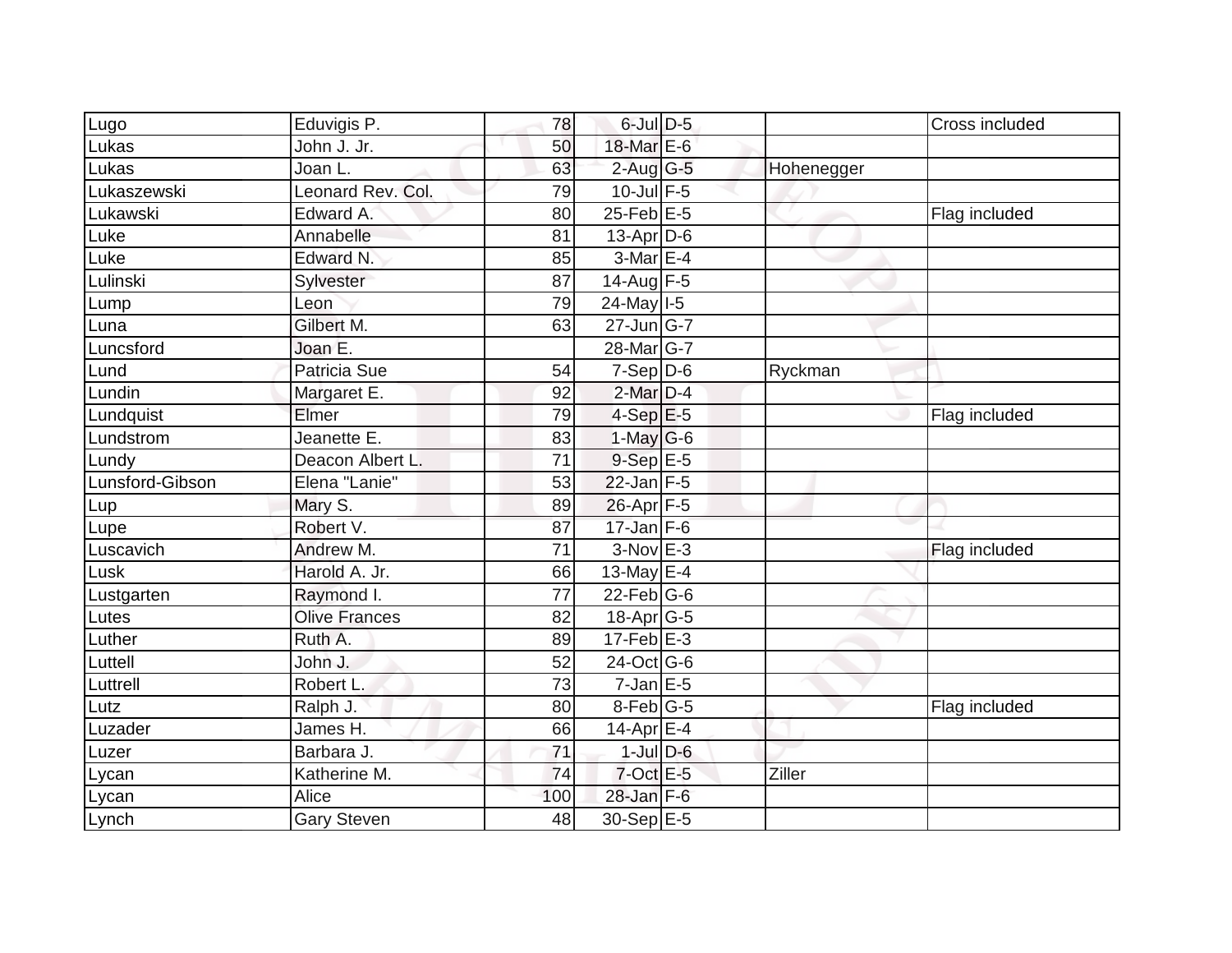| | | | | | | |
|---|---|---|---|---|---|---|
| Lugo | Eduvigis P. | 78 | 6-Jul | D-5 | | Cross included |
| Lukas | John J. Jr. | 50 | 18-Mar | E-6 | | |
| Lukas | Joan L. | 63 | 2-Aug | G-5 | Hohenegger | |
| Lukaszewski | Leonard Rev. Col. | 79 | 10-Jul | F-5 | | |
| Lukawski | Edward A. | 80 | 25-Feb | E-5 | | Flag included |
| Luke | Annabelle | 81 | 13-Apr | D-6 | | |
| Luke | Edward N. | 85 | 3-Mar | E-4 | | |
| Lulinski | Sylvester | 87 | 14-Aug | F-5 | | |
| Lump | Leon | 79 | 24-May | I-5 | | |
| Luna | Gilbert M. | 63 | 27-Jun | G-7 | | |
| Luncsford | Joan E. | | 28-Mar | G-7 | | |
| Lund | Patricia Sue | 54 | 7-Sep | D-6 | Ryckman | |
| Lundin | Margaret E. | 92 | 2-Mar | D-4 | | |
| Lundquist | Elmer | 79 | 4-Sep | E-5 | | Flag included |
| Lundstrom | Jeanette E. | 83 | 1-May | G-6 | | |
| Lundy | Deacon Albert L. | 71 | 9-Sep | E-5 | | |
| Lunsford-Gibson | Elena "Lanie" | 53 | 22-Jan | F-5 | | |
| Lup | Mary S. | 89 | 26-Apr | F-5 | | |
| Lupe | Robert V. | 87 | 17-Jan | F-6 | | |
| Luscavich | Andrew M. | 71 | 3-Nov | E-3 | | Flag included |
| Lusk | Harold A. Jr. | 66 | 13-May | E-4 | | |
| Lustgarten | Raymond I. | 77 | 22-Feb | G-6 | | |
| Lutes | Olive Frances | 82 | 18-Apr | G-5 | | |
| Luther | Ruth A. | 89 | 17-Feb | E-3 | | |
| Luttell | John J. | 52 | 24-Oct | G-6 | | |
| Luttrell | Robert L. | 73 | 7-Jan | E-5 | | |
| Lutz | Ralph J. | 80 | 8-Feb | G-5 | | Flag included |
| Luzader | James H. | 66 | 14-Apr | E-4 | | |
| Luzer | Barbara J. | 71 | 1-Jul | D-6 | | |
| Lycan | Katherine M. | 74 | 7-Oct | E-5 | Ziller | |
| Lycan | Alice | 100 | 28-Jan | F-6 | | |
| Lynch | Gary Steven | 48 | 30-Sep | E-5 | | |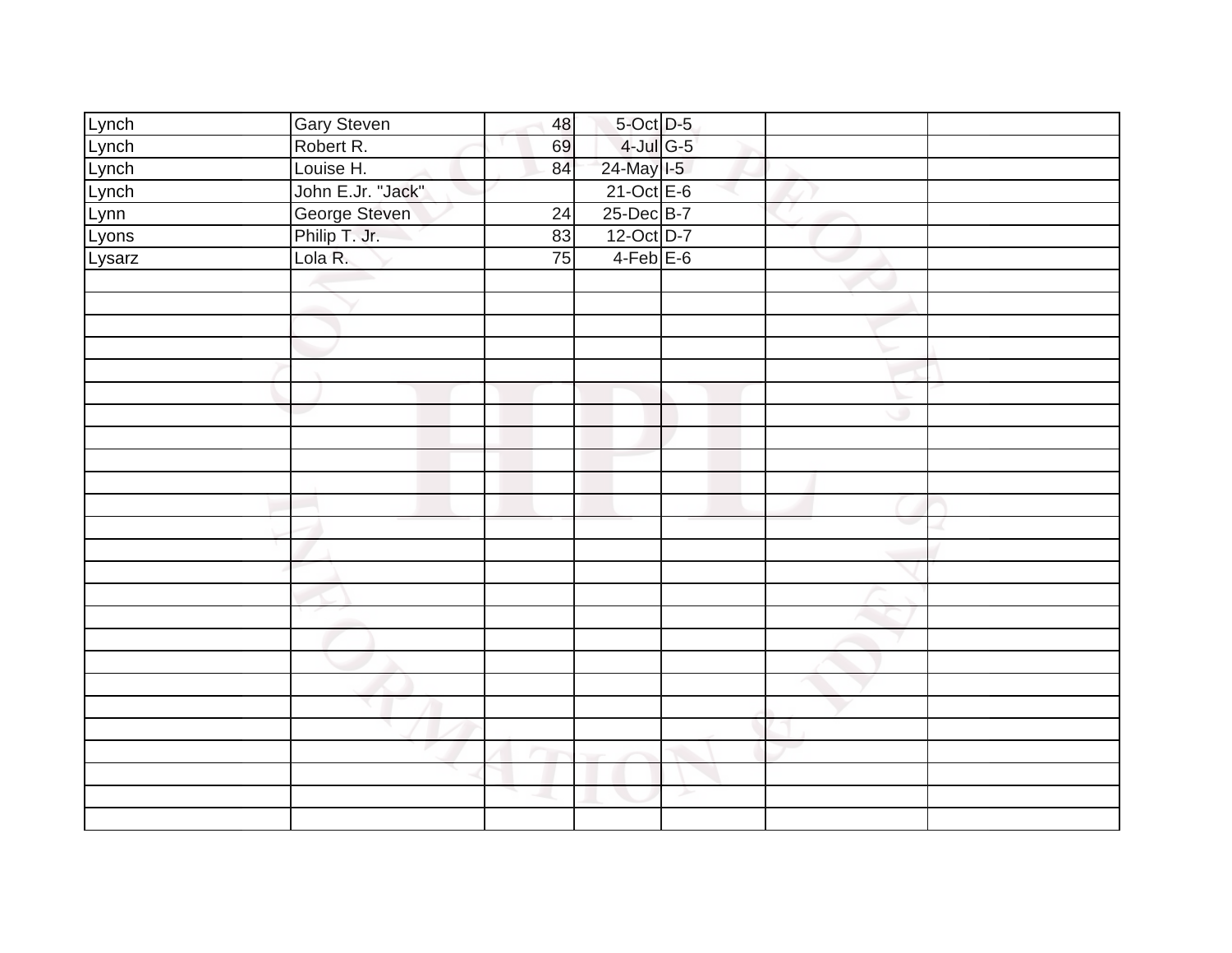| Lynch | Gary Steven | 48 | 5-Oct | D-5 | | |
|---|---|---|---|---|---|---|
| Lynch | Robert R. | 69 | 4-Jul | G-5 | | |
| Lynch | Louise H. | 84 | 24-May | I-5 | | |
| Lynch | John E.Jr. "Jack" | | 21-Oct | E-6 | | |
| Lynn | George Steven | 24 | 25-Dec | B-7 | | |
| Lyons | Philip T. Jr. | 83 | 12-Oct | D-7 | | |
| Lysarz | Lola R. | 75 | 4-Feb | E-6 | | |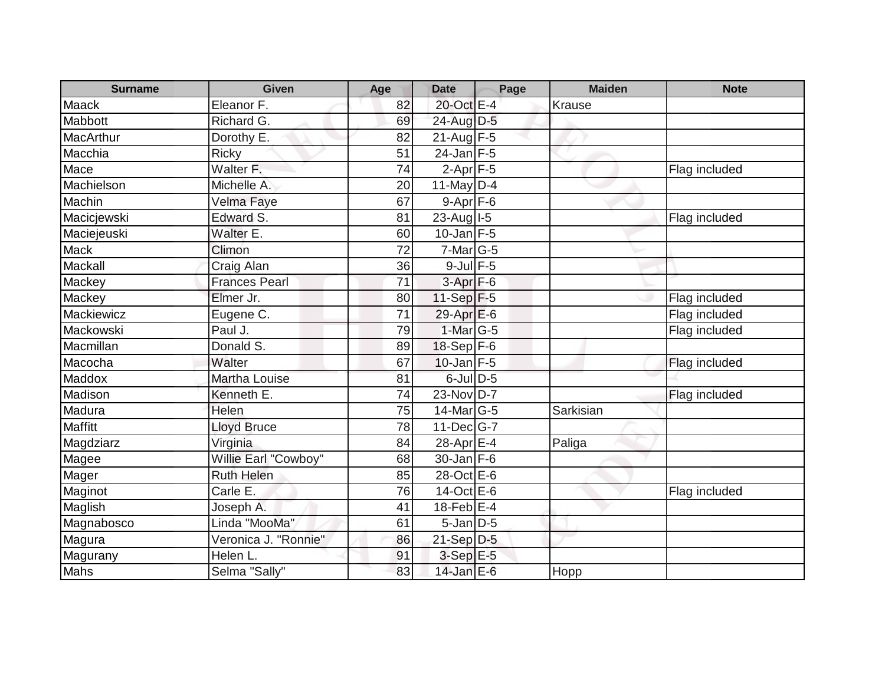| Surname | Given | Age | Date | Page | Maiden | Note |
|---|---|---|---|---|---|---|
| Maack | Eleanor F. | 82 | 20-Oct | E-4 | Krause | |
| Mabbott | Richard G. | 69 | 24-Aug | D-5 | | |
| MacArthur | Dorothy E. | 82 | 21-Aug | F-5 | | |
| Macchia | Ricky | 51 | 24-Jan | F-5 | | |
| Mace | Walter F. | 74 | 2-Apr | F-5 | | Flag included |
| Machielson | Michelle A. | 20 | 11-May | D-4 | | |
| Machin | Velma Faye | 67 | 9-Apr | F-6 | | |
| Macicjewski | Edward S. | 81 | 23-Aug | I-5 | | Flag included |
| Maciejeuski | Walter E. | 60 | 10-Jan | F-5 | | |
| Mack | Climon | 72 | 7-Mar | G-5 | | |
| Mackall | Craig Alan | 36 | 9-Jul | F-5 | | |
| Mackey | Frances Pearl | 71 | 3-Apr | F-6 | | |
| Mackey | Elmer Jr. | 80 | 11-Sep | F-5 | | Flag included |
| Mackiewicz | Eugene C. | 71 | 29-Apr | E-6 | | Flag included |
| Mackowski | Paul J. | 79 | 1-Mar | G-5 | | Flag included |
| Macmillan | Donald S. | 89 | 18-Sep | F-6 | | |
| Macocha | Walter | 67 | 10-Jan | F-5 | | Flag included |
| Maddox | Martha Louise | 81 | 6-Jul | D-5 | | |
| Madison | Kenneth E. | 74 | 23-Nov | D-7 | | Flag included |
| Madura | Helen | 75 | 14-Mar | G-5 | Sarkisian | |
| Maffitt | Lloyd Bruce | 78 | 11-Dec | G-7 | | |
| Magdziarz | Virginia | 84 | 28-Apr | E-4 | Paliga | |
| Magee | Willie Earl "Cowboy" | 68 | 30-Jan | F-6 | | |
| Mager | Ruth Helen | 85 | 28-Oct | E-6 | | |
| Maginot | Carle E. | 76 | 14-Oct | E-6 | | Flag included |
| Maglish | Joseph A. | 41 | 18-Feb | E-4 | | |
| Magnabosco | Linda "MooMa" | 61 | 5-Jan | D-5 | | |
| Magura | Veronica J. "Ronnie" | 86 | 21-Sep | D-5 | | |
| Magurany | Helen L. | 91 | 3-Sep | E-5 | | |
| Mahs | Selma "Sally" | 83 | 14-Jan | E-6 | Hopp | |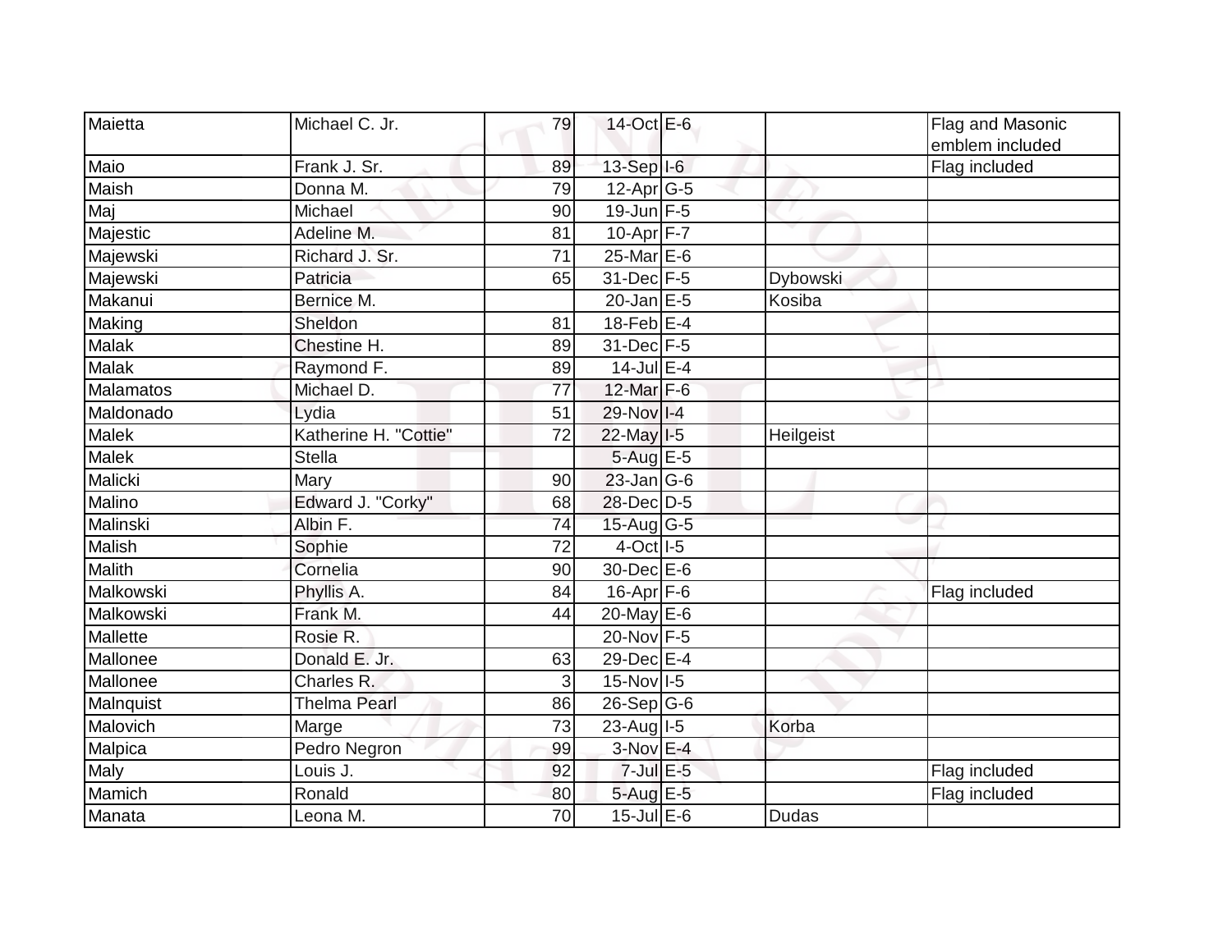| Maietta | Michael C. Jr. | 79 | 14-Oct | E-6 | | Flag and Masonic emblem included |
|---|---|---|---|---|---|---|
| Maio | Frank J. Sr. | 89 | 13-Sep | I-6 | | Flag included |
| Maish | Donna M. | 79 | 12-Apr | G-5 | | |
| Maj | Michael | 90 | 19-Jun | F-5 | | |
| Majestic | Adeline M. | 81 | 10-Apr | F-7 | | |
| Majewski | Richard J. Sr. | 71 | 25-Mar | E-6 | | |
| Majewski | Patricia | 65 | 31-Dec | F-5 | Dybowski | |
| Makanui | Bernice M. | | 20-Jan | E-5 | Kosiba | |
| Making | Sheldon | 81 | 18-Feb | E-4 | | |
| Malak | Chestine H. | 89 | 31-Dec | F-5 | | |
| Malak | Raymond F. | 89 | 14-Jul | E-4 | | |
| Malamatos | Michael D. | 77 | 12-Mar | F-6 | | |
| Maldonado | Lydia | 51 | 29-Nov | I-4 | | |
| Malek | Katherine H. "Cottie" | 72 | 22-May | I-5 | Heilgeist | |
| Malek | Stella | | 5-Aug | E-5 | | |
| Malicki | Mary | 90 | 23-Jan | G-6 | | |
| Malino | Edward J. "Corky" | 68 | 28-Dec | D-5 | | |
| Malinski | Albin F. | 74 | 15-Aug | G-5 | | |
| Malish | Sophie | 72 | 4-Oct | I-5 | | |
| Malith | Cornelia | 90 | 30-Dec | E-6 | | |
| Malkowski | Phyllis A. | 84 | 16-Apr | F-6 | | Flag included |
| Malkowski | Frank M. | 44 | 20-May | E-6 | | |
| Mallette | Rosie R. | | 20-Nov | F-5 | | |
| Mallonee | Donald E. Jr. | 63 | 29-Dec | E-4 | | |
| Mallonee | Charles R. | 3 | 15-Nov | I-5 | | |
| Malnquist | Thelma Pearl | 86 | 26-Sep | G-6 | | |
| Malovich | Marge | 73 | 23-Aug | I-5 | Korba | |
| Malpica | Pedro Negron | 99 | 3-Nov | E-4 | | |
| Maly | Louis J. | 92 | 7-Jul | E-5 | | Flag included |
| Mamich | Ronald | 80 | 5-Aug | E-5 | | Flag included |
| Manata | Leona M. | 70 | 15-Jul | E-6 | Dudas | |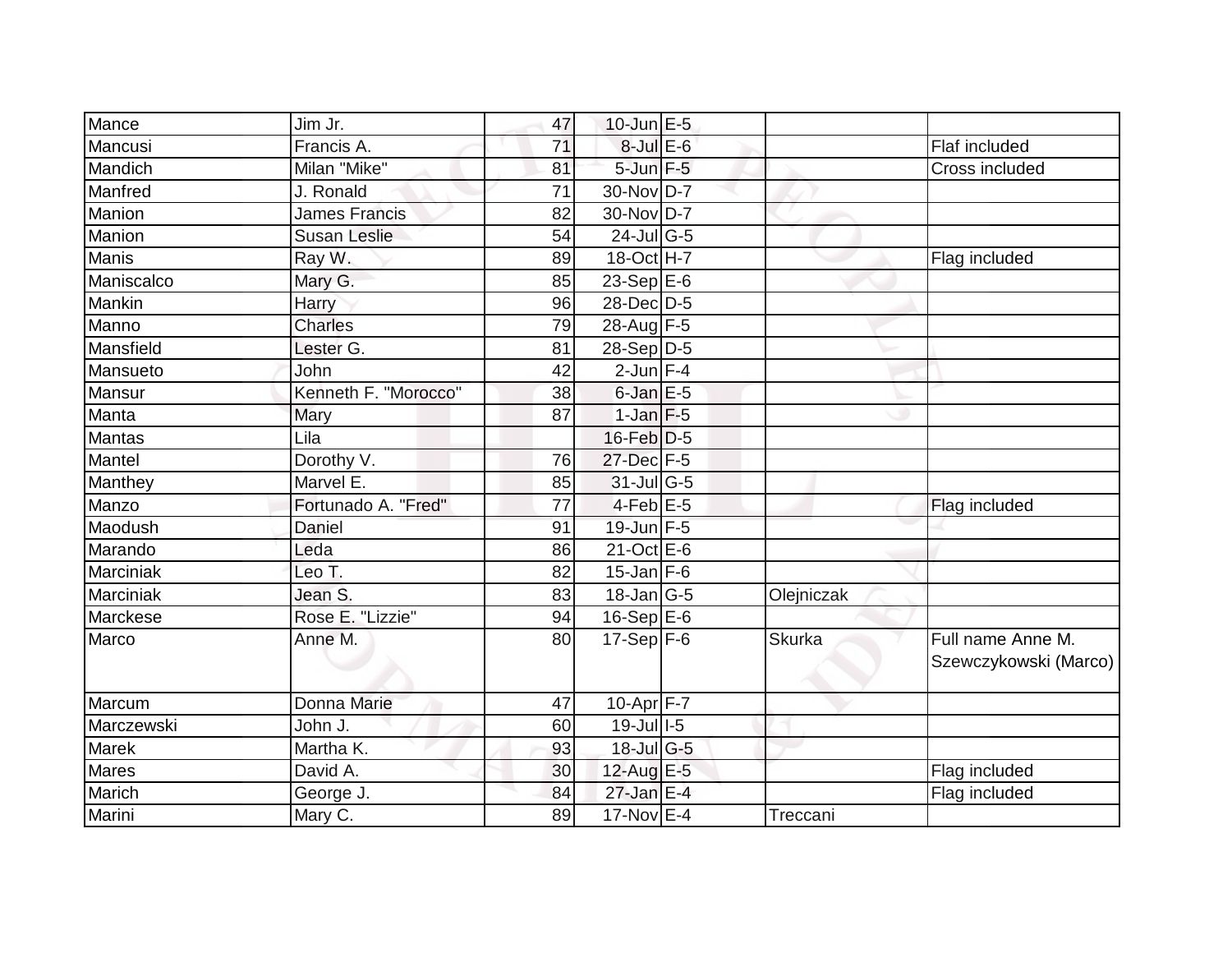| | | | | | | |
|---|---|---|---|---|---|---|
| Mance | Jim Jr. | 47 | 10-Jun | E-5 | | |
| Mancusi | Francis A. | 71 | 8-Jul | E-6 | | Flaf included |
| Mandich | Milan "Mike" | 81 | 5-Jun | F-5 | | Cross included |
| Manfred | J. Ronald | 71 | 30-Nov | D-7 | | |
| Manion | James Francis | 82 | 30-Nov | D-7 | | |
| Manion | Susan Leslie | 54 | 24-Jul | G-5 | | |
| Manis | Ray W. | 89 | 18-Oct | H-7 | | Flag included |
| Maniscalco | Mary G. | 85 | 23-Sep | E-6 | | |
| Mankin | Harry | 96 | 28-Dec | D-5 | | |
| Manno | Charles | 79 | 28-Aug | F-5 | | |
| Mansfield | Lester G. | 81 | 28-Sep | D-5 | | |
| Mansueto | John | 42 | 2-Jun | F-4 | | |
| Mansur | Kenneth F. "Morocco" | 38 | 6-Jan | E-5 | | |
| Manta | Mary | 87 | 1-Jan | F-5 | | |
| Mantas | Lila | | 16-Feb | D-5 | | |
| Mantel | Dorothy V. | 76 | 27-Dec | F-5 | | |
| Manthey | Marvel E. | 85 | 31-Jul | G-5 | | |
| Manzo | Fortunado A. "Fred" | 77 | 4-Feb | E-5 | | Flag included |
| Maodush | Daniel | 91 | 19-Jun | F-5 | | |
| Marando | Leda | 86 | 21-Oct | E-6 | | |
| Marciniak | Leo T. | 82 | 15-Jan | F-6 | | |
| Marciniak | Jean S. | 83 | 18-Jan | G-5 | Olejniczak | |
| Marckese | Rose E. "Lizzie" | 94 | 16-Sep | E-6 | | |
| Marco | Anne M. | 80 | 17-Sep | F-6 | Skurka | Full name Anne M. Szewczykowski (Marco) |
| Marcum | Donna Marie | 47 | 10-Apr | F-7 | | |
| Marczewski | John J. | 60 | 19-Jul | I-5 | | |
| Marek | Martha K. | 93 | 18-Jul | G-5 | | |
| Mares | David A. | 30 | 12-Aug | E-5 | | Flag included |
| Marich | George J. | 84 | 27-Jan | E-4 | | Flag included |
| Marini | Mary C. | 89 | 17-Nov | E-4 | Treccani | |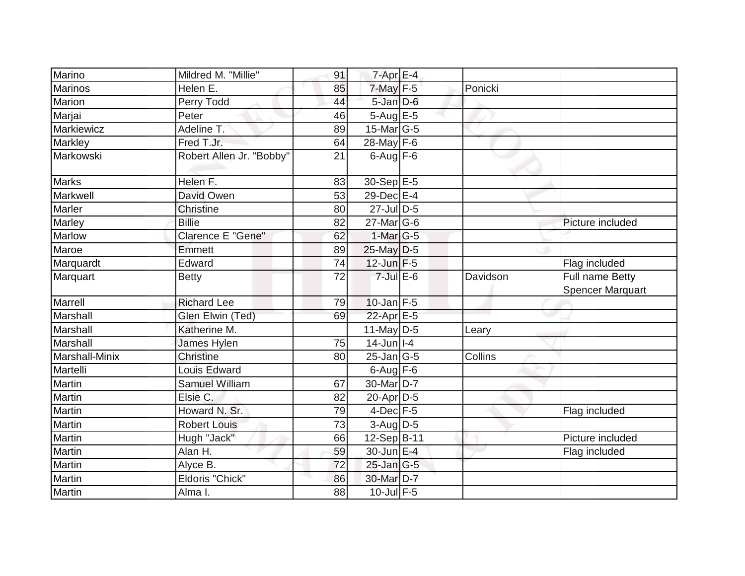| | | | | | | |
|---|---|---|---|---|---|---|
| Marino | Mildred M. "Millie" | 91 | 7-Apr | E-4 | | |
| Marinos | Helen E. | 85 | 7-May | F-5 | Ponicki | |
| Marion | Perry Todd | 44 | 5-Jan | D-6 | | |
| Marjai | Peter | 46 | 5-Aug | E-5 | | |
| Markiewicz | Adeline T. | 89 | 15-Mar | G-5 | | |
| Markley | Fred T.Jr. | 64 | 28-May | F-6 | | |
| Markowski | Robert Allen Jr. "Bobby" | 21 | 6-Aug | F-6 | | |
| Marks | Helen F. | 83 | 30-Sep | E-5 | | |
| Markwell | David Owen | 53 | 29-Dec | E-4 | | |
| Marler | Christine | 80 | 27-Jul | D-5 | | |
| Marley | Billie | 82 | 27-Mar | G-6 | | Picture included |
| Marlow | Clarence E "Gene" | 62 | 1-Mar | G-5 | | |
| Maroe | Emmett | 89 | 25-May | D-5 | | |
| Marquardt | Edward | 74 | 12-Jun | F-5 | | Flag included |
| Marquart | Betty | 72 | 7-Jul | E-6 | Davidson | Full name Betty Spencer Marquart |
| Marrell | Richard Lee | 79 | 10-Jan | F-5 | | |
| Marshall | Glen Elwin (Ted) | 69 | 22-Apr | E-5 | | |
| Marshall | Katherine M. | | 11-May | D-5 | Leary | |
| Marshall | James Hylen | 75 | 14-Jun | I-4 | | |
| Marshall-Minix | Christine | 80 | 25-Jan | G-5 | Collins | |
| Martelli | Louis Edward | | 6-Aug | F-6 | | |
| Martin | Samuel William | 67 | 30-Mar | D-7 | | |
| Martin | Elsie C. | 82 | 20-Apr | D-5 | | |
| Martin | Howard N. Sr. | 79 | 4-Dec | F-5 | | Flag included |
| Martin | Robert Louis | 73 | 3-Aug | D-5 | | |
| Martin | Hugh "Jack" | 66 | 12-Sep | B-11 | | Picture included |
| Martin | Alan H. | 59 | 30-Jun | E-4 | | Flag included |
| Martin | Alyce B. | 72 | 25-Jan | G-5 | | |
| Martin | Eldoris "Chick" | 86 | 30-Mar | D-7 | | |
| Martin | Alma I. | 88 | 10-Jul | F-5 | | |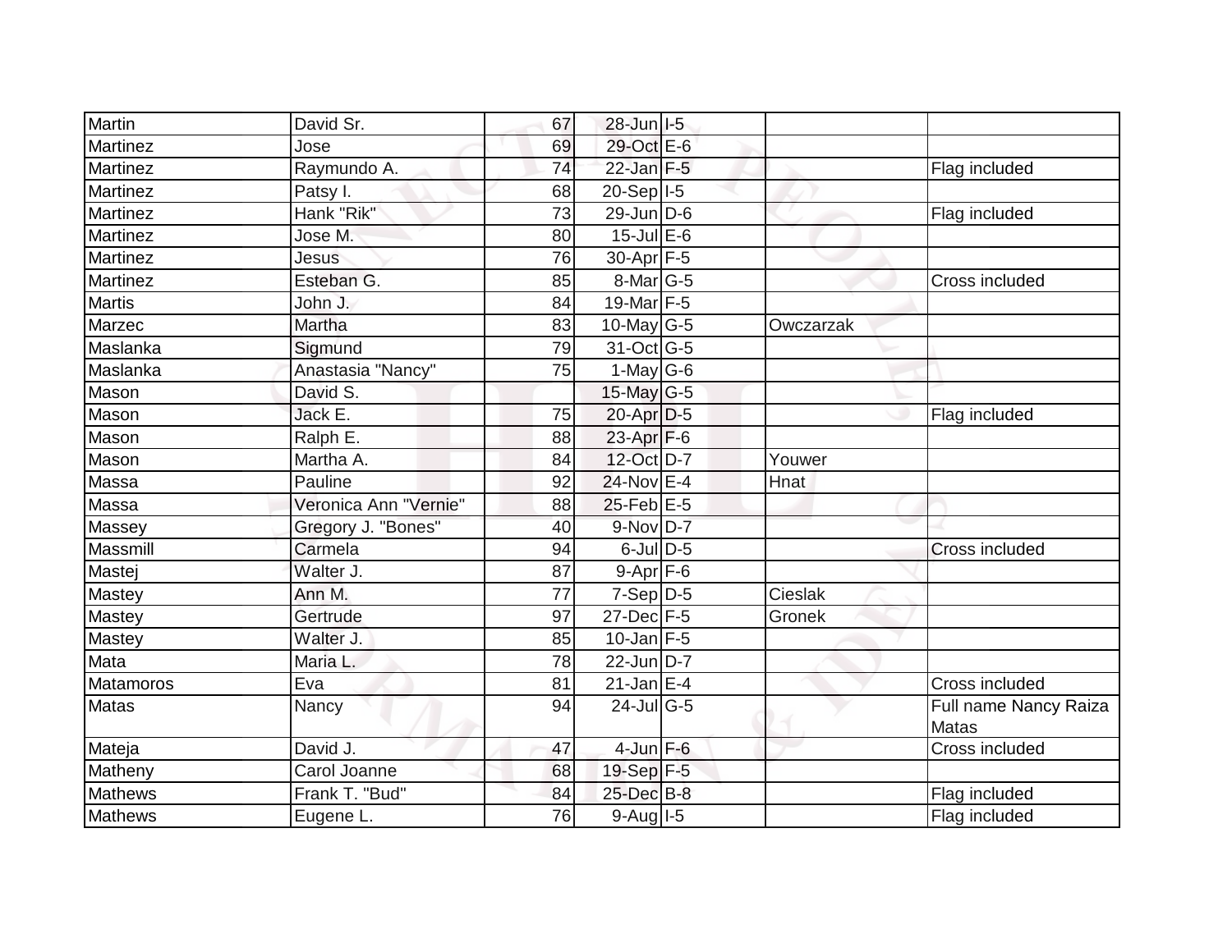| | | | | | | |
|---|---|---|---|---|---|---|
| Martin | David Sr. | 67 | 28-Jun | I-5 | | |
| Martinez | Jose | 69 | 29-Oct | E-6 | | |
| Martinez | Raymundo A. | 74 | 22-Jan | F-5 | | Flag included |
| Martinez | Patsy I. | 68 | 20-Sep | I-5 | | |
| Martinez | Hank "Rik" | 73 | 29-Jun | D-6 | | Flag included |
| Martinez | Jose M. | 80 | 15-Jul | E-6 | | |
| Martinez | Jesus | 76 | 30-Apr | F-5 | | |
| Martinez | Esteban G. | 85 | 8-Mar | G-5 | | Cross included |
| Martis | John J. | 84 | 19-Mar | F-5 | | |
| Marzec | Martha | 83 | 10-May | G-5 | Owczarzak | |
| Maslanka | Sigmund | 79 | 31-Oct | G-5 | | |
| Maslanka | Anastasia "Nancy" | 75 | 1-May | G-6 | | |
| Mason | David S. | | 15-May | G-5 | | |
| Mason | Jack E. | 75 | 20-Apr | D-5 | | Flag included |
| Mason | Ralph E. | 88 | 23-Apr | F-6 | | |
| Mason | Martha A. | 84 | 12-Oct | D-7 | Youwer | |
| Massa | Pauline | 92 | 24-Nov | E-4 | Hnat | |
| Massa | Veronica Ann "Vernie" | 88 | 25-Feb | E-5 | | |
| Massey | Gregory J. "Bones" | 40 | 9-Nov | D-7 | | |
| Massmill | Carmela | 94 | 6-Jul | D-5 | | Cross included |
| Mastej | Walter J. | 87 | 9-Apr | F-6 | | |
| Mastey | Ann M. | 77 | 7-Sep | D-5 | Cieslak | |
| Mastey | Gertrude | 97 | 27-Dec | F-5 | Gronek | |
| Mastey | Walter J. | 85 | 10-Jan | F-5 | | |
| Mata | Maria L. | 78 | 22-Jun | D-7 | | |
| Matamoros | Eva | 81 | 21-Jan | E-4 | | Cross included |
| Matas | Nancy | 94 | 24-Jul | G-5 | | Full name Nancy Raiza Matas |
| Mateja | David J. | 47 | 4-Jun | F-6 | | Cross included |
| Matheny | Carol Joanne | 68 | 19-Sep | F-5 | | |
| Mathews | Frank T. "Bud" | 84 | 25-Dec | B-8 | | Flag included |
| Mathews | Eugene L. | 76 | 9-Aug | I-5 | | Flag included |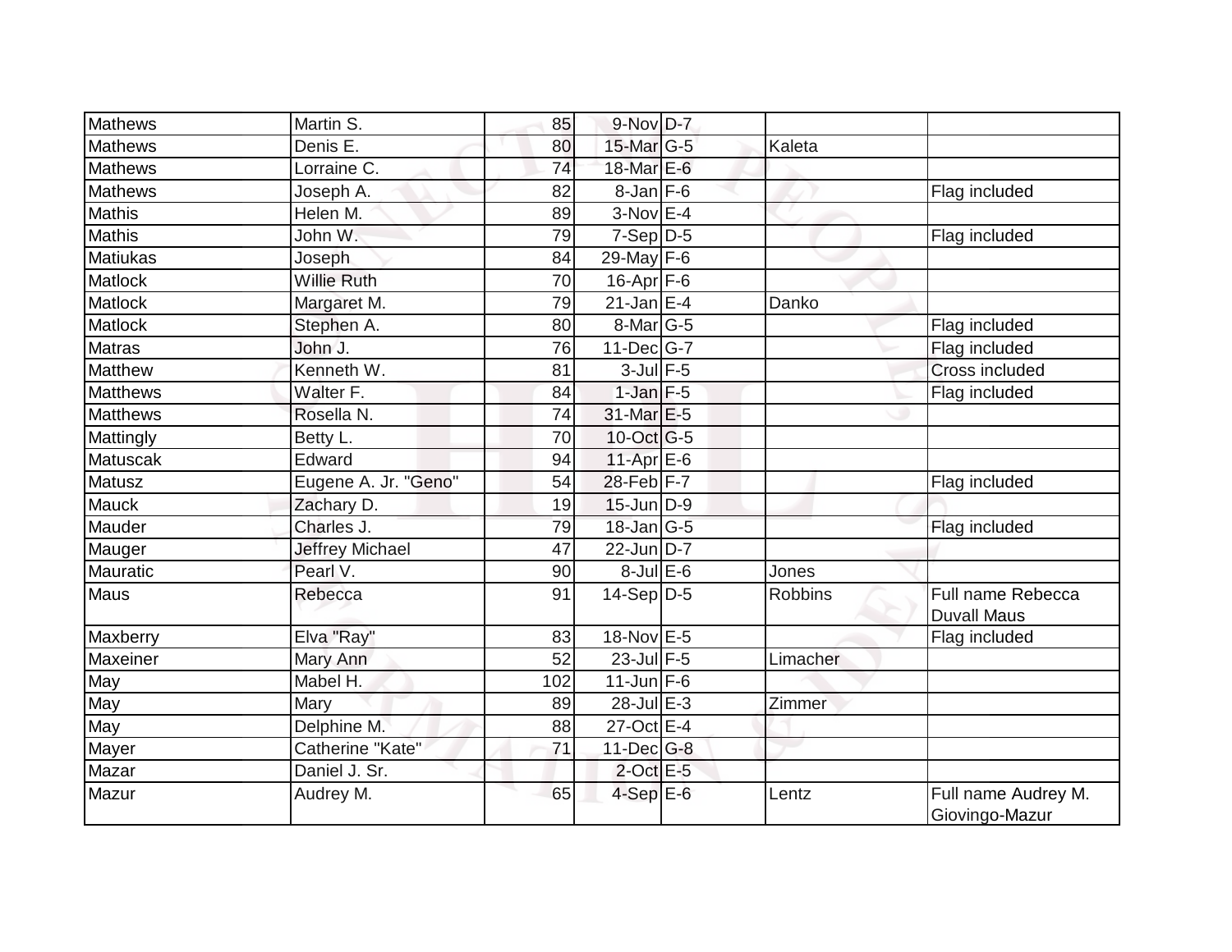| | | | | | | |
|---|---|---|---|---|---|---|
| Mathews | Martin S. | 85 | 9-Nov | D-7 | | |
| Mathews | Denis E. | 80 | 15-Mar | G-5 | Kaleta | |
| Mathews | Lorraine C. | 74 | 18-Mar | E-6 | | |
| Mathews | Joseph A. | 82 | 8-Jan | F-6 | | Flag included |
| Mathis | Helen M. | 89 | 3-Nov | E-4 | | |
| Mathis | John W. | 79 | 7-Sep | D-5 | | Flag included |
| Matiukas | Joseph | 84 | 29-May | F-6 | | |
| Matlock | Willie Ruth | 70 | 16-Apr | F-6 | | |
| Matlock | Margaret M. | 79 | 21-Jan | E-4 | Danko | |
| Matlock | Stephen A. | 80 | 8-Mar | G-5 | | Flag included |
| Matras | John J. | 76 | 11-Dec | G-7 | | Flag included |
| Matthew | Kenneth W. | 81 | 3-Jul | F-5 | | Cross included |
| Matthews | Walter F. | 84 | 1-Jan | F-5 | | Flag included |
| Matthews | Rosella N. | 74 | 31-Mar | E-5 | | |
| Mattingly | Betty L. | 70 | 10-Oct | G-5 | | |
| Matuscak | Edward | 94 | 11-Apr | E-6 | | |
| Matusz | Eugene A. Jr. "Geno" | 54 | 28-Feb | F-7 | | Flag included |
| Mauck | Zachary D. | 19 | 15-Jun | D-9 | | |
| Mauder | Charles J. | 79 | 18-Jan | G-5 | | Flag included |
| Mauger | Jeffrey Michael | 47 | 22-Jun | D-7 | | |
| Mauratic | Pearl V. | 90 | 8-Jul | E-6 | Jones | |
| Maus | Rebecca | 91 | 14-Sep | D-5 | Robbins | Full name Rebecca Duvall Maus |
| Maxberry | Elva "Ray" | 83 | 18-Nov | E-5 | | Flag included |
| Maxeiner | Mary Ann | 52 | 23-Jul | F-5 | Limacher | |
| May | Mabel H. | 102 | 11-Jun | F-6 | | |
| May | Mary | 89 | 28-Jul | E-3 | Zimmer | |
| May | Delphine M. | 88 | 27-Oct | E-4 | | |
| Mayer | Catherine "Kate" | 71 | 11-Dec | G-8 | | |
| Mazar | Daniel J. Sr. | | 2-Oct | E-5 | | |
| Mazur | Audrey M. | 65 | 4-Sep | E-6 | Lentz | Full name Audrey M. Giovingo-Mazur |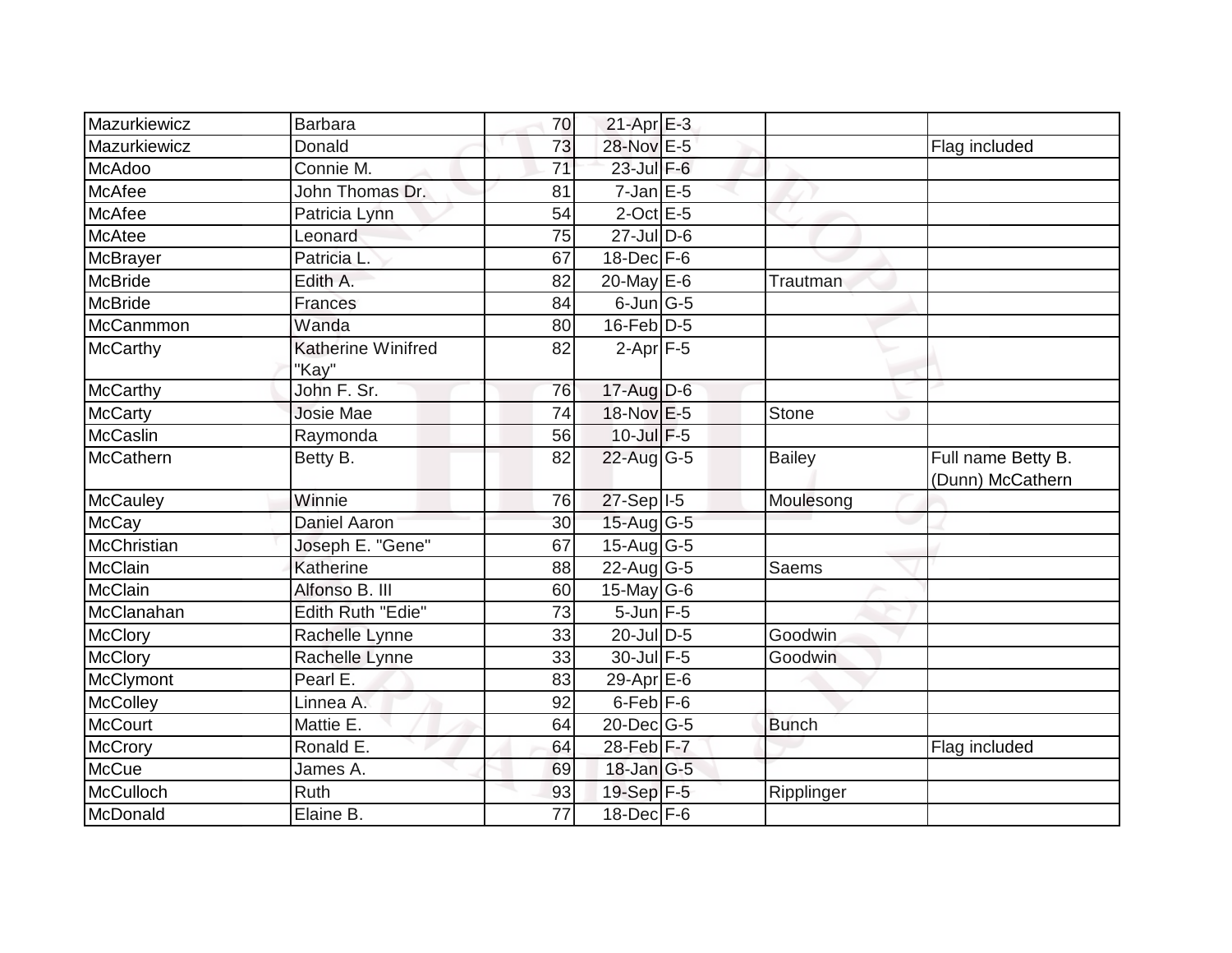| | | | | | | |
|---|---|---|---|---|---|---|
| Mazurkiewicz | Barbara | 70 | 21-Apr | E-3 | | |
| Mazurkiewicz | Donald | 73 | 28-Nov | E-5 | | Flag included |
| McAdoo | Connie M. | 71 | 23-Jul | F-6 | | |
| McAfee | John Thomas Dr. | 81 | 7-Jan | E-5 | | |
| McAfee | Patricia Lynn | 54 | 2-Oct | E-5 | | |
| McAtee | Leonard | 75 | 27-Jul | D-6 | | |
| McBrayer | Patricia L. | 67 | 18-Dec | F-6 | | |
| McBride | Edith A. | 82 | 20-May | E-6 | Trautman | |
| McBride | Frances | 84 | 6-Jun | G-5 | | |
| McCanmmon | Wanda | 80 | 16-Feb | D-5 | | |
| McCarthy | Katherine Winifred "Kay" | 82 | 2-Apr | F-5 | | |
| McCarthy | John F. Sr. | 76 | 17-Aug | D-6 | | |
| McCarty | Josie Mae | 74 | 18-Nov | E-5 | Stone | |
| McCaslin | Raymonda | 56 | 10-Jul | F-5 | | |
| McCathern | Betty B. | 82 | 22-Aug | G-5 | Bailey | Full name Betty B. (Dunn) McCathern |
| McCauley | Winnie | 76 | 27-Sep | I-5 | Moulesong | |
| McCay | Daniel Aaron | 30 | 15-Aug | G-5 | | |
| McChristian | Joseph E. "Gene" | 67 | 15-Aug | G-5 | | |
| McClain | Katherine | 88 | 22-Aug | G-5 | Saems | |
| McClain | Alfonso B. III | 60 | 15-May | G-6 | | |
| McClanahan | Edith Ruth "Edie" | 73 | 5-Jun | F-5 | | |
| McClory | Rachelle Lynne | 33 | 20-Jul | D-5 | Goodwin | |
| McClory | Rachelle Lynne | 33 | 30-Jul | F-5 | Goodwin | |
| McClymont | Pearl E. | 83 | 29-Apr | E-6 | | |
| McColley | Linnea A. | 92 | 6-Feb | F-6 | | |
| McCourt | Mattie E. | 64 | 20-Dec | G-5 | Bunch | |
| McCrory | Ronald E. | 64 | 28-Feb | F-7 | | Flag included |
| McCue | James A. | 69 | 18-Jan | G-5 | | |
| McCulloch | Ruth | 93 | 19-Sep | F-5 | Ripplinger | |
| McDonald | Elaine B. | 77 | 18-Dec | F-6 | | |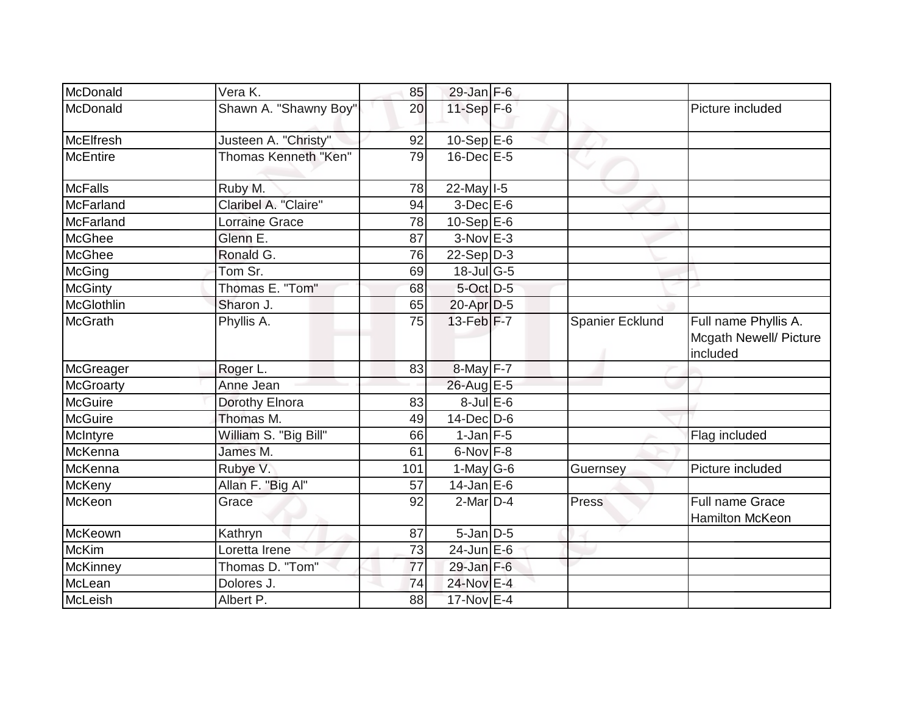| McDonald | Vera K. | 85 | 29-Jan | F-6 | | |
|---|---|---|---|---|---|---|
| McDonald | Shawn A. "Shawny Boy" | 20 | 11-Sep | F-6 | | Picture included |
| McElfresh | Justeen A. "Christy" | 92 | 10-Sep | E-6 | | |
| McEntire | Thomas Kenneth "Ken" | 79 | 16-Dec | E-5 | | |
| McFalls | Ruby M. | 78 | 22-May | I-5 | | |
| McFarland | Claribel A. "Claire" | 94 | 3-Dec | E-6 | | |
| McFarland | Lorraine Grace | 78 | 10-Sep | E-6 | | |
| McGhee | Glenn E. | 87 | 3-Nov | E-3 | | |
| McGhee | Ronald G. | 76 | 22-Sep | D-3 | | |
| McGing | Tom Sr. | 69 | 18-Jul | G-5 | | |
| McGinty | Thomas E. "Tom" | 68 | 5-Oct | D-5 | | |
| McGlothlin | Sharon J. | 65 | 20-Apr | D-5 | | |
| McGrath | Phyllis A. | 75 | 13-Feb | F-7 | Spanier Ecklund | Full name Phyllis A. Mcgath Newell/ Picture included |
| McGreager | Roger L. | 83 | 8-May | F-7 | | |
| McGroarty | Anne Jean | | 26-Aug | E-5 | | |
| McGuire | Dorothy Elnora | 83 | 8-Jul | E-6 | | |
| McGuire | Thomas M. | 49 | 14-Dec | D-6 | | |
| McIntyre | William S. "Big Bill" | 66 | 1-Jan | F-5 | | Flag included |
| McKenna | James M. | 61 | 6-Nov | F-8 | | |
| McKenna | Rubye V. | 101 | 1-May | G-6 | Guernsey | Picture included |
| McKeny | Allan F. "Big Al" | 57 | 14-Jan | E-6 | | |
| McKeon | Grace | 92 | 2-Mar | D-4 | Press | Full name Grace Hamilton McKeon |
| McKeown | Kathryn | 87 | 5-Jan | D-5 | | |
| McKim | Loretta Irene | 73 | 24-Jun | E-6 | | |
| McKinney | Thomas D. "Tom" | 77 | 29-Jan | F-6 | | |
| McLean | Dolores J. | 74 | 24-Nov | E-4 | | |
| McLeish | Albert P. | 88 | 17-Nov | E-4 | | |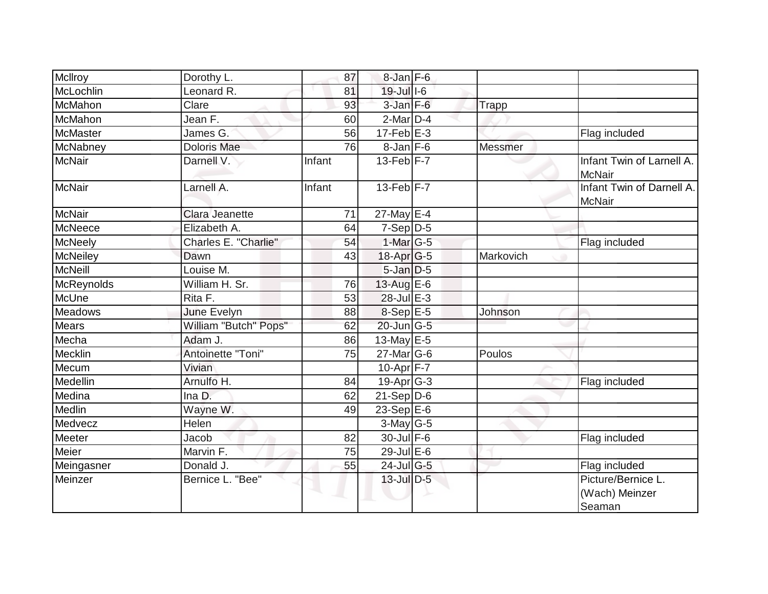| | | | | | | |
|---|---|---|---|---|---|---|
| McIlroy | Dorothy L. | 87 | 8-Jan | F-6 | | |
| McLochlin | Leonard R. | 81 | 19-Jul | I-6 | | |
| McMahon | Clare | 93 | 3-Jan | F-6 | Trapp | |
| McMahon | Jean F. | 60 | 2-Mar | D-4 | | |
| McMaster | James G. | 56 | 17-Feb | E-3 | | Flag included |
| McNabney | Doloris Mae | 76 | 8-Jan | F-6 | Messmer | |
| McNair | Darnell V. | Infant | 13-Feb | F-7 | | Infant Twin of Larnell A. McNair |
| McNair | Larnell A. | Infant | 13-Feb | F-7 | | Infant Twin of Darnell A. McNair |
| McNair | Clara Jeanette | 71 | 27-May | E-4 | | |
| McNeece | Elizabeth A. | 64 | 7-Sep | D-5 | | |
| McNeely | Charles E. "Charlie" | 54 | 1-Mar | G-5 | | Flag included |
| McNeiley | Dawn | 43 | 18-Apr | G-5 | Markovich | |
| McNeill | Louise M. | | 5-Jan | D-5 | | |
| McReynolds | William H. Sr. | 76 | 13-Aug | E-6 | | |
| McUne | Rita F. | 53 | 28-Jul | E-3 | | |
| Meadows | June Evelyn | 88 | 8-Sep | E-5 | Johnson | |
| Mears | William "Butch" Pops" | 62 | 20-Jun | G-5 | | |
| Mecha | Adam J. | 86 | 13-May | E-5 | | |
| Mecklin | Antoinette "Toni" | 75 | 27-Mar | G-6 | Poulos | |
| Mecum | Vivian | | 10-Apr | F-7 | | |
| Medellin | Arnulfo H. | 84 | 19-Apr | G-3 | | Flag included |
| Medina | Ina D. | 62 | 21-Sep | D-6 | | |
| Medlin | Wayne W. | 49 | 23-Sep | E-6 | | |
| Medvecz | Helen | | 3-May | G-5 | | |
| Meeter | Jacob | 82 | 30-Jul | F-6 | | Flag included |
| Meier | Marvin F. | 75 | 29-Jul | E-6 | | |
| Meingasner | Donald J. | 55 | 24-Jul | G-5 | | Flag included |
| Meinzer | Bernice L. "Bee" | | 13-Jul | D-5 | | Picture/Bernice L. (Wach) Meinzer Seaman |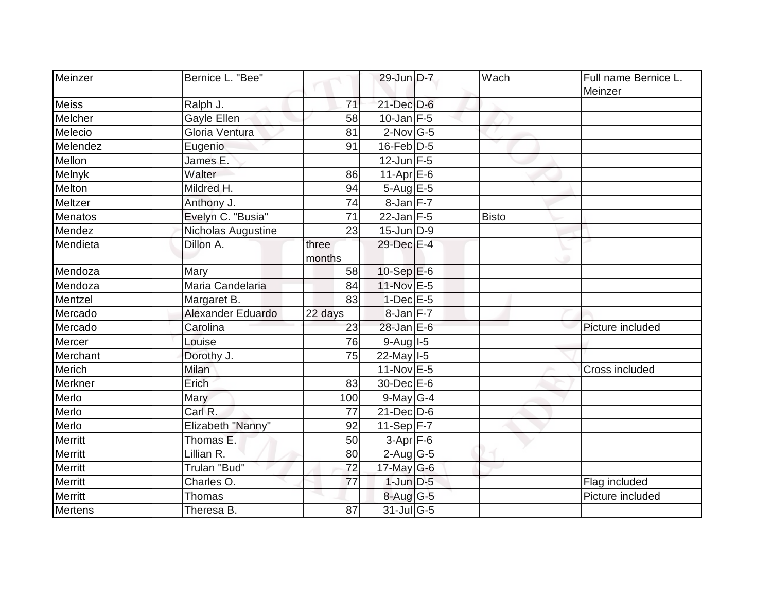| Meinzer | Bernice L. "Bee" | | 29-Jun | D-7 | Wach | Full name Bernice L. Meinzer |
|---|---|---|---|---|---|---|
| Meiss | Ralph J. | 71 | 21-Dec | D-6 | | |
| Melcher | Gayle Ellen | 58 | 10-Jan | F-5 | | |
| Melecio | Gloria Ventura | 81 | 2-Nov | G-5 | | |
| Melendez | Eugenio | 91 | 16-Feb | D-5 | | |
| Mellon | James E. | | 12-Jun | F-5 | | |
| Melnyk | Walter | 86 | 11-Apr | E-6 | | |
| Melton | Mildred H. | 94 | 5-Aug | E-5 | | |
| Meltzer | Anthony J. | 74 | 8-Jan | F-7 | | |
| Menatos | Evelyn C. "Busia" | 71 | 22-Jan | F-5 | Bisto | |
| Mendez | Nicholas Augustine | 23 | 15-Jun | D-9 | | |
| Mendieta | Dillon A. | three months | 29-Dec | E-4 | | |
| Mendoza | Mary | 58 | 10-Sep | E-6 | | |
| Mendoza | Maria Candelaria | 84 | 11-Nov | E-5 | | |
| Mentzel | Margaret B. | 83 | 1-Dec | E-5 | | |
| Mercado | Alexander Eduardo | 22 days | 8-Jan | F-7 | | |
| Mercado | Carolina | 23 | 28-Jan | E-6 | | Picture included |
| Mercer | Louise | 76 | 9-Aug | I-5 | | |
| Merchant | Dorothy J. | 75 | 22-May | I-5 | | |
| Merich | Milan | | 11-Nov | E-5 | | Cross included |
| Merkner | Erich | 83 | 30-Dec | E-6 | | |
| Merlo | Mary | 100 | 9-May | G-4 | | |
| Merlo | Carl R. | 77 | 21-Dec | D-6 | | |
| Merlo | Elizabeth "Nanny" | 92 | 11-Sep | F-7 | | |
| Merritt | Thomas E. | 50 | 3-Apr | F-6 | | |
| Merritt | Lillian R. | 80 | 2-Aug | G-5 | | |
| Merritt | Trulan "Bud" | 72 | 17-May | G-6 | | |
| Merritt | Charles O. | 77 | 1-Jun | D-5 | | Flag included |
| Merritt | Thomas | | 8-Aug | G-5 | | Picture included |
| Mertens | Theresa B. | 87 | 31-Jul | G-5 | | |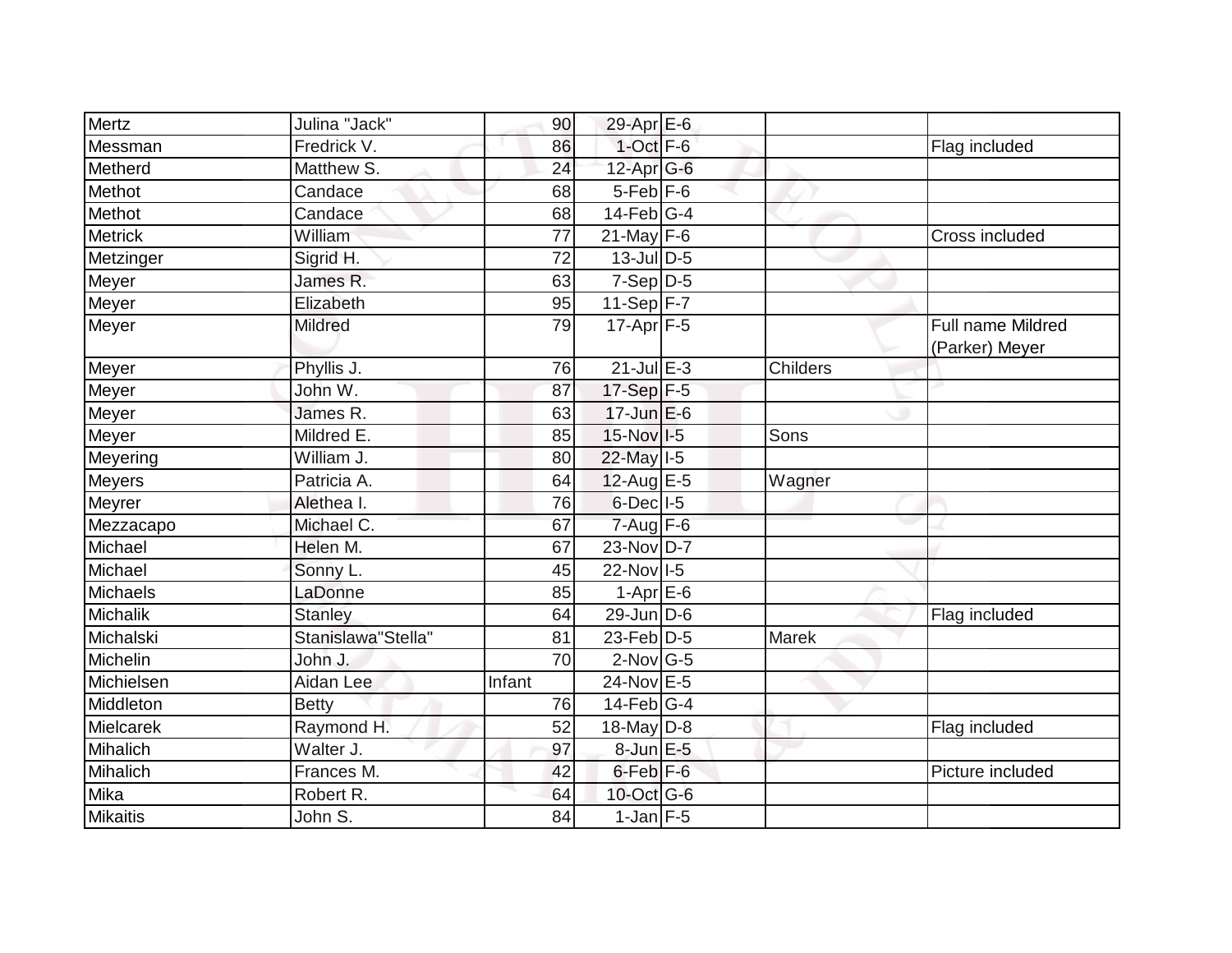| | | | | | | |
|---|---|---|---|---|---|---|
| Mertz | Julina "Jack" | 90 | 29-Apr | E-6 | | |
| Messman | Fredrick V. | 86 | 1-Oct | F-6 | | Flag included |
| Metherd | Matthew S. | 24 | 12-Apr | G-6 | | |
| Methot | Candace | 68 | 5-Feb | F-6 | | |
| Methot | Candace | 68 | 14-Feb | G-4 | | |
| Metrick | William | 77 | 21-May | F-6 | | Cross included |
| Metzinger | Sigrid H. | 72 | 13-Jul | D-5 | | |
| Meyer | James R. | 63 | 7-Sep | D-5 | | |
| Meyer | Elizabeth | 95 | 11-Sep | F-7 | | |
| Meyer | Mildred | 79 | 17-Apr | F-5 | | Full name Mildred (Parker) Meyer |
| Meyer | Phyllis J. | 76 | 21-Jul | E-3 | Childers | |
| Meyer | John W. | 87 | 17-Sep | F-5 | | |
| Meyer | James R. | 63 | 17-Jun | E-6 | | |
| Meyer | Mildred E. | 85 | 15-Nov | I-5 | Sons | |
| Meyering | William J. | 80 | 22-May | I-5 | | |
| Meyers | Patricia A. | 64 | 12-Aug | E-5 | Wagner | |
| Meyrer | Alethea I. | 76 | 6-Dec | I-5 | | |
| Mezzacapo | Michael C. | 67 | 7-Aug | F-6 | | |
| Michael | Helen M. | 67 | 23-Nov | D-7 | | |
| Michael | Sonny L. | 45 | 22-Nov | I-5 | | |
| Michaels | LaDonne | 85 | 1-Apr | E-6 | | |
| Michalik | Stanley | 64 | 29-Jun | D-6 | | Flag included |
| Michalski | Stanislawa"Stella" | 81 | 23-Feb | D-5 | Marek | |
| Michelin | John J. | 70 | 2-Nov | G-5 | | |
| Michielsen | Aidan Lee | Infant | 24-Nov | E-5 | | |
| Middleton | Betty | 76 | 14-Feb | G-4 | | |
| Mielcarek | Raymond H. | 52 | 18-May | D-8 | | Flag included |
| Mihalich | Walter J. | 97 | 8-Jun | E-5 | | |
| Mihalich | Frances M. | 42 | 6-Feb | F-6 | | Picture included |
| Mika | Robert R. | 64 | 10-Oct | G-6 | | |
| Mikaitis | John S. | 84 | 1-Jan | F-5 | | |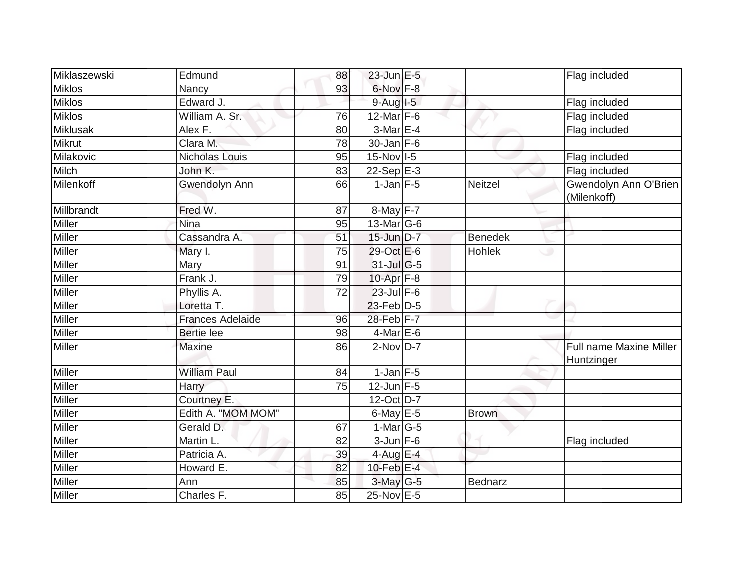| | | | | | | |
|---|---|---|---|---|---|---|
| Miklaszewski | Edmund | 88 | 23-Jun | E-5 | | Flag included |
| Miklos | Nancy | 93 | 6-Nov | F-8 | | |
| Miklos | Edward J. | | 9-Aug | I-5 | | Flag included |
| Miklos | William A. Sr. | 76 | 12-Mar | F-6 | | Flag included |
| Miklusak | Alex F. | 80 | 3-Mar | E-4 | | Flag included |
| Mikrut | Clara M. | 78 | 30-Jan | F-6 | | |
| Milakovic | Nicholas Louis | 95 | 15-Nov | I-5 | | Flag included |
| Milch | John K. | 83 | 22-Sep | E-3 | | Flag included |
| Milenkoff | Gwendolyn Ann | 66 | 1-Jan | F-5 | Neitzel | Gwendolyn Ann O'Brien (Milenkoff) |
| Millbrandt | Fred W. | 87 | 8-May | F-7 | | |
| Miller | Nina | 95 | 13-Mar | G-6 | | |
| Miller | Cassandra A. | 51 | 15-Jun | D-7 | Benedek | |
| Miller | Mary I. | 75 | 29-Oct | E-6 | Hohlek | |
| Miller | Mary | 91 | 31-Jul | G-5 | | |
| Miller | Frank J. | 79 | 10-Apr | F-8 | | |
| Miller | Phyllis A. | 72 | 23-Jul | F-6 | | |
| Miller | Loretta T. | | 23-Feb | D-5 | | |
| Miller | Frances Adelaide | 96 | 28-Feb | F-7 | | |
| Miller | Bertie lee | 98 | 4-Mar | E-6 | | |
| Miller | Maxine | 86 | 2-Nov | D-7 | | Full name Maxine Miller Huntzinger |
| Miller | William Paul | 84 | 1-Jan | F-5 | | |
| Miller | Harry | 75 | 12-Jun | F-5 | | |
| Miller | Courtney E. | | 12-Oct | D-7 | | |
| Miller | Edith A. "MOM MOM" | | 6-May | E-5 | Brown | |
| Miller | Gerald D. | 67 | 1-Mar | G-5 | | |
| Miller | Martin L. | 82 | 3-Jun | F-6 | | Flag included |
| Miller | Patricia A. | 39 | 4-Aug | E-4 | | |
| Miller | Howard E. | 82 | 10-Feb | E-4 | | |
| Miller | Ann | 85 | 3-May | G-5 | Bednarz | |
| Miller | Charles F. | 85 | 25-Nov | E-5 | | |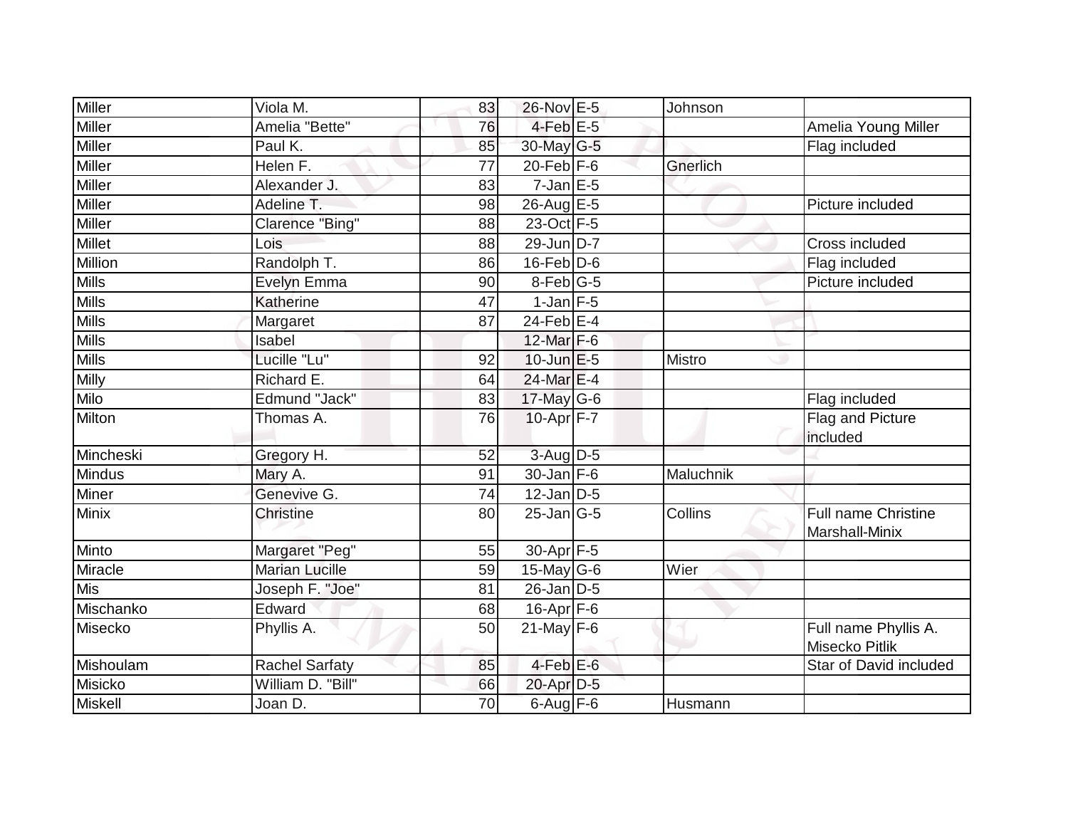| | | | | | | |
|---|---|---|---|---|---|---|
| Miller | Viola M. | 83 | 26-Nov | E-5 | Johnson | |
| Miller | Amelia "Bette" | 76 | 4-Feb | E-5 | | Amelia Young Miller |
| Miller | Paul K. | 85 | 30-May | G-5 | | Flag included |
| Miller | Helen F. | 77 | 20-Feb | F-6 | Gnerlich | |
| Miller | Alexander J. | 83 | 7-Jan | E-5 | | |
| Miller | Adeline T. | 98 | 26-Aug | E-5 | | Picture included |
| Miller | Clarence "Bing" | 88 | 23-Oct | F-5 | | |
| Millet | Lois | 88 | 29-Jun | D-7 | | Cross included |
| Million | Randolph T. | 86 | 16-Feb | D-6 | | Flag included |
| Mills | Evelyn Emma | 90 | 8-Feb | G-5 | | Picture included |
| Mills | Katherine | 47 | 1-Jan | F-5 | | |
| Mills | Margaret | 87 | 24-Feb | E-4 | | |
| Mills | Isabel | | 12-Mar | F-6 | | |
| Mills | Lucille "Lu" | 92 | 10-Jun | E-5 | Mistro | |
| Milly | Richard E. | 64 | 24-Mar | E-4 | | |
| Milo | Edmund "Jack" | 83 | 17-May | G-6 | | Flag included |
| Milton | Thomas A. | 76 | 10-Apr | F-7 | | Flag and Picture included |
| Mincheski | Gregory H. | 52 | 3-Aug | D-5 | | |
| Mindus | Mary A. | 91 | 30-Jan | F-6 | Maluchnik | |
| Miner | Genevive G. | 74 | 12-Jan | D-5 | | |
| Minix | Christine | 80 | 25-Jan | G-5 | Collins | Full name Christine Marshall-Minix |
| Minto | Margaret "Peg" | 55 | 30-Apr | F-5 | | |
| Miracle | Marian Lucille | 59 | 15-May | G-6 | Wier | |
| Mis | Joseph F. "Joe" | 81 | 26-Jan | D-5 | | |
| Mischanko | Edward | 68 | 16-Apr | F-6 | | |
| Misecko | Phyllis A. | 50 | 21-May | F-6 | | Full name Phyllis A. Misecko Pitlik |
| Mishoulam | Rachel Sarfaty | 85 | 4-Feb | E-6 | | Star of David included |
| Misicko | William D. "Bill" | 66 | 20-Apr | D-5 | | |
| Miskell | Joan D. | 70 | 6-Aug | F-6 | Husmann | |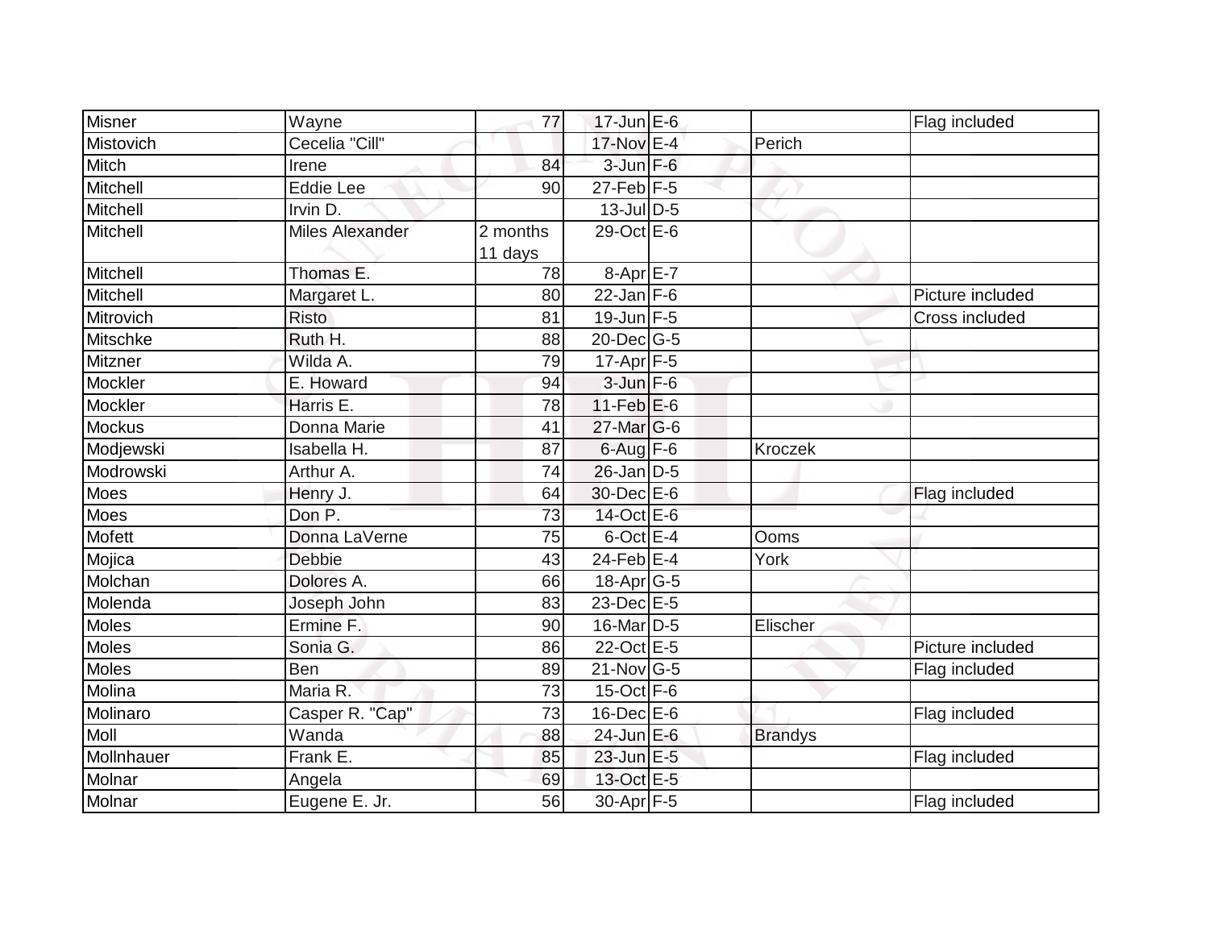| | | | | | | |
|---|---|---|---|---|---|---|
| Misner | Wayne | 77 | 17-Jun | E-6 | | Flag included |
| Mistovich | Cecelia "Cill" | | 17-Nov | E-4 | Perich | |
| Mitch | Irene | 84 | 3-Jun | F-6 | | |
| Mitchell | Eddie Lee | 90 | 27-Feb | F-5 | | |
| Mitchell | Irvin D. | | 13-Jul | D-5 | | |
| Mitchell | Miles Alexander | 2 months 11 days | 29-Oct | E-6 | | |
| Mitchell | Thomas E. | 78 | 8-Apr | E-7 | | |
| Mitchell | Margaret L. | 80 | 22-Jan | F-6 | | Picture included |
| Mitrovich | Risto | 81 | 19-Jun | F-5 | | Cross included |
| Mitschke | Ruth H. | 88 | 20-Dec | G-5 | | |
| Mitzner | Wilda A. | 79 | 17-Apr | F-5 | | |
| Mockler | E. Howard | 94 | 3-Jun | F-6 | | |
| Mockler | Harris E. | 78 | 11-Feb | E-6 | | |
| Mockus | Donna Marie | 41 | 27-Mar | G-6 | | |
| Modjewski | Isabella H. | 87 | 6-Aug | F-6 | Kroczek | |
| Modrowski | Arthur A. | 74 | 26-Jan | D-5 | | |
| Moes | Henry J. | 64 | 30-Dec | E-6 | | Flag included |
| Moes | Don P. | 73 | 14-Oct | E-6 | | |
| Mofett | Donna LaVerne | 75 | 6-Oct | E-4 | Ooms | |
| Mojica | Debbie | 43 | 24-Feb | E-4 | York | |
| Molchan | Dolores A. | 66 | 18-Apr | G-5 | | |
| Molenda | Joseph John | 83 | 23-Dec | E-5 | | |
| Moles | Ermine F. | 90 | 16-Mar | D-5 | Elischer | |
| Moles | Sonia G. | 86 | 22-Oct | E-5 | | Picture included |
| Moles | Ben | 89 | 21-Nov | G-5 | | Flag included |
| Molina | Maria R. | 73 | 15-Oct | F-6 | | |
| Molinaro | Casper R. "Cap" | 73 | 16-Dec | E-6 | | Flag included |
| Moll | Wanda | 88 | 24-Jun | E-6 | Brandys | |
| Mollnhauer | Frank E. | 85 | 23-Jun | E-5 | | Flag included |
| Molnar | Angela | 69 | 13-Oct | E-5 | | |
| Molnar | Eugene E. Jr. | 56 | 30-Apr | F-5 | | Flag included |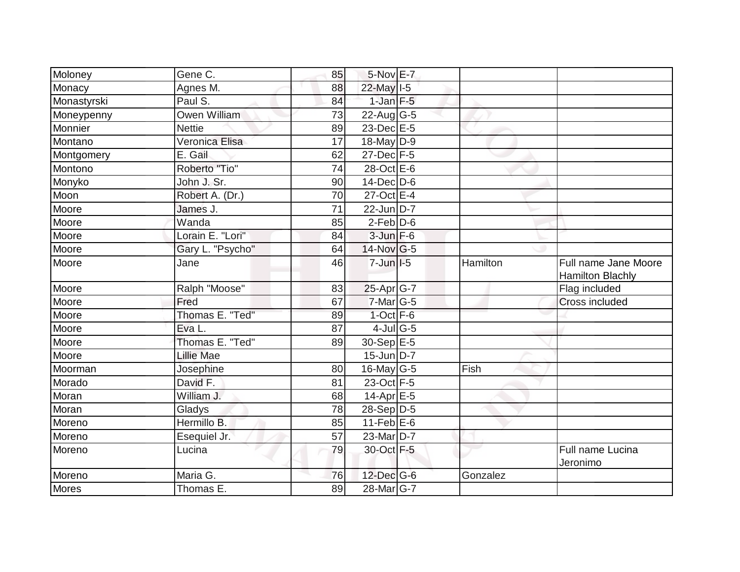| | | | | | | |
|---|---|---|---|---|---|---|
| Moloney | Gene C. | 85 | 5-Nov | E-7 | | |
| Monacy | Agnes M. | 88 | 22-May | I-5 | | |
| Monastyrski | Paul S. | 84 | 1-Jan | F-5 | | |
| Moneypenny | Owen William | 73 | 22-Aug | G-5 | | |
| Monnier | Nettie | 89 | 23-Dec | E-5 | | |
| Montano | Veronica Elisa | 17 | 18-May | D-9 | | |
| Montgomery | E. Gail | 62 | 27-Dec | F-5 | | |
| Montono | Roberto "Tio" | 74 | 28-Oct | E-6 | | |
| Monyko | John J. Sr. | 90 | 14-Dec | D-6 | | |
| Moon | Robert A. (Dr.) | 70 | 27-Oct | E-4 | | |
| Moore | James J. | 71 | 22-Jun | D-7 | | |
| Moore | Wanda | 85 | 2-Feb | D-6 | | |
| Moore | Lorain E. "Lori" | 84 | 3-Jun | F-6 | | |
| Moore | Gary L. "Psycho" | 64 | 14-Nov | G-5 | | |
| Moore | Jane | 46 | 7-Jun | I-5 | Hamilton | Full name Jane Moore Hamilton Blachly |
| Moore | Ralph "Moose" | 83 | 25-Apr | G-7 | | Flag included |
| Moore | Fred | 67 | 7-Mar | G-5 | | Cross included |
| Moore | Thomas E. "Ted" | 89 | 1-Oct | F-6 | | |
| Moore | Eva L. | 87 | 4-Jul | G-5 | | |
| Moore | Thomas E. "Ted" | 89 | 30-Sep | E-5 | | |
| Moore | Lillie Mae | | 15-Jun | D-7 | | |
| Moorman | Josephine | 80 | 16-May | G-5 | Fish | |
| Morado | David F. | 81 | 23-Oct | F-5 | | |
| Moran | William J. | 68 | 14-Apr | E-5 | | |
| Moran | Gladys | 78 | 28-Sep | D-5 | | |
| Moreno | Hermillo B. | 85 | 11-Feb | E-6 | | |
| Moreno | Esequiel Jr. | 57 | 23-Mar | D-7 | | |
| Moreno | Lucina | 79 | 30-Oct | F-5 | | Full name Lucina Jeronimo |
| Moreno | Maria G. | 76 | 12-Dec | G-6 | Gonzalez | |
| Mores | Thomas E. | 89 | 28-Mar | G-7 | | |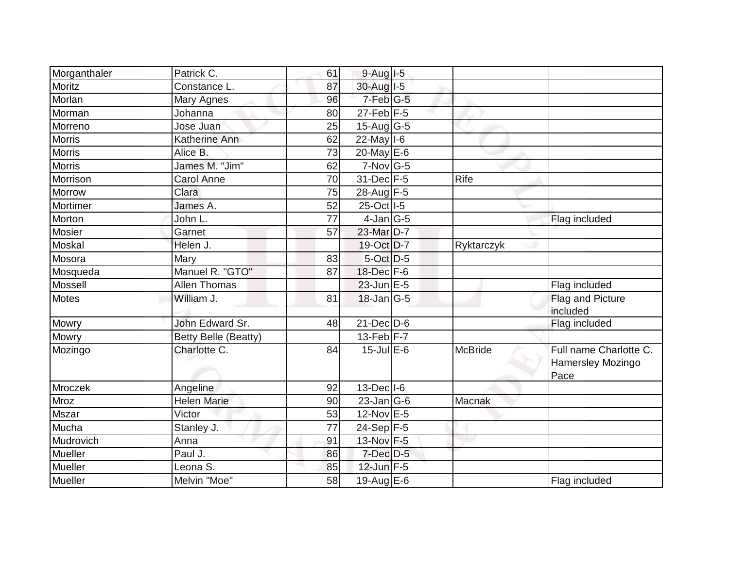| | | | | | | |
|---|---|---|---|---|---|---|
| Morganthaler | Patrick C. | 61 | 9-Aug | I-5 | | |
| Moritz | Constance L. | 87 | 30-Aug | I-5 | | |
| Morlan | Mary Agnes | 96 | 7-Feb | G-5 | | |
| Morman | Johanna | 80 | 27-Feb | F-5 | | |
| Morreno | Jose Juan | 25 | 15-Aug | G-5 | | |
| Morris | Katherine Ann | 62 | 22-May | I-6 | | |
| Morris | Alice B. | 73 | 20-May | E-6 | | |
| Morris | James M. "Jim" | 62 | 7-Nov | G-5 | | |
| Morrison | Carol Anne | 70 | 31-Dec | F-5 | Rife | |
| Morrow | Clara | 75 | 28-Aug | F-5 | | |
| Mortimer | James A. | 52 | 25-Oct | I-5 | | |
| Morton | John L. | 77 | 4-Jan | G-5 | | Flag included |
| Mosier | Garnet | 57 | 23-Mar | D-7 | | |
| Moskal | Helen J. | | 19-Oct | D-7 | Ryktarczyk | |
| Mosora | Mary | 83 | 5-Oct | D-5 | | |
| Mosqueda | Manuel R. "GTO" | 87 | 18-Dec | F-6 | | |
| Mossell | Allen Thomas | | 23-Jun | E-5 | | Flag included |
| Motes | William J. | 81 | 18-Jan | G-5 | | Flag and Picture included |
| Mowry | John Edward Sr. | 48 | 21-Dec | D-6 | | Flag included |
| Mowry | Betty Belle (Beatty) | | 13-Feb | F-7 | | |
| Mozingo | Charlotte C. | 84 | 15-Jul | E-6 | McBride | Full name Charlotte C. Hamersley Mozingo Pace |
| Mroczek | Angeline | 92 | 13-Dec | I-6 | | |
| Mroz | Helen Marie | 90 | 23-Jan | G-6 | Macnak | |
| Mszar | Victor | 53 | 12-Nov | E-5 | | |
| Mucha | Stanley J. | 77 | 24-Sep | F-5 | | |
| Mudrovich | Anna | 91 | 13-Nov | F-5 | | |
| Mueller | Paul J. | 86 | 7-Dec | D-5 | | |
| Mueller | Leona S. | 85 | 12-Jun | F-5 | | |
| Mueller | Melvin "Moe" | 58 | 19-Aug | E-6 | | Flag included |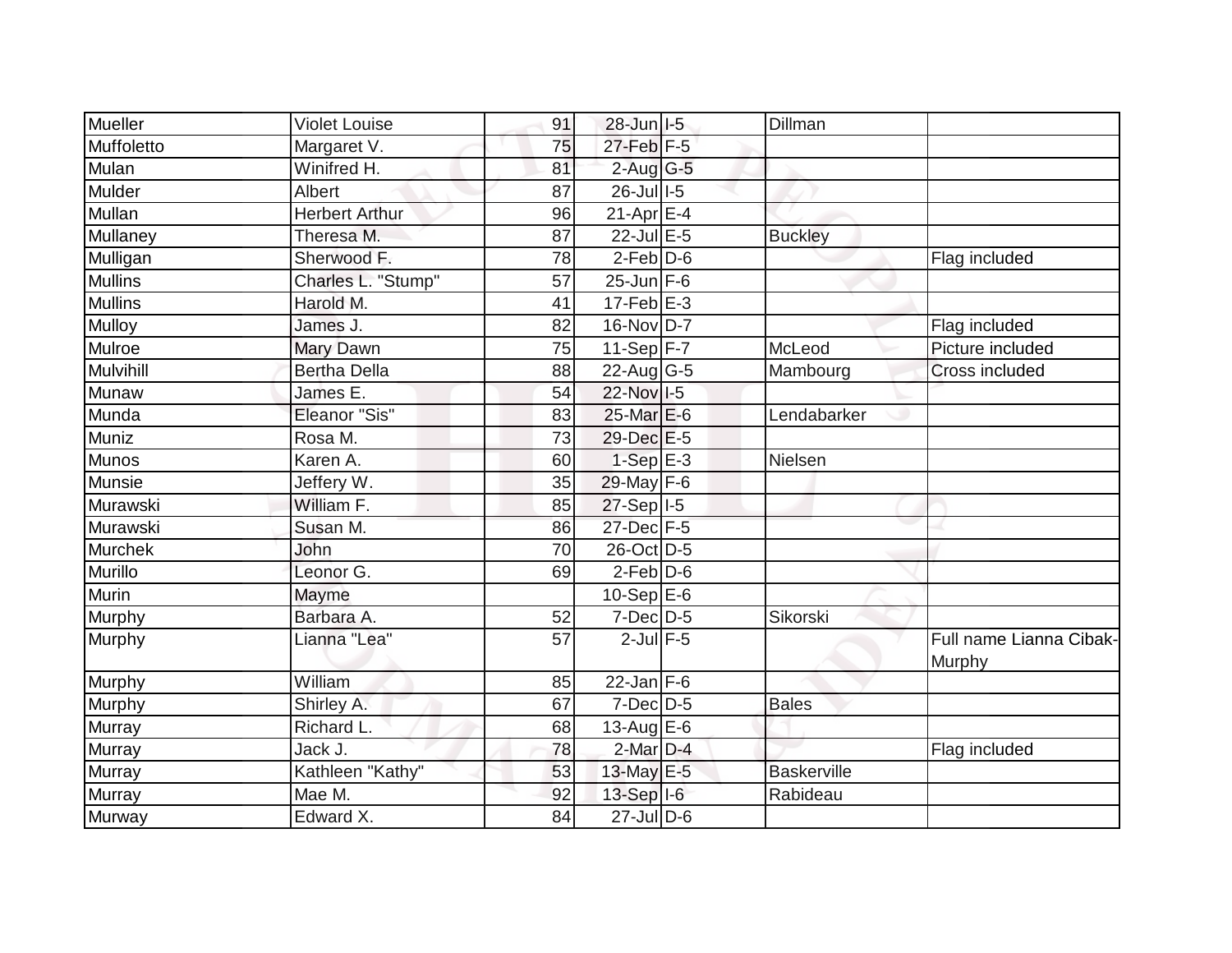| Mueller | Violet Louise | 91 | 28-Jun | I-5 | Dillman | |
|---|---|---|---|---|---|---|
| Muffoletto | Margaret V. | 75 | 27-Feb | F-5 | | |
| Mulan | Winifred H. | 81 | 2-Aug | G-5 | | |
| Mulder | Albert | 87 | 26-Jul | I-5 | | |
| Mullan | Herbert Arthur | 96 | 21-Apr | E-4 | | |
| Mullaney | Theresa M. | 87 | 22-Jul | E-5 | Buckley | |
| Mulligan | Sherwood F. | 78 | 2-Feb | D-6 | | Flag included |
| Mullins | Charles L. "Stump" | 57 | 25-Jun | F-6 | | |
| Mullins | Harold M. | 41 | 17-Feb | E-3 | | |
| Mulloy | James J. | 82 | 16-Nov | D-7 | | Flag included |
| Mulroe | Mary Dawn | 75 | 11-Sep | F-7 | McLeod | Picture included |
| Mulvihill | Bertha Della | 88 | 22-Aug | G-5 | Mambourg | Cross included |
| Munaw | James E. | 54 | 22-Nov | I-5 | | |
| Munda | Eleanor "Sis" | 83 | 25-Mar | E-6 | Lendabarker | |
| Muniz | Rosa M. | 73 | 29-Dec | E-5 | | |
| Munos | Karen A. | 60 | 1-Sep | E-3 | Nielsen | |
| Munsie | Jeffery W. | 35 | 29-May | F-6 | | |
| Murawski | William F. | 85 | 27-Sep | I-5 | | |
| Murawski | Susan M. | 86 | 27-Dec | F-5 | | |
| Murchek | John | 70 | 26-Oct | D-5 | | |
| Murillo | Leonor G. | 69 | 2-Feb | D-6 | | |
| Murin | Mayme | | 10-Sep | E-6 | | |
| Murphy | Barbara A. | 52 | 7-Dec | D-5 | Sikorski | |
| Murphy | Lianna "Lea" | 57 | 2-Jul | F-5 | | Full name Lianna Cibak-Murphy |
| Murphy | William | 85 | 22-Jan | F-6 | | |
| Murphy | Shirley A. | 67 | 7-Dec | D-5 | Bales | |
| Murray | Richard L. | 68 | 13-Aug | E-6 | | |
| Murray | Jack J. | 78 | 2-Mar | D-4 | | Flag included |
| Murray | Kathleen "Kathy" | 53 | 13-May | E-5 | Baskerville | |
| Murray | Mae M. | 92 | 13-Sep | I-6 | Rabideau | |
| Murway | Edward X. | 84 | 27-Jul | D-6 | | |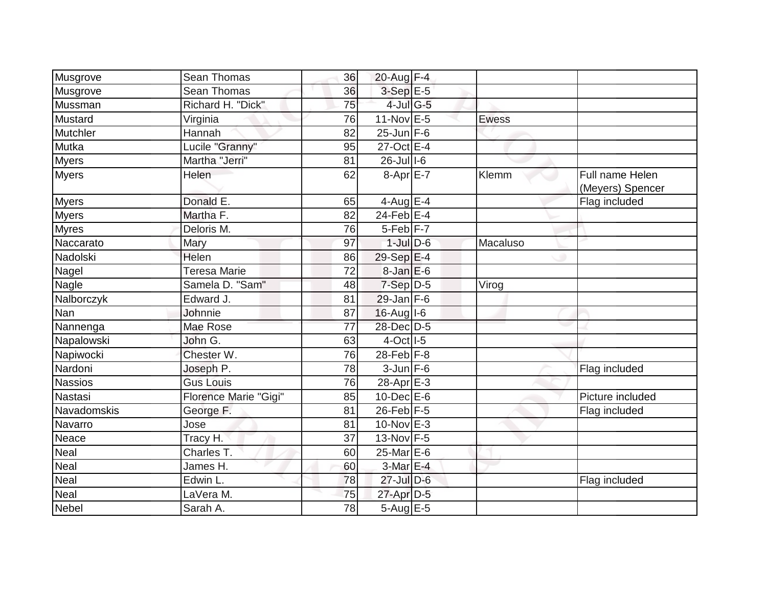| | | | | | | |
|---|---|---|---|---|---|---|
| Musgrove | Sean Thomas | 36 | 20-Aug | F-4 | | |
| Musgrove | Sean Thomas | 36 | 3-Sep | E-5 | | |
| Mussman | Richard H. "Dick" | 75 | 4-Jul | G-5 | | |
| Mustard | Virginia | 76 | 11-Nov | E-5 | Ewess | |
| Mutchler | Hannah | 82 | 25-Jun | F-6 | | |
| Mutka | Lucile "Granny" | 95 | 27-Oct | E-4 | | |
| Myers | Martha "Jerri" | 81 | 26-Jul | I-6 | | |
| Myers | Helen | 62 | 8-Apr | E-7 | Klemm | Full name Helen (Meyers) Spencer |
| Myers | Donald E. | 65 | 4-Aug | E-4 | | Flag included |
| Myers | Martha F. | 82 | 24-Feb | E-4 | | |
| Myres | Deloris M. | 76 | 5-Feb | F-7 | | |
| Naccarato | Mary | 97 | 1-Jul | D-6 | Macaluso | |
| Nadolski | Helen | 86 | 29-Sep | E-4 | | |
| Nagel | Teresa Marie | 72 | 8-Jan | E-6 | | |
| Nagle | Samela D. "Sam" | 48 | 7-Sep | D-5 | Virog | |
| Nalborczyk | Edward J. | 81 | 29-Jan | F-6 | | |
| Nan | Johnnie | 87 | 16-Aug | I-6 | | |
| Nannenga | Mae Rose | 77 | 28-Dec | D-5 | | |
| Napalowski | John G. | 63 | 4-Oct | I-5 | | |
| Napiwocki | Chester W. | 76 | 28-Feb | F-8 | | |
| Nardoni | Joseph P. | 78 | 3-Jun | F-6 | | Flag included |
| Nassios | Gus Louis | 76 | 28-Apr | E-3 | | |
| Nastasi | Florence Marie "Gigi" | 85 | 10-Dec | E-6 | | Picture included |
| Navadomskis | George F. | 81 | 26-Feb | F-5 | | Flag included |
| Navarro | Jose | 81 | 10-Nov | E-3 | | |
| Neace | Tracy H. | 37 | 13-Nov | F-5 | | |
| Neal | Charles T. | 60 | 25-Mar | E-6 | | |
| Neal | James H. | 60 | 3-Mar | E-4 | | |
| Neal | Edwin L. | 78 | 27-Jul | D-6 | | Flag included |
| Neal | LaVera M. | 75 | 27-Apr | D-5 | | |
| Nebel | Sarah A. | 78 | 5-Aug | E-5 | | |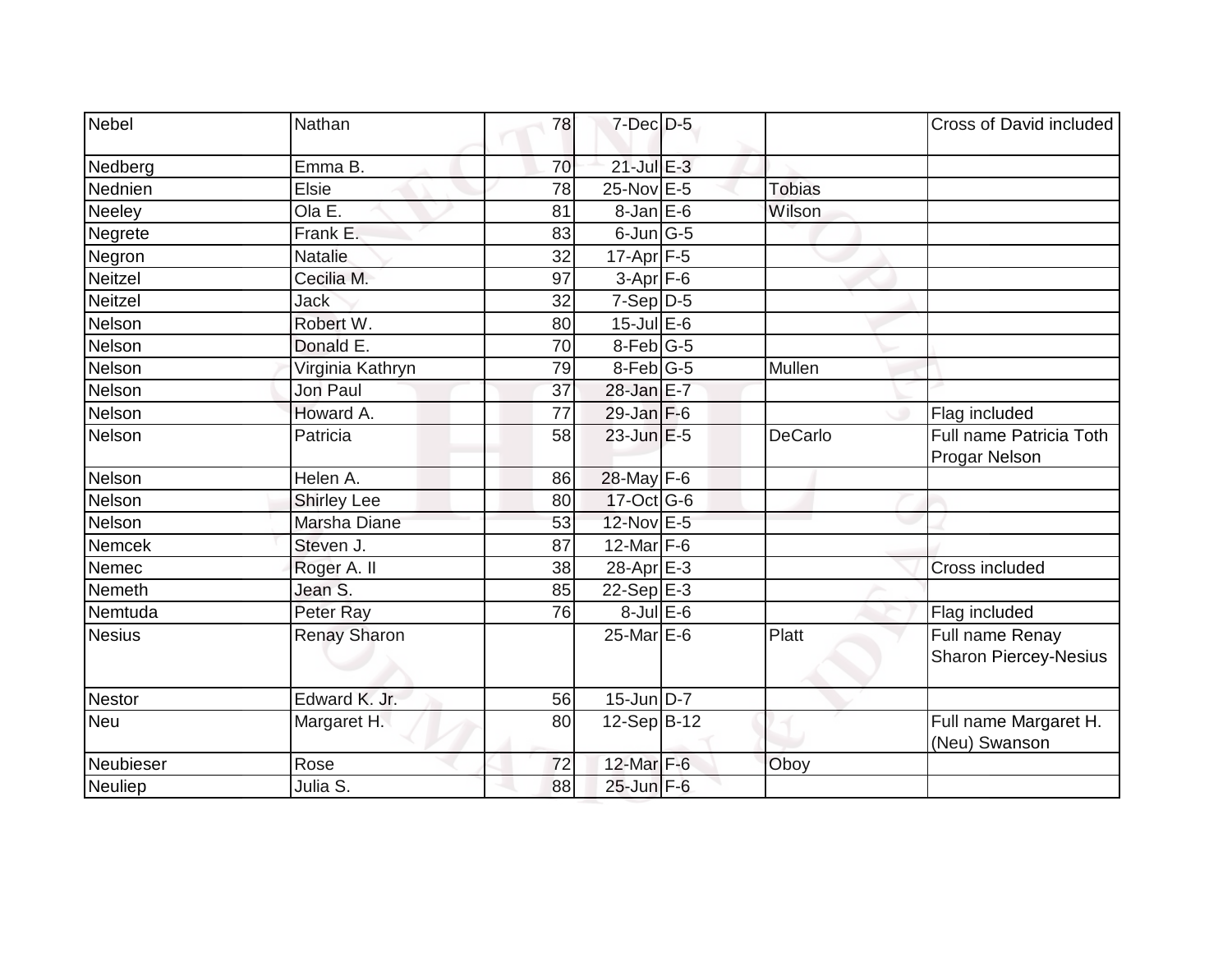| | | | | | | |
|---|---|---|---|---|---|---|
| Nebel | Nathan | 78 | 7-Dec | D-5 | | Cross of David included |
| Nedberg | Emma B. | 70 | 21-Jul | E-3 | | |
| Nednien | Elsie | 78 | 25-Nov | E-5 | Tobias | |
| Neeley | Ola E. | 81 | 8-Jan | E-6 | Wilson | |
| Negrete | Frank E. | 83 | 6-Jun | G-5 | | |
| Negron | Natalie | 32 | 17-Apr | F-5 | | |
| Neitzel | Cecilia M. | 97 | 3-Apr | F-6 | | |
| Neitzel | Jack | 32 | 7-Sep | D-5 | | |
| Nelson | Robert W. | 80 | 15-Jul | E-6 | | |
| Nelson | Donald E. | 70 | 8-Feb | G-5 | | |
| Nelson | Virginia Kathryn | 79 | 8-Feb | G-5 | Mullen | |
| Nelson | Jon Paul | 37 | 28-Jan | E-7 | | |
| Nelson | Howard A. | 77 | 29-Jan | F-6 | | Flag included |
| Nelson | Patricia | 58 | 23-Jun | E-5 | DeCarlo | Full name Patricia Toth Progar Nelson |
| Nelson | Helen A. | 86 | 28-May | F-6 | | |
| Nelson | Shirley Lee | 80 | 17-Oct | G-6 | | |
| Nelson | Marsha Diane | 53 | 12-Nov | E-5 | | |
| Nemcek | Steven J. | 87 | 12-Mar | F-6 | | |
| Nemec | Roger A. II | 38 | 28-Apr | E-3 | | Cross included |
| Nemeth | Jean S. | 85 | 22-Sep | E-3 | | |
| Nemtuda | Peter Ray | 76 | 8-Jul | E-6 | | Flag included |
| Nesius | Renay Sharon | | 25-Mar | E-6 | Platt | Full name Renay Sharon Piercey-Nesius |
| Nestor | Edward K. Jr. | 56 | 15-Jun | D-7 | | |
| Neu | Margaret H. | 80 | 12-Sep | B-12 | | Full name Margaret H. (Neu) Swanson |
| Neubieser | Rose | 72 | 12-Mar | F-6 | Oboy | |
| Neuliep | Julia S. | 88 | 25-Jun | F-6 | | |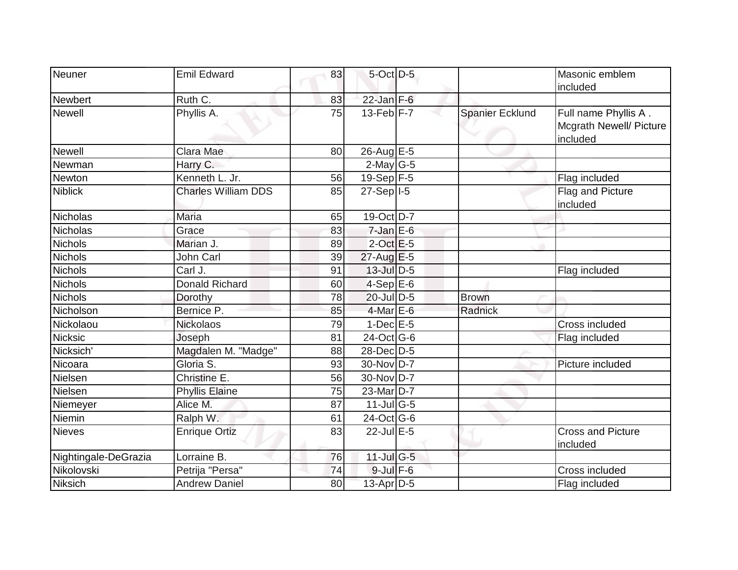| Neuner | Emil Edward | 83 | 5-Oct | D-5 | | Masonic emblem included |
|---|---|---|---|---|---|---|
| Newbert | Ruth C. | 83 | 22-Jan | F-6 | | |
| Newell | Phyllis A. | 75 | 13-Feb | F-7 | Spanier Ecklund | Full name Phyllis A . Mcgrath Newell/ Picture included |
| Newell | Clara Mae | 80 | 26-Aug | E-5 | | |
| Newman | Harry C. | | 2-May | G-5 | | |
| Newton | Kenneth L. Jr. | 56 | 19-Sep | F-5 | | Flag included |
| Niblick | Charles William DDS | 85 | 27-Sep | I-5 | | Flag and Picture included |
| Nicholas | Maria | 65 | 19-Oct | D-7 | | |
| Nicholas | Grace | 83 | 7-Jan | E-6 | | |
| Nichols | Marian J. | 89 | 2-Oct | E-5 | | |
| Nichols | John Carl | 39 | 27-Aug | E-5 | | |
| Nichols | Carl J. | 91 | 13-Jul | D-5 | | Flag included |
| Nichols | Donald Richard | 60 | 4-Sep | E-6 | | |
| Nichols | Dorothy | 78 | 20-Jul | D-5 | Brown | |
| Nicholson | Bernice P. | 85 | 4-Mar | E-6 | Radnick | |
| Nickolaou | Nickolaos | 79 | 1-Dec | E-5 | | Cross included |
| Nicksic | Joseph | 81 | 24-Oct | G-6 | | Flag included |
| Nicksich' | Magdalen M. "Madge" | 88 | 28-Dec | D-5 | | |
| Nicoara | Gloria S. | 93 | 30-Nov | D-7 | | Picture included |
| Nielsen | Christine E. | 56 | 30-Nov | D-7 | | |
| Nielsen | Phyllis Elaine | 75 | 23-Mar | D-7 | | |
| Niemeyer | Alice M. | 87 | 11-Jul | G-5 | | |
| Niemin | Ralph W. | 61 | 24-Oct | G-6 | | |
| Nieves | Enrique Ortiz | 83 | 22-Jul | E-5 | | Cross and Picture included |
| Nightingale-DeGrazia | Lorraine B. | 76 | 11-Jul | G-5 | | |
| Nikolovski | Petrija "Persa" | 74 | 9-Jul | F-6 | | Cross included |
| Niksich | Andrew Daniel | 80 | 13-Apr | D-5 | | Flag included |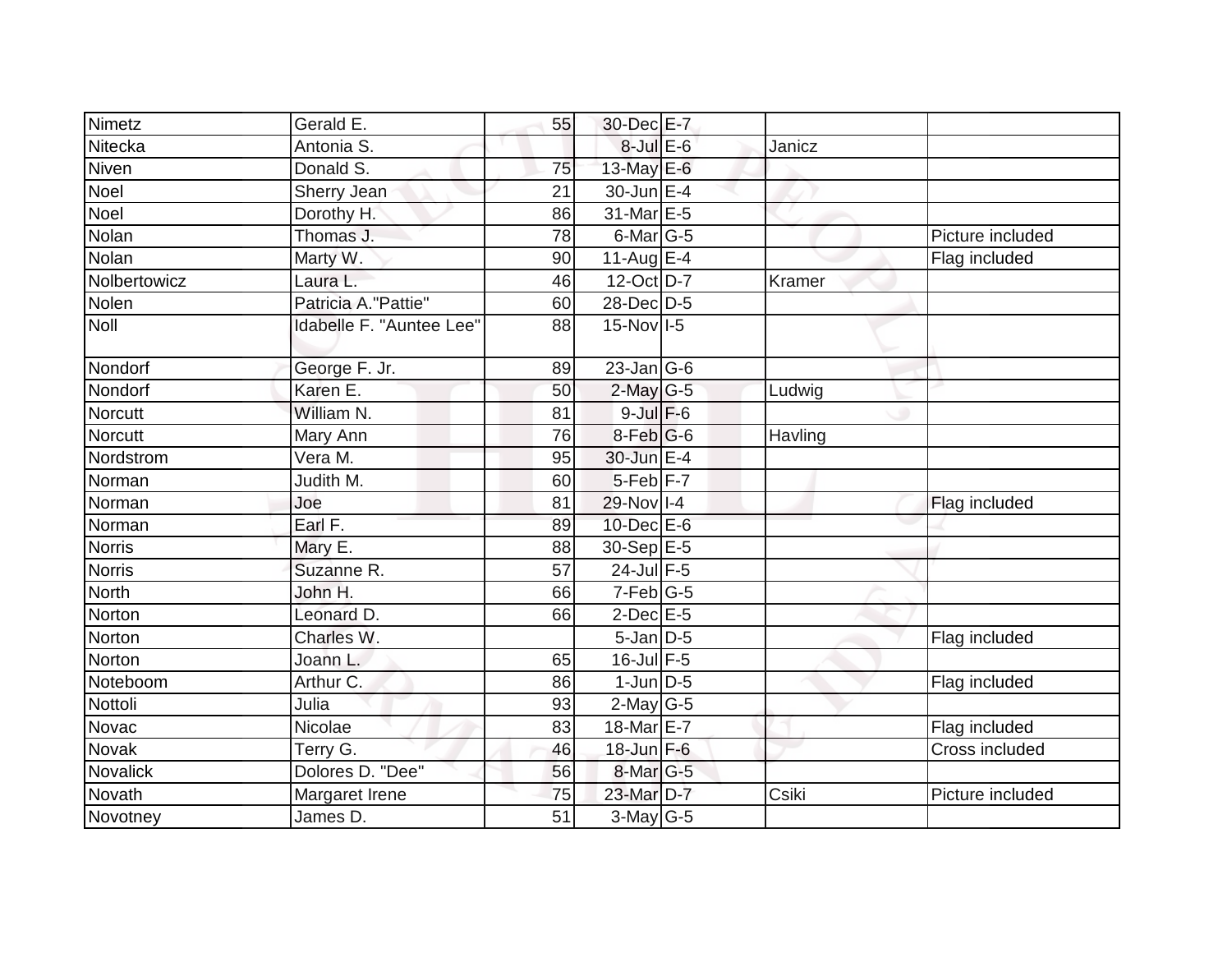| | | | | | | |
|---|---|---|---|---|---|---|
| Nimetz | Gerald E. | 55 | 30-Dec | E-7 | | |
| Nitecka | Antonia S. | | 8-Jul | E-6 | Janicz | |
| Niven | Donald S. | 75 | 13-May | E-6 | | |
| Noel | Sherry Jean | 21 | 30-Jun | E-4 | | |
| Noel | Dorothy H. | 86 | 31-Mar | E-5 | | |
| Nolan | Thomas J. | 78 | 6-Mar | G-5 | | Picture included |
| Nolan | Marty W. | 90 | 11-Aug | E-4 | | Flag included |
| Nolbertowicz | Laura L. | 46 | 12-Oct | D-7 | Kramer | |
| Nolen | Patricia A."Pattie" | 60 | 28-Dec | D-5 | | |
| Noll | Idabelle F. "Auntee Lee" | 88 | 15-Nov | I-5 | | |
| Nondorf | George F. Jr. | 89 | 23-Jan | G-6 | | |
| Nondorf | Karen E. | 50 | 2-May | G-5 | Ludwig | |
| Norcutt | William N. | 81 | 9-Jul | F-6 | | |
| Norcutt | Mary Ann | 76 | 8-Feb | G-6 | Havling | |
| Nordstrom | Vera M. | 95 | 30-Jun | E-4 | | |
| Norman | Judith M. | 60 | 5-Feb | F-7 | | |
| Norman | Joe | 81 | 29-Nov | I-4 | | Flag included |
| Norman | Earl F. | 89 | 10-Dec | E-6 | | |
| Norris | Mary E. | 88 | 30-Sep | E-5 | | |
| Norris | Suzanne R. | 57 | 24-Jul | F-5 | | |
| North | John H. | 66 | 7-Feb | G-5 | | |
| Norton | Leonard D. | 66 | 2-Dec | E-5 | | |
| Norton | Charles W. | | 5-Jan | D-5 | | Flag included |
| Norton | Joann L. | 65 | 16-Jul | F-5 | | |
| Noteboom | Arthur C. | 86 | 1-Jun | D-5 | | Flag included |
| Nottoli | Julia | 93 | 2-May | G-5 | | |
| Novac | Nicolae | 83 | 18-Mar | E-7 | | Flag included |
| Novak | Terry G. | 46 | 18-Jun | F-6 | | Cross included |
| Novalick | Dolores D. "Dee" | 56 | 8-Mar | G-5 | | |
| Novath | Margaret Irene | 75 | 23-Mar | D-7 | Csiki | Picture included |
| Novotney | James D. | 51 | 3-May | G-5 | | |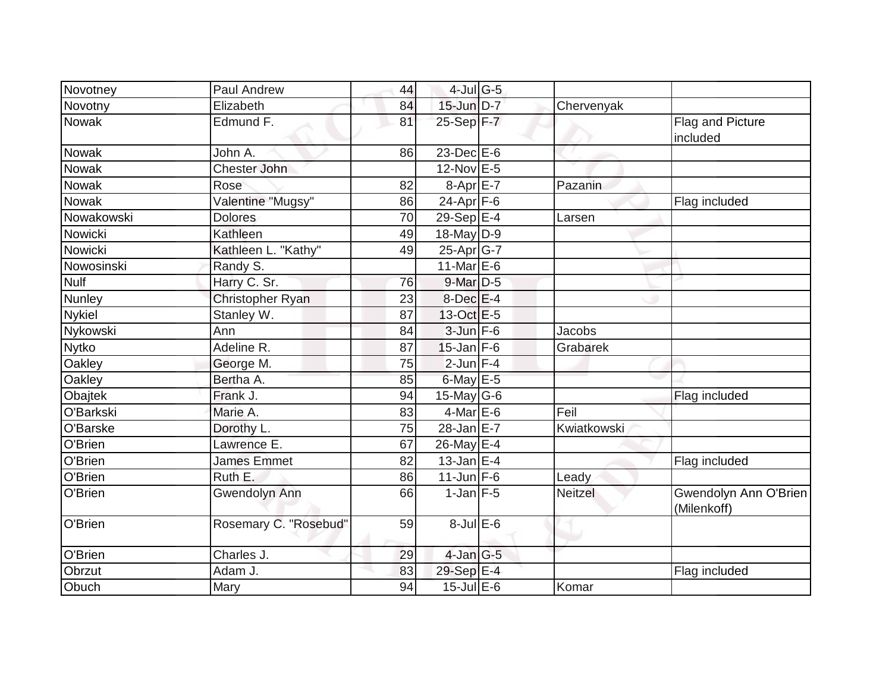| | | | | | | |
|---|---|---|---|---|---|---|
| Novotney | Paul Andrew | 44 | 4-Jul | G-5 | | |
| Novotny | Elizabeth | 84 | 15-Jun | D-7 | Chervenyak | |
| Nowak | Edmund F. | 81 | 25-Sep | F-7 | | Flag and Picture included |
| Nowak | John A. | 86 | 23-Dec | E-6 | | |
| Nowak | Chester John | | 12-Nov | E-5 | | |
| Nowak | Rose | 82 | 8-Apr | E-7 | Pazanin | |
| Nowak | Valentine "Mugsy" | 86 | 24-Apr | F-6 | | Flag included |
| Nowakowski | Dolores | 70 | 29-Sep | E-4 | Larsen | |
| Nowicki | Kathleen | 49 | 18-May | D-9 | | |
| Nowicki | Kathleen L. "Kathy" | 49 | 25-Apr | G-7 | | |
| Nowosinski | Randy S. | | 11-Mar | E-6 | | |
| Nulf | Harry C. Sr. | 76 | 9-Mar | D-5 | | |
| Nunley | Christopher Ryan | 23 | 8-Dec | E-4 | | |
| Nykiel | Stanley W. | 87 | 13-Oct | E-5 | | |
| Nykowski | Ann | 84 | 3-Jun | F-6 | Jacobs | |
| Nytko | Adeline R. | 87 | 15-Jan | F-6 | Grabarek | |
| Oakley | George M. | 75 | 2-Jun | F-4 | | |
| Oakley | Bertha A. | 85 | 6-May | E-5 | | |
| Obajtek | Frank J. | 94 | 15-May | G-6 | | Flag included |
| O'Barkski | Marie A. | 83 | 4-Mar | E-6 | Feil | |
| O'Barske | Dorothy L. | 75 | 28-Jan | E-7 | Kwiatkowski | |
| O'Brien | Lawrence E. | 67 | 26-May | E-4 | | |
| O'Brien | James Emmet | 82 | 13-Jan | E-4 | | Flag included |
| O'Brien | Ruth E. | 86 | 11-Jun | F-6 | Leady | |
| O'Brien | Gwendolyn Ann | 66 | 1-Jan | F-5 | Neitzel | Gwendolyn Ann O'Brien (Milenkoff) |
| O'Brien | Rosemary C. "Rosebud" | 59 | 8-Jul | E-6 | | |
| O'Brien | Charles J. | 29 | 4-Jan | G-5 | | |
| Obrzut | Adam J. | 83 | 29-Sep | E-4 | | Flag included |
| Obuch | Mary | 94 | 15-Jul | E-6 | Komar | |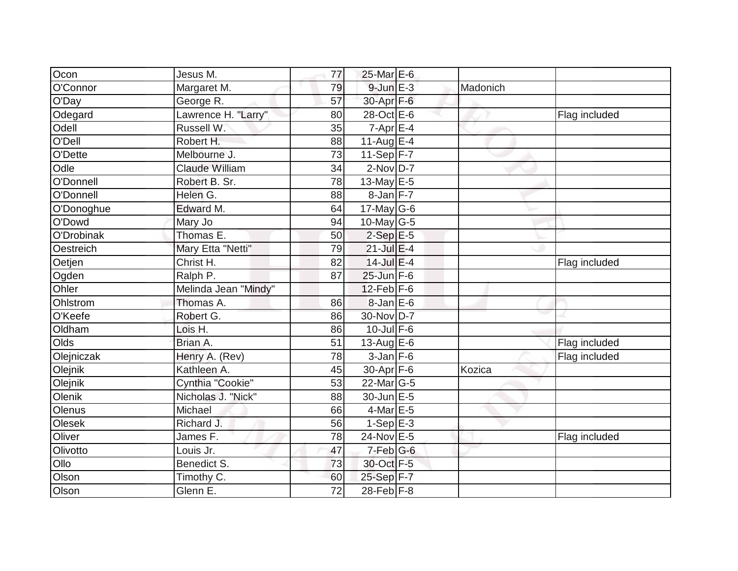| Ocon | Jesus M. | 77 | 25-Mar | E-6 | | |
|---|---|---|---|---|---|---|
| O'Connor | Margaret M. | 79 | 9-Jun | E-3 | Madonich | |
| O'Day | George R. | 57 | 30-Apr | F-6 | | |
| Odegard | Lawrence H. "Larry" | 80 | 28-Oct | E-6 | | Flag included |
| Odell | Russell W. | 35 | 7-Apr | E-4 | | |
| O'Dell | Robert H. | 88 | 11-Aug | E-4 | | |
| O'Dette | Melbourne J. | 73 | 11-Sep | F-7 | | |
| Odle | Claude William | 34 | 2-Nov | D-7 | | |
| O'Donnell | Robert B. Sr. | 78 | 13-May | E-5 | | |
| O'Donnell | Helen G. | 88 | 8-Jan | F-7 | | |
| O'Donoghue | Edward M. | 64 | 17-May | G-6 | | |
| O'Dowd | Mary Jo | 94 | 10-May | G-5 | | |
| O'Drobinak | Thomas E. | 50 | 2-Sep | E-5 | | |
| Oestreich | Mary Etta "Netti" | 79 | 21-Jul | E-4 | | |
| Oetjen | Christ H. | 82 | 14-Jul | E-4 | | Flag included |
| Ogden | Ralph P. | 87 | 25-Jun | F-6 | | |
| Ohler | Melinda Jean "Mindy" | | 12-Feb | F-6 | | |
| Ohlstrom | Thomas A. | 86 | 8-Jan | E-6 | | |
| O'Keefe | Robert G. | 86 | 30-Nov | D-7 | | |
| Oldham | Lois H. | 86 | 10-Jul | F-6 | | |
| Olds | Brian A. | 51 | 13-Aug | E-6 | | Flag included |
| Olejniczak | Henry A. (Rev) | 78 | 3-Jan | F-6 | | Flag included |
| Olejnik | Kathleen A. | 45 | 30-Apr | F-6 | Kozica | |
| Olejnik | Cynthia "Cookie" | 53 | 22-Mar | G-5 | | |
| Olenik | Nicholas J. "Nick" | 88 | 30-Jun | E-5 | | |
| Olenus | Michael | 66 | 4-Mar | E-5 | | |
| Olesek | Richard J. | 56 | 1-Sep | E-3 | | |
| Oliver | James F. | 78 | 24-Nov | E-5 | | Flag included |
| Olivotto | Louis Jr. | 47 | 7-Feb | G-6 | | |
| Ollo | Benedict S. | 73 | 30-Oct | F-5 | | |
| Olson | Timothy C. | 60 | 25-Sep | F-7 | | |
| Olson | Glenn E. | 72 | 28-Feb | F-8 | | |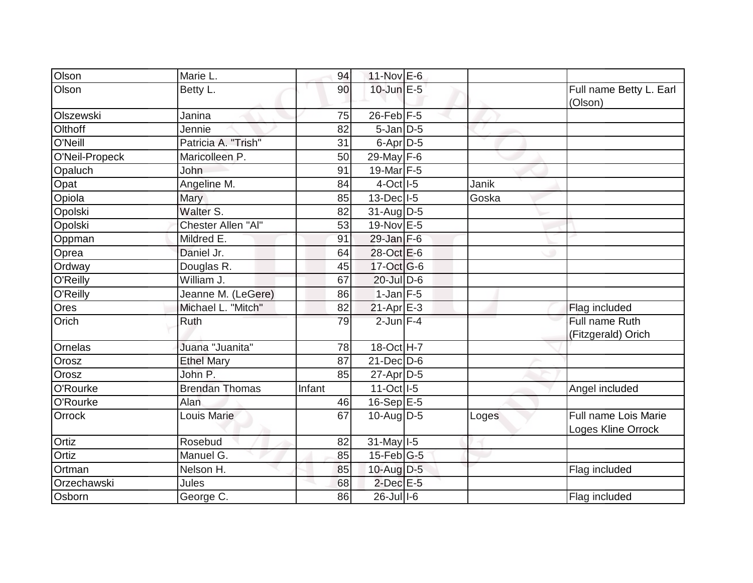| | | | | | | |
|---|---|---|---|---|---|---|
| Olson | Marie L. | 94 | 11-Nov | E-6 | | |
| Olson | Betty L. | 90 | 10-Jun | E-5 | | Full name Betty L. Earl (Olson) |
| Olszewski | Janina | 75 | 26-Feb | F-5 | | |
| Olthoff | Jennie | 82 | 5-Jan | D-5 | | |
| O'Neill | Patricia A. "Trish" | 31 | 6-Apr | D-5 | | |
| O'Neil-Propeck | Maricolleen P. | 50 | 29-May | F-6 | | |
| Opaluch | John | 91 | 19-Mar | F-5 | | |
| Opat | Angeline M. | 84 | 4-Oct | I-5 | Janik | |
| Opiola | Mary | 85 | 13-Dec | I-5 | Goska | |
| Opolski | Walter S. | 82 | 31-Aug | D-5 | | |
| Opolski | Chester Allen "Al" | 53 | 19-Nov | E-5 | | |
| Oppman | Mildred E. | 91 | 29-Jan | F-6 | | |
| Oprea | Daniel Jr. | 64 | 28-Oct | E-6 | | |
| Ordway | Douglas R. | 45 | 17-Oct | G-6 | | |
| O'Reilly | William J. | 67 | 20-Jul | D-6 | | |
| O'Reilly | Jeanne M. (LeGere) | 86 | 1-Jan | F-5 | | |
| Ores | Michael L. "Mitch" | 82 | 21-Apr | E-3 | | Flag included |
| Orich | Ruth | 79 | 2-Jun | F-4 | | Full name Ruth (Fitzgerald) Orich |
| Ornelas | Juana "Juanita" | 78 | 18-Oct | H-7 | | |
| Orosz | Ethel Mary | 87 | 21-Dec | D-6 | | |
| Orosz | John P. | 85 | 27-Apr | D-5 | | |
| O'Rourke | Brendan Thomas | Infant | 11-Oct | I-5 | | Angel included |
| O'Rourke | Alan | 46 | 16-Sep | E-5 | | |
| Orrock | Louis Marie | 67 | 10-Aug | D-5 | Loges | Full name Lois Marie Loges Kline Orrock |
| Ortiz | Rosebud | 82 | 31-May | I-5 | | |
| Ortiz | Manuel G. | 85 | 15-Feb | G-5 | | |
| Ortman | Nelson H. | 85 | 10-Aug | D-5 | | Flag included |
| Orzechawski | Jules | 68 | 2-Dec | E-5 | | |
| Osborn | George C. | 86 | 26-Jul | I-6 | | Flag included |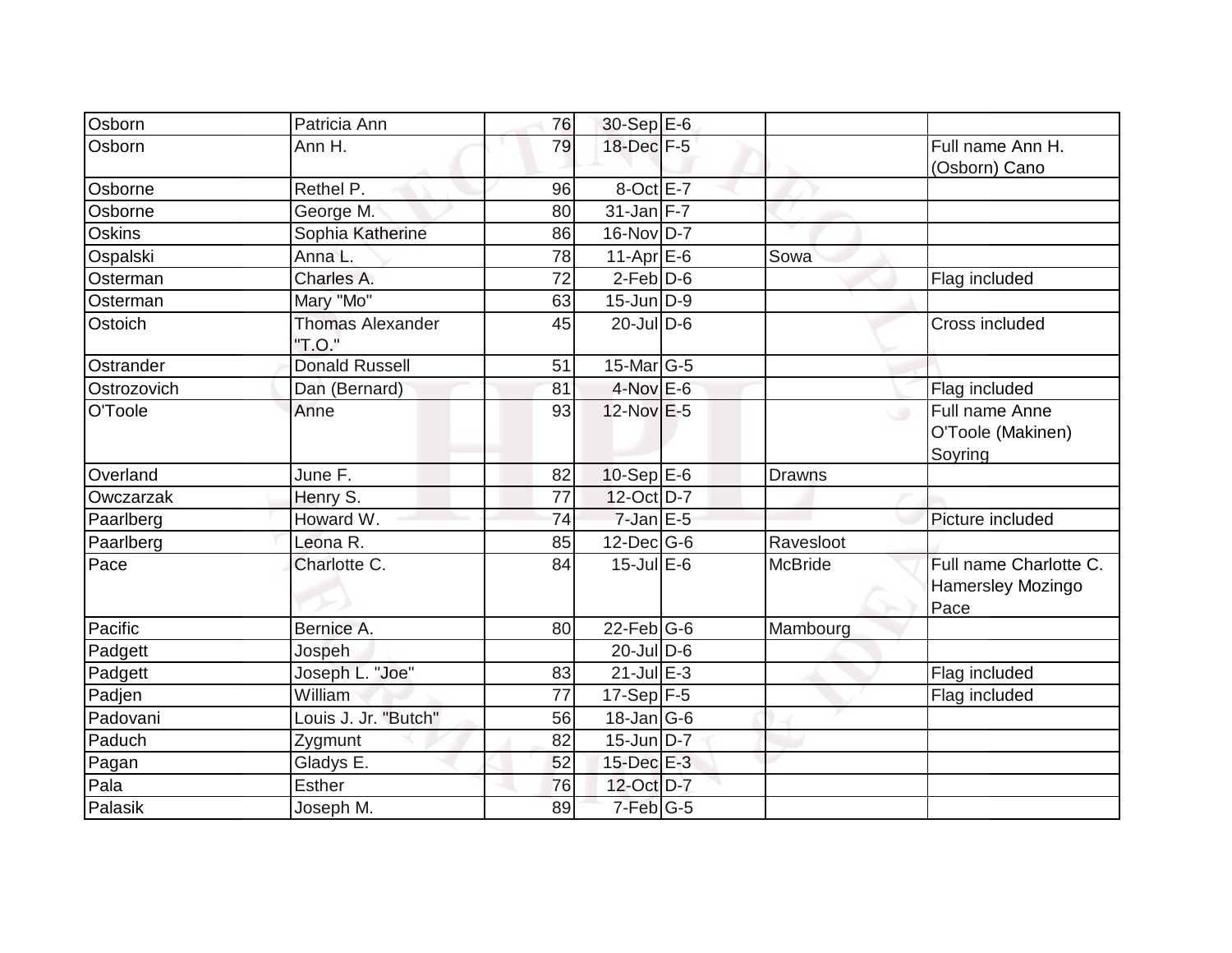| Osborn | Patricia Ann | 76 | 30-Sep | E-6 | | |
|---|---|---|---|---|---|---|
| Osborn | Ann H. | 79 | 18-Dec | F-5 | | Full name Ann H. (Osborn) Cano |
| Osborne | Rethel P. | 96 | 8-Oct | E-7 | | |
| Osborne | George M. | 80 | 31-Jan | F-7 | | |
| Oskins | Sophia Katherine | 86 | 16-Nov | D-7 | | |
| Ospalski | Anna L. | 78 | 11-Apr | E-6 | Sowa | |
| Osterman | Charles A. | 72 | 2-Feb | D-6 | | Flag included |
| Osterman | Mary "Mo" | 63 | 15-Jun | D-9 | | |
| Ostoich | Thomas Alexander "T.O." | 45 | 20-Jul | D-6 | | Cross included |
| Ostrander | Donald Russell | 51 | 15-Mar | G-5 | | |
| Ostrozovich | Dan (Bernard) | 81 | 4-Nov | E-6 | | Flag included |
| O'Toole | Anne | 93 | 12-Nov | E-5 | | Full name Anne O'Toole (Makinen) Soyring |
| Overland | June F. | 82 | 10-Sep | E-6 | Drawns | |
| Owczarzak | Henry S. | 77 | 12-Oct | D-7 | | |
| Paarlberg | Howard W. | 74 | 7-Jan | E-5 | | Picture included |
| Paarlberg | Leona R. | 85 | 12-Dec | G-6 | Ravesloot | |
| Pace | Charlotte C. | 84 | 15-Jul | E-6 | McBride | Full name Charlotte C. Hamersley Mozingo Pace |
| Pacific | Bernice A. | 80 | 22-Feb | G-6 | Mambourg | |
| Padgett | Jospeh | | 20-Jul | D-6 | | |
| Padgett | Joseph L. "Joe" | 83 | 21-Jul | E-3 | | Flag included |
| Padjen | William | 77 | 17-Sep | F-5 | | Flag included |
| Padovani | Louis J. Jr. "Butch" | 56 | 18-Jan | G-6 | | |
| Paduch | Zygmunt | 82 | 15-Jun | D-7 | | |
| Pagan | Gladys E. | 52 | 15-Dec | E-3 | | |
| Pala | Esther | 76 | 12-Oct | D-7 | | |
| Palasik | Joseph M. | 89 | 7-Feb | G-5 | | |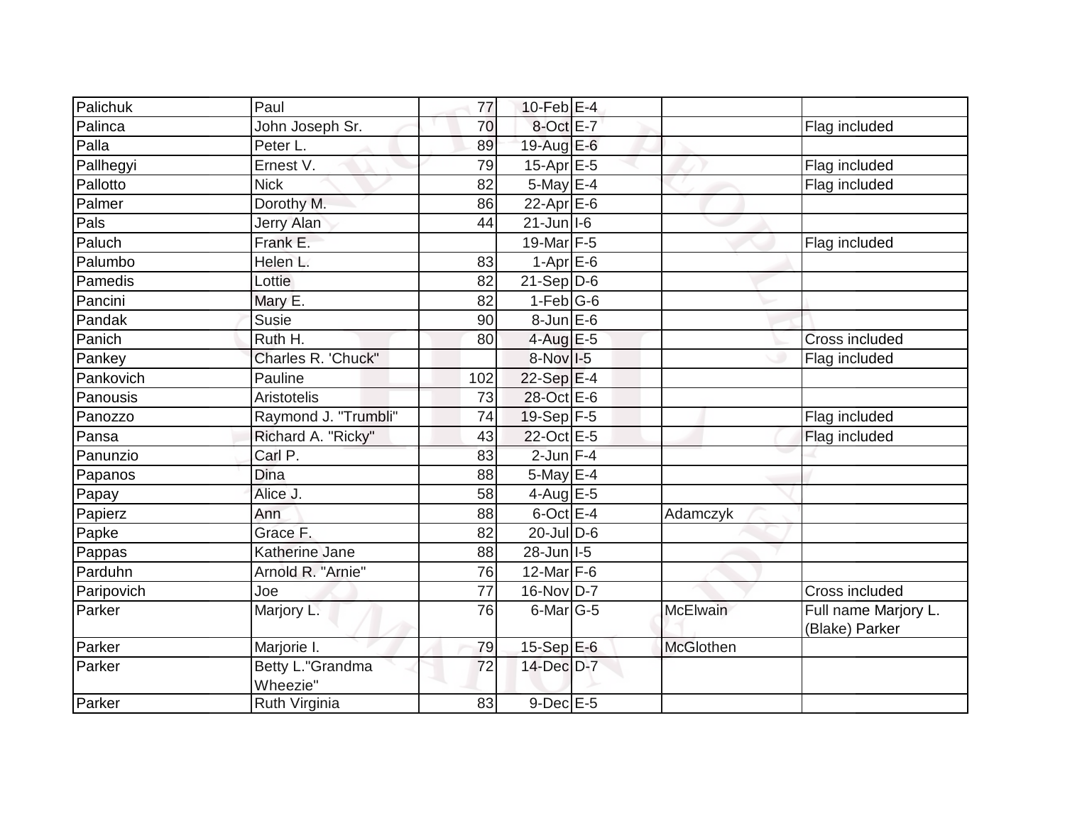| Palichuk | Paul | 77 | 10-Feb | E-4 | | |
|---|---|---|---|---|---|---|
| Palinca | John Joseph Sr. | 70 | 8-Oct | E-7 | | Flag included |
| Palla | Peter L. | 89 | 19-Aug | E-6 | | |
| Pallhegyi | Ernest V. | 79 | 15-Apr | E-5 | | Flag included |
| Pallotto | Nick | 82 | 5-May | E-4 | | Flag included |
| Palmer | Dorothy M. | 86 | 22-Apr | E-6 | | |
| Pals | Jerry Alan | 44 | 21-Jun | I-6 | | |
| Paluch | Frank E. | | 19-Mar | F-5 | | Flag included |
| Palumbo | Helen L. | 83 | 1-Apr | E-6 | | |
| Pamedis | Lottie | 82 | 21-Sep | D-6 | | |
| Pancini | Mary E. | 82 | 1-Feb | G-6 | | |
| Pandak | Susie | 90 | 8-Jun | E-6 | | |
| Panich | Ruth H. | 80 | 4-Aug | E-5 | | Cross included |
| Pankey | Charles R. 'Chuck" | | 8-Nov | I-5 | | Flag included |
| Pankovich | Pauline | 102 | 22-Sep | E-4 | | |
| Panousis | Aristotelis | 73 | 28-Oct | E-6 | | |
| Panozzo | Raymond J. "Trumbli" | 74 | 19-Sep | F-5 | | Flag included |
| Pansa | Richard A. "Ricky" | 43 | 22-Oct | E-5 | | Flag included |
| Panunzio | Carl P. | 83 | 2-Jun | F-4 | | |
| Papanos | Dina | 88 | 5-May | E-4 | | |
| Papay | Alice J. | 58 | 4-Aug | E-5 | | |
| Papierz | Ann | 88 | 6-Oct | E-4 | Adamczyk | |
| Papke | Grace F. | 82 | 20-Jul | D-6 | | |
| Pappas | Katherine Jane | 88 | 28-Jun | I-5 | | |
| Parduhn | Arnold R. "Arnie" | 76 | 12-Mar | F-6 | | |
| Paripovich | Joe | 77 | 16-Nov | D-7 | | Cross included |
| Parker | Marjory L. | 76 | 6-Mar | G-5 | McElwain | Full name Marjory L. (Blake) Parker |
| Parker | Marjorie I. | 79 | 15-Sep | E-6 | McGlothen | |
| Parker | Betty L."Grandma Wheezie" | 72 | 14-Dec | D-7 | | |
| Parker | Ruth Virginia | 83 | 9-Dec | E-5 | | |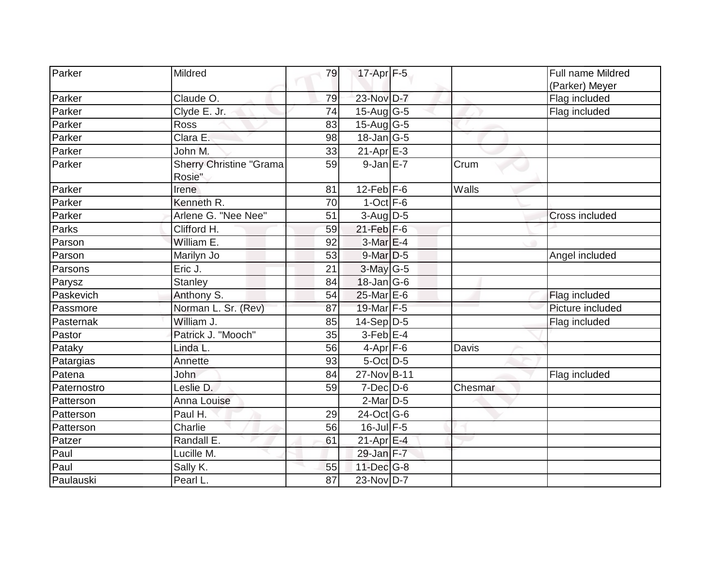| Parker | Mildred | 79 | 17-Apr | F-5 | | Full name Mildred (Parker) Meyer |
|---|---|---|---|---|---|---|
| Parker | Claude O. | 79 | 23-Nov | D-7 | | Flag included |
| Parker | Clyde E. Jr. | 74 | 15-Aug | G-5 | | Flag included |
| Parker | Ross | 83 | 15-Aug | G-5 | | |
| Parker | Clara E. | 98 | 18-Jan | G-5 | | |
| Parker | John M. | 33 | 21-Apr | E-3 | | |
| Parker | Sherry Christine "Grama Rosie" | 59 | 9-Jan | E-7 | Crum | |
| Parker | Irene | 81 | 12-Feb | F-6 | Walls | |
| Parker | Kenneth R. | 70 | 1-Oct | F-6 | | |
| Parker | Arlene G. "Nee Nee" | 51 | 3-Aug | D-5 | | Cross included |
| Parks | Clifford H. | 59 | 21-Feb | F-6 | | |
| Parson | William E. | 92 | 3-Mar | E-4 | | |
| Parson | Marilyn Jo | 53 | 9-Mar | D-5 | | Angel included |
| Parsons | Eric J. | 21 | 3-May | G-5 | | |
| Parysz | Stanley | 84 | 18-Jan | G-6 | | |
| Paskevich | Anthony S. | 54 | 25-Mar | E-6 | | Flag included |
| Passmore | Norman L. Sr. (Rev) | 87 | 19-Mar | F-5 | | Picture included |
| Pasternak | William J. | 85 | 14-Sep | D-5 | | Flag included |
| Pastor | Patrick J. "Mooch" | 35 | 3-Feb | E-4 | | |
| Pataky | Linda L. | 56 | 4-Apr | F-6 | Davis | |
| Patargias | Annette | 93 | 5-Oct | D-5 | | |
| Patena | John | 84 | 27-Nov | B-11 | | Flag included |
| Paternostro | Leslie D. | 59 | 7-Dec | D-6 | Chesmar | |
| Patterson | Anna Louise | | 2-Mar | D-5 | | |
| Patterson | Paul H. | 29 | 24-Oct | G-6 | | |
| Patterson | Charlie | 56 | 16-Jul | F-5 | | |
| Patzer | Randall E. | 61 | 21-Apr | E-4 | | |
| Paul | Lucille M. | | 29-Jan | F-7 | | |
| Paul | Sally K. | 55 | 11-Dec | G-8 | | |
| Paulauski | Pearl L. | 87 | 23-Nov | D-7 | | |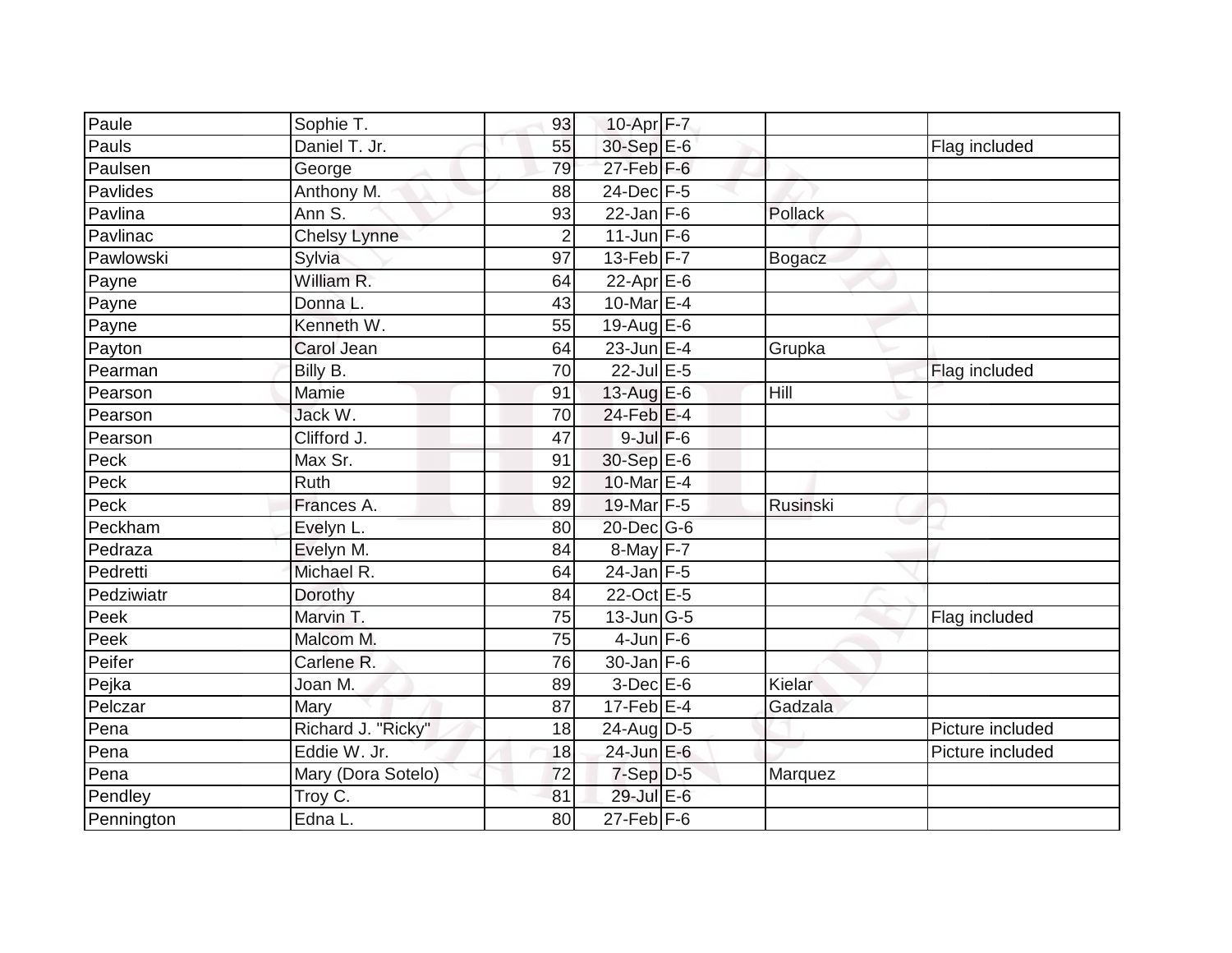| | | | | | | |
|---|---|---|---|---|---|---|
| Paule | Sophie T. | 93 | 10-Apr | F-7 | | |
| Pauls | Daniel T. Jr. | 55 | 30-Sep | E-6 | | Flag included |
| Paulsen | George | 79 | 27-Feb | F-6 | | |
| Pavlides | Anthony M. | 88 | 24-Dec | F-5 | | |
| Pavlina | Ann S. | 93 | 22-Jan | F-6 | Pollack | |
| Pavlinac | Chelsy Lynne | 2 | 11-Jun | F-6 | | |
| Pawlowski | Sylvia | 97 | 13-Feb | F-7 | Bogacz | |
| Payne | William R. | 64 | 22-Apr | E-6 | | |
| Payne | Donna L. | 43 | 10-Mar | E-4 | | |
| Payne | Kenneth W. | 55 | 19-Aug | E-6 | | |
| Payton | Carol Jean | 64 | 23-Jun | E-4 | Grupka | |
| Pearman | Billy B. | 70 | 22-Jul | E-5 | | Flag included |
| Pearson | Mamie | 91 | 13-Aug | E-6 | Hill | |
| Pearson | Jack W. | 70 | 24-Feb | E-4 | | |
| Pearson | Clifford J. | 47 | 9-Jul | F-6 | | |
| Peck | Max Sr. | 91 | 30-Sep | E-6 | | |
| Peck | Ruth | 92 | 10-Mar | E-4 | | |
| Peck | Frances A. | 89 | 19-Mar | F-5 | Rusinski | |
| Peckham | Evelyn L. | 80 | 20-Dec | G-6 | | |
| Pedraza | Evelyn M. | 84 | 8-May | F-7 | | |
| Pedretti | Michael R. | 64 | 24-Jan | F-5 | | |
| Pedziwiatr | Dorothy | 84 | 22-Oct | E-5 | | |
| Peek | Marvin T. | 75 | 13-Jun | G-5 | | Flag included |
| Peek | Malcom M. | 75 | 4-Jun | F-6 | | |
| Peifer | Carlene R. | 76 | 30-Jan | F-6 | | |
| Pejka | Joan M. | 89 | 3-Dec | E-6 | Kielar | |
| Pelczar | Mary | 87 | 17-Feb | E-4 | Gadzala | |
| Pena | Richard J. "Ricky" | 18 | 24-Aug | D-5 | | Picture included |
| Pena | Eddie W. Jr. | 18 | 24-Jun | E-6 | | Picture included |
| Pena | Mary (Dora Sotelo) | 72 | 7-Sep | D-5 | Marquez | |
| Pendley | Troy C. | 81 | 29-Jul | E-6 | | |
| Pennington | Edna L. | 80 | 27-Feb | F-6 | | |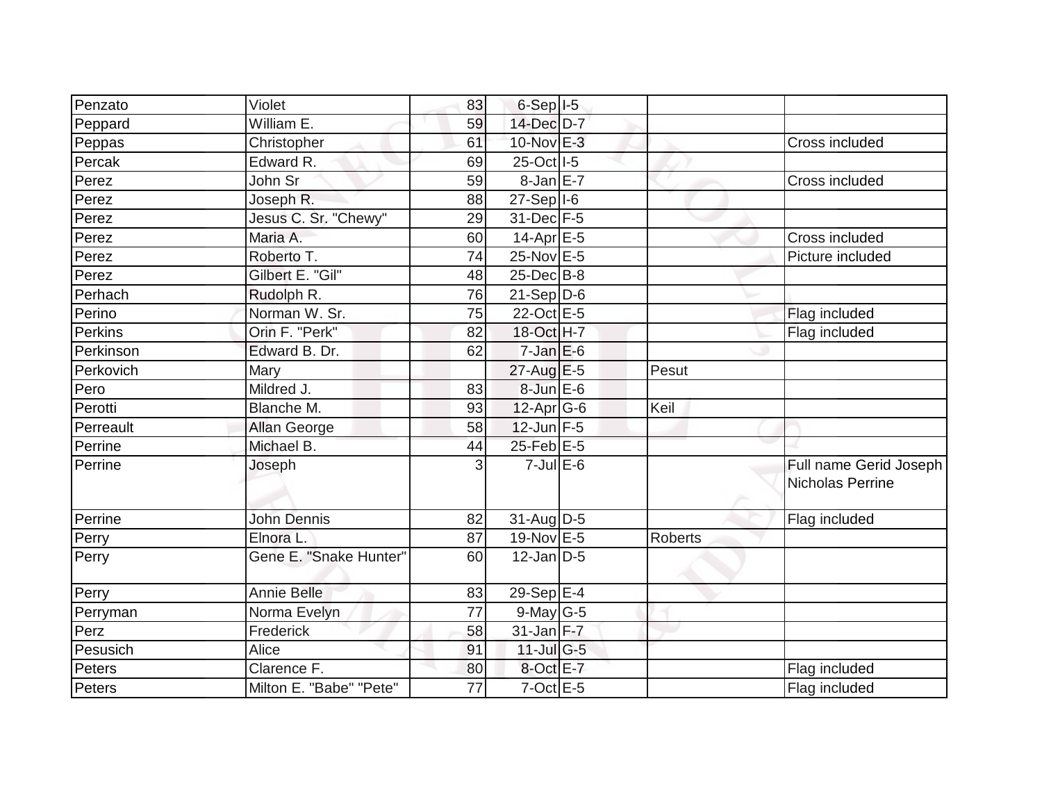| | | | | | | |
|---|---|---|---|---|---|---|
| Penzato | Violet | 83 | 6-Sep | I-5 | | |
| Peppard | William E. | 59 | 14-Dec | D-7 | | |
| Peppas | Christopher | 61 | 10-Nov | E-3 | | Cross included |
| Percak | Edward R. | 69 | 25-Oct | I-5 | | |
| Perez | John Sr | 59 | 8-Jan | E-7 | | Cross included |
| Perez | Joseph R. | 88 | 27-Sep | I-6 | | |
| Perez | Jesus C. Sr. "Chewy" | 29 | 31-Dec | F-5 | | |
| Perez | Maria A. | 60 | 14-Apr | E-5 | | Cross included |
| Perez | Roberto T. | 74 | 25-Nov | E-5 | | Picture included |
| Perez | Gilbert E. "Gil" | 48 | 25-Dec | B-8 | | |
| Perhach | Rudolph R. | 76 | 21-Sep | D-6 | | |
| Perino | Norman W. Sr. | 75 | 22-Oct | E-5 | | Flag included |
| Perkins | Orin F. "Perk" | 82 | 18-Oct | H-7 | | Flag included |
| Perkinson | Edward B. Dr. | 62 | 7-Jan | E-6 | | |
| Perkovich | Mary | | 27-Aug | E-5 | Pesut | |
| Pero | Mildred J. | 83 | 8-Jun | E-6 | | |
| Perotti | Blanche M. | 93 | 12-Apr | G-6 | Keil | |
| Perreault | Allan George | 58 | 12-Jun | F-5 | | |
| Perrine | Michael B. | 44 | 25-Feb | E-5 | | |
| Perrine | Joseph | 3 | 7-Jul | E-6 | | Full name Gerid Joseph Nicholas Perrine |
| Perrine | John Dennis | 82 | 31-Aug | D-5 | | Flag included |
| Perry | Elnora L. | 87 | 19-Nov | E-5 | Roberts | |
| Perry | Gene E. "Snake Hunter" | 60 | 12-Jan | D-5 | | |
| Perry | Annie Belle | 83 | 29-Sep | E-4 | | |
| Perryman | Norma Evelyn | 77 | 9-May | G-5 | | |
| Perz | Frederick | 58 | 31-Jan | F-7 | | |
| Pesusich | Alice | 91 | 11-Jul | G-5 | | |
| Peters | Clarence F. | 80 | 8-Oct | E-7 | | Flag included |
| Peters | Milton E. "Babe" "Pete" | 77 | 7-Oct | E-5 | | Flag included |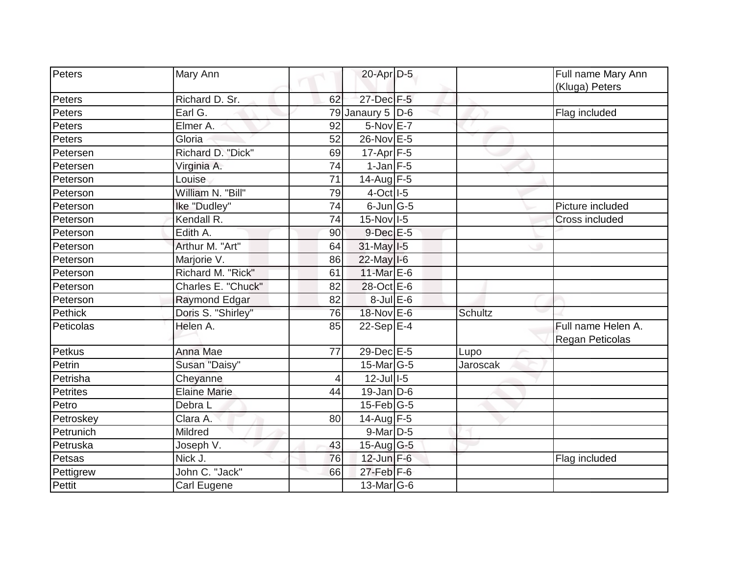| Peters | Mary Ann | | 20-Apr | D-5 | | Full name Mary Ann (Kluga) Peters |
|---|---|---|---|---|---|---|
| Peters | Richard D. Sr. | 62 | 27-Dec | F-5 | | |
| Peters | Earl G. | 79 | Janaury 5 | D-6 | | Flag included |
| Peters | Elmer A. | 92 | 5-Nov | E-7 | | |
| Peters | Gloria | 52 | 26-Nov | E-5 | | |
| Petersen | Richard D. "Dick" | 69 | 17-Apr | F-5 | | |
| Petersen | Virginia A. | 74 | 1-Jan | F-5 | | |
| Peterson | Louise | 71 | 14-Aug | F-5 | | |
| Peterson | William N. "Bill" | 79 | 4-Oct | I-5 | | |
| Peterson | Ike "Dudley" | 74 | 6-Jun | G-5 | | Picture included |
| Peterson | Kendall R. | 74 | 15-Nov | I-5 | | Cross included |
| Peterson | Edith A. | 90 | 9-Dec | E-5 | | |
| Peterson | Arthur M. "Art" | 64 | 31-May | I-5 | | |
| Peterson | Marjorie V. | 86 | 22-May | I-6 | | |
| Peterson | Richard M. "Rick" | 61 | 11-Mar | E-6 | | |
| Peterson | Charles E. "Chuck" | 82 | 28-Oct | E-6 | | |
| Peterson | Raymond Edgar | 82 | 8-Jul | E-6 | | |
| Pethick | Doris S. "Shirley" | 76 | 18-Nov | E-6 | Schultz | |
| Peticolas | Helen A. | 85 | 22-Sep | E-4 | | Full name Helen A. Regan Peticolas |
| Petkus | Anna Mae | 77 | 29-Dec | E-5 | Lupo | |
| Petrin | Susan "Daisy" | | 15-Mar | G-5 | Jaroscak | |
| Petrisha | Cheyanne | 4 | 12-Jul | I-5 | | |
| Petrites | Elaine Marie | 44 | 19-Jan | D-6 | | |
| Petro | Debra L | | 15-Feb | G-5 | | |
| Petroskey | Clara A. | 80 | 14-Aug | F-5 | | |
| Petrunich | Mildred | | 9-Mar | D-5 | | |
| Petruska | Joseph V. | 43 | 15-Aug | G-5 | | |
| Petsas | Nick J. | 76 | 12-Jun | F-6 | | Flag included |
| Pettigrew | John C. "Jack" | 66 | 27-Feb | F-6 | | |
| Pettit | Carl Eugene | | 13-Mar | G-6 | | |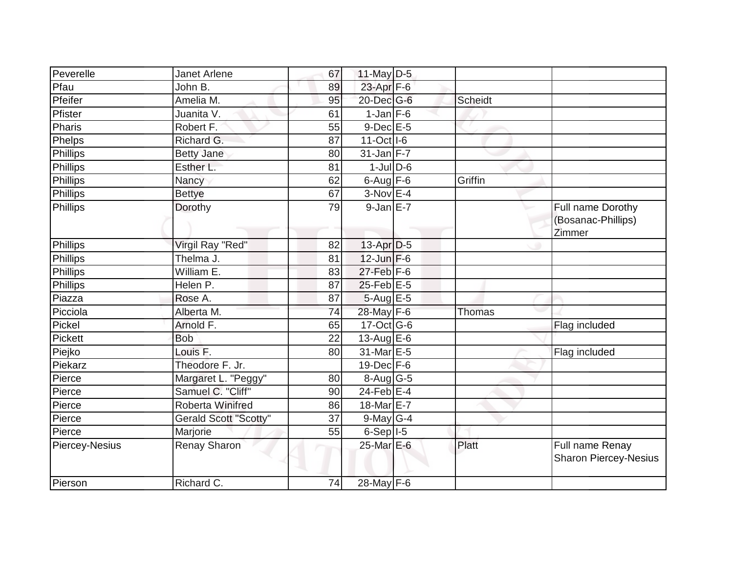| Peverelle | Janet Arlene | 67 | 11-May | D-5 | | |
|---|---|---|---|---|---|---|
| Pfau | John B. | 89 | 23-Apr | F-6 | | |
| Pfeifer | Amelia M. | 95 | 20-Dec | G-6 | Scheidt | |
| Pfister | Juanita V. | 61 | 1-Jan | F-6 | | |
| Pharis | Robert F. | 55 | 9-Dec | E-5 | | |
| Phelps | Richard G. | 87 | 11-Oct | I-6 | | |
| Phillips | Betty Jane | 80 | 31-Jan | F-7 | | |
| Phillips | Esther L. | 81 | 1-Jul | D-6 | | |
| Phillips | Nancy | 62 | 6-Aug | F-6 | Griffin | |
| Phillips | Bettye | 67 | 3-Nov | E-4 | | |
| Phillips | Dorothy | 79 | 9-Jan | E-7 | | Full name Dorothy (Bosanac-Phillips) Zimmer |
| Phillips | Virgil Ray "Red" | 82 | 13-Apr | D-5 | | |
| Phillips | Thelma J. | 81 | 12-Jun | F-6 | | |
| Phillips | William E. | 83 | 27-Feb | F-6 | | |
| Phillips | Helen P. | 87 | 25-Feb | E-5 | | |
| Piazza | Rose A. | 87 | 5-Aug | E-5 | | |
| Picciola | Alberta M. | 74 | 28-May | F-6 | Thomas | |
| Pickel | Arnold F. | 65 | 17-Oct | G-6 | | Flag included |
| Pickett | Bob | 22 | 13-Aug | E-6 | | |
| Piejko | Louis F. | 80 | 31-Mar | E-5 | | Flag included |
| Piekarz | Theodore F. Jr. | | 19-Dec | F-6 | | |
| Pierce | Margaret L. "Peggy" | 80 | 8-Aug | G-5 | | |
| Pierce | Samuel C. "Cliff" | 90 | 24-Feb | E-4 | | |
| Pierce | Roberta Winifred | 86 | 18-Mar | E-7 | | |
| Pierce | Gerald Scott "Scotty" | 37 | 9-May | G-4 | | |
| Pierce | Marjorie | 55 | 6-Sep | I-5 | | |
| Piercey-Nesius | Renay Sharon | | 25-Mar | E-6 | Platt | Full name Renay Sharon Piercey-Nesius |
| Pierson | Richard C. | 74 | 28-May | F-6 | | |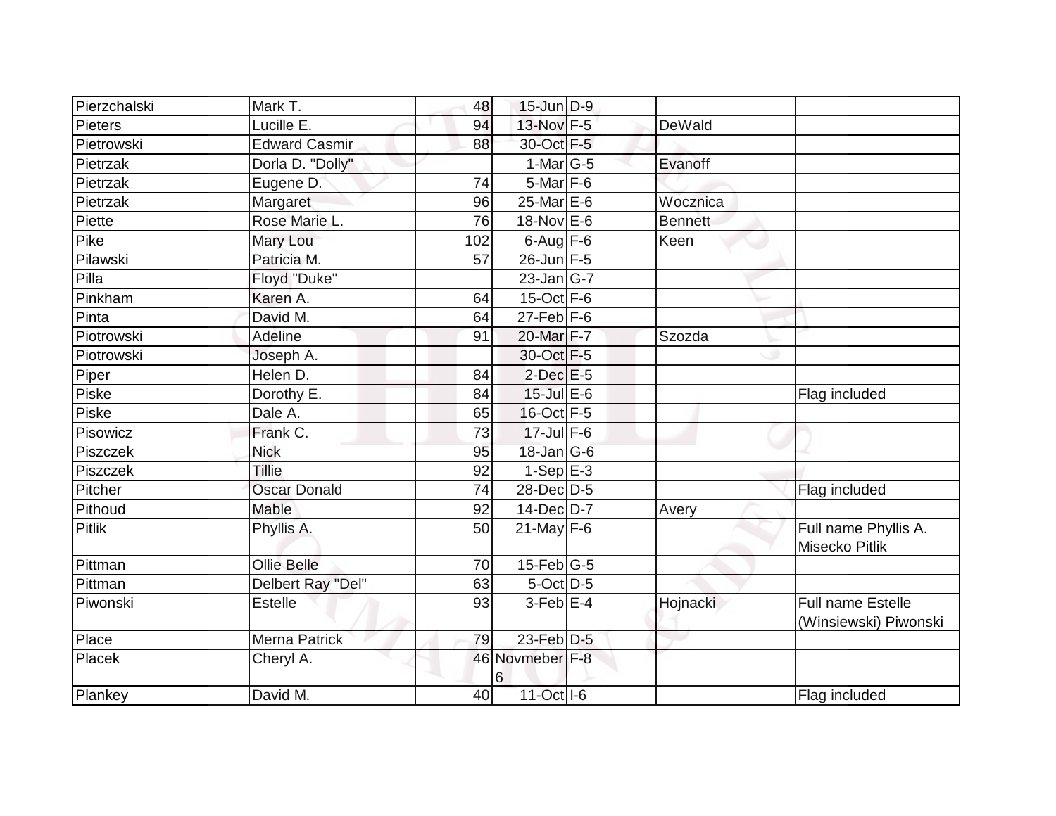| | | | | | | |
|---|---|---|---|---|---|---|
| Pierzchalski | Mark T. | 48 | 15-Jun | D-9 | | |
| Pieters | Lucille E. | 94 | 13-Nov | F-5 | DeWald | |
| Pietrowski | Edward Casmir | 88 | 30-Oct | F-5 | | |
| Pietrzak | Dorla D. "Dolly" | | 1-Mar | G-5 | Evanoff | |
| Pietrzak | Eugene D. | 74 | 5-Mar | F-6 | | |
| Pietrzak | Margaret | 96 | 25-Mar | E-6 | Wocznica | |
| Piette | Rose Marie L. | 76 | 18-Nov | E-6 | Bennett | |
| Pike | Mary Lou | 102 | 6-Aug | F-6 | Keen | |
| Pilawski | Patricia M. | 57 | 26-Jun | F-5 | | |
| Pilla | Floyd "Duke" | | 23-Jan | G-7 | | |
| Pinkham | Karen A. | 64 | 15-Oct | F-6 | | |
| Pinta | David M. | 64 | 27-Feb | F-6 | | |
| Piotrowski | Adeline | 91 | 20-Mar | F-7 | Szozda | |
| Piotrowski | Joseph A. | | 30-Oct | F-5 | | |
| Piper | Helen D. | 84 | 2-Dec | E-5 | | |
| Piske | Dorothy E. | 84 | 15-Jul | E-6 | | Flag included |
| Piske | Dale A. | 65 | 16-Oct | F-5 | | |
| Pisowicz | Frank C. | 73 | 17-Jul | F-6 | | |
| Piszczek | Nick | 95 | 18-Jan | G-6 | | |
| Piszczek | Tillie | 92 | 1-Sep | E-3 | | |
| Pitcher | Oscar Donald | 74 | 28-Dec | D-5 | | Flag included |
| Pithoud | Mable | 92 | 14-Dec | D-7 | Avery | |
| Pitlik | Phyllis A. | 50 | 21-May | F-6 | | Full name Phyllis A. Misecko Pitlik |
| Pittman | Ollie Belle | 70 | 15-Feb | G-5 | | |
| Pittman | Delbert Ray "Del" | 63 | 5-Oct | D-5 | | |
| Piwonski | Estelle | 93 | 3-Feb | E-4 | Hojnacki | Full name Estelle (Winsiewski) Piwonski |
| Place | Merna Patrick | 79 | 23-Feb | D-5 | | |
| Placek | Cheryl A. | 46 | Novmeber 6 | F-8 | | |
| Plankey | David M. | 40 | 11-Oct | I-6 | | Flag included |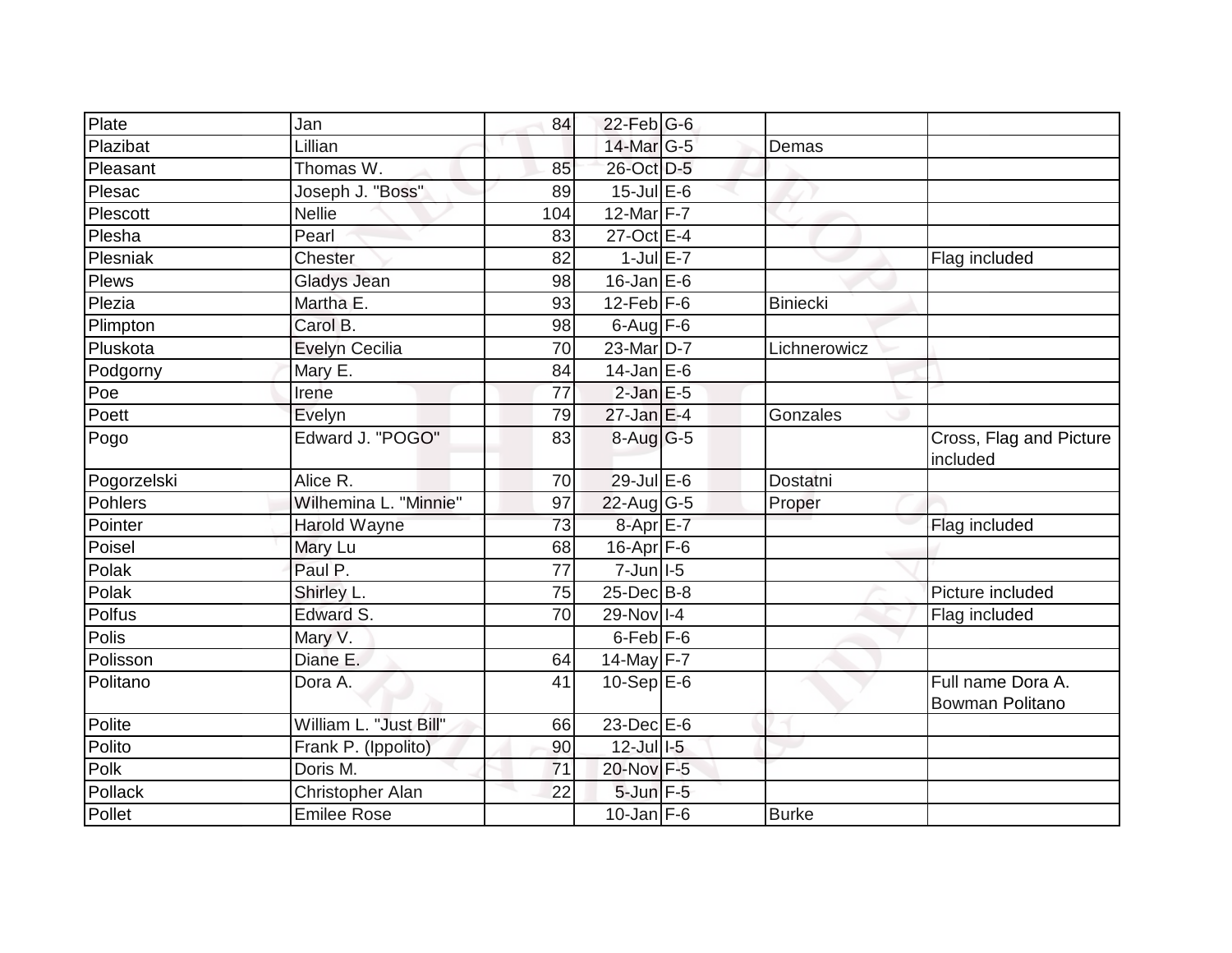| Plate | Jan | 84 | 22-Feb | G-6 | | |
|---|---|---|---|---|---|---|
| Plazibat | Lillian | | 14-Mar | G-5 | Demas | |
| Pleasant | Thomas W. | 85 | 26-Oct | D-5 | | |
| Plesac | Joseph J. "Boss" | 89 | 15-Jul | E-6 | | |
| Plescott | Nellie | 104 | 12-Mar | F-7 | | |
| Plesha | Pearl | 83 | 27-Oct | E-4 | | |
| Plesniak | Chester | 82 | 1-Jul | E-7 | | Flag included |
| Plews | Gladys Jean | 98 | 16-Jan | E-6 | | |
| Plezia | Martha E. | 93 | 12-Feb | F-6 | Biniecki | |
| Plimpton | Carol B. | 98 | 6-Aug | F-6 | | |
| Pluskota | Evelyn Cecilia | 70 | 23-Mar | D-7 | Lichnerowicz | |
| Podgorny | Mary E. | 84 | 14-Jan | E-6 | | |
| Poe | Irene | 77 | 2-Jan | E-5 | | |
| Poett | Evelyn | 79 | 27-Jan | E-4 | Gonzales | |
| Pogo | Edward J. "POGO" | 83 | 8-Aug | G-5 | | Cross, Flag and Picture included |
| Pogorzelski | Alice R. | 70 | 29-Jul | E-6 | Dostatni | |
| Pohlers | Wilhemina L. "Minnie" | 97 | 22-Aug | G-5 | Proper | |
| Pointer | Harold Wayne | 73 | 8-Apr | E-7 | | Flag included |
| Poisel | Mary Lu | 68 | 16-Apr | F-6 | | |
| Polak | Paul P. | 77 | 7-Jun | I-5 | | |
| Polak | Shirley L. | 75 | 25-Dec | B-8 | | Picture included |
| Polfus | Edward S. | 70 | 29-Nov | I-4 | | Flag included |
| Polis | Mary V. | | 6-Feb | F-6 | | |
| Polisson | Diane E. | 64 | 14-May | F-7 | | |
| Politano | Dora A. | 41 | 10-Sep | E-6 | | Full name Dora A. Bowman Politano |
| Polite | William L. "Just Bill" | 66 | 23-Dec | E-6 | | |
| Polito | Frank P. (Ippolito) | 90 | 12-Jul | I-5 | | |
| Polk | Doris M. | 71 | 20-Nov | F-5 | | |
| Pollack | Christopher Alan | 22 | 5-Jun | F-5 | | |
| Pollet | Emilee Rose | | 10-Jan | F-6 | Burke | |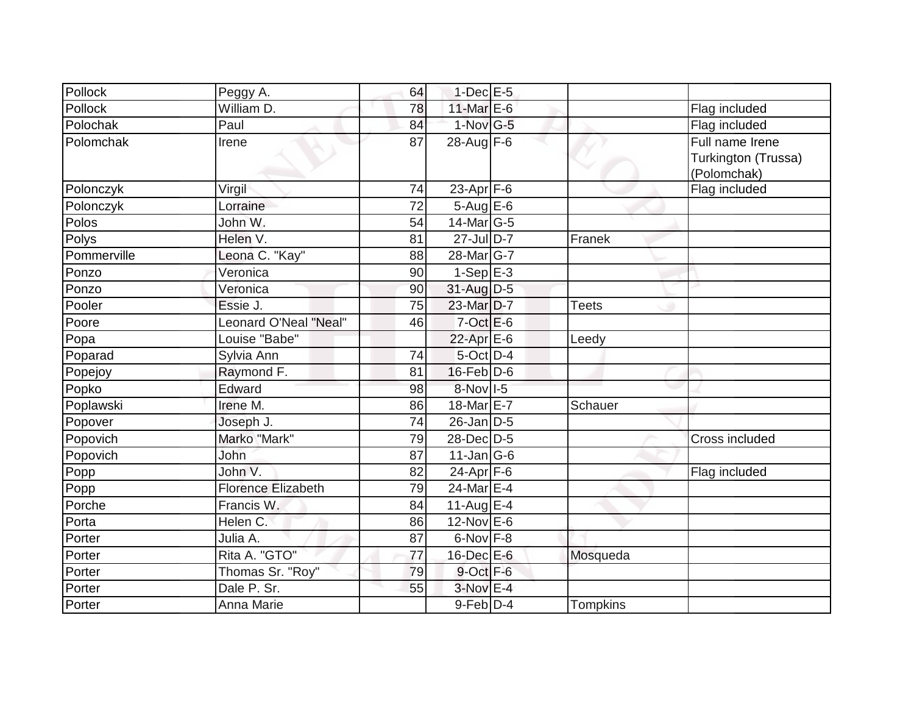| | | | | | | |
|---|---|---|---|---|---|---|
| Pollock | Peggy A. | 64 | 1-Dec | E-5 | | |
| Pollock | William D. | 78 | 11-Mar | E-6 | | Flag included |
| Polochak | Paul | 84 | 1-Nov | G-5 | | Flag included |
| Polomchak | Irene | 87 | 28-Aug | F-6 | | Full name Irene Turkington (Trussa) (Polomchak) |
| Polonczyk | Virgil | 74 | 23-Apr | F-6 | | Flag included |
| Polonczyk | Lorraine | 72 | 5-Aug | E-6 | | |
| Polos | John W. | 54 | 14-Mar | G-5 | | |
| Polys | Helen V. | 81 | 27-Jul | D-7 | Franek | |
| Pommerville | Leona C. "Kay" | 88 | 28-Mar | G-7 | | |
| Ponzo | Veronica | 90 | 1-Sep | E-3 | | |
| Ponzo | Veronica | 90 | 31-Aug | D-5 | | |
| Pooler | Essie J. | 75 | 23-Mar | D-7 | Teets | |
| Poore | Leonard O'Neal "Neal" | 46 | 7-Oct | E-6 | | |
| Popa | Louise "Babe" | | 22-Apr | E-6 | Leedy | |
| Poparad | Sylvia Ann | 74 | 5-Oct | D-4 | | |
| Popejoy | Raymond F. | 81 | 16-Feb | D-6 | | |
| Popko | Edward | 98 | 8-Nov | I-5 | | |
| Poplawski | Irene M. | 86 | 18-Mar | E-7 | Schauer | |
| Popover | Joseph J. | 74 | 26-Jan | D-5 | | |
| Popovich | Marko "Mark" | 79 | 28-Dec | D-5 | | Cross included |
| Popovich | John | 87 | 11-Jan | G-6 | | |
| Popp | John V. | 82 | 24-Apr | F-6 | | Flag included |
| Popp | Florence Elizabeth | 79 | 24-Mar | E-4 | | |
| Porche | Francis W. | 84 | 11-Aug | E-4 | | |
| Porta | Helen C. | 86 | 12-Nov | E-6 | | |
| Porter | Julia A. | 87 | 6-Nov | F-8 | | |
| Porter | Rita A. "GTO" | 77 | 16-Dec | E-6 | Mosqueda | |
| Porter | Thomas Sr. "Roy" | 79 | 9-Oct | F-6 | | |
| Porter | Dale P. Sr. | 55 | 3-Nov | E-4 | | |
| Porter | Anna Marie | | 9-Feb | D-4 | Tompkins | |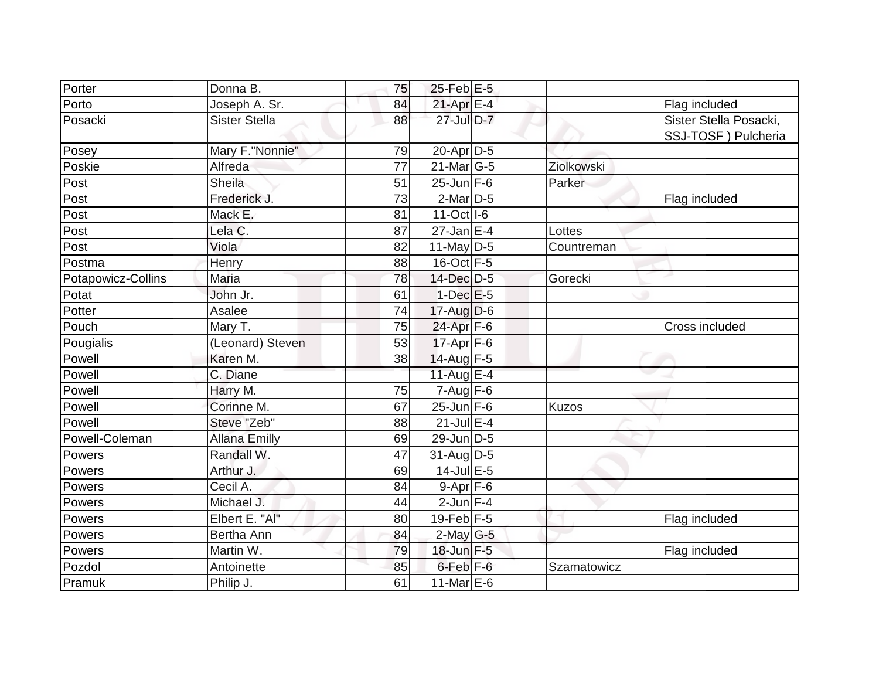| | | | | | | |
|---|---|---|---|---|---|---|
| Porter | Donna B. | 75 | 25-Feb | E-5 | | |
| Porto | Joseph A. Sr. | 84 | 21-Apr | E-4 | | Flag included |
| Posacki | Sister Stella | 88 | 27-Jul | D-7 | | Sister Stella Posacki, SSJ-TOSF ) Pulcheria |
| Posey | Mary F."Nonnie" | 79 | 20-Apr | D-5 | | |
| Poskie | Alfreda | 77 | 21-Mar | G-5 | Ziolkowski | |
| Post | Sheila | 51 | 25-Jun | F-6 | Parker | |
| Post | Frederick J. | 73 | 2-Mar | D-5 | | Flag included |
| Post | Mack E. | 81 | 11-Oct | I-6 | | |
| Post | Lela C. | 87 | 27-Jan | E-4 | Lottes | |
| Post | Viola | 82 | 11-May | D-5 | Countreman | |
| Postma | Henry | 88 | 16-Oct | F-5 | | |
| Potapowicz-Collins | Maria | 78 | 14-Dec | D-5 | Gorecki | |
| Potat | John Jr. | 61 | 1-Dec | E-5 | | |
| Potter | Asalee | 74 | 17-Aug | D-6 | | |
| Pouch | Mary T. | 75 | 24-Apr | F-6 | | Cross included |
| Pougialis | (Leonard) Steven | 53 | 17-Apr | F-6 | | |
| Powell | Karen M. | 38 | 14-Aug | F-5 | | |
| Powell | C. Diane | | 11-Aug | E-4 | | |
| Powell | Harry M. | 75 | 7-Aug | F-6 | | |
| Powell | Corinne M. | 67 | 25-Jun | F-6 | Kuzos | |
| Powell | Steve "Zeb" | 88 | 21-Jul | E-4 | | |
| Powell-Coleman | Allana Emilly | 69 | 29-Jun | D-5 | | |
| Powers | Randall W. | 47 | 31-Aug | D-5 | | |
| Powers | Arthur J. | 69 | 14-Jul | E-5 | | |
| Powers | Cecil A. | 84 | 9-Apr | F-6 | | |
| Powers | Michael J. | 44 | 2-Jun | F-4 | | |
| Powers | Elbert E. "Al" | 80 | 19-Feb | F-5 | | Flag included |
| Powers | Bertha Ann | 84 | 2-May | G-5 | | |
| Powers | Martin W. | 79 | 18-Jun | F-5 | | Flag included |
| Pozdol | Antoinette | 85 | 6-Feb | F-6 | Szamatowicz | |
| Pramuk | Philip J. | 61 | 11-Mar | E-6 | | |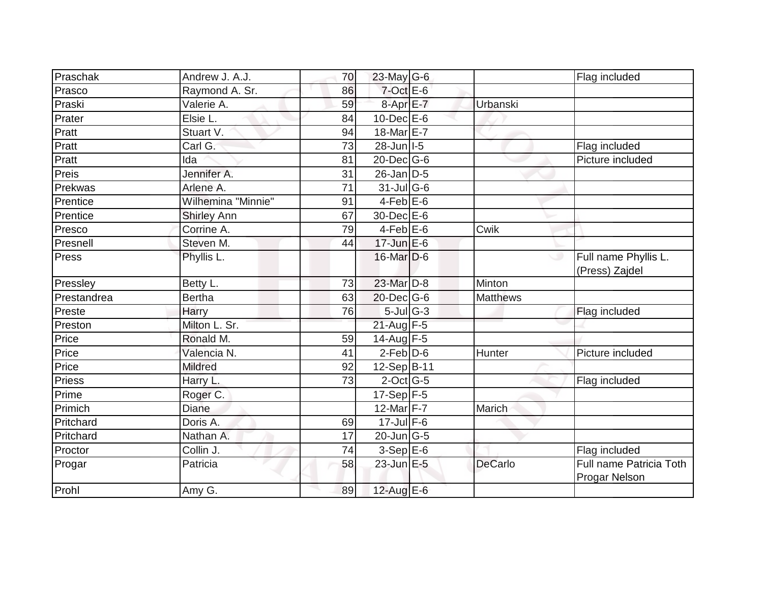| | | | | | | |
|---|---|---|---|---|---|---|
| Praschak | Andrew J. A.J. | 70 | 23-May | G-6 | | Flag included |
| Prasco | Raymond A. Sr. | 86 | 7-Oct | E-6 | | |
| Praski | Valerie A. | 59 | 8-Apr | E-7 | Urbanski | |
| Prater | Elsie L. | 84 | 10-Dec | E-6 | | |
| Pratt | Stuart V. | 94 | 18-Mar | E-7 | | |
| Pratt | Carl G. | 73 | 28-Jun | I-5 | | Flag included |
| Pratt | Ida | 81 | 20-Dec | G-6 | | Picture included |
| Preis | Jennifer A. | 31 | 26-Jan | D-5 | | |
| Prekwas | Arlene A. | 71 | 31-Jul | G-6 | | |
| Prentice | Wilhemina "Minnie" | 91 | 4-Feb | E-6 | | |
| Prentice | Shirley Ann | 67 | 30-Dec | E-6 | | |
| Presco | Corrine A. | 79 | 4-Feb | E-6 | Cwik | |
| Presnell | Steven M. | 44 | 17-Jun | E-6 | | |
| Press | Phyllis L. | | 16-Mar | D-6 | | Full name Phyllis L. (Press) Zajdel |
| Pressley | Betty L. | 73 | 23-Mar | D-8 | Minton | |
| Prestandrea | Bertha | 63 | 20-Dec | G-6 | Matthews | |
| Preste | Harry | 76 | 5-Jul | G-3 | | Flag included |
| Preston | Milton L. Sr. | | 21-Aug | F-5 | | |
| Price | Ronald M. | 59 | 14-Aug | F-5 | | |
| Price | Valencia N. | 41 | 2-Feb | D-6 | Hunter | Picture included |
| Price | Mildred | 92 | 12-Sep | B-11 | | |
| Priess | Harry L. | 73 | 2-Oct | G-5 | | Flag included |
| Prime | Roger C. | | 17-Sep | F-5 | | |
| Primich | Diane | | 12-Mar | F-7 | Marich | |
| Pritchard | Doris A. | 69 | 17-Jul | F-6 | | |
| Pritchard | Nathan A. | 17 | 20-Jun | G-5 | | |
| Proctor | Collin J. | 74 | 3-Sep | E-6 | | Flag included |
| Progar | Patricia | 58 | 23-Jun | E-5 | DeCarlo | Full name Patricia Toth Progar Nelson |
| Prohl | Amy G. | 89 | 12-Aug | E-6 | | |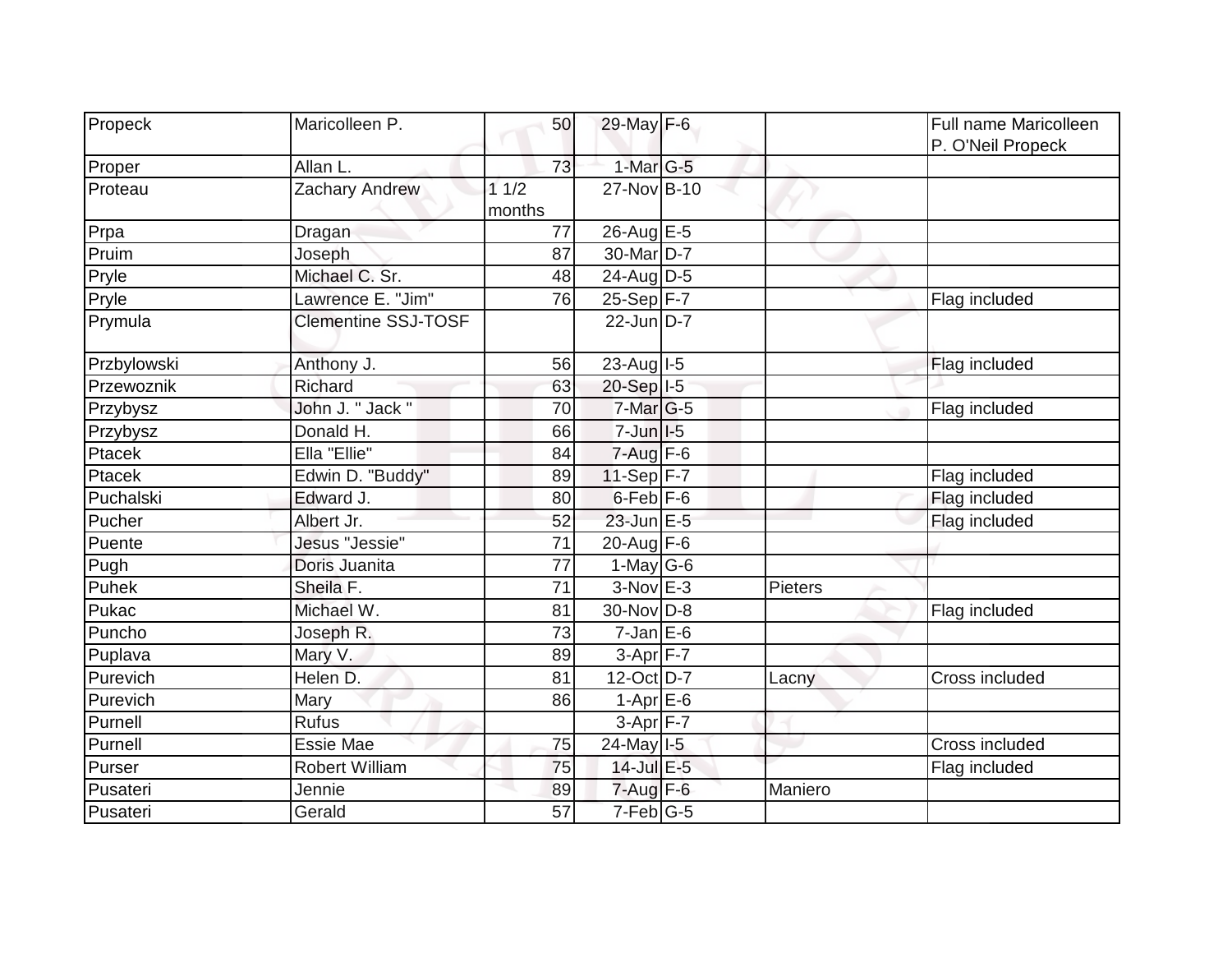| | | | | | | |
|---|---|---|---|---|---|---|
| Propeck | Maricolleen P. | 50 | 29-May | F-6 | | Full name Maricolleen P. O'Neil Propeck |
| Proper | Allan L. | 73 | 1-Mar | G-5 | | |
| Proteau | Zachary Andrew | 1 1/2 months | 27-Nov | B-10 | | |
| Prpa | Dragan | 77 | 26-Aug | E-5 | | |
| Pruim | Joseph | 87 | 30-Mar | D-7 | | |
| Pryle | Michael C. Sr. | 48 | 24-Aug | D-5 | | |
| Pryle | Lawrence E. "Jim" | 76 | 25-Sep | F-7 | | Flag included |
| Prymula | Clementine SSJ-TOSF | | 22-Jun | D-7 | | |
| Przbylowski | Anthony J. | 56 | 23-Aug | I-5 | | Flag included |
| Przewoznik | Richard | 63 | 20-Sep | I-5 | | |
| Przybysz | John J. " Jack " | 70 | 7-Mar | G-5 | | Flag included |
| Przybysz | Donald H. | 66 | 7-Jun | I-5 | | |
| Ptacek | Ella "Ellie" | 84 | 7-Aug | F-6 | | |
| Ptacek | Edwin D. "Buddy" | 89 | 11-Sep | F-7 | | Flag included |
| Puchalski | Edward J. | 80 | 6-Feb | F-6 | | Flag included |
| Pucher | Albert Jr. | 52 | 23-Jun | E-5 | | Flag included |
| Puente | Jesus "Jessie" | 71 | 20-Aug | F-6 | | |
| Pugh | Doris Juanita | 77 | 1-May | G-6 | | |
| Puhek | Sheila F. | 71 | 3-Nov | E-3 | Pieters | |
| Pukac | Michael W. | 81 | 30-Nov | D-8 | | Flag included |
| Puncho | Joseph R. | 73 | 7-Jan | E-6 | | |
| Puplava | Mary V. | 89 | 3-Apr | F-7 | | |
| Purevich | Helen D. | 81 | 12-Oct | D-7 | Lacny | Cross included |
| Purevich | Mary | 86 | 1-Apr | E-6 | | |
| Purnell | Rufus | | 3-Apr | F-7 | | |
| Purnell | Essie Mae | 75 | 24-May | I-5 | | Cross included |
| Purser | Robert William | 75 | 14-Jul | E-5 | | Flag included |
| Pusateri | Jennie | 89 | 7-Aug | F-6 | Maniero | |
| Pusateri | Gerald | 57 | 7-Feb | G-5 | | |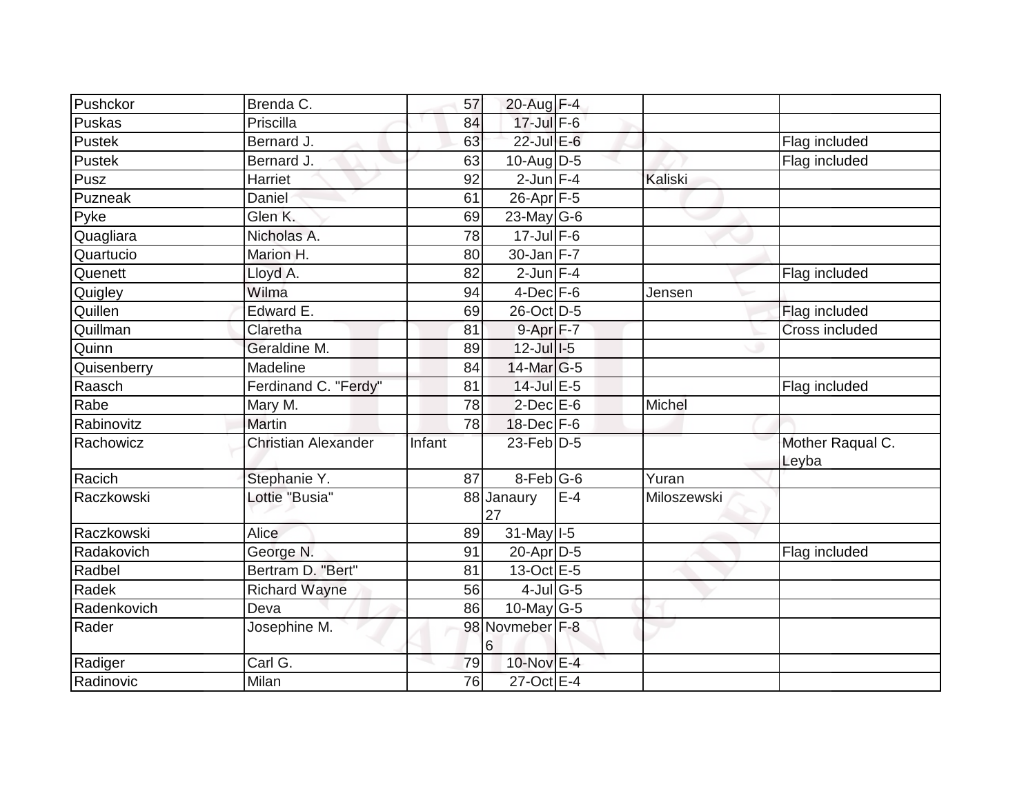| | | | | | | |
|---|---|---|---|---|---|---|
| Pushckor | Brenda C. | 57 | 20-Aug | F-4 | | |
| Puskas | Priscilla | 84 | 17-Jul | F-6 | | |
| Pustek | Bernard J. | 63 | 22-Jul | E-6 | | Flag included |
| Pustek | Bernard J. | 63 | 10-Aug | D-5 | | Flag included |
| Pusz | Harriet | 92 | 2-Jun | F-4 | Kaliski | |
| Puzneak | Daniel | 61 | 26-Apr | F-5 | | |
| Pyke | Glen K. | 69 | 23-May | G-6 | | |
| Quagliara | Nicholas A. | 78 | 17-Jul | F-6 | | |
| Quartucio | Marion H. | 80 | 30-Jan | F-7 | | |
| Quenett | Lloyd A. | 82 | 2-Jun | F-4 | | Flag included |
| Quigley | Wilma | 94 | 4-Dec | F-6 | Jensen | |
| Quillen | Edward E. | 69 | 26-Oct | D-5 | | Flag included |
| Quillman | Claretha | 81 | 9-Apr | F-7 | | Cross included |
| Quinn | Geraldine M. | 89 | 12-Jul | I-5 | | |
| Quisenberry | Madeline | 84 | 14-Mar | G-5 | | |
| Raasch | Ferdinand C. "Ferdy" | 81 | 14-Jul | E-5 | | Flag included |
| Rabe | Mary M. | 78 | 2-Dec | E-6 | Michel | |
| Rabinovitz | Martin | 78 | 18-Dec | F-6 | | |
| Rachowicz | Christian Alexander | Infant | 23-Feb | D-5 | | Mother Raqual C. Leyba |
| Racich | Stephanie Y. | 87 | 8-Feb | G-6 | Yuran | |
| Raczkowski | Lottie "Busia" | 88 | Janaury 27 | E-4 | Miloszewski | |
| Raczkowski | Alice | 89 | 31-May | I-5 | | |
| Radakovich | George N. | 91 | 20-Apr | D-5 | | Flag included |
| Radbel | Bertram D. "Bert" | 81 | 13-Oct | E-5 | | |
| Radek | Richard Wayne | 56 | 4-Jul | G-5 | | |
| Radenkovich | Deva | 86 | 10-May | G-5 | | |
| Rader | Josephine M. | 98 | Novmeber 6 | F-8 | | |
| Radiger | Carl G. | 79 | 10-Nov | E-4 | | |
| Radinovic | Milan | 76 | 27-Oct | E-4 | | |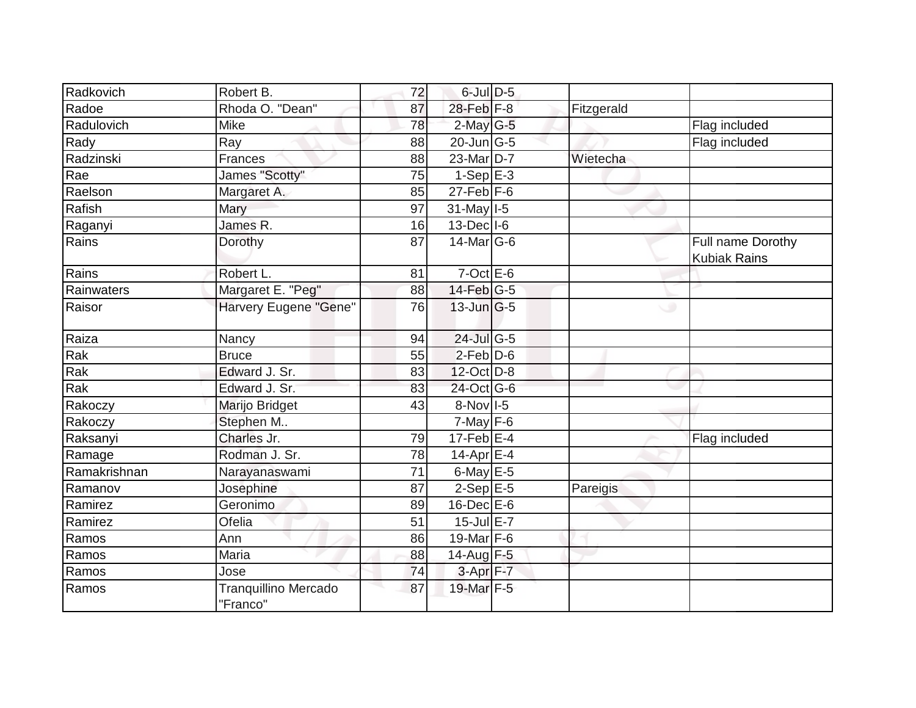| Radkovich | Robert B. | 72 | 6-Jul | D-5 | | |
|---|---|---|---|---|---|---|
| Radoe | Rhoda O. "Dean" | 87 | 28-Feb | F-8 | Fitzgerald | |
| Radulovich | Mike | 78 | 2-May | G-5 | | Flag included |
| Rady | Ray | 88 | 20-Jun | G-5 | | Flag included |
| Radzinski | Frances | 88 | 23-Mar | D-7 | Wietecha | |
| Rae | James "Scotty" | 75 | 1-Sep | E-3 | | |
| Raelson | Margaret A. | 85 | 27-Feb | F-6 | | |
| Rafish | Mary | 97 | 31-May | I-5 | | |
| Raganyi | James R. | 16 | 13-Dec | I-6 | | |
| Rains | Dorothy | 87 | 14-Mar | G-6 | | Full name Dorothy Kubiak Rains |
| Rains | Robert L. | 81 | 7-Oct | E-6 | | |
| Rainwaters | Margaret E. "Peg" | 88 | 14-Feb | G-5 | | |
| Raisor | Harvery Eugene "Gene" | 76 | 13-Jun | G-5 | | |
| Raiza | Nancy | 94 | 24-Jul | G-5 | | |
| Rak | Bruce | 55 | 2-Feb | D-6 | | |
| Rak | Edward J. Sr. | 83 | 12-Oct | D-8 | | |
| Rak | Edward J. Sr. | 83 | 24-Oct | G-6 | | |
| Rakoczy | Marijo Bridget | 43 | 8-Nov | I-5 | | |
| Rakoczy | Stephen M.. | | 7-May | F-6 | | |
| Raksanyi | Charles Jr. | 79 | 17-Feb | E-4 | | Flag included |
| Ramage | Rodman J. Sr. | 78 | 14-Apr | E-4 | | |
| Ramakrishnan | Narayanaswami | 71 | 6-May | E-5 | | |
| Ramanov | Josephine | 87 | 2-Sep | E-5 | Pareigis | |
| Ramirez | Geronimo | 89 | 16-Dec | E-6 | | |
| Ramirez | Ofelia | 51 | 15-Jul | E-7 | | |
| Ramos | Ann | 86 | 19-Mar | F-6 | | |
| Ramos | Maria | 88 | 14-Aug | F-5 | | |
| Ramos | Jose | 74 | 3-Apr | F-7 | | |
| Ramos | Tranquillino Mercado "Franco" | 87 | 19-Mar | F-5 | | |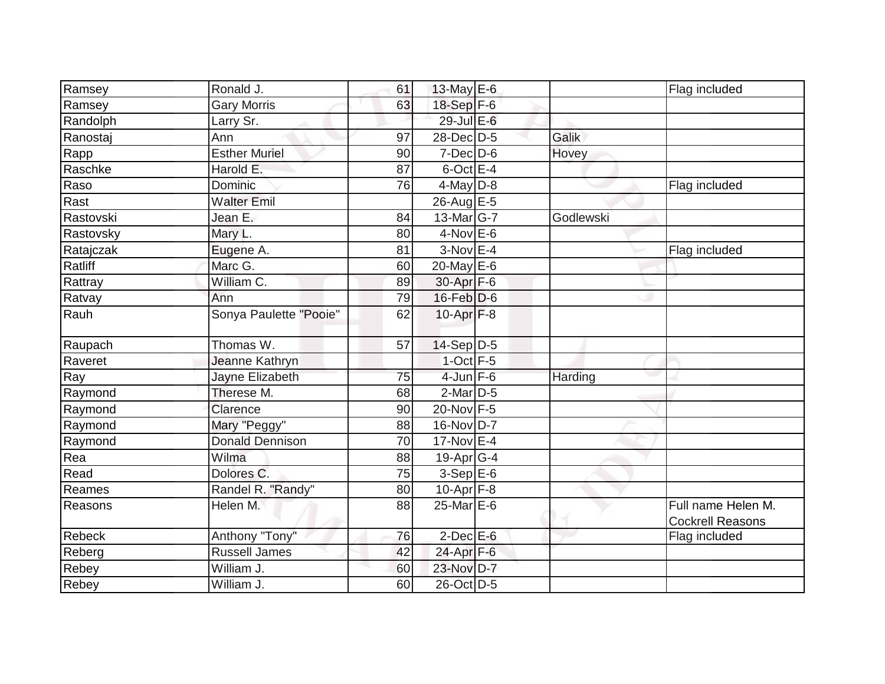| | | | | | | |
|---|---|---|---|---|---|---|
| Ramsey | Ronald J. | 61 | 13-May | E-6 | | Flag included |
| Ramsey | Gary Morris | 63 | 18-Sep | F-6 | | |
| Randolph | Larry Sr. | | 29-Jul | E-6 | | |
| Ranostaj | Ann | 97 | 28-Dec | D-5 | Galik | |
| Rapp | Esther Muriel | 90 | 7-Dec | D-6 | Hovey | |
| Raschke | Harold E. | 87 | 6-Oct | E-4 | | |
| Raso | Dominic | 76 | 4-May | D-8 | | Flag included |
| Rast | Walter Emil | | 26-Aug | E-5 | | |
| Rastovski | Jean E. | 84 | 13-Mar | G-7 | Godlewski | |
| Rastovsky | Mary L. | 80 | 4-Nov | E-6 | | |
| Ratajczak | Eugene A. | 81 | 3-Nov | E-4 | | Flag included |
| Ratliff | Marc G. | 60 | 20-May | E-6 | | |
| Rattray | William C. | 89 | 30-Apr | F-6 | | |
| Ratvay | Ann | 79 | 16-Feb | D-6 | | |
| Rauh | Sonya Paulette "Pooie" | 62 | 10-Apr | F-8 | | |
| Raupach | Thomas W. | 57 | 14-Sep | D-5 | | |
| Raveret | Jeanne Kathryn | | 1-Oct | F-5 | | |
| Ray | Jayne Elizabeth | 75 | 4-Jun | F-6 | Harding | |
| Raymond | Therese M. | 68 | 2-Mar | D-5 | | |
| Raymond | Clarence | 90 | 20-Nov | F-5 | | |
| Raymond | Mary "Peggy" | 88 | 16-Nov | D-7 | | |
| Raymond | Donald Dennison | 70 | 17-Nov | E-4 | | |
| Rea | Wilma | 88 | 19-Apr | G-4 | | |
| Read | Dolores C. | 75 | 3-Sep | E-6 | | |
| Reames | Randel R. "Randy" | 80 | 10-Apr | F-8 | | |
| Reasons | Helen M. | 88 | 25-Mar | E-6 | | Full name Helen M. Cockrell Reasons |
| Rebeck | Anthony "Tony" | 76 | 2-Dec | E-6 | | Flag included |
| Reberg | Russell James | 42 | 24-Apr | F-6 | | |
| Rebey | William J. | 60 | 23-Nov | D-7 | | |
| Rebey | William J. | 60 | 26-Oct | D-5 | | |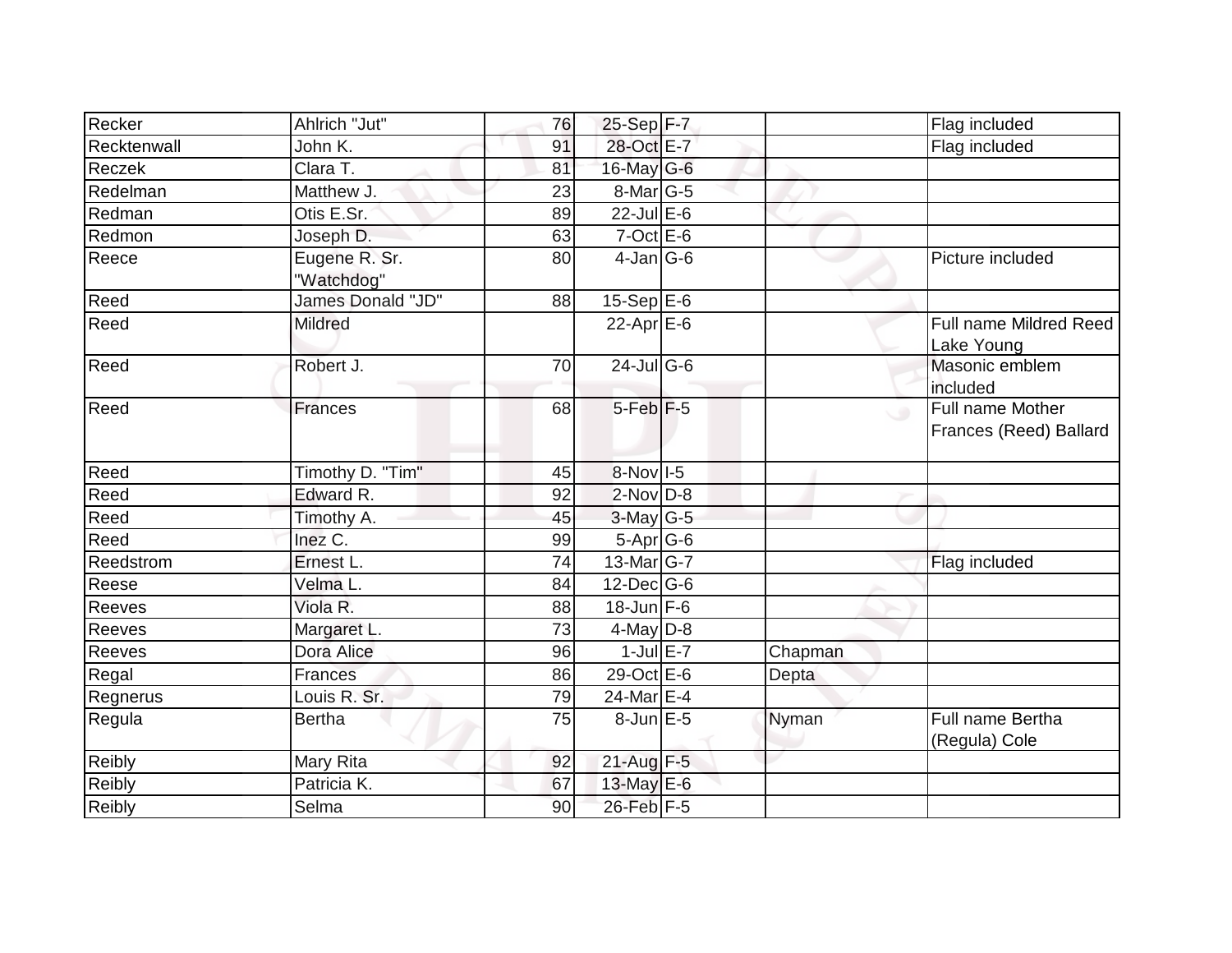| | | | | | | |
|---|---|---|---|---|---|---|
| Recker | Ahlrich "Jut" | 76 | 25-Sep | F-7 | | Flag included |
| Recktenwall | John K. | 91 | 28-Oct | E-7 | | Flag included |
| Reczek | Clara T. | 81 | 16-May | G-6 | | |
| Redelman | Matthew J. | 23 | 8-Mar | G-5 | | |
| Redman | Otis E.Sr. | 89 | 22-Jul | E-6 | | |
| Redmon | Joseph D. | 63 | 7-Oct | E-6 | | |
| Reece | Eugene R. Sr. "Watchdog" | 80 | 4-Jan | G-6 | | Picture included |
| Reed | James Donald "JD" | 88 | 15-Sep | E-6 | | |
| Reed | Mildred | | 22-Apr | E-6 | | Full name Mildred Reed Lake Young |
| Reed | Robert J. | 70 | 24-Jul | G-6 | | Masonic emblem included |
| Reed | Frances | 68 | 5-Feb | F-5 | | Full name Mother Frances (Reed) Ballard |
| Reed | Timothy D. "Tim" | 45 | 8-Nov | I-5 | | |
| Reed | Edward R. | 92 | 2-Nov | D-8 | | |
| Reed | Timothy A. | 45 | 3-May | G-5 | | |
| Reed | Inez C. | 99 | 5-Apr | G-6 | | |
| Reedstrom | Ernest L. | 74 | 13-Mar | G-7 | | Flag included |
| Reese | Velma L. | 84 | 12-Dec | G-6 | | |
| Reeves | Viola R. | 88 | 18-Jun | F-6 | | |
| Reeves | Margaret L. | 73 | 4-May | D-8 | | |
| Reeves | Dora Alice | 96 | 1-Jul | E-7 | Chapman | |
| Regal | Frances | 86 | 29-Oct | E-6 | Depta | |
| Regnerus | Louis R. Sr. | 79 | 24-Mar | E-4 | | |
| Regula | Bertha | 75 | 8-Jun | E-5 | Nyman | Full name Bertha (Regula) Cole |
| Reibly | Mary Rita | 92 | 21-Aug | F-5 | | |
| Reibly | Patricia K. | 67 | 13-May | E-6 | | |
| Reibly | Selma | 90 | 26-Feb | F-5 | | |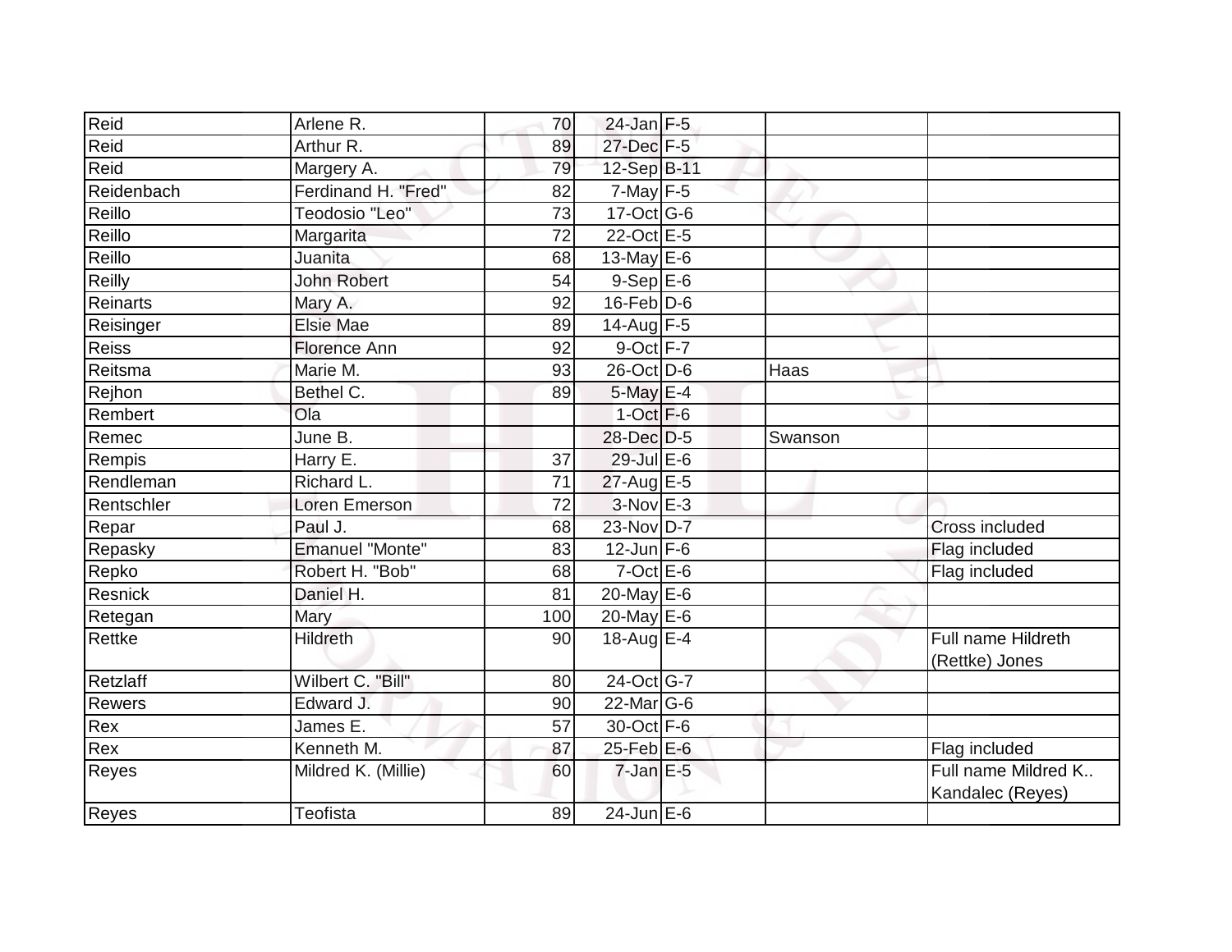| | | | | | | |
|---|---|---|---|---|---|---|
| Reid | Arlene R. | 70 | 24-Jan | F-5 | | |
| Reid | Arthur R. | 89 | 27-Dec | F-5 | | |
| Reid | Margery A. | 79 | 12-Sep | B-11 | | |
| Reidenbach | Ferdinand H. "Fred" | 82 | 7-May | F-5 | | |
| Reillo | Teodosio "Leo" | 73 | 17-Oct | G-6 | | |
| Reillo | Margarita | 72 | 22-Oct | E-5 | | |
| Reillo | Juanita | 68 | 13-May | E-6 | | |
| Reilly | John Robert | 54 | 9-Sep | E-6 | | |
| Reinarts | Mary A. | 92 | 16-Feb | D-6 | | |
| Reisinger | Elsie Mae | 89 | 14-Aug | F-5 | | |
| Reiss | Florence Ann | 92 | 9-Oct | F-7 | | |
| Reitsma | Marie M. | 93 | 26-Oct | D-6 | Haas | |
| Rejhon | Bethel C. | 89 | 5-May | E-4 | | |
| Rembert | Ola | | 1-Oct | F-6 | | |
| Remec | June B. | | 28-Dec | D-5 | Swanson | |
| Rempis | Harry E. | 37 | 29-Jul | E-6 | | |
| Rendleman | Richard L. | 71 | 27-Aug | E-5 | | |
| Rentschler | Loren Emerson | 72 | 3-Nov | E-3 | | |
| Repar | Paul J. | 68 | 23-Nov | D-7 | | Cross included |
| Repasky | Emanuel "Monte" | 83 | 12-Jun | F-6 | | Flag included |
| Repko | Robert H. "Bob" | 68 | 7-Oct | E-6 | | Flag included |
| Resnick | Daniel H. | 81 | 20-May | E-6 | | |
| Retegan | Mary | 100 | 20-May | E-6 | | |
| Rettke | Hildreth | 90 | 18-Aug | E-4 | | Full name Hildreth (Rettke) Jones |
| Retzlaff | Wilbert C. "Bill" | 80 | 24-Oct | G-7 | | |
| Rewers | Edward J. | 90 | 22-Mar | G-6 | | |
| Rex | James E. | 57 | 30-Oct | F-6 | | |
| Rex | Kenneth M. | 87 | 25-Feb | E-6 | | Flag included |
| Reyes | Mildred K. (Millie) | 60 | 7-Jan | E-5 | | Full name Mildred K.. Kandalec (Reyes) |
| Reyes | Teofista | 89 | 24-Jun | E-6 | | |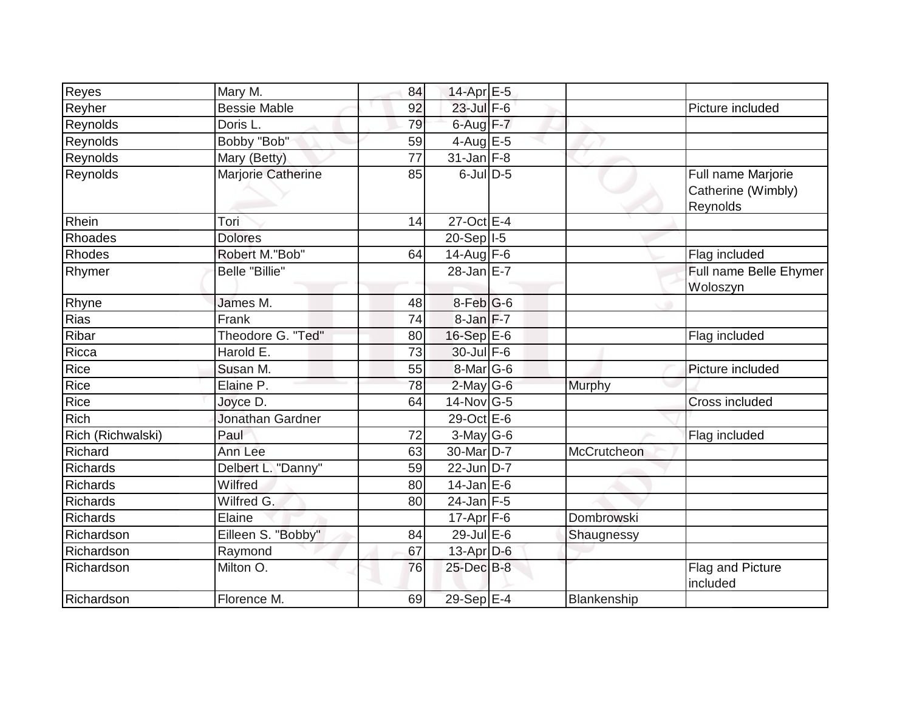| | | | | | | |
|---|---|---|---|---|---|---|
| Reyes | Mary M. | 84 | 14-Apr | E-5 | | |
| Reyher | Bessie Mable | 92 | 23-Jul | F-6 | | Picture included |
| Reynolds | Doris L. | 79 | 6-Aug | F-7 | | |
| Reynolds | Bobby "Bob" | 59 | 4-Aug | E-5 | | |
| Reynolds | Mary (Betty) | 77 | 31-Jan | F-8 | | |
| Reynolds | Marjorie Catherine | 85 | 6-Jul | D-5 | | Full name Marjorie Catherine (Wimbly) Reynolds |
| Rhein | Tori | 14 | 27-Oct | E-4 | | |
| Rhoades | Dolores | | 20-Sep | I-5 | | |
| Rhodes | Robert M."Bob" | 64 | 14-Aug | F-6 | | Flag included |
| Rhymer | Belle "Billie" | | 28-Jan | E-7 | | Full name Belle Ehymer Woloszyn |
| Rhyne | James M. | 48 | 8-Feb | G-6 | | |
| Rias | Frank | 74 | 8-Jan | F-7 | | |
| Ribar | Theodore G. "Ted" | 80 | 16-Sep | E-6 | | Flag included |
| Ricca | Harold E. | 73 | 30-Jul | F-6 | | |
| Rice | Susan M. | 55 | 8-Mar | G-6 | | Picture included |
| Rice | Elaine P. | 78 | 2-May | G-6 | Murphy | |
| Rice | Joyce D. | 64 | 14-Nov | G-5 | | Cross included |
| Rich | Jonathan Gardner | | 29-Oct | E-6 | | |
| Rich (Richwalski) | Paul | 72 | 3-May | G-6 | | Flag included |
| Richard | Ann Lee | 63 | 30-Mar | D-7 | McCrutcheon | |
| Richards | Delbert L. "Danny" | 59 | 22-Jun | D-7 | | |
| Richards | Wilfred | 80 | 14-Jan | E-6 | | |
| Richards | Wilfred G. | 80 | 24-Jan | F-5 | | |
| Richards | Elaine | | 17-Apr | F-6 | Dombrowski | |
| Richardson | Eilleen S. "Bobby" | 84 | 29-Jul | E-6 | Shaugnessy | |
| Richardson | Raymond | 67 | 13-Apr | D-6 | | |
| Richardson | Milton O. | 76 | 25-Dec | B-8 | | Flag and Picture included |
| Richardson | Florence M. | 69 | 29-Sep | E-4 | Blankenship | |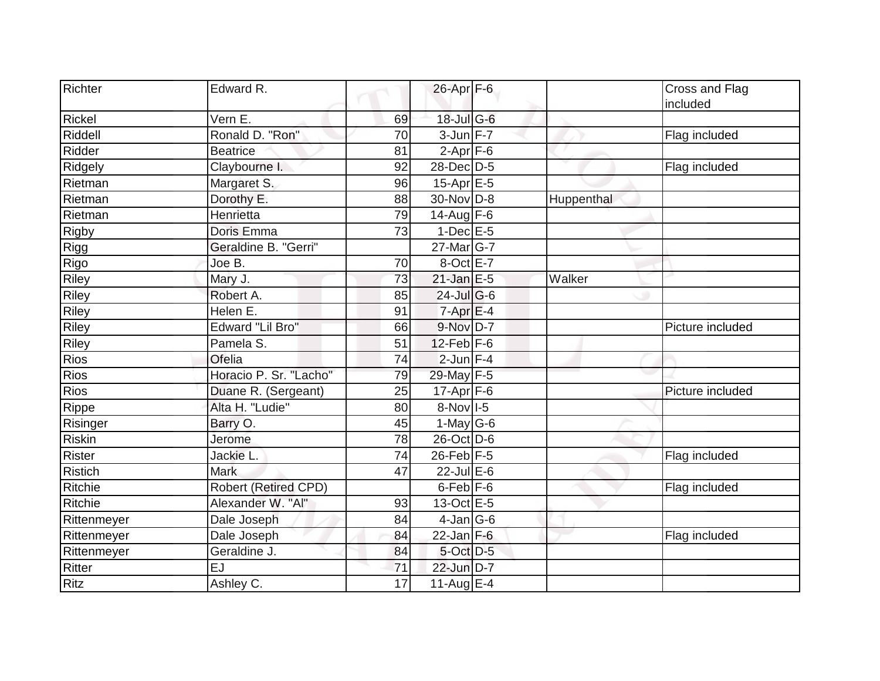| | | | | | | |
|---|---|---|---|---|---|---|
| Richter | Edward R. | | 26-Apr | F-6 | | Cross and Flag included |
| Rickel | Vern E. | 69 | 18-Jul | G-6 | | |
| Riddell | Ronald D. "Ron" | 70 | 3-Jun | F-7 | | Flag included |
| Ridder | Beatrice | 81 | 2-Apr | F-6 | | |
| Ridgely | Claybourne I. | 92 | 28-Dec | D-5 | | Flag included |
| Rietman | Margaret S. | 96 | 15-Apr | E-5 | | |
| Rietman | Dorothy E. | 88 | 30-Nov | D-8 | Huppenthal | |
| Rietman | Henrietta | 79 | 14-Aug | F-6 | | |
| Rigby | Doris Emma | 73 | 1-Dec | E-5 | | |
| Rigg | Geraldine B. "Gerri" | | 27-Mar | G-7 | | |
| Rigo | Joe B. | 70 | 8-Oct | E-7 | | |
| Riley | Mary J. | 73 | 21-Jan | E-5 | Walker | |
| Riley | Robert A. | 85 | 24-Jul | G-6 | | |
| Riley | Helen E. | 91 | 7-Apr | E-4 | | |
| Riley | Edward "Lil Bro" | 66 | 9-Nov | D-7 | | Picture included |
| Riley | Pamela S. | 51 | 12-Feb | F-6 | | |
| Rios | Ofelia | 74 | 2-Jun | F-4 | | |
| Rios | Horacio P. Sr. "Lacho" | 79 | 29-May | F-5 | | |
| Rios | Duane R. (Sergeant) | 25 | 17-Apr | F-6 | | Picture included |
| Rippe | Alta H. "Ludie" | 80 | 8-Nov | I-5 | | |
| Risinger | Barry O. | 45 | 1-May | G-6 | | |
| Riskin | Jerome | 78 | 26-Oct | D-6 | | |
| Rister | Jackie L. | 74 | 26-Feb | F-5 | | Flag included |
| Ristich | Mark | 47 | 22-Jul | E-6 | | |
| Ritchie | Robert (Retired CPD) | | 6-Feb | F-6 | | Flag included |
| Ritchie | Alexander W. "Al" | 93 | 13-Oct | E-5 | | |
| Rittenmeyer | Dale Joseph | 84 | 4-Jan | G-6 | | |
| Rittenmeyer | Dale Joseph | 84 | 22-Jan | F-6 | | Flag included |
| Rittenmeyer | Geraldine J. | 84 | 5-Oct | D-5 | | |
| Ritter | EJ | 71 | 22-Jun | D-7 | | |
| Ritz | Ashley C. | 17 | 11-Aug | E-4 | | |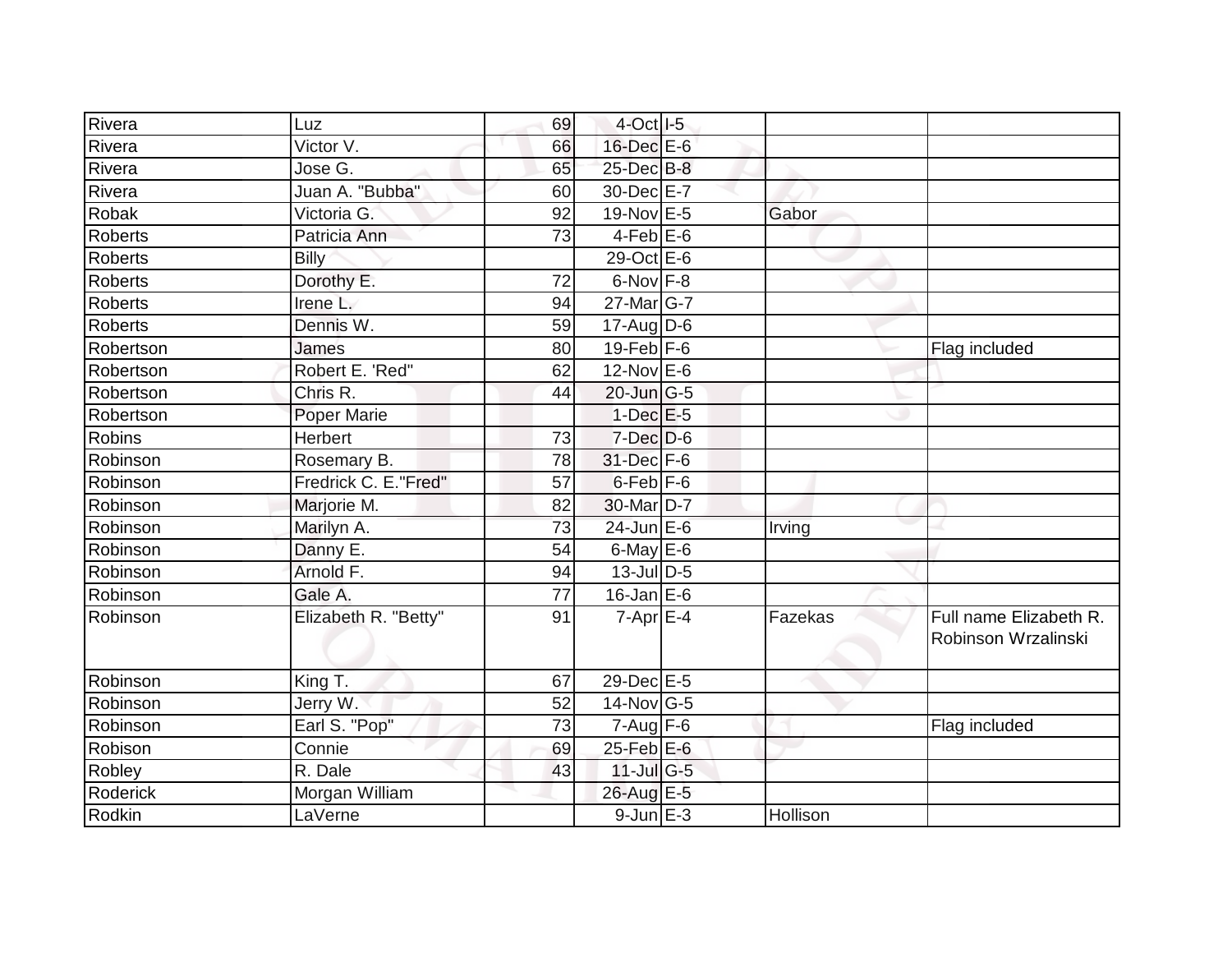| Rivera | Luz | 69 | 4-Oct | I-5 | | |
|---|---|---|---|---|---|---|
| Rivera | Victor V. | 66 | 16-Dec | E-6 | | |
| Rivera | Jose G. | 65 | 25-Dec | B-8 | | |
| Rivera | Juan A. "Bubba" | 60 | 30-Dec | E-7 | | |
| Robak | Victoria G. | 92 | 19-Nov | E-5 | Gabor | |
| Roberts | Patricia Ann | 73 | 4-Feb | E-6 | | |
| Roberts | Billy | | 29-Oct | E-6 | | |
| Roberts | Dorothy E. | 72 | 6-Nov | F-8 | | |
| Roberts | Irene L. | 94 | 27-Mar | G-7 | | |
| Roberts | Dennis W. | 59 | 17-Aug | D-6 | | |
| Robertson | James | 80 | 19-Feb | F-6 | | Flag included |
| Robertson | Robert E. 'Red" | 62 | 12-Nov | E-6 | | |
| Robertson | Chris R. | 44 | 20-Jun | G-5 | | |
| Robertson | Poper Marie | | 1-Dec | E-5 | | |
| Robins | Herbert | 73 | 7-Dec | D-6 | | |
| Robinson | Rosemary B. | 78 | 31-Dec | F-6 | | |
| Robinson | Fredrick C. E."Fred" | 57 | 6-Feb | F-6 | | |
| Robinson | Marjorie M. | 82 | 30-Mar | D-7 | | |
| Robinson | Marilyn A. | 73 | 24-Jun | E-6 | Irving | |
| Robinson | Danny E. | 54 | 6-May | E-6 | | |
| Robinson | Arnold F. | 94 | 13-Jul | D-5 | | |
| Robinson | Gale A. | 77 | 16-Jan | E-6 | | |
| Robinson | Elizabeth R. "Betty" | 91 | 7-Apr | E-4 | Fazekas | Full name Elizabeth R. Robinson Wrzalinski |
| Robinson | King T. | 67 | 29-Dec | E-5 | | |
| Robinson | Jerry W. | 52 | 14-Nov | G-5 | | |
| Robinson | Earl S. "Pop" | 73 | 7-Aug | F-6 | | Flag included |
| Robison | Connie | 69 | 25-Feb | E-6 | | |
| Robley | R. Dale | 43 | 11-Jul | G-5 | | |
| Roderick | Morgan William | | 26-Aug | E-5 | | |
| Rodkin | LaVerne | | 9-Jun | E-3 | Hollison | |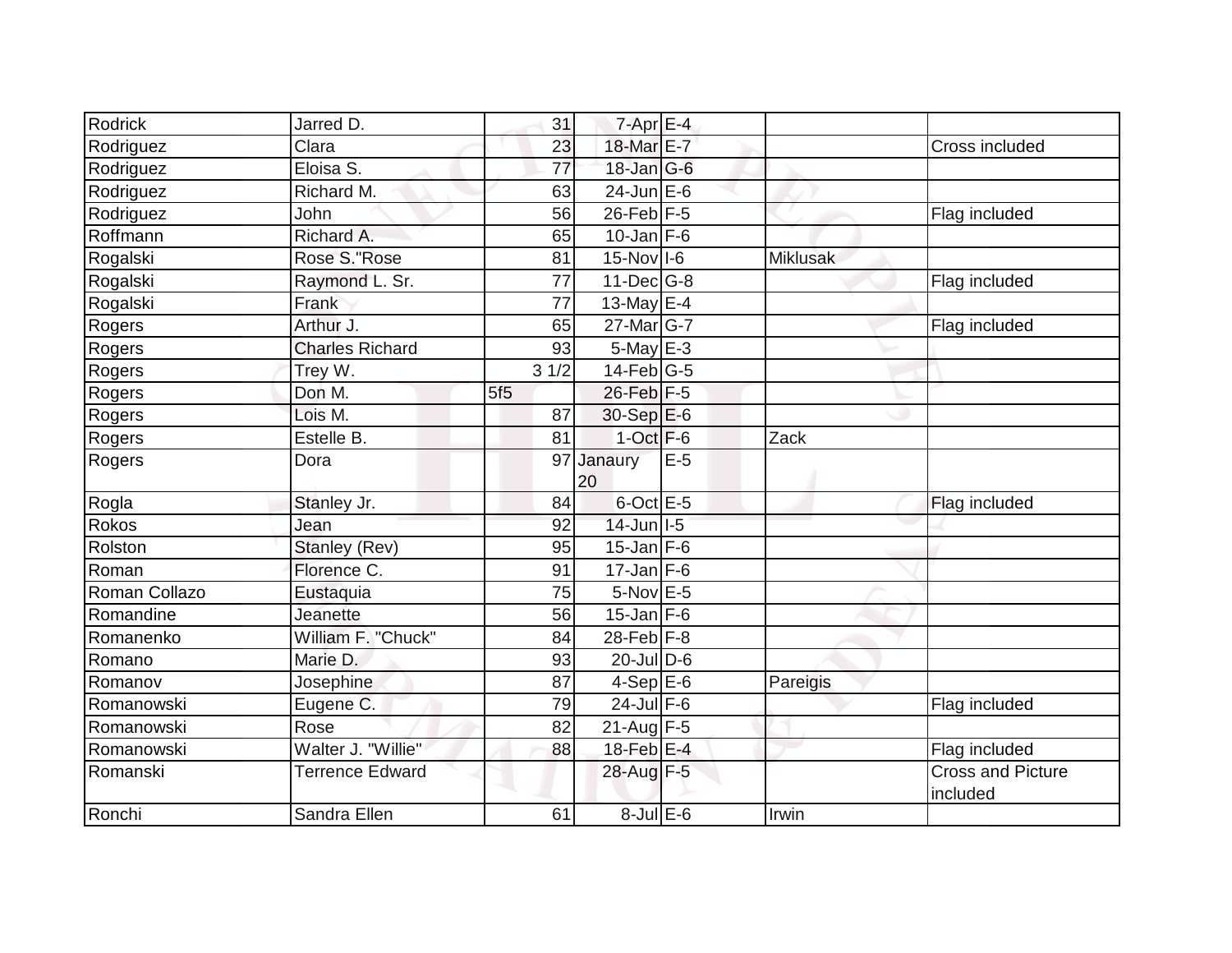| Rodrick | Jarred D. | 31 | 7-Apr | E-4 | | |
|---|---|---|---|---|---|---|
| Rodriguez | Clara | 23 | 18-Mar | E-7 | | Cross included |
| Rodriguez | Eloisa S. | 77 | 18-Jan | G-6 | | |
| Rodriguez | Richard M. | 63 | 24-Jun | E-6 | | |
| Rodriguez | John | 56 | 26-Feb | F-5 | | Flag included |
| Roffmann | Richard A. | 65 | 10-Jan | F-6 | | |
| Rogalski | Rose S."Rose | 81 | 15-Nov | I-6 | Miklusak | |
| Rogalski | Raymond L. Sr. | 77 | 11-Dec | G-8 | | Flag included |
| Rogalski | Frank | 77 | 13-May | E-4 | | |
| Rogers | Arthur J. | 65 | 27-Mar | G-7 | | Flag included |
| Rogers | Charles Richard | 93 | 5-May | E-3 | | |
| Rogers | Trey W. | 3 1/2 | 14-Feb | G-5 | | |
| Rogers | Don M. | 5f5 | 26-Feb | F-5 | | |
| Rogers | Lois M. | 87 | 30-Sep | E-6 | | |
| Rogers | Estelle B. | 81 | 1-Oct | F-6 | Zack | |
| Rogers | Dora | 97 | Janaury 20 | E-5 | | |
| Rogla | Stanley Jr. | 84 | 6-Oct | E-5 | | Flag included |
| Rokos | Jean | 92 | 14-Jun | I-5 | | |
| Rolston | Stanley (Rev) | 95 | 15-Jan | F-6 | | |
| Roman | Florence C. | 91 | 17-Jan | F-6 | | |
| Roman Collazo | Eustaquia | 75 | 5-Nov | E-5 | | |
| Romandine | Jeanette | 56 | 15-Jan | F-6 | | |
| Romanenko | William F. "Chuck" | 84 | 28-Feb | F-8 | | |
| Romano | Marie D. | 93 | 20-Jul | D-6 | | |
| Romanov | Josephine | 87 | 4-Sep | E-6 | Pareigis | |
| Romanowski | Eugene C. | 79 | 24-Jul | F-6 | | Flag included |
| Romanowski | Rose | 82 | 21-Aug | F-5 | | |
| Romanowski | Walter J. "Willie" | 88 | 18-Feb | E-4 | | Flag included |
| Romanski | Terrence Edward | | 28-Aug | F-5 | | Cross and Picture included |
| Ronchi | Sandra Ellen | 61 | 8-Jul | E-6 | Irwin | |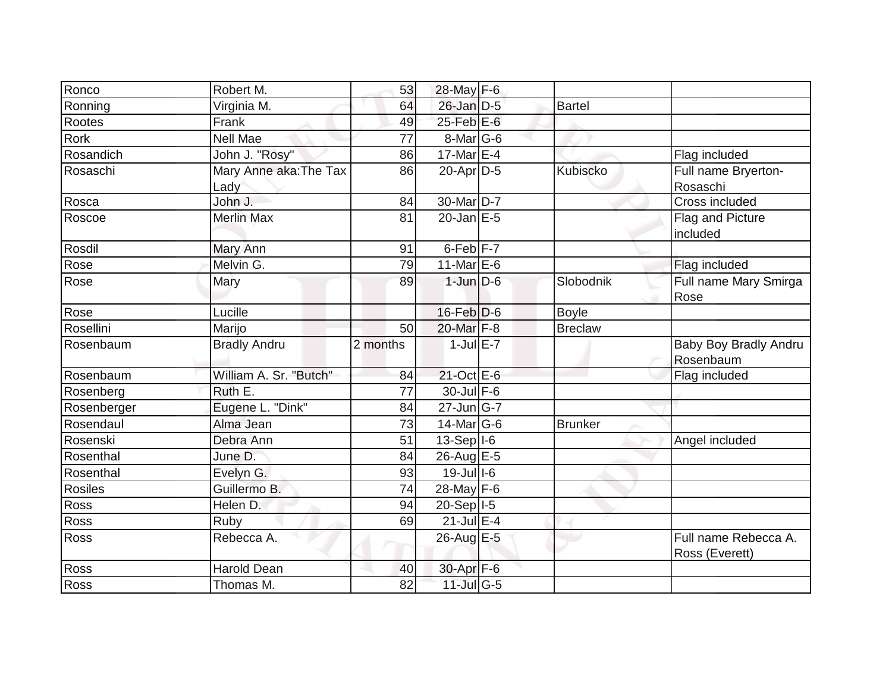| Ronco | Robert M. | 53 | 28-May | F-6 | | |
|---|---|---|---|---|---|---|
| Ronning | Virginia M. | 64 | 26-Jan | D-5 | Bartel | |
| Rootes | Frank | 49 | 25-Feb | E-6 | | |
| Rork | Nell Mae | 77 | 8-Mar | G-6 | | |
| Rosandich | John J. "Rosy" | 86 | 17-Mar | E-4 | | Flag included |
| Rosaschi | Mary Anne aka:The Tax Lady | 86 | 20-Apr | D-5 | Kubiscko | Full name Bryerton-Rosaschi |
| Rosca | John J. | 84 | 30-Mar | D-7 | | Cross included |
| Roscoe | Merlin Max | 81 | 20-Jan | E-5 | | Flag and Picture included |
| Rosdil | Mary Ann | 91 | 6-Feb | F-7 | | |
| Rose | Melvin G. | 79 | 11-Mar | E-6 | | Flag included |
| Rose | Mary | 89 | 1-Jun | D-6 | Slobodnik | Full name Mary Smirga Rose |
| Rose | Lucille | | 16-Feb | D-6 | Boyle | |
| Rosellini | Marijo | 50 | 20-Mar | F-8 | Breclaw | |
| Rosenbaum | Bradly Andru | 2 months | 1-Jul | E-7 | | Baby Boy Bradly Andru Rosenbaum |
| Rosenbaum | William A. Sr. "Butch" | 84 | 21-Oct | E-6 | | Flag included |
| Rosenberg | Ruth E. | 77 | 30-Jul | F-6 | | |
| Rosenberger | Eugene L. "Dink" | 84 | 27-Jun | G-7 | | |
| Rosendaul | Alma Jean | 73 | 14-Mar | G-6 | Brunker | |
| Rosenski | Debra Ann | 51 | 13-Sep | I-6 | | Angel included |
| Rosenthal | June D. | 84 | 26-Aug | E-5 | | |
| Rosenthal | Evelyn G. | 93 | 19-Jul | I-6 | | |
| Rosiles | Guillermo B. | 74 | 28-May | F-6 | | |
| Ross | Helen D. | 94 | 20-Sep | I-5 | | |
| Ross | Ruby | 69 | 21-Jul | E-4 | | |
| Ross | Rebecca A. | | 26-Aug | E-5 | | Full name Rebecca A. Ross (Everett) |
| Ross | Harold Dean | 40 | 30-Apr | F-6 | | |
| Ross | Thomas M. | 82 | 11-Jul | G-5 | | |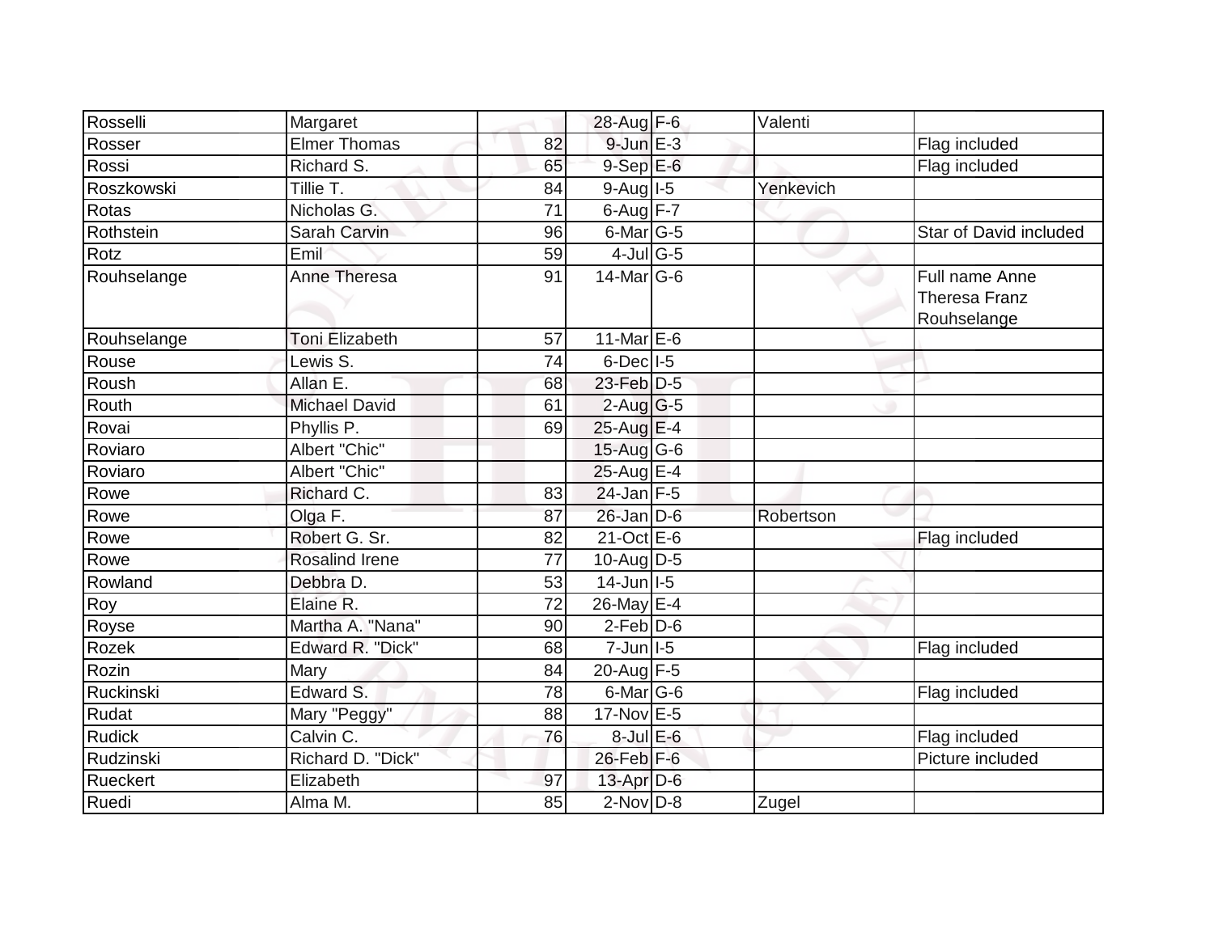| | | | | | | |
|---|---|---|---|---|---|---|
| Rosselli | Margaret | | 28-Aug | F-6 | Valenti | |
| Rosser | Elmer Thomas | 82 | 9-Jun | E-3 | | Flag included |
| Rossi | Richard S. | 65 | 9-Sep | E-6 | | Flag included |
| Roszkowski | Tillie T. | 84 | 9-Aug | I-5 | Yenkevich | |
| Rotas | Nicholas G. | 71 | 6-Aug | F-7 | | |
| Rothstein | Sarah Carvin | 96 | 6-Mar | G-5 | | Star of David included |
| Rotz | Emil | 59 | 4-Jul | G-5 | | |
| Rouhselange | Anne Theresa | 91 | 14-Mar | G-6 | | Full name Anne Theresa Franz Rouhselange |
| Rouhselange | Toni Elizabeth | 57 | 11-Mar | E-6 | | |
| Rouse | Lewis S. | 74 | 6-Dec | I-5 | | |
| Roush | Allan E. | 68 | 23-Feb | D-5 | | |
| Routh | Michael David | 61 | 2-Aug | G-5 | | |
| Rovai | Phyllis P. | 69 | 25-Aug | E-4 | | |
| Roviaro | Albert "Chic" | | 15-Aug | G-6 | | |
| Roviaro | Albert "Chic" | | 25-Aug | E-4 | | |
| Rowe | Richard C. | 83 | 24-Jan | F-5 | | |
| Rowe | Olga F. | 87 | 26-Jan | D-6 | Robertson | |
| Rowe | Robert G. Sr. | 82 | 21-Oct | E-6 | | Flag included |
| Rowe | Rosalind Irene | 77 | 10-Aug | D-5 | | |
| Rowland | Debbra D. | 53 | 14-Jun | I-5 | | |
| Roy | Elaine R. | 72 | 26-May | E-4 | | |
| Royse | Martha A. "Nana" | 90 | 2-Feb | D-6 | | |
| Rozek | Edward R. "Dick" | 68 | 7-Jun | I-5 | | Flag included |
| Rozin | Mary | 84 | 20-Aug | F-5 | | |
| Ruckinski | Edward S. | 78 | 6-Mar | G-6 | | Flag included |
| Rudat | Mary "Peggy" | 88 | 17-Nov | E-5 | | |
| Rudick | Calvin C. | 76 | 8-Jul | E-6 | | Flag included |
| Rudzinski | Richard D. "Dick" | | 26-Feb | F-6 | | Picture included |
| Rueckert | Elizabeth | 97 | 13-Apr | D-6 | | |
| Ruedi | Alma M. | 85 | 2-Nov | D-8 | Zugel | |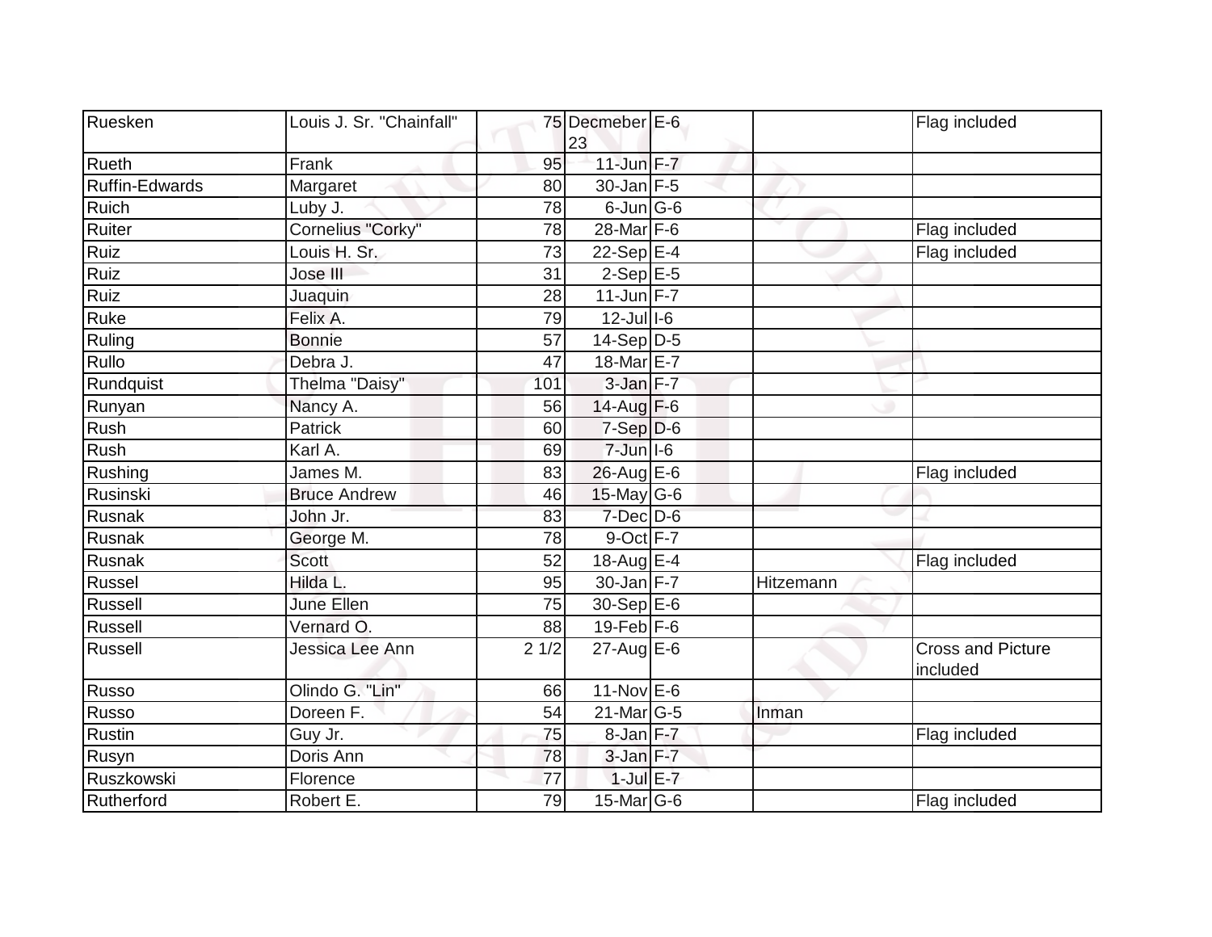| | | | | | | |
|---|---|---|---|---|---|---|
| Ruesken | Louis J. Sr. "Chainfall" | 75 | Decmeber 23 | E-6 | | Flag included |
| Rueth | Frank | 95 | 11-Jun | F-7 | | |
| Ruffin-Edwards | Margaret | 80 | 30-Jan | F-5 | | |
| Ruich | Luby J. | 78 | 6-Jun | G-6 | | |
| Ruiter | Cornelius "Corky" | 78 | 28-Mar | F-6 | | Flag included |
| Ruiz | Louis H. Sr. | 73 | 22-Sep | E-4 | | Flag included |
| Ruiz | Jose III | 31 | 2-Sep | E-5 | | |
| Ruiz | Juaquin | 28 | 11-Jun | F-7 | | |
| Ruke | Felix A. | 79 | 12-Jul | I-6 | | |
| Ruling | Bonnie | 57 | 14-Sep | D-5 | | |
| Rullo | Debra J. | 47 | 18-Mar | E-7 | | |
| Rundquist | Thelma "Daisy" | 101 | 3-Jan | F-7 | | |
| Runyan | Nancy A. | 56 | 14-Aug | F-6 | | |
| Rush | Patrick | 60 | 7-Sep | D-6 | | |
| Rush | Karl A. | 69 | 7-Jun | I-6 | | |
| Rushing | James M. | 83 | 26-Aug | E-6 | | Flag included |
| Rusinski | Bruce Andrew | 46 | 15-May | G-6 | | |
| Rusnak | John Jr. | 83 | 7-Dec | D-6 | | |
| Rusnak | George M. | 78 | 9-Oct | F-7 | | |
| Rusnak | Scott | 52 | 18-Aug | E-4 | | Flag included |
| Russel | Hilda L. | 95 | 30-Jan | F-7 | Hitzemann | |
| Russell | June Ellen | 75 | 30-Sep | E-6 | | |
| Russell | Vernard O. | 88 | 19-Feb | F-6 | | |
| Russell | Jessica Lee Ann | 2 1/2 | 27-Aug | E-6 | | Cross and Picture included |
| Russo | Olindo G. "Lin" | 66 | 11-Nov | E-6 | | |
| Russo | Doreen F. | 54 | 21-Mar | G-5 | Inman | |
| Rustin | Guy Jr. | 75 | 8-Jan | F-7 | | Flag included |
| Rusyn | Doris Ann | 78 | 3-Jan | F-7 | | |
| Ruszkowski | Florence | 77 | 1-Jul | E-7 | | |
| Rutherford | Robert E. | 79 | 15-Mar | G-6 | | Flag included |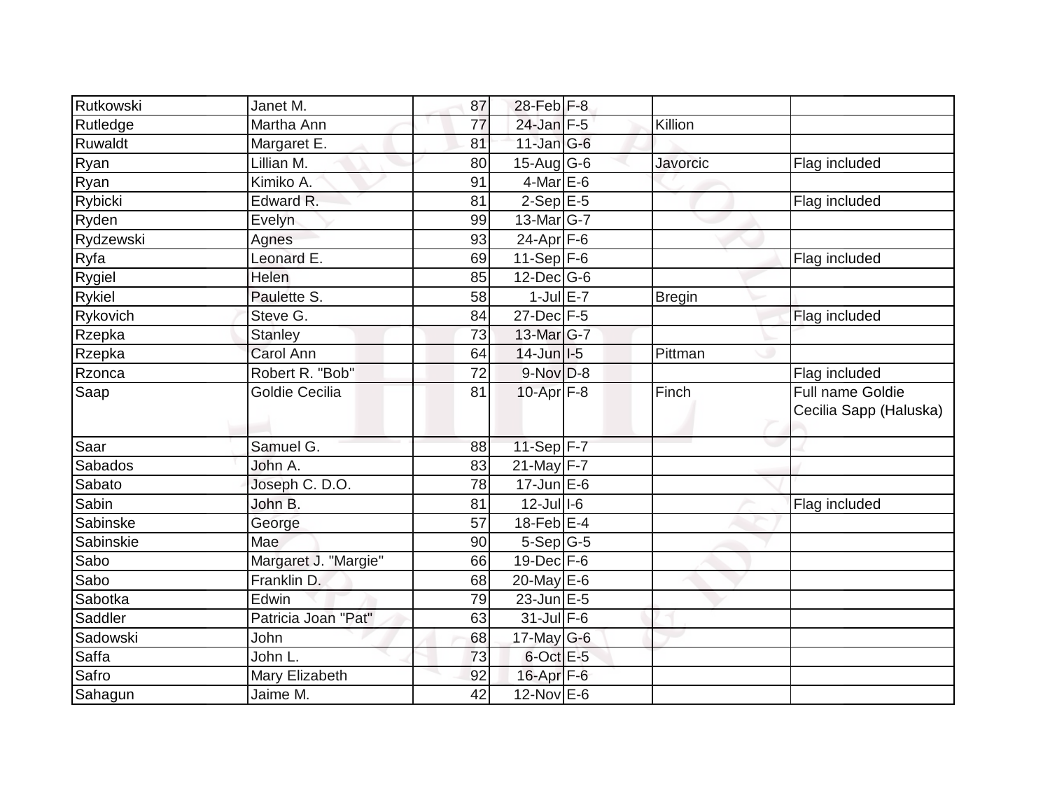| | | | | | | |
|---|---|---|---|---|---|---|
| Rutkowski | Janet M. | 87 | 28-Feb | F-8 | | |
| Rutledge | Martha Ann | 77 | 24-Jan | F-5 | Killion | |
| Ruwaldt | Margaret E. | 81 | 11-Jan | G-6 | | |
| Ryan | Lillian M. | 80 | 15-Aug | G-6 | Javorcic | Flag included |
| Ryan | Kimiko A. | 91 | 4-Mar | E-6 | | |
| Rybicki | Edward R. | 81 | 2-Sep | E-5 | | Flag included |
| Ryden | Evelyn | 99 | 13-Mar | G-7 | | |
| Rydzewski | Agnes | 93 | 24-Apr | F-6 | | |
| Ryfa | Leonard E. | 69 | 11-Sep | F-6 | | Flag included |
| Rygiel | Helen | 85 | 12-Dec | G-6 | | |
| Rykiel | Paulette S. | 58 | 1-Jul | E-7 | Bregin | |
| Rykovich | Steve G. | 84 | 27-Dec | F-5 | | Flag included |
| Rzepka | Stanley | 73 | 13-Mar | G-7 | | |
| Rzepka | Carol Ann | 64 | 14-Jun | I-5 | Pittman | |
| Rzonca | Robert R. "Bob" | 72 | 9-Nov | D-8 | | Flag included |
| Saap | Goldie Cecilia | 81 | 10-Apr | F-8 | Finch | Full name Goldie Cecilia Sapp (Haluska) |
| Saar | Samuel G. | 88 | 11-Sep | F-7 | | |
| Sabados | John A. | 83 | 21-May | F-7 | | |
| Sabato | Joseph C. D.O. | 78 | 17-Jun | E-6 | | |
| Sabin | John B. | 81 | 12-Jul | I-6 | | Flag included |
| Sabinske | George | 57 | 18-Feb | E-4 | | |
| Sabinskie | Mae | 90 | 5-Sep | G-5 | | |
| Sabo | Margaret J. "Margie" | 66 | 19-Dec | F-6 | | |
| Sabo | Franklin D. | 68 | 20-May | E-6 | | |
| Sabotka | Edwin | 79 | 23-Jun | E-5 | | |
| Saddler | Patricia Joan "Pat" | 63 | 31-Jul | F-6 | | |
| Sadowski | John | 68 | 17-May | G-6 | | |
| Saffa | John L. | 73 | 6-Oct | E-5 | | |
| Safro | Mary Elizabeth | 92 | 16-Apr | F-6 | | |
| Sahagun | Jaime M. | 42 | 12-Nov | E-6 | | |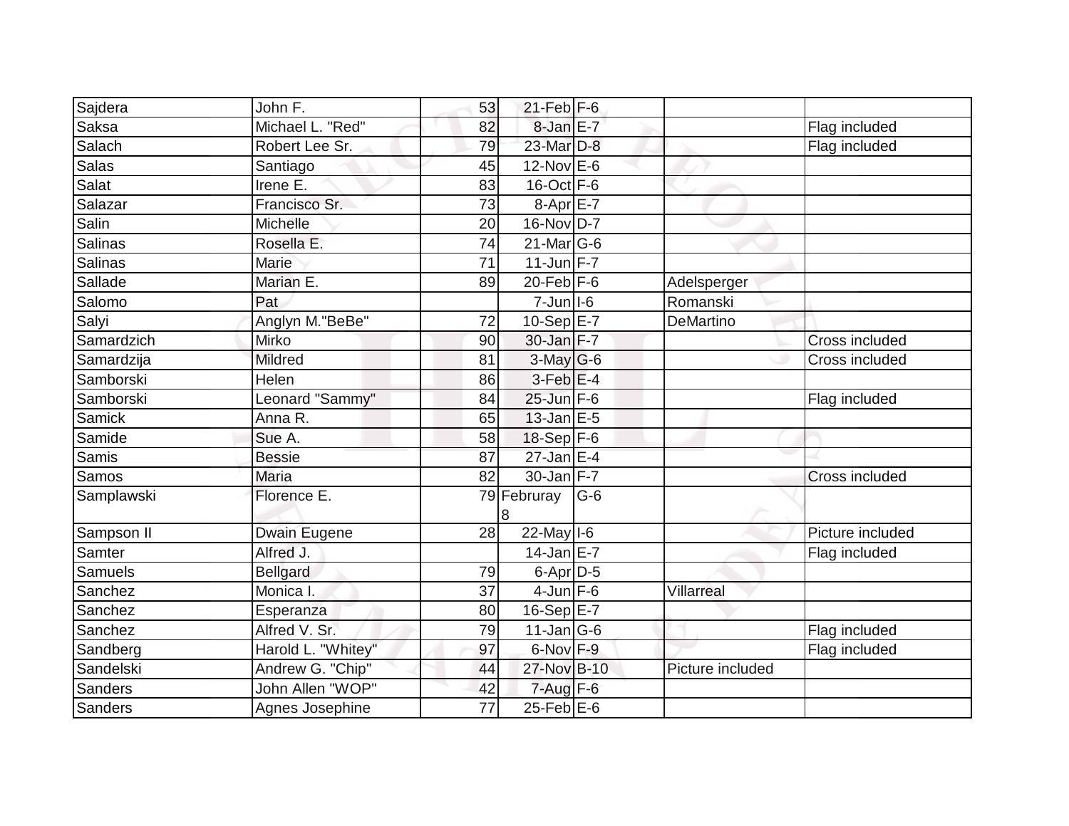| | | | | | | |
|---|---|---|---|---|---|---|
| Sajdera | John F. | 53 | 21-Feb | F-6 | | |
| Saksa | Michael L. "Red" | 82 | 8-Jan | E-7 | | Flag included |
| Salach | Robert Lee Sr. | 79 | 23-Mar | D-8 | | Flag included |
| Salas | Santiago | 45 | 12-Nov | E-6 | | |
| Salat | Irene E. | 83 | 16-Oct | F-6 | | |
| Salazar | Francisco Sr. | 73 | 8-Apr | E-7 | | |
| Salin | Michelle | 20 | 16-Nov | D-7 | | |
| Salinas | Rosella E. | 74 | 21-Mar | G-6 | | |
| Salinas | Marie | 71 | 11-Jun | F-7 | | |
| Sallade | Marian E. | 89 | 20-Feb | F-6 | Adelsperger | |
| Salomo | Pat | | 7-Jun | I-6 | Romanski | |
| Salyi | Anglyn M."BeBe" | 72 | 10-Sep | E-7 | DeMartino | |
| Samardzich | Mirko | 90 | 30-Jan | F-7 | | Cross included |
| Samardzija | Mildred | 81 | 3-May | G-6 | | Cross included |
| Samborski | Helen | 86 | 3-Feb | E-4 | | |
| Samborski | Leonard "Sammy" | 84 | 25-Jun | F-6 | | Flag included |
| Samick | Anna R. | 65 | 13-Jan | E-5 | | |
| Samide | Sue A. | 58 | 18-Sep | F-6 | | |
| Samis | Bessie | 87 | 27-Jan | E-4 | | |
| Samos | Maria | 82 | 30-Jan | F-7 | | Cross included |
| Samplawski | Florence E. | 79 | Februray 8 | G-6 | | |
| Sampson II | Dwain Eugene | 28 | 22-May | I-6 | | Picture included |
| Samter | Alfred J. | | 14-Jan | E-7 | | Flag included |
| Samuels | Bellgard | 79 | 6-Apr | D-5 | | |
| Sanchez | Monica I. | 37 | 4-Jun | F-6 | Villarreal | |
| Sanchez | Esperanza | 80 | 16-Sep | E-7 | | |
| Sanchez | Alfred V. Sr. | 79 | 11-Jan | G-6 | | Flag included |
| Sandberg | Harold L. "Whitey" | 97 | 6-Nov | F-9 | | Flag included |
| Sandelski | Andrew G. "Chip" | 44 | 27-Nov | B-10 | Picture included | |
| Sanders | John Allen "WOP" | 42 | 7-Aug | F-6 | | |
| Sanders | Agnes Josephine | 77 | 25-Feb | E-6 | | |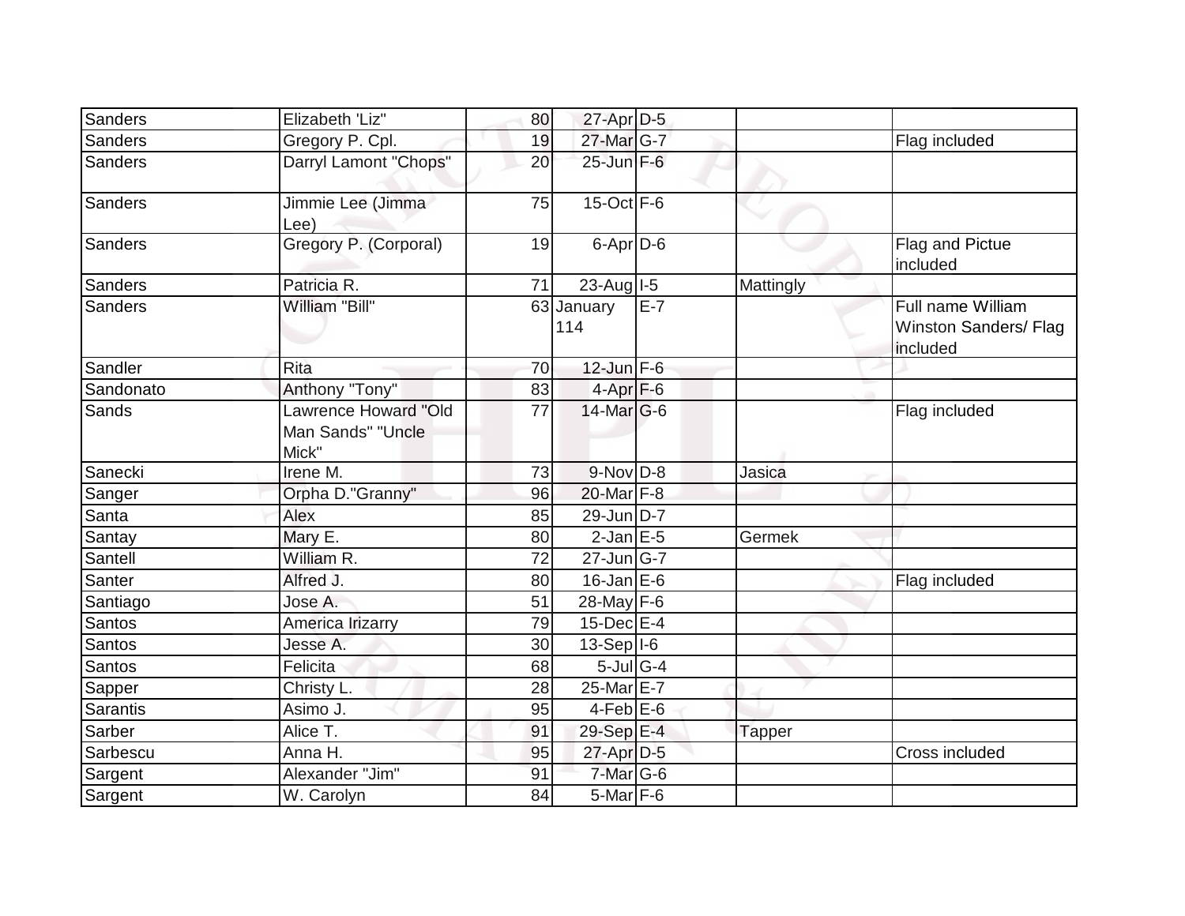| | | | | | | |
|---|---|---|---|---|---|---|
| Sanders | Elizabeth 'Liz" | 80 | 27-Apr | D-5 | | |
| Sanders | Gregory P. Cpl. | 19 | 27-Mar | G-7 | | Flag included |
| Sanders | Darryl Lamont "Chops" | 20 | 25-Jun | F-6 | | |
| Sanders | Jimmie Lee (Jimma Lee) | 75 | 15-Oct | F-6 | | |
| Sanders | Gregory P. (Corporal) | 19 | 6-Apr | D-6 | | Flag and Pictue included |
| Sanders | Patricia R. | 71 | 23-Aug | I-5 | Mattingly | |
| Sanders | William "Bill" | 63 | January 114 | E-7 | | Full name William Winston Sanders/ Flag included |
| Sandler | Rita | 70 | 12-Jun | F-6 | | |
| Sandonato | Anthony "Tony" | 83 | 4-Apr | F-6 | | |
| Sands | Lawrence Howard "Old Man Sands" "Uncle Mick" | 77 | 14-Mar | G-6 | | Flag included |
| Sanecki | Irene M. | 73 | 9-Nov | D-8 | Jasica | |
| Sanger | Orpha D."Granny" | 96 | 20-Mar | F-8 | | |
| Santa | Alex | 85 | 29-Jun | D-7 | | |
| Santay | Mary E. | 80 | 2-Jan | E-5 | Germek | |
| Santell | William R. | 72 | 27-Jun | G-7 | | |
| Santer | Alfred J. | 80 | 16-Jan | E-6 | | Flag included |
| Santiago | Jose A. | 51 | 28-May | F-6 | | |
| Santos | America Irizarry | 79 | 15-Dec | E-4 | | |
| Santos | Jesse A. | 30 | 13-Sep | I-6 | | |
| Santos | Felicita | 68 | 5-Jul | G-4 | | |
| Sapper | Christy L. | 28 | 25-Mar | E-7 | | |
| Sarantis | Asimo J. | 95 | 4-Feb | E-6 | | |
| Sarber | Alice T. | 91 | 29-Sep | E-4 | Tapper | |
| Sarbescu | Anna H. | 95 | 27-Apr | D-5 | | Cross included |
| Sargent | Alexander "Jim" | 91 | 7-Mar | G-6 | | |
| Sargent | W. Carolyn | 84 | 5-Mar | F-6 | | |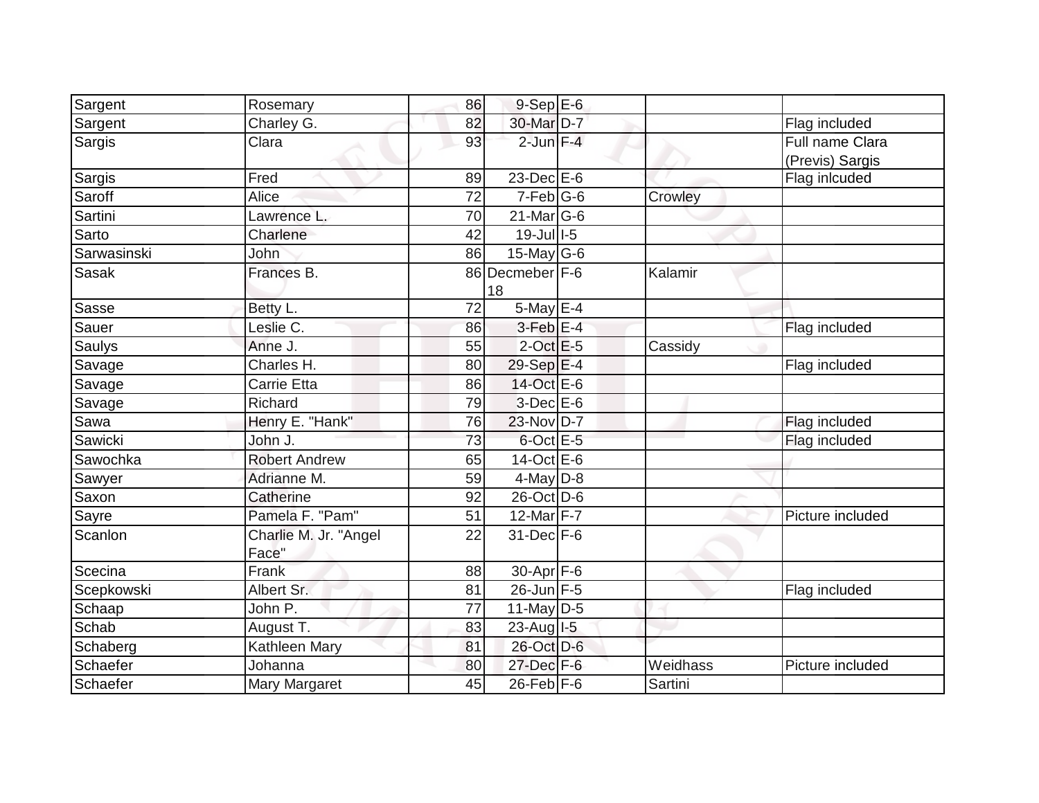| Sargent | Rosemary | 86 | 9-Sep | E-6 | | |
|---|---|---|---|---|---|---|
| Sargent | Charley G. | 82 | 30-Mar | D-7 | | Flag included |
| Sargis | Clara | 93 | 2-Jun | F-4 | | Full name Clara (Previs) Sargis |
| Sargis | Fred | 89 | 23-Dec | E-6 | | Flag inlcuded |
| Saroff | Alice | 72 | 7-Feb | G-6 | Crowley | |
| Sartini | Lawrence L. | 70 | 21-Mar | G-6 | | |
| Sarto | Charlene | 42 | 19-Jul | I-5 | | |
| Sarwasinski | John | 86 | 15-May | G-6 | | |
| Sasak | Frances B. | 86 | Decmeber 18 | F-6 | Kalamir | |
| Sasse | Betty L. | 72 | 5-May | E-4 | | |
| Sauer | Leslie C. | 86 | 3-Feb | E-4 | | Flag included |
| Saulys | Anne J. | 55 | 2-Oct | E-5 | Cassidy | |
| Savage | Charles H. | 80 | 29-Sep | E-4 | | Flag included |
| Savage | Carrie Etta | 86 | 14-Oct | E-6 | | |
| Savage | Richard | 79 | 3-Dec | E-6 | | |
| Sawa | Henry E. "Hank" | 76 | 23-Nov | D-7 | | Flag included |
| Sawicki | John J. | 73 | 6-Oct | E-5 | | Flag included |
| Sawochka | Robert Andrew | 65 | 14-Oct | E-6 | | |
| Sawyer | Adrianne M. | 59 | 4-May | D-8 | | |
| Saxon | Catherine | 92 | 26-Oct | D-6 | | |
| Sayre | Pamela F. "Pam" | 51 | 12-Mar | F-7 | | Picture included |
| Scanlon | Charlie M. Jr. "Angel Face" | 22 | 31-Dec | F-6 | | |
| Scecina | Frank | 88 | 30-Apr | F-6 | | |
| Scepkowski | Albert Sr. | 81 | 26-Jun | F-5 | | Flag included |
| Schaap | John P. | 77 | 11-May | D-5 | | |
| Schab | August T. | 83 | 23-Aug | I-5 | | |
| Schaberg | Kathleen Mary | 81 | 26-Oct | D-6 | | |
| Schaefer | Johanna | 80 | 27-Dec | F-6 | Weidhass | Picture included |
| Schaefer | Mary Margaret | 45 | 26-Feb | F-6 | Sartini | |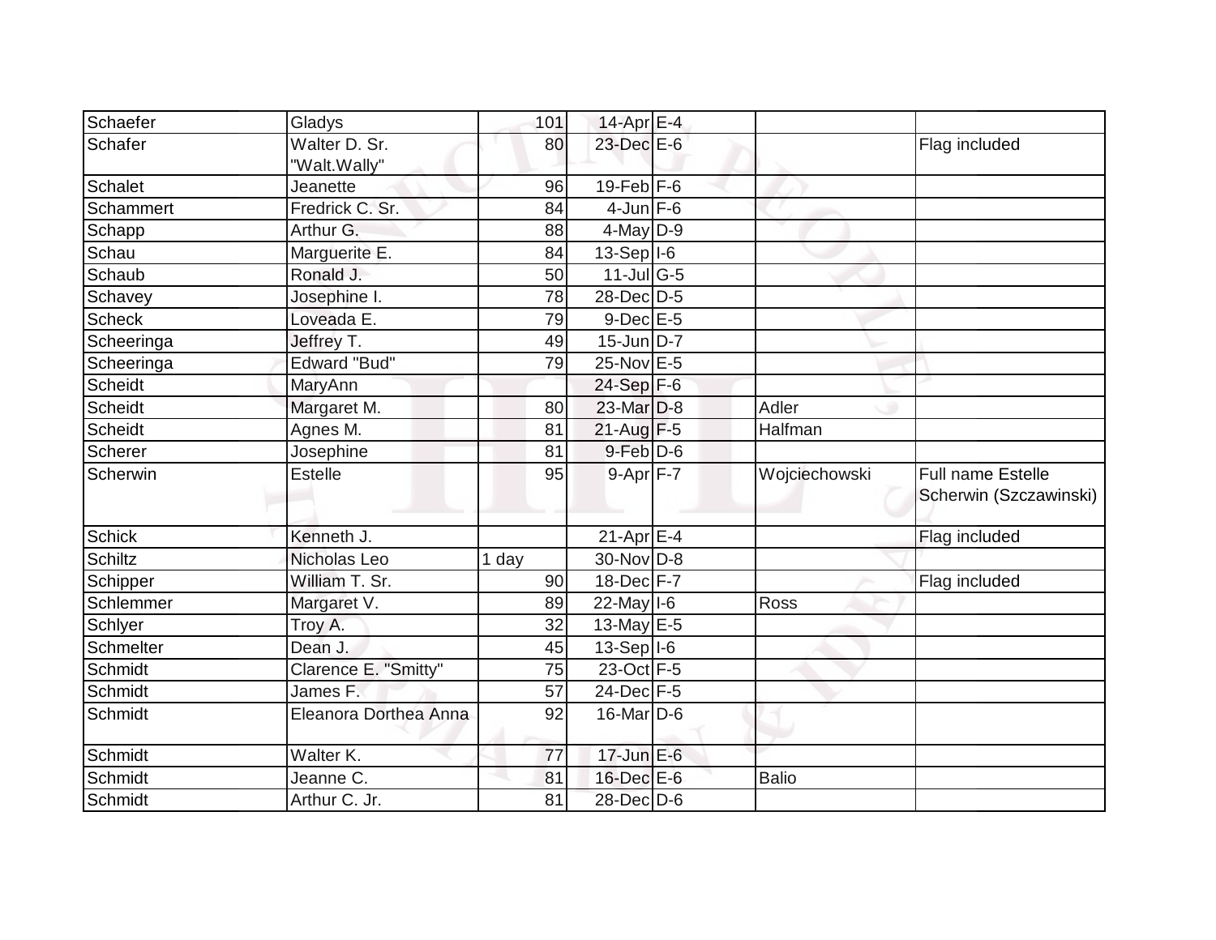| | | | | | | |
|---|---|---|---|---|---|---|
| Schaefer | Gladys | 101 | 14-Apr | E-4 | | |
| Schafer | Walter D. Sr. "Walt.Wally" | 80 | 23-Dec | E-6 | | Flag included |
| Schalet | Jeanette | 96 | 19-Feb | F-6 | | |
| Schammert | Fredrick C. Sr. | 84 | 4-Jun | F-6 | | |
| Schapp | Arthur G. | 88 | 4-May | D-9 | | |
| Schau | Marguerite E. | 84 | 13-Sep | I-6 | | |
| Schaub | Ronald J. | 50 | 11-Jul | G-5 | | |
| Schavey | Josephine I. | 78 | 28-Dec | D-5 | | |
| Scheck | Loveada E. | 79 | 9-Dec | E-5 | | |
| Scheeringa | Jeffrey T. | 49 | 15-Jun | D-7 | | |
| Scheeringa | Edward "Bud" | 79 | 25-Nov | E-5 | | |
| Scheidt | MaryAnn | | 24-Sep | F-6 | | |
| Scheidt | Margaret M. | 80 | 23-Mar | D-8 | Adler | |
| Scheidt | Agnes M. | 81 | 21-Aug | F-5 | Halfman | |
| Scherer | Josephine | 81 | 9-Feb | D-6 | | |
| Scherwin | Estelle | 95 | 9-Apr | F-7 | Wojciechowski | Full name Estelle Scherwin (Szczawinski) |
| Schick | Kenneth J. | | 21-Apr | E-4 | | Flag included |
| Schiltz | Nicholas Leo | 1 day | 30-Nov | D-8 | | |
| Schipper | William T. Sr. | 90 | 18-Dec | F-7 | | Flag included |
| Schlemmer | Margaret V. | 89 | 22-May | I-6 | Ross | |
| Schlyer | Troy A. | 32 | 13-May | E-5 | | |
| Schmelter | Dean J. | 45 | 13-Sep | I-6 | | |
| Schmidt | Clarence E. "Smitty" | 75 | 23-Oct | F-5 | | |
| Schmidt | James F. | 57 | 24-Dec | F-5 | | |
| Schmidt | Eleanora Dorthea Anna | 92 | 16-Mar | D-6 | | |
| Schmidt | Walter K. | 77 | 17-Jun | E-6 | | |
| Schmidt | Jeanne C. | 81 | 16-Dec | E-6 | Balio | |
| Schmidt | Arthur C. Jr. | 81 | 28-Dec | D-6 | | |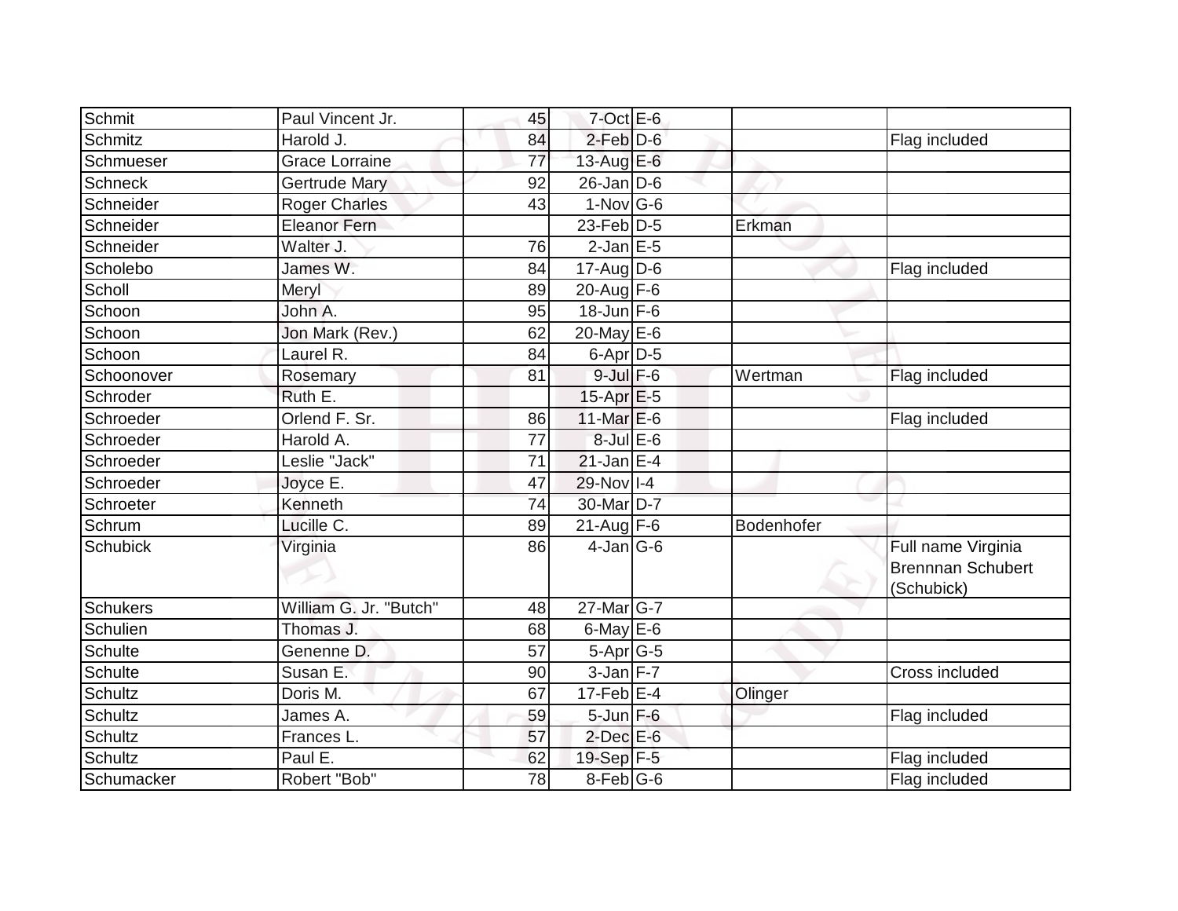| | | | | | | |
|---|---|---|---|---|---|---|
| Schmit | Paul Vincent Jr. | 45 | 7-Oct | E-6 | | |
| Schmitz | Harold J. | 84 | 2-Feb | D-6 | | Flag included |
| Schmueser | Grace Lorraine | 77 | 13-Aug | E-6 | | |
| Schneck | Gertrude Mary | 92 | 26-Jan | D-6 | | |
| Schneider | Roger Charles | 43 | 1-Nov | G-6 | | |
| Schneider | Eleanor Fern | | 23-Feb | D-5 | Erkman | |
| Schneider | Walter J. | 76 | 2-Jan | E-5 | | |
| Scholebo | James W. | 84 | 17-Aug | D-6 | | Flag included |
| Scholl | Meryl | 89 | 20-Aug | F-6 | | |
| Schoon | John A. | 95 | 18-Jun | F-6 | | |
| Schoon | Jon Mark (Rev.) | 62 | 20-May | E-6 | | |
| Schoon | Laurel R. | 84 | 6-Apr | D-5 | | |
| Schoonover | Rosemary | 81 | 9-Jul | F-6 | Wertman | Flag included |
| Schroder | Ruth E. | | 15-Apr | E-5 | | |
| Schroeder | Orlend F. Sr. | 86 | 11-Mar | E-6 | | Flag included |
| Schroeder | Harold A. | 77 | 8-Jul | E-6 | | |
| Schroeder | Leslie "Jack" | 71 | 21-Jan | E-4 | | |
| Schroeder | Joyce E. | 47 | 29-Nov | I-4 | | |
| Schroeter | Kenneth | 74 | 30-Mar | D-7 | | |
| Schrum | Lucille C. | 89 | 21-Aug | F-6 | Bodenhofer | |
| Schubick | Virginia | 86 | 4-Jan | G-6 | | Full name Virginia Brennnan Schubert (Schubick) |
| Schukers | William G. Jr. "Butch" | 48 | 27-Mar | G-7 | | |
| Schulien | Thomas J. | 68 | 6-May | E-6 | | |
| Schulte | Genenne D. | 57 | 5-Apr | G-5 | | |
| Schulte | Susan E. | 90 | 3-Jan | F-7 | | Cross included |
| Schultz | Doris M. | 67 | 17-Feb | E-4 | Olinger | |
| Schultz | James A. | 59 | 5-Jun | F-6 | | Flag included |
| Schultz | Frances L. | 57 | 2-Dec | E-6 | | |
| Schultz | Paul E. | 62 | 19-Sep | F-5 | | Flag included |
| Schumacker | Robert "Bob" | 78 | 8-Feb | G-6 | | Flag included |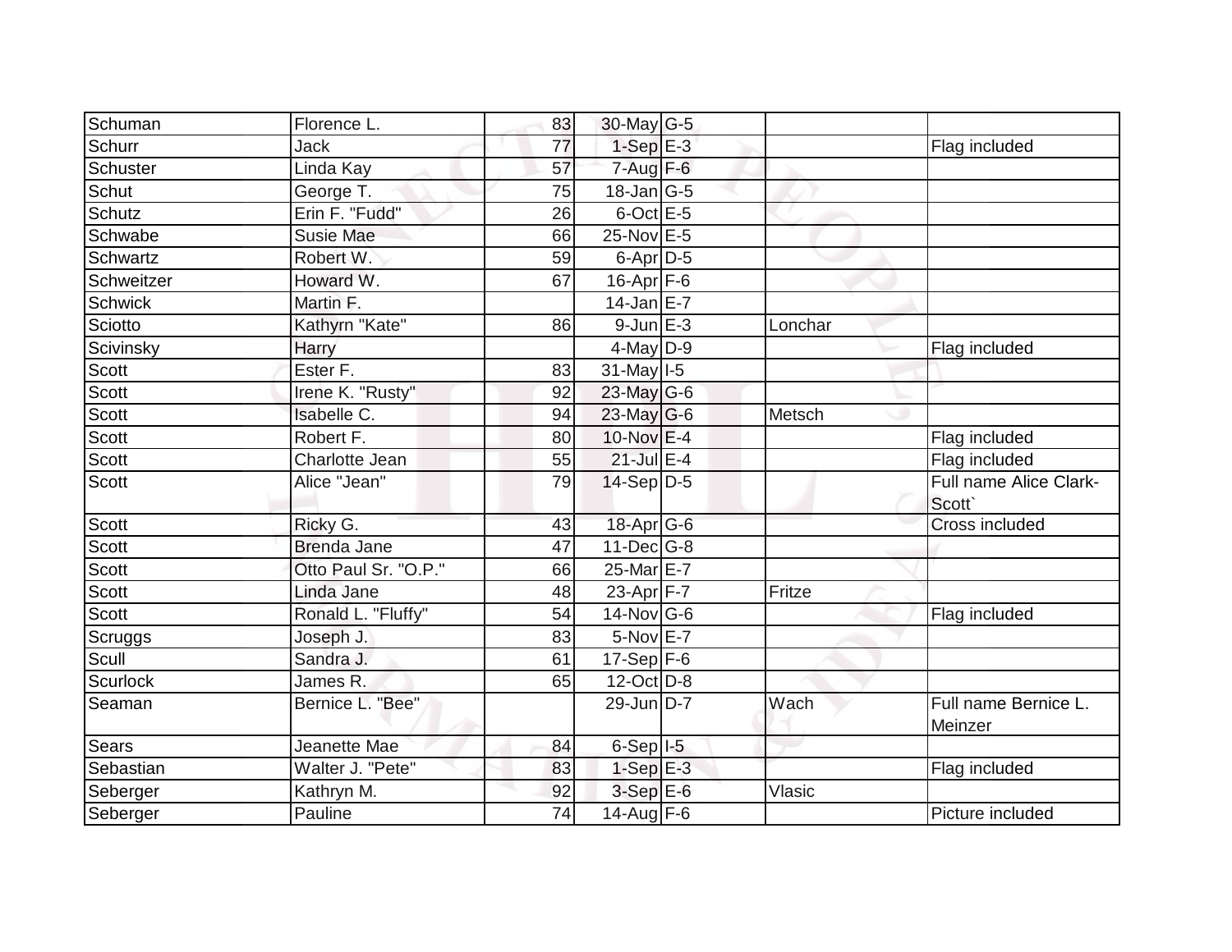| | | | | | | |
|---|---|---|---|---|---|---|
| Schuman | Florence L. | 83 | 30-May | G-5 | | |
| Schurr | Jack | 77 | 1-Sep | E-3 | | Flag included |
| Schuster | Linda Kay | 57 | 7-Aug | F-6 | | |
| Schut | George T. | 75 | 18-Jan | G-5 | | |
| Schutz | Erin F. "Fudd" | 26 | 6-Oct | E-5 | | |
| Schwabe | Susie Mae | 66 | 25-Nov | E-5 | | |
| Schwartz | Robert W. | 59 | 6-Apr | D-5 | | |
| Schweitzer | Howard W. | 67 | 16-Apr | F-6 | | |
| Schwick | Martin F. | | 14-Jan | E-7 | | |
| Sciotto | Kathyrn "Kate" | 86 | 9-Jun | E-3 | Lonchar | |
| Scivinsky | Harry | | 4-May | D-9 | | Flag included |
| Scott | Ester F. | 83 | 31-May | I-5 | | |
| Scott | Irene K. "Rusty" | 92 | 23-May | G-6 | | |
| Scott | Isabelle C. | 94 | 23-May | G-6 | Metsch | |
| Scott | Robert F. | 80 | 10-Nov | E-4 | | Flag included |
| Scott | Charlotte Jean | 55 | 21-Jul | E-4 | | Flag included |
| Scott | Alice "Jean" | 79 | 14-Sep | D-5 | | Full name Alice Clark-Scott` |
| Scott | Ricky G. | 43 | 18-Apr | G-6 | | Cross included |
| Scott | Brenda Jane | 47 | 11-Dec | G-8 | | |
| Scott | Otto Paul Sr. "O.P." | 66 | 25-Mar | E-7 | | |
| Scott | Linda Jane | 48 | 23-Apr | F-7 | Fritze | |
| Scott | Ronald L. "Fluffy" | 54 | 14-Nov | G-6 | | Flag included |
| Scruggs | Joseph J. | 83 | 5-Nov | E-7 | | |
| Scull | Sandra J. | 61 | 17-Sep | F-6 | | |
| Scurlock | James R. | 65 | 12-Oct | D-8 | | |
| Seaman | Bernice L. "Bee" | | 29-Jun | D-7 | Wach | Full name Bernice L. Meinzer |
| Sears | Jeanette Mae | 84 | 6-Sep | I-5 | | |
| Sebastian | Walter J. "Pete" | 83 | 1-Sep | E-3 | | Flag included |
| Seberger | Kathryn M. | 92 | 3-Sep | E-6 | Vlasic | |
| Seberger | Pauline | 74 | 14-Aug | F-6 | | Picture included |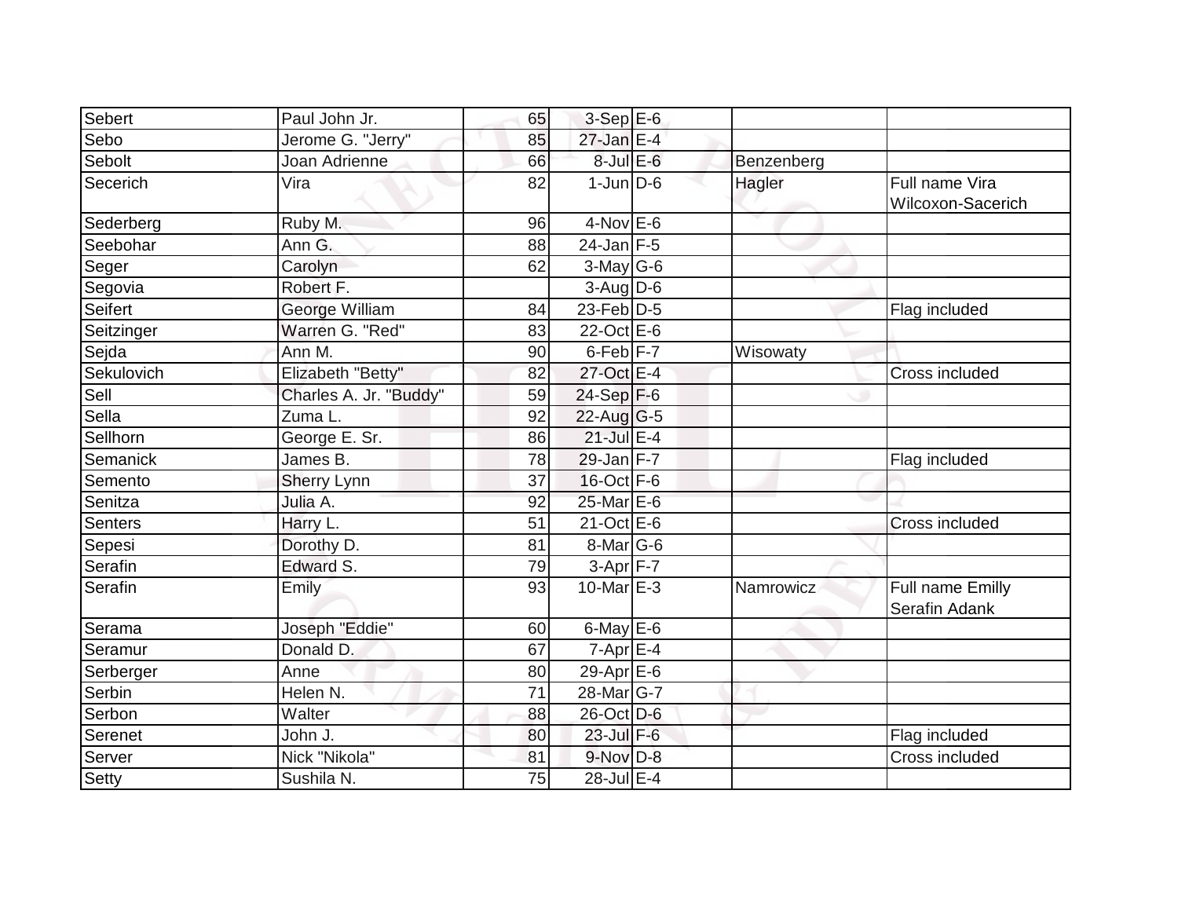| | | | | | | |
|---|---|---|---|---|---|---|
| Sebert | Paul John Jr. | 65 | 3-Sep | E-6 | | |
| Sebo | Jerome G. "Jerry" | 85 | 27-Jan | E-4 | | |
| Sebolt | Joan Adrienne | 66 | 8-Jul | E-6 | Benzenberg | |
| Secerich | Vira | 82 | 1-Jun | D-6 | Hagler | Full name Vira Wilcoxon-Sacerich |
| Sederberg | Ruby M. | 96 | 4-Nov | E-6 | | |
| Seebohar | Ann G. | 88 | 24-Jan | F-5 | | |
| Seger | Carolyn | 62 | 3-May | G-6 | | |
| Segovia | Robert F. | | 3-Aug | D-6 | | |
| Seifert | George William | 84 | 23-Feb | D-5 | | Flag included |
| Seitzinger | Warren G. "Red" | 83 | 22-Oct | E-6 | | |
| Sejda | Ann M. | 90 | 6-Feb | F-7 | Wisowaty | |
| Sekulovich | Elizabeth "Betty" | 82 | 27-Oct | E-4 | | Cross included |
| Sell | Charles A. Jr. "Buddy" | 59 | 24-Sep | F-6 | | |
| Sella | Zuma L. | 92 | 22-Aug | G-5 | | |
| Sellhorn | George E. Sr. | 86 | 21-Jul | E-4 | | |
| Semanick | James B. | 78 | 29-Jan | F-7 | | Flag included |
| Semento | Sherry Lynn | 37 | 16-Oct | F-6 | | |
| Senitza | Julia A. | 92 | 25-Mar | E-6 | | |
| Senters | Harry L. | 51 | 21-Oct | E-6 | | Cross included |
| Sepesi | Dorothy D. | 81 | 8-Mar | G-6 | | |
| Serafin | Edward S. | 79 | 3-Apr | F-7 | | |
| Serafin | Emily | 93 | 10-Mar | E-3 | Namrowicz | Full name Emilly Serafin Adank |
| Serama | Joseph "Eddie" | 60 | 6-May | E-6 | | |
| Seramur | Donald D. | 67 | 7-Apr | E-4 | | |
| Serberger | Anne | 80 | 29-Apr | E-6 | | |
| Serbin | Helen N. | 71 | 28-Mar | G-7 | | |
| Serbon | Walter | 88 | 26-Oct | D-6 | | |
| Serenet | John J. | 80 | 23-Jul | F-6 | | Flag included |
| Server | Nick "Nikola" | 81 | 9-Nov | D-8 | | Cross included |
| Setty | Sushila N. | 75 | 28-Jul | E-4 | | |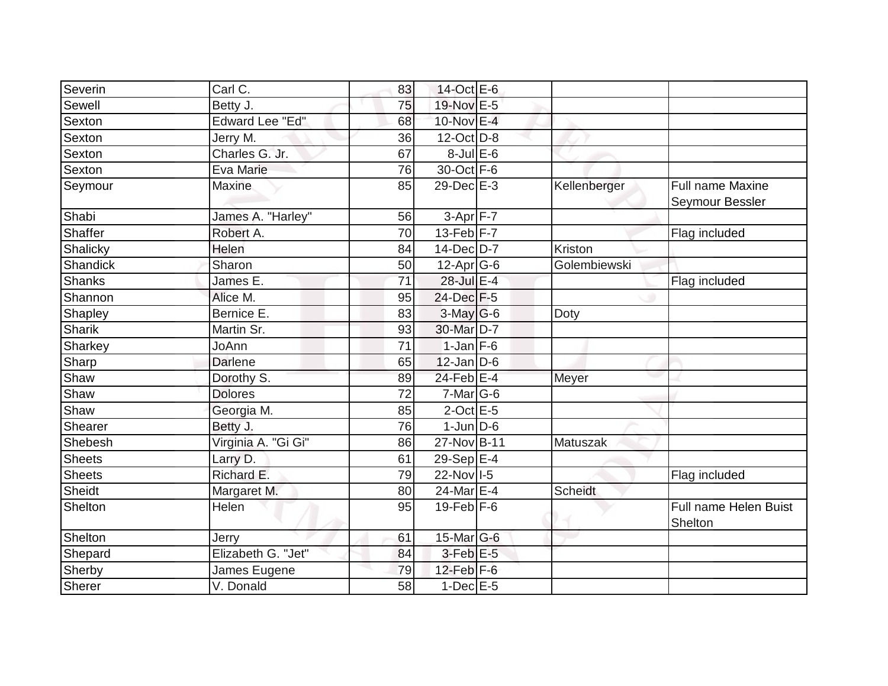| | | | | | | |
|---|---|---|---|---|---|---|
| Severin | Carl C. | 83 | 14-Oct | E-6 | | |
| Sewell | Betty J. | 75 | 19-Nov | E-5 | | |
| Sexton | Edward Lee "Ed" | 68 | 10-Nov | E-4 | | |
| Sexton | Jerry M. | 36 | 12-Oct | D-8 | | |
| Sexton | Charles G. Jr. | 67 | 8-Jul | E-6 | | |
| Sexton | Eva Marie | 76 | 30-Oct | F-6 | | |
| Seymour | Maxine | 85 | 29-Dec | E-3 | Kellenberger | Full name Maxine Seymour Bessler |
| Shabi | James A. "Harley" | 56 | 3-Apr | F-7 | | |
| Shaffer | Robert A. | 70 | 13-Feb | F-7 | | Flag included |
| Shalicky | Helen | 84 | 14-Dec | D-7 | Kriston | |
| Shandick | Sharon | 50 | 12-Apr | G-6 | Golembiewski | |
| Shanks | James E. | 71 | 28-Jul | E-4 | | Flag included |
| Shannon | Alice M. | 95 | 24-Dec | F-5 | | |
| Shapley | Bernice E. | 83 | 3-May | G-6 | Doty | |
| Sharik | Martin Sr. | 93 | 30-Mar | D-7 | | |
| Sharkey | JoAnn | 71 | 1-Jan | F-6 | | |
| Sharp | Darlene | 65 | 12-Jan | D-6 | | |
| Shaw | Dorothy S. | 89 | 24-Feb | E-4 | Meyer | |
| Shaw | Dolores | 72 | 7-Mar | G-6 | | |
| Shaw | Georgia M. | 85 | 2-Oct | E-5 | | |
| Shearer | Betty J. | 76 | 1-Jun | D-6 | | |
| Shebesh | Virginia A. "Gi Gi" | 86 | 27-Nov | B-11 | Matuszak | |
| Sheets | Larry D. | 61 | 29-Sep | E-4 | | |
| Sheets | Richard E. | 79 | 22-Nov | I-5 | | Flag included |
| Sheidt | Margaret M. | 80 | 24-Mar | E-4 | Scheidt | |
| Shelton | Helen | 95 | 19-Feb | F-6 | | Full name Helen Buist Shelton |
| Shelton | Jerry | 61 | 15-Mar | G-6 | | |
| Shepard | Elizabeth G. "Jet" | 84 | 3-Feb | E-5 | | |
| Sherby | James Eugene | 79 | 12-Feb | F-6 | | |
| Sherer | V. Donald | 58 | 1-Dec | E-5 | | |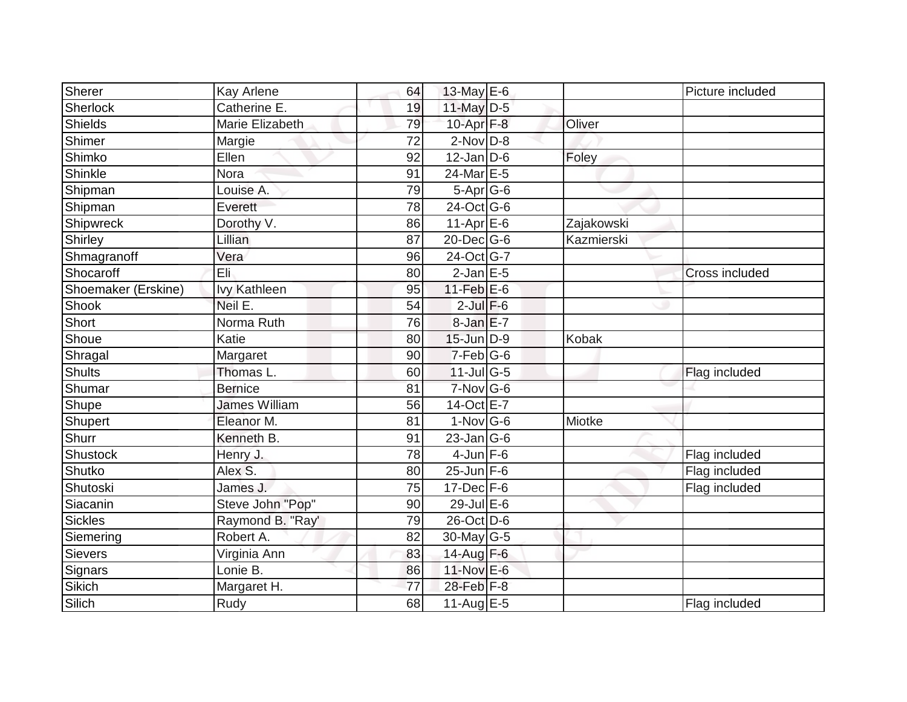| | | | | | | |
|---|---|---|---|---|---|---|
| Sherer | Kay Arlene | 64 | 13-May | E-6 | | Picture included |
| Sherlock | Catherine E. | 19 | 11-May | D-5 | | |
| Shields | Marie Elizabeth | 79 | 10-Apr | F-8 | Oliver | |
| Shimer | Margie | 72 | 2-Nov | D-8 | | |
| Shimko | Ellen | 92 | 12-Jan | D-6 | Foley | |
| Shinkle | Nora | 91 | 24-Mar | E-5 | | |
| Shipman | Louise A. | 79 | 5-Apr | G-6 | | |
| Shipman | Everett | 78 | 24-Oct | G-6 | | |
| Shipwreck | Dorothy V. | 86 | 11-Apr | E-6 | Zajakowski | |
| Shirley | Lillian | 87 | 20-Dec | G-6 | Kazmierski | |
| Shmagranoff | Vera | 96 | 24-Oct | G-7 | | |
| Shocaroff | Eli | 80 | 2-Jan | E-5 | | Cross included |
| Shoemaker (Erskine) | Ivy Kathleen | 95 | 11-Feb | E-6 | | |
| Shook | Neil E. | 54 | 2-Jul | F-6 | | |
| Short | Norma Ruth | 76 | 8-Jan | E-7 | | |
| Shoue | Katie | 80 | 15-Jun | D-9 | Kobak | |
| Shragal | Margaret | 90 | 7-Feb | G-6 | | |
| Shults | Thomas L. | 60 | 11-Jul | G-5 | | Flag included |
| Shumar | Bernice | 81 | 7-Nov | G-6 | | |
| Shupe | James William | 56 | 14-Oct | E-7 | | |
| Shupert | Eleanor M. | 81 | 1-Nov | G-6 | Miotke | |
| Shurr | Kenneth B. | 91 | 23-Jan | G-6 | | |
| Shustock | Henry J. | 78 | 4-Jun | F-6 | | Flag included |
| Shutko | Alex S. | 80 | 25-Jun | F-6 | | Flag included |
| Shutoski | James J. | 75 | 17-Dec | F-6 | | Flag included |
| Siacanin | Steve John "Pop" | 90 | 29-Jul | E-6 | | |
| Sickles | Raymond B. "Ray' | 79 | 26-Oct | D-6 | | |
| Siemering | Robert A. | 82 | 30-May | G-5 | | |
| Sievers | Virginia Ann | 83 | 14-Aug | F-6 | | |
| Signars | Lonie B. | 86 | 11-Nov | E-6 | | |
| Sikich | Margaret H. | 77 | 28-Feb | F-8 | | |
| Silich | Rudy | 68 | 11-Aug | E-5 | | Flag included |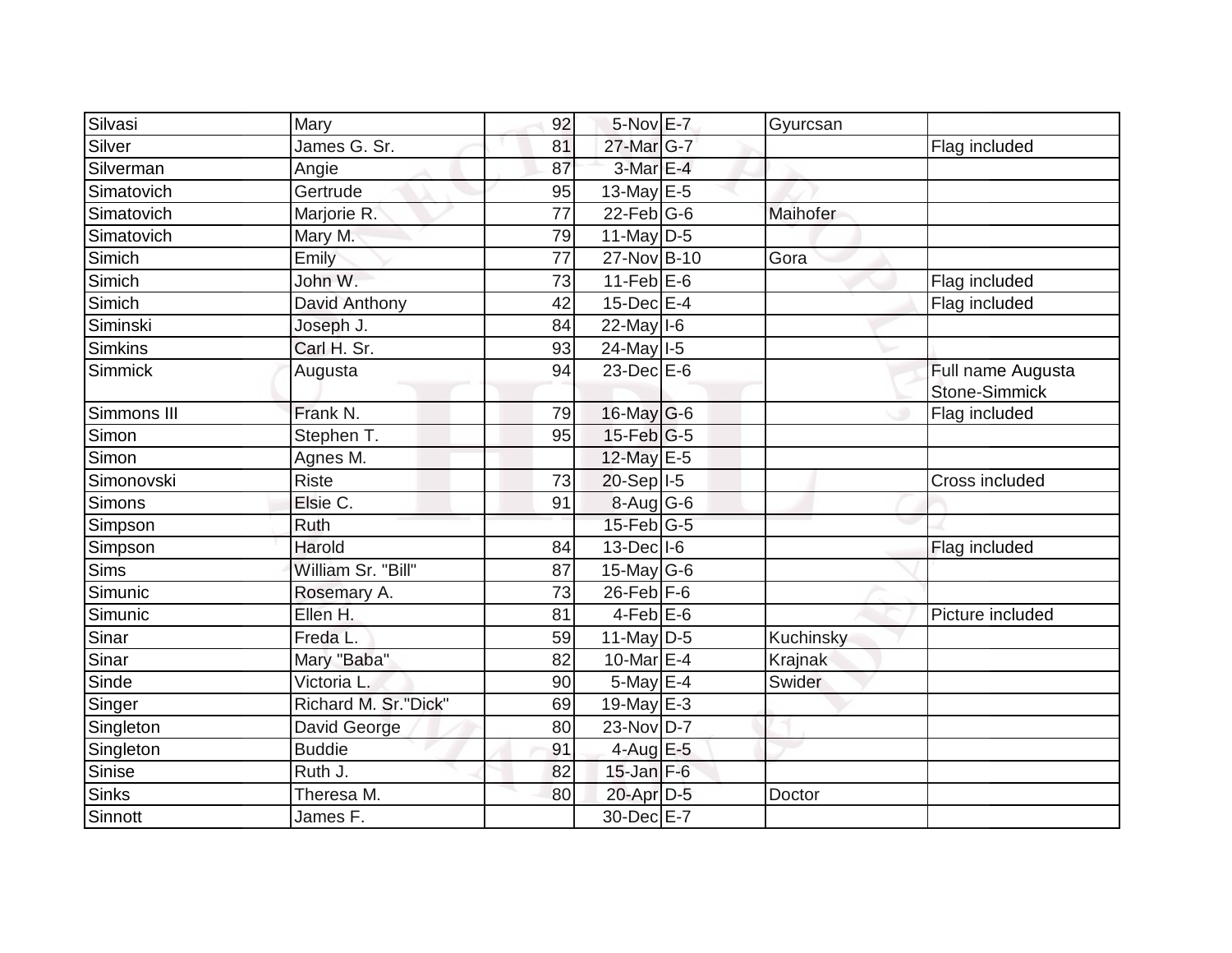| Silvasi | Mary | 92 | 5-Nov | E-7 | Gyurcsan | |
|---|---|---|---|---|---|---|
| Silver | James G. Sr. | 81 | 27-Mar | G-7 | | Flag included |
| Silverman | Angie | 87 | 3-Mar | E-4 | | |
| Simatovich | Gertrude | 95 | 13-May | E-5 | | |
| Simatovich | Marjorie R. | 77 | 22-Feb | G-6 | Maihofer | |
| Simatovich | Mary M. | 79 | 11-May | D-5 | | |
| Simich | Emily | 77 | 27-Nov | B-10 | Gora | |
| Simich | John W. | 73 | 11-Feb | E-6 | | Flag included |
| Simich | David Anthony | 42 | 15-Dec | E-4 | | Flag included |
| Siminski | Joseph J. | 84 | 22-May | I-6 | | |
| Simkins | Carl H. Sr. | 93 | 24-May | I-5 | | |
| Simmick | Augusta | 94 | 23-Dec | E-6 | | Full name Augusta Stone-Simmick |
| Simmons III | Frank N. | 79 | 16-May | G-6 | | Flag included |
| Simon | Stephen T. | 95 | 15-Feb | G-5 | | |
| Simon | Agnes M. | | 12-May | E-5 | | |
| Simonovski | Riste | 73 | 20-Sep | I-5 | | Cross included |
| Simons | Elsie C. | 91 | 8-Aug | G-6 | | |
| Simpson | Ruth | | 15-Feb | G-5 | | |
| Simpson | Harold | 84 | 13-Dec | I-6 | | Flag included |
| Sims | William Sr. "Bill" | 87 | 15-May | G-6 | | |
| Simunic | Rosemary A. | 73 | 26-Feb | F-6 | | |
| Simunic | Ellen H. | 81 | 4-Feb | E-6 | | Picture included |
| Sinar | Freda L. | 59 | 11-May | D-5 | Kuchinsky | |
| Sinar | Mary "Baba" | 82 | 10-Mar | E-4 | Krajnak | |
| Sinde | Victoria L. | 90 | 5-May | E-4 | Swider | |
| Singer | Richard M. Sr."Dick" | 69 | 19-May | E-3 | | |
| Singleton | David George | 80 | 23-Nov | D-7 | | |
| Singleton | Buddie | 91 | 4-Aug | E-5 | | |
| Sinise | Ruth J. | 82 | 15-Jan | F-6 | | |
| Sinks | Theresa M. | 80 | 20-Apr | D-5 | Doctor | |
| Sinnott | James F. | | 30-Dec | E-7 | | |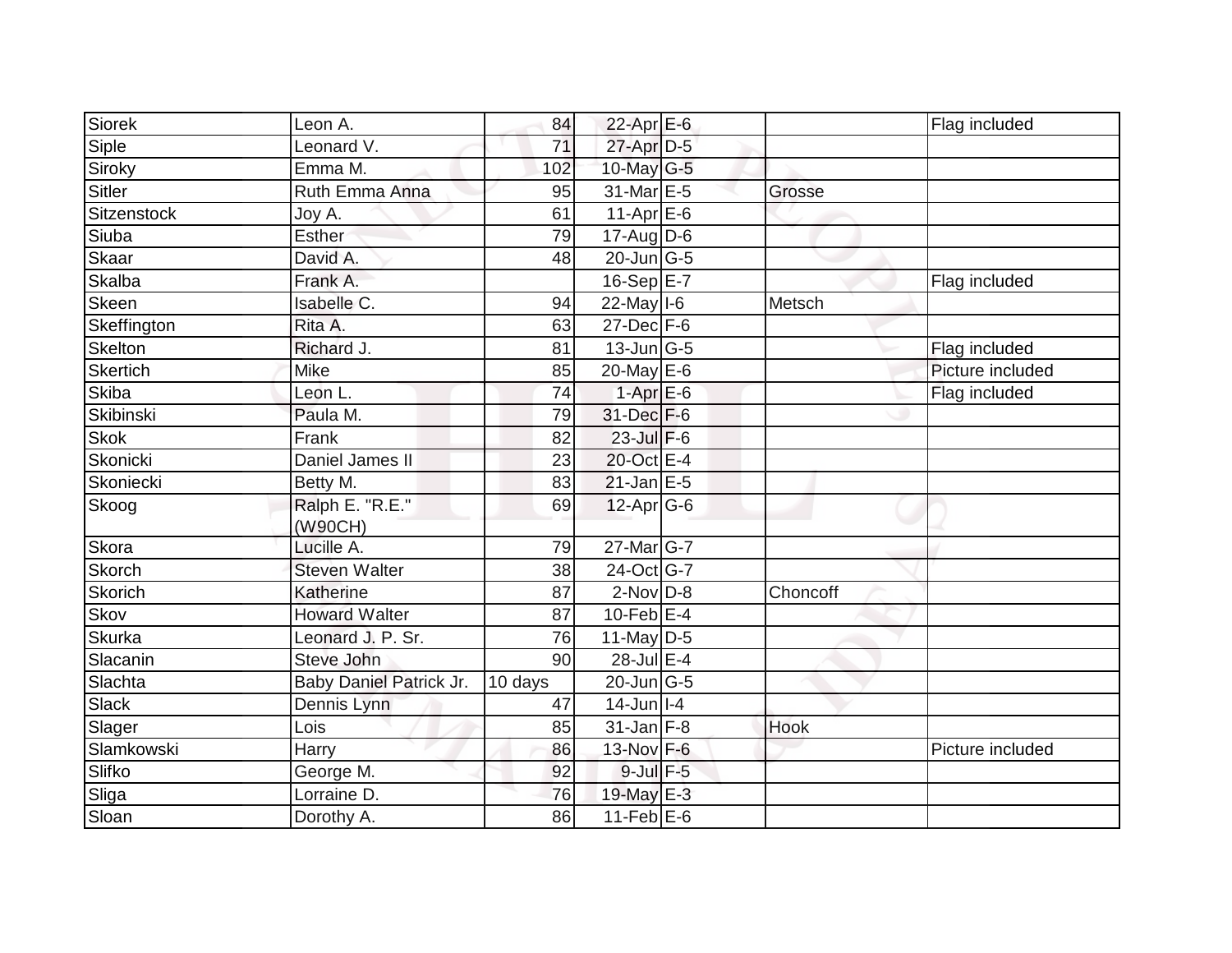| Siorek | Leon A. | 84 | 22-Apr | E-6 | | Flag included |
|---|---|---|---|---|---|---|
| Siple | Leonard V. | 71 | 27-Apr | D-5 | | |
| Siroky | Emma M. | 102 | 10-May | G-5 | | |
| Sitler | Ruth Emma Anna | 95 | 31-Mar | E-5 | Grosse | |
| Sitzenstock | Joy A. | 61 | 11-Apr | E-6 | | |
| Siuba | Esther | 79 | 17-Aug | D-6 | | |
| Skaar | David A. | 48 | 20-Jun | G-5 | | |
| Skalba | Frank A. | | 16-Sep | E-7 | | Flag included |
| Skeen | Isabelle C. | 94 | 22-May | I-6 | Metsch | |
| Skeffington | Rita A. | 63 | 27-Dec | F-6 | | |
| Skelton | Richard J. | 81 | 13-Jun | G-5 | | Flag included |
| Skertich | Mike | 85 | 20-May | E-6 | | Picture included |
| Skiba | Leon L. | 74 | 1-Apr | E-6 | | Flag included |
| Skibinski | Paula M. | 79 | 31-Dec | F-6 | | |
| Skok | Frank | 82 | 23-Jul | F-6 | | |
| Skonicki | Daniel James II | 23 | 20-Oct | E-4 | | |
| Skoniecki | Betty M. | 83 | 21-Jan | E-5 | | |
| Skoog | Ralph E. "R.E." (W90CH) | 69 | 12-Apr | G-6 | | |
| Skora | Lucille A. | 79 | 27-Mar | G-7 | | |
| Skorch | Steven Walter | 38 | 24-Oct | G-7 | | |
| Skorich | Katherine | 87 | 2-Nov | D-8 | Choncoff | |
| Skov | Howard Walter | 87 | 10-Feb | E-4 | | |
| Skurka | Leonard J. P. Sr. | 76 | 11-May | D-5 | | |
| Slacanin | Steve John | 90 | 28-Jul | E-4 | | |
| Slachta | Baby Daniel Patrick Jr. | 10 days | 20-Jun | G-5 | | |
| Slack | Dennis Lynn | 47 | 14-Jun | I-4 | | |
| Slager | Lois | 85 | 31-Jan | F-8 | Hook | |
| Slamkowski | Harry | 86 | 13-Nov | F-6 | | Picture included |
| Slifko | George M. | 92 | 9-Jul | F-5 | | |
| Sliga | Lorraine D. | 76 | 19-May | E-3 | | |
| Sloan | Dorothy A. | 86 | 11-Feb | E-6 | | |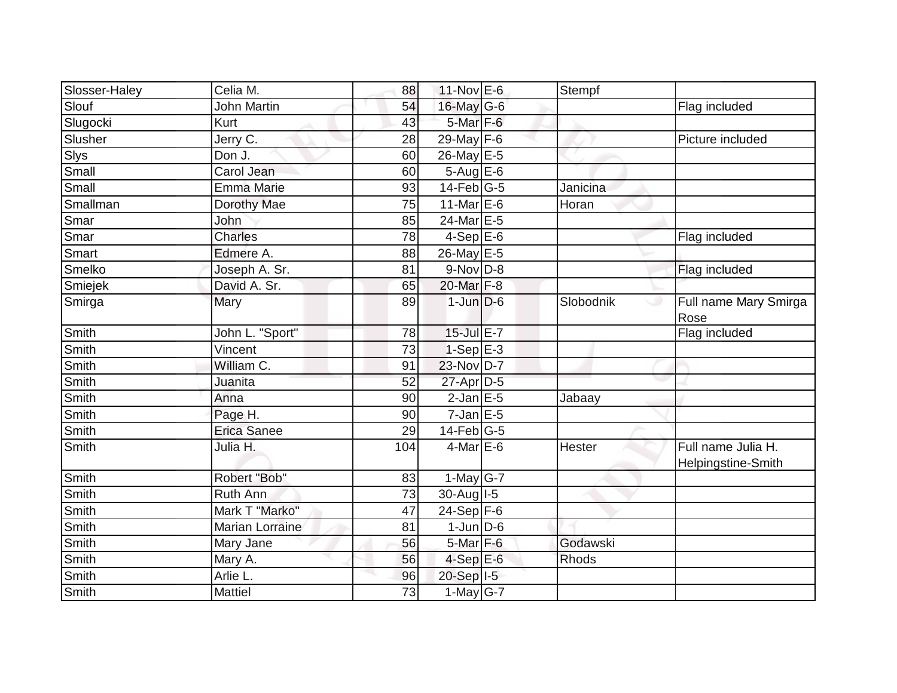| | | | | | | |
|---|---|---|---|---|---|---|
| Slosser-Haley | Celia M. | 88 | 11-Nov | E-6 | Stempf | |
| Slouf | John Martin | 54 | 16-May | G-6 | | Flag included |
| Slugocki | Kurt | 43 | 5-Mar | F-6 | | |
| Slusher | Jerry C. | 28 | 29-May | F-6 | | Picture included |
| Slys | Don J. | 60 | 26-May | E-5 | | |
| Small | Carol Jean | 60 | 5-Aug | E-6 | | |
| Small | Emma Marie | 93 | 14-Feb | G-5 | Janicina | |
| Smallman | Dorothy Mae | 75 | 11-Mar | E-6 | Horan | |
| Smar | John | 85 | 24-Mar | E-5 | | |
| Smar | Charles | 78 | 4-Sep | E-6 | | Flag included |
| Smart | Edmere A. | 88 | 26-May | E-5 | | |
| Smelko | Joseph A. Sr. | 81 | 9-Nov | D-8 | | Flag included |
| Smiejek | David A. Sr. | 65 | 20-Mar | F-8 | | |
| Smirga | Mary | 89 | 1-Jun | D-6 | Slobodnik | Full name Mary Smirga Rose |
| Smith | John L. "Sport" | 78 | 15-Jul | E-7 | | Flag included |
| Smith | Vincent | 73 | 1-Sep | E-3 | | |
| Smith | William C. | 91 | 23-Nov | D-7 | | |
| Smith | Juanita | 52 | 27-Apr | D-5 | | |
| Smith | Anna | 90 | 2-Jan | E-5 | Jabaay | |
| Smith | Page H. | 90 | 7-Jan | E-5 | | |
| Smith | Erica Sanee | 29 | 14-Feb | G-5 | | |
| Smith | Julia H. | 104 | 4-Mar | E-6 | Hester | Full name Julia H. Helpingstine-Smith |
| Smith | Robert "Bob" | 83 | 1-May | G-7 | | |
| Smith | Ruth Ann | 73 | 30-Aug | I-5 | | |
| Smith | Mark T "Marko" | 47 | 24-Sep | F-6 | | |
| Smith | Marian Lorraine | 81 | 1-Jun | D-6 | | |
| Smith | Mary Jane | 56 | 5-Mar | F-6 | Godawski | |
| Smith | Mary A. | 56 | 4-Sep | E-6 | Rhods | |
| Smith | Arlie L. | 96 | 20-Sep | I-5 | | |
| Smith | Mattiel | 73 | 1-May | G-7 | | |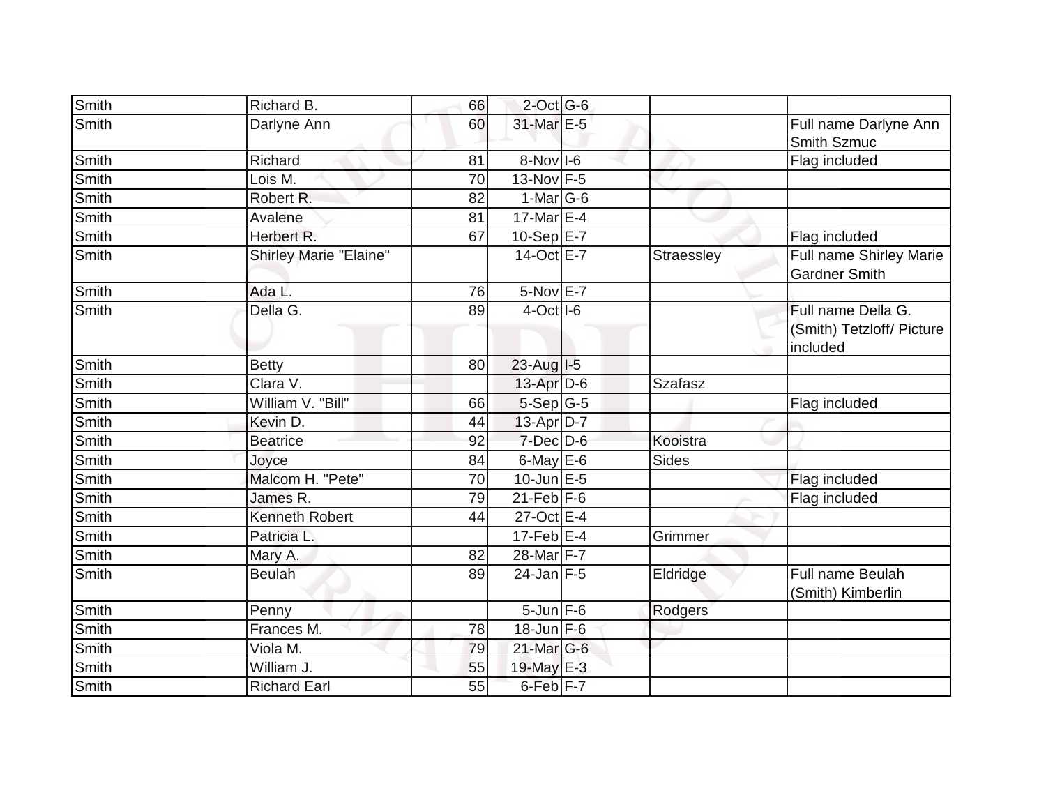| Smith | Richard B. | 66 | 2-Oct | G-6 | | |
|---|---|---|---|---|---|---|
| Smith | Darlyne Ann | 60 | 31-Mar | E-5 | | Full name Darlyne Ann Smith Szmuc |
| Smith | Richard | 81 | 8-Nov | I-6 | | Flag included |
| Smith | Lois M. | 70 | 13-Nov | F-5 | | |
| Smith | Robert R. | 82 | 1-Mar | G-6 | | |
| Smith | Avalene | 81 | 17-Mar | E-4 | | |
| Smith | Herbert R. | 67 | 10-Sep | E-7 | | Flag included |
| Smith | Shirley Marie "Elaine" | | 14-Oct | E-7 | Straessley | Full name Shirley Marie Gardner Smith |
| Smith | Ada L. | 76 | 5-Nov | E-7 | | |
| Smith | Della G. | 89 | 4-Oct | I-6 | | Full name Della G. (Smith) Tetzloff/ Picture included |
| Smith | Betty | 80 | 23-Aug | I-5 | | |
| Smith | Clara V. | | 13-Apr | D-6 | Szafasz | |
| Smith | William V. "Bill" | 66 | 5-Sep | G-5 | | Flag included |
| Smith | Kevin D. | 44 | 13-Apr | D-7 | | |
| Smith | Beatrice | 92 | 7-Dec | D-6 | Kooistra | |
| Smith | Joyce | 84 | 6-May | E-6 | Sides | |
| Smith | Malcom H. "Pete" | 70 | 10-Jun | E-5 | | Flag included |
| Smith | James R. | 79 | 21-Feb | F-6 | | Flag included |
| Smith | Kenneth Robert | 44 | 27-Oct | E-4 | | |
| Smith | Patricia L. | | 17-Feb | E-4 | Grimmer | |
| Smith | Mary A. | 82 | 28-Mar | F-7 | | |
| Smith | Beulah | 89 | 24-Jan | F-5 | Eldridge | Full name Beulah (Smith) Kimberlin |
| Smith | Penny | | 5-Jun | F-6 | Rodgers | |
| Smith | Frances M. | 78 | 18-Jun | F-6 | | |
| Smith | Viola M. | 79 | 21-Mar | G-6 | | |
| Smith | William J. | 55 | 19-May | E-3 | | |
| Smith | Richard Earl | 55 | 6-Feb | F-7 | | |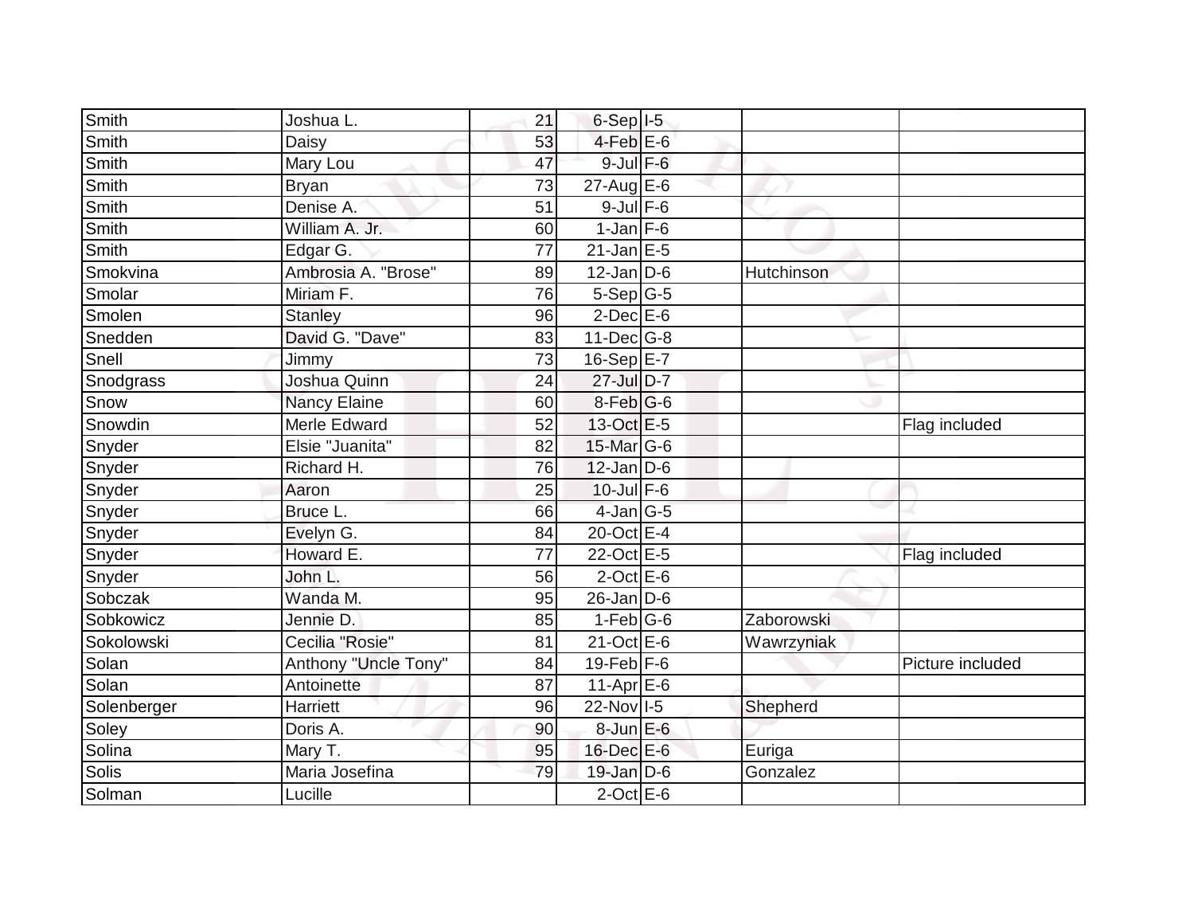| | | | | | | |
|---|---|---|---|---|---|---|
| Smith | Joshua L. | 21 | 6-Sep | I-5 | | |
| Smith | Daisy | 53 | 4-Feb | E-6 | | |
| Smith | Mary Lou | 47 | 9-Jul | F-6 | | |
| Smith | Bryan | 73 | 27-Aug | E-6 | | |
| Smith | Denise A. | 51 | 9-Jul | F-6 | | |
| Smith | William A. Jr. | 60 | 1-Jan | F-6 | | |
| Smith | Edgar G. | 77 | 21-Jan | E-5 | | |
| Smokvina | Ambrosia A. "Brose" | 89 | 12-Jan | D-6 | Hutchinson | |
| Smolar | Miriam F. | 76 | 5-Sep | G-5 | | |
| Smolen | Stanley | 96 | 2-Dec | E-6 | | |
| Snedden | David G. "Dave" | 83 | 11-Dec | G-8 | | |
| Snell | Jimmy | 73 | 16-Sep | E-7 | | |
| Snodgrass | Joshua Quinn | 24 | 27-Jul | D-7 | | |
| Snow | Nancy Elaine | 60 | 8-Feb | G-6 | | |
| Snowdin | Merle Edward | 52 | 13-Oct | E-5 | | Flag included |
| Snyder | Elsie "Juanita" | 82 | 15-Mar | G-6 | | |
| Snyder | Richard H. | 76 | 12-Jan | D-6 | | |
| Snyder | Aaron | 25 | 10-Jul | F-6 | | |
| Snyder | Bruce L. | 66 | 4-Jan | G-5 | | |
| Snyder | Evelyn G. | 84 | 20-Oct | E-4 | | |
| Snyder | Howard E. | 77 | 22-Oct | E-5 | | Flag included |
| Snyder | John L. | 56 | 2-Oct | E-6 | | |
| Sobczak | Wanda M. | 95 | 26-Jan | D-6 | | |
| Sobkowicz | Jennie D. | 85 | 1-Feb | G-6 | Zaborowski | |
| Sokolowski | Cecilia "Rosie" | 81 | 21-Oct | E-6 | Wawrzyniak | |
| Solan | Anthony "Uncle Tony" | 84 | 19-Feb | F-6 | | Picture included |
| Solan | Antoinette | 87 | 11-Apr | E-6 | | |
| Solenberger | Harriett | 96 | 22-Nov | I-5 | Shepherd | |
| Soley | Doris A. | 90 | 8-Jun | E-6 | | |
| Solina | Mary T. | 95 | 16-Dec | E-6 | Euriga | |
| Solis | Maria Josefina | 79 | 19-Jan | D-6 | Gonzalez | |
| Solman | Lucille | | 2-Oct | E-6 | | |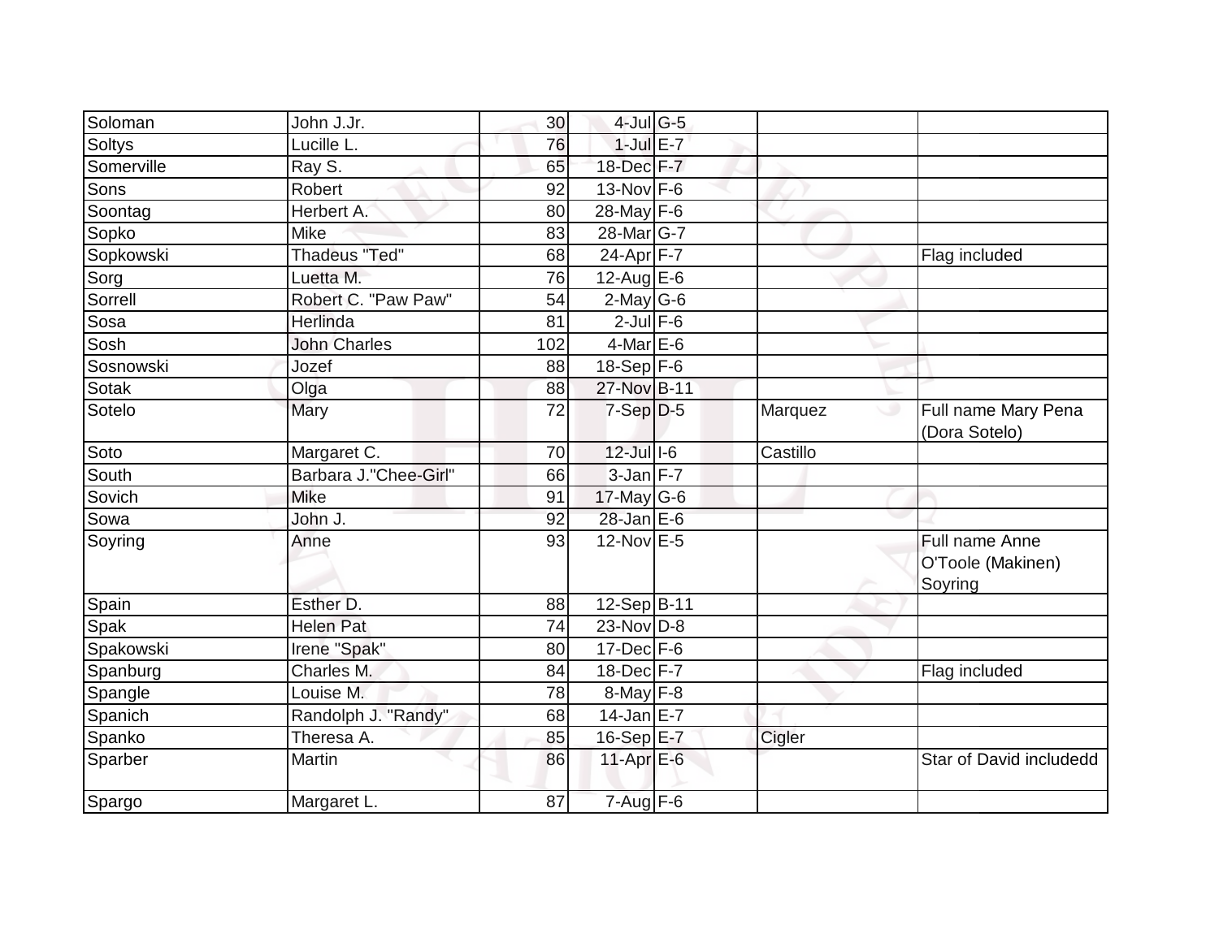| Soloman | John J.Jr. | 30 | 4-Jul | G-5 | | |
|---|---|---|---|---|---|---|
| Soltys | Lucille L. | 76 | 1-Jul | E-7 | | |
| Somerville | Ray S. | 65 | 18-Dec | F-7 | | |
| Sons | Robert | 92 | 13-Nov | F-6 | | |
| Soontag | Herbert A. | 80 | 28-May | F-6 | | |
| Sopko | Mike | 83 | 28-Mar | G-7 | | |
| Sopkowski | Thadeus "Ted" | 68 | 24-Apr | F-7 | | Flag included |
| Sorg | Luetta M. | 76 | 12-Aug | E-6 | | |
| Sorrell | Robert C. "Paw Paw" | 54 | 2-May | G-6 | | |
| Sosa | Herlinda | 81 | 2-Jul | F-6 | | |
| Sosh | John Charles | 102 | 4-Mar | E-6 | | |
| Sosnowski | Jozef | 88 | 18-Sep | F-6 | | |
| Sotak | Olga | 88 | 27-Nov | B-11 | | |
| Sotelo | Mary | 72 | 7-Sep | D-5 | Marquez | Full name Mary Pena (Dora Sotelo) |
| Soto | Margaret C. | 70 | 12-Jul | I-6 | Castillo | |
| South | Barbara J."Chee-Girl" | 66 | 3-Jan | F-7 | | |
| Sovich | Mike | 91 | 17-May | G-6 | | |
| Sowa | John J. | 92 | 28-Jan | E-6 | | |
| Soyring | Anne | 93 | 12-Nov | E-5 | | Full name Anne O'Toole (Makinen) Soyring |
| Spain | Esther D. | 88 | 12-Sep | B-11 | | |
| Spak | Helen Pat | 74 | 23-Nov | D-8 | | |
| Spakowski | Irene "Spak" | 80 | 17-Dec | F-6 | | |
| Spanburg | Charles M. | 84 | 18-Dec | F-7 | | Flag included |
| Spangle | Louise M. | 78 | 8-May | F-8 | | |
| Spanich | Randolph J. "Randy" | 68 | 14-Jan | E-7 | | |
| Spanko | Theresa A. | 85 | 16-Sep | E-7 | Cigler | |
| Sparber | Martin | 86 | 11-Apr | E-6 | | Star of David includedd |
| Spargo | Margaret L. | 87 | 7-Aug | F-6 | | |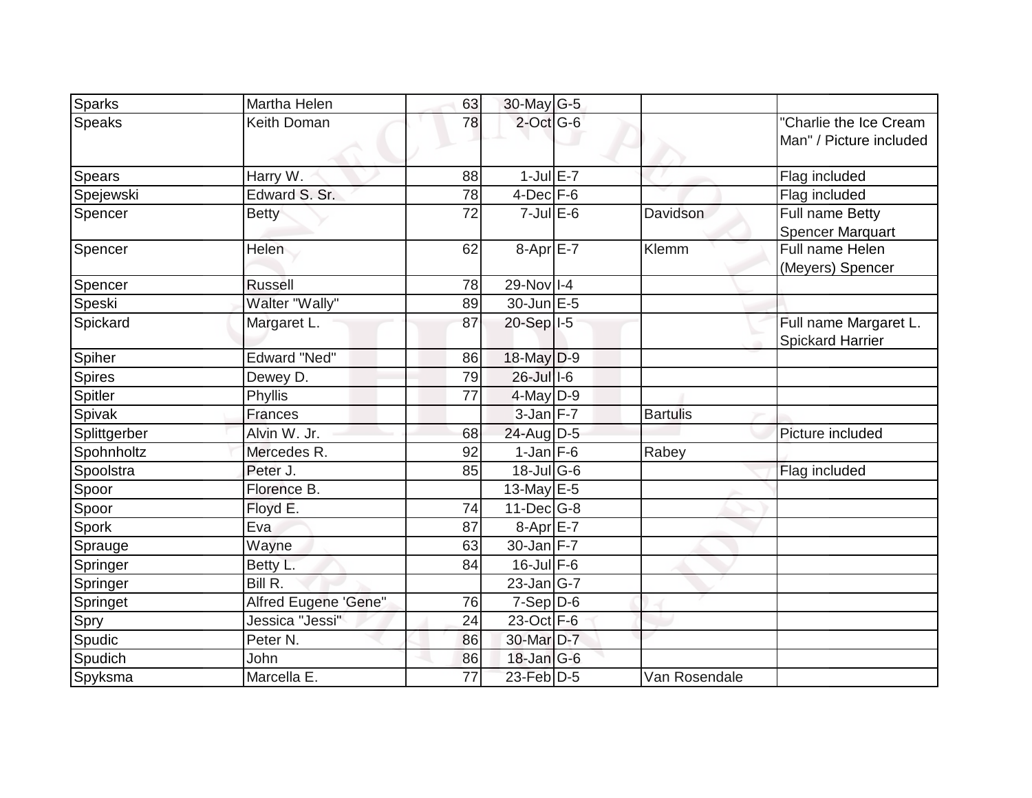| Sparks | Martha Helen | 63 | 30-May | G-5 | | |
|---|---|---|---|---|---|---|
| Speaks | Keith Doman | 78 | 2-Oct | G-6 | | "Charlie the Ice Cream Man" / Picture included |
| Spears | Harry W. | 88 | 1-Jul | E-7 | | Flag included |
| Spejewski | Edward S. Sr. | 78 | 4-Dec | F-6 | | Flag included |
| Spencer | Betty | 72 | 7-Jul | E-6 | Davidson | Full name Betty Spencer Marquart |
| Spencer | Helen | 62 | 8-Apr | E-7 | Klemm | Full name Helen (Meyers) Spencer |
| Spencer | Russell | 78 | 29-Nov | I-4 | | |
| Speski | Walter "Wally" | 89 | 30-Jun | E-5 | | |
| Spickard | Margaret L. | 87 | 20-Sep | I-5 | | Full name Margaret L. Spickard Harrier |
| Spiher | Edward "Ned" | 86 | 18-May | D-9 | | |
| Spires | Dewey D. | 79 | 26-Jul | I-6 | | |
| Spitler | Phyllis | 77 | 4-May | D-9 | | |
| Spivak | Frances | | 3-Jan | F-7 | Bartulis | |
| Splittgerber | Alvin W. Jr. | 68 | 24-Aug | D-5 | | Picture included |
| Spohnholtz | Mercedes R. | 92 | 1-Jan | F-6 | Rabey | |
| Spoolstra | Peter J. | 85 | 18-Jul | G-6 | | Flag included |
| Spoor | Florence B. | | 13-May | E-5 | | |
| Spoor | Floyd E. | 74 | 11-Dec | G-8 | | |
| Spork | Eva | 87 | 8-Apr | E-7 | | |
| Sprauge | Wayne | 63 | 30-Jan | F-7 | | |
| Springer | Betty L. | 84 | 16-Jul | F-6 | | |
| Springer | Bill R. | | 23-Jan | G-7 | | |
| Springet | Alfred Eugene 'Gene" | 76 | 7-Sep | D-6 | | |
| Spry | Jessica "Jessi" | 24 | 23-Oct | F-6 | | |
| Spudic | Peter N. | 86 | 30-Mar | D-7 | | |
| Spudich | John | 86 | 18-Jan | G-6 | | |
| Spyksma | Marcella E. | 77 | 23-Feb | D-5 | Van Rosendale | |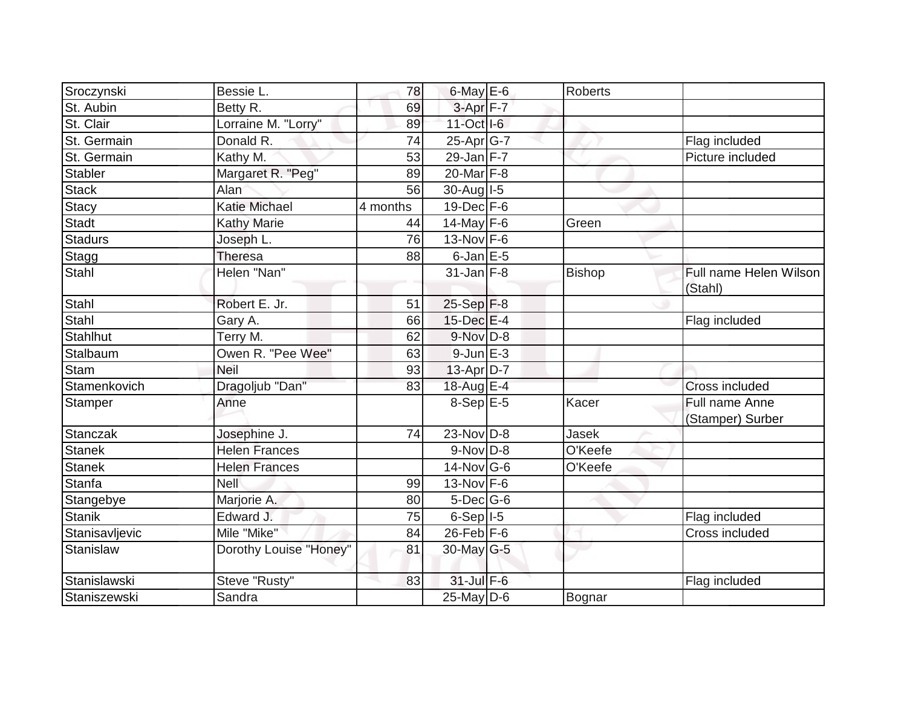| | | | | | | |
|---|---|---|---|---|---|---|
| Sroczynski | Bessie L. | 78 | 6-May | E-6 | Roberts | |
| St. Aubin | Betty R. | 69 | 3-Apr | F-7 | | |
| St. Clair | Lorraine M. "Lorry" | 89 | 11-Oct | I-6 | | |
| St. Germain | Donald R. | 74 | 25-Apr | G-7 | | Flag included |
| St. Germain | Kathy M. | 53 | 29-Jan | F-7 | | Picture included |
| Stabler | Margaret R. "Peg" | 89 | 20-Mar | F-8 | | |
| Stack | Alan | 56 | 30-Aug | I-5 | | |
| Stacy | Katie Michael | 4 months | 19-Dec | F-6 | | |
| Stadt | Kathy Marie | 44 | 14-May | F-6 | Green | |
| Stadurs | Joseph L. | 76 | 13-Nov | F-6 | | |
| Stagg | Theresa | 88 | 6-Jan | E-5 | | |
| Stahl | Helen "Nan" | | 31-Jan | F-8 | Bishop | Full name Helen Wilson (Stahl) |
| Stahl | Robert E. Jr. | 51 | 25-Sep | F-8 | | |
| Stahl | Gary A. | 66 | 15-Dec | E-4 | | Flag included |
| Stahlhut | Terry M. | 62 | 9-Nov | D-8 | | |
| Stalbaum | Owen R. "Pee Wee" | 63 | 9-Jun | E-3 | | |
| Stam | Neil | 93 | 13-Apr | D-7 | | |
| Stamenkovich | Dragoljub "Dan" | 83 | 18-Aug | E-4 | | Cross included |
| Stamper | Anne | | 8-Sep | E-5 | Kacer | Full name Anne (Stamper) Surber |
| Stanczak | Josephine J. | 74 | 23-Nov | D-8 | Jasek | |
| Stanek | Helen Frances | | 9-Nov | D-8 | O'Keefe | |
| Stanek | Helen Frances | | 14-Nov | G-6 | O'Keefe | |
| Stanfa | Nell | 99 | 13-Nov | F-6 | | |
| Stangebye | Marjorie A. | 80 | 5-Dec | G-6 | | |
| Stanik | Edward J. | 75 | 6-Sep | I-5 | | Flag included |
| Stanisavljevic | Mile "Mike" | 84 | 26-Feb | F-6 | | Cross included |
| Stanislaw | Dorothy Louise "Honey" | 81 | 30-May | G-5 | | |
| Stanislawski | Steve "Rusty" | 83 | 31-Jul | F-6 | | Flag included |
| Staniszewski | Sandra | | 25-May | D-6 | Bognar | |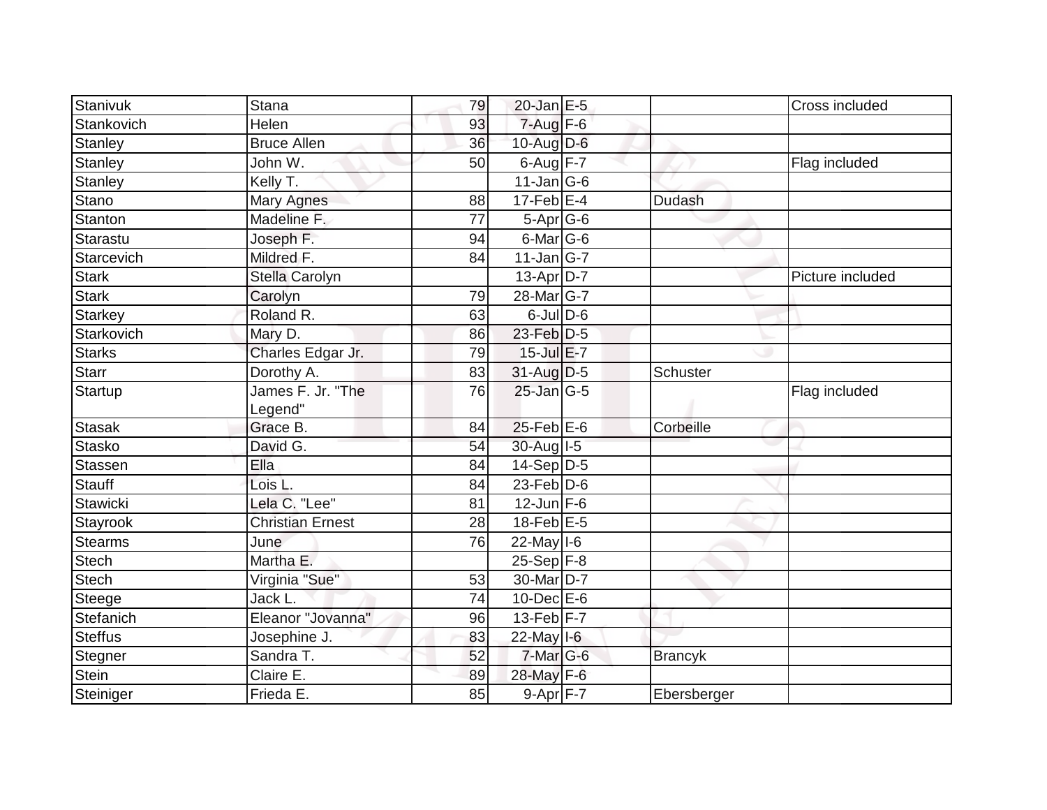| Stanivuk | Stana | 79 | 20-Jan | E-5 | | Cross included |
|---|---|---|---|---|---|---|
| Stankovich | Helen | 93 | 7-Aug | F-6 | | |
| Stanley | Bruce Allen | 36 | 10-Aug | D-6 | | |
| Stanley | John W. | 50 | 6-Aug | F-7 | | Flag included |
| Stanley | Kelly T. | | 11-Jan | G-6 | | |
| Stano | Mary Agnes | 88 | 17-Feb | E-4 | Dudash | |
| Stanton | Madeline F. | 77 | 5-Apr | G-6 | | |
| Starastu | Joseph F. | 94 | 6-Mar | G-6 | | |
| Starcevich | Mildred F. | 84 | 11-Jan | G-7 | | |
| Stark | Stella Carolyn | | 13-Apr | D-7 | | Picture included |
| Stark | Carolyn | 79 | 28-Mar | G-7 | | |
| Starkey | Roland R. | 63 | 6-Jul | D-6 | | |
| Starkovich | Mary D. | 86 | 23-Feb | D-5 | | |
| Starks | Charles Edgar Jr. | 79 | 15-Jul | E-7 | | |
| Starr | Dorothy A. | 83 | 31-Aug | D-5 | Schuster | |
| Startup | James F. Jr. "The Legend" | 76 | 25-Jan | G-5 | | Flag included |
| Stasak | Grace B. | 84 | 25-Feb | E-6 | Corbeille | |
| Stasko | David G. | 54 | 30-Aug | I-5 | | |
| Stassen | Ella | 84 | 14-Sep | D-5 | | |
| Stauff | Lois L. | 84 | 23-Feb | D-6 | | |
| Stawicki | Lela C. "Lee" | 81 | 12-Jun | F-6 | | |
| Stayrook | Christian Ernest | 28 | 18-Feb | E-5 | | |
| Stearms | June | 76 | 22-May | I-6 | | |
| Stech | Martha E. | | 25-Sep | F-8 | | |
| Stech | Virginia "Sue" | 53 | 30-Mar | D-7 | | |
| Steege | Jack L. | 74 | 10-Dec | E-6 | | |
| Stefanich | Eleanor "Jovanna" | 96 | 13-Feb | F-7 | | |
| Steffus | Josephine J. | 83 | 22-May | I-6 | | |
| Stegner | Sandra T. | 52 | 7-Mar | G-6 | Brancyk | |
| Stein | Claire E. | 89 | 28-May | F-6 | | |
| Steiniger | Frieda E. | 85 | 9-Apr | F-7 | Ebersberger | |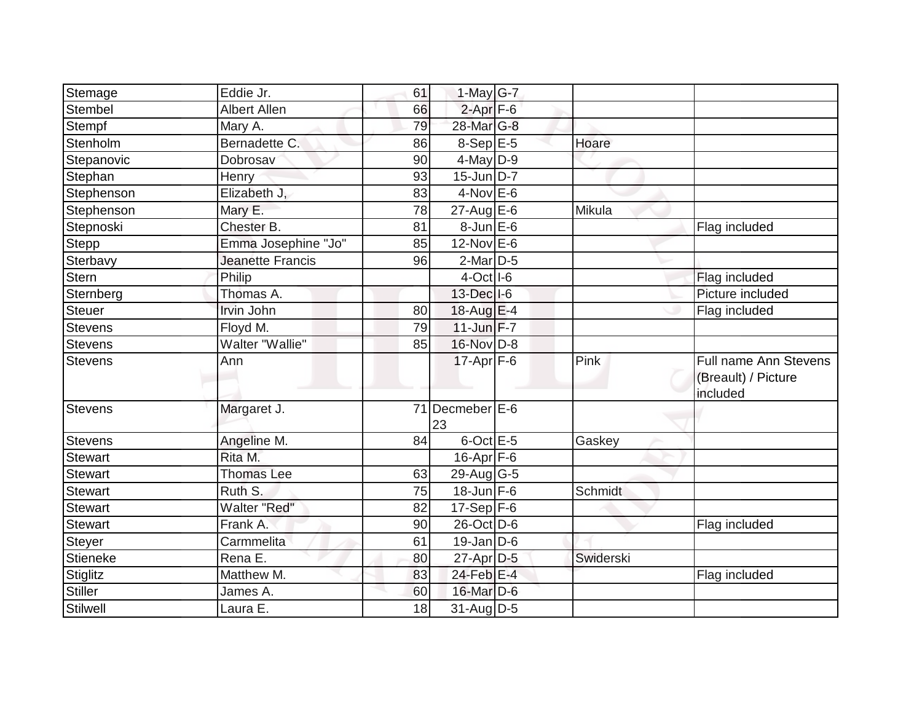| | | | | | | |
|---|---|---|---|---|---|---|
| Stemage | Eddie Jr. | 61 | 1-May | G-7 | | |
| Stembel | Albert Allen | 66 | 2-Apr | F-6 | | |
| Stempf | Mary A. | 79 | 28-Mar | G-8 | | |
| Stenholm | Bernadette C. | 86 | 8-Sep | E-5 | Hoare | |
| Stepanovic | Dobrosav | 90 | 4-May | D-9 | | |
| Stephan | Henry | 93 | 15-Jun | D-7 | | |
| Stephenson | Elizabeth J, | 83 | 4-Nov | E-6 | | |
| Stephenson | Mary E. | 78 | 27-Aug | E-6 | Mikula | |
| Stepnoski | Chester B. | 81 | 8-Jun | E-6 | | Flag included |
| Stepp | Emma Josephine "Jo" | 85 | 12-Nov | E-6 | | |
| Sterbavy | Jeanette Francis | 96 | 2-Mar | D-5 | | |
| Stern | Philip | | 4-Oct | I-6 | | Flag included |
| Sternberg | Thomas A. | | 13-Dec | I-6 | | Picture included |
| Steuer | Irvin John | 80 | 18-Aug | E-4 | | Flag included |
| Stevens | Floyd M. | 79 | 11-Jun | F-7 | | |
| Stevens | Walter "Wallie" | 85 | 16-Nov | D-8 | | |
| Stevens | Ann | | 17-Apr | F-6 | Pink | Full name Ann Stevens (Breault) / Picture included |
| Stevens | Margaret J. | 71 | Decmeber 23 | E-6 | | |
| Stevens | Angeline M. | 84 | 6-Oct | E-5 | Gaskey | |
| Stewart | Rita M. | | 16-Apr | F-6 | | |
| Stewart | Thomas Lee | 63 | 29-Aug | G-5 | | |
| Stewart | Ruth S. | 75 | 18-Jun | F-6 | Schmidt | |
| Stewart | Walter "Red" | 82 | 17-Sep | F-6 | | |
| Stewart | Frank A. | 90 | 26-Oct | D-6 | | Flag included |
| Steyer | Carmmelita | 61 | 19-Jan | D-6 | | |
| Stieneke | Rena E. | 80 | 27-Apr | D-5 | Swiderski | |
| Stiglitz | Matthew M. | 83 | 24-Feb | E-4 | | Flag included |
| Stiller | James A. | 60 | 16-Mar | D-6 | | |
| Stilwell | Laura E. | 18 | 31-Aug | D-5 | | |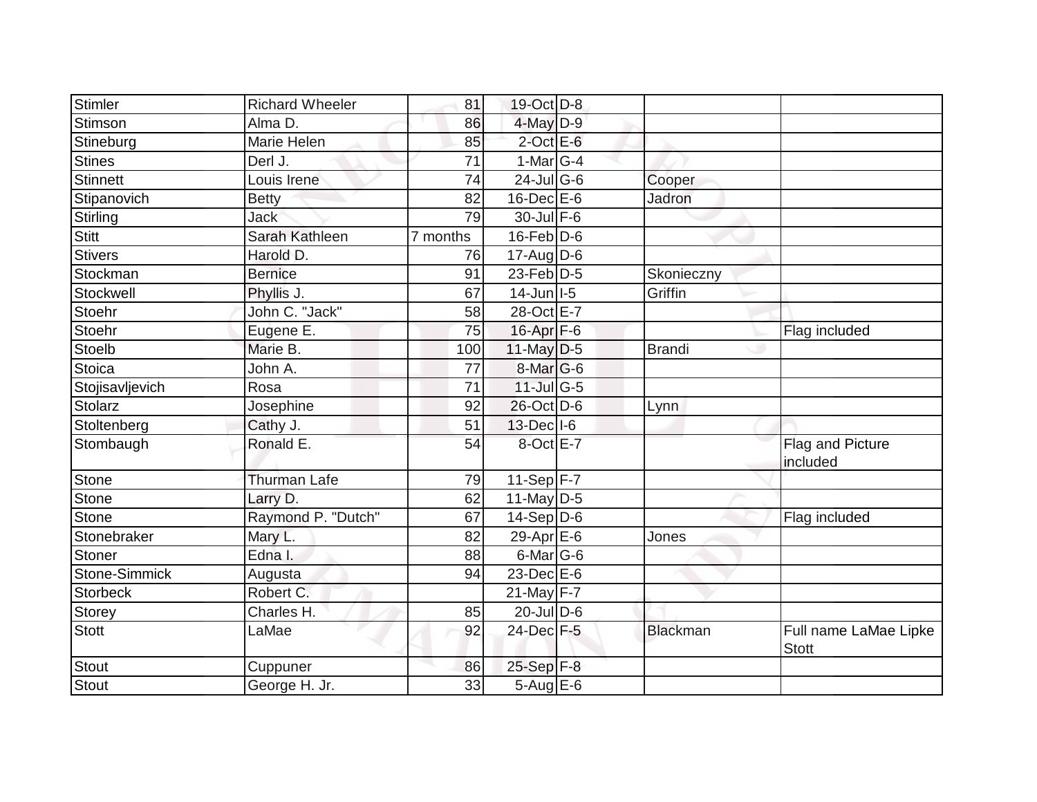| Stimler | Richard Wheeler | 81 | 19-Oct | D-8 | | |
|---|---|---|---|---|---|---|
| Stimson | Alma D. | 86 | 4-May | D-9 | | |
| Stineburg | Marie Helen | 85 | 2-Oct | E-6 | | |
| Stines | Derl J. | 71 | 1-Mar | G-4 | | |
| Stinnett | Louis Irene | 74 | 24-Jul | G-6 | Cooper | |
| Stipanovich | Betty | 82 | 16-Dec | E-6 | Jadron | |
| Stirling | Jack | 79 | 30-Jul | F-6 | | |
| Stitt | Sarah Kathleen | 7 months | 16-Feb | D-6 | | |
| Stivers | Harold D. | 76 | 17-Aug | D-6 | | |
| Stockman | Bernice | 91 | 23-Feb | D-5 | Skonieczny | |
| Stockwell | Phyllis J. | 67 | 14-Jun | I-5 | Griffin | |
| Stoehr | John C. "Jack" | 58 | 28-Oct | E-7 | | |
| Stoehr | Eugene E. | 75 | 16-Apr | F-6 | | Flag included |
| Stoelb | Marie B. | 100 | 11-May | D-5 | Brandi | |
| Stoica | John A. | 77 | 8-Mar | G-6 | | |
| Stojisavljevich | Rosa | 71 | 11-Jul | G-5 | | |
| Stolarz | Josephine | 92 | 26-Oct | D-6 | Lynn | |
| Stoltenberg | Cathy J. | 51 | 13-Dec | I-6 | | |
| Stombaugh | Ronald E. | 54 | 8-Oct | E-7 | | Flag and Picture included |
| Stone | Thurman Lafe | 79 | 11-Sep | F-7 | | |
| Stone | Larry D. | 62 | 11-May | D-5 | | |
| Stone | Raymond P. "Dutch" | 67 | 14-Sep | D-6 | | Flag included |
| Stonebraker | Mary L. | 82 | 29-Apr | E-6 | Jones | |
| Stoner | Edna I. | 88 | 6-Mar | G-6 | | |
| Stone-Simmick | Augusta | 94 | 23-Dec | E-6 | | |
| Storbeck | Robert C. | | 21-May | F-7 | | |
| Storey | Charles H. | 85 | 20-Jul | D-6 | | |
| Stott | LaMae | 92 | 24-Dec | F-5 | Blackman | Full name LaMae Lipke Stott |
| Stout | Cuppuner | 86 | 25-Sep | F-8 | | |
| Stout | George H. Jr. | 33 | 5-Aug | E-6 | | |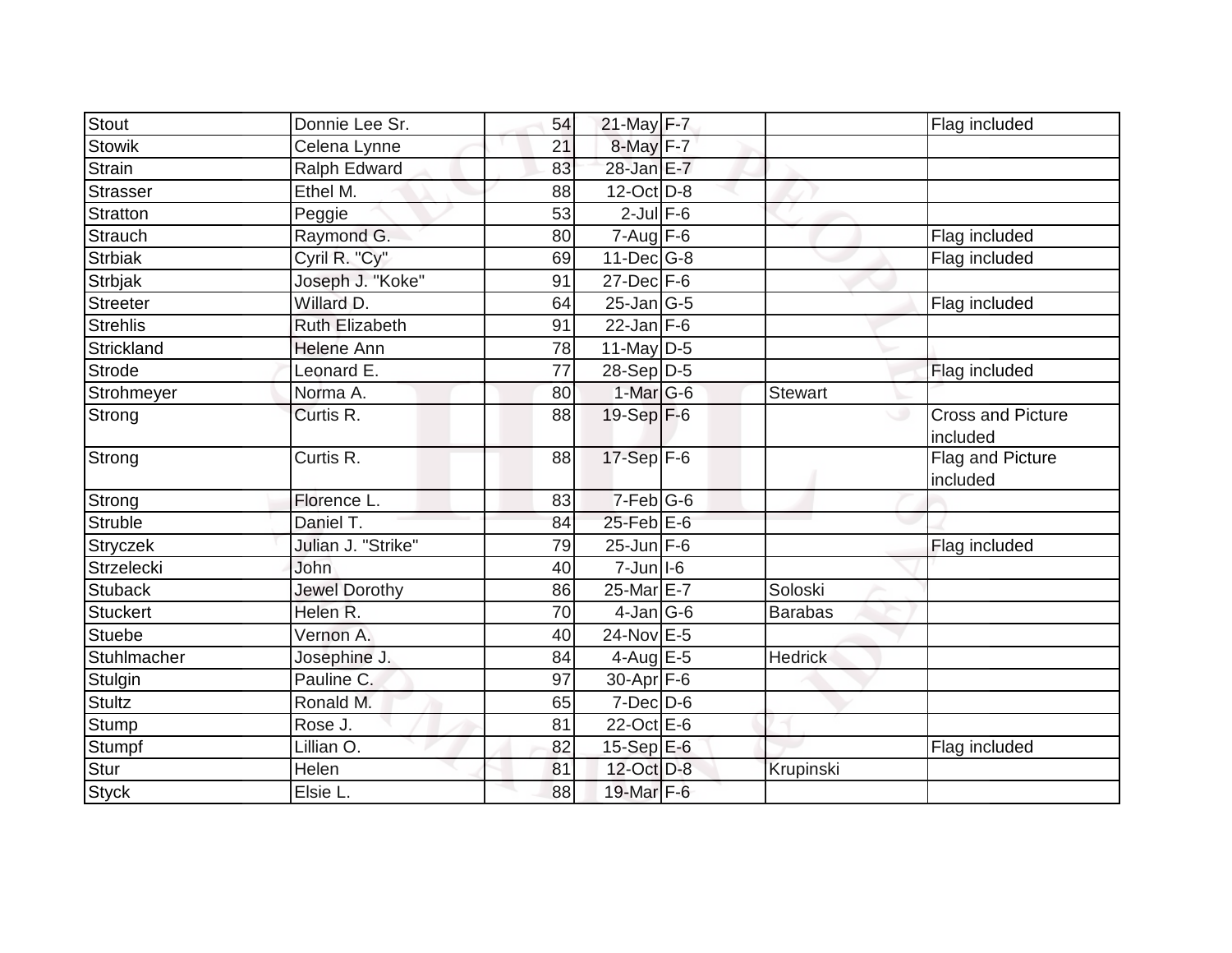| | | | | | | |
|---|---|---|---|---|---|---|
| Stout | Donnie Lee Sr. | 54 | 21-May | F-7 | | Flag included |
| Stowik | Celena Lynne | 21 | 8-May | F-7 | | |
| Strain | Ralph Edward | 83 | 28-Jan | E-7 | | |
| Strasser | Ethel M. | 88 | 12-Oct | D-8 | | |
| Stratton | Peggie | 53 | 2-Jul | F-6 | | |
| Strauch | Raymond G. | 80 | 7-Aug | F-6 | | Flag included |
| Strbiak | Cyril R. "Cy" | 69 | 11-Dec | G-8 | | Flag included |
| Strbjak | Joseph J. "Koke" | 91 | 27-Dec | F-6 | | |
| Streeter | Willard D. | 64 | 25-Jan | G-5 | | Flag included |
| Strehlis | Ruth Elizabeth | 91 | 22-Jan | F-6 | | |
| Strickland | Helene Ann | 78 | 11-May | D-5 | | |
| Strode | Leonard E. | 77 | 28-Sep | D-5 | | Flag included |
| Strohmeyer | Norma A. | 80 | 1-Mar | G-6 | Stewart | |
| Strong | Curtis R. | 88 | 19-Sep | F-6 | | Cross and Picture included |
| Strong | Curtis R. | 88 | 17-Sep | F-6 | | Flag and Picture included |
| Strong | Florence L. | 83 | 7-Feb | G-6 | | |
| Struble | Daniel T. | 84 | 25-Feb | E-6 | | |
| Stryczek | Julian J. "Strike" | 79 | 25-Jun | F-6 | | Flag included |
| Strzelecki | John | 40 | 7-Jun | I-6 | | |
| Stuback | Jewel Dorothy | 86 | 25-Mar | E-7 | Soloski | |
| Stuckert | Helen R. | 70 | 4-Jan | G-6 | Barabas | |
| Stuebe | Vernon A. | 40 | 24-Nov | E-5 | | |
| Stuhlmacher | Josephine J. | 84 | 4-Aug | E-5 | Hedrick | |
| Stulgin | Pauline C. | 97 | 30-Apr | F-6 | | |
| Stultz | Ronald M. | 65 | 7-Dec | D-6 | | |
| Stump | Rose J. | 81 | 22-Oct | E-6 | | |
| Stumpf | Lillian O. | 82 | 15-Sep | E-6 | | Flag included |
| Stur | Helen | 81 | 12-Oct | D-8 | Krupinski | |
| Styck | Elsie L. | 88 | 19-Mar | F-6 | | |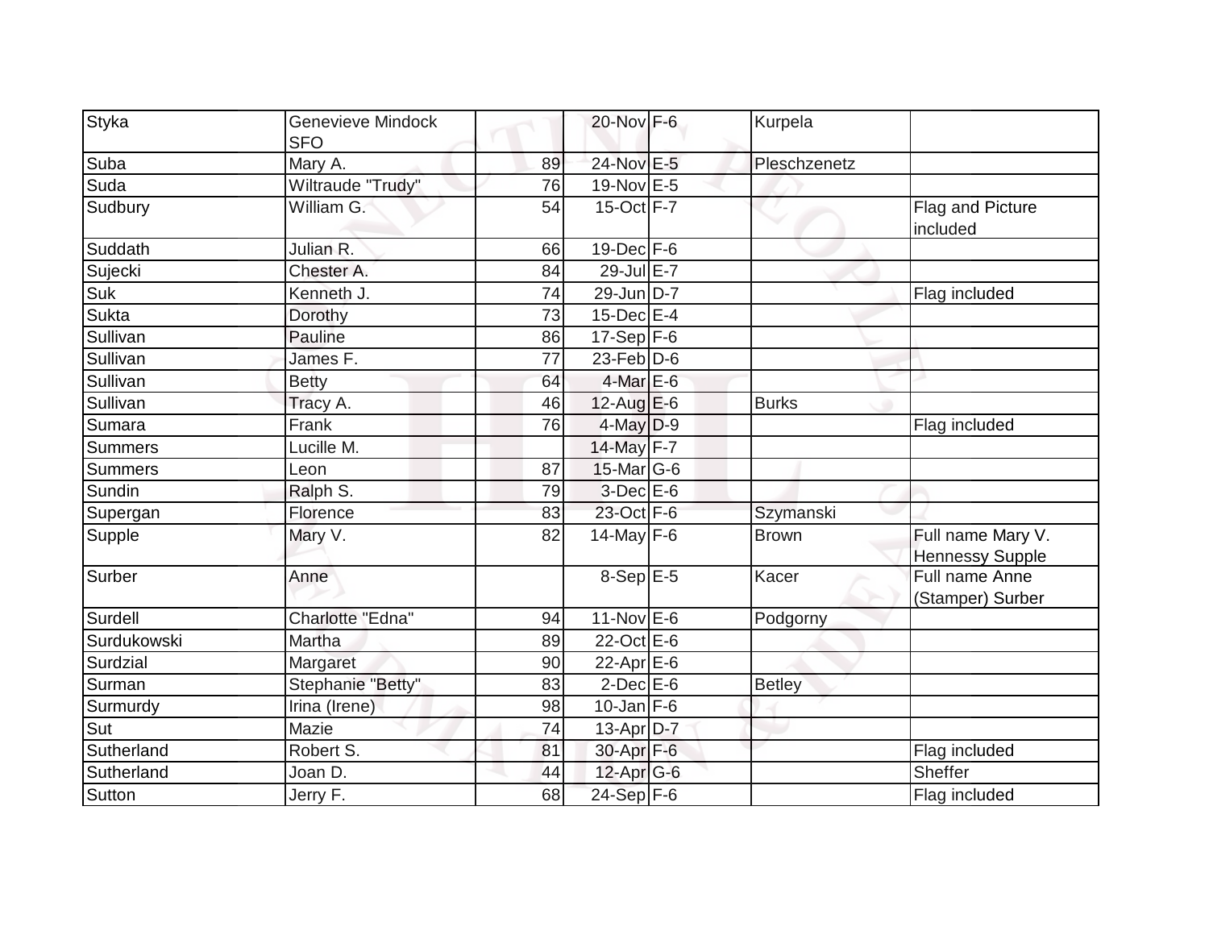| | | | | | | |
|---|---|---|---|---|---|---|
| Styka | Genevieve Mindock SFO | | 20-Nov | F-6 | Kurpela | |
| Suba | Mary A. | 89 | 24-Nov | E-5 | Pleschzenetz | |
| Suda | Wiltraude "Trudy" | 76 | 19-Nov | E-5 | | |
| Sudbury | William G. | 54 | 15-Oct | F-7 | | Flag and Picture included |
| Suddath | Julian R. | 66 | 19-Dec | F-6 | | |
| Sujecki | Chester A. | 84 | 29-Jul | E-7 | | |
| Suk | Kenneth J. | 74 | 29-Jun | D-7 | | Flag included |
| Sukta | Dorothy | 73 | 15-Dec | E-4 | | |
| Sullivan | Pauline | 86 | 17-Sep | F-6 | | |
| Sullivan | James F. | 77 | 23-Feb | D-6 | | |
| Sullivan | Betty | 64 | 4-Mar | E-6 | | |
| Sullivan | Tracy A. | 46 | 12-Aug | E-6 | Burks | |
| Sumara | Frank | 76 | 4-May | D-9 | | Flag included |
| Summers | Lucille M. | | 14-May | F-7 | | |
| Summers | Leon | 87 | 15-Mar | G-6 | | |
| Sundin | Ralph S. | 79 | 3-Dec | E-6 | | |
| Supergan | Florence | 83 | 23-Oct | F-6 | Szymanski | |
| Supple | Mary V. | 82 | 14-May | F-6 | Brown | Full name Mary V. Hennessy Supple |
| Surber | Anne | | 8-Sep | E-5 | Kacer | Full name Anne (Stamper) Surber |
| Surdell | Charlotte "Edna" | 94 | 11-Nov | E-6 | Podgorny | |
| Surdukowski | Martha | 89 | 22-Oct | E-6 | | |
| Surdzial | Margaret | 90 | 22-Apr | E-6 | | |
| Surman | Stephanie "Betty" | 83 | 2-Dec | E-6 | Betley | |
| Surmurdy | Irina (Irene) | 98 | 10-Jan | F-6 | | |
| Sut | Mazie | 74 | 13-Apr | D-7 | | |
| Sutherland | Robert S. | 81 | 30-Apr | F-6 | | Flag included |
| Sutherland | Joan D. | 44 | 12-Apr | G-6 | | Sheffer |
| Sutton | Jerry F. | 68 | 24-Sep | F-6 | | Flag included |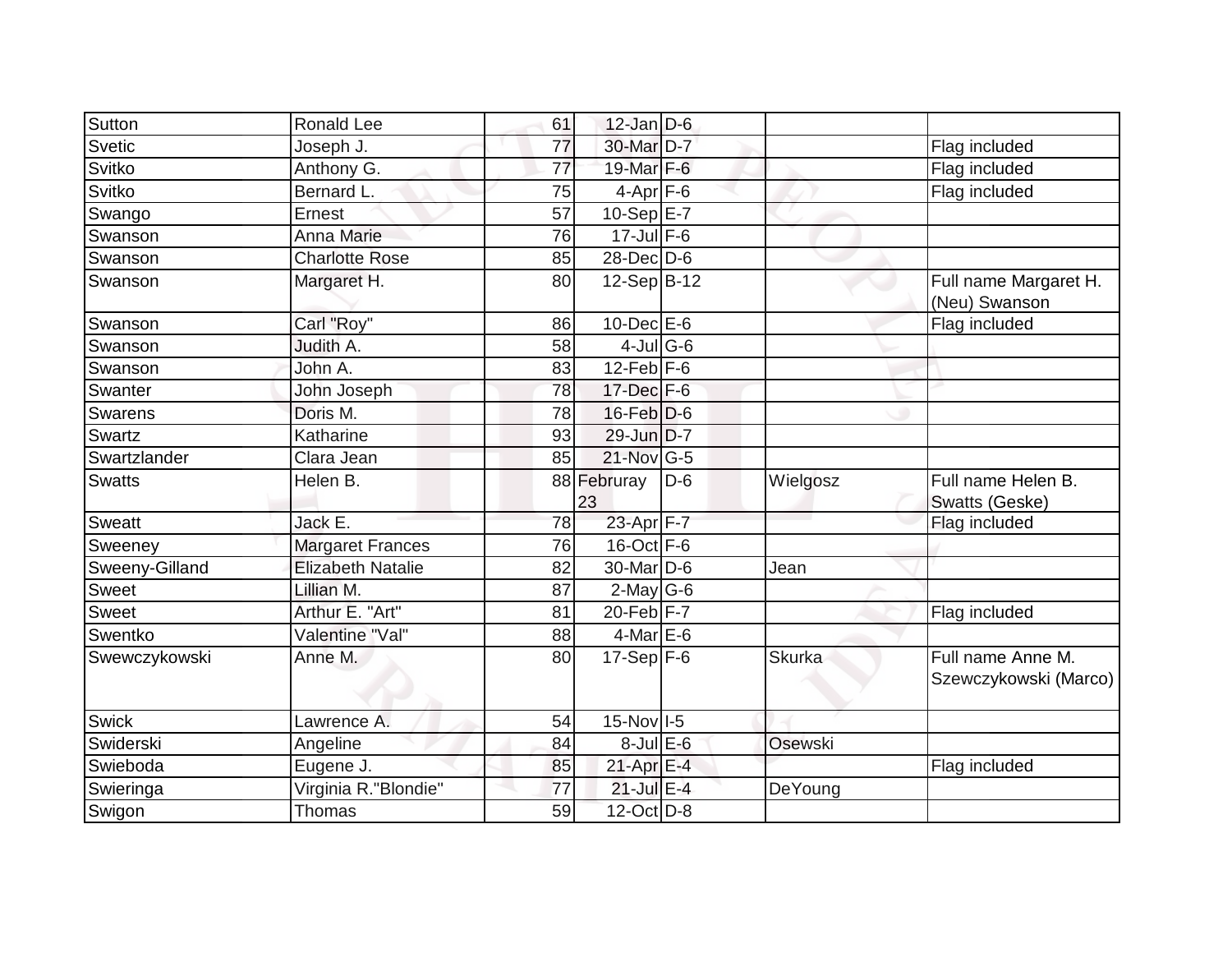| | | | | | | |
|---|---|---|---|---|---|---|
| Sutton | Ronald Lee | 61 | 12-Jan | D-6 | | |
| Svetic | Joseph J. | 77 | 30-Mar | D-7 | | Flag included |
| Svitko | Anthony G. | 77 | 19-Mar | F-6 | | Flag included |
| Svitko | Bernard L. | 75 | 4-Apr | F-6 | | Flag included |
| Swango | Ernest | 57 | 10-Sep | E-7 | | |
| Swanson | Anna Marie | 76 | 17-Jul | F-6 | | |
| Swanson | Charlotte Rose | 85 | 28-Dec | D-6 | | |
| Swanson | Margaret H. | 80 | 12-Sep | B-12 | | Full name Margaret H. (Neu) Swanson |
| Swanson | Carl "Roy" | 86 | 10-Dec | E-6 | | Flag included |
| Swanson | Judith A. | 58 | 4-Jul | G-6 | | |
| Swanson | John A. | 83 | 12-Feb | F-6 | | |
| Swanter | John Joseph | 78 | 17-Dec | F-6 | | |
| Swarens | Doris M. | 78 | 16-Feb | D-6 | | |
| Swartz | Katharine | 93 | 29-Jun | D-7 | | |
| Swartzlander | Clara Jean | 85 | 21-Nov | G-5 | | |
| Swatts | Helen B. | 88 | Februray 23 | D-6 | Wielgosz | Full name Helen B. Swatts (Geske) |
| Sweatt | Jack E. | 78 | 23-Apr | F-7 | | Flag included |
| Sweeney | Margaret Frances | 76 | 16-Oct | F-6 | | |
| Sweeny-Gilland | Elizabeth Natalie | 82 | 30-Mar | D-6 | Jean | |
| Sweet | Lillian M. | 87 | 2-May | G-6 | | |
| Sweet | Arthur E. "Art" | 81 | 20-Feb | F-7 | | Flag included |
| Swentko | Valentine "Val" | 88 | 4-Mar | E-6 | | |
| Swewczykowski | Anne M. | 80 | 17-Sep | F-6 | Skurka | Full name Anne M. Szewczykowski (Marco) |
| Swick | Lawrence A. | 54 | 15-Nov | I-5 | | |
| Swiderski | Angeline | 84 | 8-Jul | E-6 | Osewski | |
| Swieboda | Eugene J. | 85 | 21-Apr | E-4 | | Flag included |
| Swieringa | Virginia R."Blondie" | 77 | 21-Jul | E-4 | DeYoung | |
| Swigon | Thomas | 59 | 12-Oct | D-8 | | |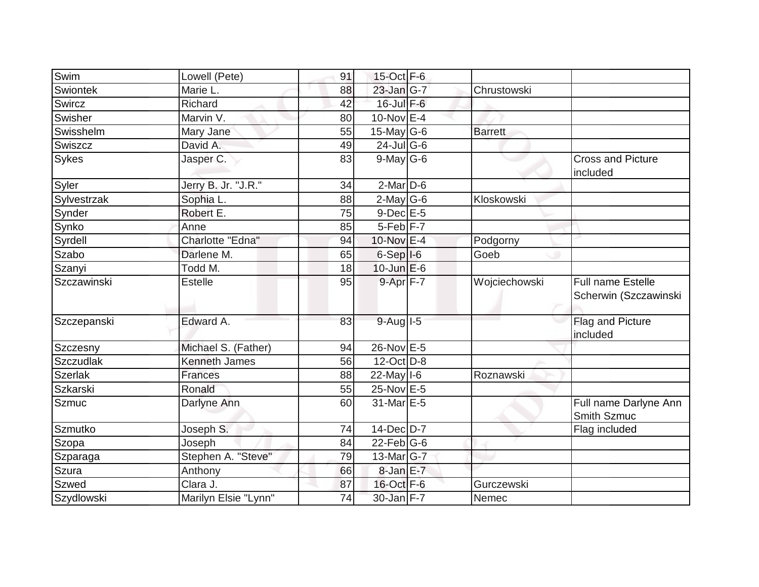| Swim | Lowell (Pete) | 91 | 15-Oct | F-6 | | |
|---|---|---|---|---|---|---|
| Swiontek | Marie L. | 88 | 23-Jan | G-7 | Chrustowski | |
| Swircz | Richard | 42 | 16-Jul | F-6 | | |
| Swisher | Marvin V. | 80 | 10-Nov | E-4 | | |
| Swisshelm | Mary Jane | 55 | 15-May | G-6 | Barrett | |
| Swiszcz | David A. | 49 | 24-Jul | G-6 | | |
| Sykes | Jasper C. | 83 | 9-May | G-6 | | Cross and Picture included |
| Syler | Jerry B. Jr. "J.R." | 34 | 2-Mar | D-6 | | |
| Sylvestrzak | Sophia L. | 88 | 2-May | G-6 | Kloskowski | |
| Synder | Robert E. | 75 | 9-Dec | E-5 | | |
| Synko | Anne | 85 | 5-Feb | F-7 | | |
| Syrdell | Charlotte "Edna" | 94 | 10-Nov | E-4 | Podgorny | |
| Szabo | Darlene M. | 65 | 6-Sep | I-6 | Goeb | |
| Szanyi | Todd M. | 18 | 10-Jun | E-6 | | |
| Szczawinski | Estelle | 95 | 9-Apr | F-7 | Wojciechowski | Full name Estelle Scherwin (Szczawinski |
| Szczepanski | Edward A. | 83 | 9-Aug | I-5 | | Flag and Picture included |
| Szczesny | Michael S. (Father) | 94 | 26-Nov | E-5 | | |
| Szczudlak | Kenneth James | 56 | 12-Oct | D-8 | | |
| Szerlak | Frances | 88 | 22-May | I-6 | Roznawski | |
| Szkarski | Ronald | 55 | 25-Nov | E-5 | | |
| Szmuc | Darlyne Ann | 60 | 31-Mar | E-5 | | Full name Darlyne Ann Smith Szmuc |
| Szmutko | Joseph S. | 74 | 14-Dec | D-7 | | Flag included |
| Szopa | Joseph | 84 | 22-Feb | G-6 | | |
| Szparaga | Stephen A. "Steve" | 79 | 13-Mar | G-7 | | |
| Szura | Anthony | 66 | 8-Jan | E-7 | | |
| Szwed | Clara J. | 87 | 16-Oct | F-6 | Gurczewski | |
| Szydlowski | Marilyn Elsie "Lynn" | 74 | 30-Jan | F-7 | Nemec | |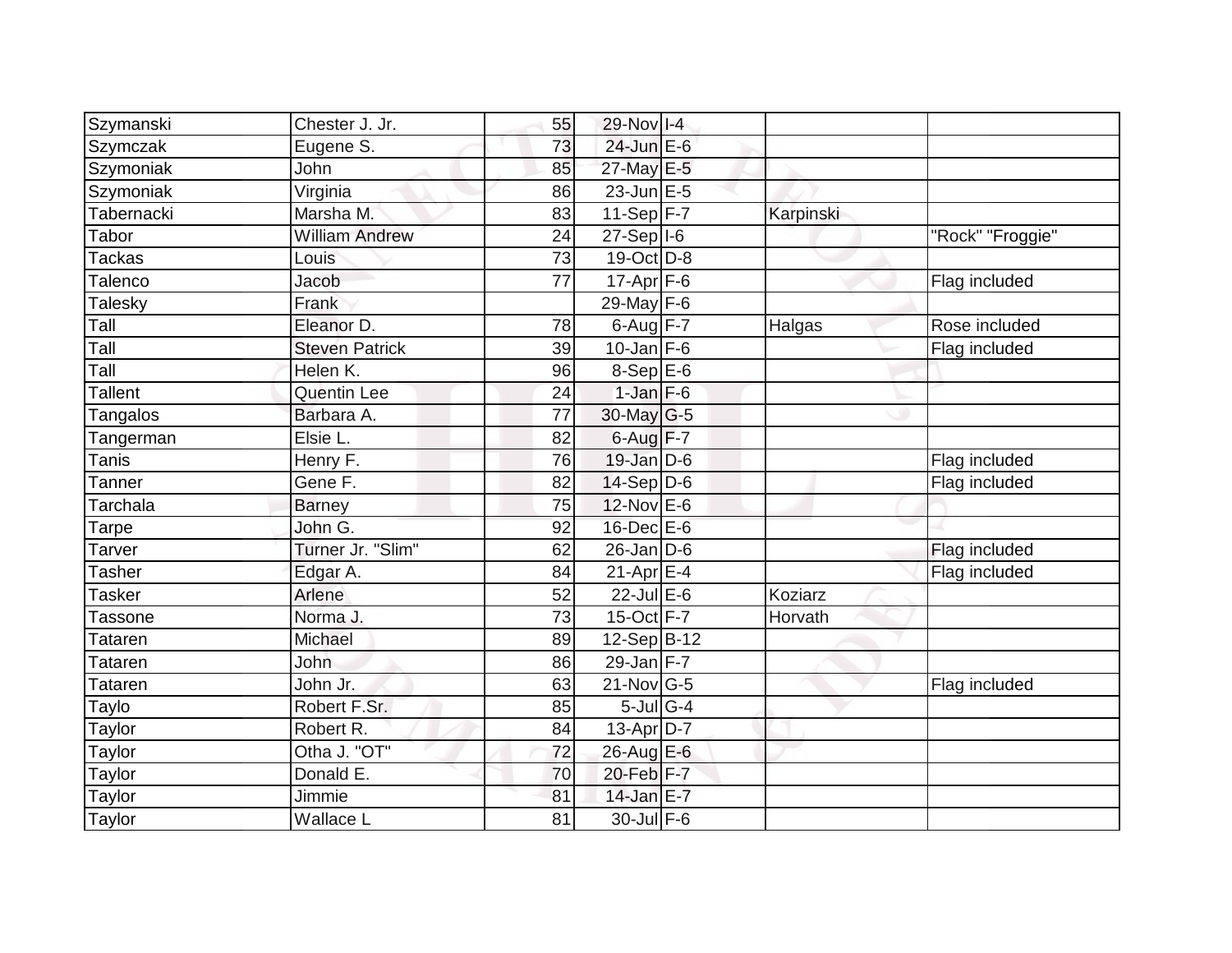| | | | | | | |
|---|---|---|---|---|---|---|
| Szymanski | Chester J. Jr. | 55 | 29-Nov | I-4 | | |
| Szymczak | Eugene S. | 73 | 24-Jun | E-6 | | |
| Szymoniak | John | 85 | 27-May | E-5 | | |
| Szymoniak | Virginia | 86 | 23-Jun | E-5 | | |
| Tabernacki | Marsha M. | 83 | 11-Sep | F-7 | Karpinski | |
| Tabor | William Andrew | 24 | 27-Sep | I-6 | | "Rock" "Froggie" |
| Tackas | Louis | 73 | 19-Oct | D-8 | | |
| Talenco | Jacob | 77 | 17-Apr | F-6 | | Flag included |
| Talesky | Frank | | 29-May | F-6 | | |
| Tall | Eleanor D. | 78 | 6-Aug | F-7 | Halgas | Rose included |
| Tall | Steven Patrick | 39 | 10-Jan | F-6 | | Flag included |
| Tall | Helen K. | 96 | 8-Sep | E-6 | | |
| Tallent | Quentin Lee | 24 | 1-Jan | F-6 | | |
| Tangalos | Barbara A. | 77 | 30-May | G-5 | | |
| Tangerman | Elsie L. | 82 | 6-Aug | F-7 | | |
| Tanis | Henry F. | 76 | 19-Jan | D-6 | | Flag included |
| Tanner | Gene F. | 82 | 14-Sep | D-6 | | Flag included |
| Tarchala | Barney | 75 | 12-Nov | E-6 | | |
| Tarpe | John G. | 92 | 16-Dec | E-6 | | |
| Tarver | Turner Jr. "Slim" | 62 | 26-Jan | D-6 | | Flag included |
| Tasher | Edgar A. | 84 | 21-Apr | E-4 | | Flag included |
| Tasker | Arlene | 52 | 22-Jul | E-6 | Koziarz | |
| Tassone | Norma J. | 73 | 15-Oct | F-7 | Horvath | |
| Tataren | Michael | 89 | 12-Sep | B-12 | | |
| Tataren | John | 86 | 29-Jan | F-7 | | |
| Tataren | John Jr. | 63 | 21-Nov | G-5 | | Flag included |
| Taylo | Robert F.Sr. | 85 | 5-Jul | G-4 | | |
| Taylor | Robert R. | 84 | 13-Apr | D-7 | | |
| Taylor | Otha J. "OT" | 72 | 26-Aug | E-6 | | |
| Taylor | Donald E. | 70 | 20-Feb | F-7 | | |
| Taylor | Jimmie | 81 | 14-Jan | E-7 | | |
| Taylor | Wallace L | 81 | 30-Jul | F-6 | | |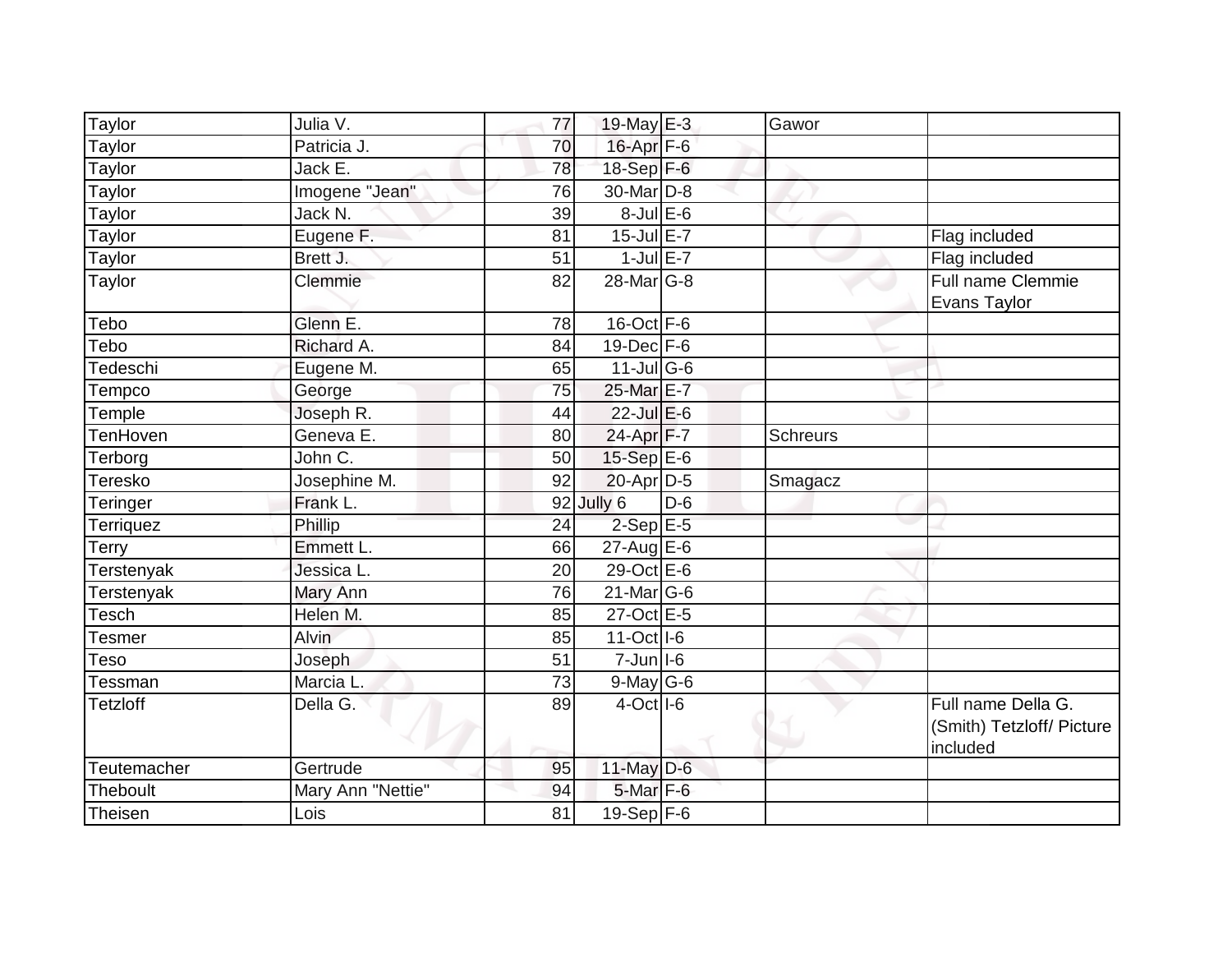| | | | | | | |
|---|---|---|---|---|---|---|
| Taylor | Julia V. | 77 | 19-May | E-3 | Gawor | |
| Taylor | Patricia J. | 70 | 16-Apr | F-6 | | |
| Taylor | Jack E. | 78 | 18-Sep | F-6 | | |
| Taylor | Imogene "Jean" | 76 | 30-Mar | D-8 | | |
| Taylor | Jack N. | 39 | 8-Jul | E-6 | | |
| Taylor | Eugene F. | 81 | 15-Jul | E-7 | | Flag included |
| Taylor | Brett J. | 51 | 1-Jul | E-7 | | Flag included |
| Taylor | Clemmie | 82 | 28-Mar | G-8 | | Full name Clemmie Evans Taylor |
| Tebo | Glenn E. | 78 | 16-Oct | F-6 | | |
| Tebo | Richard A. | 84 | 19-Dec | F-6 | | |
| Tedeschi | Eugene M. | 65 | 11-Jul | G-6 | | |
| Tempco | George | 75 | 25-Mar | E-7 | | |
| Temple | Joseph R. | 44 | 22-Jul | E-6 | | |
| TenHoven | Geneva E. | 80 | 24-Apr | F-7 | Schreurs | |
| Terborg | John C. | 50 | 15-Sep | E-6 | | |
| Teresko | Josephine M. | 92 | 20-Apr | D-5 | Smagacz | |
| Teringer | Frank L. | 92 | Jully 6 | D-6 | | |
| Terriquez | Phillip | 24 | 2-Sep | E-5 | | |
| Terry | Emmett L. | 66 | 27-Aug | E-6 | | |
| Terstenyak | Jessica L. | 20 | 29-Oct | E-6 | | |
| Terstenyak | Mary Ann | 76 | 21-Mar | G-6 | | |
| Tesch | Helen M. | 85 | 27-Oct | E-5 | | |
| Tesmer | Alvin | 85 | 11-Oct | I-6 | | |
| Teso | Joseph | 51 | 7-Jun | I-6 | | |
| Tessman | Marcia L. | 73 | 9-May | G-6 | | |
| Tetzloff | Della G. | 89 | 4-Oct | I-6 | | Full name Della G. (Smith) Tetzloff/ Picture included |
| Teutemacher | Gertrude | 95 | 11-May | D-6 | | |
| Theboult | Mary Ann "Nettie" | 94 | 5-Mar | F-6 | | |
| Theisen | Lois | 81 | 19-Sep | F-6 | | |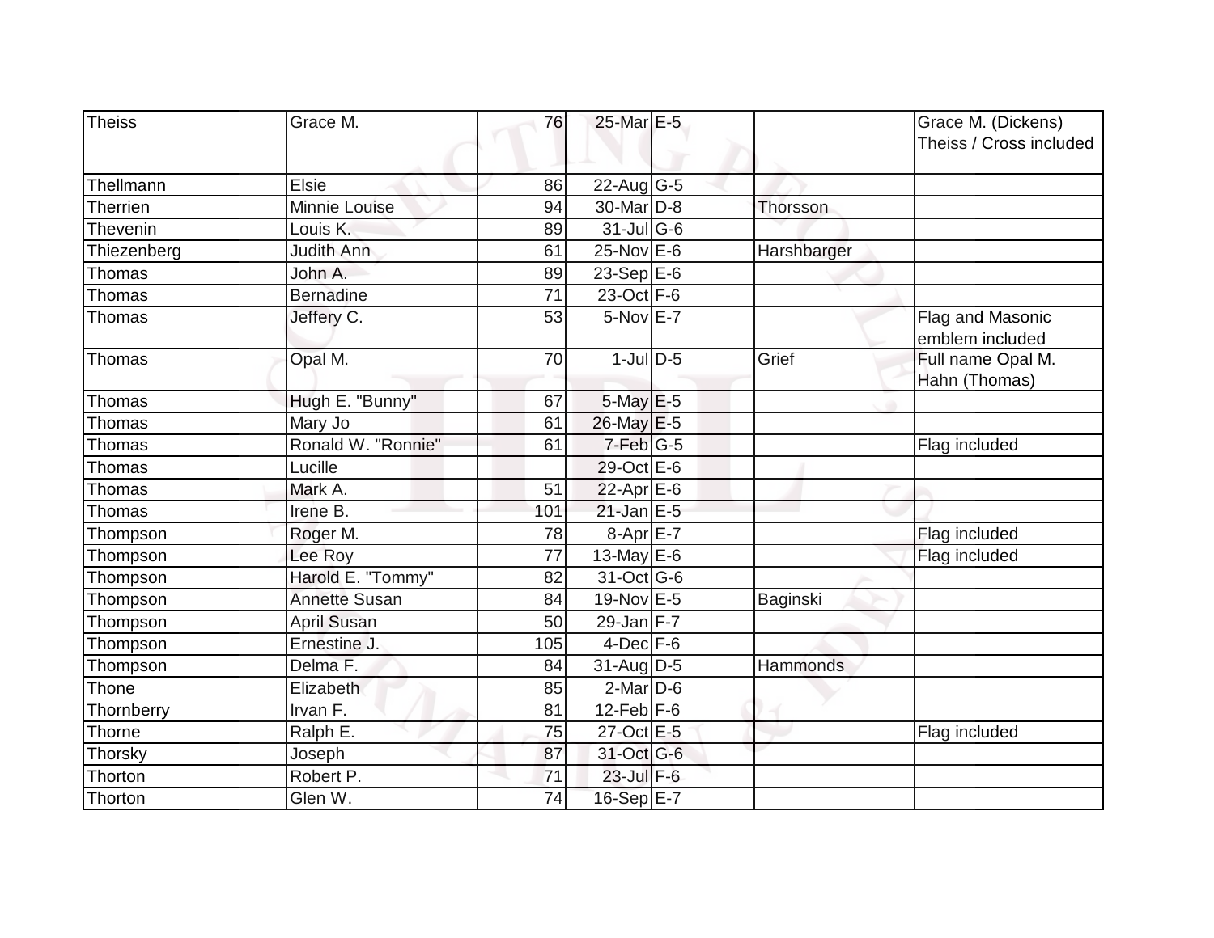| | | | | | | |
|---|---|---|---|---|---|---|
| Theiss | Grace M. | 76 | 25-Mar | E-5 | | Grace M. (Dickens) Theiss / Cross included |
| Thellmann | Elsie | 86 | 22-Aug | G-5 | | |
| Therrien | Minnie Louise | 94 | 30-Mar | D-8 | Thorsson | |
| Thevenin | Louis K. | 89 | 31-Jul | G-6 | | |
| Thiezenberg | Judith Ann | 61 | 25-Nov | E-6 | Harshbarger | |
| Thomas | John A. | 89 | 23-Sep | E-6 | | |
| Thomas | Bernadine | 71 | 23-Oct | F-6 | | |
| Thomas | Jeffery C. | 53 | 5-Nov | E-7 | | Flag and Masonic emblem included |
| Thomas | Opal M. | 70 | 1-Jul | D-5 | Grief | Full name Opal M. Hahn (Thomas) |
| Thomas | Hugh E. "Bunny" | 67 | 5-May | E-5 | | |
| Thomas | Mary Jo | 61 | 26-May | E-5 | | |
| Thomas | Ronald W. "Ronnie" | 61 | 7-Feb | G-5 | | Flag included |
| Thomas | Lucille | | 29-Oct | E-6 | | |
| Thomas | Mark A. | 51 | 22-Apr | E-6 | | |
| Thomas | Irene B. | 101 | 21-Jan | E-5 | | |
| Thompson | Roger M. | 78 | 8-Apr | E-7 | | Flag included |
| Thompson | Lee Roy | 77 | 13-May | E-6 | | Flag included |
| Thompson | Harold E. "Tommy" | 82 | 31-Oct | G-6 | | |
| Thompson | Annette Susan | 84 | 19-Nov | E-5 | Baginski | |
| Thompson | April Susan | 50 | 29-Jan | F-7 | | |
| Thompson | Ernestine J. | 105 | 4-Dec | F-6 | | |
| Thompson | Delma F. | 84 | 31-Aug | D-5 | Hammonds | |
| Thone | Elizabeth | 85 | 2-Mar | D-6 | | |
| Thornberry | Irvan F. | 81 | 12-Feb | F-6 | | |
| Thorne | Ralph E. | 75 | 27-Oct | E-5 | | Flag included |
| Thorsky | Joseph | 87 | 31-Oct | G-6 | | |
| Thorton | Robert P. | 71 | 23-Jul | F-6 | | |
| Thorton | Glen W. | 74 | 16-Sep | E-7 | | |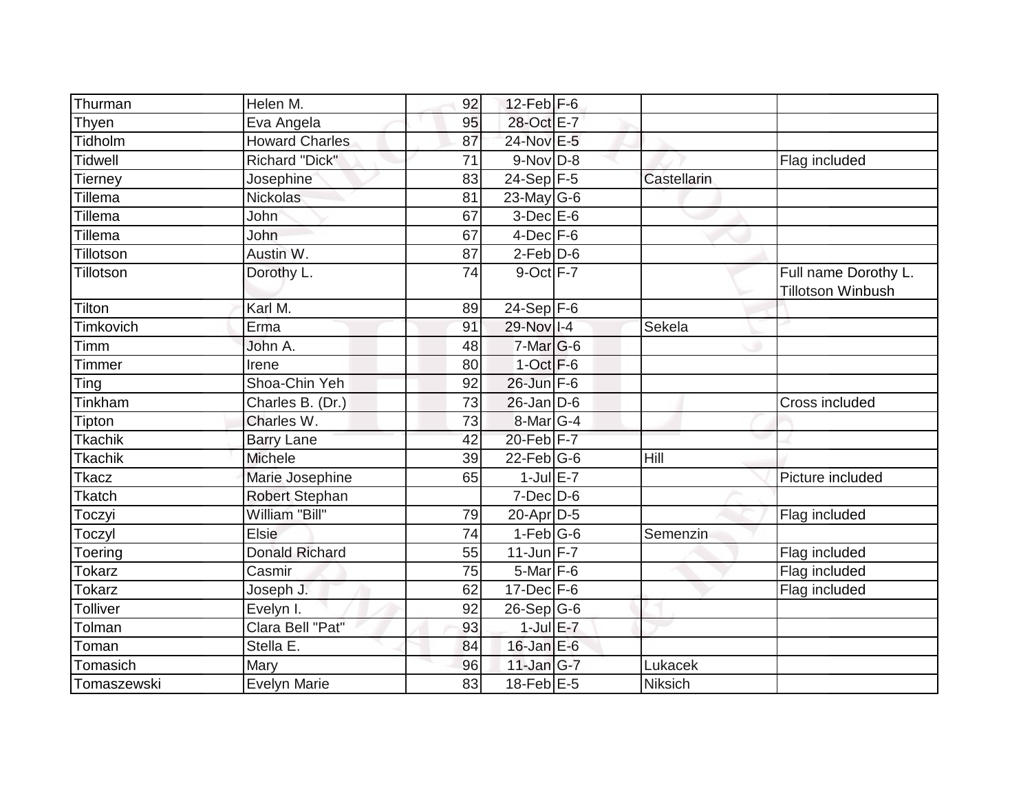| | | | | | | |
|---|---|---|---|---|---|---|
| Thurman | Helen M. | 92 | 12-Feb | F-6 | | |
| Thyen | Eva Angela | 95 | 28-Oct | E-7 | | |
| Tidholm | Howard Charles | 87 | 24-Nov | E-5 | | |
| Tidwell | Richard "Dick" | 71 | 9-Nov | D-8 | | Flag included |
| Tierney | Josephine | 83 | 24-Sep | F-5 | Castellarin | |
| Tillema | Nickolas | 81 | 23-May | G-6 | | |
| Tillema | John | 67 | 3-Dec | E-6 | | |
| Tillema | John | 67 | 4-Dec | F-6 | | |
| Tillotson | Austin W. | 87 | 2-Feb | D-6 | | |
| Tillotson | Dorothy L. | 74 | 9-Oct | F-7 | | Full name Dorothy L. Tillotson Winbush |
| Tilton | Karl M. | 89 | 24-Sep | F-6 | | |
| Timkovich | Erma | 91 | 29-Nov | I-4 | Sekela | |
| Timm | John A. | 48 | 7-Mar | G-6 | | |
| Timmer | Irene | 80 | 1-Oct | F-6 | | |
| Ting | Shoa-Chin Yeh | 92 | 26-Jun | F-6 | | |
| Tinkham | Charles B. (Dr.) | 73 | 26-Jan | D-6 | | Cross included |
| Tipton | Charles W. | 73 | 8-Mar | G-4 | | |
| Tkachik | Barry Lane | 42 | 20-Feb | F-7 | | |
| Tkachik | Michele | 39 | 22-Feb | G-6 | Hill | |
| Tkacz | Marie Josephine | 65 | 1-Jul | E-7 | | Picture included |
| Tkatch | Robert Stephan | | 7-Dec | D-6 | | |
| Toczyi | William "Bill" | 79 | 20-Apr | D-5 | | Flag included |
| Toczyl | Elsie | 74 | 1-Feb | G-6 | Semenzin | |
| Toering | Donald Richard | 55 | 11-Jun | F-7 | | Flag included |
| Tokarz | Casmir | 75 | 5-Mar | F-6 | | Flag included |
| Tokarz | Joseph J. | 62 | 17-Dec | F-6 | | Flag included |
| Tolliver | Evelyn I. | 92 | 26-Sep | G-6 | | |
| Tolman | Clara Bell "Pat" | 93 | 1-Jul | E-7 | | |
| Toman | Stella E. | 84 | 16-Jan | E-6 | | |
| Tomasich | Mary | 96 | 11-Jan | G-7 | Lukacek | |
| Tomaszewski | Evelyn Marie | 83 | 18-Feb | E-5 | Niksich | |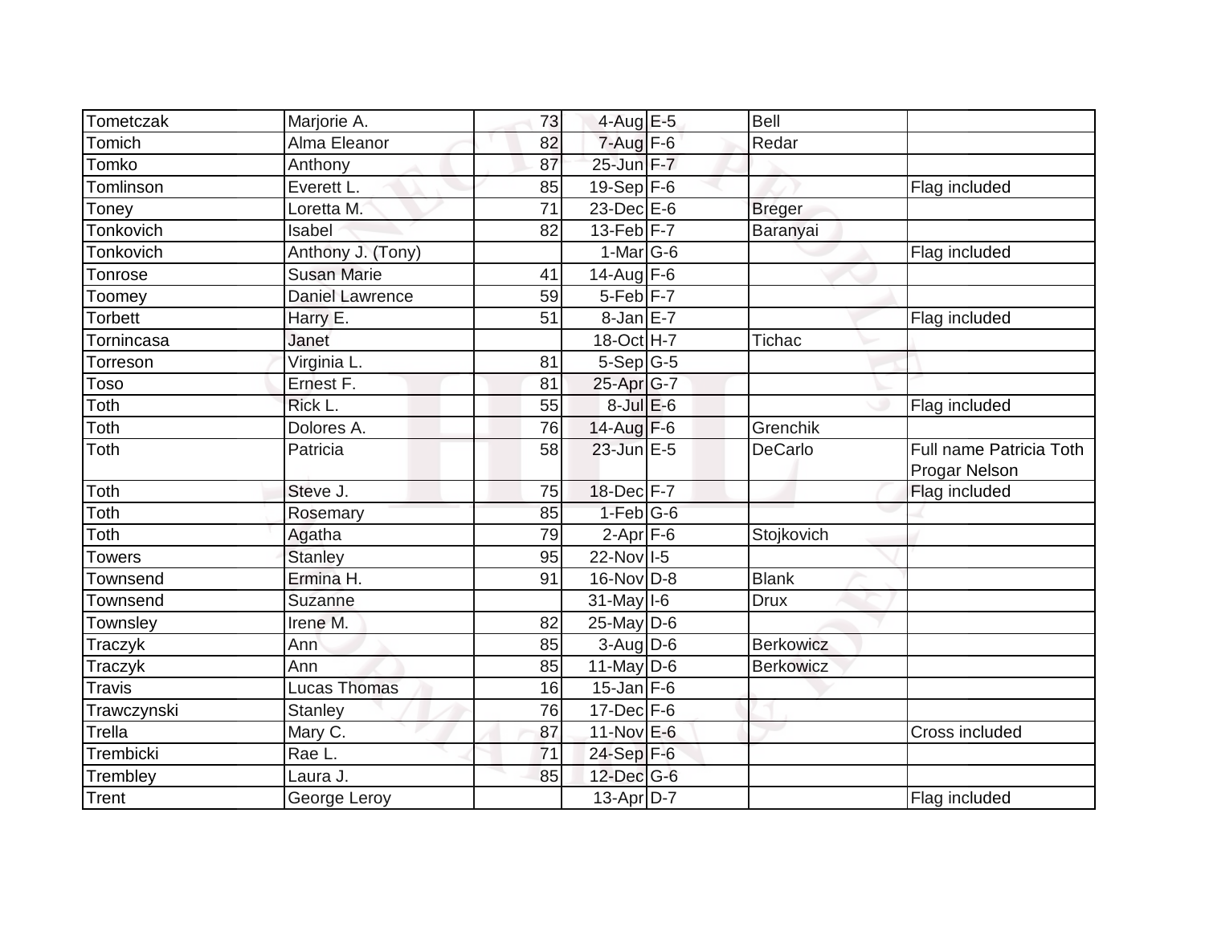| | | | | | | |
|---|---|---|---|---|---|---|
| Tometczak | Marjorie A. | 73 | 4-Aug | E-5 | Bell | |
| Tomich | Alma Eleanor | 82 | 7-Aug | F-6 | Redar | |
| Tomko | Anthony | 87 | 25-Jun | F-7 | | |
| Tomlinson | Everett L. | 85 | 19-Sep | F-6 | | Flag included |
| Toney | Loretta M. | 71 | 23-Dec | E-6 | Breger | |
| Tonkovich | Isabel | 82 | 13-Feb | F-7 | Baranyai | |
| Tonkovich | Anthony J. (Tony) | | 1-Mar | G-6 | | Flag included |
| Tonrose | Susan Marie | 41 | 14-Aug | F-6 | | |
| Toomey | Daniel Lawrence | 59 | 5-Feb | F-7 | | |
| Torbett | Harry E. | 51 | 8-Jan | E-7 | | Flag included |
| Tornincasa | Janet | | 18-Oct | H-7 | Tichac | |
| Torreson | Virginia L. | 81 | 5-Sep | G-5 | | |
| Toso | Ernest F. | 81 | 25-Apr | G-7 | | |
| Toth | Rick L. | 55 | 8-Jul | E-6 | | Flag included |
| Toth | Dolores A. | 76 | 14-Aug | F-6 | Grenchik | |
| Toth | Patricia | 58 | 23-Jun | E-5 | DeCarlo | Full name Patricia Toth Progar Nelson |
| Toth | Steve J. | 75 | 18-Dec | F-7 | | Flag included |
| Toth | Rosemary | 85 | 1-Feb | G-6 | | |
| Toth | Agatha | 79 | 2-Apr | F-6 | Stojkovich | |
| Towers | Stanley | 95 | 22-Nov | I-5 | | |
| Townsend | Ermina H. | 91 | 16-Nov | D-8 | Blank | |
| Townsend | Suzanne | | 31-May | I-6 | Drux | |
| Townsley | Irene M. | 82 | 25-May | D-6 | | |
| Traczyk | Ann | 85 | 3-Aug | D-6 | Berkowicz | |
| Traczyk | Ann | 85 | 11-May | D-6 | Berkowicz | |
| Travis | Lucas Thomas | 16 | 15-Jan | F-6 | | |
| Trawczynski | Stanley | 76 | 17-Dec | F-6 | | |
| Trella | Mary C. | 87 | 11-Nov | E-6 | | Cross included |
| Trembicki | Rae L. | 71 | 24-Sep | F-6 | | |
| Trembley | Laura J. | 85 | 12-Dec | G-6 | | |
| Trent | George Leroy | | 13-Apr | D-7 | | Flag included |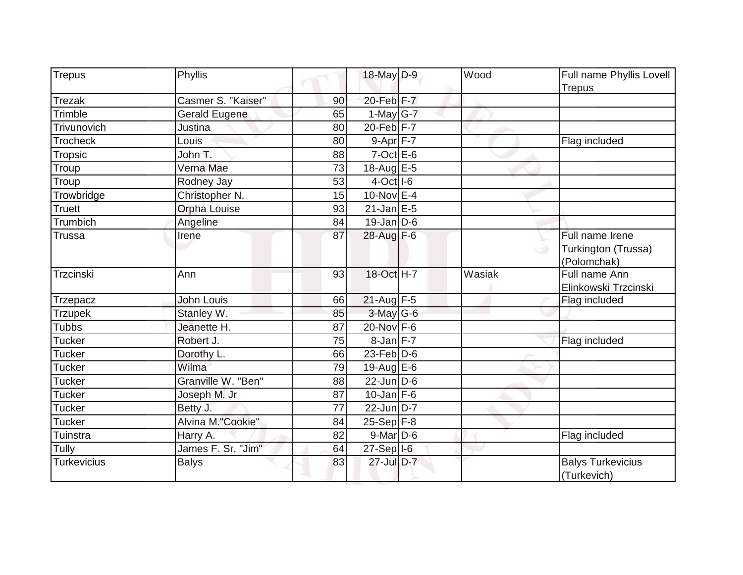| Trepus | Phyllis | | 18-May | D-9 | Wood | Full name Phyllis Lovell Trepus |
|---|---|---|---|---|---|---|
| Trezak | Casmer S. "Kaiser" | 90 | 20-Feb | F-7 | | |
| Trimble | Gerald Eugene | 65 | 1-May | G-7 | | |
| Trivunovich | Justina | 80 | 20-Feb | F-7 | | |
| Trocheck | Louis | 80 | 9-Apr | F-7 | | Flag included |
| Tropsic | John T. | 88 | 7-Oct | E-6 | | |
| Troup | Verna Mae | 73 | 18-Aug | E-5 | | |
| Troup | Rodney Jay | 53 | 4-Oct | I-6 | | |
| Trowbridge | Christopher N. | 15 | 10-Nov | E-4 | | |
| Truett | Orpha Louise | 93 | 21-Jan | E-5 | | |
| Trumbich | Angeline | 84 | 19-Jan | D-6 | | |
| Trussa | Irene | 87 | 28-Aug | F-6 | | Full name Irene Turkington (Trussa) (Polomchak) |
| Trzcinski | Ann | 93 | 18-Oct | H-7 | Wasiak | Full name Ann Elinkowski Trzcinski |
| Trzepacz | John Louis | 66 | 21-Aug | F-5 | | Flag included |
| Trzupek | Stanley W. | 85 | 3-May | G-6 | | |
| Tubbs | Jeanette H. | 87 | 20-Nov | F-6 | | |
| Tucker | Robert J. | 75 | 8-Jan | F-7 | | Flag included |
| Tucker | Dorothy L. | 66 | 23-Feb | D-6 | | |
| Tucker | Wilma | 79 | 19-Aug | E-6 | | |
| Tucker | Granville W. "Ben" | 88 | 22-Jun | D-6 | | |
| Tucker | Joseph M. Jr | 87 | 10-Jan | F-6 | | |
| Tucker | Betty J. | 77 | 22-Jun | D-7 | | |
| Tucker | Alvina M."Cookie" | 84 | 25-Sep | F-8 | | |
| Tuinstra | Harry A. | 82 | 9-Mar | D-6 | | Flag included |
| Tully | James F. Sr. "Jim" | 64 | 27-Sep | I-6 | | |
| Turkevicius | Balys | 83 | 27-Jul | D-7 | | Balys Turkevicius (Turkevich) |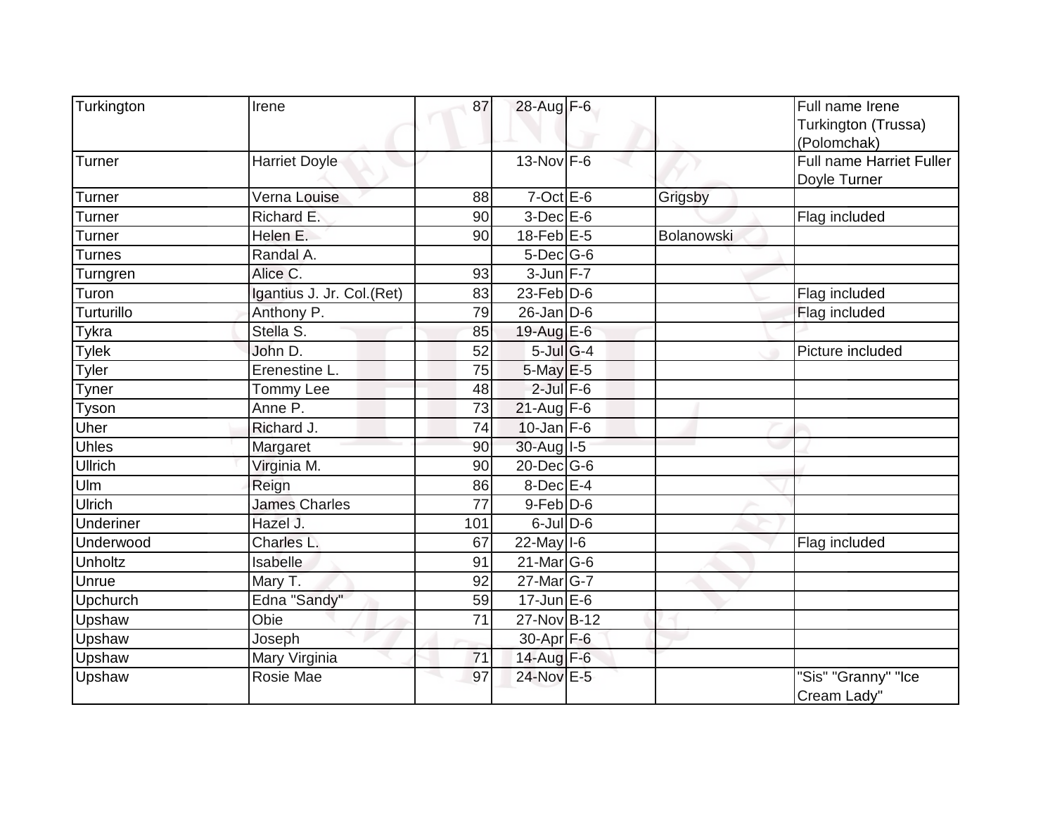| | | | | | | |
|---|---|---|---|---|---|---|
| Turkington | Irene | 87 | 28-Aug | F-6 | | Full name Irene Turkington (Trussa) (Polomchak) |
| Turner | Harriet Doyle | | 13-Nov | F-6 | | Full name Harriet Fuller Doyle Turner |
| Turner | Verna Louise | 88 | 7-Oct | E-6 | Grigsby | |
| Turner | Richard E. | 90 | 3-Dec | E-6 | | Flag included |
| Turner | Helen E. | 90 | 18-Feb | E-5 | Bolanowski | |
| Turnes | Randal A. | | 5-Dec | G-6 | | |
| Turngren | Alice C. | 93 | 3-Jun | F-7 | | |
| Turon | Igantius J. Jr. Col.(Ret) | 83 | 23-Feb | D-6 | | Flag included |
| Turturillo | Anthony P. | 79 | 26-Jan | D-6 | | Flag included |
| Tykra | Stella S. | 85 | 19-Aug | E-6 | | |
| Tylek | John D. | 52 | 5-Jul | G-4 | | Picture included |
| Tyler | Erenestine L. | 75 | 5-May | E-5 | | |
| Tyner | Tommy Lee | 48 | 2-Jul | F-6 | | |
| Tyson | Anne P. | 73 | 21-Aug | F-6 | | |
| Uher | Richard J. | 74 | 10-Jan | F-6 | | |
| Uhles | Margaret | 90 | 30-Aug | I-5 | | |
| Ullrich | Virginia M. | 90 | 20-Dec | G-6 | | |
| Ulm | Reign | 86 | 8-Dec | E-4 | | |
| Ulrich | James Charles | 77 | 9-Feb | D-6 | | |
| Underiner | Hazel J. | 101 | 6-Jul | D-6 | | |
| Underwood | Charles L. | 67 | 22-May | I-6 | | Flag included |
| Unholtz | Isabelle | 91 | 21-Mar | G-6 | | |
| Unrue | Mary T. | 92 | 27-Mar | G-7 | | |
| Upchurch | Edna "Sandy" | 59 | 17-Jun | E-6 | | |
| Upshaw | Obie | 71 | 27-Nov | B-12 | | |
| Upshaw | Joseph | | 30-Apr | F-6 | | |
| Upshaw | Mary Virginia | 71 | 14-Aug | F-6 | | |
| Upshaw | Rosie Mae | 97 | 24-Nov | E-5 | | "Sis" "Granny" "Ice Cream Lady" |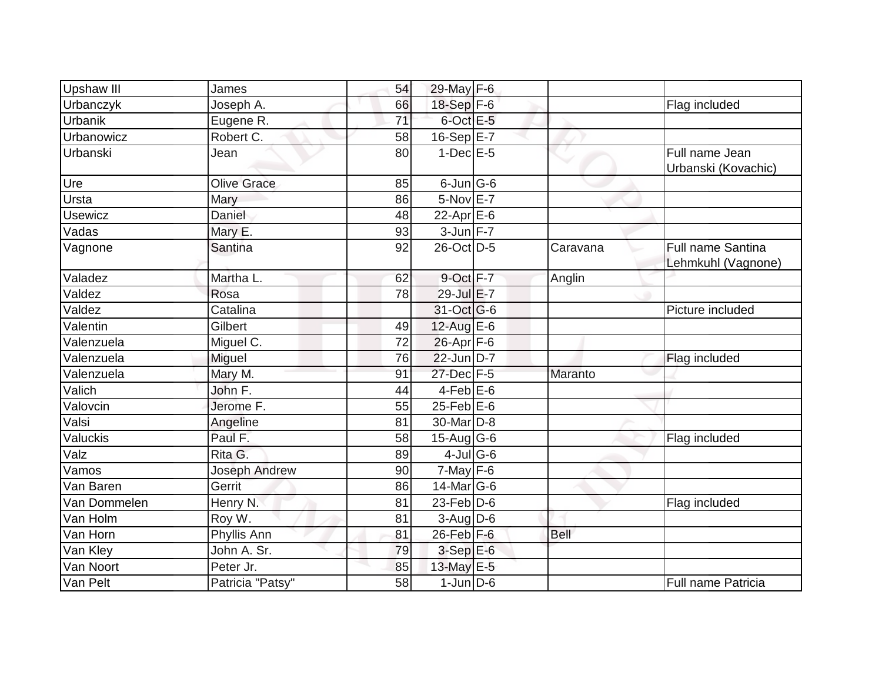| | | | | | | |
|---|---|---|---|---|---|---|
| Upshaw III | James | 54 | 29-May | F-6 | | |
| Urbanczyk | Joseph A. | 66 | 18-Sep | F-6 | | Flag included |
| Urbanik | Eugene R. | 71 | 6-Oct | E-5 | | |
| Urbanowicz | Robert C. | 58 | 16-Sep | E-7 | | |
| Urbanski | Jean | 80 | 1-Dec | E-5 | | Full name Jean Urbanski (Kovachic) |
| Ure | Olive Grace | 85 | 6-Jun | G-6 | | |
| Ursta | Mary | 86 | 5-Nov | E-7 | | |
| Usewicz | Daniel | 48 | 22-Apr | E-6 | | |
| Vadas | Mary E. | 93 | 3-Jun | F-7 | | |
| Vagnone | Santina | 92 | 26-Oct | D-5 | Caravana | Full name Santina Lehmkuhl (Vagnone) |
| Valadez | Martha L. | 62 | 9-Oct | F-7 | Anglin | |
| Valdez | Rosa | 78 | 29-Jul | E-7 | | |
| Valdez | Catalina | | 31-Oct | G-6 | | Picture included |
| Valentin | Gilbert | 49 | 12-Aug | E-6 | | |
| Valenzuela | Miguel C. | 72 | 26-Apr | F-6 | | |
| Valenzuela | Miguel | 76 | 22-Jun | D-7 | | Flag included |
| Valenzuela | Mary M. | 91 | 27-Dec | F-5 | Maranto | |
| Valich | John F. | 44 | 4-Feb | E-6 | | |
| Valovcin | Jerome F. | 55 | 25-Feb | E-6 | | |
| Valsi | Angeline | 81 | 30-Mar | D-8 | | |
| Valuckis | Paul F. | 58 | 15-Aug | G-6 | | Flag included |
| Valz | Rita G. | 89 | 4-Jul | G-6 | | |
| Vamos | Joseph Andrew | 90 | 7-May | F-6 | | |
| Van Baren | Gerrit | 86 | 14-Mar | G-6 | | |
| Van Dommelen | Henry N. | 81 | 23-Feb | D-6 | | Flag included |
| Van Holm | Roy W. | 81 | 3-Aug | D-6 | | |
| Van Horn | Phyllis Ann | 81 | 26-Feb | F-6 | Bell | |
| Van Kley | John A. Sr. | 79 | 3-Sep | E-6 | | |
| Van Noort | Peter Jr. | 85 | 13-May | E-5 | | |
| Van Pelt | Patricia "Patsy" | 58 | 1-Jun | D-6 | | Full name Patricia |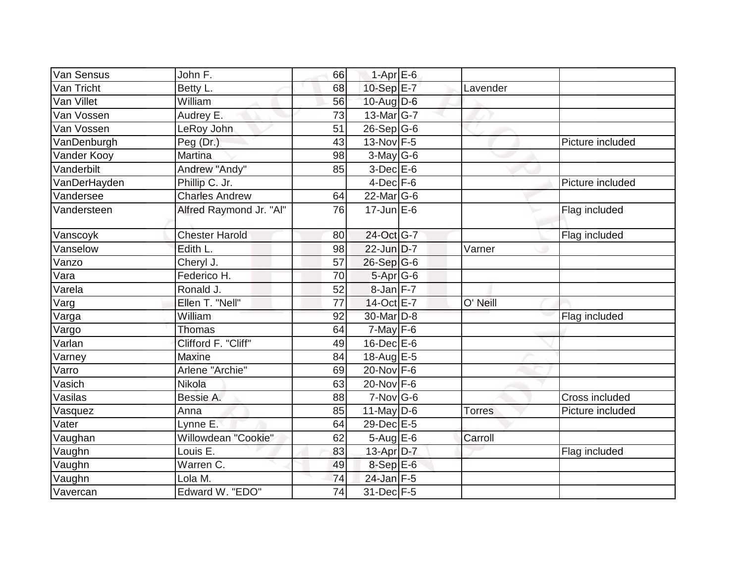| | | | | | | |
|---|---|---|---|---|---|---|
| Van Sensus | John F. | 66 | 1-Apr | E-6 | | |
| Van Tricht | Betty L. | 68 | 10-Sep | E-7 | Lavender | |
| Van Villet | William | 56 | 10-Aug | D-6 | | |
| Van Vossen | Audrey E. | 73 | 13-Mar | G-7 | | |
| Van Vossen | LeRoy John | 51 | 26-Sep | G-6 | | |
| VanDenburgh | Peg (Dr.) | 43 | 13-Nov | F-5 | | Picture included |
| Vander Kooy | Martina | 98 | 3-May | G-6 | | |
| Vanderbilt | Andrew "Andy" | 85 | 3-Dec | E-6 | | |
| VanDerHayden | Phillip C. Jr. | | 4-Dec | F-6 | | Picture included |
| Vandersee | Charles Andrew | 64 | 22-Mar | G-6 | | |
| Vandersteen | Alfred Raymond Jr. "Al" | 76 | 17-Jun | E-6 | | Flag included |
| Vanscoyk | Chester Harold | 80 | 24-Oct | G-7 | | Flag included |
| Vanselow | Edith L. | 98 | 22-Jun | D-7 | Varner | |
| Vanzo | Cheryl J. | 57 | 26-Sep | G-6 | | |
| Vara | Federico H. | 70 | 5-Apr | G-6 | | |
| Varela | Ronald J. | 52 | 8-Jan | F-7 | | |
| Varg | Ellen T. "Nell" | 77 | 14-Oct | E-7 | O' Neill | |
| Varga | William | 92 | 30-Mar | D-8 | | Flag included |
| Vargo | Thomas | 64 | 7-May | F-6 | | |
| Varlan | Clifford F. "Cliff" | 49 | 16-Dec | E-6 | | |
| Varney | Maxine | 84 | 18-Aug | E-5 | | |
| Varro | Arlene "Archie" | 69 | 20-Nov | F-6 | | |
| Vasich | Nikola | 63 | 20-Nov | F-6 | | |
| Vasilas | Bessie A. | 88 | 7-Nov | G-6 | | Cross included |
| Vasquez | Anna | 85 | 11-May | D-6 | Torres | Picture included |
| Vater | Lynne E. | 64 | 29-Dec | E-5 | | |
| Vaughan | Willowdean "Cookie" | 62 | 5-Aug | E-6 | Carroll | |
| Vaughn | Louis E. | 83 | 13-Apr | D-7 | | Flag included |
| Vaughn | Warren C. | 49 | 8-Sep | E-6 | | |
| Vaughn | Lola M. | 74 | 24-Jan | F-5 | | |
| Vavercan | Edward W. "EDO" | 74 | 31-Dec | F-5 | | |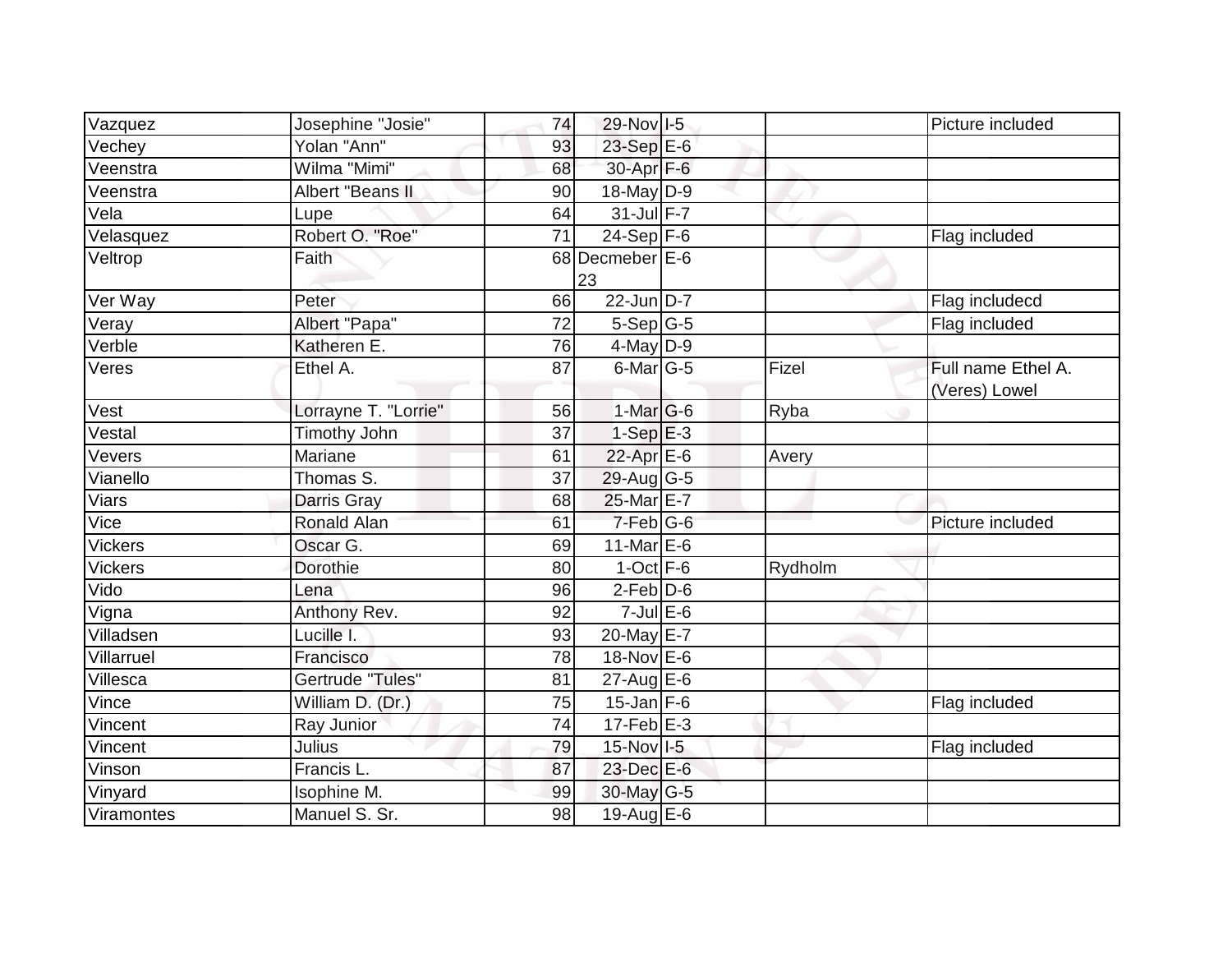| Vazquez | Josephine "Josie" | 74 | 29-Nov | I-5 | | Picture included |
|---|---|---|---|---|---|---|
| Vechey | Yolan "Ann" | 93 | 23-Sep | E-6 | | |
| Veenstra | Wilma "Mimi" | 68 | 30-Apr | F-6 | | |
| Veenstra | Albert "Beans II | 90 | 18-May | D-9 | | |
| Vela | Lupe | 64 | 31-Jul | F-7 | | |
| Velasquez | Robert O. "Roe" | 71 | 24-Sep | F-6 | | Flag included |
| Veltrop | Faith | 68 | Decmeber 23 | E-6 | | |
| Ver Way | Peter | 66 | 22-Jun | D-7 | | Flag includecd |
| Veray | Albert "Papa" | 72 | 5-Sep | G-5 | | Flag included |
| Verble | Katheren E. | 76 | 4-May | D-9 | | |
| Veres | Ethel A. | 87 | 6-Mar | G-5 | Fizel | Full name Ethel A. (Veres) Lowel |
| Vest | Lorrayne T. "Lorrie" | 56 | 1-Mar | G-6 | Ryba | |
| Vestal | Timothy John | 37 | 1-Sep | E-3 | | |
| Vevers | Mariane | 61 | 22-Apr | E-6 | Avery | |
| Vianello | Thomas S. | 37 | 29-Aug | G-5 | | |
| Viars | Darris Gray | 68 | 25-Mar | E-7 | | |
| Vice | Ronald Alan | 61 | 7-Feb | G-6 | | Picture included |
| Vickers | Oscar G. | 69 | 11-Mar | E-6 | | |
| Vickers | Dorothie | 80 | 1-Oct | F-6 | Rydholm | |
| Vido | Lena | 96 | 2-Feb | D-6 | | |
| Vigna | Anthony Rev. | 92 | 7-Jul | E-6 | | |
| Villadsen | Lucille I. | 93 | 20-May | E-7 | | |
| Villarruel | Francisco | 78 | 18-Nov | E-6 | | |
| Villesca | Gertrude "Tules" | 81 | 27-Aug | E-6 | | |
| Vince | William D. (Dr.) | 75 | 15-Jan | F-6 | | Flag included |
| Vincent | Ray Junior | 74 | 17-Feb | E-3 | | |
| Vincent | Julius | 79 | 15-Nov | I-5 | | Flag included |
| Vinson | Francis L. | 87 | 23-Dec | E-6 | | |
| Vinyard | Isophine M. | 99 | 30-May | G-5 | | |
| Viramontes | Manuel S. Sr. | 98 | 19-Aug | E-6 | | |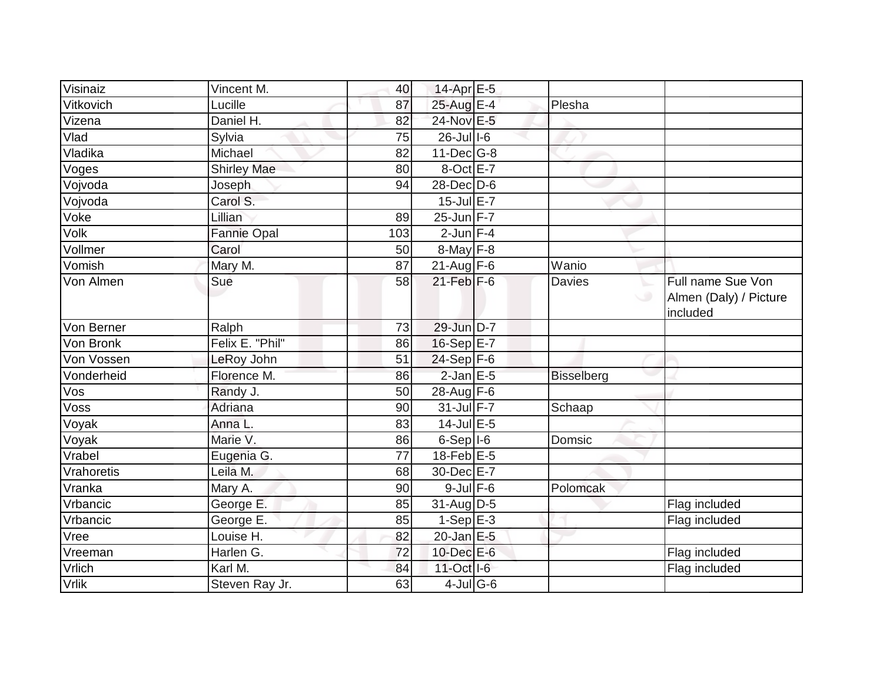| Visinaiz | Vincent M. | 40 | 14-Apr | E-5 | | |
|---|---|---|---|---|---|---|
| Vitkovich | Lucille | 87 | 25-Aug | E-4 | Plesha | |
| Vizena | Daniel H. | 82 | 24-Nov | E-5 | | |
| Vlad | Sylvia | 75 | 26-Jul | I-6 | | |
| Vladika | Michael | 82 | 11-Dec | G-8 | | |
| Voges | Shirley Mae | 80 | 8-Oct | E-7 | | |
| Vojvoda | Joseph | 94 | 28-Dec | D-6 | | |
| Vojvoda | Carol S. | | 15-Jul | E-7 | | |
| Voke | Lillian | 89 | 25-Jun | F-7 | | |
| Volk | Fannie Opal | 103 | 2-Jun | F-4 | | |
| Vollmer | Carol | 50 | 8-May | F-8 | | |
| Vomish | Mary M. | 87 | 21-Aug | F-6 | Wanio | |
| Von Almen | Sue | 58 | 21-Feb | F-6 | Davies | Full name Sue Von Almen (Daly) / Picture included |
| Von Berner | Ralph | 73 | 29-Jun | D-7 | | |
| Von Bronk | Felix E. "Phil" | 86 | 16-Sep | E-7 | | |
| Von Vossen | LeRoy John | 51 | 24-Sep | F-6 | | |
| Vonderheid | Florence M. | 86 | 2-Jan | E-5 | Bisselberg | |
| Vos | Randy J. | 50 | 28-Aug | F-6 | | |
| Voss | Adriana | 90 | 31-Jul | F-7 | Schaap | |
| Voyak | Anna L. | 83 | 14-Jul | E-5 | | |
| Voyak | Marie V. | 86 | 6-Sep | I-6 | Domsic | |
| Vrabel | Eugenia G. | 77 | 18-Feb | E-5 | | |
| Vrahoretis | Leila M. | 68 | 30-Dec | E-7 | | |
| Vranka | Mary A. | 90 | 9-Jul | F-6 | Polomcak | |
| Vrbancic | George E. | 85 | 31-Aug | D-5 | | Flag included |
| Vrbancic | George E. | 85 | 1-Sep | E-3 | | Flag included |
| Vree | Louise H. | 82 | 20-Jan | E-5 | | |
| Vreeman | Harlen G. | 72 | 10-Dec | E-6 | | Flag included |
| Vrlich | Karl M. | 84 | 11-Oct | I-6 | | Flag included |
| Vrlik | Steven Ray Jr. | 63 | 4-Jul | G-6 | | |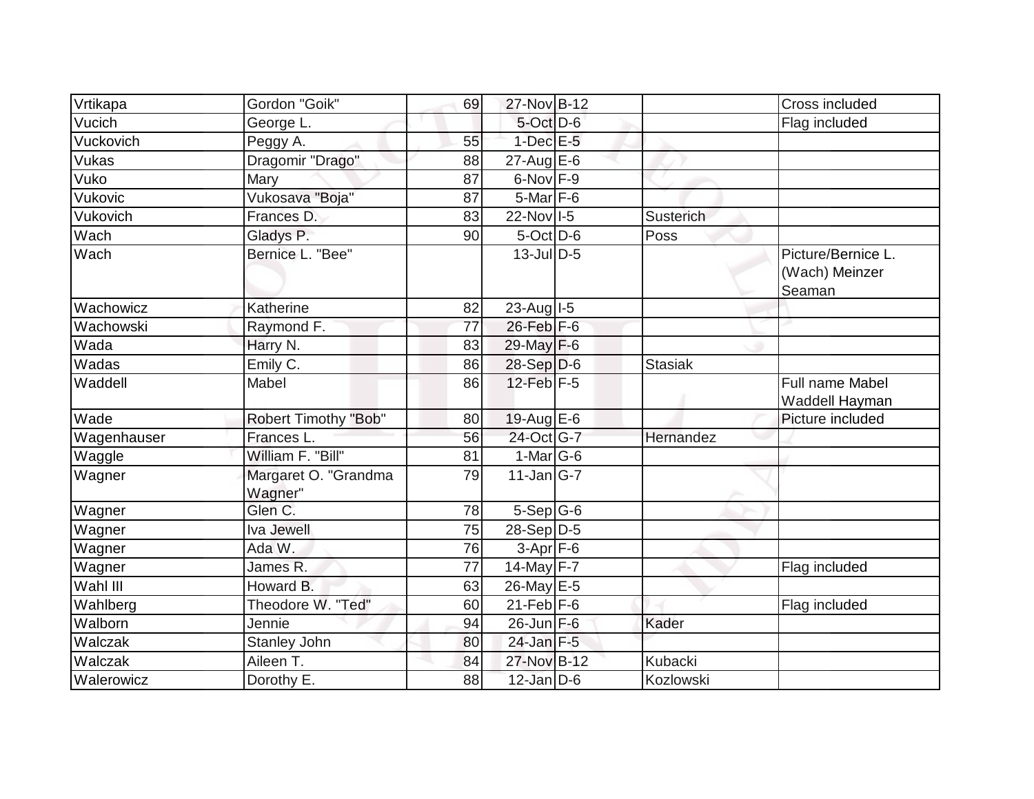| Vrtikapa | Gordon "Goik" | 69 | 27-Nov | B-12 | | Cross included |
|---|---|---|---|---|---|---|
| Vucich | George L. | | 5-Oct | D-6 | | Flag included |
| Vuckovich | Peggy A. | 55 | 1-Dec | E-5 | | |
| Vukas | Dragomir "Drago" | 88 | 27-Aug | E-6 | | |
| Vuko | Mary | 87 | 6-Nov | F-9 | | |
| Vukovic | Vukosava "Boja" | 87 | 5-Mar | F-6 | | |
| Vukovich | Frances D. | 83 | 22-Nov | I-5 | Susterich | |
| Wach | Gladys P. | 90 | 5-Oct | D-6 | Poss | |
| Wach | Bernice L. "Bee" | | 13-Jul | D-5 | | Picture/Bernice L. (Wach) Meinzer Seaman |
| Wachowicz | Katherine | 82 | 23-Aug | I-5 | | |
| Wachowski | Raymond F. | 77 | 26-Feb | F-6 | | |
| Wada | Harry N. | 83 | 29-May | F-6 | | |
| Wadas | Emily C. | 86 | 28-Sep | D-6 | Stasiak | |
| Waddell | Mabel | 86 | 12-Feb | F-5 | | Full name Mabel Waddell Hayman |
| Wade | Robert Timothy "Bob" | 80 | 19-Aug | E-6 | | Picture included |
| Wagenhauser | Frances L. | 56 | 24-Oct | G-7 | Hernandez | |
| Waggle | William F. "Bill" | 81 | 1-Mar | G-6 | | |
| Wagner | Margaret O. "Grandma Wagner" | 79 | 11-Jan | G-7 | | |
| Wagner | Glen C. | 78 | 5-Sep | G-6 | | |
| Wagner | Iva Jewell | 75 | 28-Sep | D-5 | | |
| Wagner | Ada W. | 76 | 3-Apr | F-6 | | |
| Wagner | James R. | 77 | 14-May | F-7 | | Flag included |
| Wahl III | Howard B. | 63 | 26-May | E-5 | | |
| Wahlberg | Theodore W. "Ted" | 60 | 21-Feb | F-6 | | Flag included |
| Walborn | Jennie | 94 | 26-Jun | F-6 | Kader | |
| Walczak | Stanley John | 80 | 24-Jan | F-5 | | |
| Walczak | Aileen T. | 84 | 27-Nov | B-12 | Kubacki | |
| Walerowicz | Dorothy E. | 88 | 12-Jan | D-6 | Kozlowski | |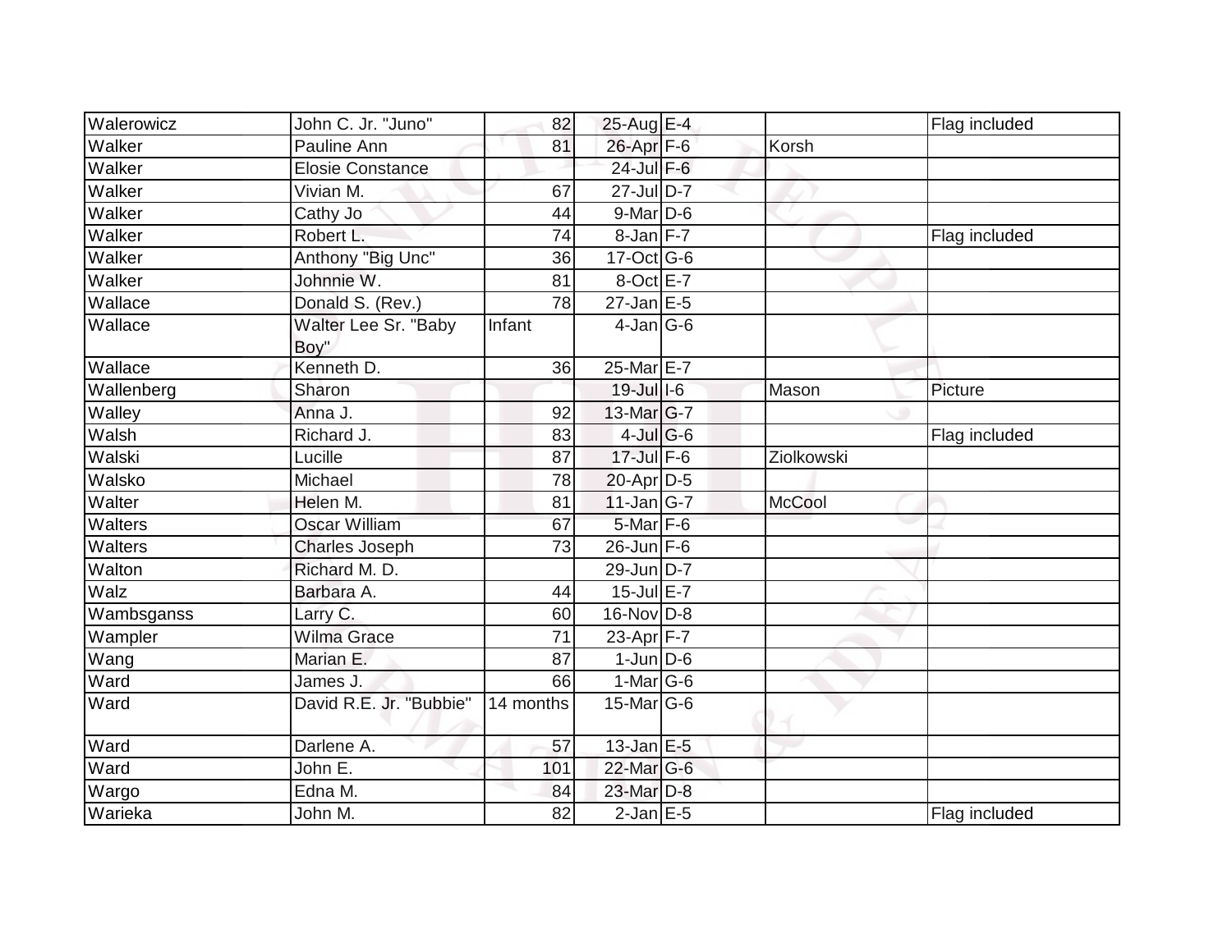| Walerowicz | John C. Jr. "Juno" | 82 | 25-Aug | E-4 | | Flag included |
|---|---|---|---|---|---|---|
| Walker | Pauline Ann | 81 | 26-Apr | F-6 | Korsh | |
| Walker | Elosie Constance | | 24-Jul | F-6 | | |
| Walker | Vivian M. | 67 | 27-Jul | D-7 | | |
| Walker | Cathy Jo | 44 | 9-Mar | D-6 | | |
| Walker | Robert L. | 74 | 8-Jan | F-7 | | Flag included |
| Walker | Anthony "Big Unc" | 36 | 17-Oct | G-6 | | |
| Walker | Johnnie W. | 81 | 8-Oct | E-7 | | |
| Wallace | Donald S. (Rev.) | 78 | 27-Jan | E-5 | | |
| Wallace | Walter Lee Sr. "Baby Boy" | Infant | 4-Jan | G-6 | | |
| Wallace | Kenneth D. | 36 | 25-Mar | E-7 | | |
| Wallenberg | Sharon | | 19-Jul | I-6 | Mason | Picture |
| Walley | Anna J. | 92 | 13-Mar | G-7 | | |
| Walsh | Richard J. | 83 | 4-Jul | G-6 | | Flag included |
| Walski | Lucille | 87 | 17-Jul | F-6 | Ziolkowski | |
| Walsko | Michael | 78 | 20-Apr | D-5 | | |
| Walter | Helen M. | 81 | 11-Jan | G-7 | McCool | |
| Walters | Oscar William | 67 | 5-Mar | F-6 | | |
| Walters | Charles Joseph | 73 | 26-Jun | F-6 | | |
| Walton | Richard M. D. | | 29-Jun | D-7 | | |
| Walz | Barbara A. | 44 | 15-Jul | E-7 | | |
| Wambsganss | Larry C. | 60 | 16-Nov | D-8 | | |
| Wampler | Wilma Grace | 71 | 23-Apr | F-7 | | |
| Wang | Marian E. | 87 | 1-Jun | D-6 | | |
| Ward | James J. | 66 | 1-Mar | G-6 | | |
| Ward | David R.E. Jr. "Bubbie" | 14 months | 15-Mar | G-6 | | |
| Ward | Darlene A. | 57 | 13-Jan | E-5 | | |
| Ward | John E. | 101 | 22-Mar | G-6 | | |
| Wargo | Edna M. | 84 | 23-Mar | D-8 | | |
| Warieka | John M. | 82 | 2-Jan | E-5 | | Flag included |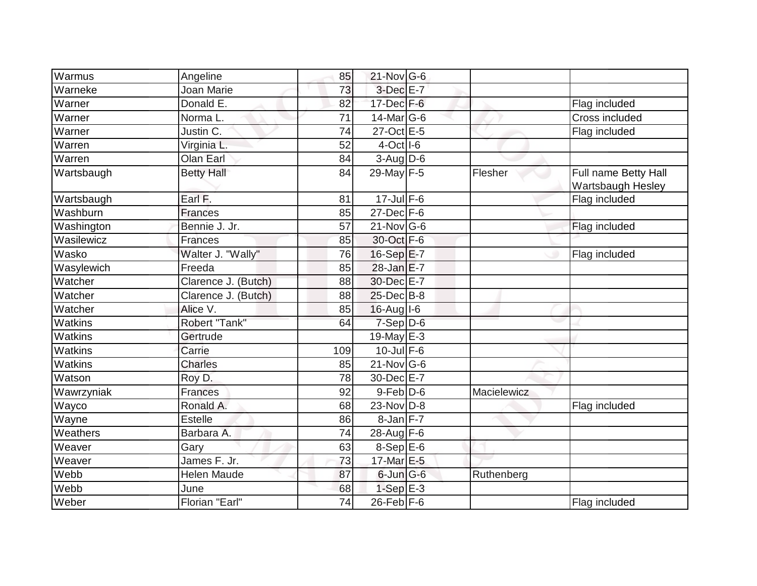| | | | | | | |
|---|---|---|---|---|---|---|
| Warmus | Angeline | 85 | 21-Nov | G-6 | | |
| Warneke | Joan Marie | 73 | 3-Dec | E-7 | | |
| Warner | Donald E. | 82 | 17-Dec | F-6 | | Flag included |
| Warner | Norma L. | 71 | 14-Mar | G-6 | | Cross included |
| Warner | Justin C. | 74 | 27-Oct | E-5 | | Flag included |
| Warren | Virginia L. | 52 | 4-Oct | I-6 | | |
| Warren | Olan Earl | 84 | 3-Aug | D-6 | | |
| Wartsbaugh | Betty Hall | 84 | 29-May | F-5 | Flesher | Full name Betty Hall Wartsbaugh Hesley |
| Wartsbaugh | Earl F. | 81 | 17-Jul | F-6 | | Flag included |
| Washburn | Frances | 85 | 27-Dec | F-6 | | |
| Washington | Bennie J. Jr. | 57 | 21-Nov | G-6 | | Flag included |
| Wasilewicz | Frances | 85 | 30-Oct | F-6 | | |
| Wasko | Walter J. "Wally" | 76 | 16-Sep | E-7 | | Flag included |
| Wasylewich | Freeda | 85 | 28-Jan | E-7 | | |
| Watcher | Clarence J. (Butch) | 88 | 30-Dec | E-7 | | |
| Watcher | Clarence J. (Butch) | 88 | 25-Dec | B-8 | | |
| Watcher | Alice V. | 85 | 16-Aug | I-6 | | |
| Watkins | Robert "Tank" | 64 | 7-Sep | D-6 | | |
| Watkins | Gertrude | | 19-May | E-3 | | |
| Watkins | Carrie | 109 | 10-Jul | F-6 | | |
| Watkins | Charles | 85 | 21-Nov | G-6 | | |
| Watson | Roy D. | 78 | 30-Dec | E-7 | | |
| Wawrzyniak | Frances | 92 | 9-Feb | D-6 | Macielewicz | |
| Wayco | Ronald A. | 68 | 23-Nov | D-8 | | Flag included |
| Wayne | Estelle | 86 | 8-Jan | F-7 | | |
| Weathers | Barbara A. | 74 | 28-Aug | F-6 | | |
| Weaver | Gary | 63 | 8-Sep | E-6 | | |
| Weaver | James F. Jr. | 73 | 17-Mar | E-5 | | |
| Webb | Helen Maude | 87 | 6-Jun | G-6 | Ruthenberg | |
| Webb | June | 68 | 1-Sep | E-3 | | |
| Weber | Florian "Earl" | 74 | 26-Feb | F-6 | | Flag included |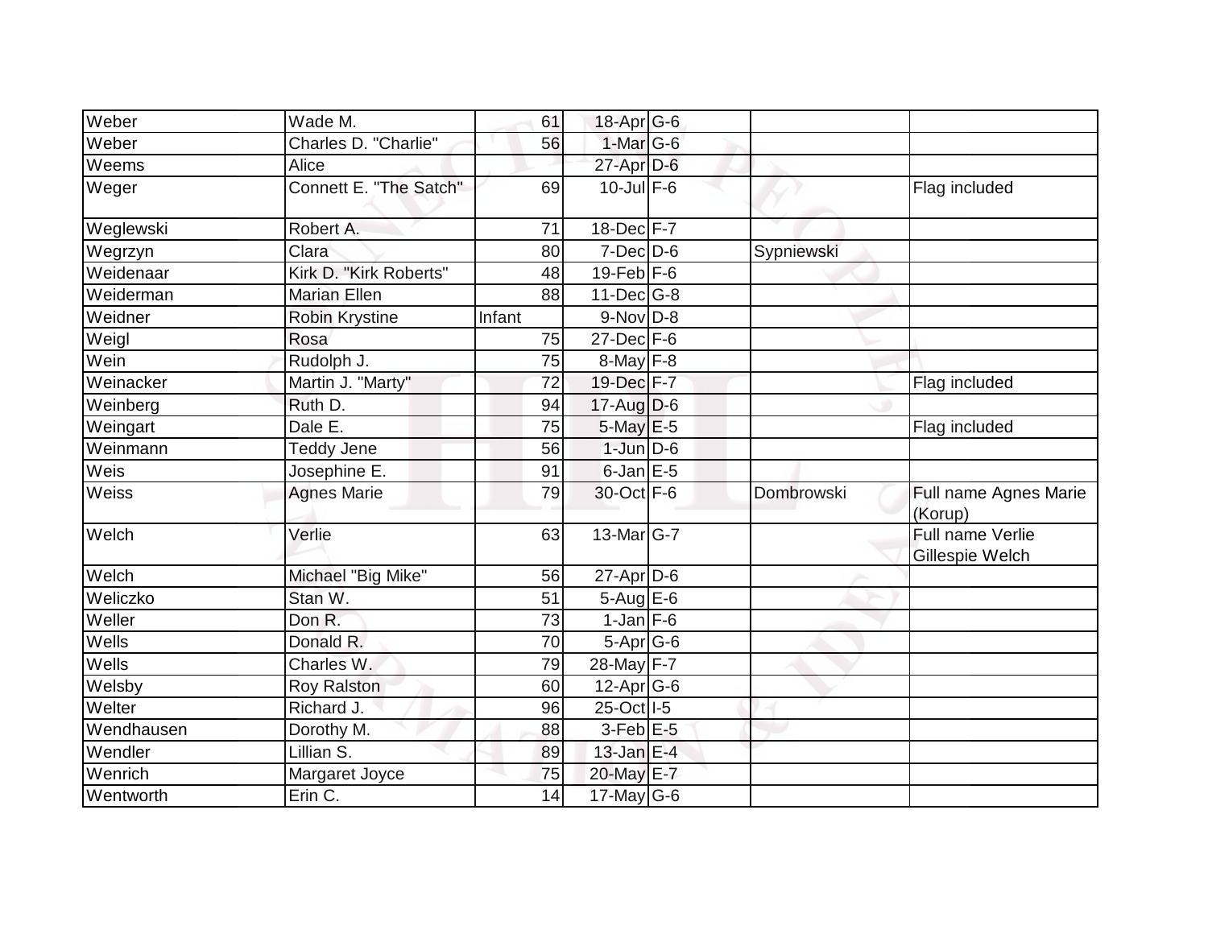| Weber | Wade M. | 61 | 18-Apr | G-6 | | |
|---|---|---|---|---|---|---|
| Weber | Charles D. "Charlie" | 56 | 1-Mar | G-6 | | |
| Weems | Alice | | 27-Apr | D-6 | | |
| Weger | Connett E. "The Satch" | 69 | 10-Jul | F-6 | | Flag included |
| Weglewski | Robert A. | 71 | 18-Dec | F-7 | | |
| Wegrzyn | Clara | 80 | 7-Dec | D-6 | Sypniewski | |
| Weidenaar | Kirk D. "Kirk Roberts" | 48 | 19-Feb | F-6 | | |
| Weiderman | Marian Ellen | 88 | 11-Dec | G-8 | | |
| Weidner | Robin Krystine | Infant | 9-Nov | D-8 | | |
| Weigl | Rosa | 75 | 27-Dec | F-6 | | |
| Wein | Rudolph J. | 75 | 8-May | F-8 | | |
| Weinacker | Martin J. "Marty" | 72 | 19-Dec | F-7 | | Flag included |
| Weinberg | Ruth D. | 94 | 17-Aug | D-6 | | |
| Weingart | Dale E. | 75 | 5-May | E-5 | | Flag included |
| Weinmann | Teddy Jene | 56 | 1-Jun | D-6 | | |
| Weis | Josephine E. | 91 | 6-Jan | E-5 | | |
| Weiss | Agnes Marie | 79 | 30-Oct | F-6 | Dombrowski | Full name Agnes Marie (Korup) |
| Welch | Verlie | 63 | 13-Mar | G-7 | | Full name Verlie Gillespie Welch |
| Welch | Michael "Big Mike" | 56 | 27-Apr | D-6 | | |
| Weliczko | Stan W. | 51 | 5-Aug | E-6 | | |
| Weller | Don R. | 73 | 1-Jan | F-6 | | |
| Wells | Donald R. | 70 | 5-Apr | G-6 | | |
| Wells | Charles W. | 79 | 28-May | F-7 | | |
| Welsby | Roy Ralston | 60 | 12-Apr | G-6 | | |
| Welter | Richard J. | 96 | 25-Oct | I-5 | | |
| Wendhausen | Dorothy M. | 88 | 3-Feb | E-5 | | |
| Wendler | Lillian S. | 89 | 13-Jan | E-4 | | |
| Wenrich | Margaret Joyce | 75 | 20-May | E-7 | | |
| Wentworth | Erin C. | 14 | 17-May | G-6 | | |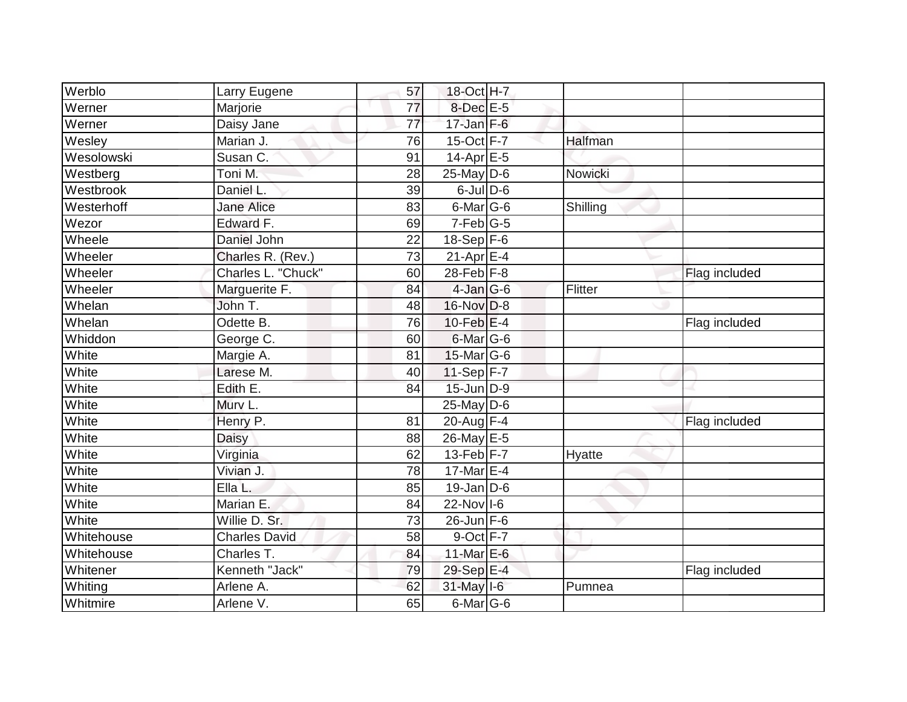| | | | | | | |
|---|---|---|---|---|---|---|
| Werblo | Larry Eugene | 57 | 18-Oct | H-7 | | |
| Werner | Marjorie | 77 | 8-Dec | E-5 | | |
| Werner | Daisy Jane | 77 | 17-Jan | F-6 | | |
| Wesley | Marian J. | 76 | 15-Oct | F-7 | Halfman | |
| Wesolowski | Susan C. | 91 | 14-Apr | E-5 | | |
| Westberg | Toni M. | 28 | 25-May | D-6 | Nowicki | |
| Westbrook | Daniel L. | 39 | 6-Jul | D-6 | | |
| Westerhoff | Jane Alice | 83 | 6-Mar | G-6 | Shilling | |
| Wezor | Edward F. | 69 | 7-Feb | G-5 | | |
| Wheele | Daniel John | 22 | 18-Sep | F-6 | | |
| Wheeler | Charles R. (Rev.) | 73 | 21-Apr | E-4 | | |
| Wheeler | Charles L. "Chuck" | 60 | 28-Feb | F-8 | | Flag included |
| Wheeler | Marguerite F. | 84 | 4-Jan | G-6 | Flitter | |
| Whelan | John T. | 48 | 16-Nov | D-8 | | |
| Whelan | Odette B. | 76 | 10-Feb | E-4 | | Flag included |
| Whiddon | George C. | 60 | 6-Mar | G-6 | | |
| White | Margie A. | 81 | 15-Mar | G-6 | | |
| White | Larese M. | 40 | 11-Sep | F-7 | | |
| White | Edith E. | 84 | 15-Jun | D-9 | | |
| White | Murv L. | | 25-May | D-6 | | |
| White | Henry P. | 81 | 20-Aug | F-4 | | Flag included |
| White | Daisy | 88 | 26-May | E-5 | | |
| White | Virginia | 62 | 13-Feb | F-7 | Hyatte | |
| White | Vivian J. | 78 | 17-Mar | E-4 | | |
| White | Ella L. | 85 | 19-Jan | D-6 | | |
| White | Marian E. | 84 | 22-Nov | I-6 | | |
| White | Willie D. Sr. | 73 | 26-Jun | F-6 | | |
| Whitehouse | Charles David | 58 | 9-Oct | F-7 | | |
| Whitehouse | Charles T. | 84 | 11-Mar | E-6 | | |
| Whitener | Kenneth "Jack" | 79 | 29-Sep | E-4 | | Flag included |
| Whiting | Arlene A. | 62 | 31-May | I-6 | Pumnea | |
| Whitmire | Arlene V. | 65 | 6-Mar | G-6 | | |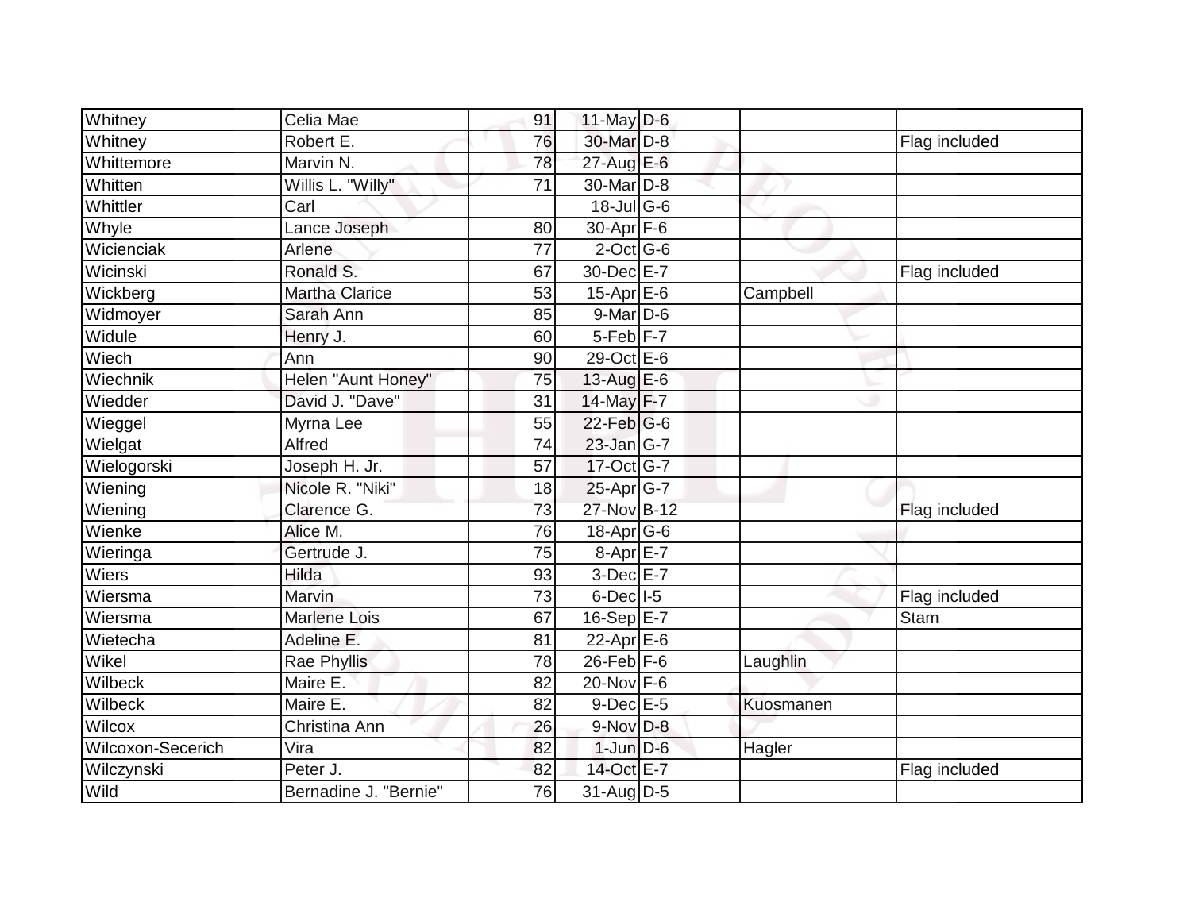| | | | | | | |
|---|---|---|---|---|---|---|
| Whitney | Celia Mae | 91 | 11-May | D-6 | | |
| Whitney | Robert E. | 76 | 30-Mar | D-8 | | Flag included |
| Whittemore | Marvin N. | 78 | 27-Aug | E-6 | | |
| Whitten | Willis L. "Willy" | 71 | 30-Mar | D-8 | | |
| Whittler | Carl | | 18-Jul | G-6 | | |
| Whyle | Lance Joseph | 80 | 30-Apr | F-6 | | |
| Wicienciak | Arlene | 77 | 2-Oct | G-6 | | |
| Wicinski | Ronald S. | 67 | 30-Dec | E-7 | | Flag included |
| Wickberg | Martha Clarice | 53 | 15-Apr | E-6 | Campbell | |
| Widmoyer | Sarah Ann | 85 | 9-Mar | D-6 | | |
| Widule | Henry J. | 60 | 5-Feb | F-7 | | |
| Wiech | Ann | 90 | 29-Oct | E-6 | | |
| Wiechnik | Helen "Aunt Honey" | 75 | 13-Aug | E-6 | | |
| Wiedder | David J. "Dave" | 31 | 14-May | F-7 | | |
| Wieggel | Myrna Lee | 55 | 22-Feb | G-6 | | |
| Wielgat | Alfred | 74 | 23-Jan | G-7 | | |
| Wielogorski | Joseph H. Jr. | 57 | 17-Oct | G-7 | | |
| Wiening | Nicole R. "Niki" | 18 | 25-Apr | G-7 | | |
| Wiening | Clarence G. | 73 | 27-Nov | B-12 | | Flag included |
| Wienke | Alice M. | 76 | 18-Apr | G-6 | | |
| Wieringa | Gertrude J. | 75 | 8-Apr | E-7 | | |
| Wiers | Hilda | 93 | 3-Dec | E-7 | | |
| Wiersma | Marvin | 73 | 6-Dec | I-5 | | Flag included |
| Wiersma | Marlene Lois | 67 | 16-Sep | E-7 | | Stam |
| Wietecha | Adeline E. | 81 | 22-Apr | E-6 | | |
| Wikel | Rae Phyllis | 78 | 26-Feb | F-6 | Laughlin | |
| Wilbeck | Maire E. | 82 | 20-Nov | F-6 | | |
| Wilbeck | Maire E. | 82 | 9-Dec | E-5 | Kuosmanen | |
| Wilcox | Christina Ann | 26 | 9-Nov | D-8 | | |
| Wilcoxon-Secerich | Vira | 82 | 1-Jun | D-6 | Hagler | |
| Wilczynski | Peter J. | 82 | 14-Oct | E-7 | | Flag included |
| Wild | Bernadine J. "Bernie" | 76 | 31-Aug | D-5 | | |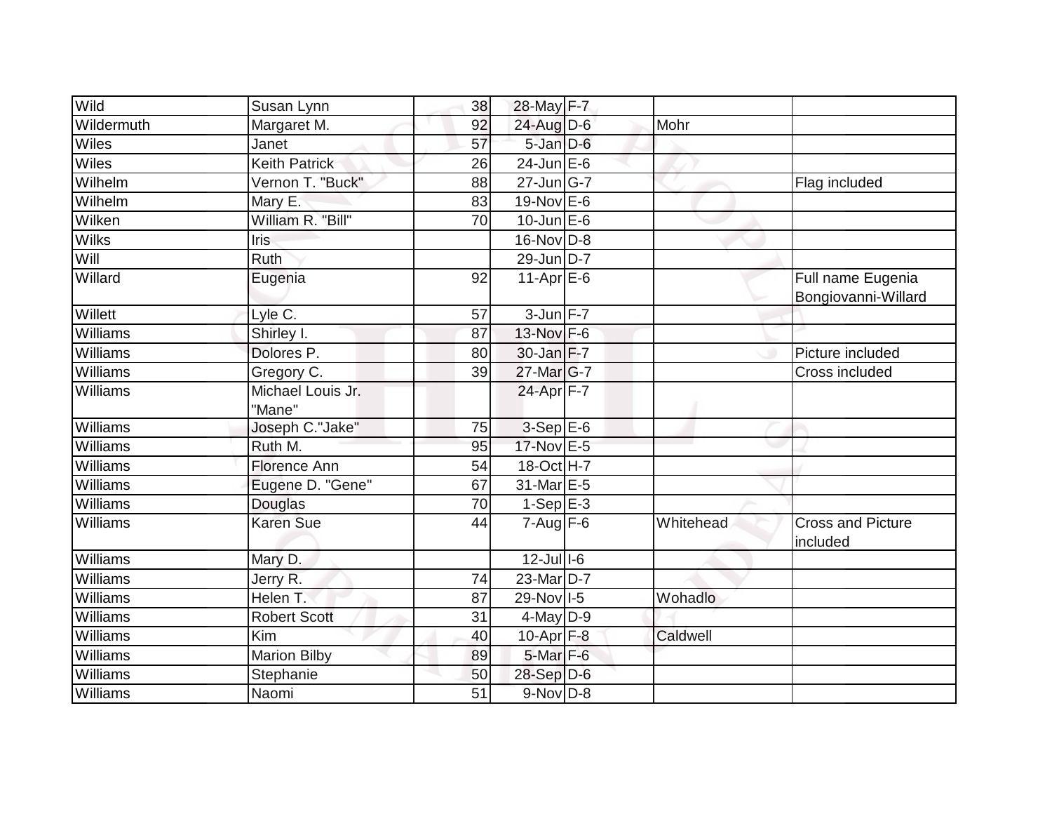| | | | | | | |
|---|---|---|---|---|---|---|
| Wild | Susan Lynn | 38 | 28-May | F-7 | | |
| Wildermuth | Margaret M. | 92 | 24-Aug | D-6 | Mohr | |
| Wiles | Janet | 57 | 5-Jan | D-6 | | |
| Wiles | Keith Patrick | 26 | 24-Jun | E-6 | | |
| Wilhelm | Vernon T. "Buck" | 88 | 27-Jun | G-7 | | Flag included |
| Wilhelm | Mary E. | 83 | 19-Nov | E-6 | | |
| Wilken | William R. "Bill" | 70 | 10-Jun | E-6 | | |
| Wilks | Iris | | 16-Nov | D-8 | | |
| Will | Ruth | | 29-Jun | D-7 | | |
| Willard | Eugenia | 92 | 11-Apr | E-6 | | Full name Eugenia Bongiovanni-Willard |
| Willett | Lyle C. | 57 | 3-Jun | F-7 | | |
| Williams | Shirley I. | 87 | 13-Nov | F-6 | | |
| Williams | Dolores P. | 80 | 30-Jan | F-7 | | Picture included |
| Williams | Gregory C. | 39 | 27-Mar | G-7 | | Cross included |
| Williams | Michael Louis Jr. "Mane" | | 24-Apr | F-7 | | |
| Williams | Joseph C."Jake" | 75 | 3-Sep | E-6 | | |
| Williams | Ruth M. | 95 | 17-Nov | E-5 | | |
| Williams | Florence Ann | 54 | 18-Oct | H-7 | | |
| Williams | Eugene D. "Gene" | 67 | 31-Mar | E-5 | | |
| Williams | Douglas | 70 | 1-Sep | E-3 | | |
| Williams | Karen Sue | 44 | 7-Aug | F-6 | Whitehead | Cross and Picture included |
| Williams | Mary D. | | 12-Jul | I-6 | | |
| Williams | Jerry R. | 74 | 23-Mar | D-7 | | |
| Williams | Helen T. | 87 | 29-Nov | I-5 | Wohadlo | |
| Williams | Robert Scott | 31 | 4-May | D-9 | | |
| Williams | Kim | 40 | 10-Apr | F-8 | Caldwell | |
| Williams | Marion Bilby | 89 | 5-Mar | F-6 | | |
| Williams | Stephanie | 50 | 28-Sep | D-6 | | |
| Williams | Naomi | 51 | 9-Nov | D-8 | | |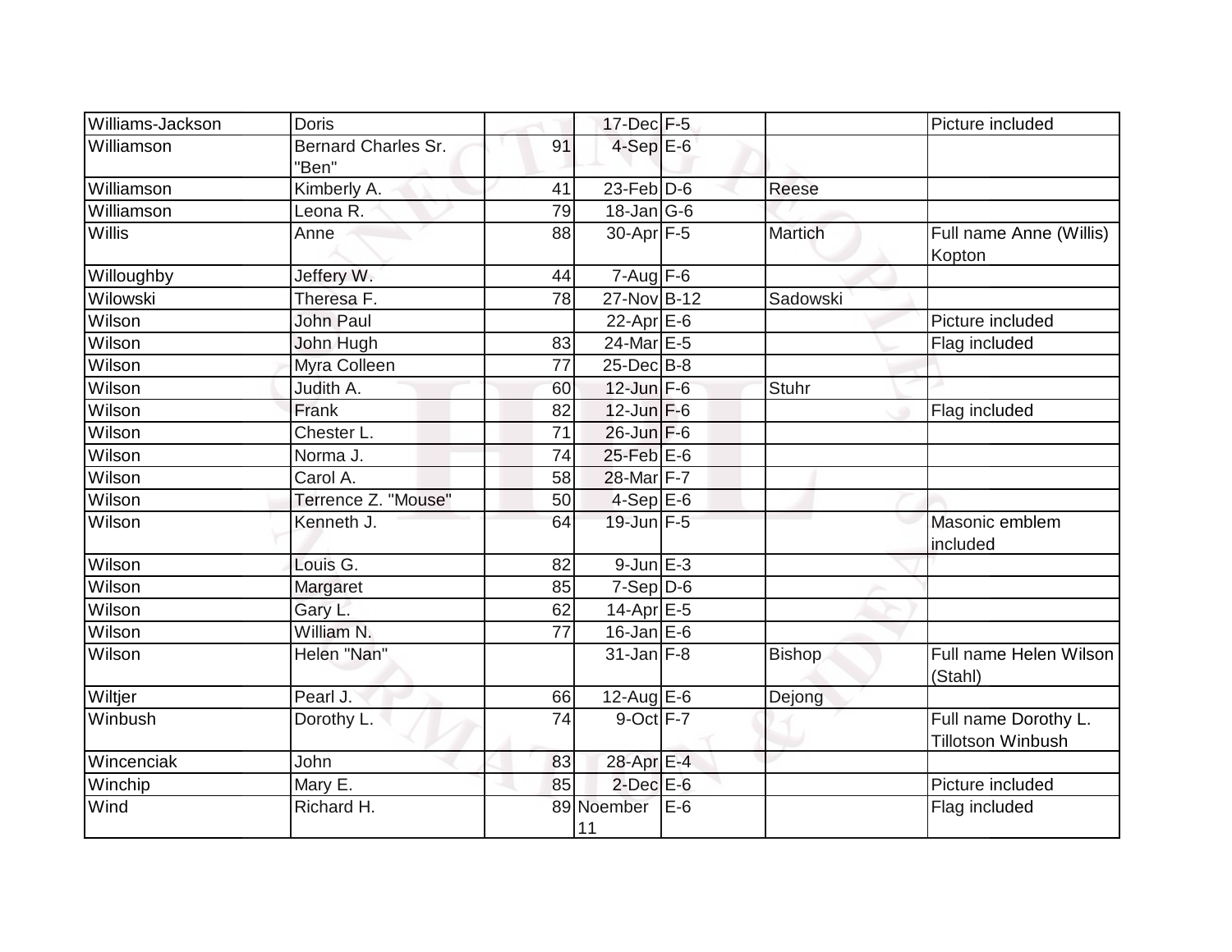| | | | | | | |
|---|---|---|---|---|---|---|
| Williams-Jackson | Doris | | 17-Dec | F-5 | | Picture included |
| Williamson | Bernard Charles Sr. "Ben" | 91 | 4-Sep | E-6 | | |
| Williamson | Kimberly A. | 41 | 23-Feb | D-6 | Reese | |
| Williamson | Leona R. | 79 | 18-Jan | G-6 | | |
| Willis | Anne | 88 | 30-Apr | F-5 | Martich | Full name Anne (Willis) Kopton |
| Willoughby | Jeffery W. | 44 | 7-Aug | F-6 | | |
| Wilowski | Theresa F. | 78 | 27-Nov | B-12 | Sadowski | |
| Wilson | John Paul | | 22-Apr | E-6 | | Picture included |
| Wilson | John Hugh | 83 | 24-Mar | E-5 | | Flag included |
| Wilson | Myra Colleen | 77 | 25-Dec | B-8 | | |
| Wilson | Judith A. | 60 | 12-Jun | F-6 | Stuhr | |
| Wilson | Frank | 82 | 12-Jun | F-6 | | Flag included |
| Wilson | Chester L. | 71 | 26-Jun | F-6 | | |
| Wilson | Norma J. | 74 | 25-Feb | E-6 | | |
| Wilson | Carol A. | 58 | 28-Mar | F-7 | | |
| Wilson | Terrence Z. "Mouse" | 50 | 4-Sep | E-6 | | |
| Wilson | Kenneth J. | 64 | 19-Jun | F-5 | | Masonic emblem included |
| Wilson | Louis G. | 82 | 9-Jun | E-3 | | |
| Wilson | Margaret | 85 | 7-Sep | D-6 | | |
| Wilson | Gary L. | 62 | 14-Apr | E-5 | | |
| Wilson | William N. | 77 | 16-Jan | E-6 | | |
| Wilson | Helen "Nan" | | 31-Jan | F-8 | Bishop | Full name Helen Wilson (Stahl) |
| Wiltjer | Pearl J. | 66 | 12-Aug | E-6 | Dejong | |
| Winbush | Dorothy L. | 74 | 9-Oct | F-7 | | Full name Dorothy L. Tillotson Winbush |
| Wincenciak | John | 83 | 28-Apr | E-4 | | |
| Winchip | Mary E. | 85 | 2-Dec | E-6 | | Picture included |
| Wind | Richard H. | 89 | Noember 11 | E-6 | | Flag included |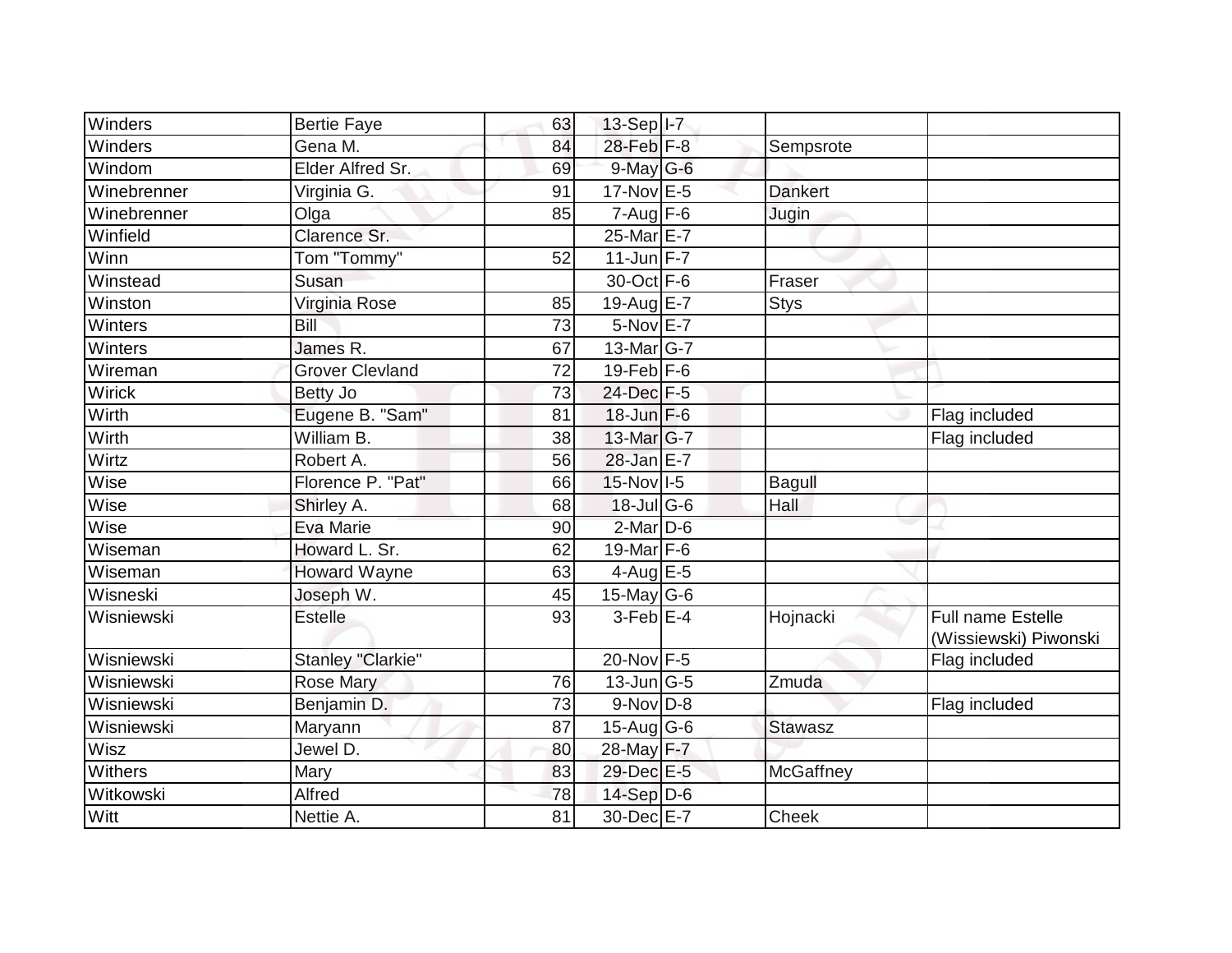| | | | | | | |
|---|---|---|---|---|---|---|
| Winders | Bertie Faye | 63 | 13-Sep | I-7 | | |
| Winders | Gena M. | 84 | 28-Feb | F-8 | Sempsrote | |
| Windom | Elder Alfred Sr. | 69 | 9-May | G-6 | | |
| Winebrenner | Virginia G. | 91 | 17-Nov | E-5 | Dankert | |
| Winebrenner | Olga | 85 | 7-Aug | F-6 | Jugin | |
| Winfield | Clarence Sr. | | 25-Mar | E-7 | | |
| Winn | Tom "Tommy" | 52 | 11-Jun | F-7 | | |
| Winstead | Susan | | 30-Oct | F-6 | Fraser | |
| Winston | Virginia Rose | 85 | 19-Aug | E-7 | Stys | |
| Winters | Bill | 73 | 5-Nov | E-7 | | |
| Winters | James R. | 67 | 13-Mar | G-7 | | |
| Wireman | Grover Clevland | 72 | 19-Feb | F-6 | | |
| Wirick | Betty Jo | 73 | 24-Dec | F-5 | | |
| Wirth | Eugene B. "Sam" | 81 | 18-Jun | F-6 | | Flag included |
| Wirth | William B. | 38 | 13-Mar | G-7 | | Flag included |
| Wirtz | Robert A. | 56 | 28-Jan | E-7 | | |
| Wise | Florence P. "Pat" | 66 | 15-Nov | I-5 | Bagull | |
| Wise | Shirley A. | 68 | 18-Jul | G-6 | Hall | |
| Wise | Eva Marie | 90 | 2-Mar | D-6 | | |
| Wiseman | Howard L. Sr. | 62 | 19-Mar | F-6 | | |
| Wiseman | Howard Wayne | 63 | 4-Aug | E-5 | | |
| Wisneski | Joseph W. | 45 | 15-May | G-6 | | |
| Wisniewski | Estelle | 93 | 3-Feb | E-4 | Hojnacki | Full name Estelle (Wissiewski) Piwonski |
| Wisniewski | Stanley "Clarkie" | | 20-Nov | F-5 | | Flag included |
| Wisniewski | Rose Mary | 76 | 13-Jun | G-5 | Zmuda | |
| Wisniewski | Benjamin D. | 73 | 9-Nov | D-8 | | Flag included |
| Wisniewski | Maryann | 87 | 15-Aug | G-6 | Stawasz | |
| Wisz | Jewel D. | 80 | 28-May | F-7 | | |
| Withers | Mary | 83 | 29-Dec | E-5 | McGaffney | |
| Witkowski | Alfred | 78 | 14-Sep | D-6 | | |
| Witt | Nettie A. | 81 | 30-Dec | E-7 | Cheek | |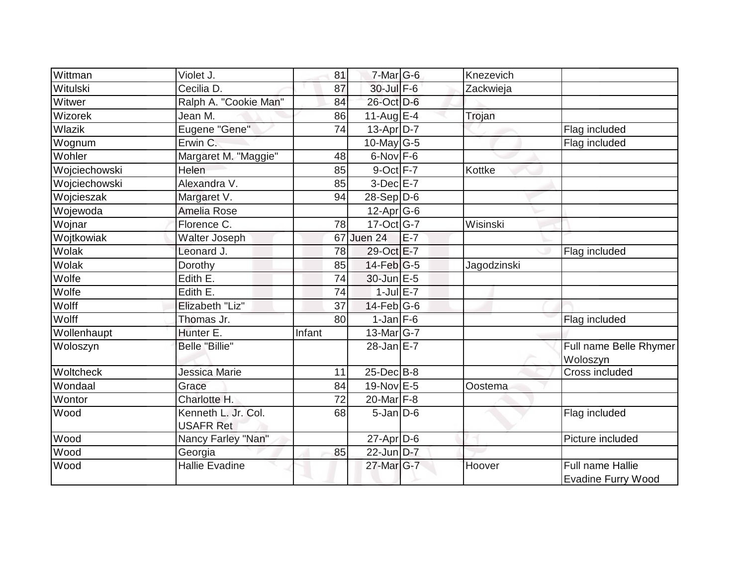| | | | | | | |
|---|---|---|---|---|---|---|
| Wittman | Violet J. | 81 | 7-Mar | G-6 | Knezevich | |
| Witulski | Cecilia D. | 87 | 30-Jul | F-6 | Zackwieja | |
| Witwer | Ralph A. "Cookie Man" | 84 | 26-Oct | D-6 | | |
| Wizorek | Jean M. | 86 | 11-Aug | E-4 | Trojan | |
| Wlazik | Eugene "Gene" | 74 | 13-Apr | D-7 | | Flag included |
| Wognum | Erwin C. | | 10-May | G-5 | | Flag included |
| Wohler | Margaret M. "Maggie" | 48 | 6-Nov | F-6 | | |
| Wojciechowski | Helen | 85 | 9-Oct | F-7 | Kottke | |
| Wojciechowski | Alexandra V. | 85 | 3-Dec | E-7 | | |
| Wojcieszak | Margaret V. | 94 | 28-Sep | D-6 | | |
| Wojewoda | Amelia Rose | | 12-Apr | G-6 | | |
| Wojnar | Florence C. | 78 | 17-Oct | G-7 | Wisinski | |
| Wojtkowiak | Walter Joseph | 67 | Juen 24 | E-7 | | |
| Wolak | Leonard J. | 78 | 29-Oct | E-7 | | Flag included |
| Wolak | Dorothy | 85 | 14-Feb | G-5 | Jagodzinski | |
| Wolfe | Edith E. | 74 | 30-Jun | E-5 | | |
| Wolfe | Edith E. | 74 | 1-Jul | E-7 | | |
| Wolff | Elizabeth "Liz" | 37 | 14-Feb | G-6 | | |
| Wolff | Thomas Jr. | 80 | 1-Jan | F-6 | | Flag included |
| Wollenhaupt | Hunter E. | Infant | 13-Mar | G-7 | | |
| Woloszyn | Belle "Billie" | | 28-Jan | E-7 | | Full name Belle Rhymer Woloszyn |
| Woltcheck | Jessica Marie | 11 | 25-Dec | B-8 | | Cross included |
| Wondaal | Grace | 84 | 19-Nov | E-5 | Oostema | |
| Wontor | Charlotte H. | 72 | 20-Mar | F-8 | | |
| Wood | Kenneth L. Jr. Col. USAFR Ret | 68 | 5-Jan | D-6 | | Flag included |
| Wood | Nancy Farley "Nan" | | 27-Apr | D-6 | | Picture included |
| Wood | Georgia | 85 | 22-Jun | D-7 | | |
| Wood | Hallie Evadine | | 27-Mar | G-7 | Hoover | Full name Hallie Evadine Furry Wood |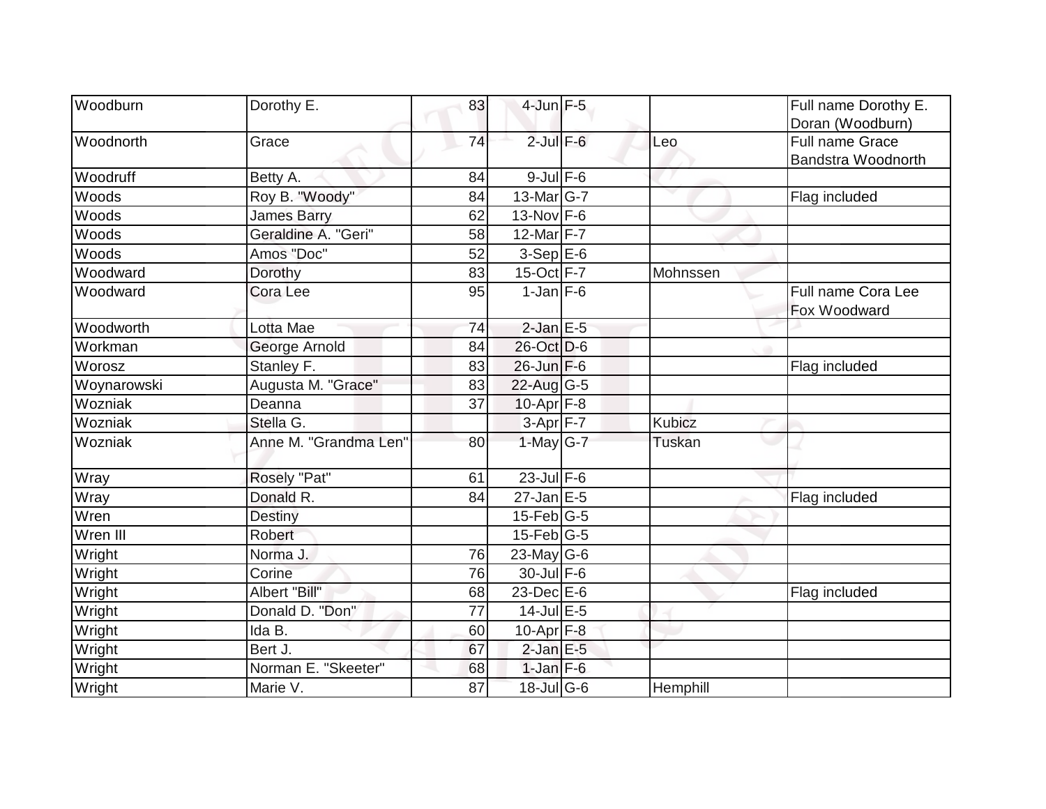| Woodburn | Dorothy E. | 83 | 4-Jun | F-5 | | Full name Dorothy E. Doran (Woodburn) |
|---|---|---|---|---|---|---|
| Woodnorth | Grace | 74 | 2-Jul | F-6 | Leo | Full name Grace Bandstra Woodnorth |
| Woodruff | Betty A. | 84 | 9-Jul | F-6 | | |
| Woods | Roy B. "Woody" | 84 | 13-Mar | G-7 | | Flag included |
| Woods | James Barry | 62 | 13-Nov | F-6 | | |
| Woods | Geraldine A. "Geri" | 58 | 12-Mar | F-7 | | |
| Woods | Amos "Doc" | 52 | 3-Sep | E-6 | | |
| Woodward | Dorothy | 83 | 15-Oct | F-7 | Mohnssen | |
| Woodward | Cora Lee | 95 | 1-Jan | F-6 | | Full name Cora Lee Fox Woodward |
| Woodworth | Lotta Mae | 74 | 2-Jan | E-5 | | |
| Workman | George Arnold | 84 | 26-Oct | D-6 | | |
| Worosz | Stanley F. | 83 | 26-Jun | F-6 | | Flag included |
| Woynarowski | Augusta M. "Grace" | 83 | 22-Aug | G-5 | | |
| Wozniak | Deanna | 37 | 10-Apr | F-8 | | |
| Wozniak | Stella G. | | 3-Apr | F-7 | Kubicz | |
| Wozniak | Anne M. "Grandma Len" | 80 | 1-May | G-7 | Tuskan | |
| Wray | Rosely "Pat" | 61 | 23-Jul | F-6 | | |
| Wray | Donald R. | 84 | 27-Jan | E-5 | | Flag included |
| Wren | Destiny | | 15-Feb | G-5 | | |
| Wren III | Robert | | 15-Feb | G-5 | | |
| Wright | Norma J. | 76 | 23-May | G-6 | | |
| Wright | Corine | 76 | 30-Jul | F-6 | | |
| Wright | Albert "Bill" | 68 | 23-Dec | E-6 | | Flag included |
| Wright | Donald D. "Don" | 77 | 14-Jul | E-5 | | |
| Wright | Ida B. | 60 | 10-Apr | F-8 | | |
| Wright | Bert J. | 67 | 2-Jan | E-5 | | |
| Wright | Norman E. "Skeeter" | 68 | 1-Jan | F-6 | | |
| Wright | Marie V. | 87 | 18-Jul | G-6 | Hemphill | |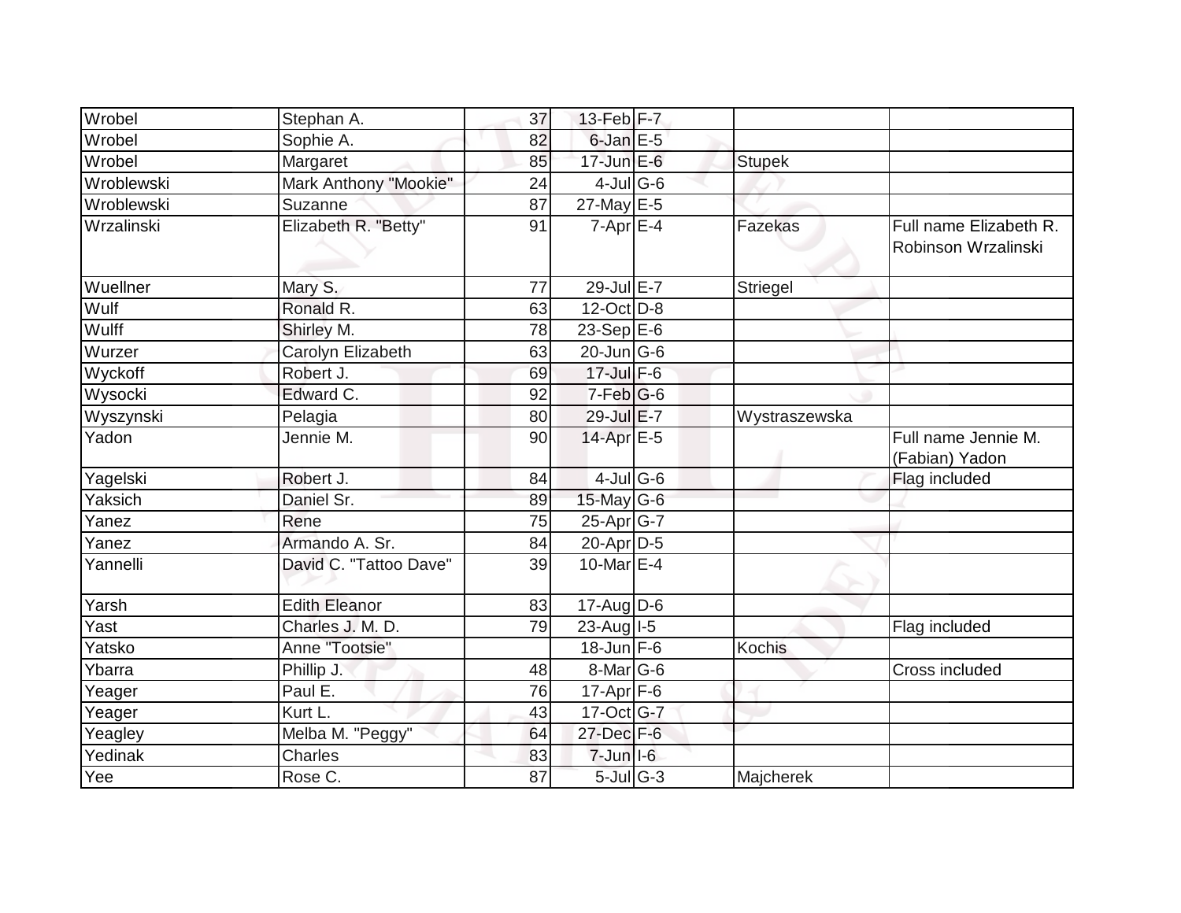| | | | | | | |
|---|---|---|---|---|---|---|
| Wrobel | Stephan A. | 37 | 13-Feb | F-7 | | |
| Wrobel | Sophie A. | 82 | 6-Jan | E-5 | | |
| Wrobel | Margaret | 85 | 17-Jun | E-6 | Stupek | |
| Wroblewski | Mark Anthony "Mookie" | 24 | 4-Jul | G-6 | | |
| Wroblewski | Suzanne | 87 | 27-May | E-5 | | |
| Wrzalinski | Elizabeth R. "Betty" | 91 | 7-Apr | E-4 | Fazekas | Full name Elizabeth R. Robinson Wrzalinski |
| Wuellner | Mary S. | 77 | 29-Jul | E-7 | Striegel | |
| Wulf | Ronald R. | 63 | 12-Oct | D-8 | | |
| Wulff | Shirley M. | 78 | 23-Sep | E-6 | | |
| Wurzer | Carolyn Elizabeth | 63 | 20-Jun | G-6 | | |
| Wyckoff | Robert J. | 69 | 17-Jul | F-6 | | |
| Wysocki | Edward C. | 92 | 7-Feb | G-6 | | |
| Wyszynski | Pelagia | 80 | 29-Jul | E-7 | Wystraszewska | |
| Yadon | Jennie M. | 90 | 14-Apr | E-5 | | Full name Jennie M. (Fabian) Yadon |
| Yagelski | Robert J. | 84 | 4-Jul | G-6 | | Flag included |
| Yaksich | Daniel Sr. | 89 | 15-May | G-6 | | |
| Yanez | Rene | 75 | 25-Apr | G-7 | | |
| Yanez | Armando A. Sr. | 84 | 20-Apr | D-5 | | |
| Yannelli | David C. "Tattoo Dave" | 39 | 10-Mar | E-4 | | |
| Yarsh | Edith Eleanor | 83 | 17-Aug | D-6 | | |
| Yast | Charles J. M. D. | 79 | 23-Aug | I-5 | | Flag included |
| Yatsko | Anne "Tootsie" | | 18-Jun | F-6 | Kochis | |
| Ybarra | Phillip J. | 48 | 8-Mar | G-6 | | Cross included |
| Yeager | Paul E. | 76 | 17-Apr | F-6 | | |
| Yeager | Kurt L. | 43 | 17-Oct | G-7 | | |
| Yeagley | Melba M. "Peggy" | 64 | 27-Dec | F-6 | | |
| Yedinak | Charles | 83 | 7-Jun | I-6 | | |
| Yee | Rose C. | 87 | 5-Jul | G-3 | Majcherek | |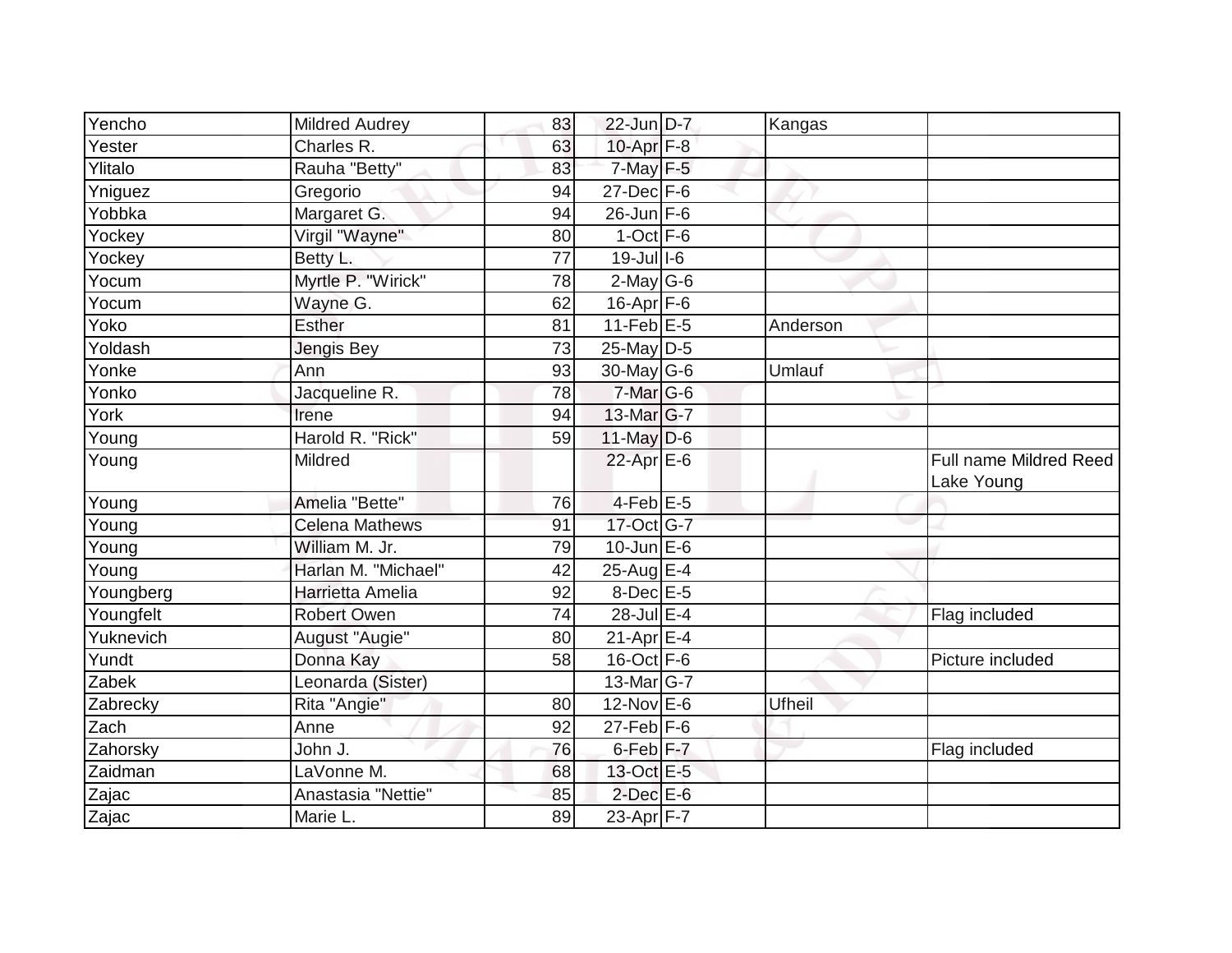| | | | | | | |
|---|---|---|---|---|---|---|
| Yencho | Mildred Audrey | 83 | 22-Jun | D-7 | Kangas | |
| Yester | Charles R. | 63 | 10-Apr | F-8 | | |
| Ylitalo | Rauha "Betty" | 83 | 7-May | F-5 | | |
| Yniguez | Gregorio | 94 | 27-Dec | F-6 | | |
| Yobbka | Margaret G. | 94 | 26-Jun | F-6 | | |
| Yockey | Virgil "Wayne" | 80 | 1-Oct | F-6 | | |
| Yockey | Betty L. | 77 | 19-Jul | I-6 | | |
| Yocum | Myrtle P. "Wirick" | 78 | 2-May | G-6 | | |
| Yocum | Wayne G. | 62 | 16-Apr | F-6 | | |
| Yoko | Esther | 81 | 11-Feb | E-5 | Anderson | |
| Yoldash | Jengis Bey | 73 | 25-May | D-5 | | |
| Yonke | Ann | 93 | 30-May | G-6 | Umlauf | |
| Yonko | Jacqueline R. | 78 | 7-Mar | G-6 | | |
| York | Irene | 94 | 13-Mar | G-7 | | |
| Young | Harold R. "Rick" | 59 | 11-May | D-6 | | |
| Young | Mildred | | 22-Apr | E-6 | | Full name Mildred Reed Lake Young |
| Young | Amelia "Bette" | 76 | 4-Feb | E-5 | | |
| Young | Celena Mathews | 91 | 17-Oct | G-7 | | |
| Young | William M. Jr. | 79 | 10-Jun | E-6 | | |
| Young | Harlan M. "Michael" | 42 | 25-Aug | E-4 | | |
| Youngberg | Harrietta Amelia | 92 | 8-Dec | E-5 | | |
| Youngfelt | Robert Owen | 74 | 28-Jul | E-4 | | Flag included |
| Yuknevich | August "Augie" | 80 | 21-Apr | E-4 | | |
| Yundt | Donna Kay | 58 | 16-Oct | F-6 | | Picture included |
| Zabek | Leonarda (Sister) | | 13-Mar | G-7 | | |
| Zabrecky | Rita "Angie" | 80 | 12-Nov | E-6 | Ufheil | |
| Zach | Anne | 92 | 27-Feb | F-6 | | |
| Zahorsky | John J. | 76 | 6-Feb | F-7 | | Flag included |
| Zaidman | LaVonne M. | 68 | 13-Oct | E-5 | | |
| Zajac | Anastasia "Nettie" | 85 | 2-Dec | E-6 | | |
| Zajac | Marie L. | 89 | 23-Apr | F-7 | | |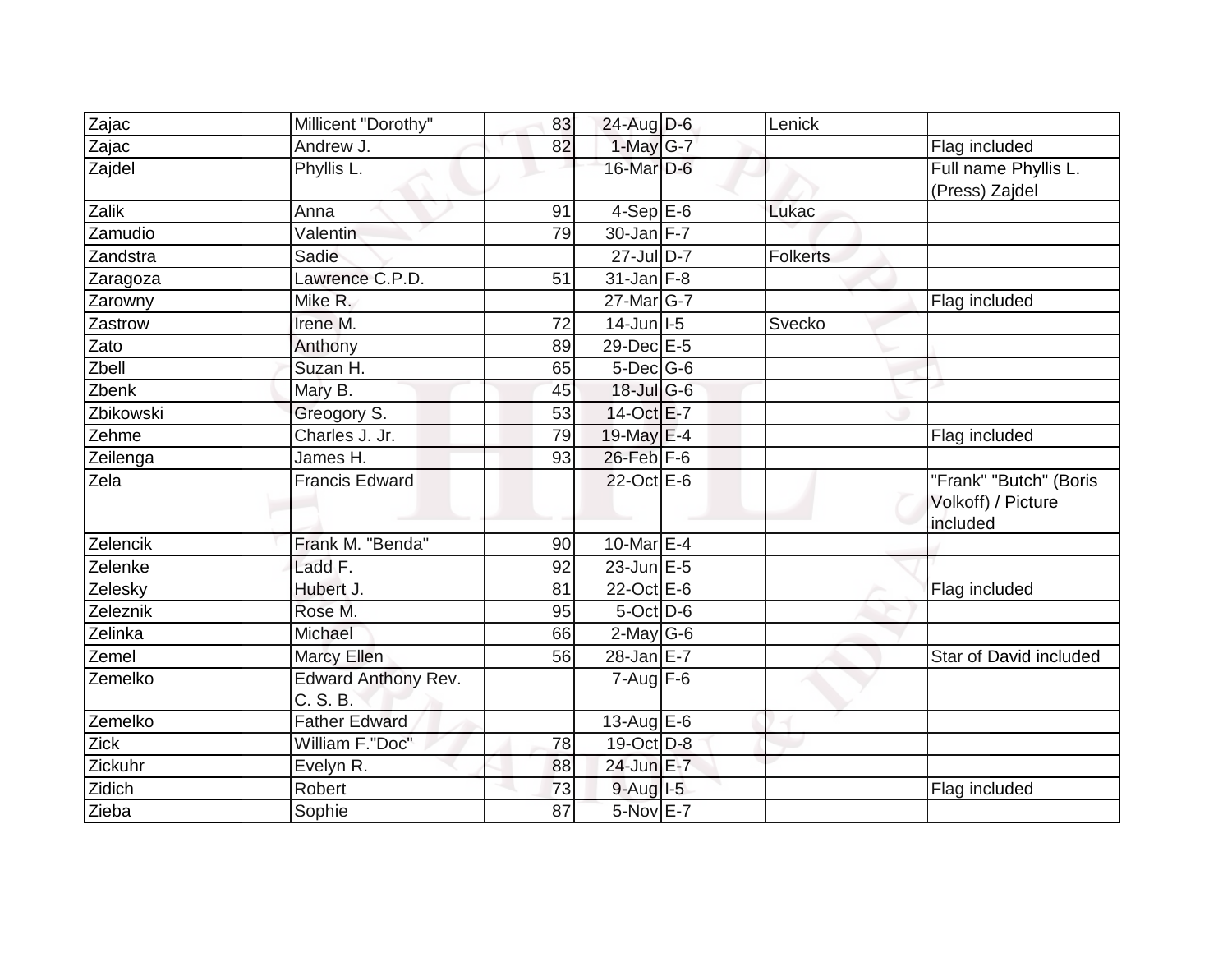| | | | | | | |
|---|---|---|---|---|---|---|
| Zajac | Millicent "Dorothy" | 83 | 24-Aug | D-6 | Lenick | |
| Zajac | Andrew J. | 82 | 1-May | G-7 | | Flag included |
| Zajdel | Phyllis L. | | 16-Mar | D-6 | | Full name Phyllis L. (Press) Zajdel |
| Zalik | Anna | 91 | 4-Sep | E-6 | Lukac | |
| Zamudio | Valentin | 79 | 30-Jan | F-7 | | |
| Zandstra | Sadie | | 27-Jul | D-7 | Folkerts | |
| Zaragoza | Lawrence C.P.D. | 51 | 31-Jan | F-8 | | |
| Zarowny | Mike R. | | 27-Mar | G-7 | | Flag included |
| Zastrow | Irene M. | 72 | 14-Jun | I-5 | Svecko | |
| Zato | Anthony | 89 | 29-Dec | E-5 | | |
| Zbell | Suzan H. | 65 | 5-Dec | G-6 | | |
| Zbenk | Mary B. | 45 | 18-Jul | G-6 | | |
| Zbikowski | Greogory S. | 53 | 14-Oct | E-7 | | |
| Zehme | Charles J. Jr. | 79 | 19-May | E-4 | | Flag included |
| Zeilenga | James H. | 93 | 26-Feb | F-6 | | |
| Zela | Francis Edward | | 22-Oct | E-6 | | "Frank" "Butch" (Boris Volkoff) / Picture included |
| Zelencik | Frank M. "Benda" | 90 | 10-Mar | E-4 | | |
| Zelenke | Ladd F. | 92 | 23-Jun | E-5 | | |
| Zelesky | Hubert J. | 81 | 22-Oct | E-6 | | Flag included |
| Zeleznik | Rose M. | 95 | 5-Oct | D-6 | | |
| Zelinka | Michael | 66 | 2-May | G-6 | | |
| Zemel | Marcy Ellen | 56 | 28-Jan | E-7 | | Star of David included |
| Zemelko | Edward Anthony Rev. C. S. B. | | 7-Aug | F-6 | | |
| Zemelko | Father Edward | | 13-Aug | E-6 | | |
| Zick | William F."Doc" | 78 | 19-Oct | D-8 | | |
| Zickuhr | Evelyn R. | 88 | 24-Jun | E-7 | | |
| Zidich | Robert | 73 | 9-Aug | I-5 | | Flag included |
| Zieba | Sophie | 87 | 5-Nov | E-7 | | |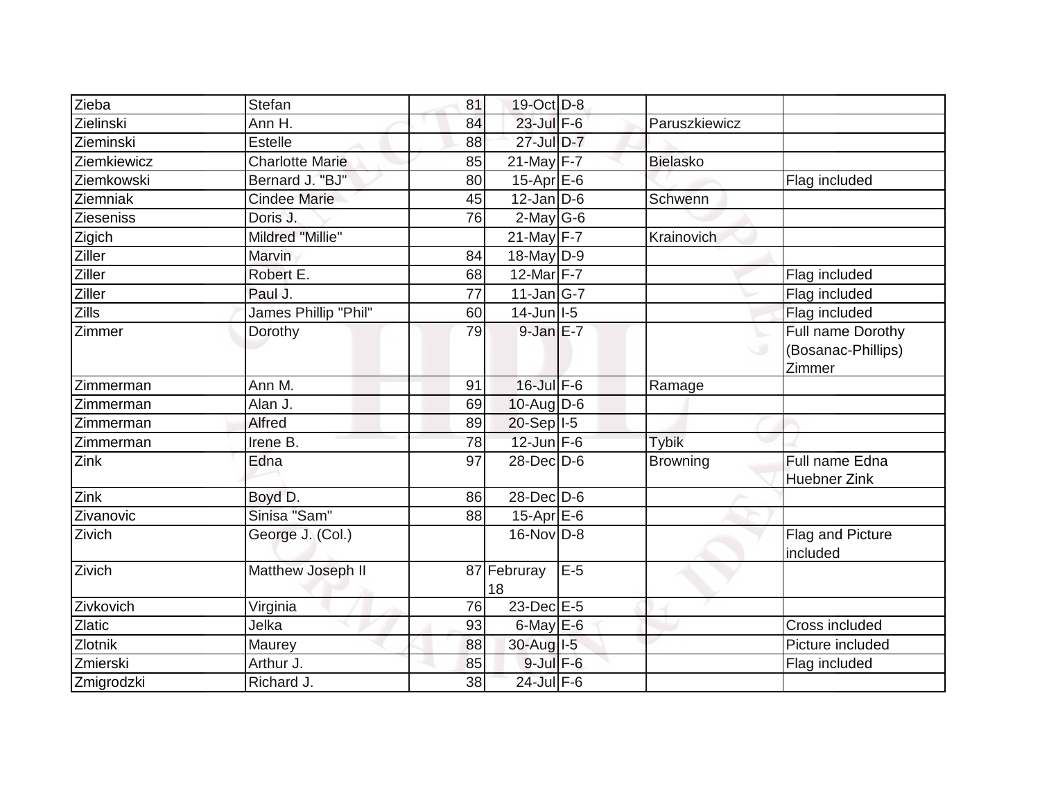| | | | | | | |
|---|---|---|---|---|---|---|
| Zieba | Stefan | 81 | 19-Oct | D-8 | | |
| Zielinski | Ann H. | 84 | 23-Jul | F-6 | Paruszkiewicz | |
| Zieminski | Estelle | 88 | 27-Jul | D-7 | | |
| Ziemkiewicz | Charlotte Marie | 85 | 21-May | F-7 | Bielasko | |
| Ziemkowski | Bernard J. "BJ" | 80 | 15-Apr | E-6 | | Flag included |
| Ziemniak | Cindee Marie | 45 | 12-Jan | D-6 | Schwenn | |
| Zieseniss | Doris J. | 76 | 2-May | G-6 | | |
| Zigich | Mildred "Millie" | | 21-May | F-7 | Krainovich | |
| Ziller | Marvin | 84 | 18-May | D-9 | | |
| Ziller | Robert E. | 68 | 12-Mar | F-7 | | Flag included |
| Ziller | Paul J. | 77 | 11-Jan | G-7 | | Flag included |
| Zills | James Phillip "Phil" | 60 | 14-Jun | I-5 | | Flag included |
| Zimmer | Dorothy | 79 | 9-Jan | E-7 | | Full name Dorothy (Bosanac-Phillips) Zimmer |
| Zimmerman | Ann M. | 91 | 16-Jul | F-6 | Ramage | |
| Zimmerman | Alan J. | 69 | 10-Aug | D-6 | | |
| Zimmerman | Alfred | 89 | 20-Sep | I-5 | | |
| Zimmerman | Irene B. | 78 | 12-Jun | F-6 | Tybik | |
| Zink | Edna | 97 | 28-Dec | D-6 | Browning | Full name Edna Huebner Zink |
| Zink | Boyd D. | 86 | 28-Dec | D-6 | | |
| Zivanovic | Sinisa "Sam" | 88 | 15-Apr | E-6 | | |
| Zivich | George J. (Col.) | | 16-Nov | D-8 | | Flag and Picture included |
| Zivich | Matthew Joseph II | 87 | Februray 18 | E-5 | | |
| Zivkovich | Virginia | 76 | 23-Dec | E-5 | | |
| Zlatic | Jelka | 93 | 6-May | E-6 | | Cross included |
| Zlotnik | Maurey | 88 | 30-Aug | I-5 | | Picture included |
| Zmierski | Arthur J. | 85 | 9-Jul | F-6 | | Flag included |
| Zmigrodzki | Richard J. | 38 | 24-Jul | F-6 | | |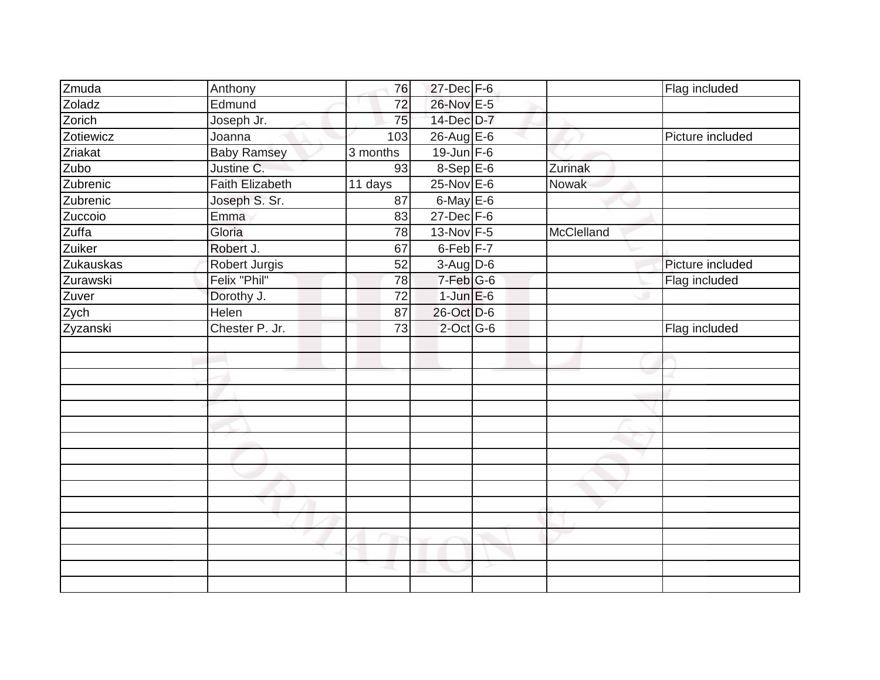| | | | | | | |
|---|---|---|---|---|---|---|
| Zmuda | Anthony | 76 | 27-Dec | F-6 | | Flag included |
| Zoladz | Edmund | 72 | 26-Nov | E-5 | | |
| Zorich | Joseph Jr. | 75 | 14-Dec | D-7 | | |
| Zotiewicz | Joanna | 103 | 26-Aug | E-6 | | Picture included |
| Zriakat | Baby Ramsey | 3 months | 19-Jun | F-6 | | |
| Zubo | Justine C. | 93 | 8-Sep | E-6 | Zurinak | |
| Zubrenic | Faith Elizabeth | 11 days | 25-Nov | E-6 | Nowak | |
| Zubrenic | Joseph S. Sr. | 87 | 6-May | E-6 | | |
| Zuccoio | Emma | 83 | 27-Dec | F-6 | | |
| Zuffa | Gloria | 78 | 13-Nov | F-5 | McClelland | |
| Zuiker | Robert J. | 67 | 6-Feb | F-7 | | |
| Zukauskas | Robert Jurgis | 52 | 3-Aug | D-6 | | Picture included |
| Zurawski | Felix "Phil" | 78 | 7-Feb | G-6 | | Flag included |
| Zuver | Dorothy J. | 72 | 1-Jun | E-6 | | |
| Zych | Helen | 87 | 26-Oct | D-6 | | |
| Zyzanski | Chester P. Jr. | 73 | 2-Oct | G-6 | | Flag included |